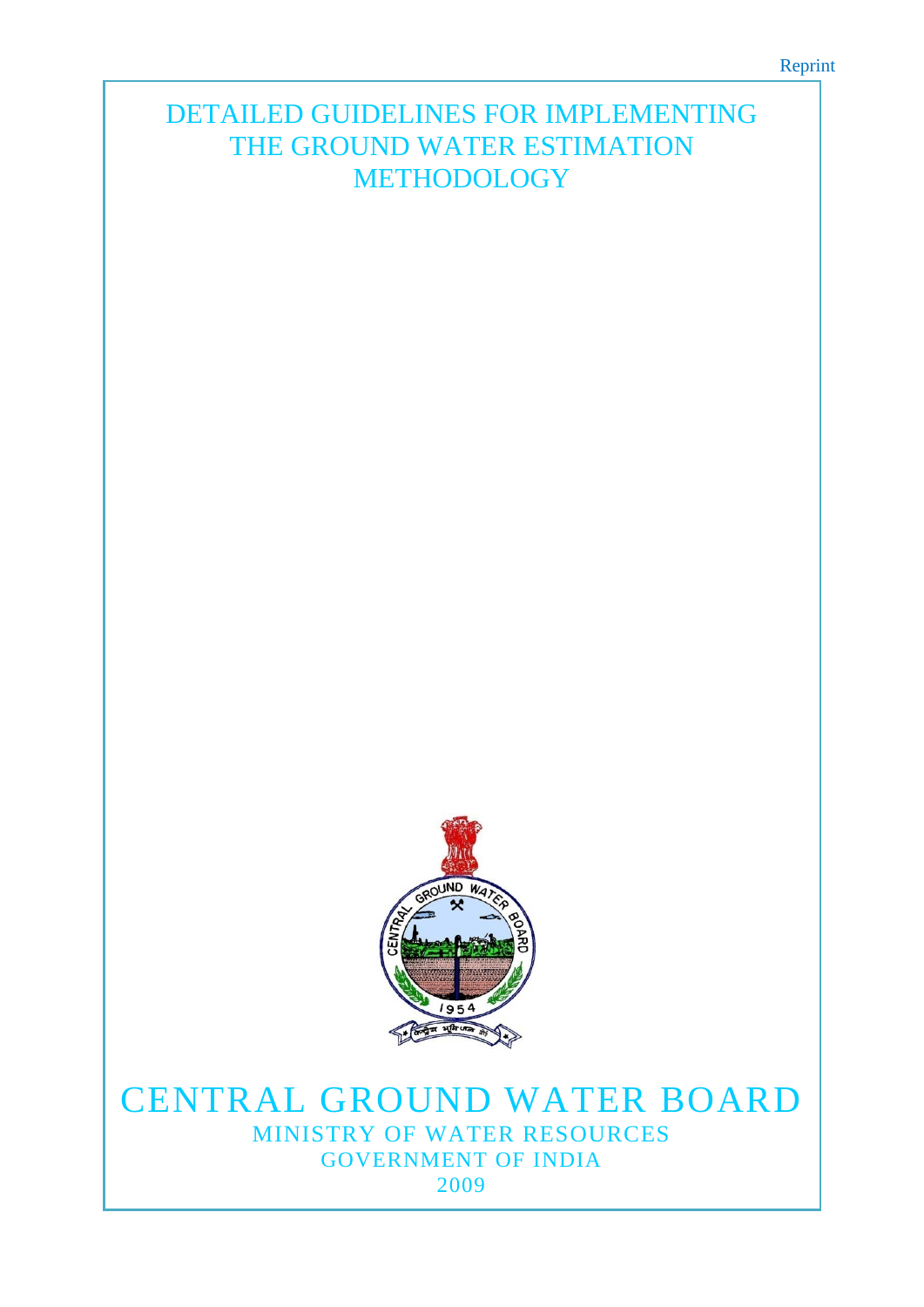Reprint

# DETAILED GUIDELINES FOR IMPLEMENTING THE GROUND WATER ESTIMATION METHODOLOGY

# CENTRAL GROUND WATER BOARD

## MINISTRY OF WATER RESOURCES

## GOVERNMENT OF INDIA

## 2009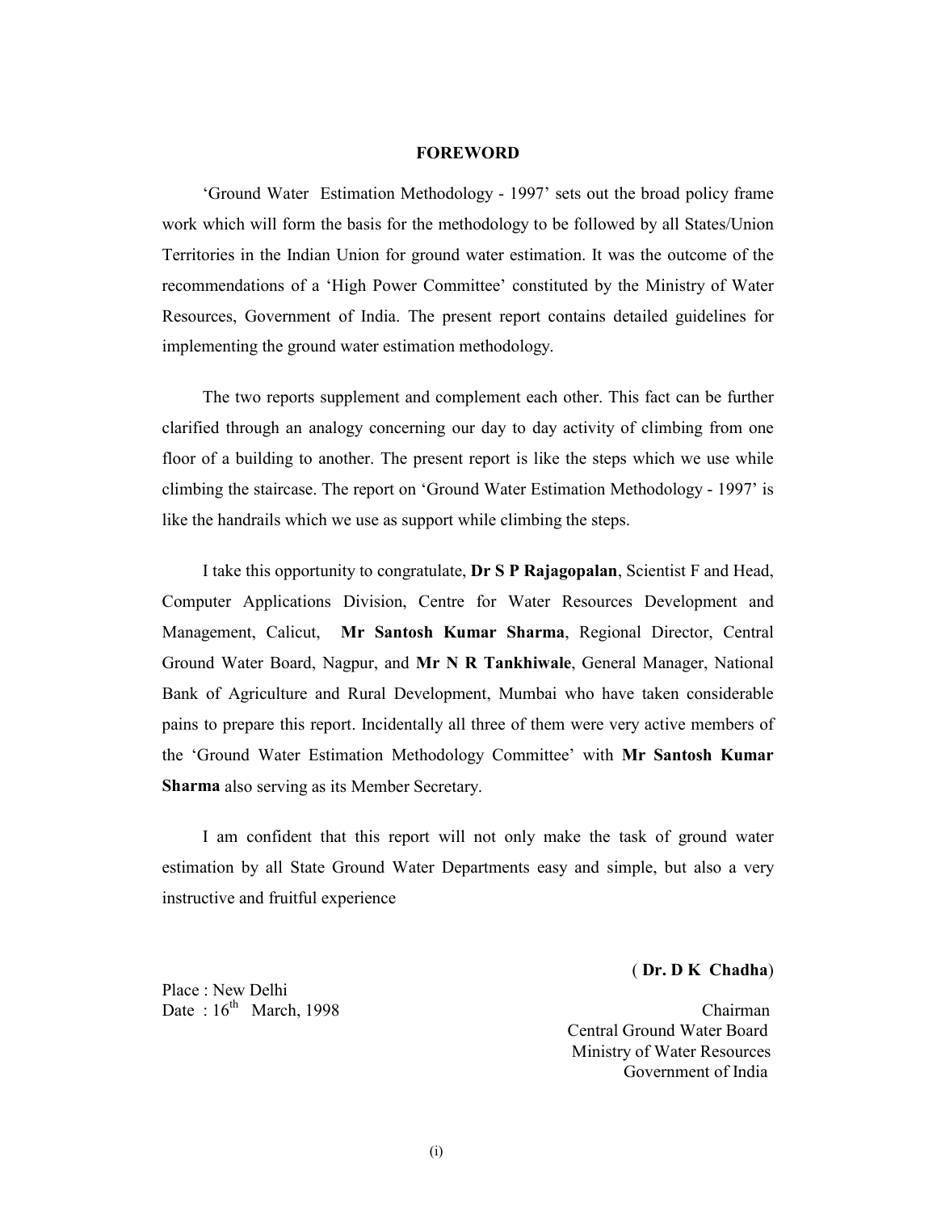# FOREWORD

'Ground Water Estimation Methodology - 1997' sets out the broad policy frame work which will form the basis for the methodology to be followed by all States/Union Territories in the Indian Union for ground water estimation. It was the outcome of the recommendations of a 'High Power Committee' constituted by the Ministry of Water Resources, Government of India. The present report contains detailed guidelines for implementing the ground water estimation methodology.

The two reports supplement and complement each other. This fact can be further clarified through an analogy concerning our day to day activity of climbing from one floor of a building to another. The present report is like the steps which we use while climbing the staircase. The report on 'Ground Water Estimation Methodology - 1997' is like the handrails which we use as support while climbing the steps.

I take this opportunity to congratulate, **Dr S P Rajagopalan**, Scientist F and Head, Computer Applications Division, Centre for Water Resources Development and Management, Calicut, **Mr Santosh Kumar Sharma**, Regional Director, Central Ground Water Board, Nagpur, and **Mr N R Tankhiwale**, General Manager, National Bank of Agriculture and Rural Development, Mumbai who have taken considerable pains to prepare this report. Incidentally all three of them were very active members of the 'Ground Water Estimation Methodology Committee' with **Mr Santosh Kumar Sharma** also serving as its Member Secretary.

I am confident that this report will not only make the task of ground water estimation by all State Ground Water Departments easy and simple, but also a very instructive and fruitful experience

( **Dr. D K Chadha**)

Chairman
Central Ground Water Board
Ministry of Water Resources
Government of India

Place : New Delhi
Date : 16th March, 1998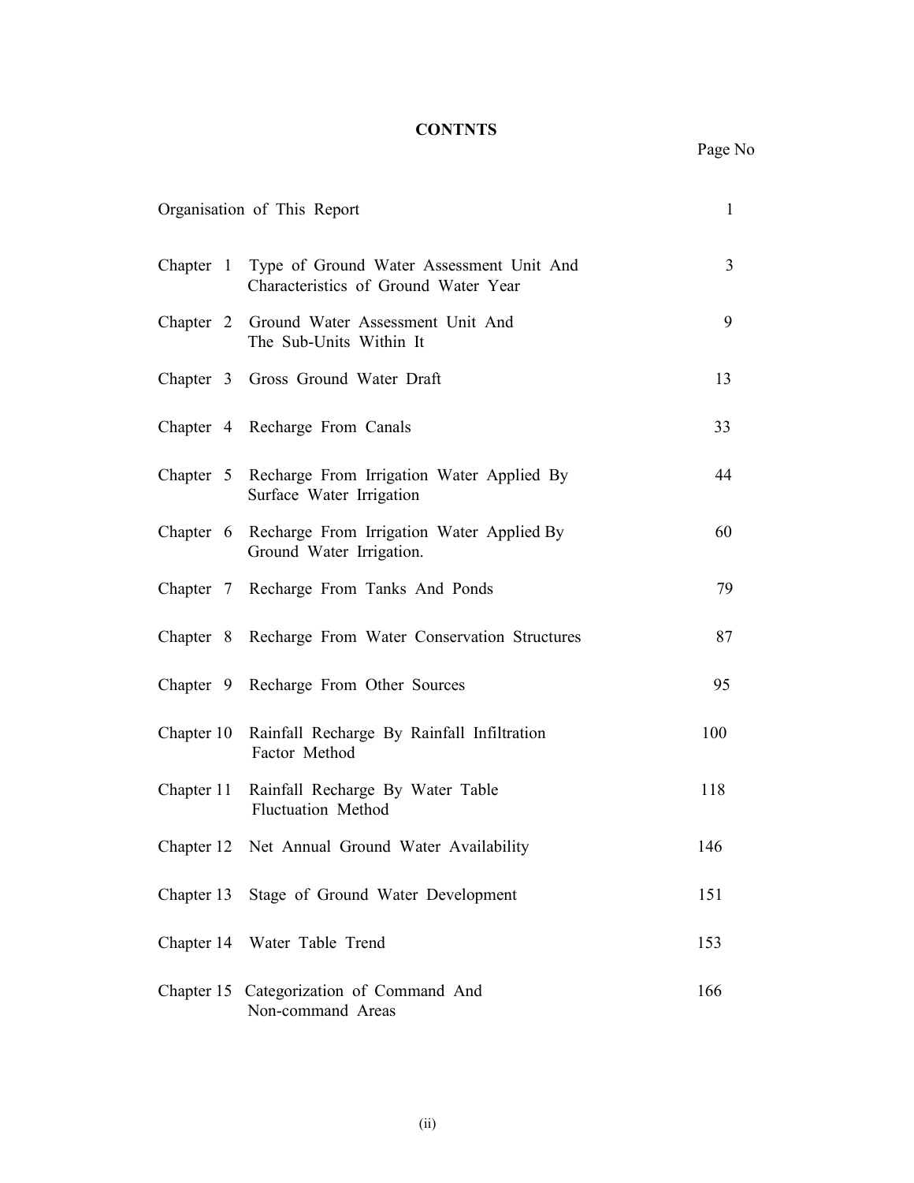**CONTNTS**

| | Page No |
|---|---|
| Organisation of This Report | 1 |
| Chapter 1 Type of Ground Water Assessment Unit And Characteristics of Ground Water Year | 3 |
| Chapter 2 Ground Water Assessment Unit And The Sub-Units Within It | 9 |
| Chapter 3 Gross Ground Water Draft | 13 |
| Chapter 4 Recharge From Canals | 33 |
| Chapter 5 Recharge From Irrigation Water Applied By Surface Water Irrigation | 44 |
| Chapter 6 Recharge From Irrigation Water Applied By Ground Water Irrigation. | 60 |
| Chapter 7 Recharge From Tanks And Ponds | 79 |
| Chapter 8 Recharge From Water Conservation Structures | 87 |
| Chapter 9 Recharge From Other Sources | 95 |
| Chapter 10 Rainfall Recharge By Rainfall Infiltration Factor Method | 100 |
| Chapter 11 Rainfall Recharge By Water Table Fluctuation Method | 118 |
| Chapter 12 Net Annual Ground Water Availability | 146 |
| Chapter 13 Stage of Ground Water Development | 151 |
| Chapter 14 Water Table Trend | 153 |
| Chapter 15 Categorization of Command And Non-command Areas | 166 |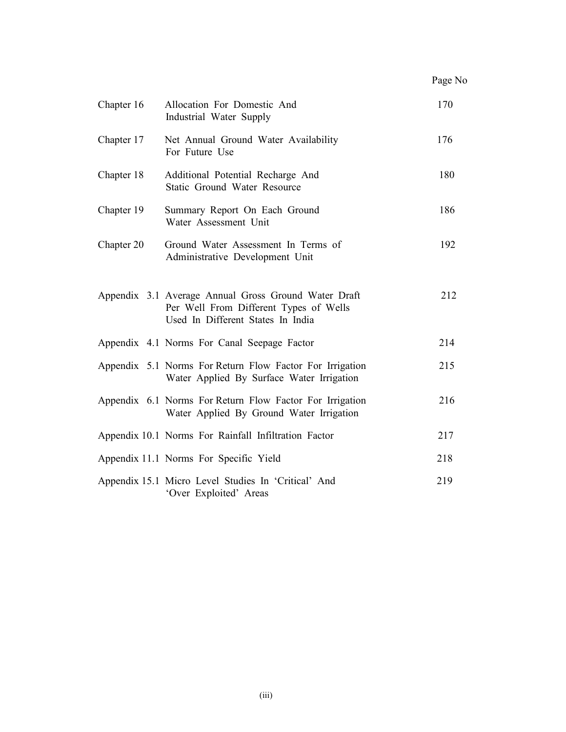| | | Page No |
|---|---|---|
| Chapter 16 | Allocation For Domestic And Industrial Water Supply | 170 |
| Chapter 17 | Net Annual Ground Water Availability For Future Use | 176 |
| Chapter 18 | Additional Potential Recharge And Static Ground Water Resource | 180 |
| Chapter 19 | Summary Report On Each Ground Water Assessment Unit | 186 |
| Chapter 20 | Ground Water Assessment In Terms of Administrative Development Unit | 192 |
| Appendix 3.1 | Average Annual Gross Ground Water Draft Per Well From Different Types of Wells Used In Different States In India | 212 |
| Appendix 4.1 | Norms For Canal Seepage Factor | 214 |
| Appendix 5.1 | Norms For Return Flow Factor For Irrigation Water Applied By Surface Water Irrigation | 215 |
| Appendix 6.1 | Norms For Return Flow Factor For Irrigation Water Applied By Ground Water Irrigation | 216 |
| Appendix 10.1 | Norms For Rainfall Infiltration Factor | 217 |
| Appendix 11.1 | Norms For Specific Yield | 218 |
| Appendix 15.1 | Micro Level Studies In 'Critical' And 'Over Exploited' Areas | 219 |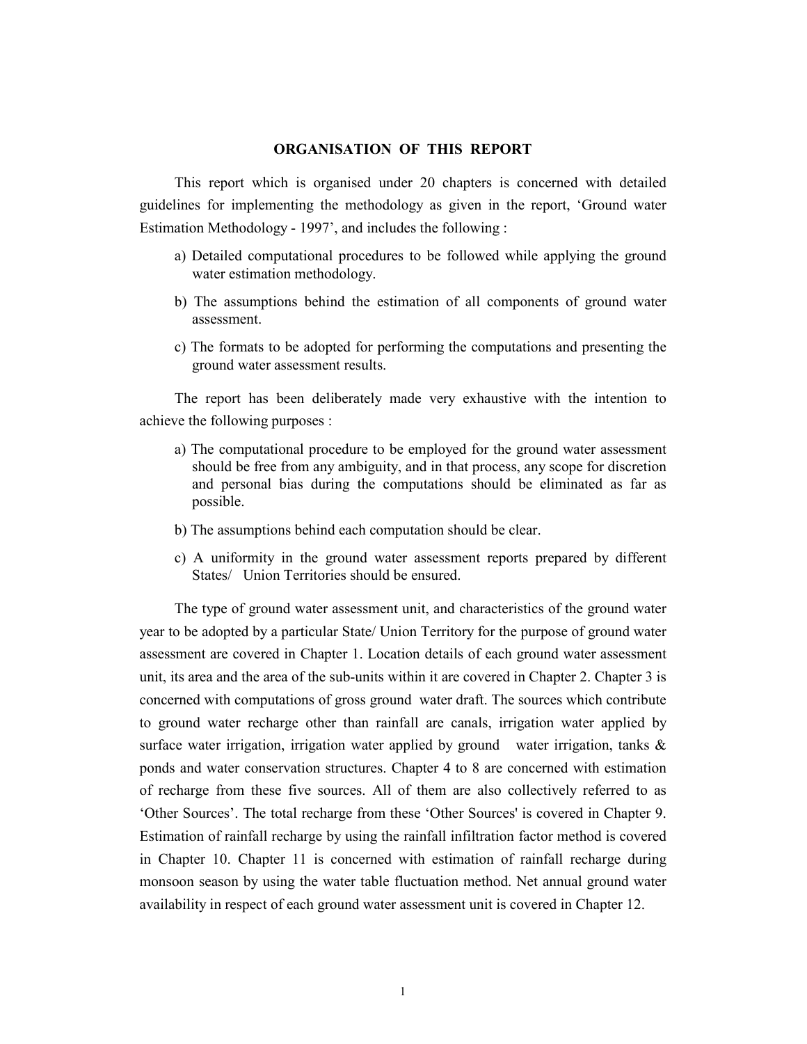## ORGANISATION OF THIS REPORT

This report which is organised under 20 chapters is concerned with detailed guidelines for implementing the methodology as given in the report, 'Ground water Estimation Methodology - 1997', and includes the following :

a) Detailed computational procedures to be followed while applying the ground water estimation methodology.

b) The assumptions behind the estimation of all components of ground water assessment.

c) The formats to be adopted for performing the computations and presenting the ground water assessment results.

The report has been deliberately made very exhaustive with the intention to achieve the following purposes :

a) The computational procedure to be employed for the ground water assessment should be free from any ambiguity, and in that process, any scope for discretion and personal bias during the computations should be eliminated as far as possible.

b) The assumptions behind each computation should be clear.

c) A uniformity in the ground water assessment reports prepared by different States/ Union Territories should be ensured.

The type of ground water assessment unit, and characteristics of the ground water year to be adopted by a particular State/ Union Territory for the purpose of ground water assessment are covered in Chapter 1. Location details of each ground water assessment unit, its area and the area of the sub-units within it are covered in Chapter 2. Chapter 3 is concerned with computations of gross ground water draft. The sources which contribute to ground water recharge other than rainfall are canals, irrigation water applied by surface water irrigation, irrigation water applied by ground water irrigation, tanks & ponds and water conservation structures. Chapter 4 to 8 are concerned with estimation of recharge from these five sources. All of them are also collectively referred to as 'Other Sources'. The total recharge from these 'Other Sources' is covered in Chapter 9. Estimation of rainfall recharge by using the rainfall infiltration factor method is covered in Chapter 10. Chapter 11 is concerned with estimation of rainfall recharge during monsoon season by using the water table fluctuation method. Net annual ground water availability in respect of each ground water assessment unit is covered in Chapter 12.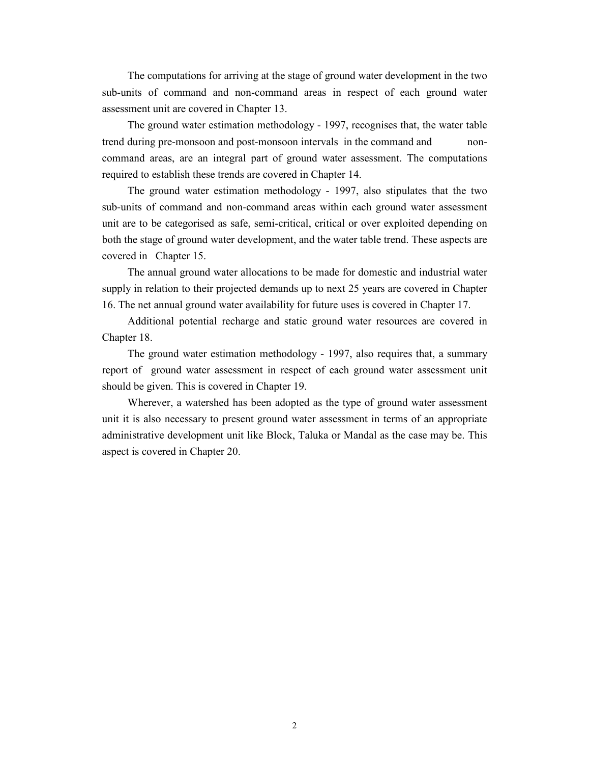The computations for arriving at the stage of ground water development in the two sub-units of command and non-command areas in respect of each ground water assessment unit are covered in Chapter 13.

The ground water estimation methodology - 1997, recognises that, the water table trend during pre-monsoon and post-monsoon intervals in the command and non-command areas, are an integral part of ground water assessment. The computations required to establish these trends are covered in Chapter 14.

The ground water estimation methodology - 1997, also stipulates that the two sub-units of command and non-command areas within each ground water assessment unit are to be categorised as safe, semi-critical, critical or over exploited depending on both the stage of ground water development, and the water table trend. These aspects are covered in Chapter 15.

The annual ground water allocations to be made for domestic and industrial water supply in relation to their projected demands up to next 25 years are covered in Chapter 16. The net annual ground water availability for future uses is covered in Chapter 17.

Additional potential recharge and static ground water resources are covered in Chapter 18.

The ground water estimation methodology - 1997, also requires that, a summary report of ground water assessment in respect of each ground water assessment unit should be given. This is covered in Chapter 19.

Wherever, a watershed has been adopted as the type of ground water assessment unit it is also necessary to present ground water assessment in terms of an appropriate administrative development unit like Block, Taluka or Mandal as the case may be. This aspect is covered in Chapter 20.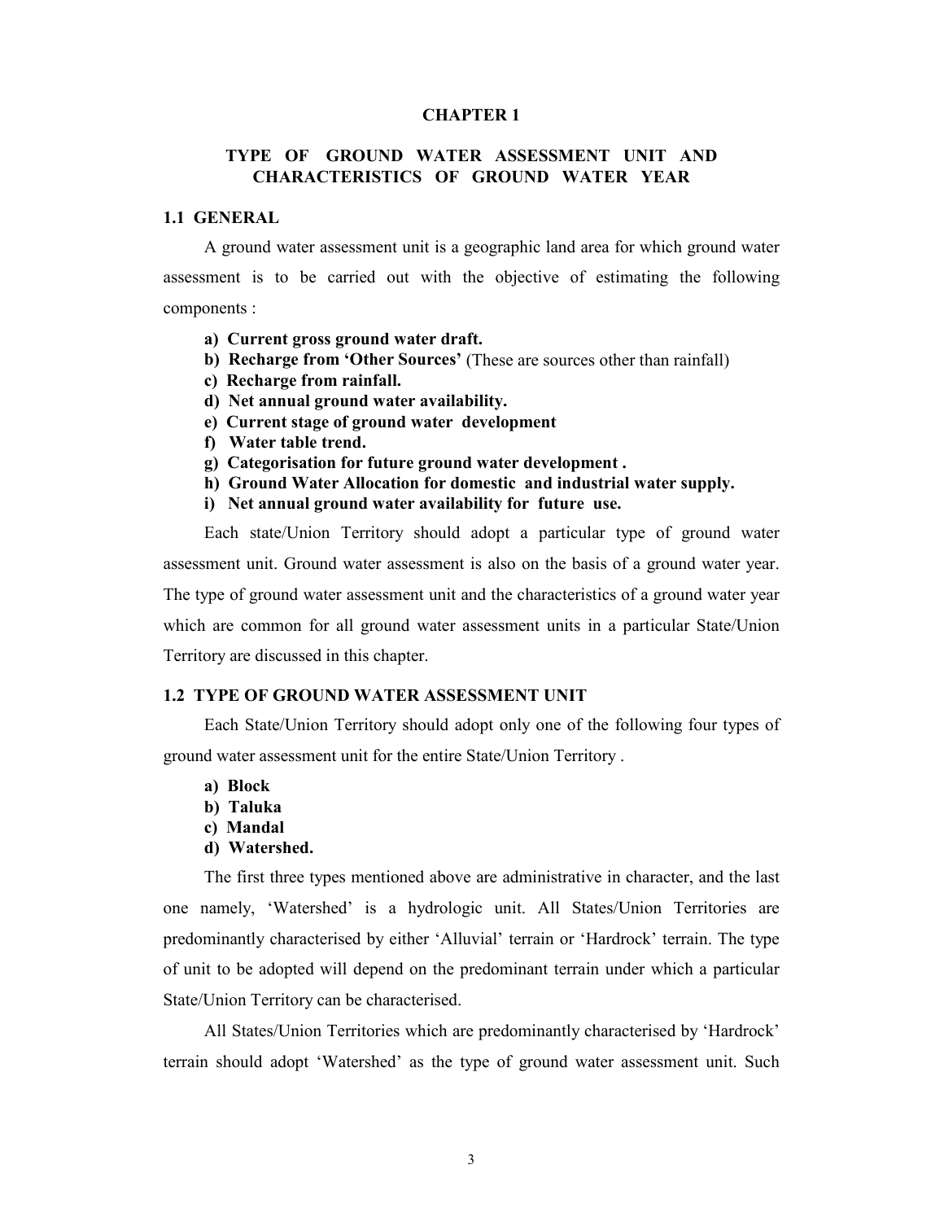# CHAPTER 1

## TYPE OF GROUND WATER ASSESSMENT UNIT AND CHARACTERISTICS OF GROUND WATER YEAR

### 1.1 GENERAL

A ground water assessment unit is a geographic land area for which ground water assessment is to be carried out with the objective of estimating the following components :

**a) Current gross ground water draft.**
**b) Recharge from 'Other Sources'** (These are sources other than rainfall)
**c) Recharge from rainfall.**
**d) Net annual ground water availability.**
**e) Current stage of ground water development**
**f) Water table trend.**
**g) Categorisation for future ground water development .**
**h) Ground Water Allocation for domestic and industrial water supply.**
**i) Net annual ground water availability for future use.**

Each state/Union Territory should adopt a particular type of ground water assessment unit. Ground water assessment is also on the basis of a ground water year. The type of ground water assessment unit and the characteristics of a ground water year which are common for all ground water assessment units in a particular State/Union Territory are discussed in this chapter.

### 1.2 TYPE OF GROUND WATER ASSESSMENT UNIT

Each State/Union Territory should adopt only one of the following four types of ground water assessment unit for the entire State/Union Territory .

**a) Block**
**b) Taluka**
**c) Mandal**
**d) Watershed.**

The first three types mentioned above are administrative in character, and the last one namely, 'Watershed' is a hydrologic unit. All States/Union Territories are predominantly characterised by either 'Alluvial' terrain or 'Hardrock' terrain. The type of unit to be adopted will depend on the predominant terrain under which a particular State/Union Territory can be characterised.

All States/Union Territories which are predominantly characterised by 'Hardrock' terrain should adopt 'Watershed' as the type of ground water assessment unit. Such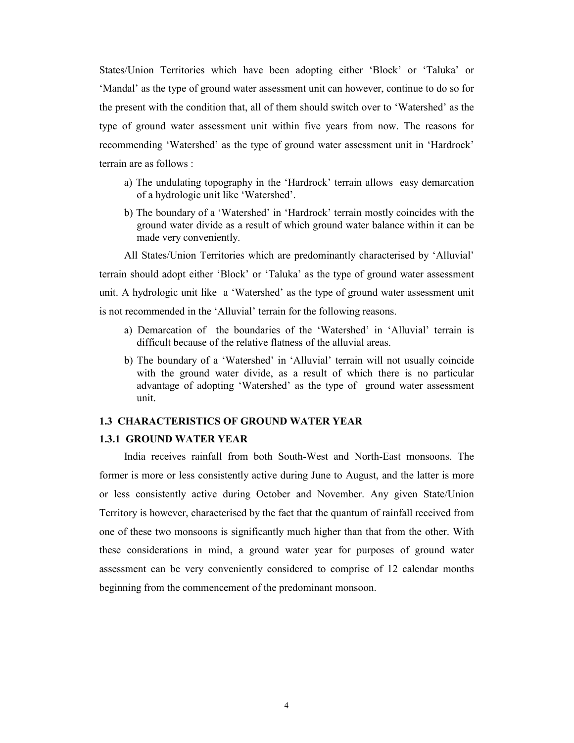States/Union Territories which have been adopting either 'Block' or 'Taluka' or 'Mandal' as the type of ground water assessment unit can however, continue to do so for the present with the condition that, all of them should switch over to 'Watershed' as the type of ground water assessment unit within five years from now. The reasons for recommending 'Watershed' as the type of ground water assessment unit in 'Hardrock' terrain are as follows :

a) The undulating topography in the 'Hardrock' terrain allows easy demarcation of a hydrologic unit like 'Watershed'.

b) The boundary of a 'Watershed' in 'Hardrock' terrain mostly coincides with the ground water divide as a result of which ground water balance within it can be made very conveniently.

All States/Union Territories which are predominantly characterised by 'Alluvial' terrain should adopt either 'Block' or 'Taluka' as the type of ground water assessment unit. A hydrologic unit like a 'Watershed' as the type of ground water assessment unit is not recommended in the 'Alluvial' terrain for the following reasons.

a) Demarcation of the boundaries of the 'Watershed' in 'Alluvial' terrain is difficult because of the relative flatness of the alluvial areas.

b) The boundary of a 'Watershed' in 'Alluvial' terrain will not usually coincide with the ground water divide, as a result of which there is no particular advantage of adopting 'Watershed' as the type of ground water assessment unit.

### 1.3 CHARACTERISTICS OF GROUND WATER YEAR

#### 1.3.1 GROUND WATER YEAR

India receives rainfall from both South-West and North-East monsoons. The former is more or less consistently active during June to August, and the latter is more or less consistently active during October and November. Any given State/Union Territory is however, characterised by the fact that the quantum of rainfall received from one of these two monsoons is significantly much higher than that from the other. With these considerations in mind, a ground water year for purposes of ground water assessment can be very conveniently considered to comprise of 12 calendar months beginning from the commencement of the predominant monsoon.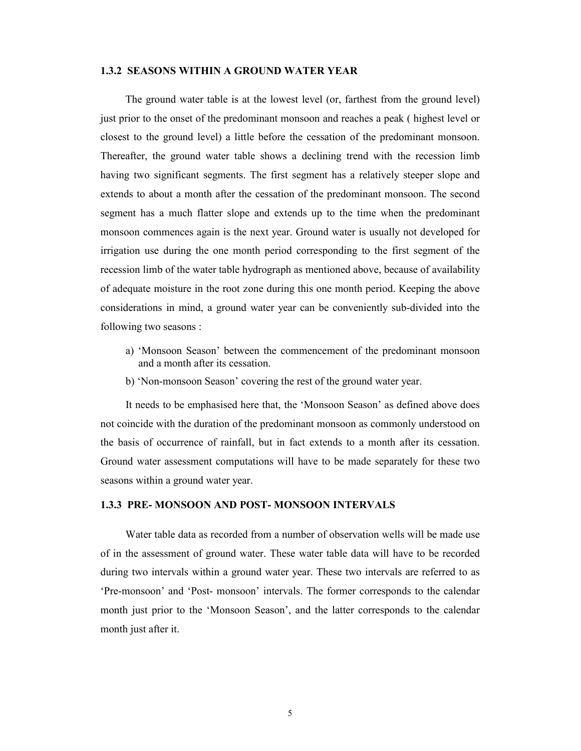### 1.3.2 SEASONS WITHIN A GROUND WATER YEAR

The ground water table is at the lowest level (or, farthest from the ground level) just prior to the onset of the predominant monsoon and reaches a peak ( highest level or closest to the ground level) a little before the cessation of the predominant monsoon. Thereafter, the ground water table shows a declining trend with the recession limb having two significant segments. The first segment has a relatively steeper slope and extends to about a month after the cessation of the predominant monsoon. The second segment has a much flatter slope and extends up to the time when the predominant monsoon commences again is the next year. Ground water is usually not developed for irrigation use during the one month period corresponding to the first segment of the recession limb of the water table hydrograph as mentioned above, because of availability of adequate moisture in the root zone during this one month period. Keeping the above considerations in mind, a ground water year can be conveniently sub-divided into the following two seasons :

a) 'Monsoon Season' between the commencement of the predominant monsoon and a month after its cessation.
b) 'Non-monsoon Season' covering the rest of the ground water year.

It needs to be emphasised here that, the 'Monsoon Season' as defined above does not coincide with the duration of the predominant monsoon as commonly understood on the basis of occurrence of rainfall, but in fact extends to a month after its cessation. Ground water assessment computations will have to be made separately for these two seasons within a ground water year.

### 1.3.3 PRE- MONSOON AND POST- MONSOON INTERVALS

Water table data as recorded from a number of observation wells will be made use of in the assessment of ground water. These water table data will have to be recorded during two intervals within a ground water year. These two intervals are referred to as 'Pre-monsoon' and 'Post- monsoon' intervals. The former corresponds to the calendar month just prior to the 'Monsoon Season', and the latter corresponds to the calendar month just after it.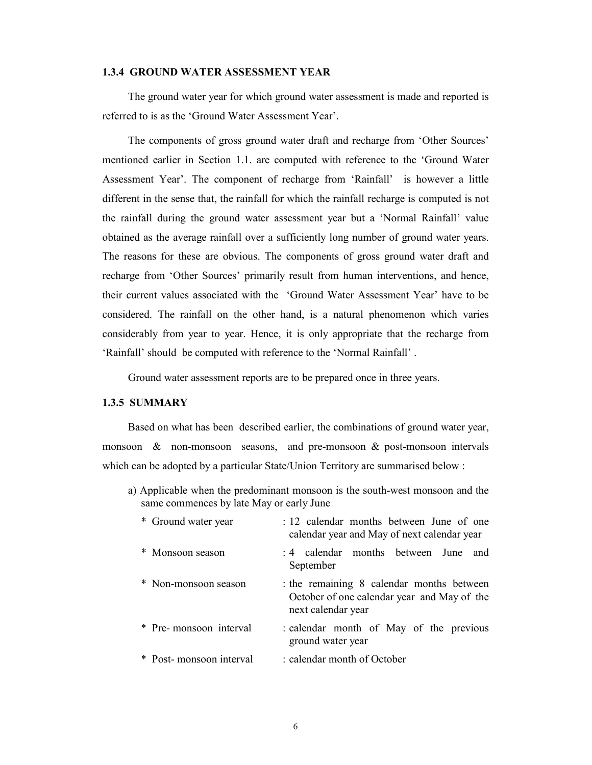### 1.3.4 GROUND WATER ASSESSMENT YEAR

The ground water year for which ground water assessment is made and reported is referred to is as the 'Ground Water Assessment Year'.

The components of gross ground water draft and recharge from 'Other Sources' mentioned earlier in Section 1.1. are computed with reference to the 'Ground Water Assessment Year'. The component of recharge from 'Rainfall' is however a little different in the sense that, the rainfall for which the rainfall recharge is computed is not the rainfall during the ground water assessment year but a 'Normal Rainfall' value obtained as the average rainfall over a sufficiently long number of ground water years. The reasons for these are obvious. The components of gross ground water draft and recharge from 'Other Sources' primarily result from human interventions, and hence, their current values associated with the 'Ground Water Assessment Year' have to be considered. The rainfall on the other hand, is a natural phenomenon which varies considerably from year to year. Hence, it is only appropriate that the recharge from 'Rainfall' should be computed with reference to the 'Normal Rainfall' .

Ground water assessment reports are to be prepared once in three years.

### 1.3.5 SUMMARY

Based on what has been described earlier, the combinations of ground water year, monsoon & non-monsoon seasons, and pre-monsoon & post-monsoon intervals which can be adopted by a particular State/Union Territory are summarised below :

a) Applicable when the predominant monsoon is the south-west monsoon and the same commences by late May or early June

- * Ground water year : 12 calendar months between June of one calendar year and May of next calendar year
- * Monsoon season : 4 calendar months between June and September
- * Non-monsoon season : the remaining 8 calendar months between October of one calendar year and May of the next calendar year
- * Pre- monsoon interval : calendar month of May of the previous ground water year
- * Post- monsoon interval : calendar month of October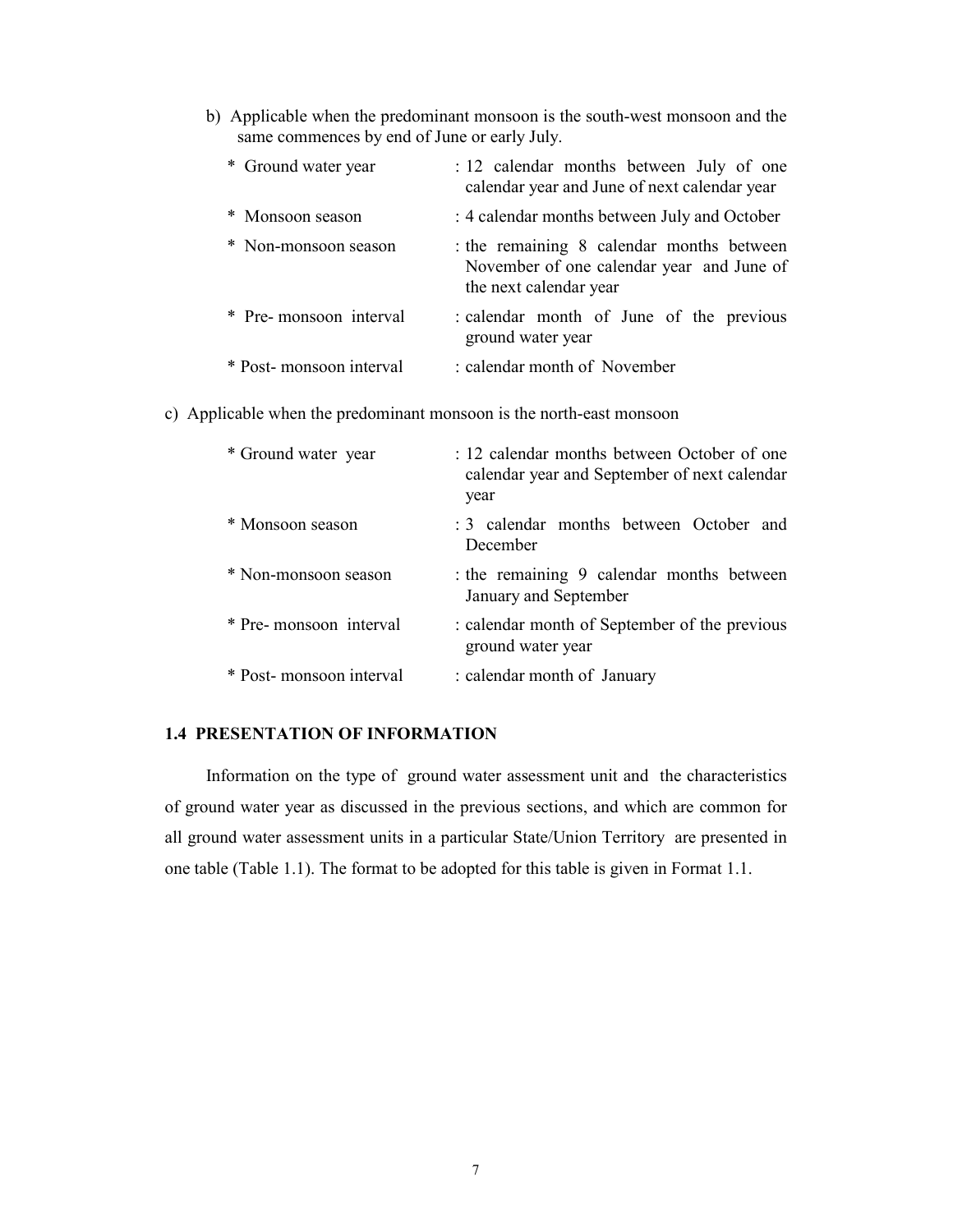b) Applicable when the predominant monsoon is the south-west monsoon and the same commences by end of June or early July.

| | |
|---|---|
| * Ground water year | : 12 calendar months between July of one calendar year and June of next calendar year |
| * Monsoon season | : 4 calendar months between July and October |
| * Non-monsoon season | : the remaining 8 calendar months between November of one calendar year and June of the next calendar year |
| * Pre- monsoon interval | : calendar month of June of the previous ground water year |
| * Post- monsoon interval | : calendar month of November |

c) Applicable when the predominant monsoon is the north-east monsoon

| | |
|---|---|
| * Ground water year | : 12 calendar months between October of one calendar year and September of next calendar year |
| * Monsoon season | : 3 calendar months between October and December |
| * Non-monsoon season | : the remaining 9 calendar months between January and September |
| * Pre- monsoon interval | : calendar month of September of the previous ground water year |
| * Post- monsoon interval | : calendar month of January |

### 1.4 PRESENTATION OF INFORMATION

Information on the type of ground water assessment unit and the characteristics of ground water year as discussed in the previous sections, and which are common for all ground water assessment units in a particular State/Union Territory are presented in one table (Table 1.1). The format to be adopted for this table is given in Format 1.1.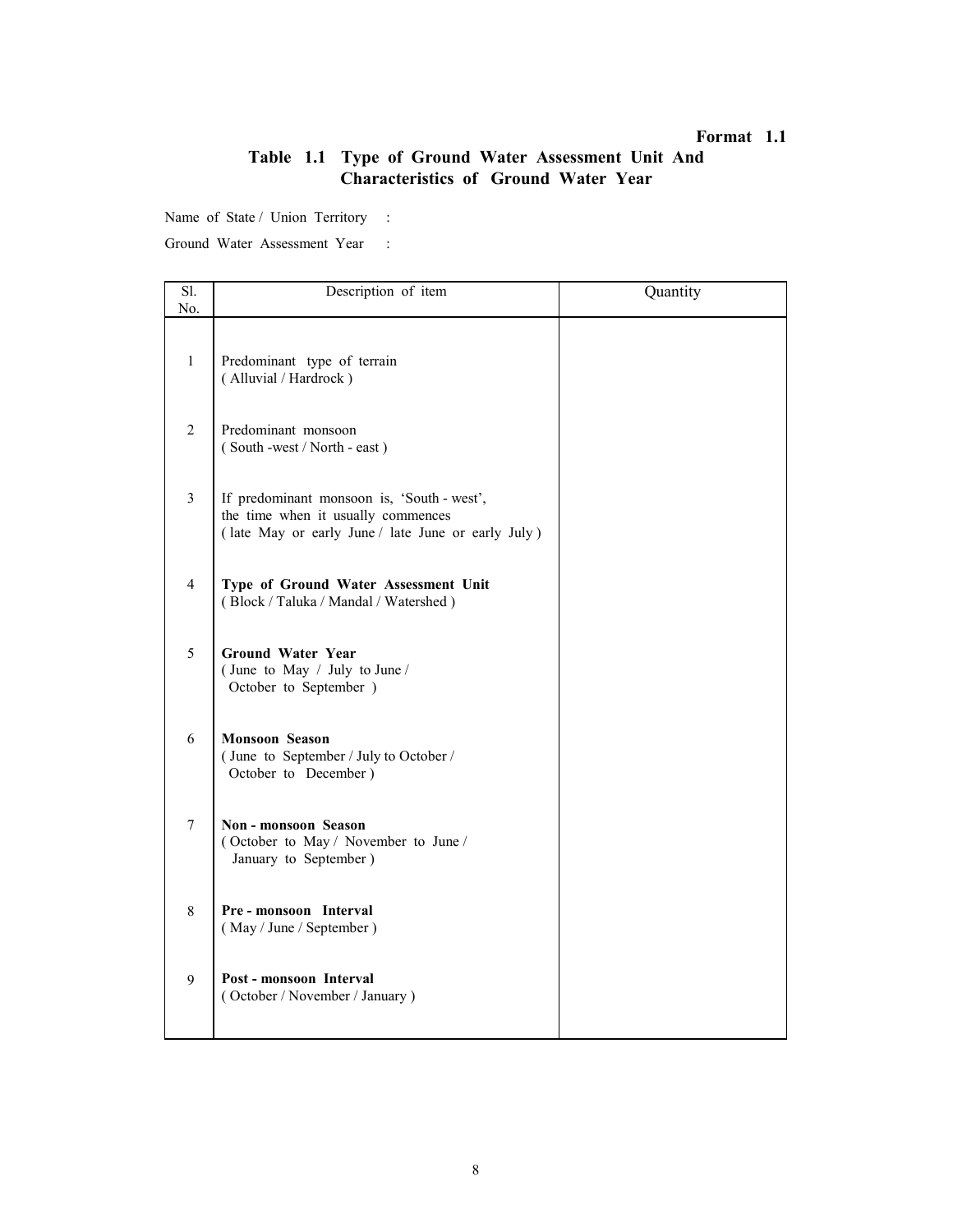**Format 1.1**

## Table 1.1 Type of Ground Water Assessment Unit And Characteristics of Ground Water Year

Name of State / Union Territory :

Ground Water Assessment Year :

| Sl. No. | Description of item | Quantity |
|---|---|---|
| 1 | Predominant type of terrain ( Alluvial / Hardrock ) | |
| 2 | Predominant monsoon ( South -west / North - east ) | |
| 3 | If predominant monsoon is, 'South - west', the time when it usually commences ( late May or early June / late June or early July ) | |
| 4 | **Type of Ground Water Assessment Unit** ( Block / Taluka / Mandal / Watershed ) | |
| 5 | **Ground Water Year** ( June to May / July to June / October to September ) | |
| 6 | **Monsoon Season** ( June to September / July to October / October to December ) | |
| 7 | **Non - monsoon Season** ( October to May / November to June / January to September ) | |
| 8 | **Pre - monsoon Interval** ( May / June / September ) | |
| 9 | **Post - monsoon Interval** ( October / November / January ) | |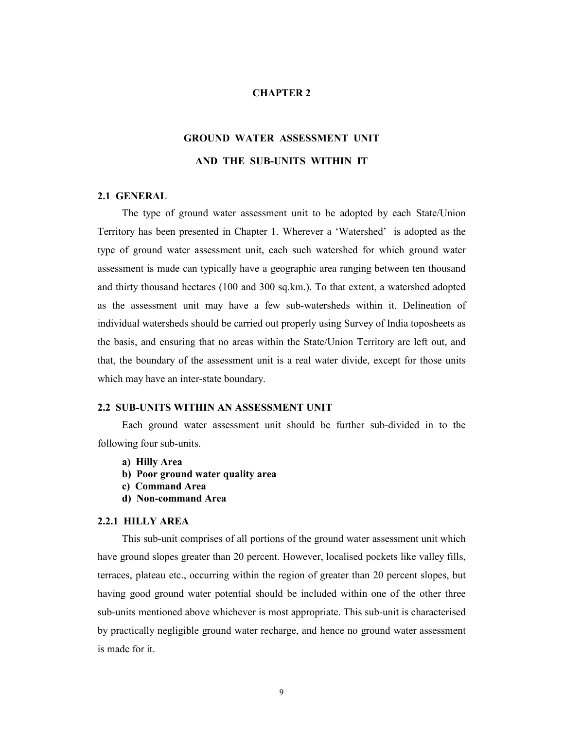# CHAPTER 2

## GROUND WATER ASSESSMENT UNIT AND THE SUB-UNITS WITHIN IT

### 2.1 GENERAL

The type of ground water assessment unit to be adopted by each State/Union Territory has been presented in Chapter 1. Wherever a 'Watershed' is adopted as the type of ground water assessment unit, each such watershed for which ground water assessment is made can typically have a geographic area ranging between ten thousand and thirty thousand hectares (100 and 300 sq.km.). To that extent, a watershed adopted as the assessment unit may have a few sub-watersheds within it. Delineation of individual watersheds should be carried out properly using Survey of India toposheets as the basis, and ensuring that no areas within the State/Union Territory are left out, and that, the boundary of the assessment unit is a real water divide, except for those units which may have an inter-state boundary.

### 2.2 SUB-UNITS WITHIN AN ASSESSMENT UNIT

Each ground water assessment unit should be further sub-divided in to the following four sub-units.

- **a) Hilly Area**
- **b) Poor ground water quality area**
- **c) Command Area**
- **d) Non-command Area**

#### 2.2.1 HILLY AREA

This sub-unit comprises of all portions of the ground water assessment unit which have ground slopes greater than 20 percent. However, localised pockets like valley fills, terraces, plateau etc., occurring within the region of greater than 20 percent slopes, but having good ground water potential should be included within one of the other three sub-units mentioned above whichever is most appropriate. This sub-unit is characterised by practically negligible ground water recharge, and hence no ground water assessment is made for it.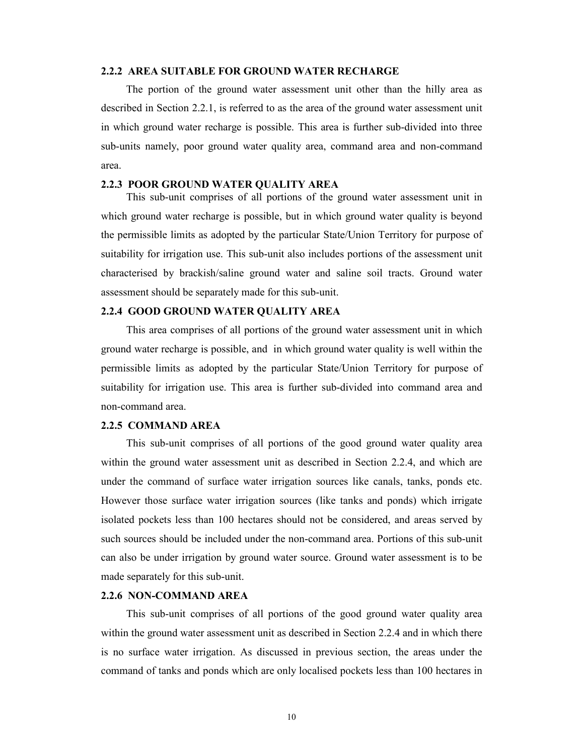### 2.2.2 AREA SUITABLE FOR GROUND WATER RECHARGE

The portion of the ground water assessment unit other than the hilly area as described in Section 2.2.1, is referred to as the area of the ground water assessment unit in which ground water recharge is possible. This area is further sub-divided into three sub-units namely, poor ground water quality area, command area and non-command area.

### 2.2.3 POOR GROUND WATER QUALITY AREA

This sub-unit comprises of all portions of the ground water assessment unit in which ground water recharge is possible, but in which ground water quality is beyond the permissible limits as adopted by the particular State/Union Territory for purpose of suitability for irrigation use. This sub-unit also includes portions of the assessment unit characterised by brackish/saline ground water and saline soil tracts. Ground water assessment should be separately made for this sub-unit.

### 2.2.4 GOOD GROUND WATER QUALITY AREA

This area comprises of all portions of the ground water assessment unit in which ground water recharge is possible, and in which ground water quality is well within the permissible limits as adopted by the particular State/Union Territory for purpose of suitability for irrigation use. This area is further sub-divided into command area and non-command area.

### 2.2.5 COMMAND AREA

This sub-unit comprises of all portions of the good ground water quality area within the ground water assessment unit as described in Section 2.2.4, and which are under the command of surface water irrigation sources like canals, tanks, ponds etc. However those surface water irrigation sources (like tanks and ponds) which irrigate isolated pockets less than 100 hectares should not be considered, and areas served by such sources should be included under the non-command area. Portions of this sub-unit can also be under irrigation by ground water source. Ground water assessment is to be made separately for this sub-unit.

### 2.2.6 NON-COMMAND AREA

This sub-unit comprises of all portions of the good ground water quality area within the ground water assessment unit as described in Section 2.2.4 and in which there is no surface water irrigation. As discussed in previous section, the areas under the command of tanks and ponds which are only localised pockets less than 100 hectares in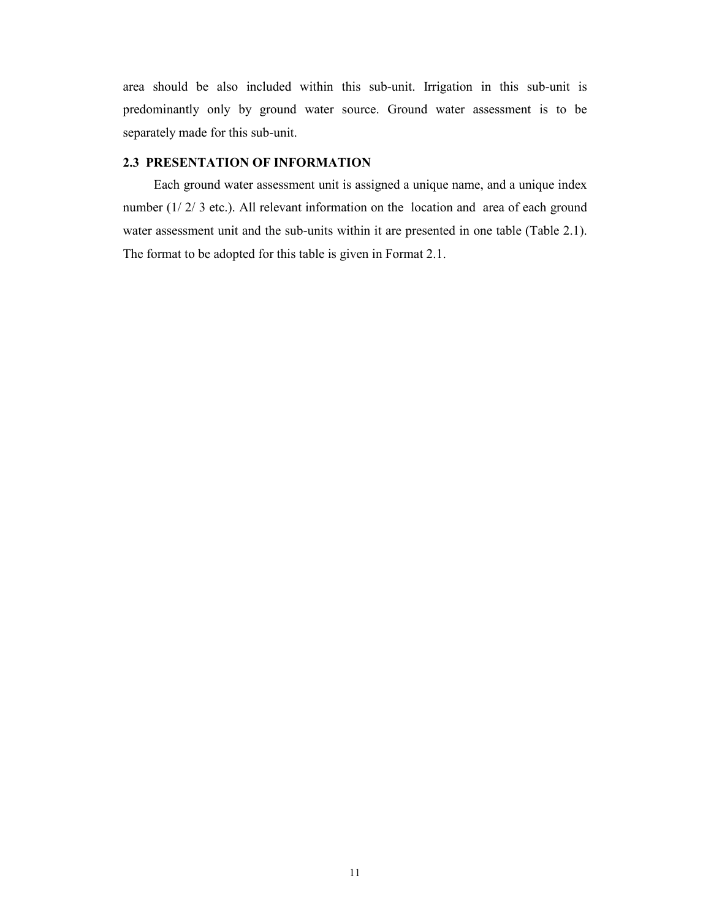area should be also included within this sub-unit. Irrigation in this sub-unit is predominantly only by ground water source. Ground water assessment is to be separately made for this sub-unit.

### 2.3 PRESENTATION OF INFORMATION

Each ground water assessment unit is assigned a unique name, and a unique index number (1/ 2/ 3 etc.). All relevant information on the location and area of each ground water assessment unit and the sub-units within it are presented in one table (Table 2.1). The format to be adopted for this table is given in Format 2.1.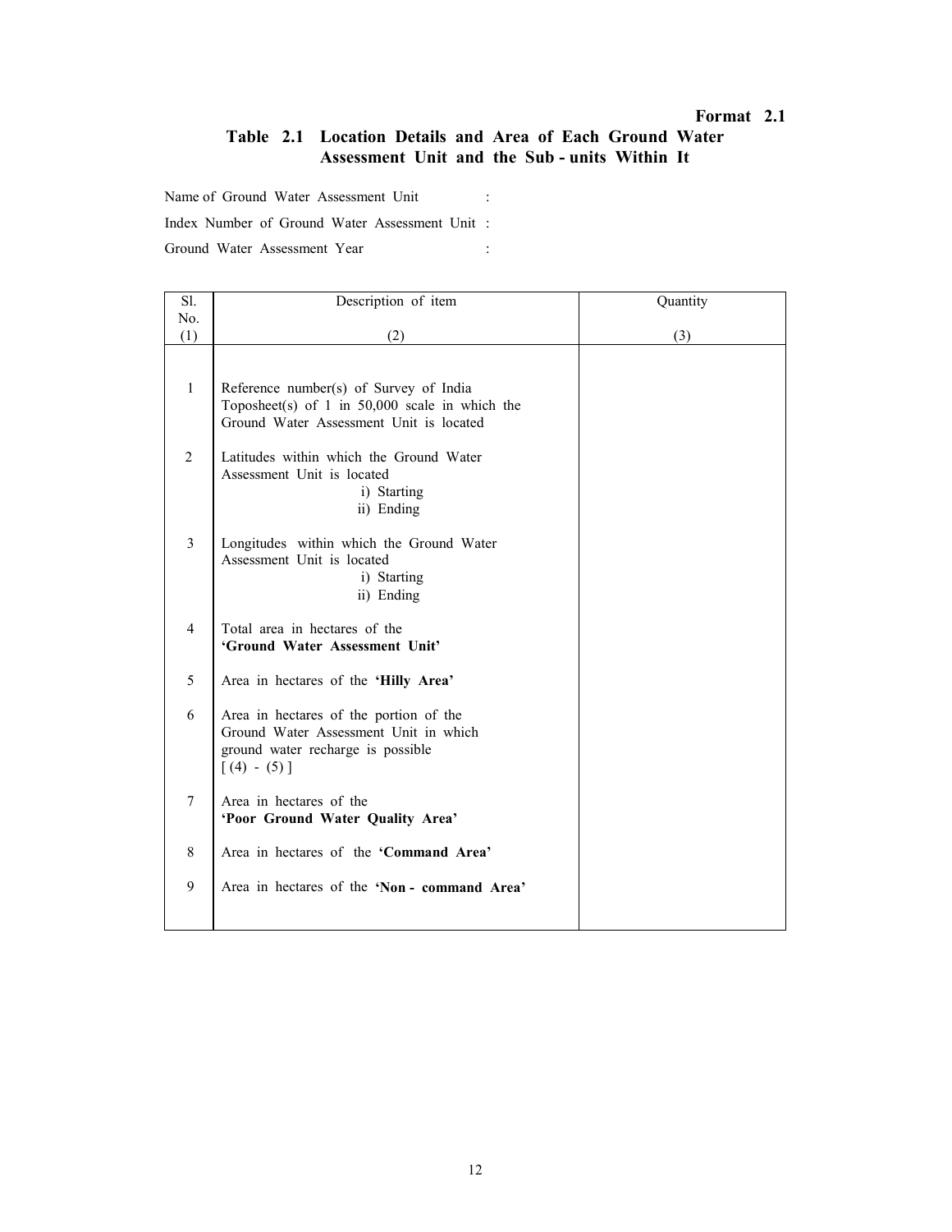**Format 2.1**

## Table 2.1 Location Details and Area of Each Ground Water Assessment Unit and the Sub - units Within It

Name of Ground Water Assessment Unit :

Index Number of Ground Water Assessment Unit :

Ground Water Assessment Year :

| Sl. No. | Description of item | Quantity |
|---|---|---|
| (1) | (2) | (3) |
| 1 | Reference number(s) of Survey of India Toposheet(s) of 1 in 50,000 scale in which the Ground Water Assessment Unit is located | |
| 2 | Latitudes within which the Ground Water Assessment Unit is located<br>i) Starting<br>ii) Ending | |
| 3 | Longitudes within which the Ground Water Assessment Unit is located<br>i) Starting<br>ii) Ending | |
| 4 | Total area in hectares of the **'Ground Water Assessment Unit'** | |
| 5 | Area in hectares of the **'Hilly Area'** | |
| 6 | Area in hectares of the portion of the Ground Water Assessment Unit in which ground water recharge is possible [ (4) - (5) ] | |
| 7 | Area in hectares of the **'Poor Ground Water Quality Area'** | |
| 8 | Area in hectares of the **'Command Area'** | |
| 9 | Area in hectares of the **'Non - command Area'** | |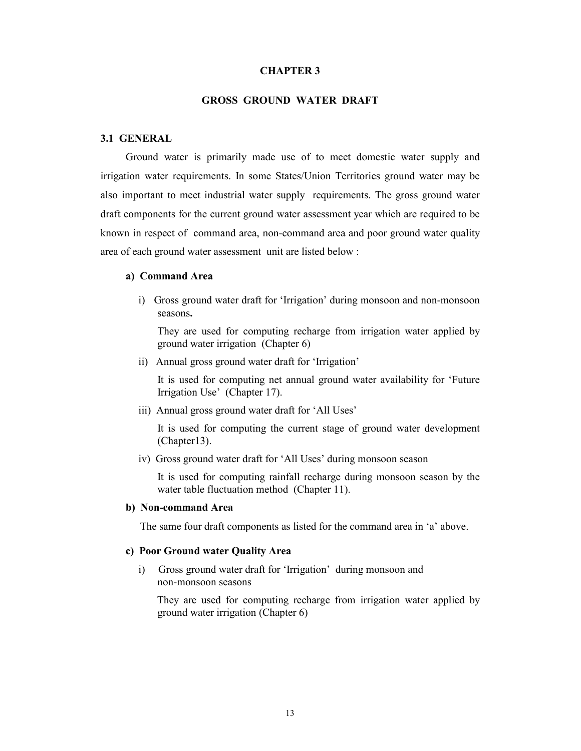# CHAPTER 3

# GROSS GROUND WATER DRAFT

## 3.1 GENERAL

Ground water is primarily made use of to meet domestic water supply and irrigation water requirements. In some States/Union Territories ground water may be also important to meet industrial water supply requirements. The gross ground water draft components for the current ground water assessment year which are required to be known in respect of command area, non-command area and poor ground water quality area of each ground water assessment unit are listed below :

**a) Command Area**

i) Gross ground water draft for 'Irrigation' during monsoon and non-monsoon seasons**.**

They are used for computing recharge from irrigation water applied by ground water irrigation (Chapter 6)

ii) Annual gross ground water draft for 'Irrigation'

It is used for computing net annual ground water availability for 'Future Irrigation Use' (Chapter 17).

iii) Annual gross ground water draft for 'All Uses'

It is used for computing the current stage of ground water development (Chapter13).

iv) Gross ground water draft for 'All Uses' during monsoon season

It is used for computing rainfall recharge during monsoon season by the water table fluctuation method (Chapter 11).

**b) Non-command Area**

The same four draft components as listed for the command area in 'a' above.

**c) Poor Ground water Quality Area**

i) Gross ground water draft for 'Irrigation' during monsoon and non-monsoon seasons

They are used for computing recharge from irrigation water applied by ground water irrigation (Chapter 6)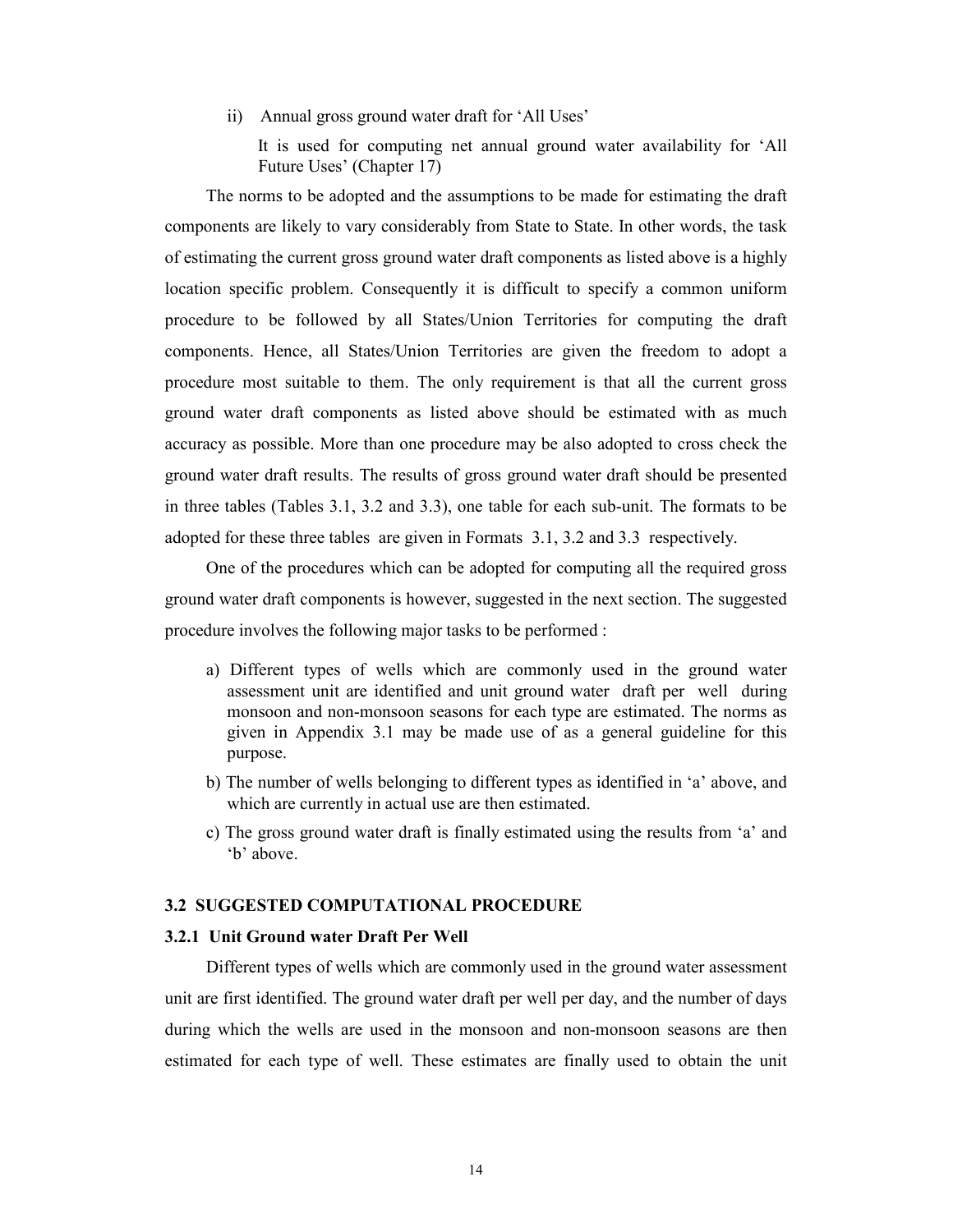ii) Annual gross ground water draft for 'All Uses'

It is used for computing net annual ground water availability for 'All Future Uses' (Chapter 17)

The norms to be adopted and the assumptions to be made for estimating the draft components are likely to vary considerably from State to State. In other words, the task of estimating the current gross ground water draft components as listed above is a highly location specific problem. Consequently it is difficult to specify a common uniform procedure to be followed by all States/Union Territories for computing the draft components. Hence, all States/Union Territories are given the freedom to adopt a procedure most suitable to them. The only requirement is that all the current gross ground water draft components as listed above should be estimated with as much accuracy as possible. More than one procedure may be also adopted to cross check the ground water draft results. The results of gross ground water draft should be presented in three tables (Tables 3.1, 3.2 and 3.3), one table for each sub-unit. The formats to be adopted for these three tables are given in Formats 3.1, 3.2 and 3.3 respectively.

One of the procedures which can be adopted for computing all the required gross ground water draft components is however, suggested in the next section. The suggested procedure involves the following major tasks to be performed :

a) Different types of wells which are commonly used in the ground water assessment unit are identified and unit ground water draft per well during monsoon and non-monsoon seasons for each type are estimated. The norms as given in Appendix 3.1 may be made use of as a general guideline for this purpose.

b) The number of wells belonging to different types as identified in 'a' above, and which are currently in actual use are then estimated.

c) The gross ground water draft is finally estimated using the results from 'a' and 'b' above.

### 3.2 SUGGESTED COMPUTATIONAL PROCEDURE

#### 3.2.1 Unit Ground water Draft Per Well

Different types of wells which are commonly used in the ground water assessment unit are first identified. The ground water draft per well per day, and the number of days during which the wells are used in the monsoon and non-monsoon seasons are then estimated for each type of well. These estimates are finally used to obtain the unit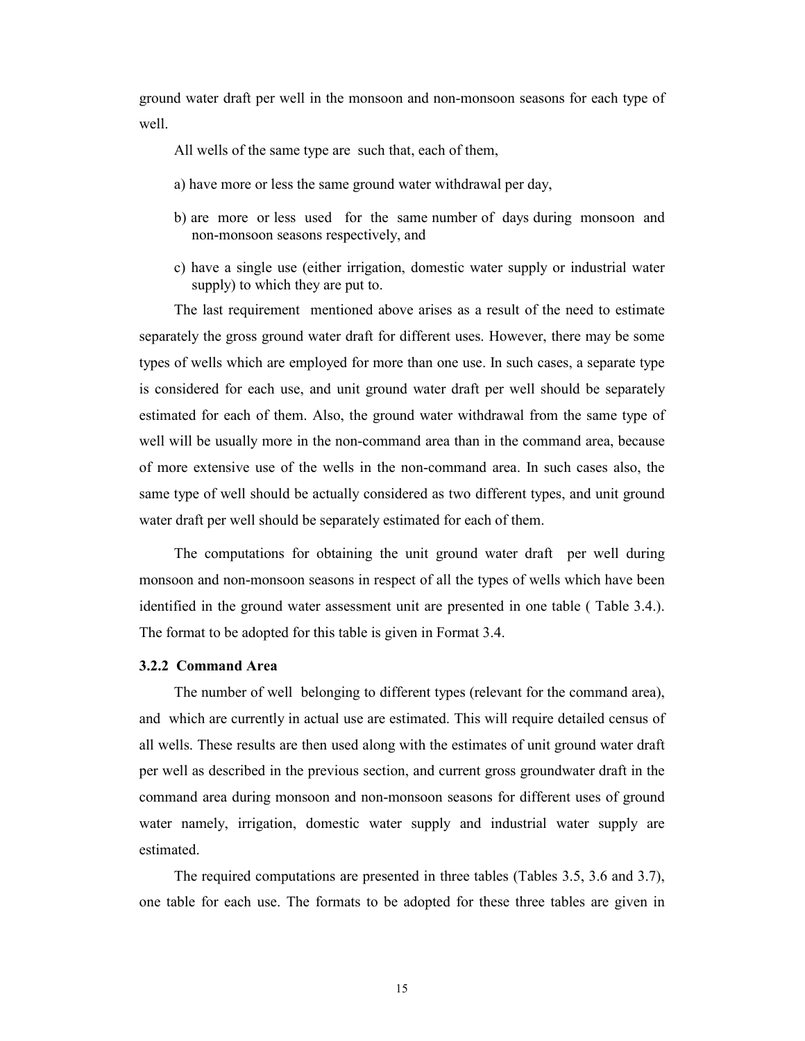ground water draft per well in the monsoon and non-monsoon seasons for each type of well.

All wells of the same type are such that, each of them,

a) have more or less the same ground water withdrawal per day,

b) are more or less used for the same number of days during monsoon and non-monsoon seasons respectively, and

c) have a single use (either irrigation, domestic water supply or industrial water supply) to which they are put to.

The last requirement mentioned above arises as a result of the need to estimate separately the gross ground water draft for different uses. However, there may be some types of wells which are employed for more than one use. In such cases, a separate type is considered for each use, and unit ground water draft per well should be separately estimated for each of them. Also, the ground water withdrawal from the same type of well will be usually more in the non-command area than in the command area, because of more extensive use of the wells in the non-command area. In such cases also, the same type of well should be actually considered as two different types, and unit ground water draft per well should be separately estimated for each of them.

The computations for obtaining the unit ground water draft per well during monsoon and non-monsoon seasons in respect of all the types of wells which have been identified in the ground water assessment unit are presented in one table ( Table 3.4.). The format to be adopted for this table is given in Format 3.4.

### 3.2.2 Command Area

The number of well belonging to different types (relevant for the command area), and which are currently in actual use are estimated. This will require detailed census of all wells. These results are then used along with the estimates of unit ground water draft per well as described in the previous section, and current gross groundwater draft in the command area during monsoon and non-monsoon seasons for different uses of ground water namely, irrigation, domestic water supply and industrial water supply are estimated.

The required computations are presented in three tables (Tables 3.5, 3.6 and 3.7), one table for each use. The formats to be adopted for these three tables are given in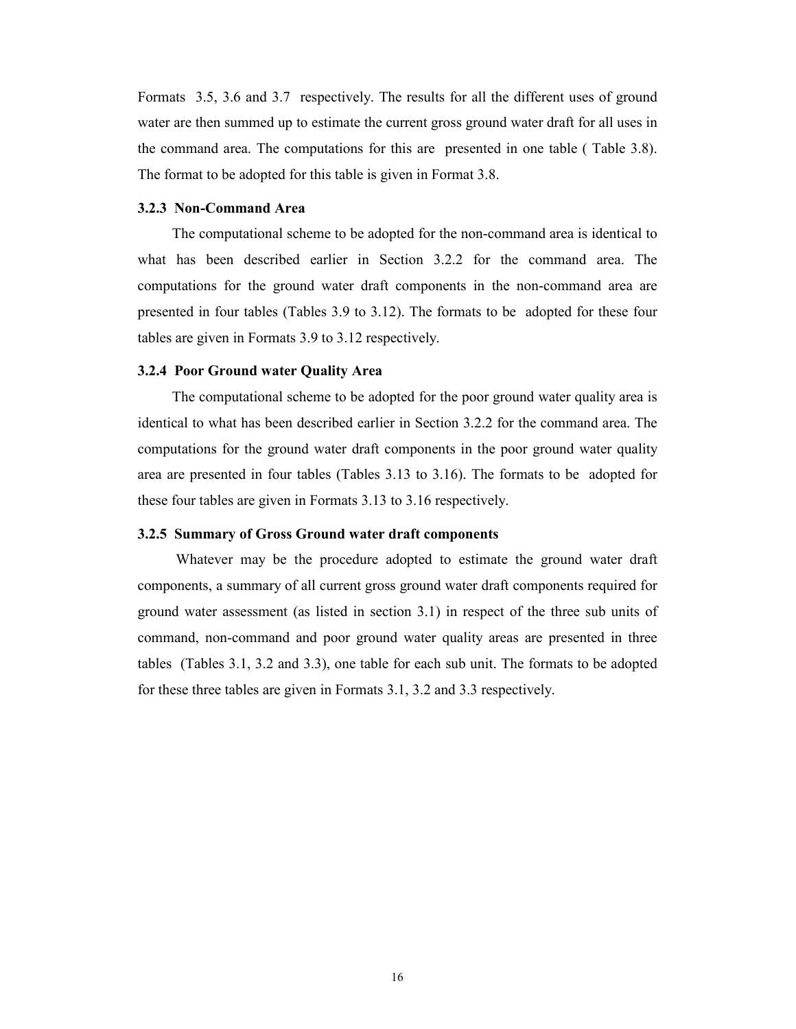Formats 3.5, 3.6 and 3.7 respectively. The results for all the different uses of ground water are then summed up to estimate the current gross ground water draft for all uses in the command area. The computations for this are presented in one table ( Table 3.8). The format to be adopted for this table is given in Format 3.8.

### 3.2.3 Non-Command Area

The computational scheme to be adopted for the non-command area is identical to what has been described earlier in Section 3.2.2 for the command area. The computations for the ground water draft components in the non-command area are presented in four tables (Tables 3.9 to 3.12). The formats to be adopted for these four tables are given in Formats 3.9 to 3.12 respectively.

### 3.2.4 Poor Ground water Quality Area

The computational scheme to be adopted for the poor ground water quality area is identical to what has been described earlier in Section 3.2.2 for the command area. The computations for the ground water draft components in the poor ground water quality area are presented in four tables (Tables 3.13 to 3.16). The formats to be adopted for these four tables are given in Formats 3.13 to 3.16 respectively.

### 3.2.5 Summary of Gross Ground water draft components

Whatever may be the procedure adopted to estimate the ground water draft components, a summary of all current gross ground water draft components required for ground water assessment (as listed in section 3.1) in respect of the three sub units of command, non-command and poor ground water quality areas are presented in three tables (Tables 3.1, 3.2 and 3.3), one table for each sub unit. The formats to be adopted for these three tables are given in Formats 3.1, 3.2 and 3.3 respectively.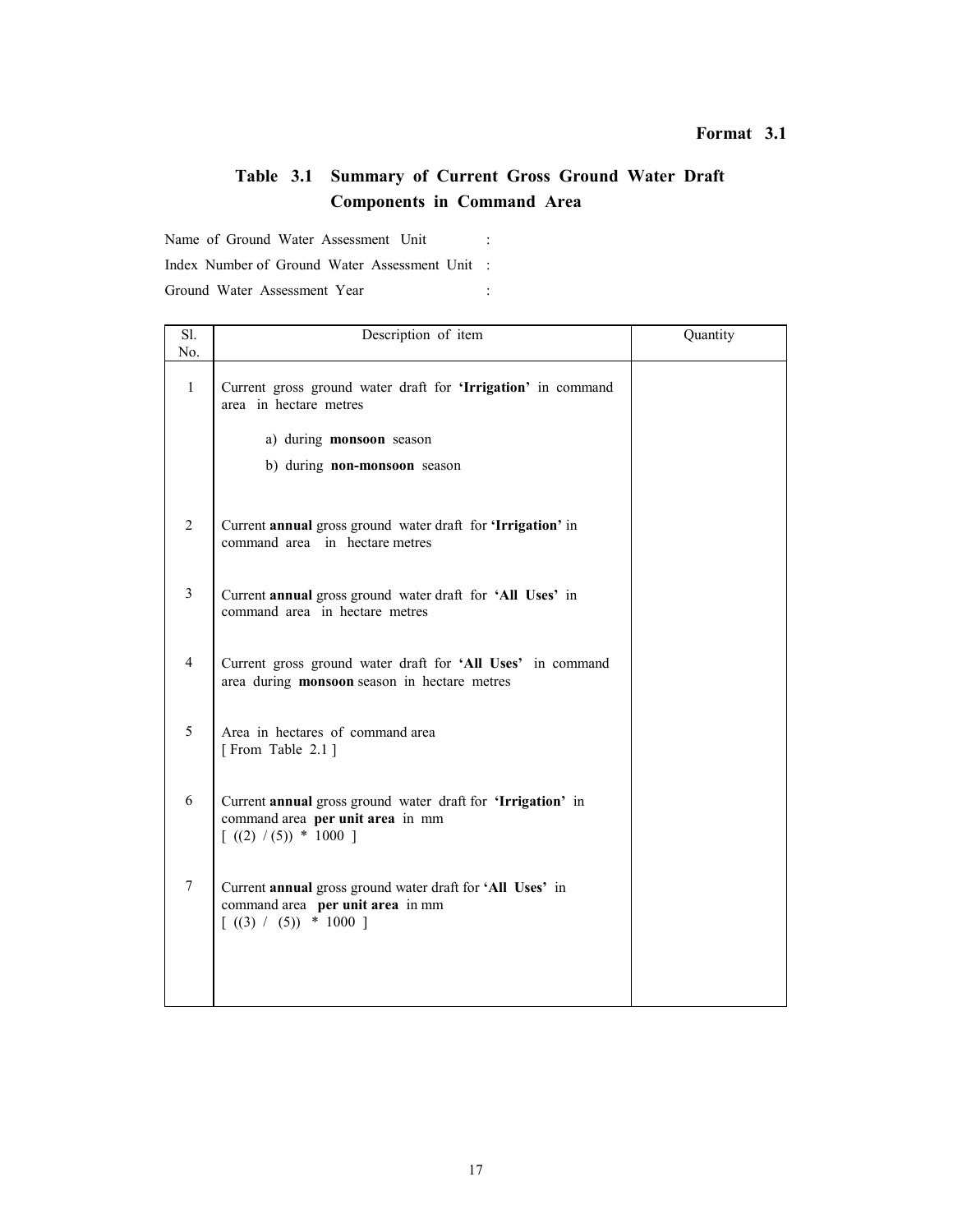**Format 3.1**

## Table 3.1 Summary of Current Gross Ground Water Draft Components in Command Area

Name of Ground Water Assessment Unit :

Index Number of Ground Water Assessment Unit :

Ground Water Assessment Year :

| Sl. No. | Description of item | Quantity |
|---|---|---|
| 1 | Current gross ground water draft for **'Irrigation'** in command area in hectare metres<br>a) during **monsoon** season<br>b) during **non-monsoon** season | |
| 2 | Current **annual** gross ground water draft for **'Irrigation'** in command area in hectare metres | |
| 3 | Current **annual** gross ground water draft for **'All Uses'** in command area in hectare metres | |
| 4 | Current gross ground water draft for **'All Uses'** in command area during **monsoon** season in hectare metres | |
| 5 | Area in hectares of command area<br>[ From Table 2.1 ] | |
| 6 | Current **annual** gross ground water draft for **'Irrigation'** in command area **per unit area** in mm<br>[ ((2) / (5)) * 1000 ] | |
| 7 | Current **annual** gross ground water draft for **'All Uses'** in command area **per unit area** in mm<br>[ ((3) / (5)) * 1000 ] | |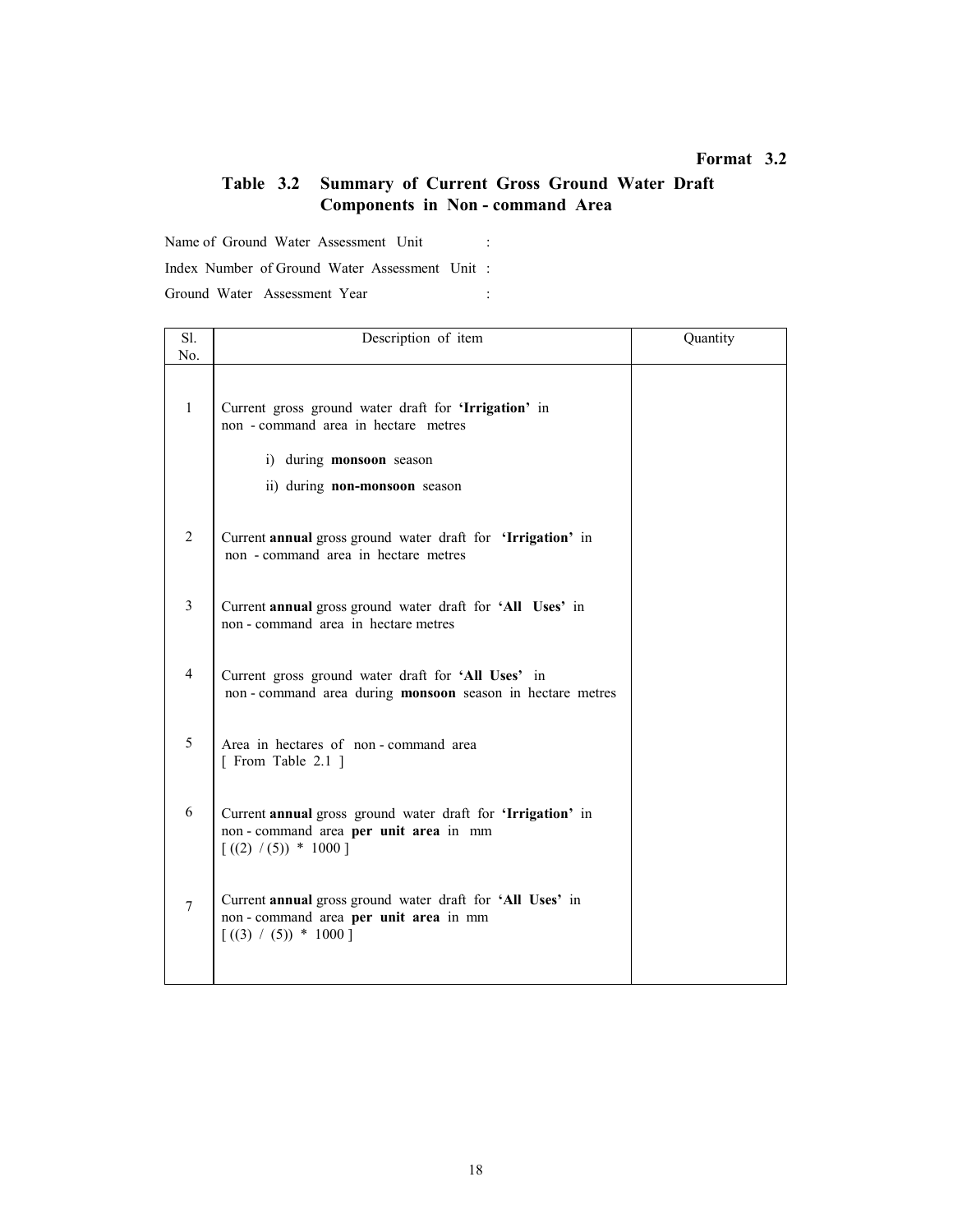**Format 3.2**

## Table 3.2 Summary of Current Gross Ground Water Draft Components in Non - command Area

Name of Ground Water Assessment Unit :

Index Number of Ground Water Assessment Unit :

Ground Water Assessment Year :

| Sl. No. | Description of item | Quantity |
|---|---|---|
| 1 | Current gross ground water draft for **'Irrigation'** in non - command area in hectare metres<br>i) during **monsoon** season<br>ii) during **non-monsoon** season | |
| 2 | Current **annual** gross ground water draft for **'Irrigation'** in non - command area in hectare metres | |
| 3 | Current **annual** gross ground water draft for **'All Uses'** in non - command area in hectare metres | |
| 4 | Current gross ground water draft for **'All Uses'** in non - command area during **monsoon** season in hectare metres | |
| 5 | Area in hectares of non - command area<br>[ From Table 2.1 ] | |
| 6 | Current **annual** gross ground water draft for **'Irrigation'** in non - command area **per unit area** in mm<br>[ ((2) / (5)) * 1000 ] | |
| 7 | Current **annual** gross ground water draft for **'All Uses'** in non - command area **per unit area** in mm<br>[ ((3) / (5)) * 1000 ] | |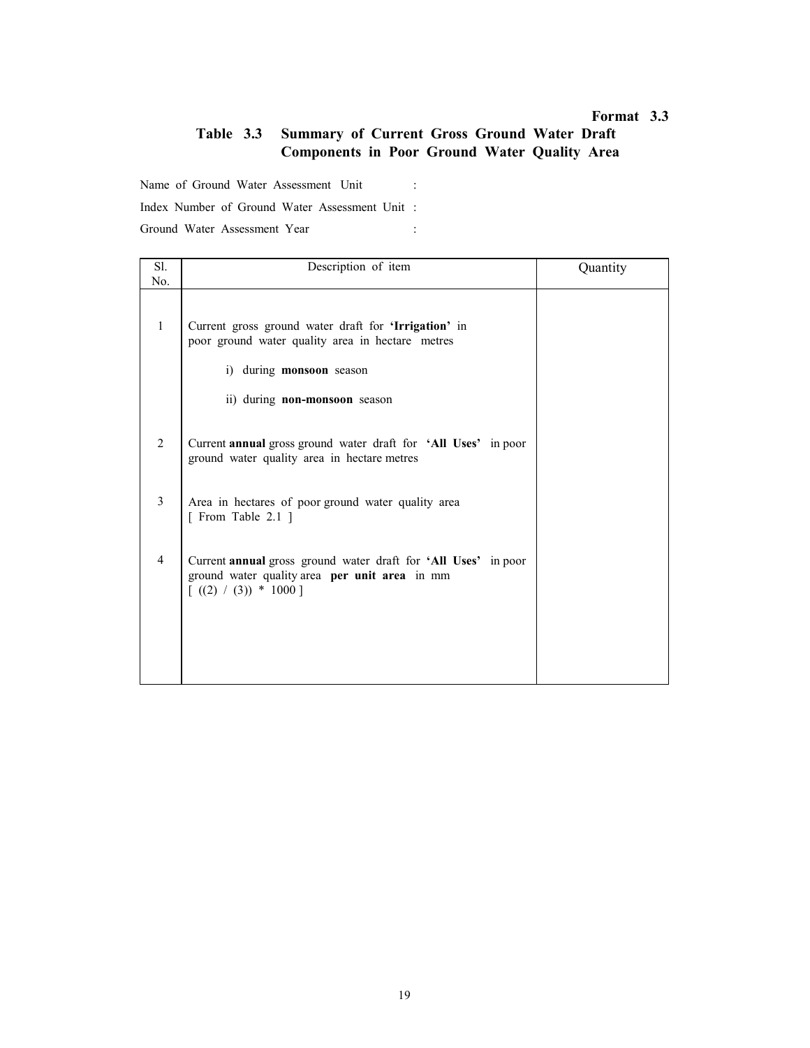**Format 3.3**

## Table 3.3 Summary of Current Gross Ground Water Draft Components in Poor Ground Water Quality Area

Name of Ground Water Assessment Unit :

Index Number of Ground Water Assessment Unit :

Ground Water Assessment Year :

| Sl. No. | Description of item | Quantity |
|---|---|---|
| 1 | Current gross ground water draft for **'Irrigation'** in poor ground water quality area in hectare metres | |
| | i) during **monsoon** season | |
| | ii) during **non-monsoon** season | |
| 2 | Current **annual** gross ground water draft for **'All Uses'** in poor ground water quality area in hectare metres | |
| 3 | Area in hectares of poor ground water quality area [ From Table 2.1 ] | |
| 4 | Current **annual** gross ground water draft for **'All Uses'** in poor ground water quality area **per unit area** in mm [ ((2) / (3)) * 1000 ] | |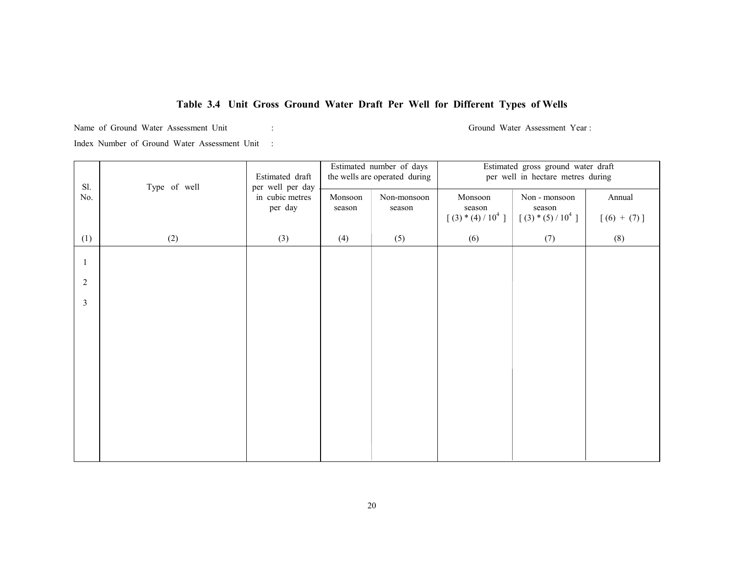**Table 3.4 Unit Gross Ground Water Draft Per Well for Different Types of Wells**

Name of Ground Water Assessment Unit : Ground Water Assessment Year :

Index Number of Ground Water Assessment Unit :

| Sl. No. | Type of well | Estimated draft per well per day in cubic metres per day | Estimated number of days the wells are operated during | | Estimated gross ground water draft per well in hectare metres during | | |
|---|---|---|---|---|---|---|---|
| | | | Monsoon season | Non-monsoon season | Monsoon season [ (3) * (4) / $10^4$ ] | Non - monsoon season [ (3) * (5) / $10^4$ ] | Annual [ (6) + (7) ] |
| (1) | (2) | (3) | (4) | (5) | (6) | (7) | (8) |
| 1 | | | | | | | |
| 2 | | | | | | | |
| 3 | | | | | | | |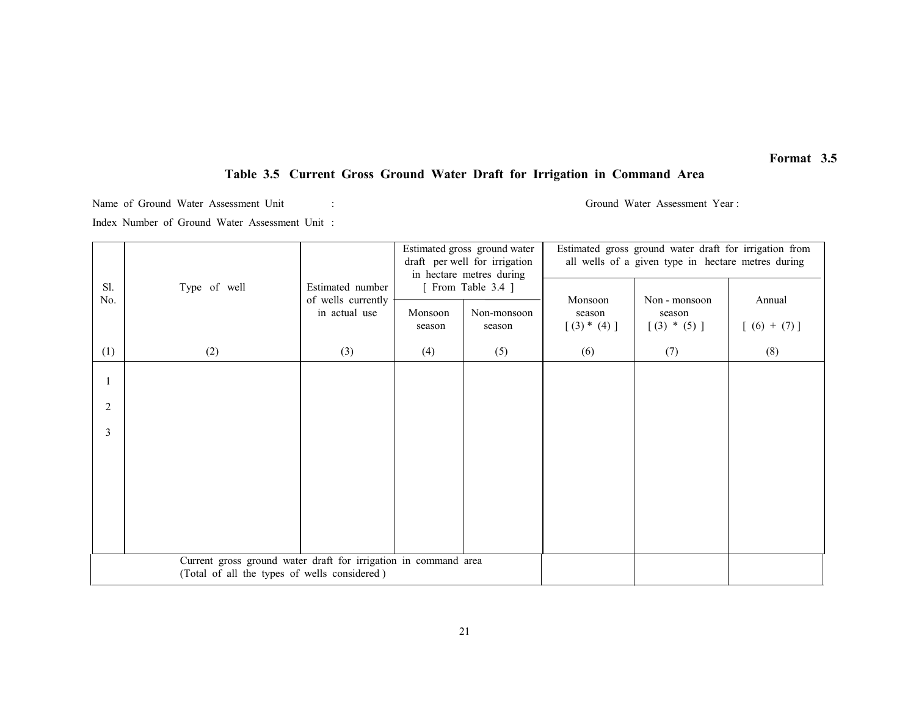**Format 3.5**

## Table 3.5 Current Gross Ground Water Draft for Irrigation in Command Area

Name of Ground Water Assessment Unit : Ground Water Assessment Year :

Index Number of Ground Water Assessment Unit :

| Sl. No. | Type of well | Estimated number of wells currently in actual use | Estimated gross ground water draft per well for irrigation in hectare metres during [ From Table 3.4 ] | | Estimated gross ground water draft for irrigation from all wells of a given type in hectare metres during | | |
|---|---|---|---|---|---|---|---|
| | | | Monsoon season | Non-monsoon season | Monsoon season [ (3) * (4) ] | Non - monsoon season [ (3) * (5) ] | Annual [ (6) + (7) ] |
| (1) | (2) | (3) | (4) | (5) | (6) | (7) | (8) |
| 1 | | | | | | | |
| 2 | | | | | | | |
| 3 | | | | | | | |
| Current gross ground water draft for irrigation in command area (Total of all the types of wells considered ) | | | | | | | |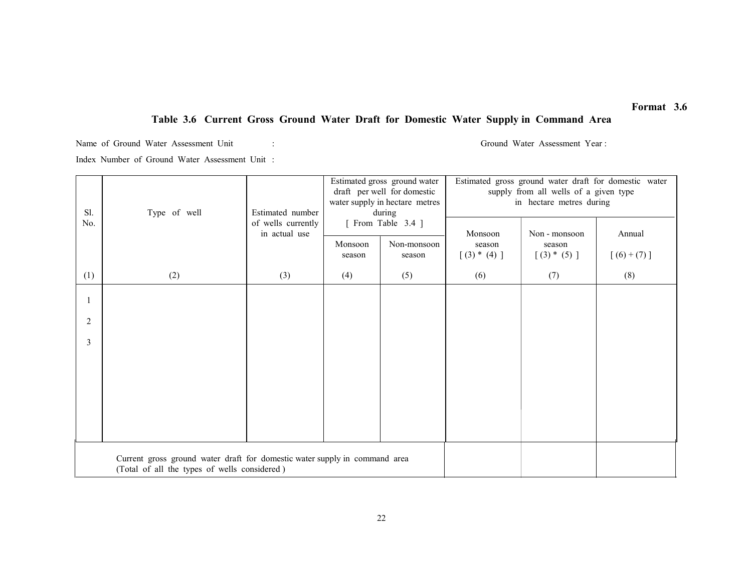Format 3.6

## Table 3.6 Current Gross Ground Water Draft for Domestic Water Supply in Command Area

Name of Ground Water Assessment Unit :

Ground Water Assessment Year :

Index Number of Ground Water Assessment Unit :

| Sl. No. | Type of well | Estimated number of wells currently in actual use | Estimated gross ground water draft per well for domestic water supply in hectare metres during [ From Table 3.4 ] | | Estimated gross ground water draft for domestic water supply from all wells of a given type in hectare metres during | | |
|---|---|---|---|---|---|---|---|
| | | | Monsoon season | Non-monsoon season | Monsoon season [ (3) * (4) ] | Non - monsoon season [ (3) * (5) ] | Annual [ (6) + (7) ] |
| (1) | (2) | (3) | (4) | (5) | (6) | (7) | (8) |
| 1 | | | | | | | |
| 2 | | | | | | | |
| 3 | | | | | | | |
| | Current gross ground water draft for domestic water supply in command area (Total of all the types of wells considered ) | | | | | | |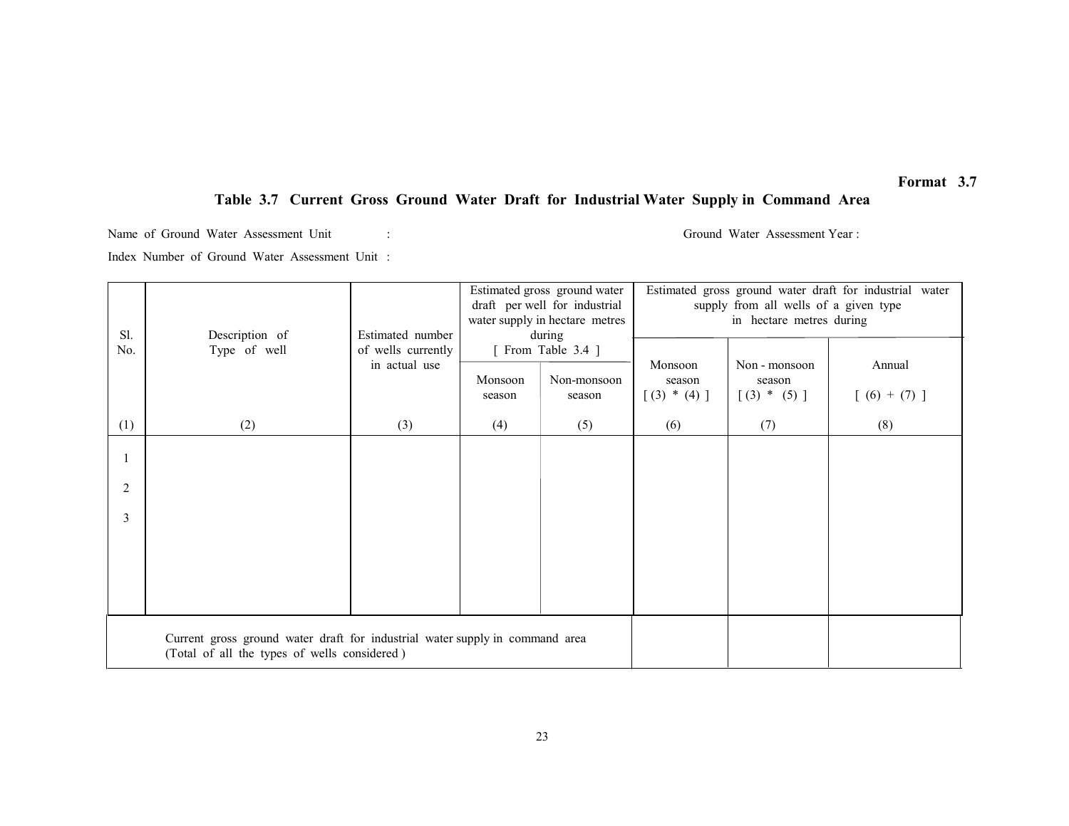**Format 3.7**

## Table 3.7 Current Gross Ground Water Draft for Industrial Water Supply in Command Area

Name of Ground Water Assessment Unit : Ground Water Assessment Year :

Index Number of Ground Water Assessment Unit :

| Sl. No. | Description of Type of well | Estimated number of wells currently in actual use | Estimated gross ground water draft per well for industrial water supply in hectare metres during [ From Table 3.4 ] | | Estimated gross ground water draft for industrial water supply from all wells of a given type in hectare metres during | | |
|---|---|---|---|---|---|---|---|
| | | | Monsoon season | Non-monsoon season | Monsoon season [ (3) * (4) ] | Non - monsoon season [ (3) * (5) ] | Annual [ (6) + (7) ] |
| (1) | (2) | (3) | (4) | (5) | (6) | (7) | (8) |
| 1 | | | | | | | |
| 2 | | | | | | | |
| 3 | | | | | | | |
| | Current gross ground water draft for industrial water supply in command area (Total of all the types of wells considered ) | | | | | | |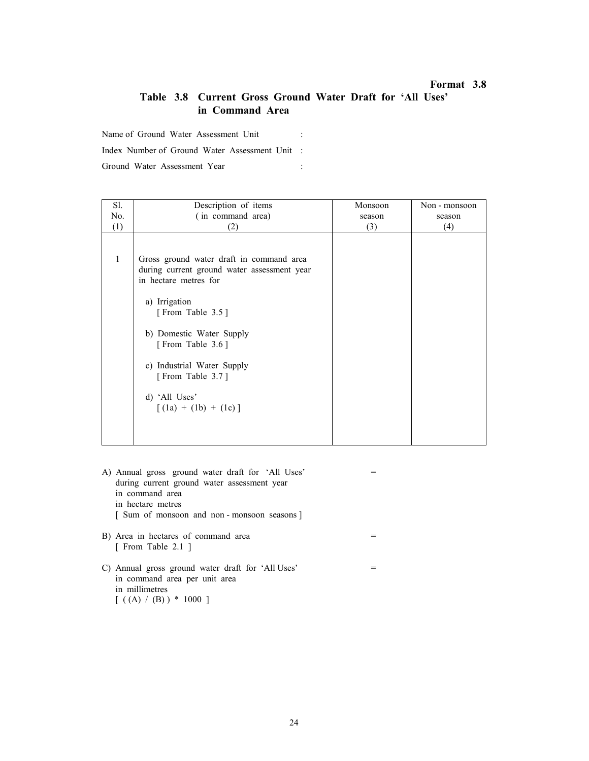**Format 3.8**

## Table 3.8 Current Gross Ground Water Draft for 'All Uses' in Command Area

Name of Ground Water Assessment Unit :

Index Number of Ground Water Assessment Unit :

Ground Water Assessment Year :

| Sl. No. (1) | Description of items ( in command area) (2) | Monsoon season (3) | Non - monsoon season (4) |
|---|---|---|---|
| 1 | Gross ground water draft in command area during current ground water assessment year in hectare metres for | | |
| | a) Irrigation [ From Table 3.5 ] | | |
| | b) Domestic Water Supply [ From Table 3.6 ] | | |
| | c) Industrial Water Supply [ From Table 3.7 ] | | |
| | d) 'All Uses' [ (1a) + (1b) + (1c) ] | | |

A) Annual gross ground water draft for 'All Uses' during current ground water assessment year in command area in hectare metres [ Sum of monsoon and non - monsoon seasons ] =

B) Area in hectares of command area [ From Table 2.1 ] =

C) Annual gross ground water draft for 'All Uses' in command area per unit area in millimetres [ ( (A) / (B) ) * 1000 ] =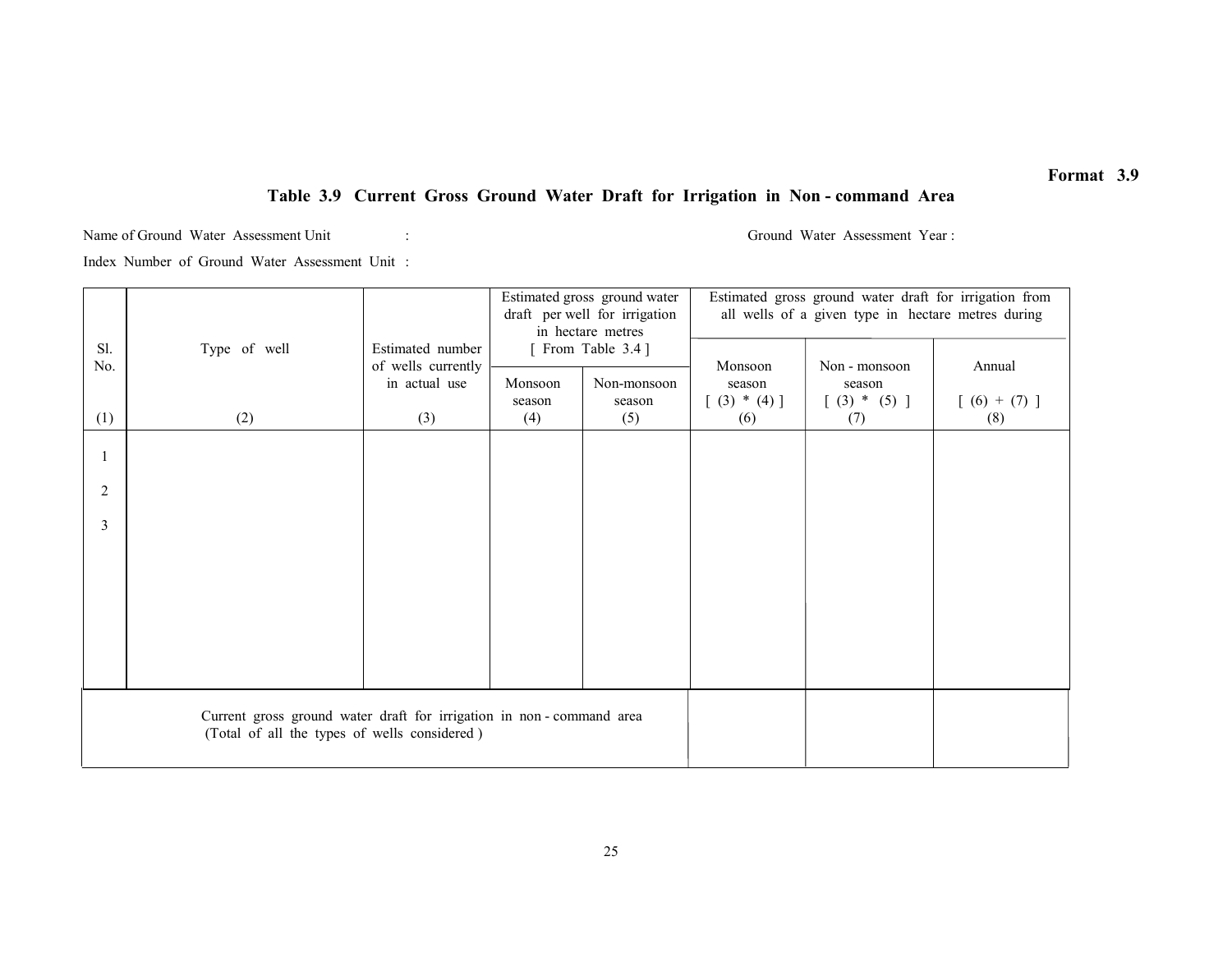**Format 3.9**

## Table 3.9 Current Gross Ground Water Draft for Irrigation in Non - command Area

Name of Ground Water Assessment Unit : 　　　　Ground Water Assessment Year :

Index Number of Ground Water Assessment Unit :

| Sl. No. | Type of well | Estimated number of wells currently in actual use | Estimated gross ground water draft per well for irrigation in hectare metres [ From Table 3.4 ] | | Estimated gross ground water draft for irrigation from all wells of a given type in hectare metres during | | |
|---|---|---|---|---|---|---|---|
| | | | Monsoon season | Non-monsoon season | Monsoon season [ (3) * (4) ] | Non - monsoon season [ (3) * (5) ] | Annual [ (6) + (7) ] |
| (1) | (2) | (3) | (4) | (5) | (6) | (7) | (8) |
| 1 | | | | | | | |
| 2 | | | | | | | |
| 3 | | | | | | | |
| Current gross ground water draft for irrigation in non - command area (Total of all the types of wells considered ) | | | | | | | |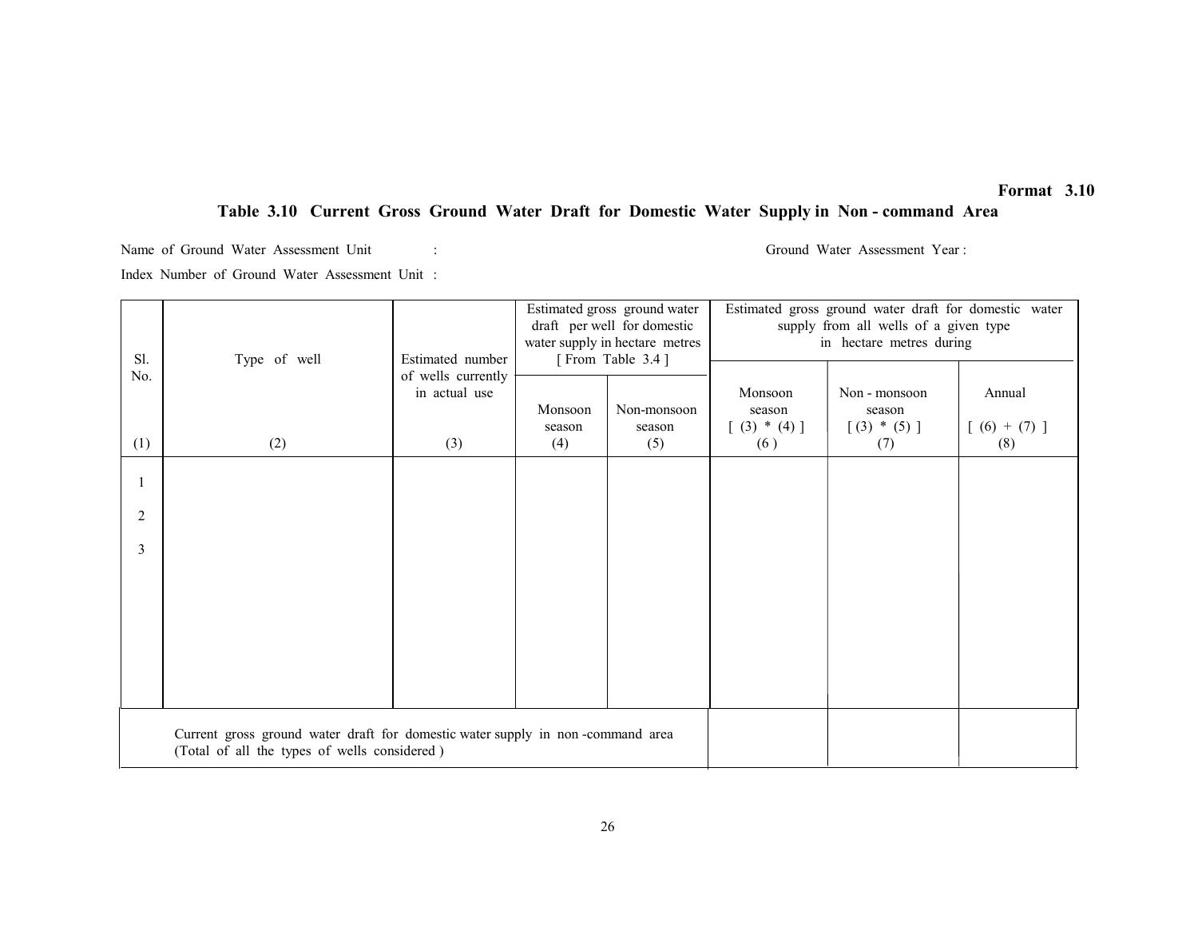Format 3.10

## Table 3.10 Current Gross Ground Water Draft for Domestic Water Supply in Non - command Area

Name of Ground Water Assessment Unit : Ground Water Assessment Year :

Index Number of Ground Water Assessment Unit :

| Sl. No. | Type of well | Estimated number of wells currently in actual use | Estimated gross ground water draft per well for domestic water supply in hectare metres [ From Table 3.4 ] | | Estimated gross ground water draft for domestic water supply from all wells of a given type in hectare metres during | | |
|---|---|---|---|---|---|---|---|
| | | | Monsoon season | Non-monsoon season | Monsoon season [ (3) * (4) ] | Non - monsoon season [ (3) * (5) ] | Annual [ (6) + (7) ] |
| (1) | (2) | (3) | (4) | (5) | (6) | (7) | (8) |
| 1 | | | | | | | |
| 2 | | | | | | | |
| 3 | | | | | | | |
| | Current gross ground water draft for domestic water supply in non -command area (Total of all the types of wells considered ) | | | | | | |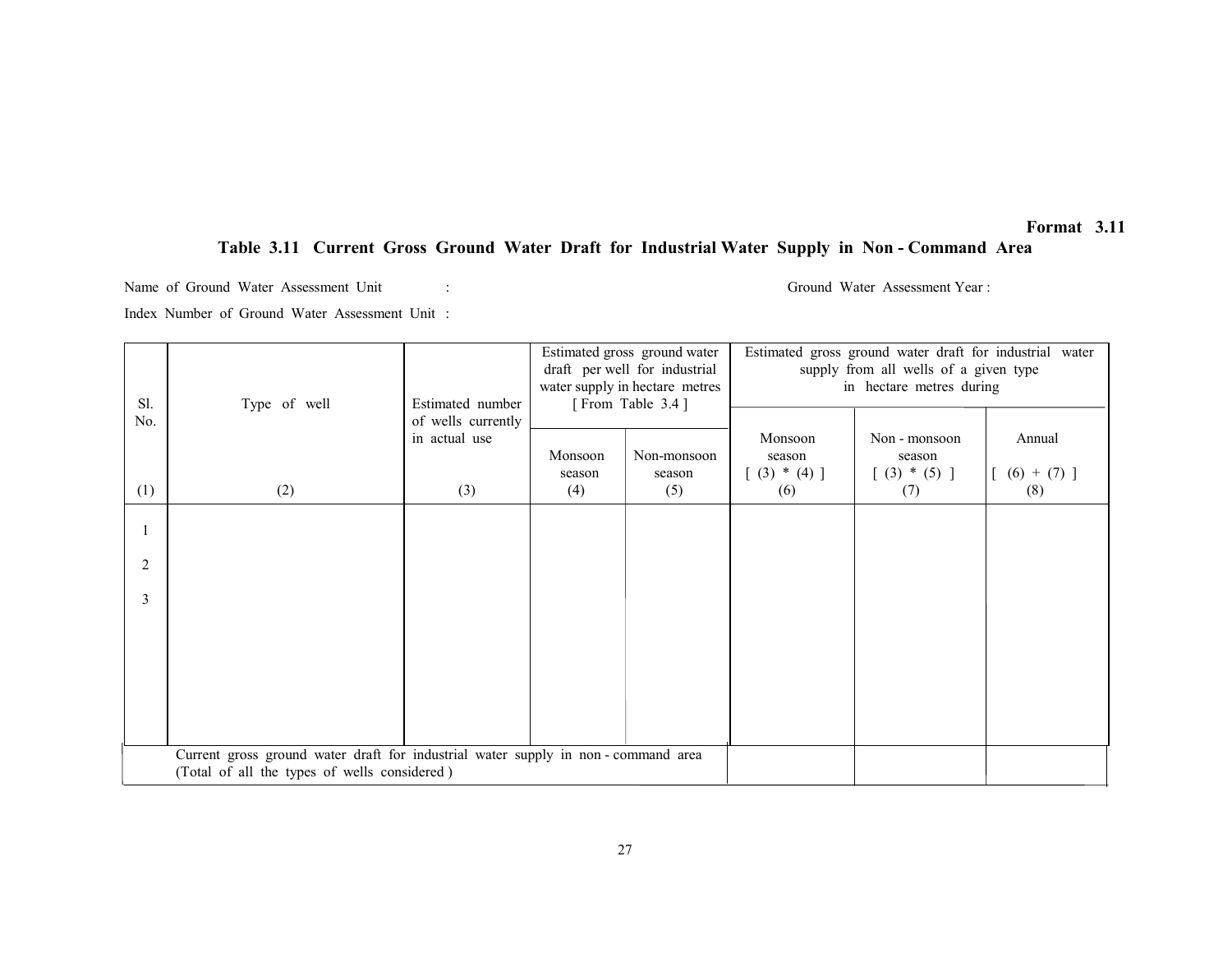**Format 3.11**

## Table 3.11 Current Gross Ground Water Draft for Industrial Water Supply in Non - Command Area

Name of Ground Water Assessment Unit : Ground Water Assessment Year :

Index Number of Ground Water Assessment Unit :

| Sl. No. | Type of well | Estimated number of wells currently in actual use | Estimated gross ground water draft per well for industrial water supply in hectare metres [ From Table 3.4 ] | | Estimated gross ground water draft for industrial water supply from all wells of a given type in hectare metres during | | |
|---|---|---|---|---|---|---|---|
| | | | Monsoon season | Non-monsoon season | Monsoon season [ (3) * (4) ] | Non - monsoon season [ (3) * (5) ] | Annual [ (6) + (7) ] |
| (1) | (2) | (3) | (4) | (5) | (6) | (7) | (8) |
| 1 | | | | | | | |
| 2 | | | | | | | |
| 3 | | | | | | | |
| | Current gross ground water draft for industrial water supply in non - command area (Total of all the types of wells considered ) | | | | | | |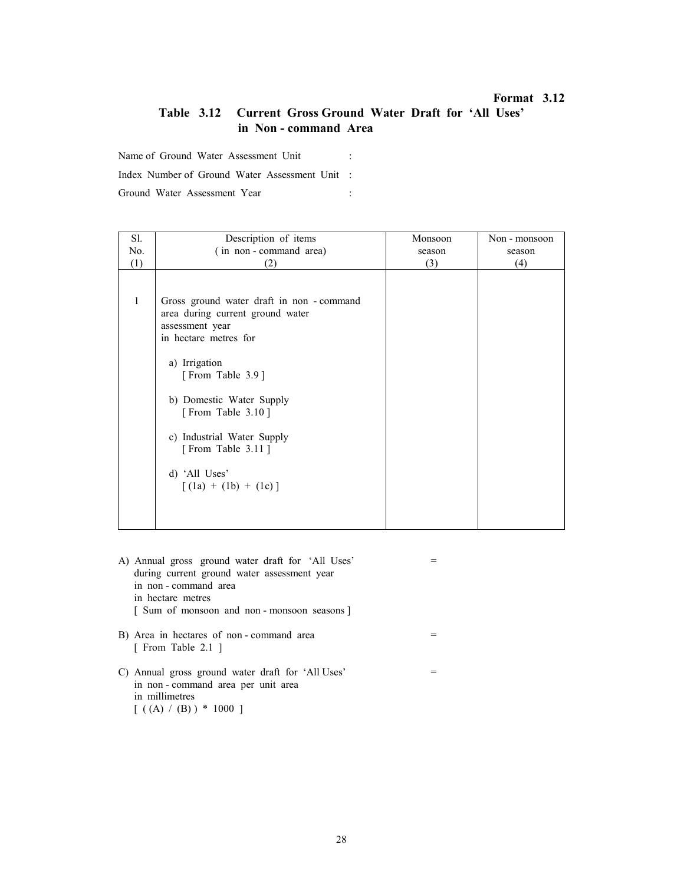**Format 3.12**

## Table 3.12 Current Gross Ground Water Draft for 'All Uses' in Non - command Area

Name of Ground Water Assessment Unit :

Index Number of Ground Water Assessment Unit :

Ground Water Assessment Year :

| Sl. No. (1) | Description of items ( in non - command area) (2) | Monsoon season (3) | Non - monsoon season (4) |
|---|---|---|---|
| 1 | Gross ground water draft in non - command area during current ground water assessment year in hectare metres for | | |
| | a) Irrigation [ From Table 3.9 ] | | |
| | b) Domestic Water Supply [ From Table 3.10 ] | | |
| | c) Industrial Water Supply [ From Table 3.11 ] | | |
| | d) 'All Uses' [ (1a) + (1b) + (1c) ] | | |

A) Annual gross ground water draft for 'All Uses' during current ground water assessment year in non - command area in hectare metres [ Sum of monsoon and non - monsoon seasons ] =

B) Area in hectares of non - command area [ From Table 2.1 ] =

C) Annual gross ground water draft for 'All Uses' in non - command area per unit area in millimetres [ ( (A) / (B) ) * 1000 ] =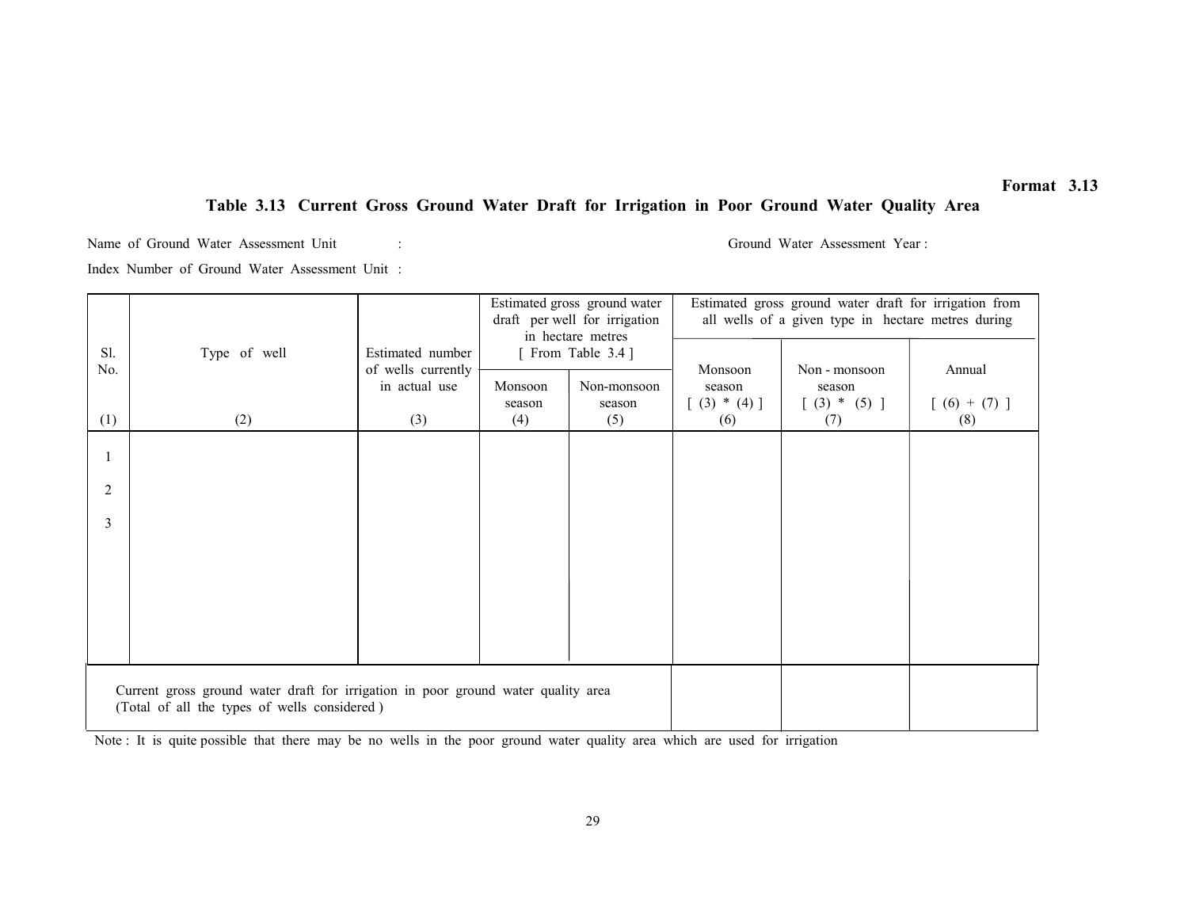**Format 3.13**

## Table 3.13 Current Gross Ground Water Draft for Irrigation in Poor Ground Water Quality Area

Name of Ground Water Assessment Unit : 　　　　　　　　　　Ground Water Assessment Year :

Index Number of Ground Water Assessment Unit :

| Sl. No. | Type of well | Estimated number of wells currently in actual use | Estimated gross ground water draft per well for irrigation in hectare metres [ From Table 3.4 ] | | Estimated gross ground water draft for irrigation from all wells of a given type in hectare metres during | | |
|---|---|---|---|---|---|---|---|
| | | | Monsoon season | Non-monsoon season | Monsoon season [ (3) * (4) ] | Non - monsoon season [ (3) * (5) ] | Annual [ (6) + (7) ] |
| (1) | (2) | (3) | (4) | (5) | (6) | (7) | (8) |
| 1 | | | | | | | |
| 2 | | | | | | | |
| 3 | | | | | | | |
| Current gross ground water draft for irrigation in poor ground water quality area (Total of all the types of wells considered ) | | | | | | | |

Note : It is quite possible that there may be no wells in the poor ground water quality area which are used for irrigation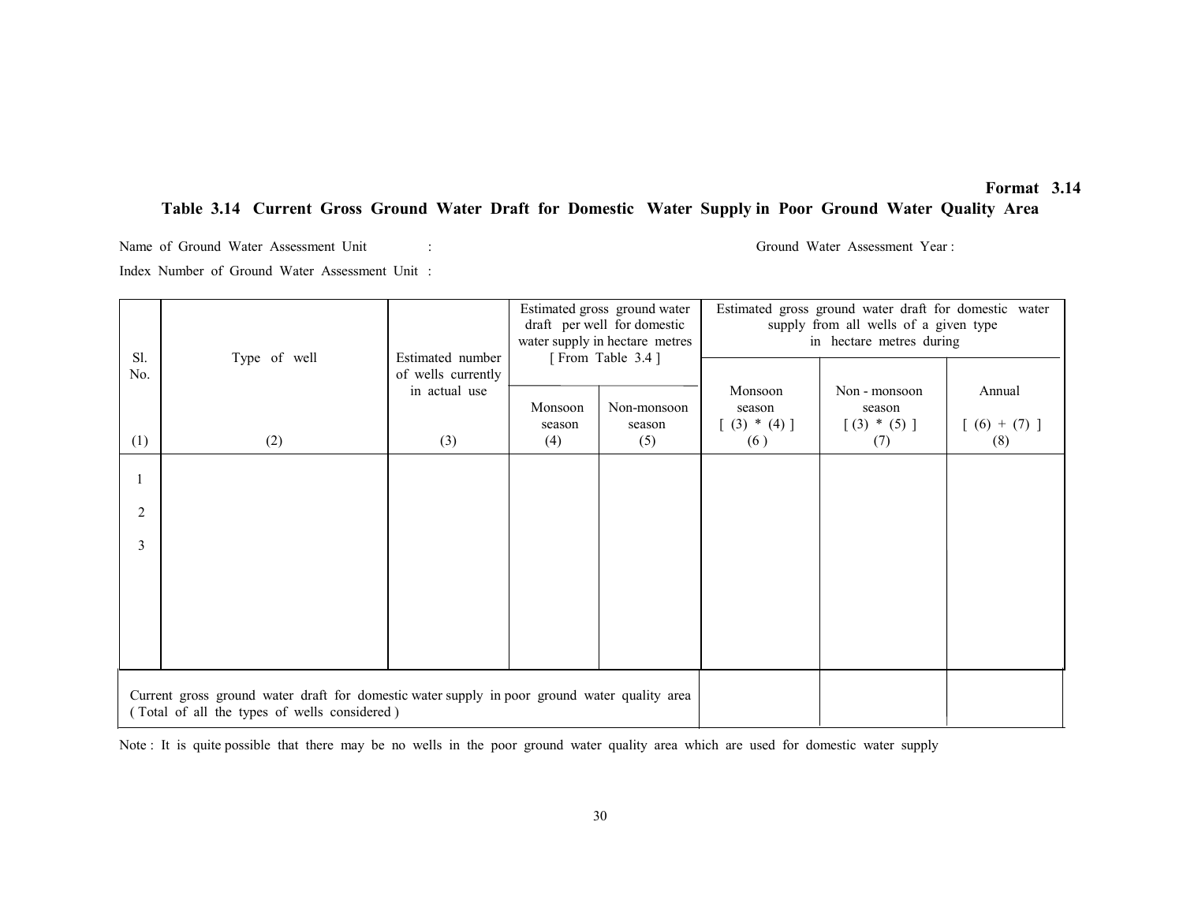**Format 3.14**

## Table 3.14 Current Gross Ground Water Draft for Domestic Water Supply in Poor Ground Water Quality Area

Name of Ground Water Assessment Unit : Ground Water Assessment Year :

Index Number of Ground Water Assessment Unit :

| Sl. No. | Type of well | Estimated number of wells currently in actual use | Estimated gross ground water draft per well for domestic water supply in hectare metres [ From Table 3.4 ] | | Estimated gross ground water draft for domestic water supply from all wells of a given type in hectare metres during | | |
|---|---|---|---|---|---|---|---|
| | | | Monsoon season | Non-monsoon season | Monsoon season [ (3) * (4) ] | Non - monsoon season [ (3) * (5) ] | Annual [ (6) + (7) ] |
| (1) | (2) | (3) | (4) | (5) | (6) | (7) | (8) |
| 1 | | | | | | | |
| 2 | | | | | | | |
| 3 | | | | | | | |
| Current gross ground water draft for domestic water supply in poor ground water quality area ( Total of all the types of wells considered ) | | | | | | | |

Note : It is quite possible that there may be no wells in the poor ground water quality area which are used for domestic water supply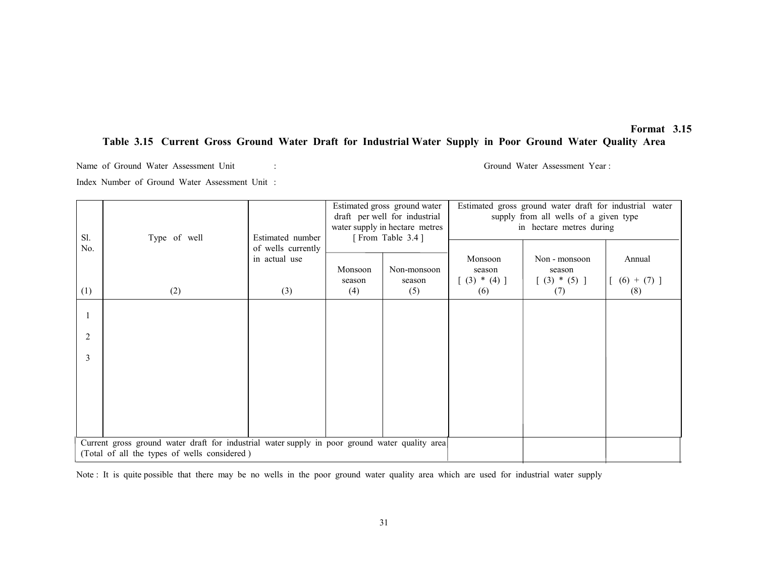**Format 3.15**

## Table 3.15 Current Gross Ground Water Draft for Industrial Water Supply in Poor Ground Water Quality Area

Name of Ground Water Assessment Unit : Ground Water Assessment Year :

Index Number of Ground Water Assessment Unit :

| Sl. No. | Type of well | Estimated number of wells currently in actual use | Estimated gross ground water draft per well for industrial water supply in hectare metres [ From Table 3.4 ] | | Estimated gross ground water draft for industrial water supply from all wells of a given type in hectare metres during | | |
|---|---|---|---|---|---|---|---|
| | | | Monsoon season | Non-monsoon season | Monsoon season [ (3) * (4) ] | Non - monsoon season [ (3) * (5) ] | Annual [ (6) + (7) ] |
| (1) | (2) | (3) | (4) | (5) | (6) | (7) | (8) |
| 1 | | | | | | | |
| 2 | | | | | | | |
| 3 | | | | | | | |
| Current gross ground water draft for industrial water supply in poor ground water quality area (Total of all the types of wells considered ) | | | | | | | |

Note : It is quite possible that there may be no wells in the poor ground water quality area which are used for industrial water supply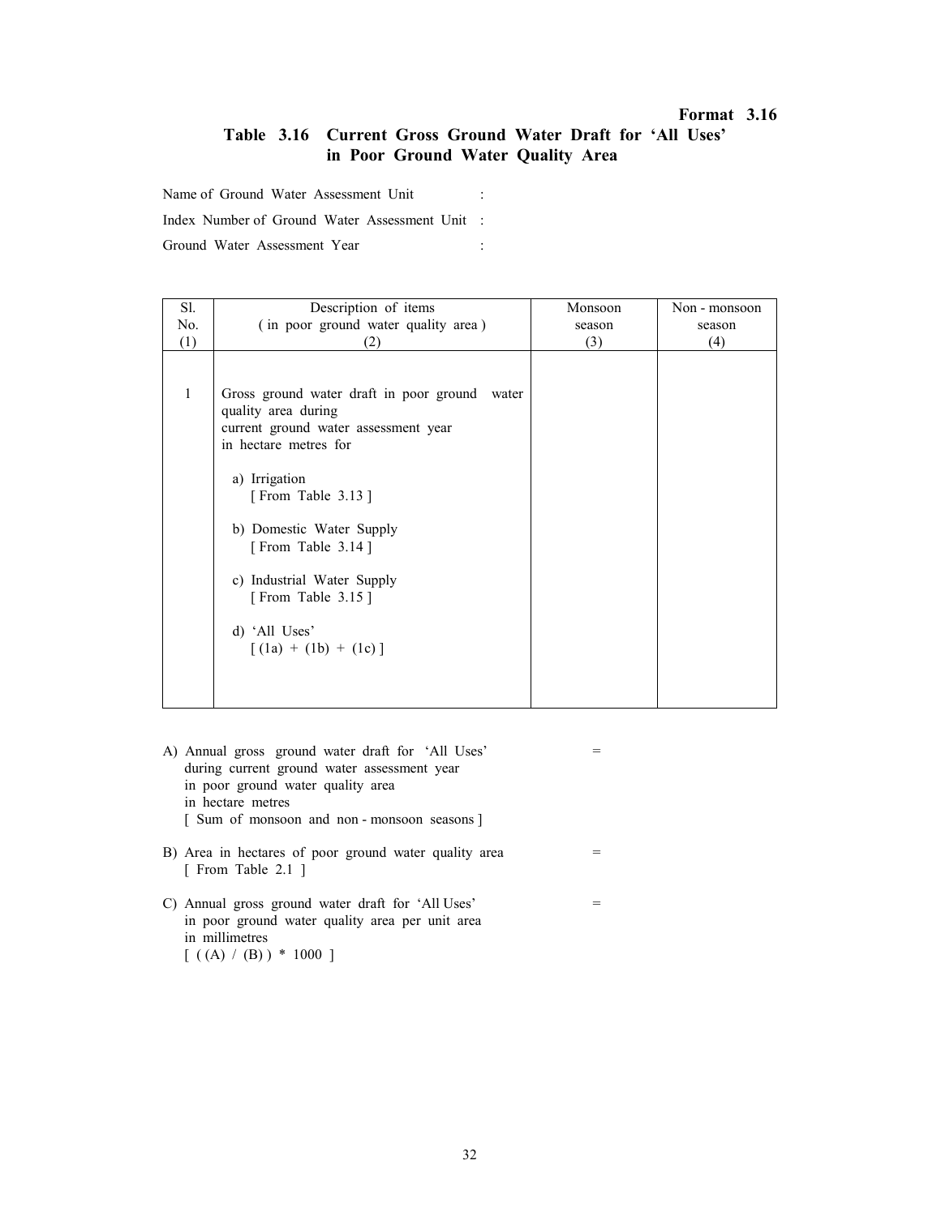**Format 3.16**

## Table 3.16 Current Gross Ground Water Draft for 'All Uses' in Poor Ground Water Quality Area

Name of Ground Water Assessment Unit :

Index Number of Ground Water Assessment Unit :

Ground Water Assessment Year :

| Sl. No. (1) | Description of items ( in poor ground water quality area ) (2) | Monsoon season (3) | Non - monsoon season (4) |
|---|---|---|---|
| 1 | Gross ground water draft in poor ground water quality area during current ground water assessment year in hectare metres for | | |
| | a) Irrigation [ From Table 3.13 ] | | |
| | b) Domestic Water Supply [ From Table 3.14 ] | | |
| | c) Industrial Water Supply [ From Table 3.15 ] | | |
| | d) 'All Uses' [ (1a) + (1b) + (1c) ] | | |

A) Annual gross ground water draft for 'All Uses' during current ground water assessment year in poor ground water quality area in hectare metres [ Sum of monsoon and non - monsoon seasons ] =

B) Area in hectares of poor ground water quality area [ From Table 2.1 ] =

C) Annual gross ground water draft for 'All Uses' in poor ground water quality area per unit area in millimetres [ ( (A) / (B) ) * 1000 ] =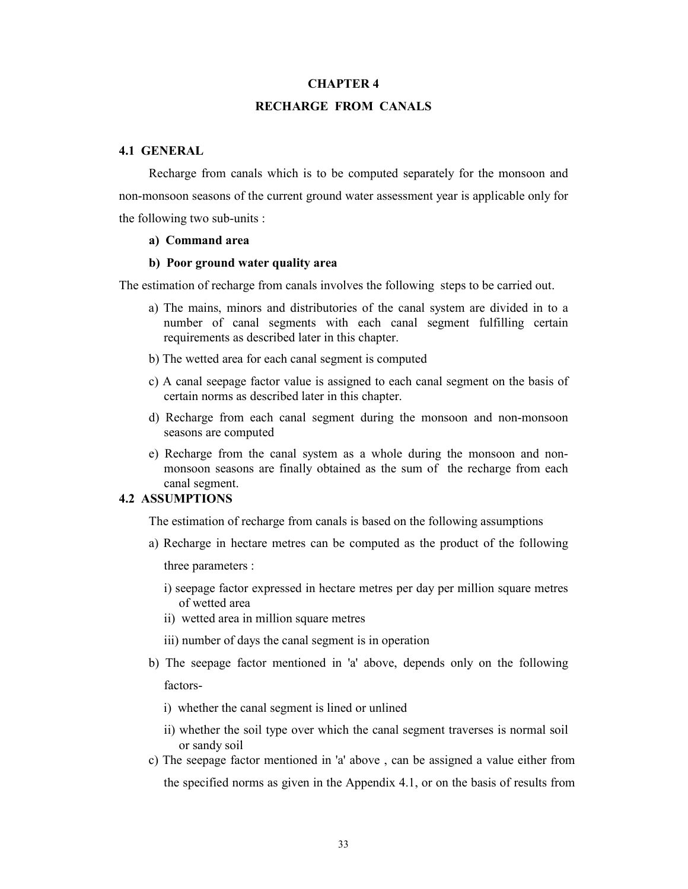# CHAPTER 4

# RECHARGE FROM CANALS

## 4.1 GENERAL

Recharge from canals which is to be computed separately for the monsoon and non-monsoon seasons of the current ground water assessment year is applicable only for the following two sub-units :

**a) Command area**

**b) Poor ground water quality area**

The estimation of recharge from canals involves the following steps to be carried out.

a) The mains, minors and distributories of the canal system are divided in to a number of canal segments with each canal segment fulfilling certain requirements as described later in this chapter.

b) The wetted area for each canal segment is computed

c) A canal seepage factor value is assigned to each canal segment on the basis of certain norms as described later in this chapter.

d) Recharge from each canal segment during the monsoon and non-monsoon seasons are computed

e) Recharge from the canal system as a whole during the monsoon and non-monsoon seasons are finally obtained as the sum of the recharge from each canal segment.

## 4.2 ASSUMPTIONS

The estimation of recharge from canals is based on the following assumptions

a) Recharge in hectare metres can be computed as the product of the following three parameters :

   i) seepage factor expressed in hectare metres per day per million square metres of wetted area

   ii) wetted area in million square metres

   iii) number of days the canal segment is in operation

b) The seepage factor mentioned in 'a' above, depends only on the following factors-

   i) whether the canal segment is lined or unlined

   ii) whether the soil type over which the canal segment traverses is normal soil or sandy soil

c) The seepage factor mentioned in 'a' above , can be assigned a value either from the specified norms as given in the Appendix 4.1, or on the basis of results from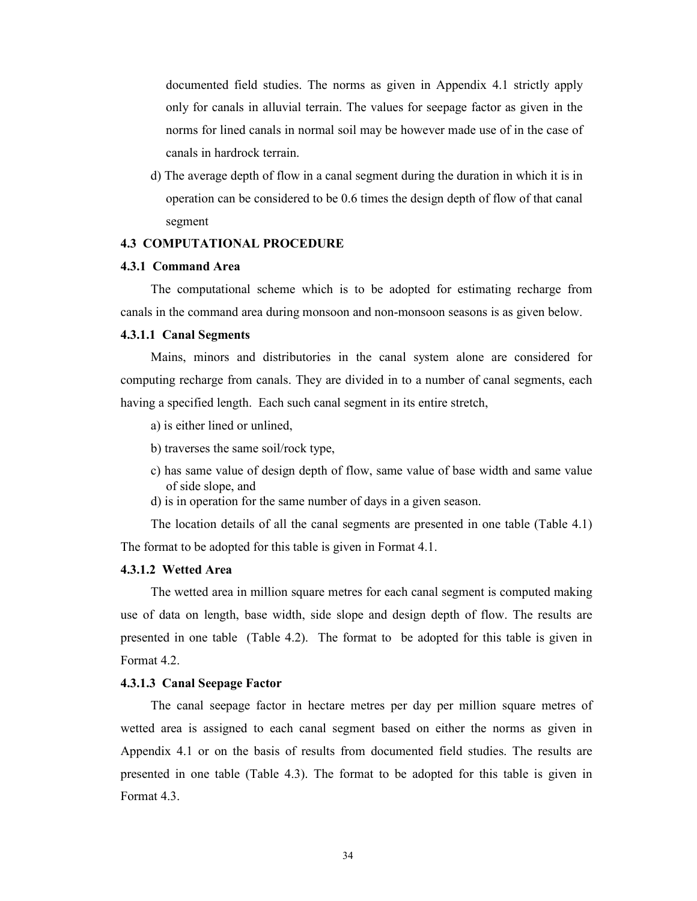documented field studies. The norms as given in Appendix 4.1 strictly apply only for canals in alluvial terrain. The values for seepage factor as given in the norms for lined canals in normal soil may be however made use of in the case of canals in hardrock terrain.

d) The average depth of flow in a canal segment during the duration in which it is in operation can be considered to be 0.6 times the design depth of flow of that canal segment

## 4.3 COMPUTATIONAL PROCEDURE

### 4.3.1 Command Area

The computational scheme which is to be adopted for estimating recharge from canals in the command area during monsoon and non-monsoon seasons is as given below.

#### 4.3.1.1 Canal Segments

Mains, minors and distributories in the canal system alone are considered for computing recharge from canals. They are divided in to a number of canal segments, each having a specified length. Each such canal segment in its entire stretch,

a) is either lined or unlined,

b) traverses the same soil/rock type,

c) has same value of design depth of flow, same value of base width and same value of side slope, and

d) is in operation for the same number of days in a given season.

The location details of all the canal segments are presented in one table (Table 4.1) The format to be adopted for this table is given in Format 4.1.

#### 4.3.1.2 Wetted Area

The wetted area in million square metres for each canal segment is computed making use of data on length, base width, side slope and design depth of flow. The results are presented in one table (Table 4.2). The format to be adopted for this table is given in Format 4.2.

#### 4.3.1.3 Canal Seepage Factor

The canal seepage factor in hectare metres per day per million square metres of wetted area is assigned to each canal segment based on either the norms as given in Appendix 4.1 or on the basis of results from documented field studies. The results are presented in one table (Table 4.3). The format to be adopted for this table is given in Format 4.3.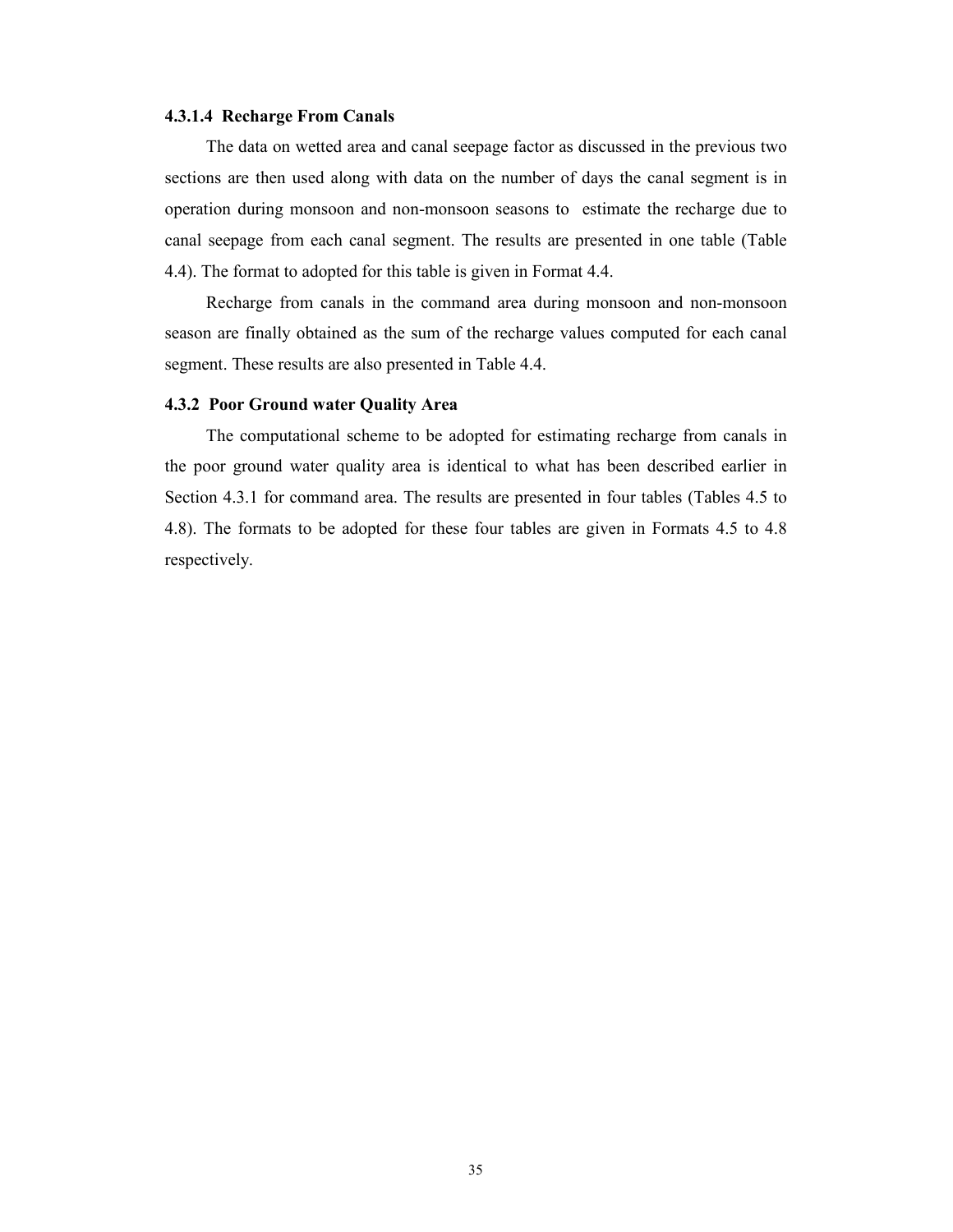#### 4.3.1.4 Recharge From Canals

The data on wetted area and canal seepage factor as discussed in the previous two sections are then used along with data on the number of days the canal segment is in operation during monsoon and non-monsoon seasons to estimate the recharge due to canal seepage from each canal segment. The results are presented in one table (Table 4.4). The format to adopted for this table is given in Format 4.4.

Recharge from canals in the command area during monsoon and non-monsoon season are finally obtained as the sum of the recharge values computed for each canal segment. These results are also presented in Table 4.4.

### 4.3.2 Poor Ground water Quality Area

The computational scheme to be adopted for estimating recharge from canals in the poor ground water quality area is identical to what has been described earlier in Section 4.3.1 for command area. The results are presented in four tables (Tables 4.5 to 4.8). The formats to be adopted for these four tables are given in Formats 4.5 to 4.8 respectively.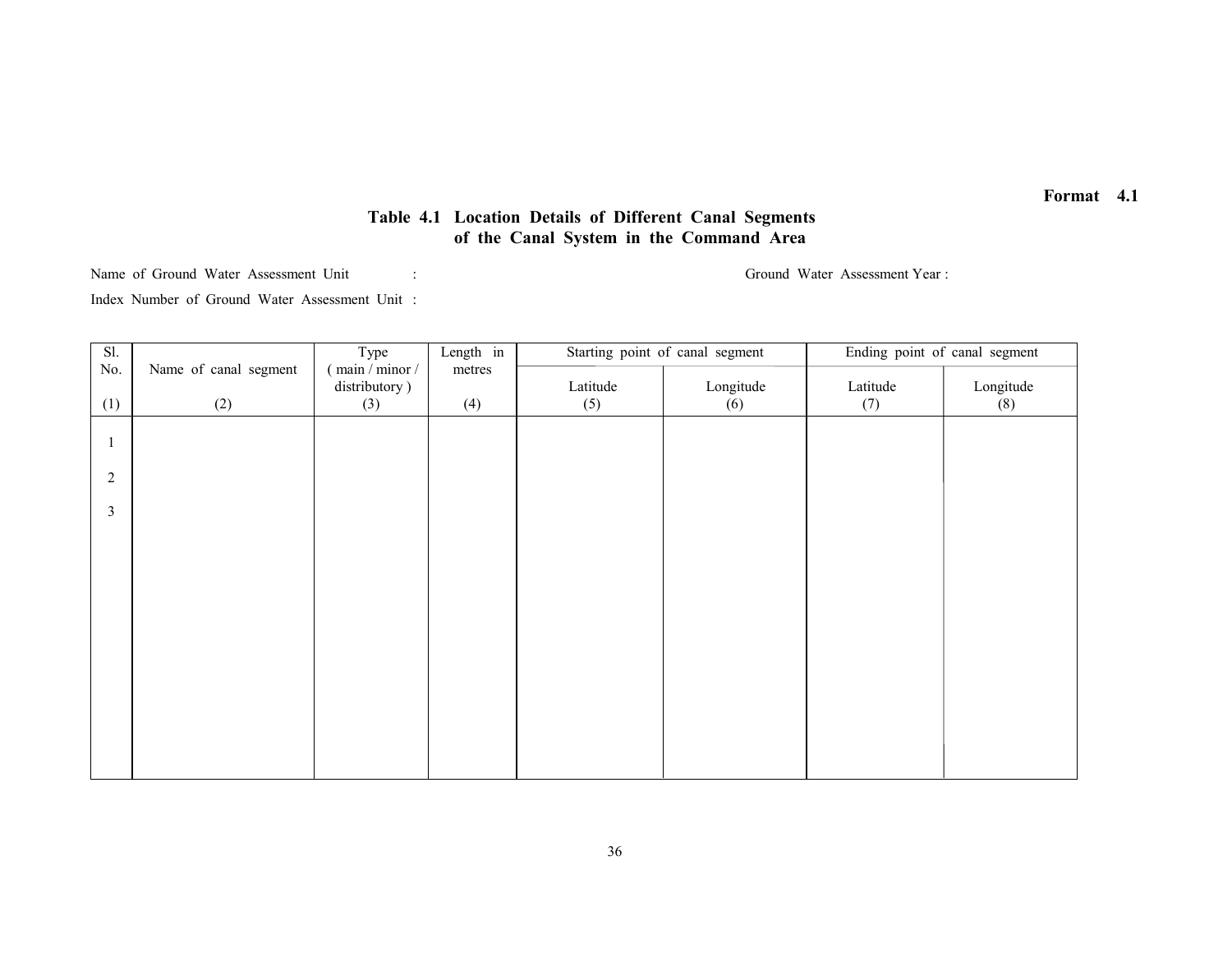Format 4.1

## Table 4.1 Location Details of Different Canal Segments of the Canal System in the Command Area

Name of Ground Water Assessment Unit : 　　　　　　　　　　Ground Water Assessment Year :

Index Number of Ground Water Assessment Unit :

| Sl. No. | Name of canal segment | Type ( main / minor / distributory ) | Length in metres | Starting point of canal segment | | Ending point of canal segment | |
|---|---|---|---|---|---|---|---|
| | | | | Latitude | Longitude | Latitude | Longitude |
| (1) | (2) | (3) | (4) | (5) | (6) | (7) | (8) |
| 1 | | | | | | | |
| 2 | | | | | | | |
| 3 | | | | | | | |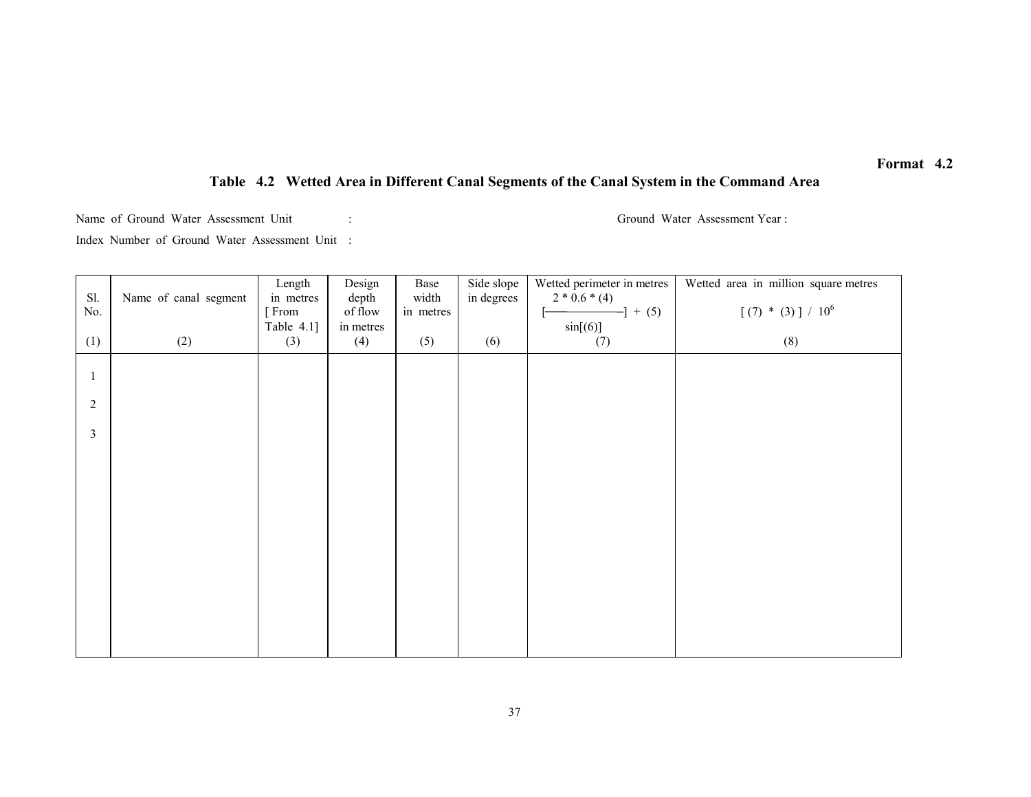**Format 4.2**

## Table 4.2 Wetted Area in Different Canal Segments of the Canal System in the Command Area

Name of Ground Water Assessment Unit : Ground Water Assessment Year :

Index Number of Ground Water Assessment Unit :

| Sl. No. | Name of canal segment | Length in metres [ From Table 4.1] | Design depth of flow in metres | Base width in metres | Side slope in degrees | Wetted perimeter in metres $\left[\frac{2 * 0.6 * (4)}{\sin[(6)]}\right] + (5)$ | Wetted area in million square metres $[ (7) * (3) ] / 10^6$ |
|---|---|---|---|---|---|---|---|
| (1) | (2) | (3) | (4) | (5) | (6) | (7) | (8) |
| 1 | | | | | | | |
| 2 | | | | | | | |
| 3 | | | | | | | |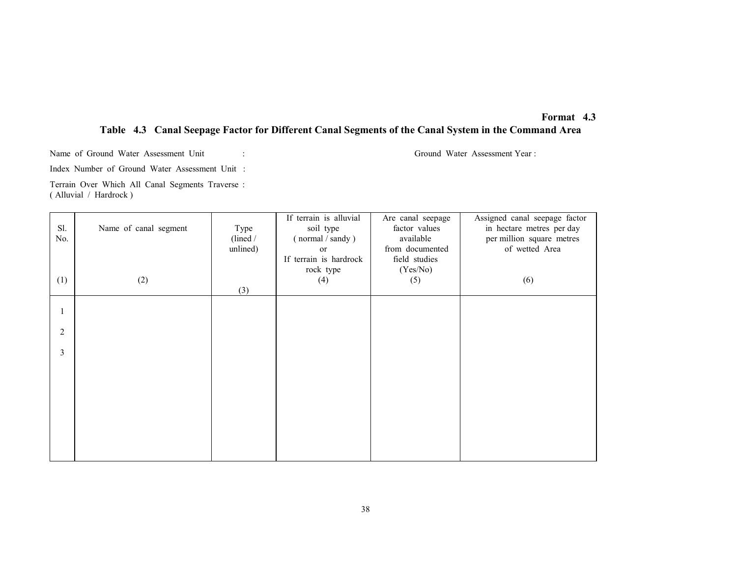**Format 4.3**

## Table 4.3 Canal Seepage Factor for Different Canal Segments of the Canal System in the Command Area

Name of Ground Water Assessment Unit : 

Ground Water Assessment Year :

Index Number of Ground Water Assessment Unit :

Terrain Over Which All Canal Segments Traverse :
( Alluvial / Hardrock )

| Sl. No. | Name of canal segment | Type (lined / unlined) | If terrain is alluvial soil type ( normal / sandy ) or If terrain is hardrock rock type | Are canal seepage factor values available from documented field studies (Yes/No) | Assigned canal seepage factor in hectare metres per day per million square metres of wetted Area |
|---|---|---|---|---|---|
| (1) | (2) | (3) | (4) | (5) | (6) |
| 1 | | | | | |
| 2 | | | | | |
| 3 | | | | | |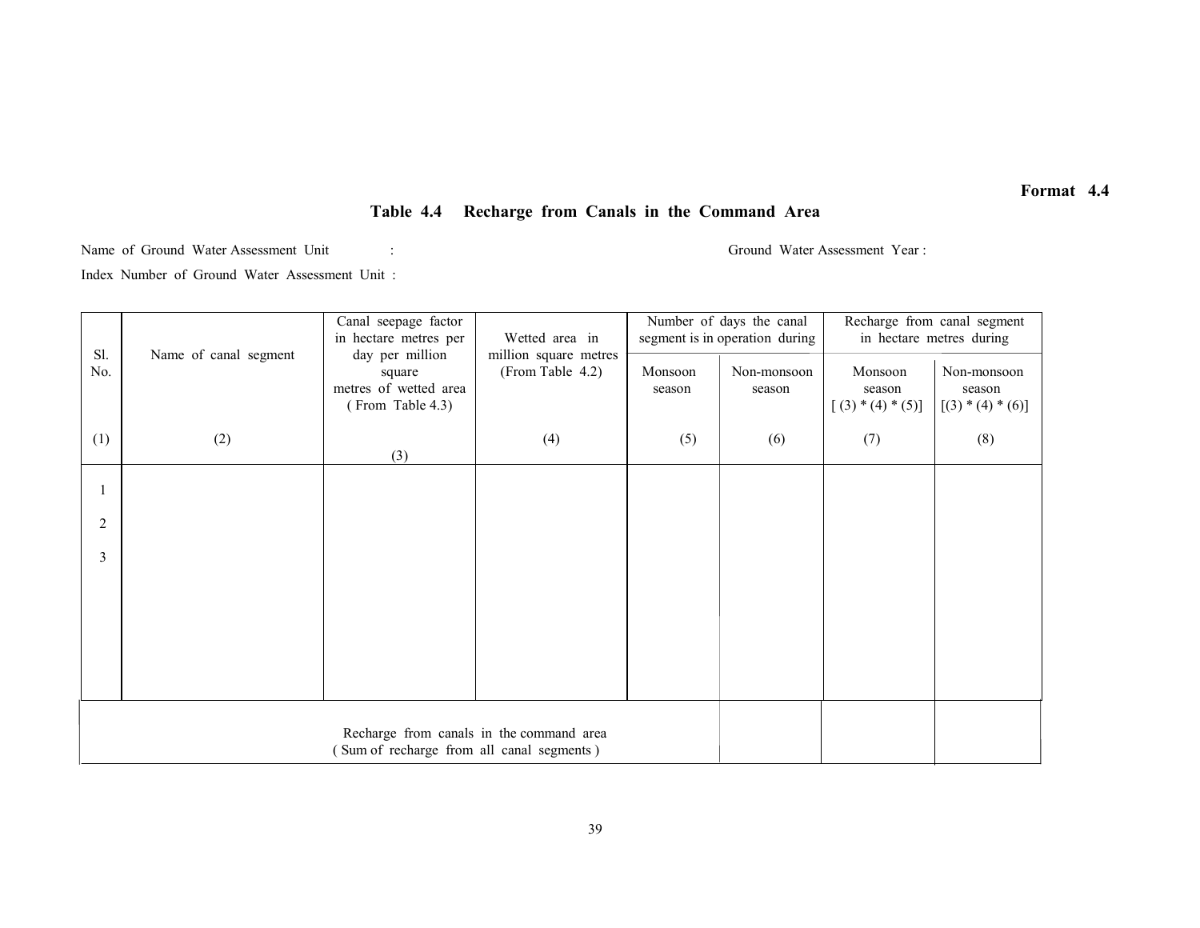**Format 4.4**

## Table 4.4 Recharge from Canals in the Command Area

Name of Ground Water Assessment Unit : Ground Water Assessment Year :

Index Number of Ground Water Assessment Unit :

| Sl. No. | Name of canal segment | Canal seepage factor in hectare metres per day per million square metres of wetted area ( From Table 4.3) | Wetted area in million square metres (From Table 4.2) | Number of days the canal segment is in operation during | | Recharge from canal segment in hectare metres during | |
|---|---|---|---|---|---|---|---|
| | | | | Monsoon season | Non-monsoon season | Monsoon season [ (3) * (4) * (5)] | Non-monsoon season [(3) * (4) * (6)] |
| (1) | (2) | (3) | (4) | (5) | (6) | (7) | (8) |
| 1 | | | | | | | |
| 2 | | | | | | | |
| 3 | | | | | | | |
| Recharge from canals in the command area ( Sum of recharge from all canal segments ) | | | | | | | |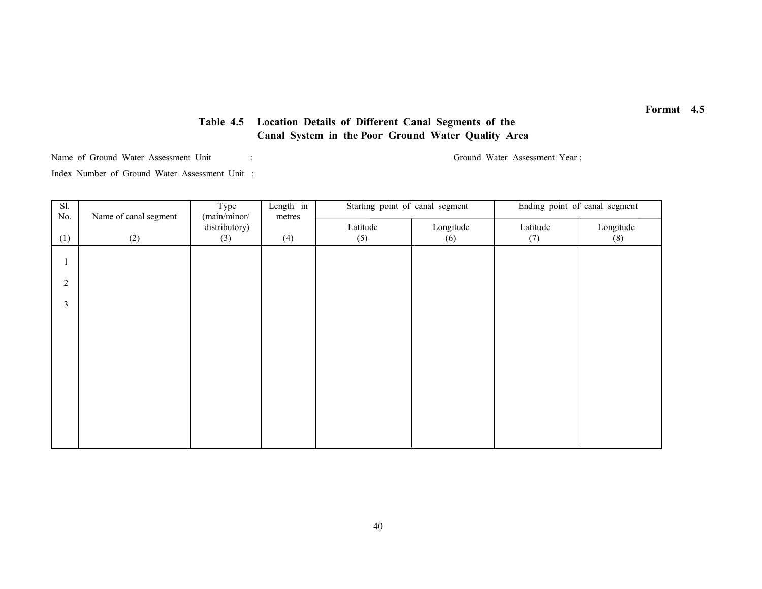**Format 4.5**

## Table 4.5 Location Details of Different Canal Segments of the Canal System in the Poor Ground Water Quality Area

Name of Ground Water Assessment Unit : Ground Water Assessment Year :

Index Number of Ground Water Assessment Unit :

| Sl. No. | Name of canal segment | Type (main/minor/ distributory) | Length in metres | Starting point of canal segment | | Ending point of canal segment | |
|---|---|---|---|---|---|---|---|
| | | | | Latitude | Longitude | Latitude | Longitude |
| (1) | (2) | (3) | (4) | (5) | (6) | (7) | (8) |
| 1 | | | | | | | |
| 2 | | | | | | | |
| 3 | | | | | | | |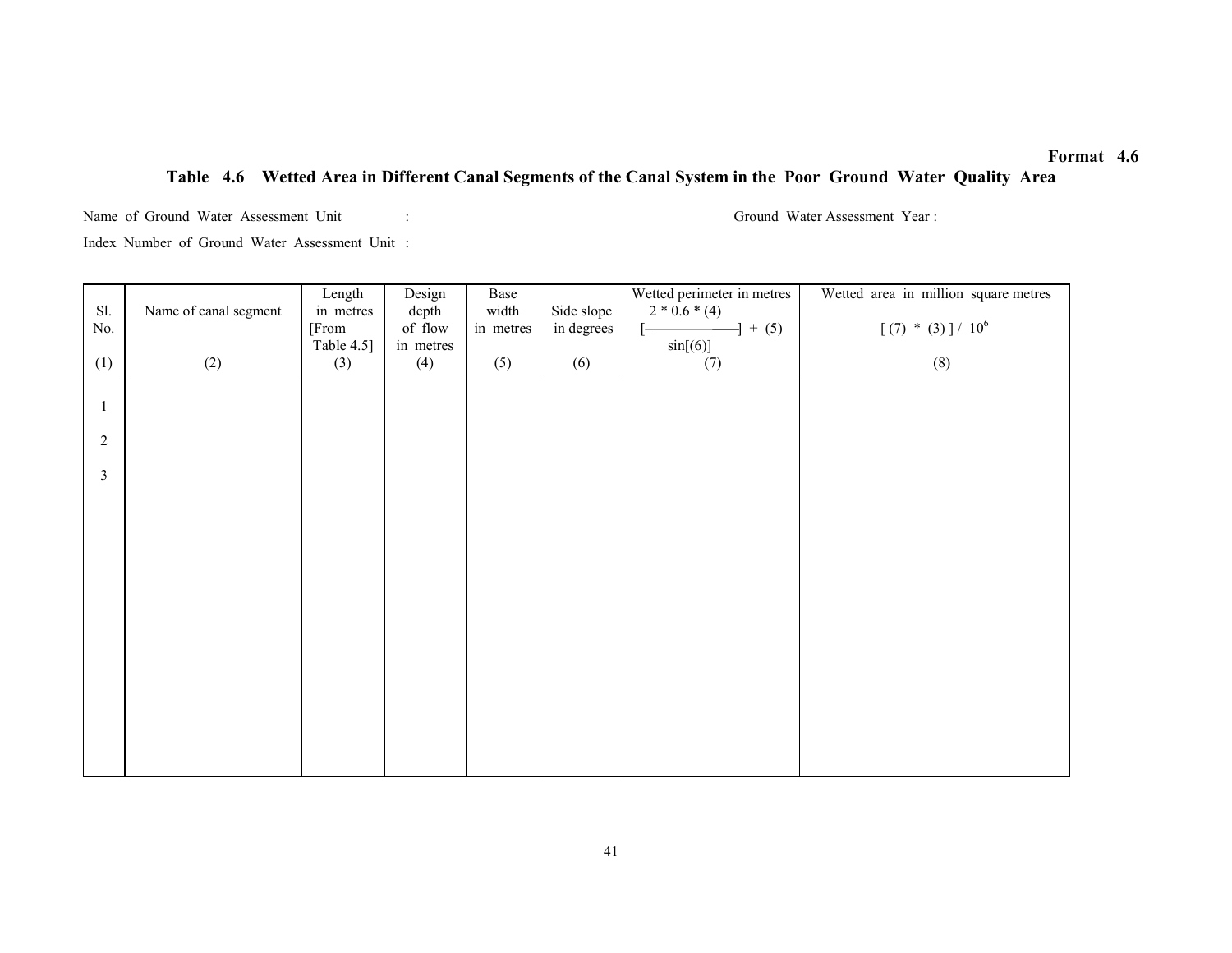**Format 4.6**

## Table 4.6 Wetted Area in Different Canal Segments of the Canal System in the Poor Ground Water Quality Area

Name of Ground Water Assessment Unit : Ground Water Assessment Year :

Index Number of Ground Water Assessment Unit :

| Sl. No. | Name of canal segment | Length in metres [From Table 4.5] | Design depth of flow in metres | Base width in metres | Side slope in degrees | Wetted perimeter in metres $\left[\frac{2 * 0.6 * (4)}{\sin[(6)]}\right] + (5)$ | Wetted area in million square metres $[(7) * (3)] / 10^6$ |
|---|---|---|---|---|---|---|---|
| (1) | (2) | (3) | (4) | (5) | (6) | (7) | (8) |
| 1 | | | | | | | |
| 2 | | | | | | | |
| 3 | | | | | | | |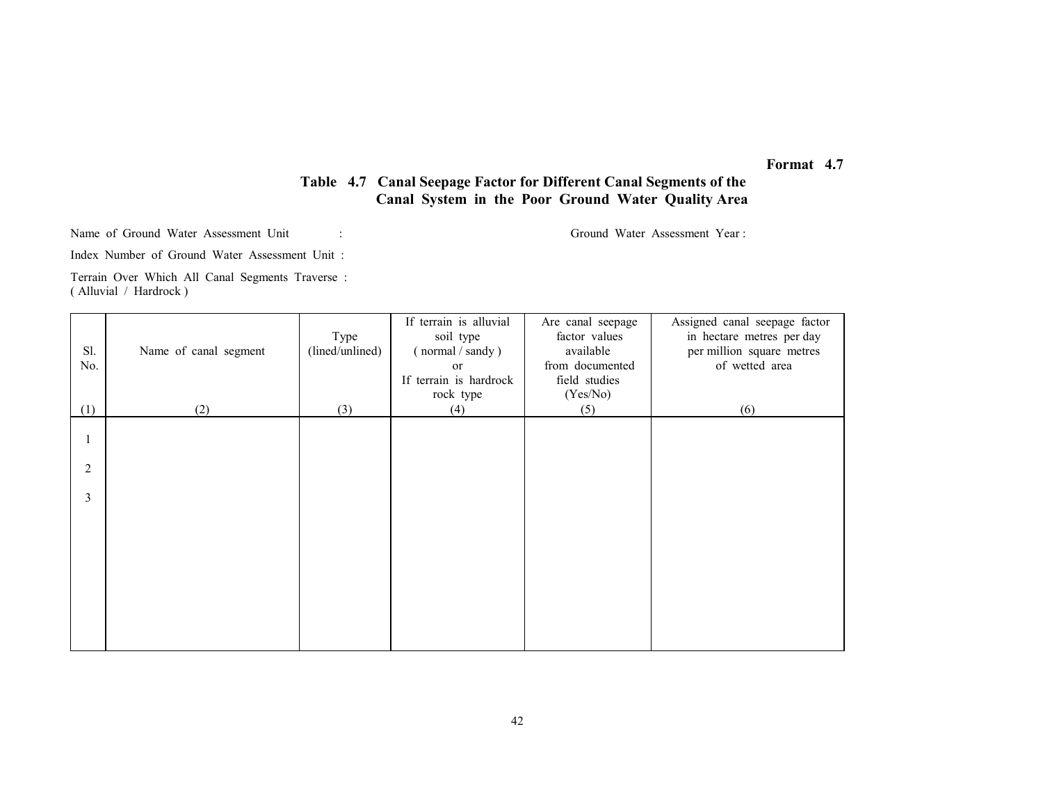**Format 4.7**

## Table 4.7 Canal Seepage Factor for Different Canal Segments of the Canal System in the Poor Ground Water Quality Area

Name of Ground Water Assessment Unit : Ground Water Assessment Year :

Index Number of Ground Water Assessment Unit :

Terrain Over Which All Canal Segments Traverse :
( Alluvial / Hardrock )

| Sl. No. | Name of canal segment | Type (lined/unlined) | If terrain is alluvial soil type ( normal / sandy ) or If terrain is hardrock rock type | Are canal seepage factor values available from documented field studies (Yes/No) | Assigned canal seepage factor in hectare metres per day per million square metres of wetted area |
|---|---|---|---|---|---|
| (1) | (2) | (3) | (4) | (5) | (6) |
| 1 | | | | | |
| 2 | | | | | |
| 3 | | | | | |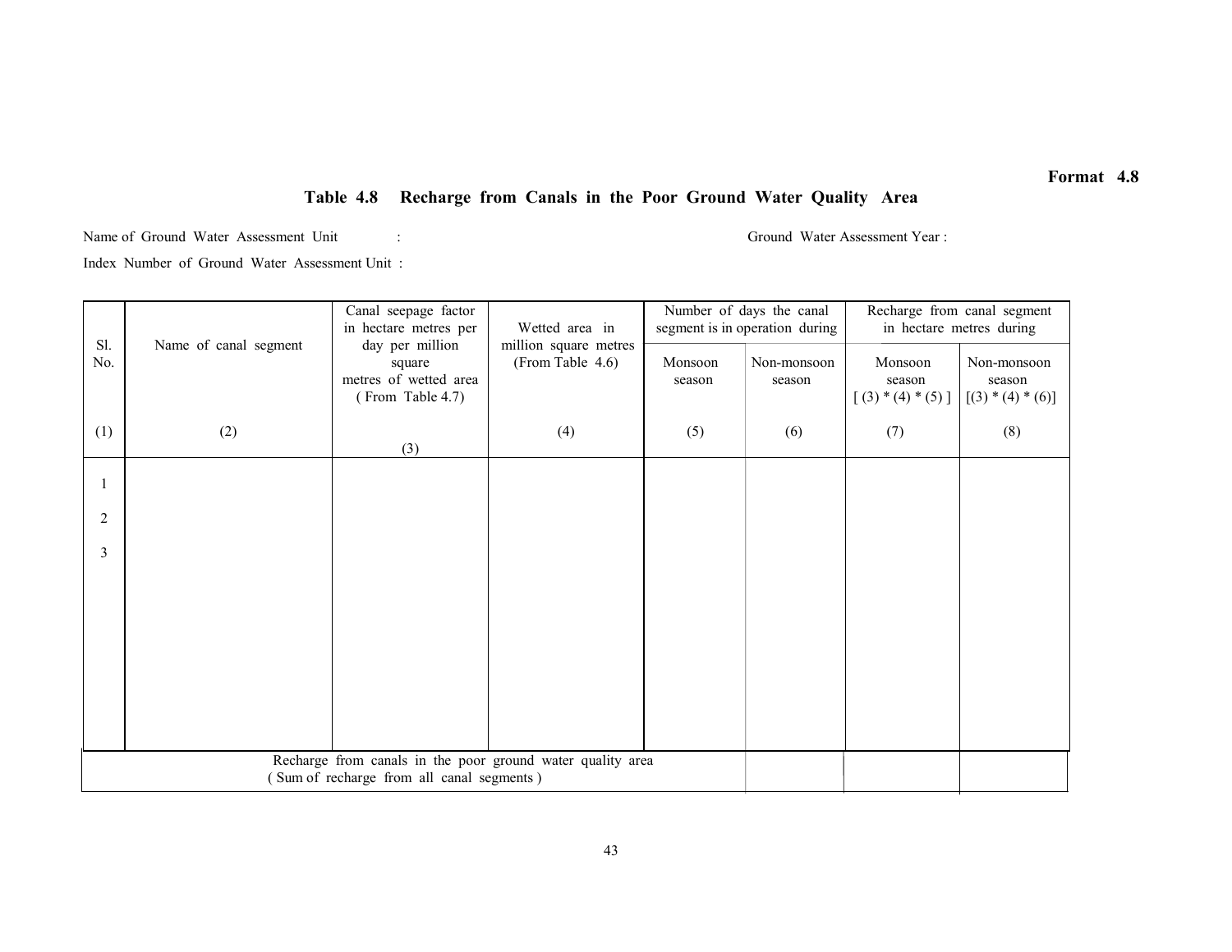**Format 4.8**

## Table 4.8 Recharge from Canals in the Poor Ground Water Quality Area

Name of Ground Water Assessment Unit : 　　　　　　　　Ground Water Assessment Year :

Index Number of Ground Water Assessment Unit :

| Sl. No. | Name of canal segment | Canal seepage factor in hectare metres per day per million square metres of wetted area ( From Table 4.7) | Wetted area in million square metres (From Table 4.6) | Number of days the canal segment is in operation during | | Recharge from canal segment in hectare metres during | |
|---|---|---|---|---|---|---|---|
| | | | | Monsoon season | Non-monsoon season | Monsoon season [ (3) * (4) * (5) ] | Non-monsoon season [(3) * (4) * (6)] |
| (1) | (2) | (3) | (4) | (5) | (6) | (7) | (8) |
| 1 | | | | | | | |
| 2 | | | | | | | |
| 3 | | | | | | | |
| Recharge from canals in the poor ground water quality area ( Sum of recharge from all canal segments ) | | | | | | | |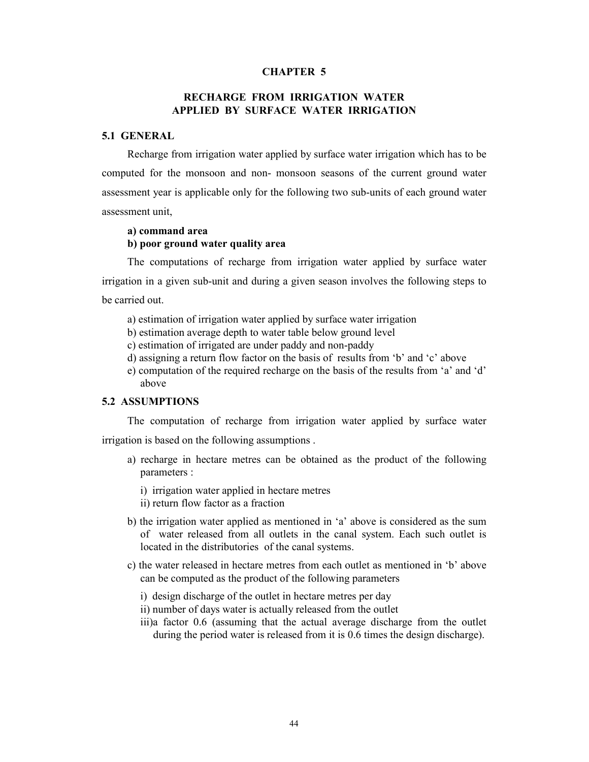# CHAPTER 5

## RECHARGE FROM IRRIGATION WATER APPLIED BY SURFACE WATER IRRIGATION

### 5.1 GENERAL

Recharge from irrigation water applied by surface water irrigation which has to be computed for the monsoon and non- monsoon seasons of the current ground water assessment year is applicable only for the following two sub-units of each ground water assessment unit,

**a) command area**
**b) poor ground water quality area**

The computations of recharge from irrigation water applied by surface water irrigation in a given sub-unit and during a given season involves the following steps to be carried out.

a) estimation of irrigation water applied by surface water irrigation
b) estimation average depth to water table below ground level
c) estimation of irrigated are under paddy and non-paddy
d) assigning a return flow factor on the basis of results from 'b' and 'c' above
e) computation of the required recharge on the basis of the results from 'a' and 'd' above

### 5.2 ASSUMPTIONS

The computation of recharge from irrigation water applied by surface water irrigation is based on the following assumptions .

a) recharge in hectare metres can be obtained as the product of the following parameters :

   i) irrigation water applied in hectare metres
   ii) return flow factor as a fraction

b) the irrigation water applied as mentioned in 'a' above is considered as the sum of water released from all outlets in the canal system. Each such outlet is located in the distributories of the canal systems.

c) the water released in hectare metres from each outlet as mentioned in 'b' above can be computed as the product of the following parameters

   i) design discharge of the outlet in hectare metres per day
   ii) number of days water is actually released from the outlet
   iii)a factor 0.6 (assuming that the actual average discharge from the outlet during the period water is released from it is 0.6 times the design discharge).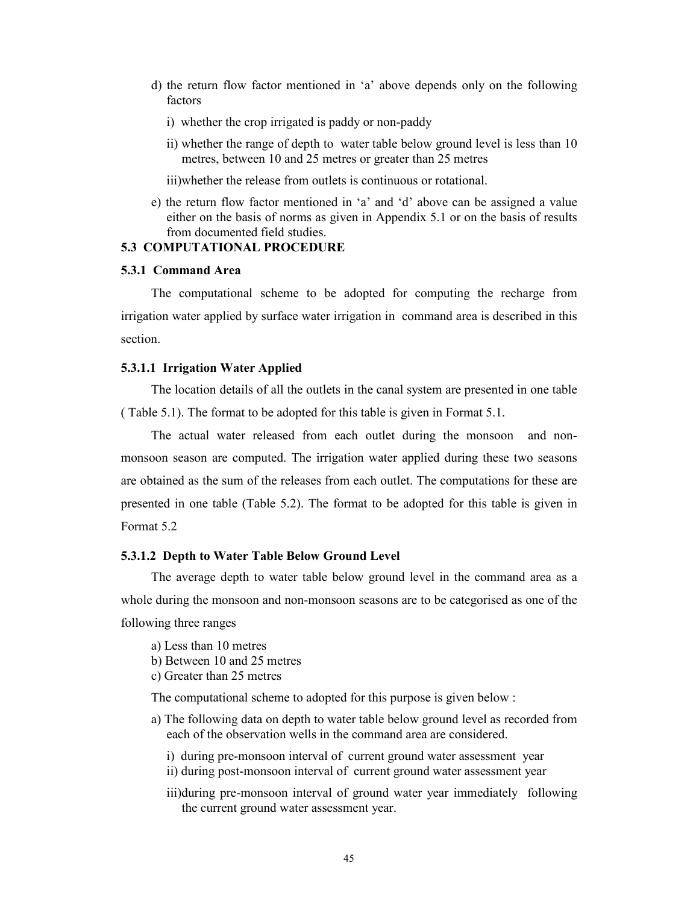d) the return flow factor mentioned in 'a' above depends only on the following factors

   i) whether the crop irrigated is paddy or non-paddy

   ii) whether the range of depth to water table below ground level is less than 10 metres, between 10 and 25 metres or greater than 25 metres

   iii) whether the release from outlets is continuous or rotational.

e) the return flow factor mentioned in 'a' and 'd' above can be assigned a value either on the basis of norms as given in Appendix 5.1 or on the basis of results from documented field studies.

## 5.3 COMPUTATIONAL PROCEDURE

### 5.3.1 Command Area

The computational scheme to be adopted for computing the recharge from irrigation water applied by surface water irrigation in command area is described in this section.

#### 5.3.1.1 Irrigation Water Applied

The location details of all the outlets in the canal system are presented in one table ( Table 5.1). The format to be adopted for this table is given in Format 5.1.

The actual water released from each outlet during the monsoon and non-monsoon season are computed. The irrigation water applied during these two seasons are obtained as the sum of the releases from each outlet. The computations for these are presented in one table (Table 5.2). The format to be adopted for this table is given in Format 5.2

#### 5.3.1.2 Depth to Water Table Below Ground Level

The average depth to water table below ground level in the command area as a whole during the monsoon and non-monsoon seasons are to be categorised as one of the following three ranges

a) Less than 10 metres
b) Between 10 and 25 metres
c) Greater than 25 metres

The computational scheme to adopted for this purpose is given below :

a) The following data on depth to water table below ground level as recorded from each of the observation wells in the command area are considered.

   i) during pre-monsoon interval of current ground water assessment year
   ii) during post-monsoon interval of current ground water assessment year
   iii) during pre-monsoon interval of ground water year immediately following the current ground water assessment year.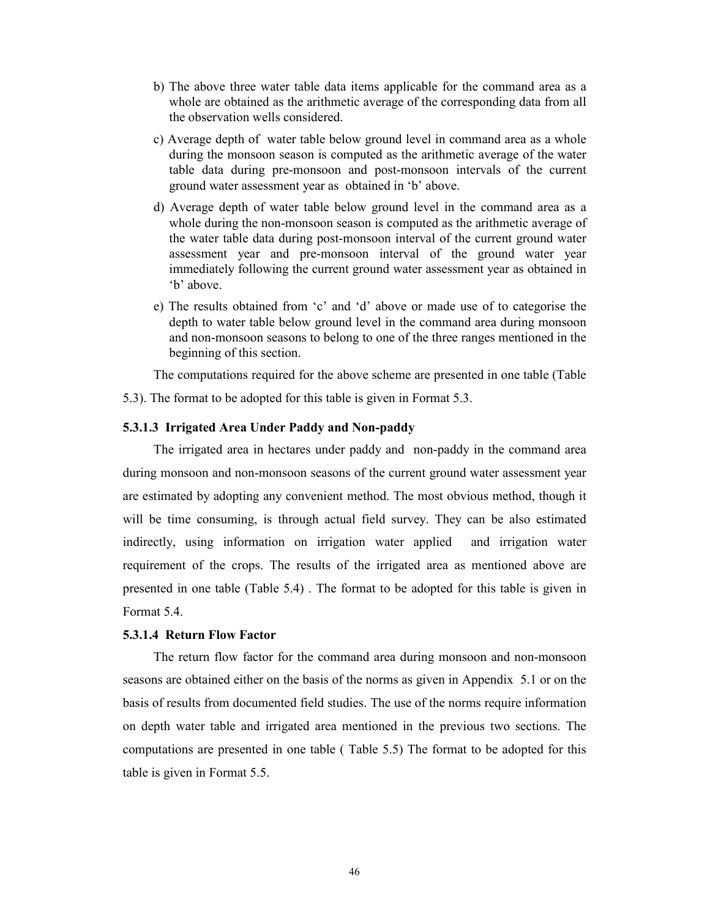b) The above three water table data items applicable for the command area as a whole are obtained as the arithmetic average of the corresponding data from all the observation wells considered.

c) Average depth of water table below ground level in command area as a whole during the monsoon season is computed as the arithmetic average of the water table data during pre-monsoon and post-monsoon intervals of the current ground water assessment year as obtained in 'b' above.

d) Average depth of water table below ground level in the command area as a whole during the non-monsoon season is computed as the arithmetic average of the water table data during post-monsoon interval of the current ground water assessment year and pre-monsoon interval of the ground water year immediately following the current ground water assessment year as obtained in 'b' above.

e) The results obtained from 'c' and 'd' above or made use of to categorise the depth to water table below ground level in the command area during monsoon and non-monsoon seasons to belong to one of the three ranges mentioned in the beginning of this section.

The computations required for the above scheme are presented in one table (Table 5.3). The format to be adopted for this table is given in Format 5.3.

#### 5.3.1.3 Irrigated Area Under Paddy and Non-paddy

The irrigated area in hectares under paddy and non-paddy in the command area during monsoon and non-monsoon seasons of the current ground water assessment year are estimated by adopting any convenient method. The most obvious method, though it will be time consuming, is through actual field survey. They can be also estimated indirectly, using information on irrigation water applied and irrigation water requirement of the crops. The results of the irrigated area as mentioned above are presented in one table (Table 5.4) . The format to be adopted for this table is given in Format 5.4.

#### 5.3.1.4 Return Flow Factor

The return flow factor for the command area during monsoon and non-monsoon seasons are obtained either on the basis of the norms as given in Appendix 5.1 or on the basis of results from documented field studies. The use of the norms require information on depth water table and irrigated area mentioned in the previous two sections. The computations are presented in one table ( Table 5.5) The format to be adopted for this table is given in Format 5.5.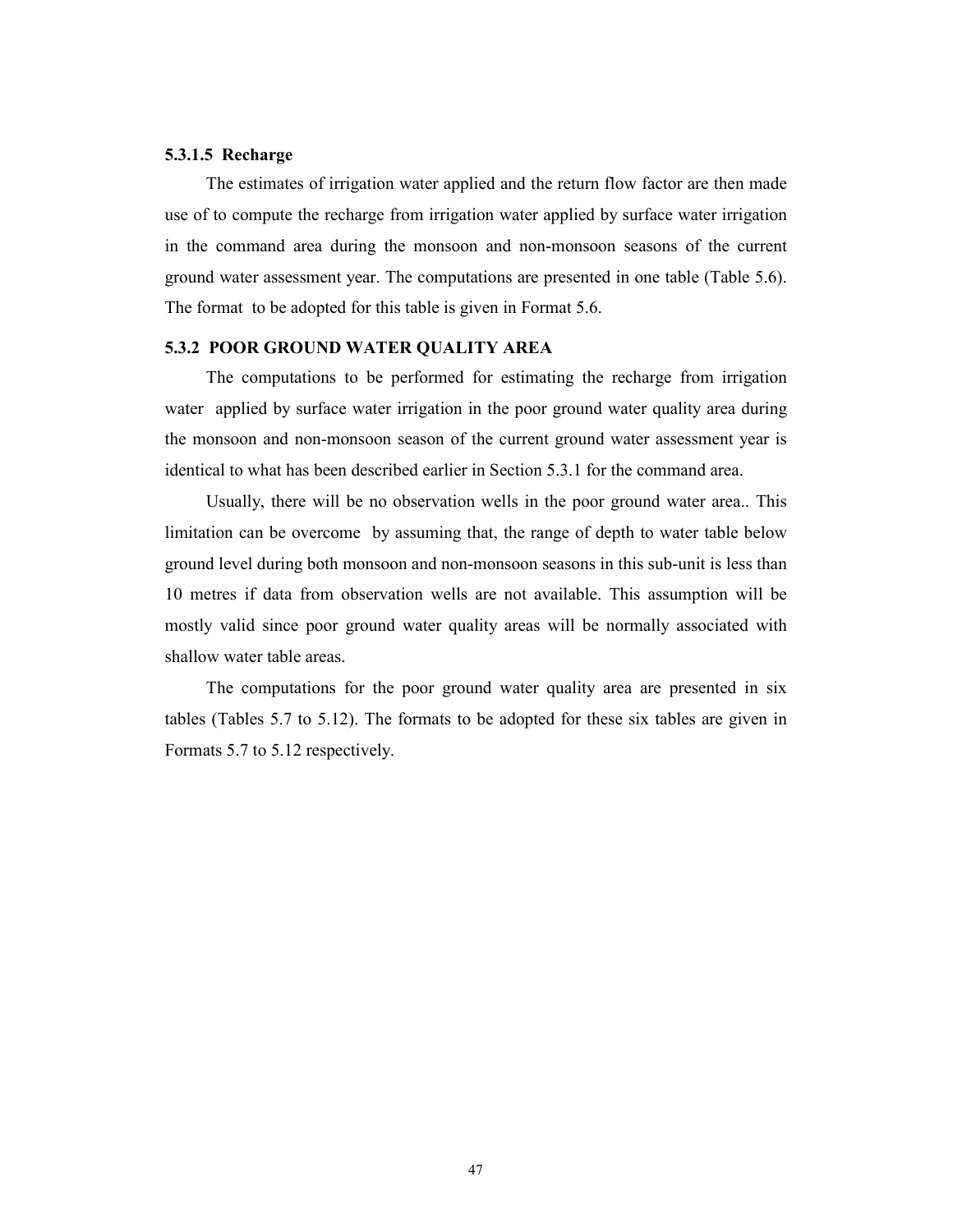#### 5.3.1.5 Recharge

The estimates of irrigation water applied and the return flow factor are then made use of to compute the recharge from irrigation water applied by surface water irrigation in the command area during the monsoon and non-monsoon seasons of the current ground water assessment year. The computations are presented in one table (Table 5.6). The format to be adopted for this table is given in Format 5.6.

### 5.3.2 POOR GROUND WATER QUALITY AREA

The computations to be performed for estimating the recharge from irrigation water applied by surface water irrigation in the poor ground water quality area during the monsoon and non-monsoon season of the current ground water assessment year is identical to what has been described earlier in Section 5.3.1 for the command area.

Usually, there will be no observation wells in the poor ground water area.. This limitation can be overcome by assuming that, the range of depth to water table below ground level during both monsoon and non-monsoon seasons in this sub-unit is less than 10 metres if data from observation wells are not available. This assumption will be mostly valid since poor ground water quality areas will be normally associated with shallow water table areas.

The computations for the poor ground water quality area are presented in six tables (Tables 5.7 to 5.12). The formats to be adopted for these six tables are given in Formats 5.7 to 5.12 respectively.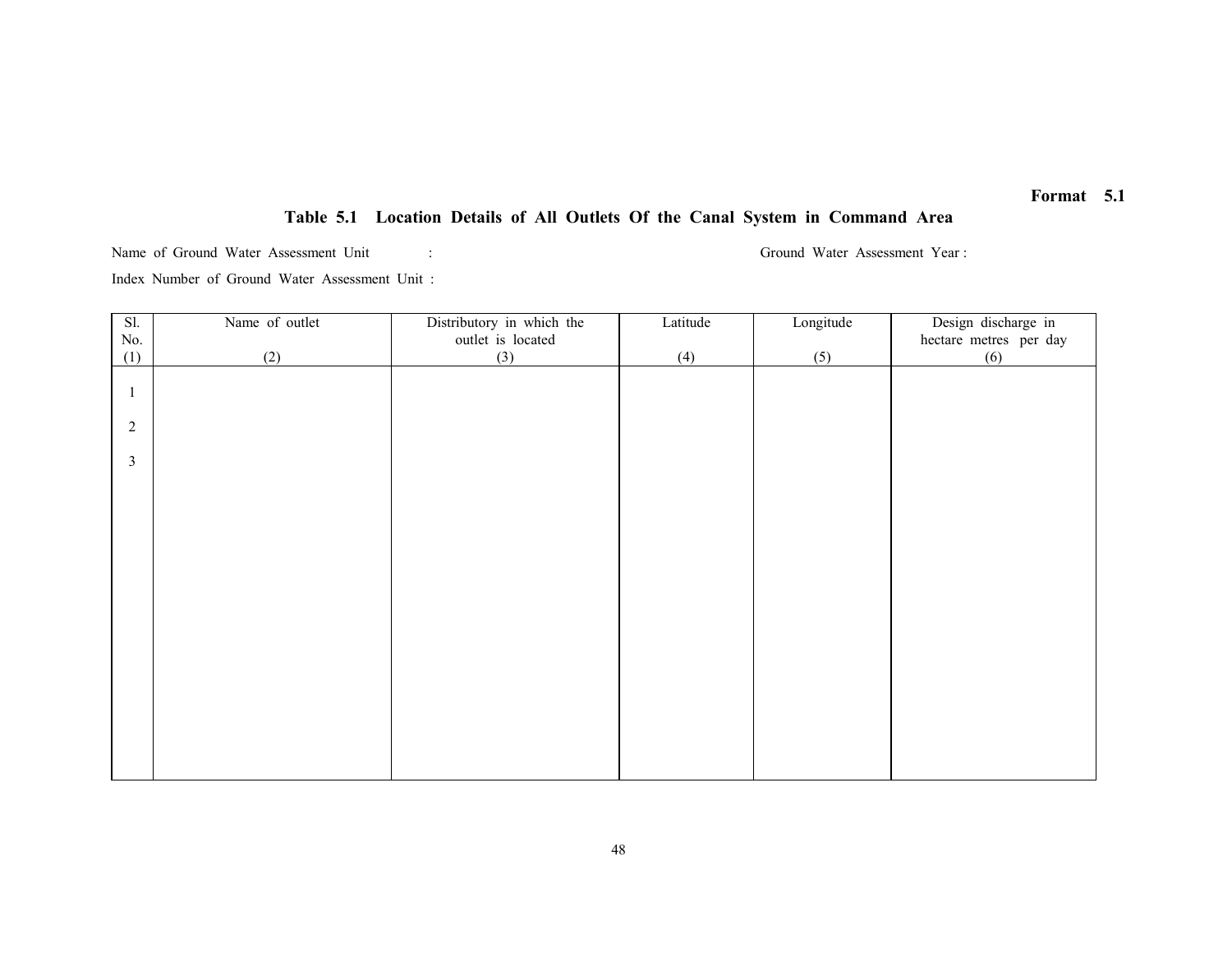**Format 5.1**

## Table 5.1 Location Details of All Outlets Of the Canal System in Command Area

Name of Ground Water Assessment Unit : Ground Water Assessment Year :

Index Number of Ground Water Assessment Unit :

| Sl. No. (1) | Name of outlet (2) | Distributory in which the outlet is located (3) | Latitude (4) | Longitude (5) | Design discharge in hectare metres per day (6) |
|---|---|---|---|---|---|
| 1 | | | | | |
| 2 | | | | | |
| 3 | | | | | |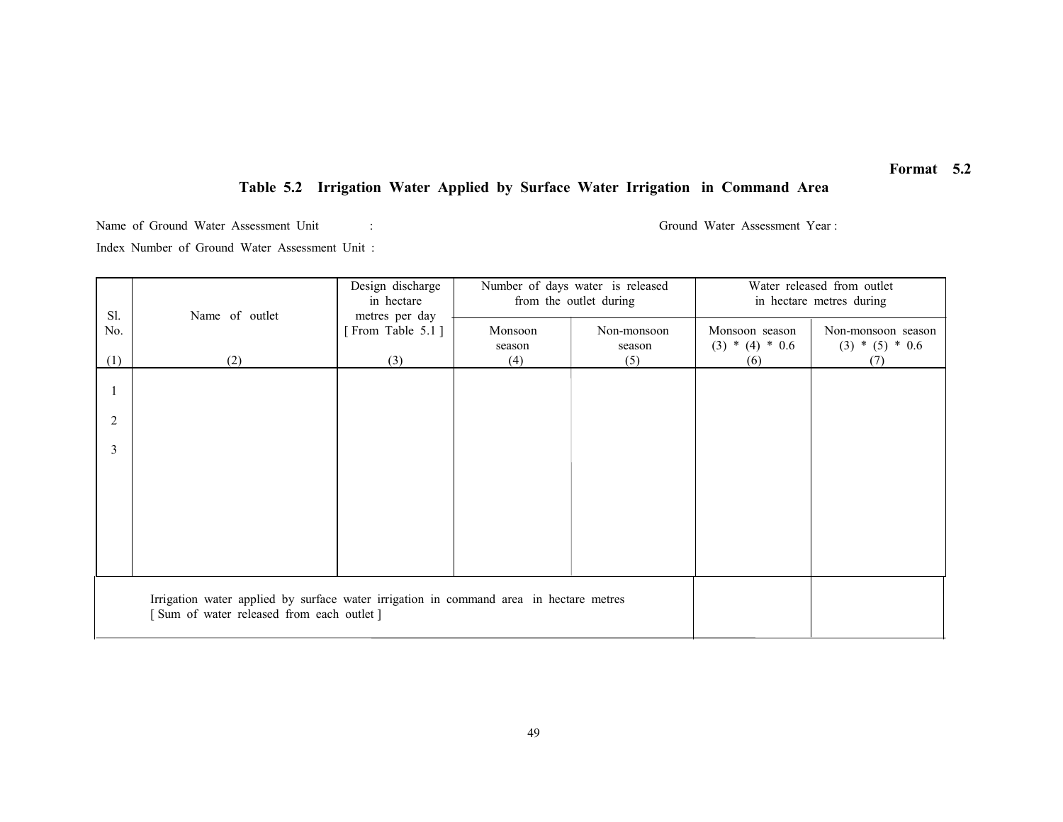**Format 5.2**

## Table 5.2 Irrigation Water Applied by Surface Water Irrigation in Command Area

Name of Ground Water Assessment Unit : Ground Water Assessment Year :

Index Number of Ground Water Assessment Unit :

| Sl. No. | Name of outlet | Design discharge in hectare metres per day [ From Table 5.1 ] | Number of days water is released from the outlet during | | Water released from outlet in hectare metres during | |
|---|---|---|---|---|---|---|
| | | | Monsoon season | Non-monsoon season | Monsoon season (3) * (4) * 0.6 | Non-monsoon season (3) * (5) * 0.6 |
| (1) | (2) | (3) | (4) | (5) | (6) | (7) |
| 1 | | | | | | |
| 2 | | | | | | |
| 3 | | | | | | |
| Irrigation water applied by surface water irrigation in command area in hectare metres [ Sum of water released from each outlet ] | | | | | | |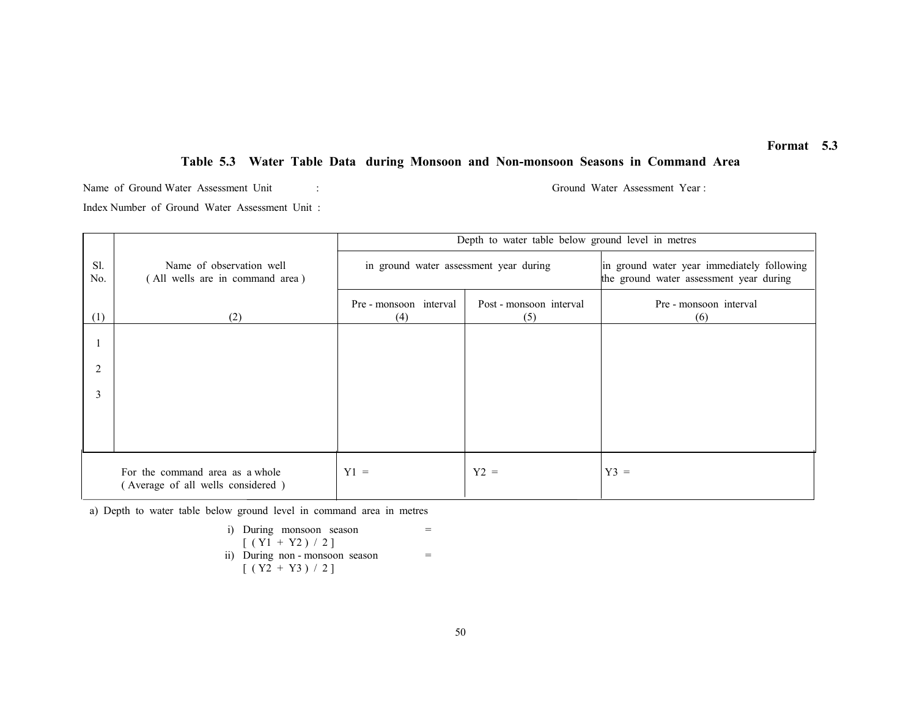**Format 5.3**

## Table 5.3 Water Table Data during Monsoon and Non-monsoon Seasons in Command Area

Name of Ground Water Assessment Unit : 

Ground Water Assessment Year :

Index Number of Ground Water Assessment Unit :

| Sl. No. | Name of observation well ( All wells are in command area ) | Depth to water table below ground level in metres | | |
|---|---|---|---|---|
| | | in ground water assessment year during | | in ground water year immediately following the ground water assessment year during |
| | | Pre - monsoon interval | Post - monsoon interval | Pre - monsoon interval |
| (1) | (2) | (4) | (5) | (6) |
| 1 | | | | |
| 2 | | | | |
| 3 | | | | |
| | For the command area as a whole ( Average of all wells considered ) | Y1 = | Y2 = | Y3 = |

a) Depth to water table below ground level in command area in metres

i) During monsoon season =
[ ( Y1 + Y2 ) / 2 ]

ii) During non - monsoon season =
[ ( Y2 + Y3 ) / 2 ]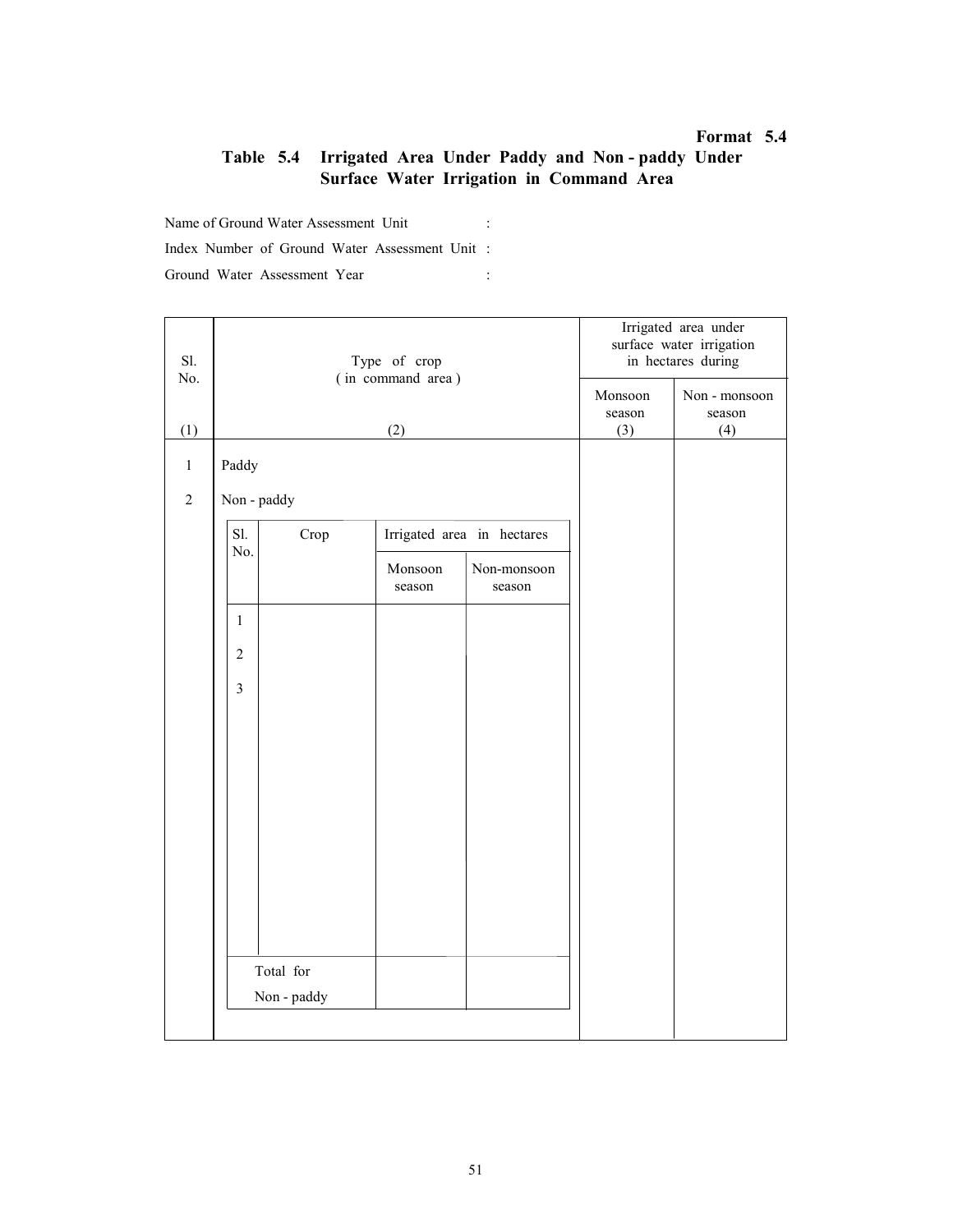**Format 5.4**

## Table 5.4 Irrigated Area Under Paddy and Non - paddy Under Surface Water Irrigation in Command Area

Name of Ground Water Assessment Unit :

Index Number of Ground Water Assessment Unit :

Ground Water Assessment Year :

| Sl. No. | Type of crop ( in command area ) | Irrigated area under surface water irrigation in hectares during | |
|---|---|---|---|
| | | Monsoon season | Non - monsoon season |
| (1) | (2) | (3) | (4) |
| 1 | Paddy | | |
| 2 | Non - paddy | | |

Non - paddy breakdown:

| Sl. No. | Crop | Irrigated area in hectares | |
|---|---|---|---|
| | | Monsoon season | Non-monsoon season |
| 1 | | | |
| 2 | | | |
| 3 | | | |
| Total for Non - paddy | | | |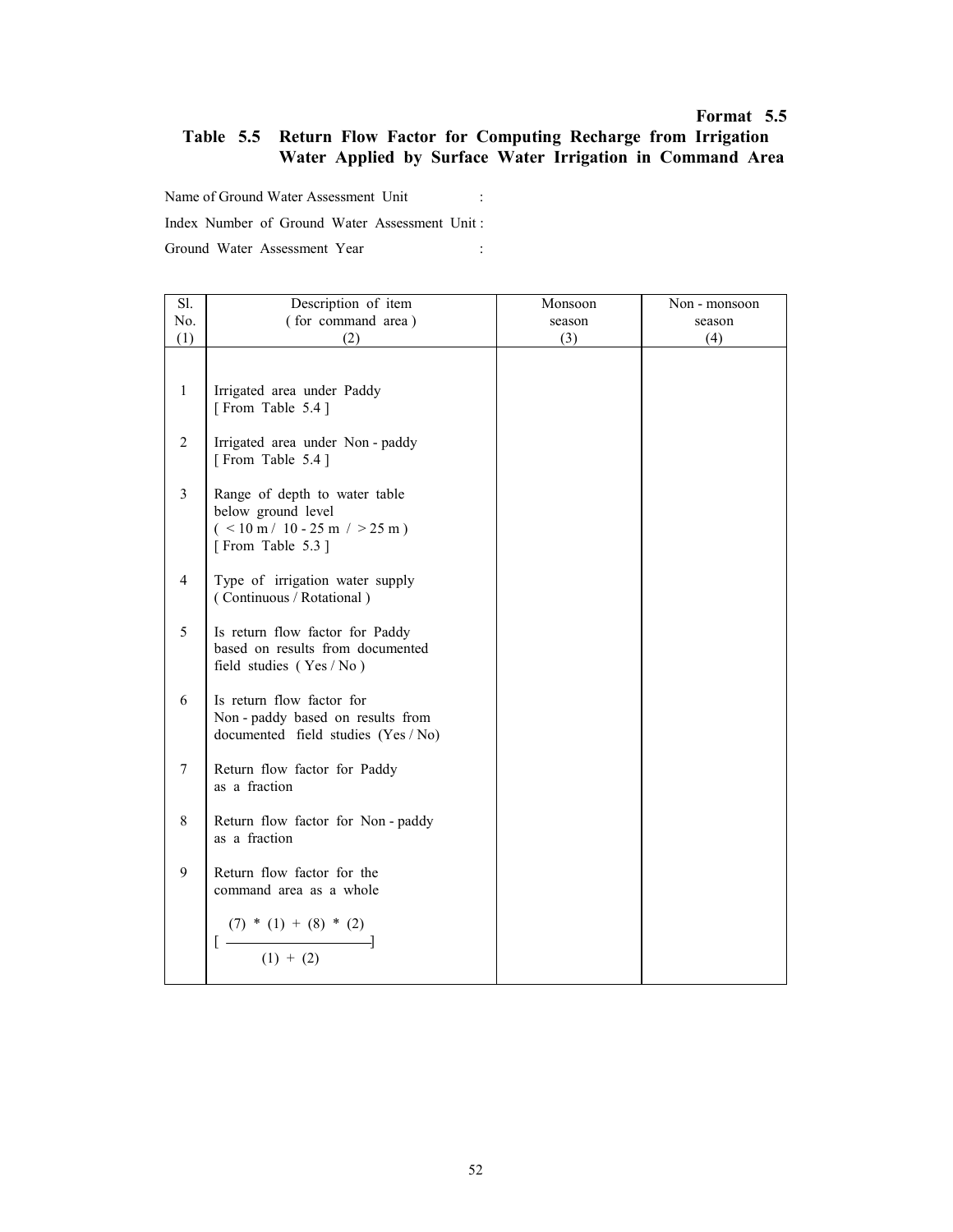**Format 5.5**

## Table 5.5 Return Flow Factor for Computing Recharge from Irrigation Water Applied by Surface Water Irrigation in Command Area

Name of Ground Water Assessment Unit :

Index Number of Ground Water Assessment Unit :

Ground Water Assessment Year :

| Sl. No. (1) | Description of item ( for command area ) (2) | Monsoon season (3) | Non - monsoon season (4) |
|---|---|---|---|
| 1 | Irrigated area under Paddy [ From Table 5.4 ] | | |
| 2 | Irrigated area under Non - paddy [ From Table 5.4 ] | | |
| 3 | Range of depth to water table below ground level ( < 10 m / 10 - 25 m / > 25 m ) [ From Table 5.3 ] | | |
| 4 | Type of irrigation water supply ( Continuous / Rotational ) | | |
| 5 | Is return flow factor for Paddy based on results from documented field studies ( Yes / No ) | | |
| 6 | Is return flow factor for Non - paddy based on results from documented field studies (Yes / No) | | |
| 7 | Return flow factor for Paddy as a fraction | | |
| 8 | Return flow factor for Non - paddy as a fraction | | |
| 9 | Return flow factor for the command area as a whole $\left[ \frac{(7) * (1) + (8) * (2)}{(1) + (2)} \right]$ | | |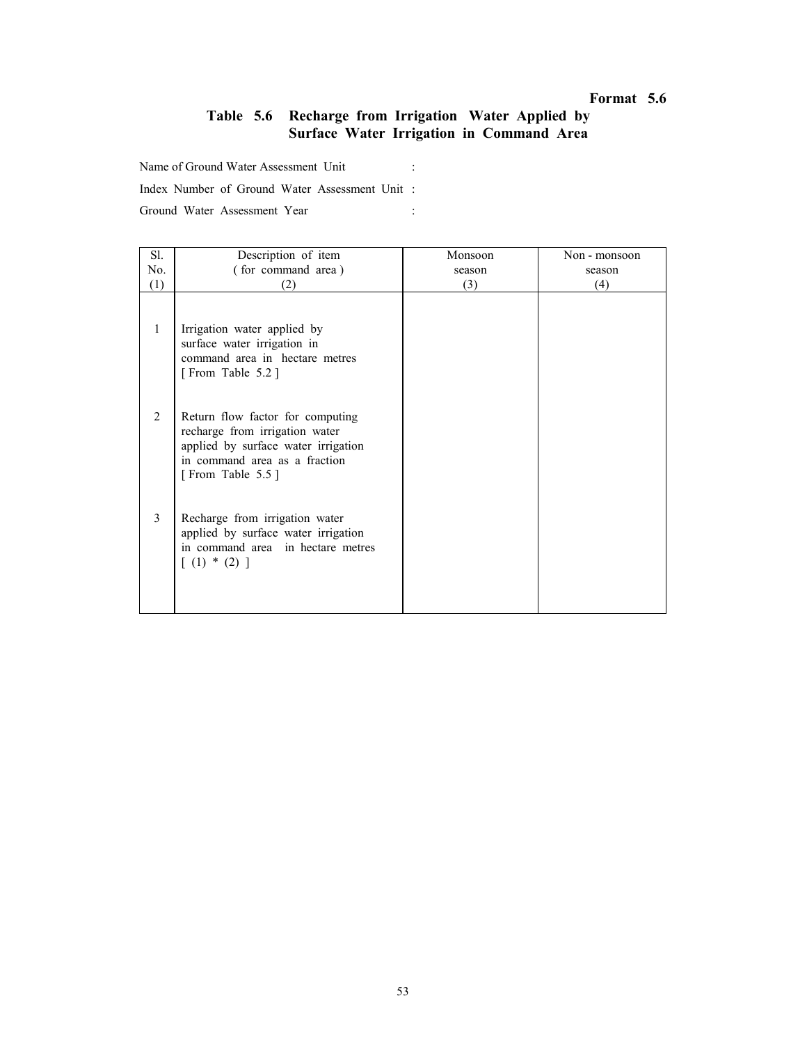**Format 5.6**

## Table 5.6 Recharge from Irrigation Water Applied by Surface Water Irrigation in Command Area

Name of Ground Water Assessment Unit :

Index Number of Ground Water Assessment Unit :

Ground Water Assessment Year :

| Sl. No. (1) | Description of item ( for command area ) (2) | Monsoon season (3) | Non - monsoon season (4) |
|---|---|---|---|
| 1 | Irrigation water applied by surface water irrigation in command area in hectare metres [ From Table 5.2 ] | | |
| 2 | Return flow factor for computing recharge from irrigation water applied by surface water irrigation in command area as a fraction [ From Table 5.5 ] | | |
| 3 | Recharge from irrigation water applied by surface water irrigation in command area in hectare metres [ (1) * (2) ] | | |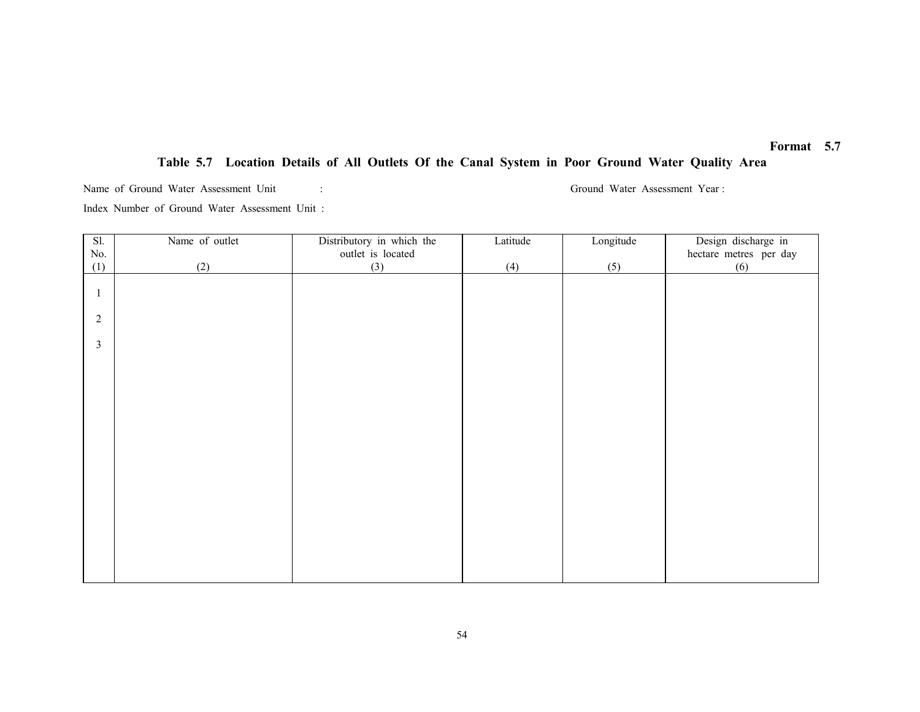**Format 5.7**

## Table 5.7 Location Details of All Outlets Of the Canal System in Poor Ground Water Quality Area

Name of Ground Water Assessment Unit : 

Ground Water Assessment Year :

Index Number of Ground Water Assessment Unit :

| Sl. No. (1) | Name of outlet (2) | Distributory in which the outlet is located (3) | Latitude (4) | Longitude (5) | Design discharge in hectare metres per day (6) |
|---|---|---|---|---|---|
| 1 | | | | | |
| 2 | | | | | |
| 3 | | | | | |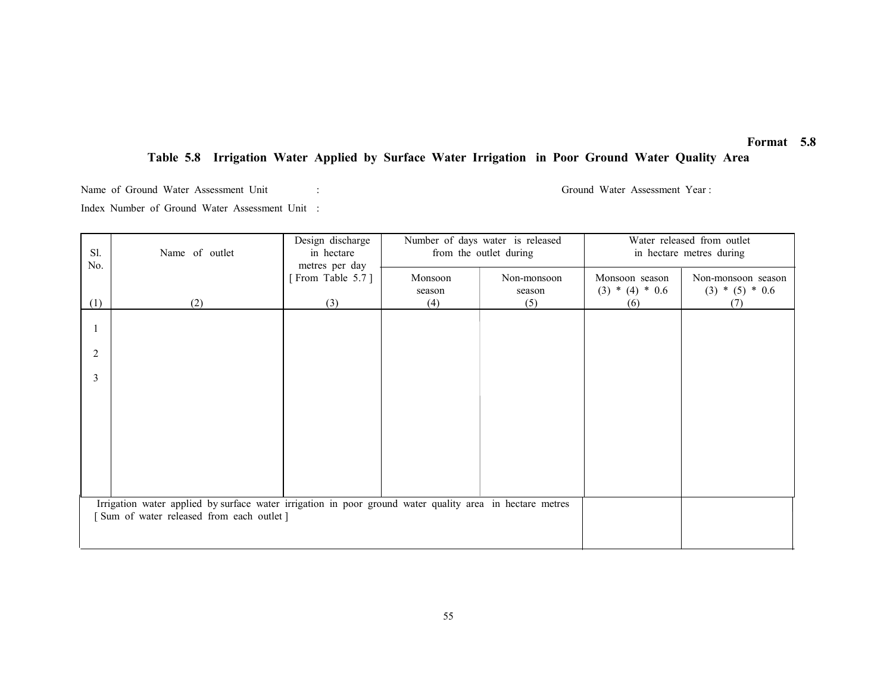**Format 5.8**

# Table 5.8 Irrigation Water Applied by Surface Water Irrigation in Poor Ground Water Quality Area

Name of Ground Water Assessment Unit :

Ground Water Assessment Year :

Index Number of Ground Water Assessment Unit :

| Sl. No. | Name of outlet | Design discharge in hectare metres per day [ From Table 5.7 ] | Number of days water is released from the outlet during | | Water released from outlet in hectare metres during | |
|---|---|---|---|---|---|---|
| | | | Monsoon season | Non-monsoon season | Monsoon season (3) * (4) * 0.6 | Non-monsoon season (3) * (5) * 0.6 |
| (1) | (2) | (3) | (4) | (5) | (6) | (7) |
| 1 | | | | | | |
| 2 | | | | | | |
| 3 | | | | | | |
| Irrigation water applied by surface water irrigation in poor ground water quality area in hectare metres [ Sum of water released from each outlet ] | | | | | | |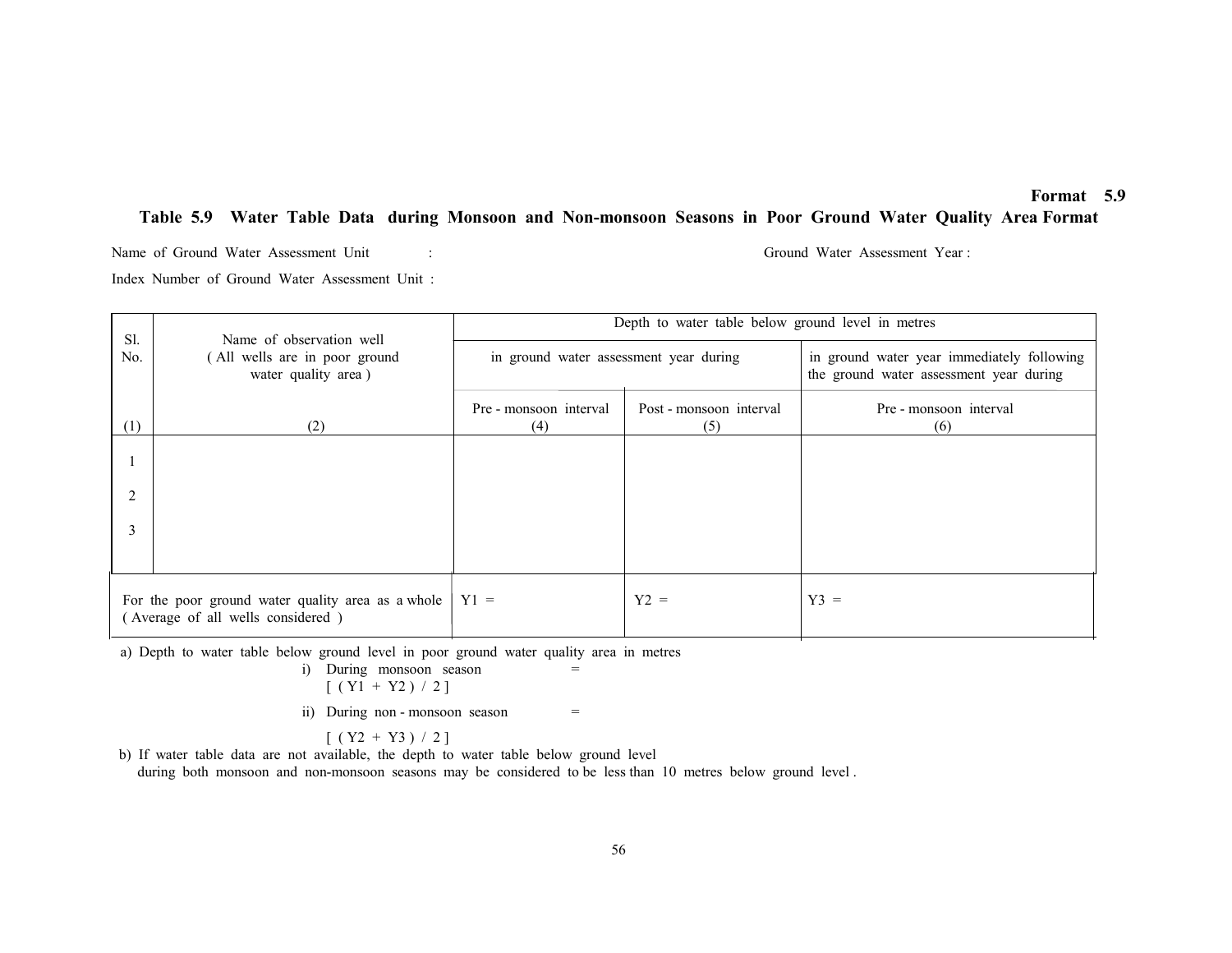**Format 5.9**

## Table 5.9 Water Table Data during Monsoon and Non-monsoon Seasons in Poor Ground Water Quality Area Format

Name of Ground Water Assessment Unit : 　　　　　　　　　　　　　　　　Ground Water Assessment Year :

Index Number of Ground Water Assessment Unit :

| Sl. No. | Name of observation well ( All wells are in poor ground water quality area ) | Depth to water table below ground level in metres | | |
|---|---|---|---|---|
| | | in ground water assessment year during | | in ground water year immediately following the ground water assessment year during |
| | | Pre - monsoon interval | Post - monsoon interval | Pre - monsoon interval |
| (1) | (2) | (4) | (5) | (6) |
| 1 | | | | |
| 2 | | | | |
| 3 | | | | |
| For the poor ground water quality area as a whole ( Average of all wells considered ) | | $Y1$ = | $Y2$ = | $Y3$ = |

a) Depth to water table below ground level in poor ground water quality area in metres

i) During monsoon season =
$[ ( Y1 + Y2 ) / 2 ]$

ii) During non - monsoon season =
$[ ( Y2 + Y3 ) / 2 ]$

b) If water table data are not available, the depth to water table below ground level during both monsoon and non-monsoon seasons may be considered to be less than 10 metres below ground level .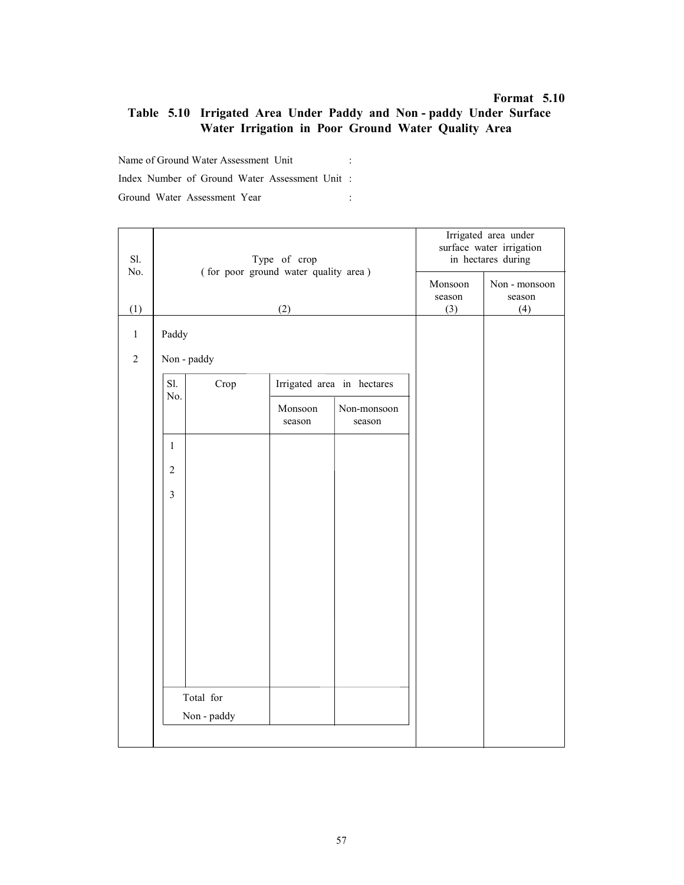**Format 5.10**

## Table 5.10 Irrigated Area Under Paddy and Non - paddy Under Surface Water Irrigation in Poor Ground Water Quality Area

Name of Ground Water Assessment Unit :

Index Number of Ground Water Assessment Unit :

Ground Water Assessment Year :

| Sl. No. | Type of crop ( for poor ground water quality area ) | Irrigated area under surface water irrigation in hectares during | |
|---|---|---|---|
| | | Monsoon season | Non - monsoon season |
| (1) | (2) | (3) | (4) |
| 1 | Paddy | | |
| 2 | Non - paddy | | |

| Sl. No. | Crop | Irrigated area in hectares | |
|---|---|---|---|
| | | Monsoon season | Non-monsoon season |
| 1 | | | |
| 2 | | | |
| 3 | | | |
| Total for Non - paddy | | | |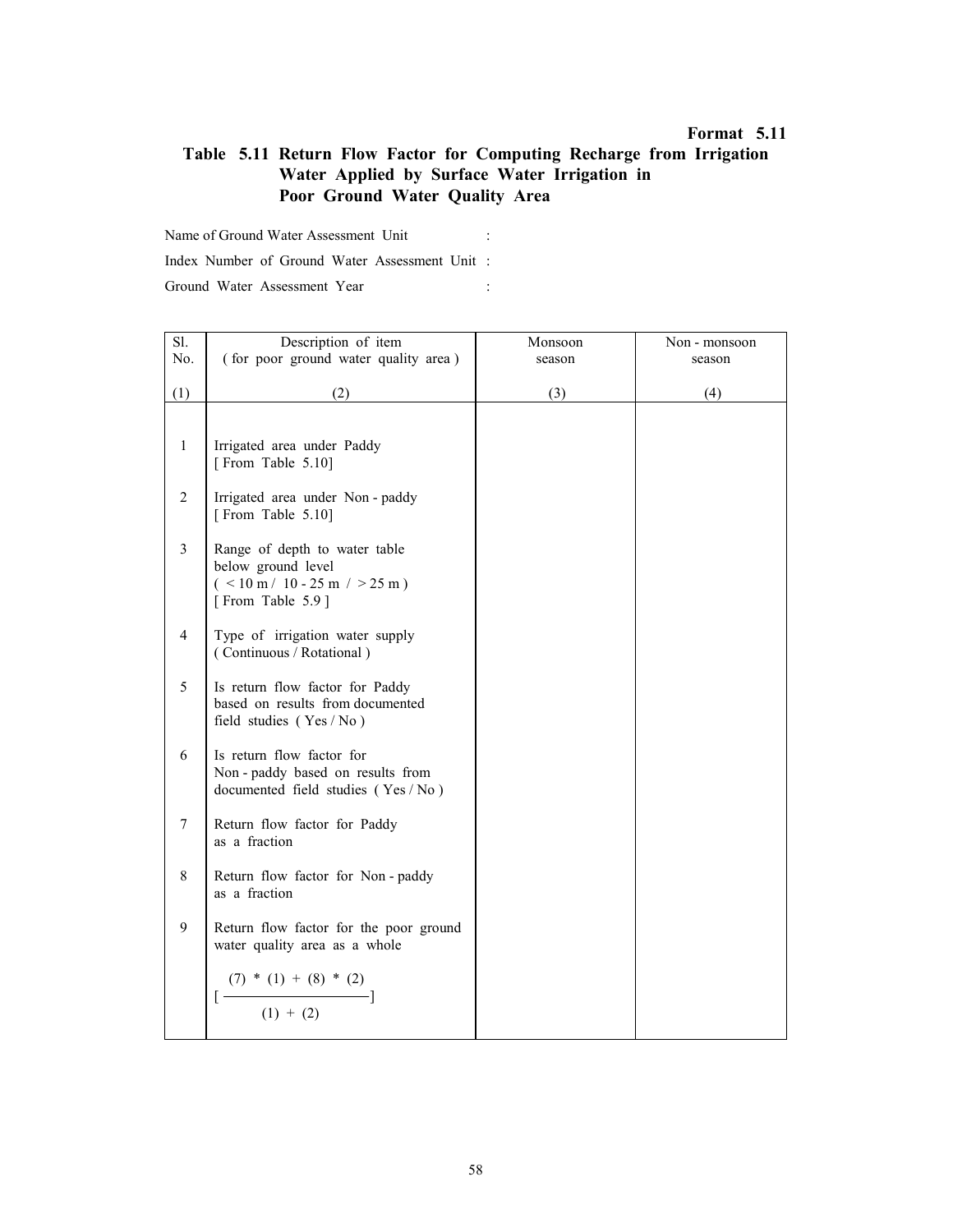**Format 5.11**

## Table 5.11 Return Flow Factor for Computing Recharge from Irrigation Water Applied by Surface Water Irrigation in Poor Ground Water Quality Area

Name of Ground Water Assessment Unit :

Index Number of Ground Water Assessment Unit :

Ground Water Assessment Year :

| Sl. No. | Description of item ( for poor ground water quality area ) | Monsoon season | Non - monsoon season |
|---|---|---|---|
| (1) | (2) | (3) | (4) |
| 1 | Irrigated area under Paddy [ From Table 5.10] | | |
| 2 | Irrigated area under Non - paddy [ From Table 5.10] | | |
| 3 | Range of depth to water table below ground level ( < 10 m / 10 - 25 m / > 25 m ) [ From Table 5.9 ] | | |
| 4 | Type of irrigation water supply ( Continuous / Rotational ) | | |
| 5 | Is return flow factor for Paddy based on results from documented field studies ( Yes / No ) | | |
| 6 | Is return flow factor for Non - paddy based on results from documented field studies ( Yes / No ) | | |
| 7 | Return flow factor for Paddy as a fraction | | |
| 8 | Return flow factor for Non - paddy as a fraction | | |
| 9 | Return flow factor for the poor ground water quality area as a whole $\left[ \frac{(7) * (1) + (8) * (2)}{(1) + (2)} \right]$ | | |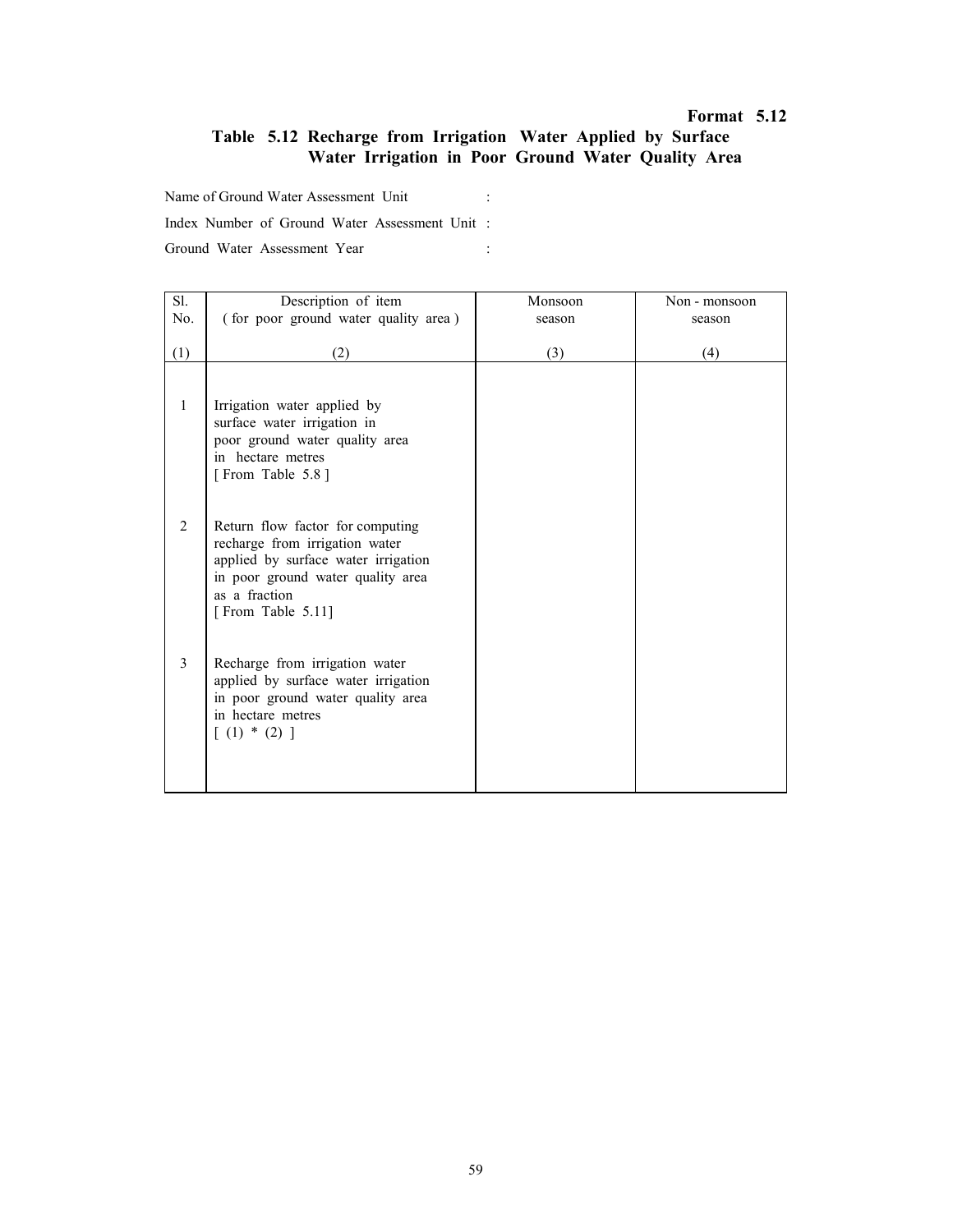**Format 5.12**

## Table 5.12 Recharge from Irrigation Water Applied by Surface Water Irrigation in Poor Ground Water Quality Area

Name of Ground Water Assessment Unit :

Index Number of Ground Water Assessment Unit :

Ground Water Assessment Year :

| Sl. No. | Description of item ( for poor ground water quality area ) | Monsoon season | Non - monsoon season |
|---|---|---|---|
| (1) | (2) | (3) | (4) |
| 1 | Irrigation water applied by surface water irrigation in poor ground water quality area in hectare metres [ From Table 5.8 ] | | |
| 2 | Return flow factor for computing recharge from irrigation water applied by surface water irrigation in poor ground water quality area as a fraction [ From Table 5.11] | | |
| 3 | Recharge from irrigation water applied by surface water irrigation in poor ground water quality area in hectare metres [ (1) * (2) ] | | |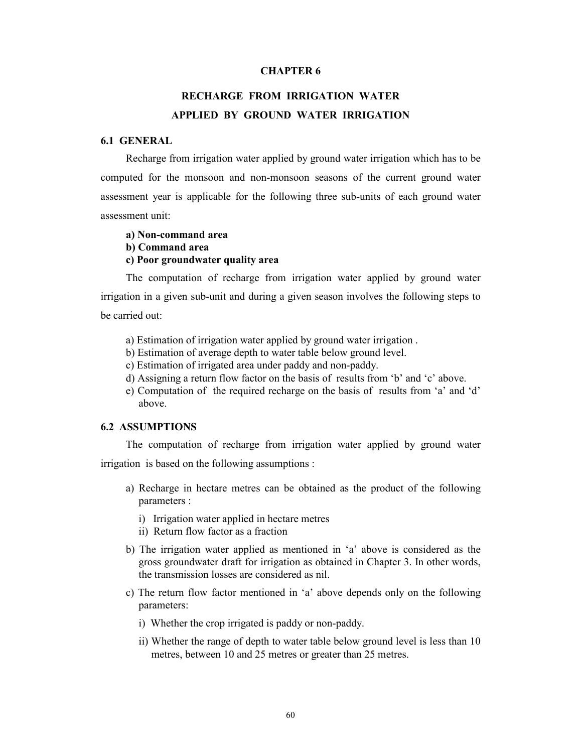# CHAPTER 6

# RECHARGE FROM IRRIGATION WATER APPLIED BY GROUND WATER IRRIGATION

## 6.1 GENERAL

Recharge from irrigation water applied by ground water irrigation which has to be computed for the monsoon and non-monsoon seasons of the current ground water assessment year is applicable for the following three sub-units of each ground water assessment unit:

**a) Non-command area**
**b) Command area**
**c) Poor groundwater quality area**

The computation of recharge from irrigation water applied by ground water irrigation in a given sub-unit and during a given season involves the following steps to be carried out:

a) Estimation of irrigation water applied by ground water irrigation .
b) Estimation of average depth to water table below ground level.
c) Estimation of irrigated area under paddy and non-paddy.
d) Assigning a return flow factor on the basis of results from 'b' and 'c' above.
e) Computation of the required recharge on the basis of results from 'a' and 'd' above.

## 6.2 ASSUMPTIONS

The computation of recharge from irrigation water applied by ground water irrigation is based on the following assumptions :

a) Recharge in hectare metres can be obtained as the product of the following parameters :
   i) Irrigation water applied in hectare metres
   ii) Return flow factor as a fraction

b) The irrigation water applied as mentioned in 'a' above is considered as the gross groundwater draft for irrigation as obtained in Chapter 3. In other words, the transmission losses are considered as nil.

c) The return flow factor mentioned in 'a' above depends only on the following parameters:
   i) Whether the crop irrigated is paddy or non-paddy.
   ii) Whether the range of depth to water table below ground level is less than 10 metres, between 10 and 25 metres or greater than 25 metres.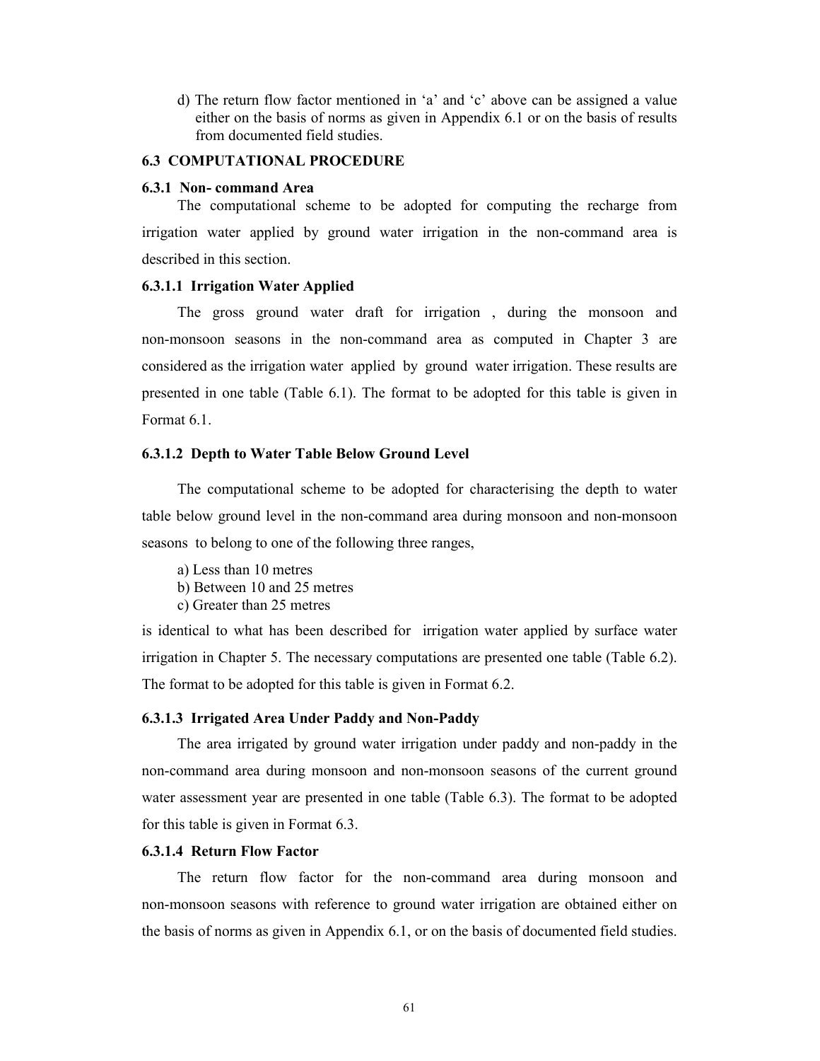d) The return flow factor mentioned in 'a' and 'c' above can be assigned a value either on the basis of norms as given in Appendix 6.1 or on the basis of results from documented field studies.

## 6.3 COMPUTATIONAL PROCEDURE

### 6.3.1 Non- command Area

The computational scheme to be adopted for computing the recharge from irrigation water applied by ground water irrigation in the non-command area is described in this section.

#### 6.3.1.1 Irrigation Water Applied

The gross ground water draft for irrigation , during the monsoon and non-monsoon seasons in the non-command area as computed in Chapter 3 are considered as the irrigation water applied by ground water irrigation. These results are presented in one table (Table 6.1). The format to be adopted for this table is given in Format 6.1.

#### 6.3.1.2 Depth to Water Table Below Ground Level

The computational scheme to be adopted for characterising the depth to water table below ground level in the non-command area during monsoon and non-monsoon seasons to belong to one of the following three ranges,

a) Less than 10 metres
b) Between 10 and 25 metres
c) Greater than 25 metres

is identical to what has been described for irrigation water applied by surface water irrigation in Chapter 5. The necessary computations are presented one table (Table 6.2). The format to be adopted for this table is given in Format 6.2.

#### 6.3.1.3 Irrigated Area Under Paddy and Non-Paddy

The area irrigated by ground water irrigation under paddy and non-paddy in the non-command area during monsoon and non-monsoon seasons of the current ground water assessment year are presented in one table (Table 6.3). The format to be adopted for this table is given in Format 6.3.

#### 6.3.1.4 Return Flow Factor

The return flow factor for the non-command area during monsoon and non-monsoon seasons with reference to ground water irrigation are obtained either on the basis of norms as given in Appendix 6.1, or on the basis of documented field studies.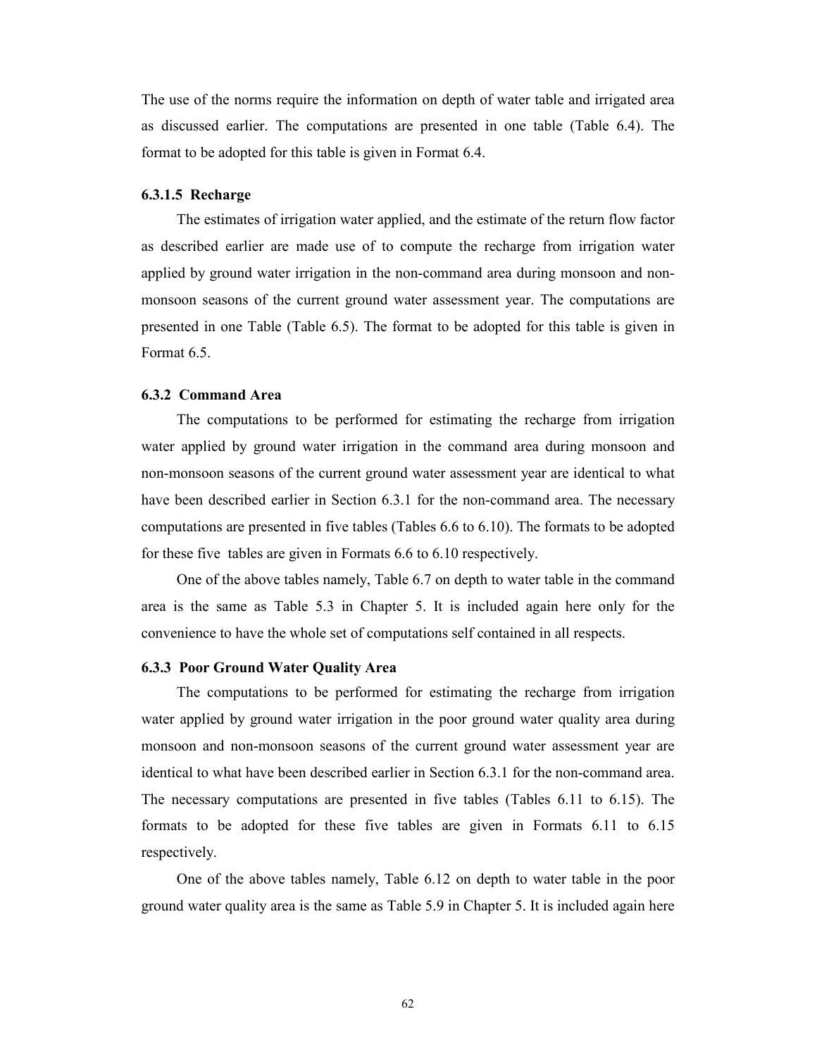The use of the norms require the information on depth of water table and irrigated area as discussed earlier. The computations are presented in one table (Table 6.4). The format to be adopted for this table is given in Format 6.4.

#### 6.3.1.5 Recharge

The estimates of irrigation water applied, and the estimate of the return flow factor as described earlier are made use of to compute the recharge from irrigation water applied by ground water irrigation in the non-command area during monsoon and non-monsoon seasons of the current ground water assessment year. The computations are presented in one Table (Table 6.5). The format to be adopted for this table is given in Format 6.5.

### 6.3.2 Command Area

The computations to be performed for estimating the recharge from irrigation water applied by ground water irrigation in the command area during monsoon and non-monsoon seasons of the current ground water assessment year are identical to what have been described earlier in Section 6.3.1 for the non-command area. The necessary computations are presented in five tables (Tables 6.6 to 6.10). The formats to be adopted for these five tables are given in Formats 6.6 to 6.10 respectively.

One of the above tables namely, Table 6.7 on depth to water table in the command area is the same as Table 5.3 in Chapter 5. It is included again here only for the convenience to have the whole set of computations self contained in all respects.

### 6.3.3 Poor Ground Water Quality Area

The computations to be performed for estimating the recharge from irrigation water applied by ground water irrigation in the poor ground water quality area during monsoon and non-monsoon seasons of the current ground water assessment year are identical to what have been described earlier in Section 6.3.1 for the non-command area. The necessary computations are presented in five tables (Tables 6.11 to 6.15). The formats to be adopted for these five tables are given in Formats 6.11 to 6.15 respectively.

One of the above tables namely, Table 6.12 on depth to water table in the poor ground water quality area is the same as Table 5.9 in Chapter 5. It is included again here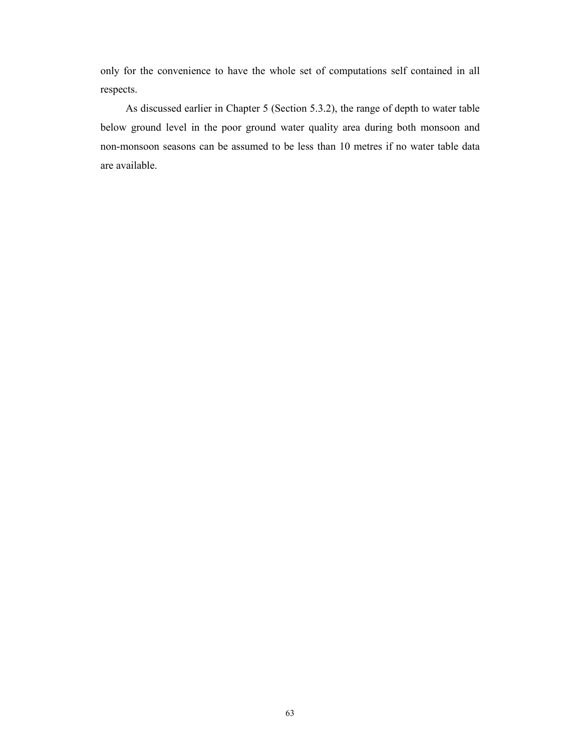only for the convenience to have the whole set of computations self contained in all respects.

As discussed earlier in Chapter 5 (Section 5.3.2), the range of depth to water table below ground level in the poor ground water quality area during both monsoon and non-monsoon seasons can be assumed to be less than 10 metres if no water table data are available.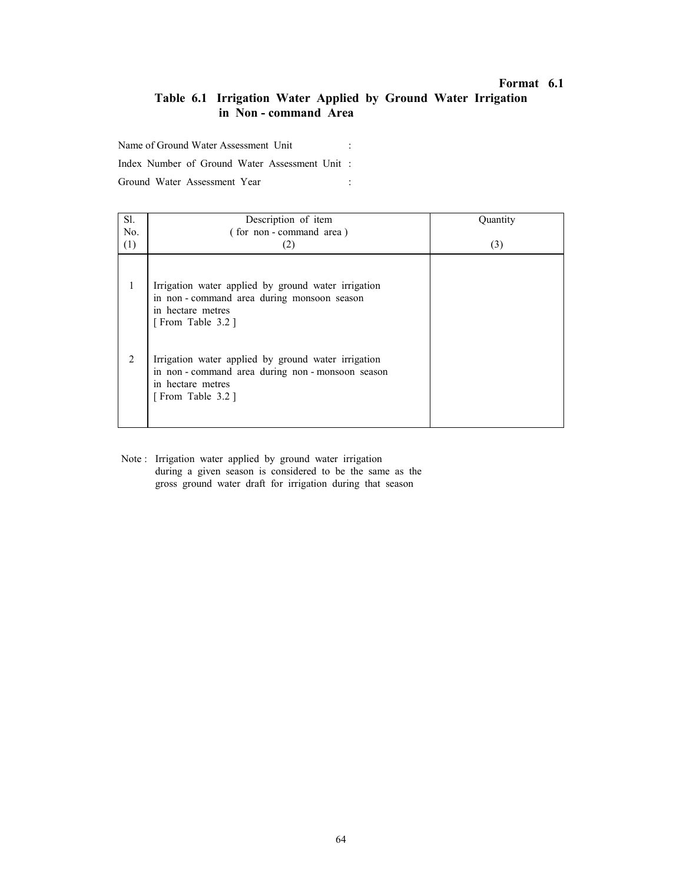**Format 6.1**

## Table 6.1 Irrigation Water Applied by Ground Water Irrigation in Non - command Area

Name of Ground Water Assessment Unit :

Index Number of Ground Water Assessment Unit :

Ground Water Assessment Year :

| Sl. No. (1) | Description of item ( for non - command area ) (2) | Quantity (3) |
|---|---|---|
| 1 | Irrigation water applied by ground water irrigation in non - command area during monsoon season in hectare metres [ From Table 3.2 ] | |
| 2 | Irrigation water applied by ground water irrigation in non - command area during non - monsoon season in hectare metres [ From Table 3.2 ] | |

Note : Irrigation water applied by ground water irrigation during a given season is considered to be the same as the gross ground water draft for irrigation during that season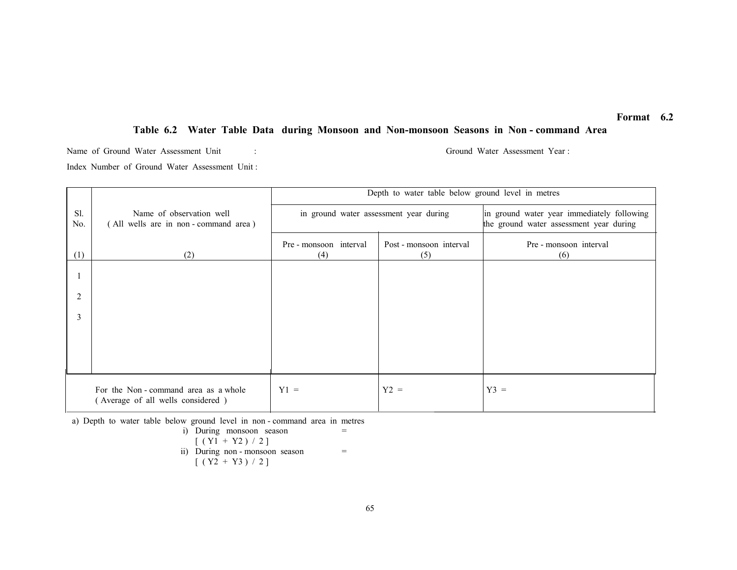**Format 6.2**

## Table 6.2 Water Table Data during Monsoon and Non-monsoon Seasons in Non - command Area

Name of Ground Water Assessment Unit :  Ground Water Assessment Year :

Index Number of Ground Water Assessment Unit :

| Sl. No. | Name of observation well ( All wells are in non - command area ) | Depth to water table below ground level in metres | | |
|---|---|---|---|---|
| | | in ground water assessment year during | | in ground water year immediately following the ground water assessment year during |
| | | Pre - monsoon interval | Post - monsoon interval | Pre - monsoon interval |
| (1) | (2) | (4) | (5) | (6) |
| 1 | | | | |
| 2 | | | | |
| 3 | | | | |
| | For the Non - command area as a whole ( Average of all wells considered ) | Y1 = | Y2 = | Y3 = |

a) Depth to water table below ground level in non - command area in metres

i) During monsoon season =
$[ ( Y1 + Y2 ) / 2 ]$

ii) During non - monsoon season =
$[ ( Y2 + Y3 ) / 2 ]$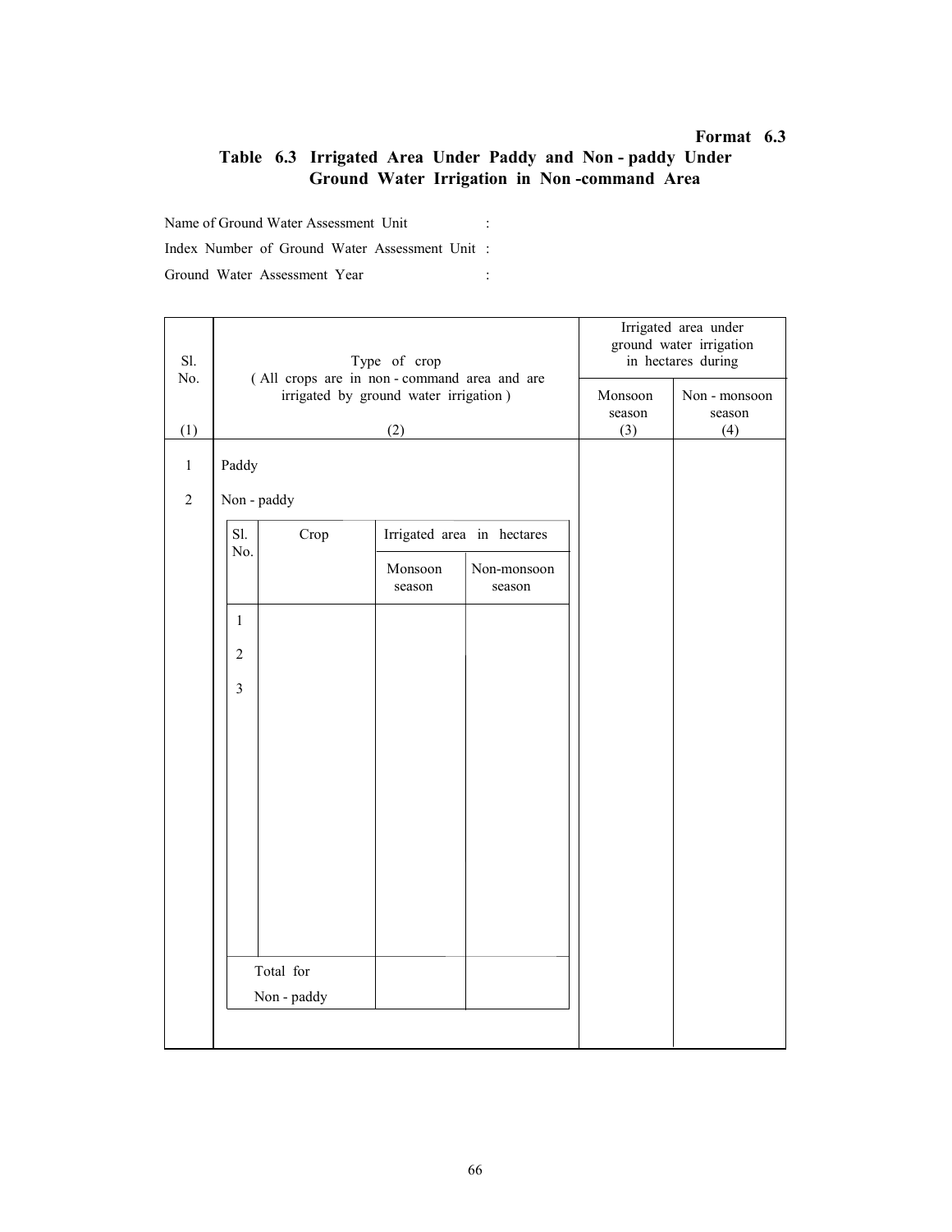**Format 6.3**

## Table 6.3 Irrigated Area Under Paddy and Non - paddy Under Ground Water Irrigation in Non -command Area

Name of Ground Water Assessment Unit :

Index Number of Ground Water Assessment Unit :

Ground Water Assessment Year :

| Sl. No. | Type of crop ( All crops are in non - command area and are irrigated by ground water irrigation ) | Irrigated area under ground water irrigation in hectares during | |
|---|---|---|---|
| | | Monsoon season | Non - monsoon season |
| (1) | (2) | (3) | (4) |
| 1 | Paddy | | |
| 2 | Non - paddy | | |

| Sl. No. | Crop | Irrigated area in hectares | |
|---|---|---|---|
| | | Monsoon season | Non-monsoon season |
| 1 | | | |
| 2 | | | |
| 3 | | | |
| Total for Non - paddy | | | |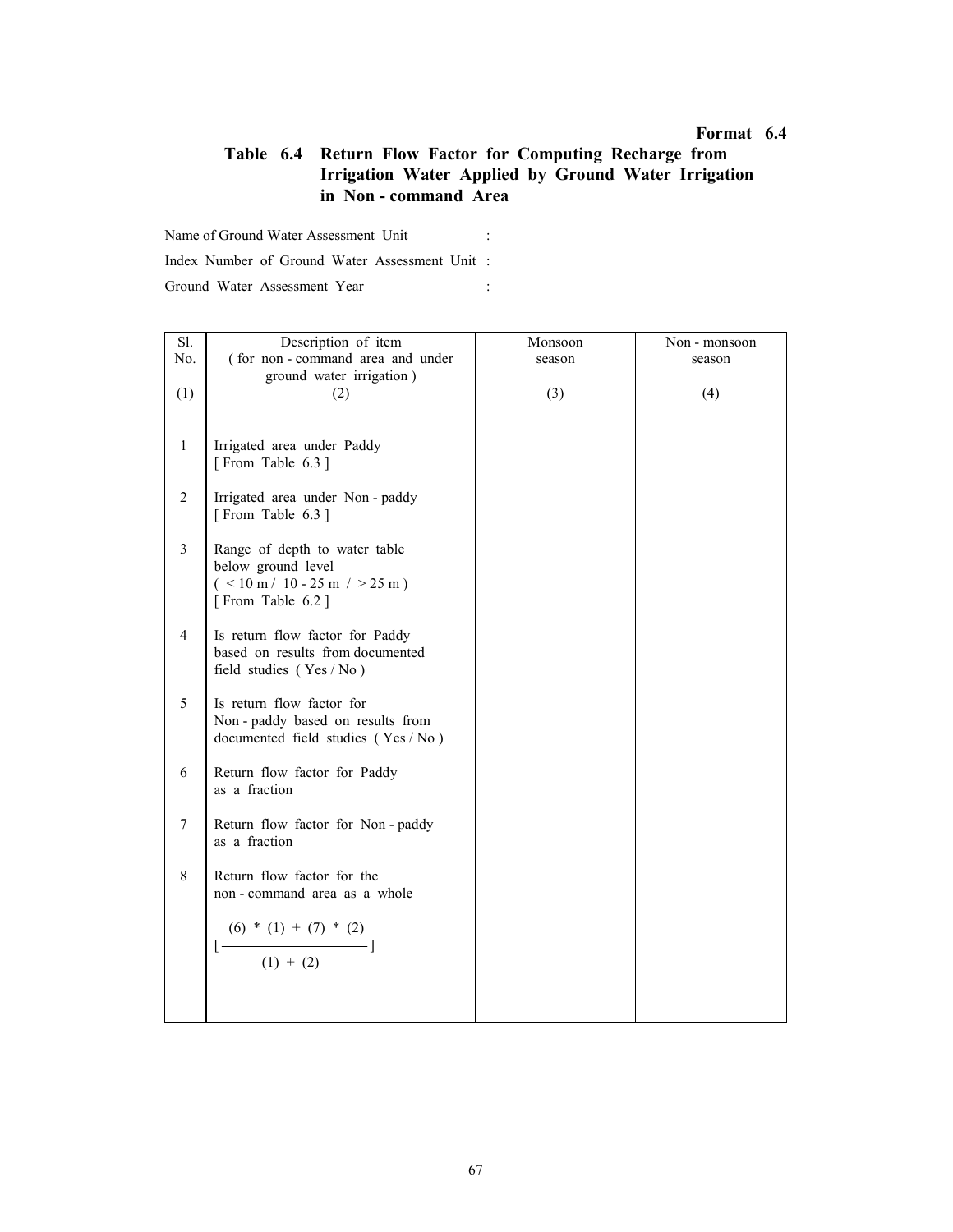**Format 6.4**

## Table 6.4 Return Flow Factor for Computing Recharge from Irrigation Water Applied by Ground Water Irrigation in Non - command Area

Name of Ground Water Assessment Unit :

Index Number of Ground Water Assessment Unit :

Ground Water Assessment Year :

| Sl. No. | Description of item ( for non - command area and under ground water irrigation ) | Monsoon season | Non - monsoon season |
|---|---|---|---|
| (1) | (2) | (3) | (4) |
| 1 | Irrigated area under Paddy [ From Table 6.3 ] | | |
| 2 | Irrigated area under Non - paddy [ From Table 6.3 ] | | |
| 3 | Range of depth to water table below ground level ( < 10 m / 10 - 25 m / > 25 m ) [ From Table 6.2 ] | | |
| 4 | Is return flow factor for Paddy based on results from documented field studies ( Yes / No ) | | |
| 5 | Is return flow factor for Non - paddy based on results from documented field studies ( Yes / No ) | | |
| 6 | Return flow factor for Paddy as a fraction | | |
| 7 | Return flow factor for Non - paddy as a fraction | | |
| 8 | Return flow factor for the non - command area as a whole $\left[ \frac{(6) * (1) + (7) * (2)}{(1) + (2)} \right]$ | | |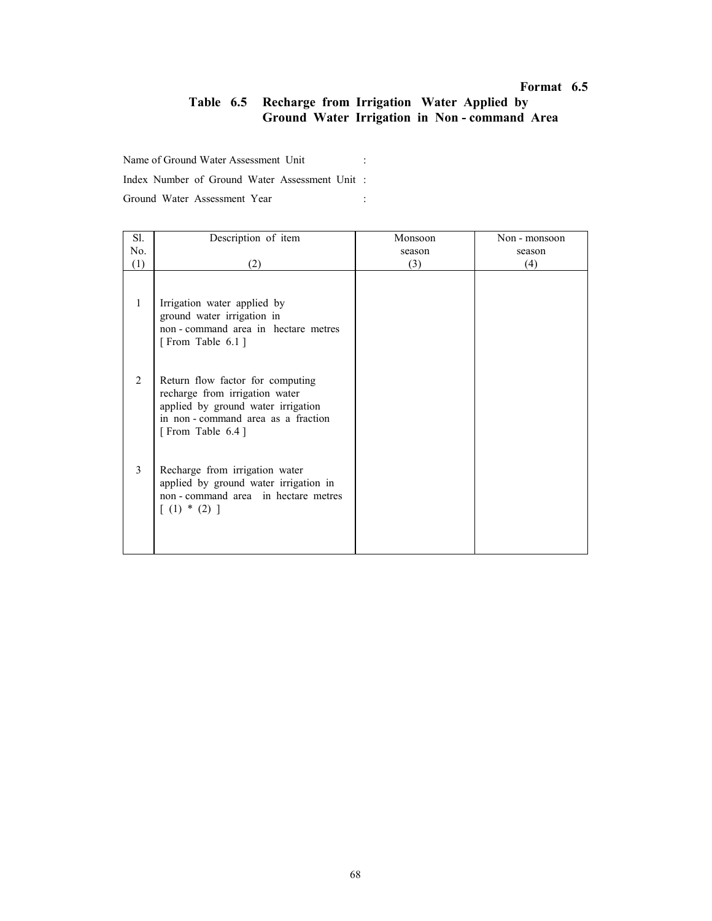**Format 6.5**

## Table 6.5 Recharge from Irrigation Water Applied by Ground Water Irrigation in Non - command Area

Name of Ground Water Assessment Unit :

Index Number of Ground Water Assessment Unit :

Ground Water Assessment Year :

| Sl. No. (1) | Description of item (2) | Monsoon season (3) | Non - monsoon season (4) |
|---|---|---|---|
| 1 | Irrigation water applied by ground water irrigation in non - command area in hectare metres [ From Table 6.1 ] | | |
| 2 | Return flow factor for computing recharge from irrigation water applied by ground water irrigation in non - command area as a fraction [ From Table 6.4 ] | | |
| 3 | Recharge from irrigation water applied by ground water irrigation in non - command area in hectare metres [ (1) * (2) ] | | |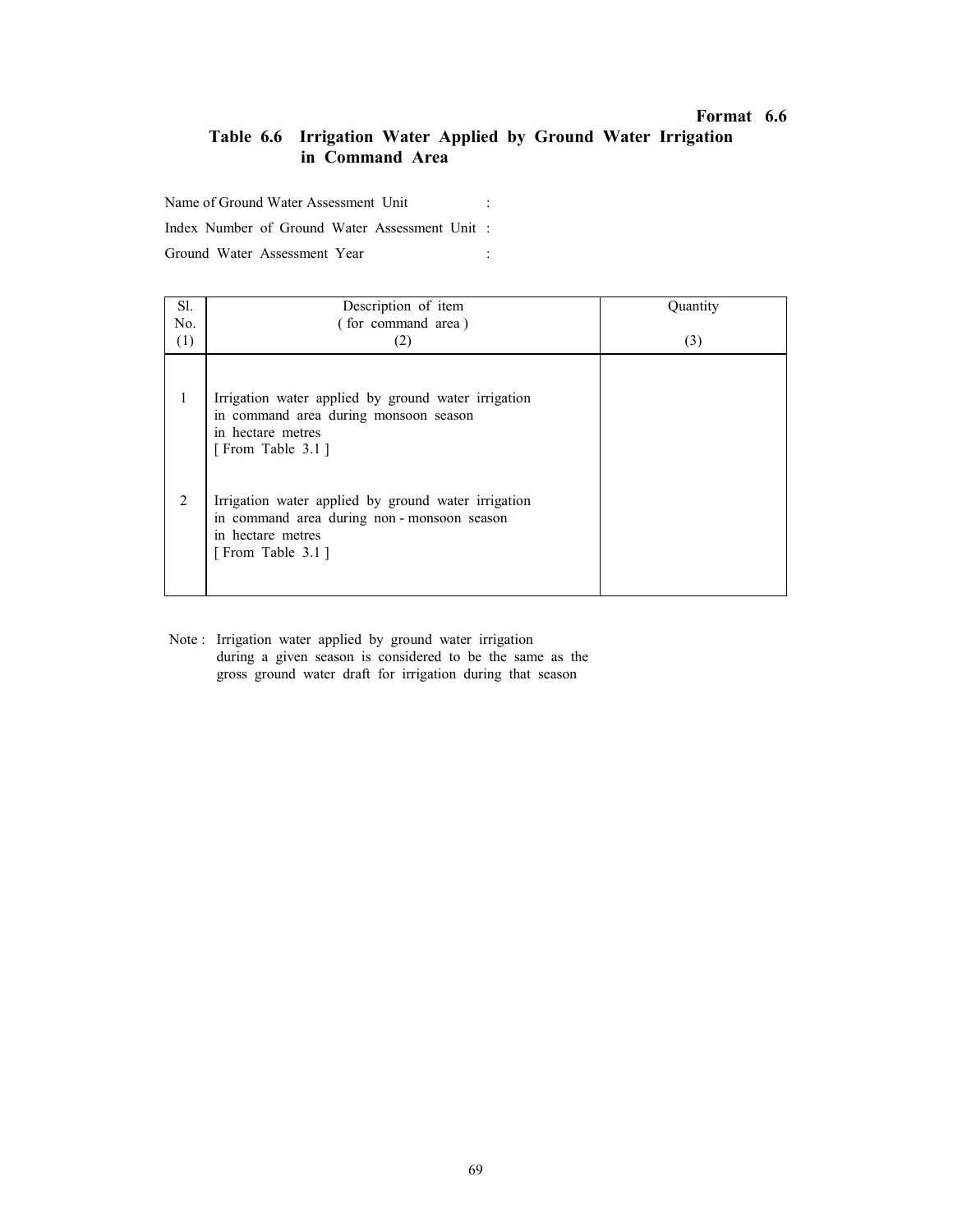**Format 6.6**

## Table 6.6 Irrigation Water Applied by Ground Water Irrigation in Command Area

Name of Ground Water Assessment Unit :

Index Number of Ground Water Assessment Unit :

Ground Water Assessment Year :

| Sl. No. (1) | Description of item ( for command area ) (2) | Quantity (3) |
|---|---|---|
| 1 | Irrigation water applied by ground water irrigation in command area during monsoon season in hectare metres [ From Table 3.1 ] | |
| 2 | Irrigation water applied by ground water irrigation in command area during non - monsoon season in hectare metres [ From Table 3.1 ] | |

Note : Irrigation water applied by ground water irrigation during a given season is considered to be the same as the gross ground water draft for irrigation during that season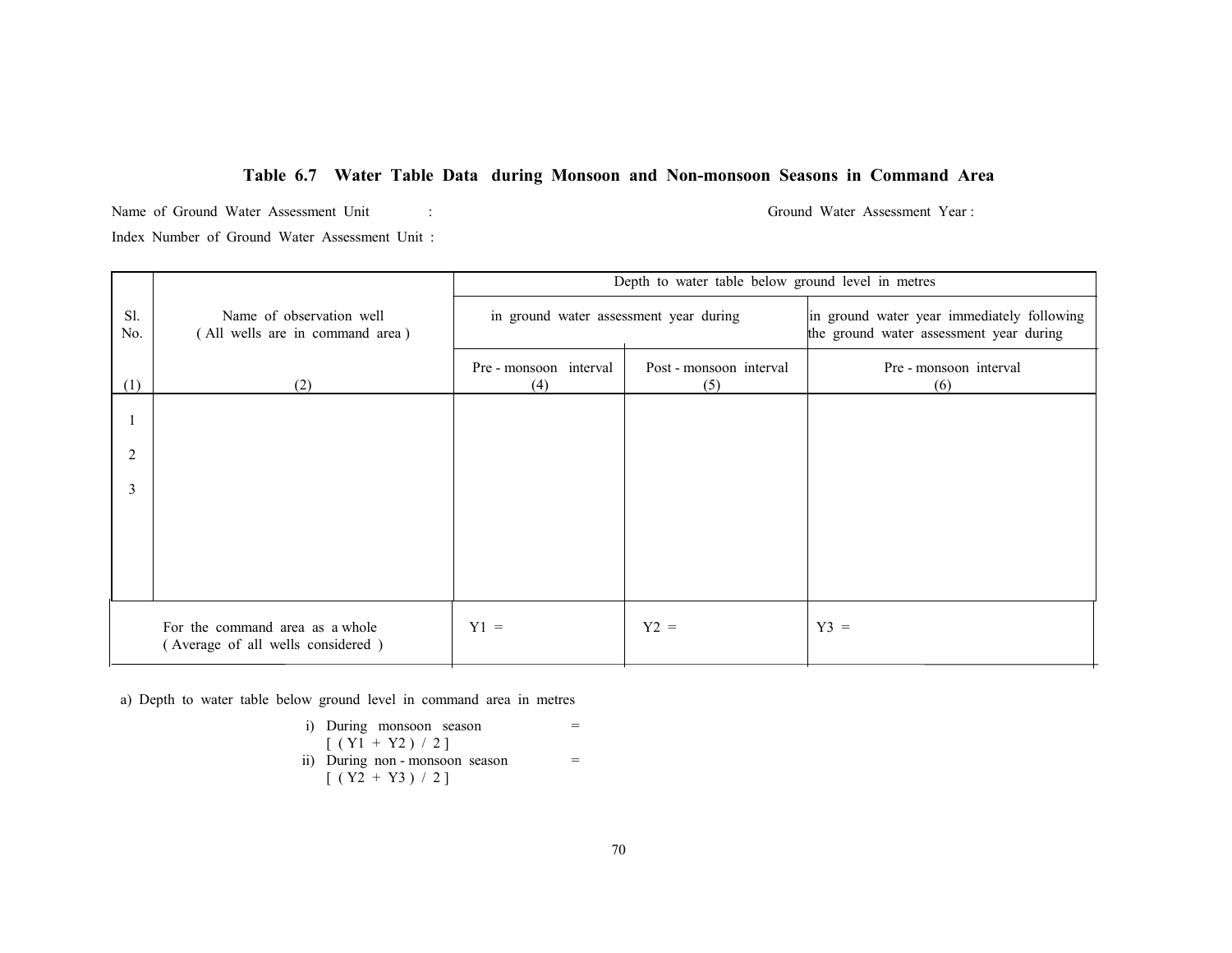**Table 6.7 Water Table Data during Monsoon and Non-monsoon Seasons in Command Area**

Name of Ground Water Assessment Unit : Ground Water Assessment Year :

Index Number of Ground Water Assessment Unit :

| Sl. No. | Name of observation well ( All wells are in command area ) | Depth to water table below ground level in metres | | |
|---|---|---|---|---|
| | | in ground water assessment year during | | in ground water year immediately following the ground water assessment year during |
| | | Pre - monsoon interval | Post - monsoon interval | Pre - monsoon interval |
| (1) | (2) | (4) | (5) | (6) |
| 1 | | | | |
| 2 | | | | |
| 3 | | | | |
| | For the command area as a whole ( Average of all wells considered ) | Y1 = | Y2 = | Y3 = |

a) Depth to water table below ground level in command area in metres

i) During monsoon season =
[ ( Y1 + Y2 ) / 2 ]

ii) During non - monsoon season =
[ ( Y2 + Y3 ) / 2 ]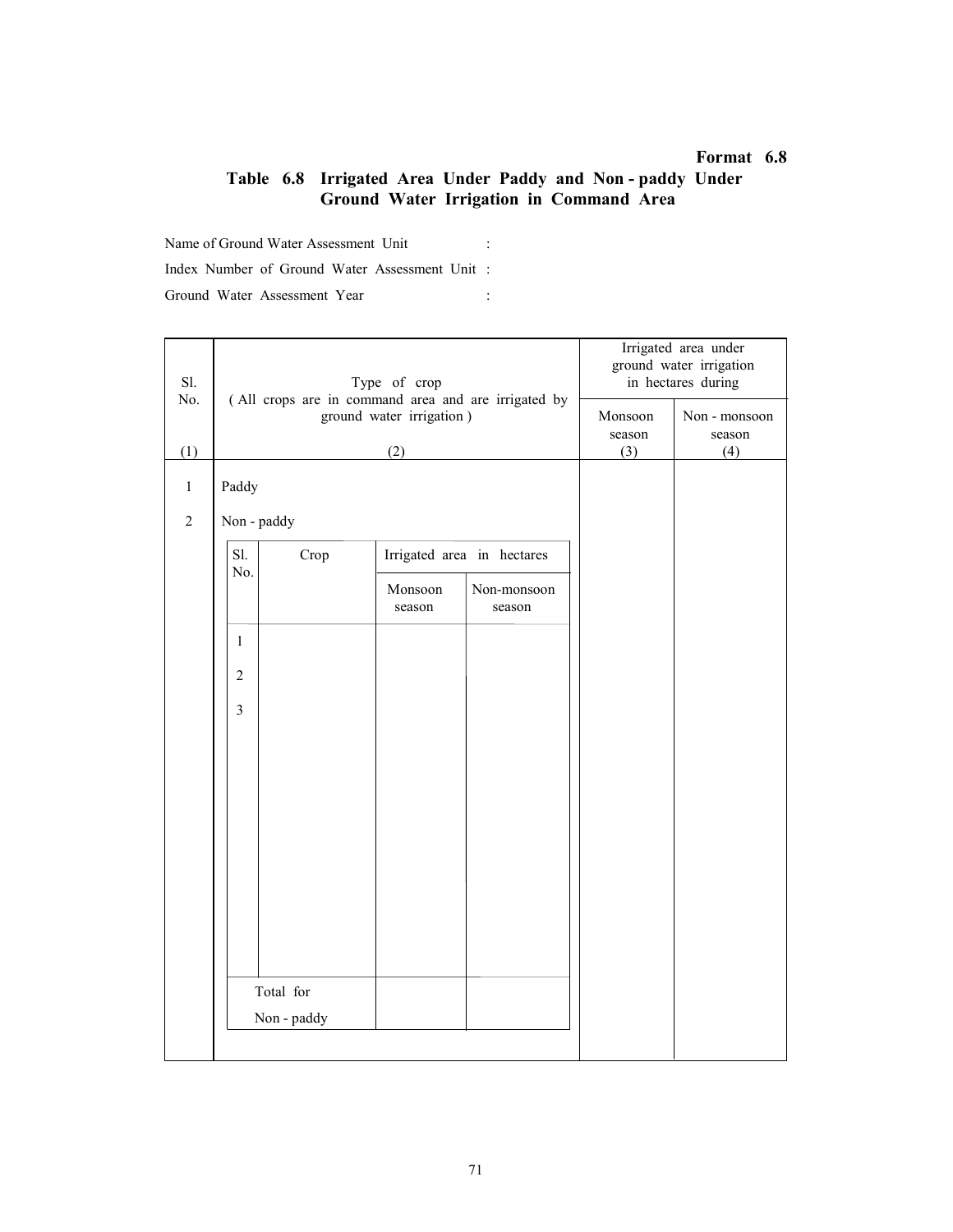**Format 6.8**

## Table 6.8 Irrigated Area Under Paddy and Non - paddy Under Ground Water Irrigation in Command Area

Name of Ground Water Assessment Unit :

Index Number of Ground Water Assessment Unit :

Ground Water Assessment Year :

| Sl. No. | Type of crop ( All crops are in command area and are irrigated by ground water irrigation ) | Irrigated area under ground water irrigation in hectares during | |
|---|---|---|---|
| | | Monsoon season | Non - monsoon season |
| (1) | (2) | (3) | (4) |
| 1 | Paddy | | |
| 2 | Non - paddy | | |

| Sl. No. | Crop | Irrigated area in hectares | |
|---|---|---|---|
| | | Monsoon season | Non-monsoon season |
| 1 | | | |
| 2 | | | |
| 3 | | | |
| Total for Non - paddy | | | |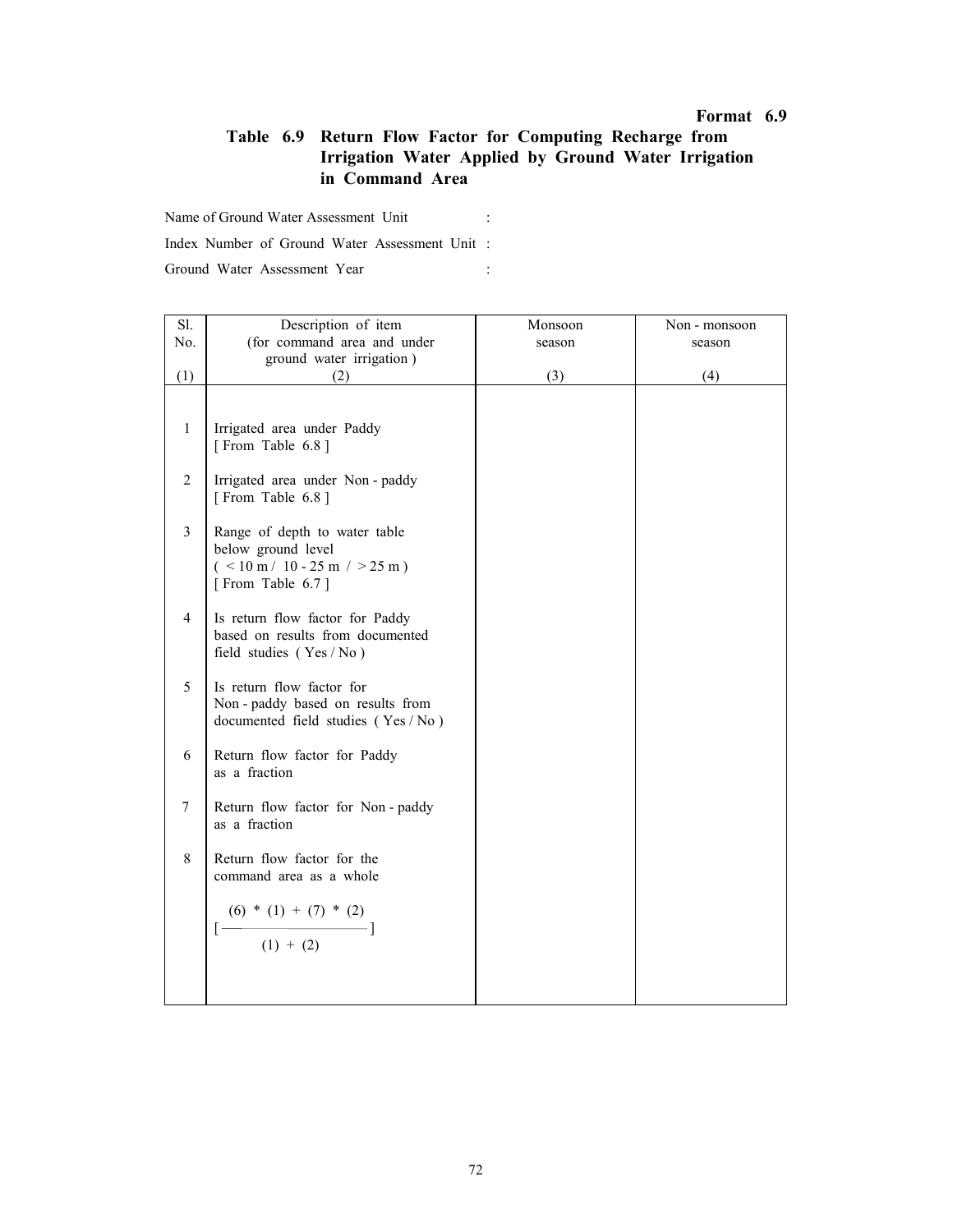**Format 6.9**

## Table 6.9 Return Flow Factor for Computing Recharge from Irrigation Water Applied by Ground Water Irrigation in Command Area

Name of Ground Water Assessment Unit :

Index Number of Ground Water Assessment Unit :

Ground Water Assessment Year :

| Sl. No. | Description of item (for command area and under ground water irrigation ) | Monsoon season | Non - monsoon season |
|---|---|---|---|
| (1) | (2) | (3) | (4) |
| 1 | Irrigated area under Paddy [ From Table 6.8 ] | | |
| 2 | Irrigated area under Non - paddy [ From Table 6.8 ] | | |
| 3 | Range of depth to water table below ground level ( < 10 m / 10 - 25 m / > 25 m ) [ From Table 6.7 ] | | |
| 4 | Is return flow factor for Paddy based on results from documented field studies ( Yes / No ) | | |
| 5 | Is return flow factor for Non - paddy based on results from documented field studies ( Yes / No ) | | |
| 6 | Return flow factor for Paddy as a fraction | | |
| 7 | Return flow factor for Non - paddy as a fraction | | |
| 8 | Return flow factor for the command area as a whole $\left[ \frac{(6) * (1) + (7) * (2)}{(1) + (2)} \right]$ | | |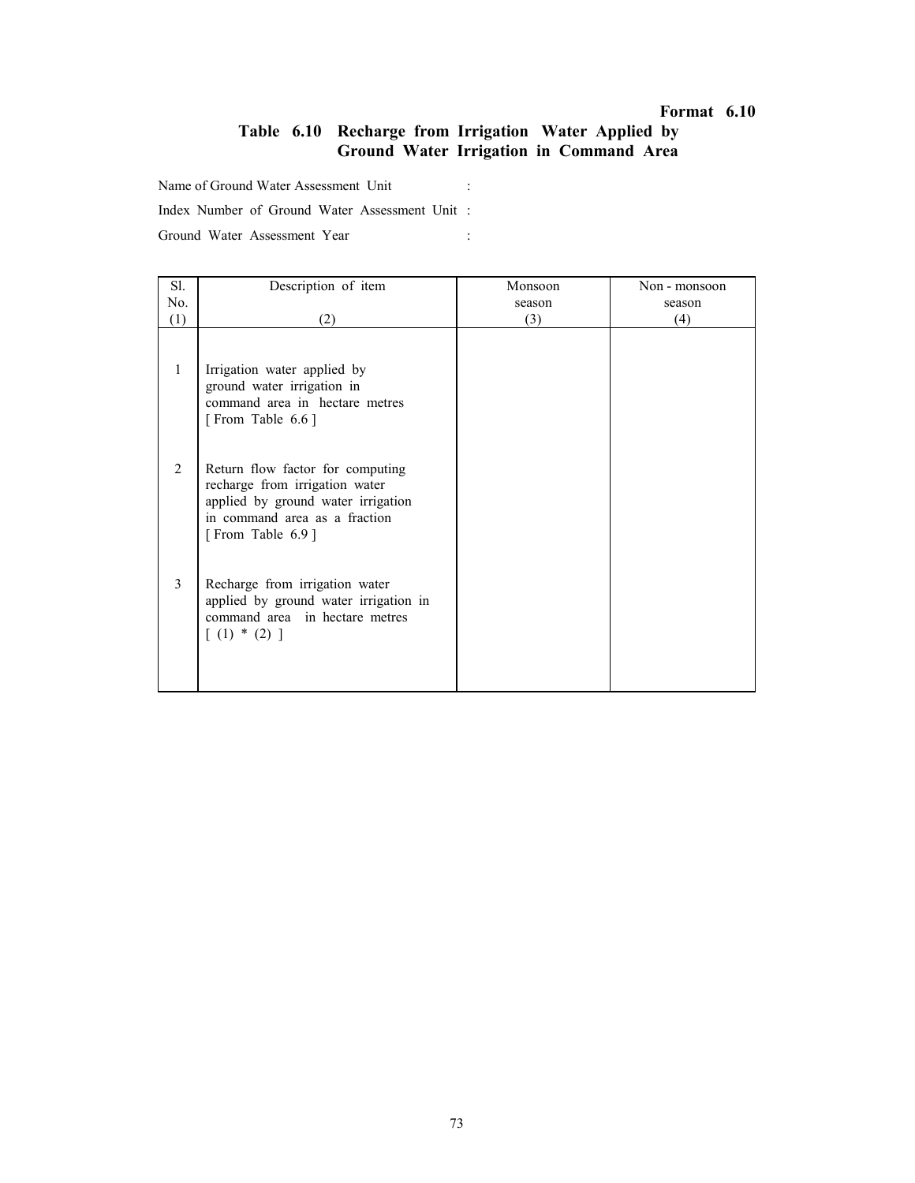**Format 6.10**

## Table 6.10 Recharge from Irrigation Water Applied by Ground Water Irrigation in Command Area

Name of Ground Water Assessment Unit :

Index Number of Ground Water Assessment Unit :

Ground Water Assessment Year :

| Sl. No. (1) | Description of item (2) | Monsoon season (3) | Non - monsoon season (4) |
|---|---|---|---|
| 1 | Irrigation water applied by ground water irrigation in command area in hectare metres [ From Table 6.6 ] | | |
| 2 | Return flow factor for computing recharge from irrigation water applied by ground water irrigation in command area as a fraction [ From Table 6.9 ] | | |
| 3 | Recharge from irrigation water applied by ground water irrigation in command area in hectare metres [ (1) * (2) ] | | |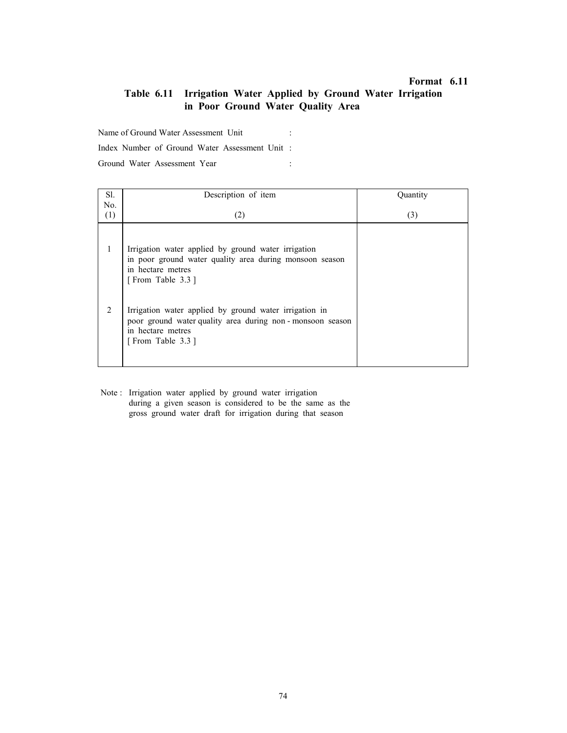**Format 6.11**

## Table 6.11 Irrigation Water Applied by Ground Water Irrigation in Poor Ground Water Quality Area

Name of Ground Water Assessment Unit :

Index Number of Ground Water Assessment Unit :

Ground Water Assessment Year :

| Sl. No. (1) | Description of item (2) | Quantity (3) |
|---|---|---|
| 1 | Irrigation water applied by ground water irrigation in poor ground water quality area during monsoon season in hectare metres [ From Table 3.3 ] | |
| 2 | Irrigation water applied by ground water irrigation in poor ground water quality area during non - monsoon season in hectare metres [ From Table 3.3 ] | |

Note : Irrigation water applied by ground water irrigation during a given season is considered to be the same as the gross ground water draft for irrigation during that season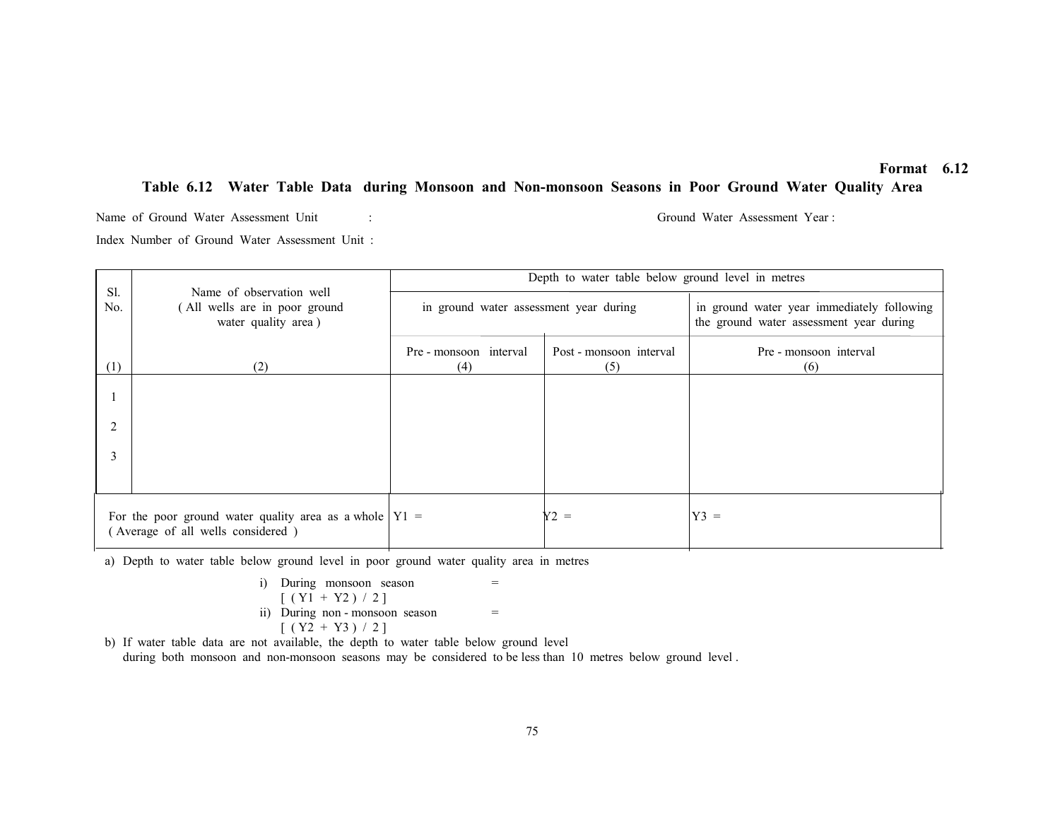**Format 6.12**

## Table 6.12 Water Table Data during Monsoon and Non-monsoon Seasons in Poor Ground Water Quality Area

Name of Ground Water Assessment Unit : Ground Water Assessment Year :

Index Number of Ground Water Assessment Unit :

| Sl. No. | Name of observation well ( All wells are in poor ground water quality area ) | Depth to water table below ground level in metres | | |
|---|---|---|---|---|
| | | in ground water assessment year during | | in ground water year immediately following the ground water assessment year during |
| | | Pre - monsoon interval | Post - monsoon interval | Pre - monsoon interval |
| (1) | (2) | (4) | (5) | (6) |
| 1 | | | | |
| 2 | | | | |
| 3 | | | | |
| | For the poor ground water quality area as a whole ( Average of all wells considered ) | $Y1$ = | $Y2$ = | $Y3$ = |

a) Depth to water table below ground level in poor ground water quality area in metres

i) During monsoon season =
[ $( Y1 + Y2 ) / 2$ ]

ii) During non - monsoon season =
[ $( Y2 + Y3 ) / 2$ ]

b) If water table data are not available, the depth to water table below ground level during both monsoon and non-monsoon seasons may be considered to be less than 10 metres below ground level .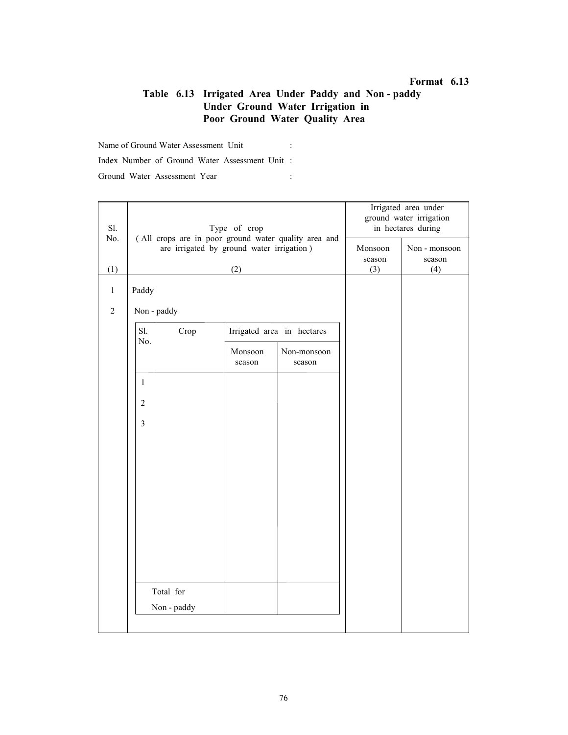**Format 6.13**

## Table 6.13 Irrigated Area Under Paddy and Non - paddy Under Ground Water Irrigation in Poor Ground Water Quality Area

Name of Ground Water Assessment Unit :

Index Number of Ground Water Assessment Unit :

Ground Water Assessment Year :

| Sl. No. | Type of crop ( All crops are in poor ground water quality area and are irrigated by ground water irrigation ) | Irrigated area under ground water irrigation in hectares during | |
|---|---|---|---|
| | | Monsoon season | Non - monsoon season |
| (1) | (2) | (3) | (4) |
| 1 | Paddy | | |
| 2 | Non - paddy | | |

Non - paddy:

| Sl. No. | Crop | Irrigated area in hectares | |
|---|---|---|---|
| | | Monsoon season | Non-monsoon season |
| 1 | | | |
| 2 | | | |
| 3 | | | |
| Total for Non - paddy | | | |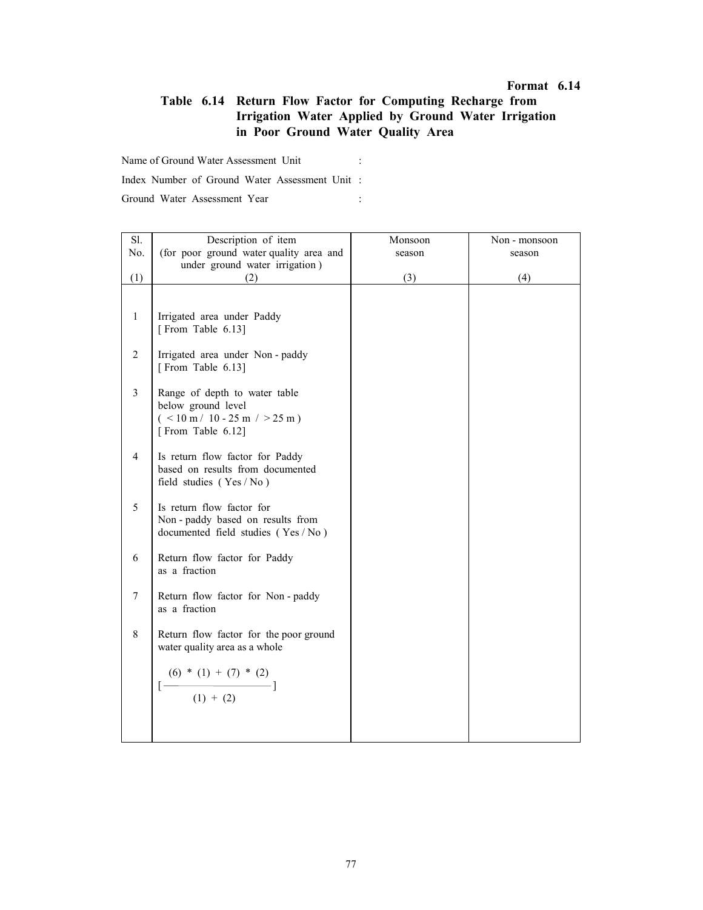**Format 6.14**

## Table 6.14 Return Flow Factor for Computing Recharge from Irrigation Water Applied by Ground Water Irrigation in Poor Ground Water Quality Area

Name of Ground Water Assessment Unit :

Index Number of Ground Water Assessment Unit :

Ground Water Assessment Year :

| Sl. No. | Description of item (for poor ground water quality area and under ground water irrigation ) | Monsoon season | Non - monsoon season |
|---|---|---|---|
| (1) | (2) | (3) | (4) |
| 1 | Irrigated area under Paddy [ From Table 6.13] | | |
| 2 | Irrigated area under Non - paddy [ From Table 6.13] | | |
| 3 | Range of depth to water table below ground level ( < 10 m / 10 - 25 m / > 25 m ) [ From Table 6.12] | | |
| 4 | Is return flow factor for Paddy based on results from documented field studies ( Yes / No ) | | |
| 5 | Is return flow factor for Non - paddy based on results from documented field studies ( Yes / No ) | | |
| 6 | Return flow factor for Paddy as a fraction | | |
| 7 | Return flow factor for Non - paddy as a fraction | | |
| 8 | Return flow factor for the poor ground water quality area as a whole $\left[ \frac{(6) * (1) + (7) * (2)}{(1) + (2)} \right]$ | | |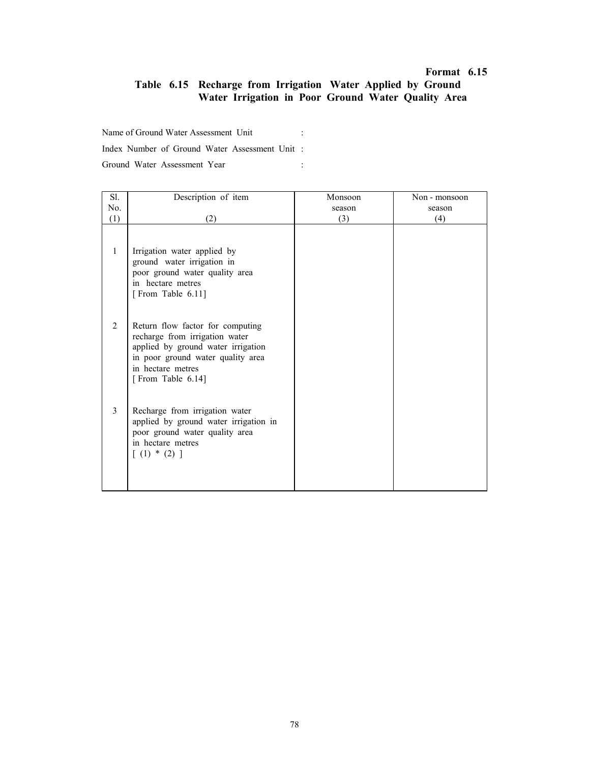**Format 6.15**

## Table 6.15 Recharge from Irrigation Water Applied by Ground Water Irrigation in Poor Ground Water Quality Area

Name of Ground Water Assessment Unit :

Index Number of Ground Water Assessment Unit :

Ground Water Assessment Year :

| Sl. No. (1) | Description of item (2) | Monsoon season (3) | Non - monsoon season (4) |
|---|---|---|---|
| 1 | Irrigation water applied by ground water irrigation in poor ground water quality area in hectare metres [ From Table 6.11] | | |
| 2 | Return flow factor for computing recharge from irrigation water applied by ground water irrigation in poor ground water quality area in hectare metres [ From Table 6.14] | | |
| 3 | Recharge from irrigation water applied by ground water irrigation in poor ground water quality area in hectare metres [ (1) * (2) ] | | |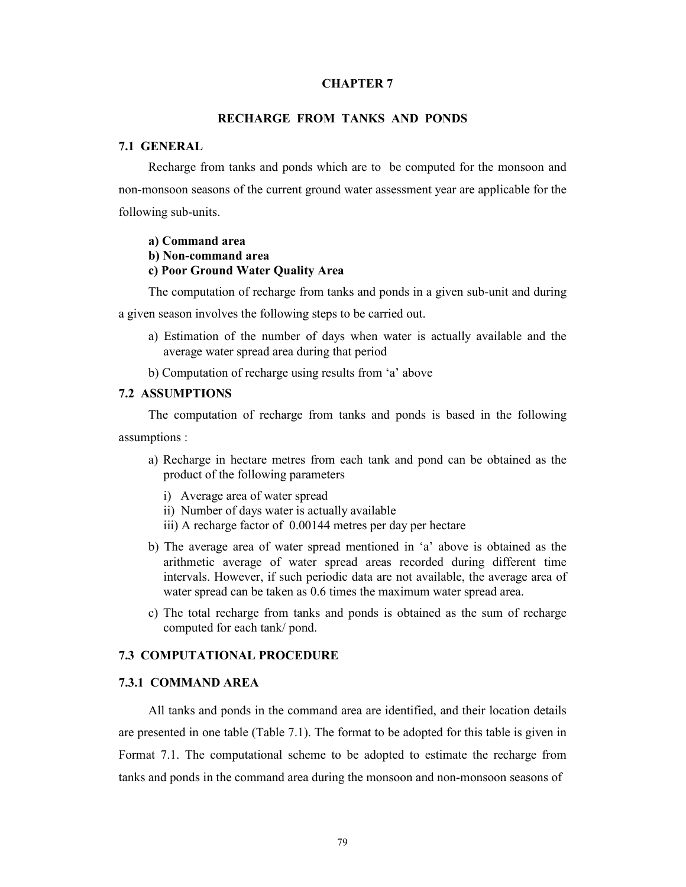# CHAPTER 7

## RECHARGE FROM TANKS AND PONDS

### 7.1 GENERAL

Recharge from tanks and ponds which are to be computed for the monsoon and non-monsoon seasons of the current ground water assessment year are applicable for the following sub-units.

**a) Command area**
**b) Non-command area**
**c) Poor Ground Water Quality Area**

The computation of recharge from tanks and ponds in a given sub-unit and during a given season involves the following steps to be carried out.

a) Estimation of the number of days when water is actually available and the average water spread area during that period

b) Computation of recharge using results from 'a' above

### 7.2 ASSUMPTIONS

The computation of recharge from tanks and ponds is based in the following assumptions :

a) Recharge in hectare metres from each tank and pond can be obtained as the product of the following parameters

   i) Average area of water spread
   ii) Number of days water is actually available
   iii) A recharge factor of 0.00144 metres per day per hectare

b) The average area of water spread mentioned in 'a' above is obtained as the arithmetic average of water spread areas recorded during different time intervals. However, if such periodic data are not available, the average area of water spread can be taken as 0.6 times the maximum water spread area.

c) The total recharge from tanks and ponds is obtained as the sum of recharge computed for each tank/ pond.

### 7.3 COMPUTATIONAL PROCEDURE

### 7.3.1 COMMAND AREA

All tanks and ponds in the command area are identified, and their location details are presented in one table (Table 7.1). The format to be adopted for this table is given in Format 7.1. The computational scheme to be adopted to estimate the recharge from tanks and ponds in the command area during the monsoon and non-monsoon seasons of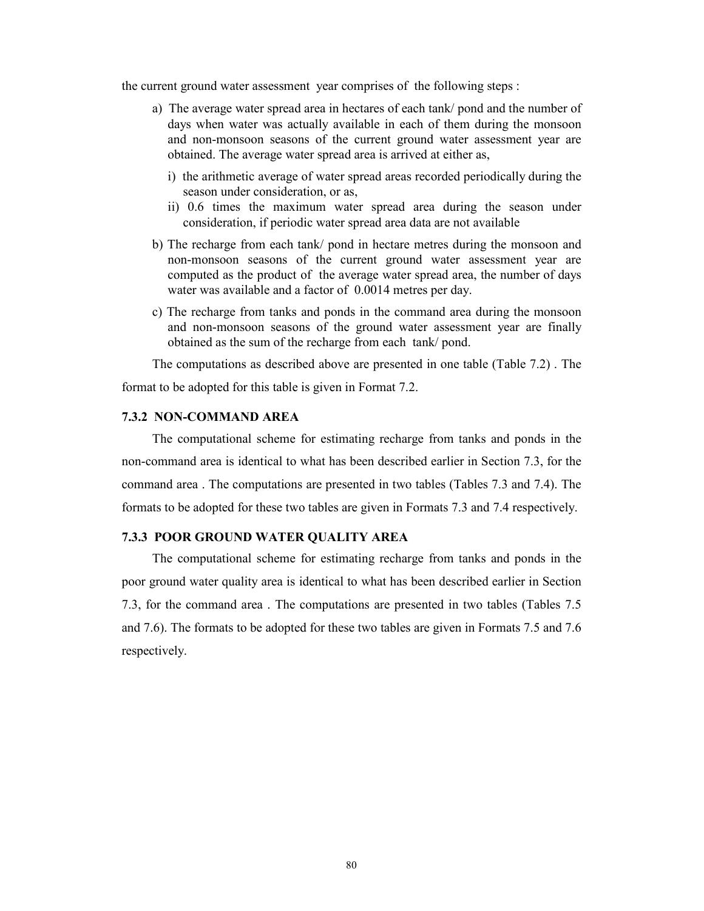the current ground water assessment year comprises of the following steps :

a) The average water spread area in hectares of each tank/ pond and the number of days when water was actually available in each of them during the monsoon and non-monsoon seasons of the current ground water assessment year are obtained. The average water spread area is arrived at either as,

   i) the arithmetic average of water spread areas recorded periodically during the season under consideration, or as,
   
   ii) 0.6 times the maximum water spread area during the season under consideration, if periodic water spread area data are not available

b) The recharge from each tank/ pond in hectare metres during the monsoon and non-monsoon seasons of the current ground water assessment year are computed as the product of the average water spread area, the number of days water was available and a factor of 0.0014 metres per day.

c) The recharge from tanks and ponds in the command area during the monsoon and non-monsoon seasons of the ground water assessment year are finally obtained as the sum of the recharge from each tank/ pond.

The computations as described above are presented in one table (Table 7.2) . The format to be adopted for this table is given in Format 7.2.

### 7.3.2 NON-COMMAND AREA

The computational scheme for estimating recharge from tanks and ponds in the non-command area is identical to what has been described earlier in Section 7.3, for the command area . The computations are presented in two tables (Tables 7.3 and 7.4). The formats to be adopted for these two tables are given in Formats 7.3 and 7.4 respectively.

### 7.3.3 POOR GROUND WATER QUALITY AREA

The computational scheme for estimating recharge from tanks and ponds in the poor ground water quality area is identical to what has been described earlier in Section 7.3, for the command area . The computations are presented in two tables (Tables 7.5 and 7.6). The formats to be adopted for these two tables are given in Formats 7.5 and 7.6 respectively.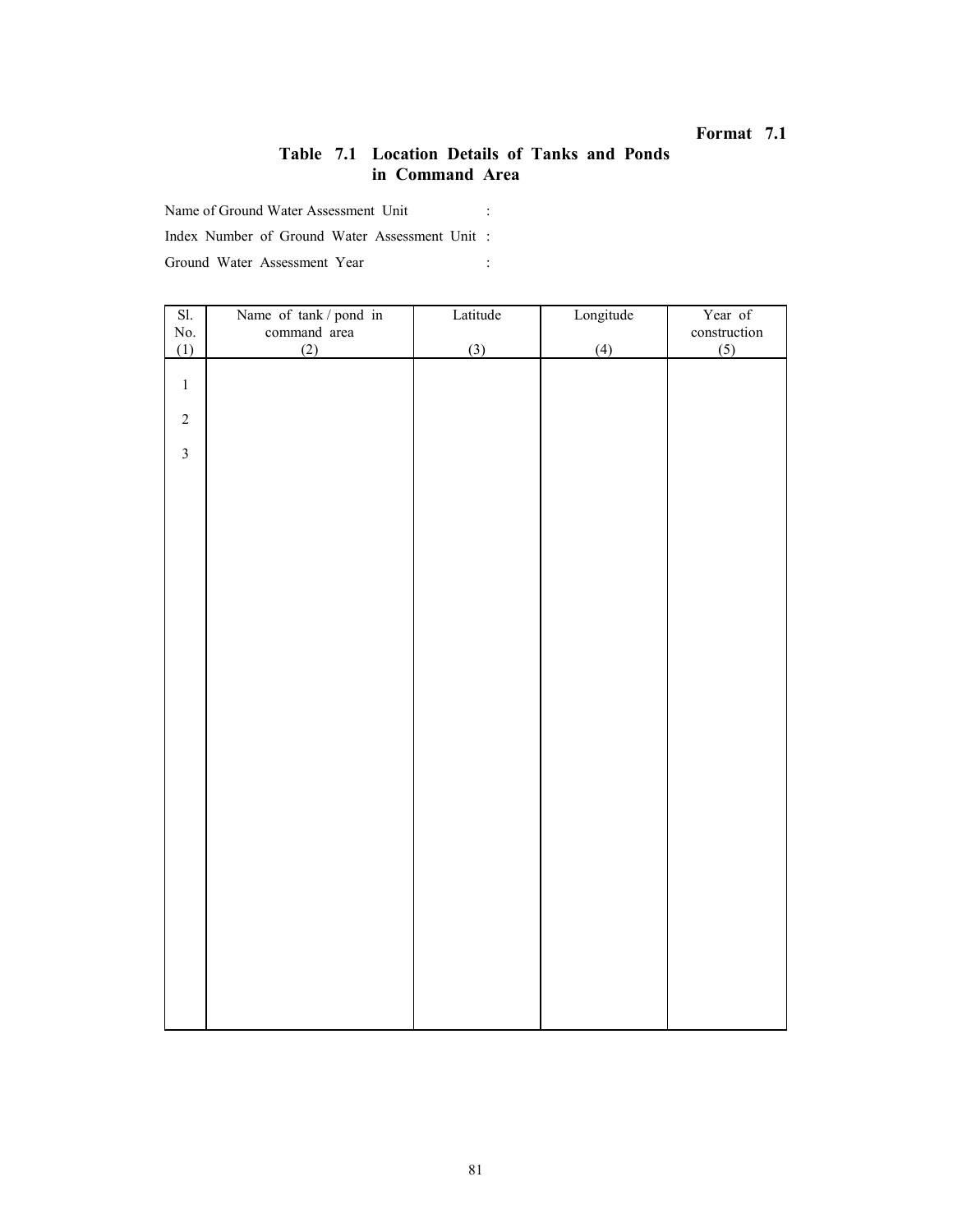**Format 7.1**

## Table 7.1 Location Details of Tanks and Ponds in Command Area

Name of Ground Water Assessment Unit :

Index Number of Ground Water Assessment Unit :

Ground Water Assessment Year :

| Sl. No. (1) | Name of tank / pond in command area (2) | Latitude (3) | Longitude (4) | Year of construction (5) |
|---|---|---|---|---|
| 1 | | | | |
| 2 | | | | |
| 3 | | | | |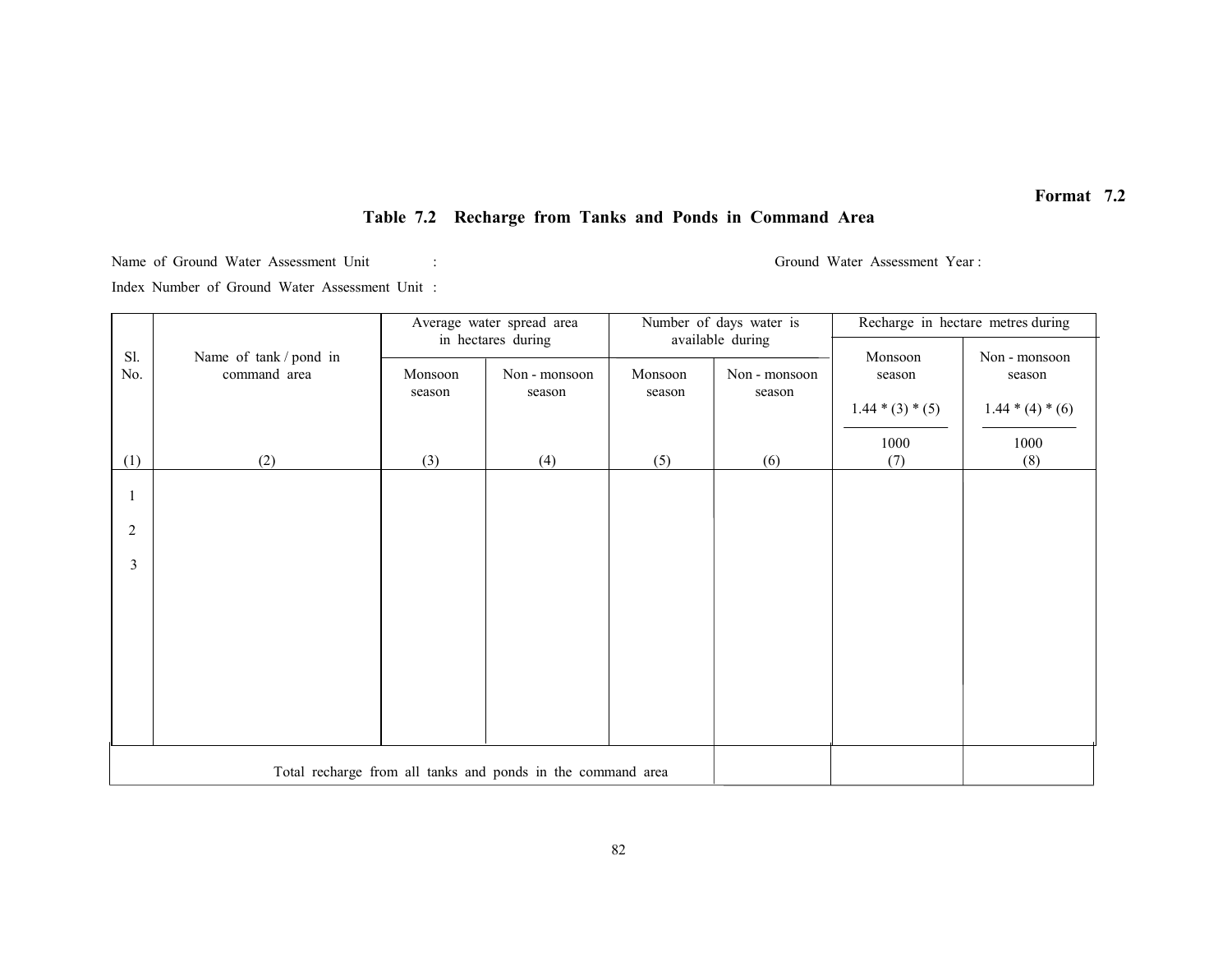**Format 7.2**

## Table 7.2 Recharge from Tanks and Ponds in Command Area

Name of Ground Water Assessment Unit : Ground Water Assessment Year :

Index Number of Ground Water Assessment Unit :

| Sl. No. | Name of tank / pond in command area | Average water spread area in hectares during | | Number of days water is available during | | Recharge in hectare metres during | |
|---|---|---|---|---|---|---|---|
| | | Monsoon season | Non - monsoon season | Monsoon season | Non - monsoon season | Monsoon season $\frac{1.44 * (3) * (5)}{1000}$ | Non - monsoon season $\frac{1.44 * (4) * (6)}{1000}$ |
| (1) | (2) | (3) | (4) | (5) | (6) | (7) | (8) |
| 1 | | | | | | | |
| 2 | | | | | | | |
| 3 | | | | | | | |
| Total recharge from all tanks and ponds in the command area | | | | | | | |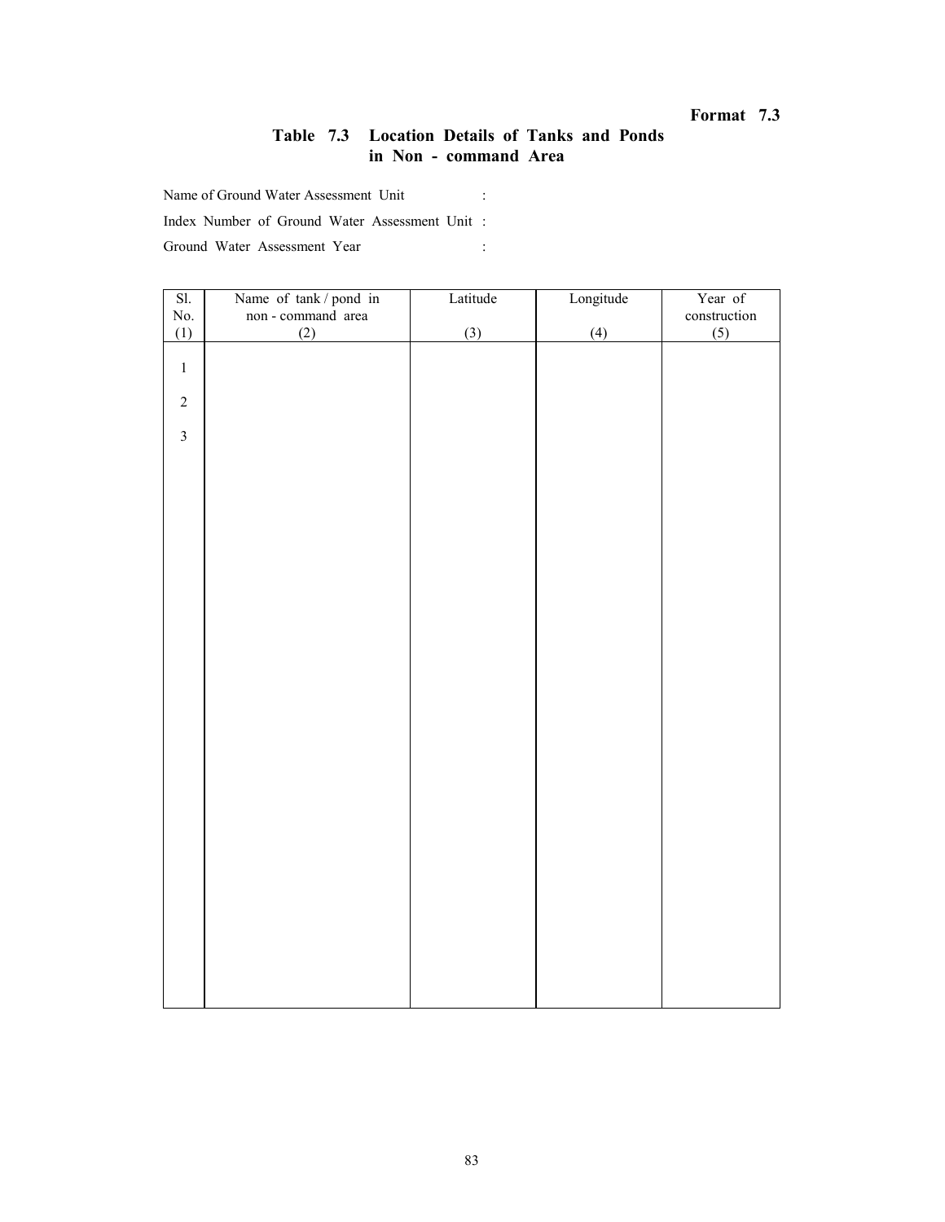**Format 7.3**

## Table 7.3 Location Details of Tanks and Ponds in Non - command Area

Name of Ground Water Assessment Unit :

Index Number of Ground Water Assessment Unit :

Ground Water Assessment Year :

| Sl. No. (1) | Name of tank / pond in non - command area (2) | Latitude (3) | Longitude (4) | Year of construction (5) |
|---|---|---|---|---|
| 1 | | | | |
| 2 | | | | |
| 3 | | | | |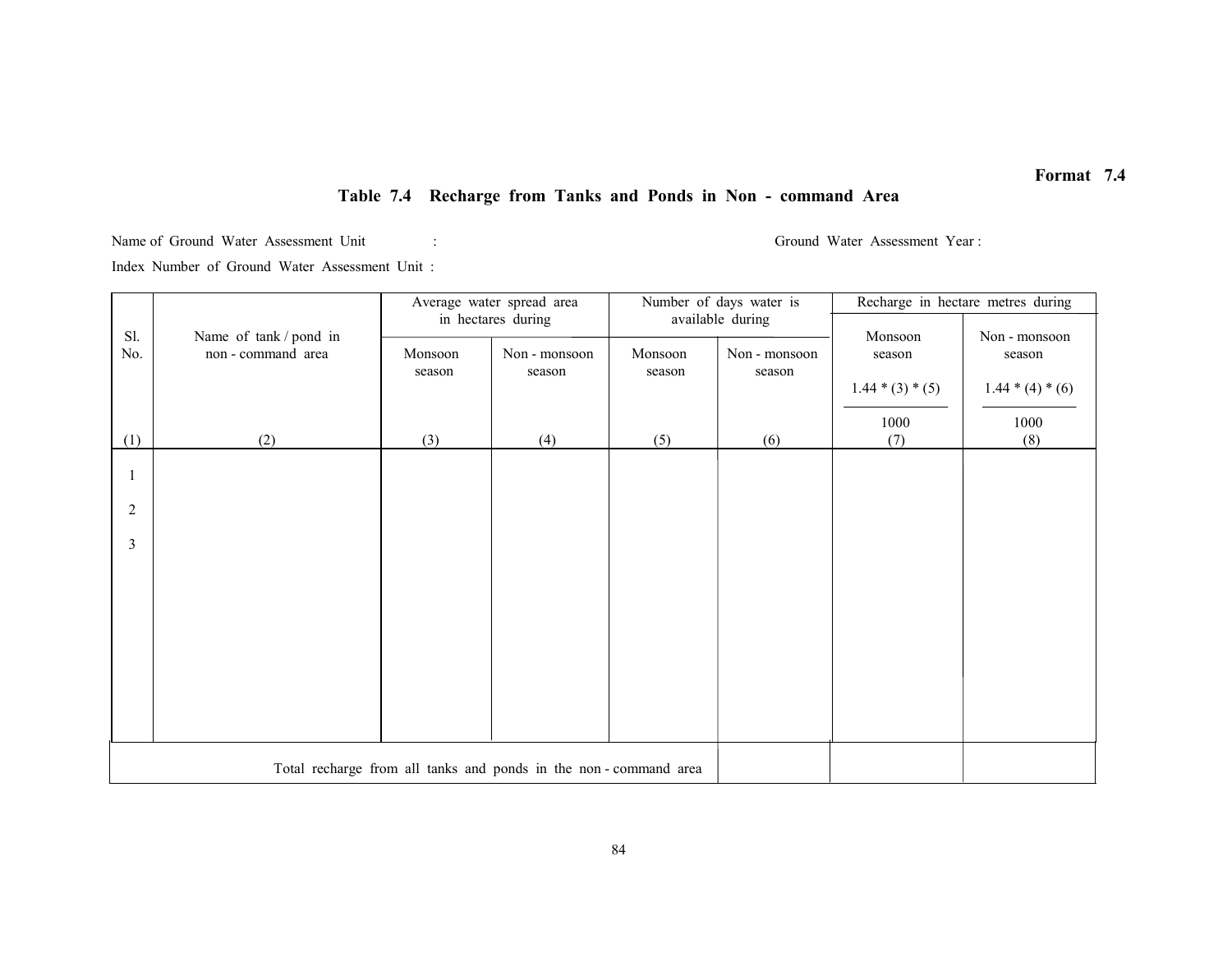**Format 7.4**

## Table 7.4 Recharge from Tanks and Ponds in Non - command Area

Name of Ground Water Assessment Unit : Ground Water Assessment Year :

Index Number of Ground Water Assessment Unit :

| Sl. No. | Name of tank / pond in non - command area | Average water spread area in hectares during | | Number of days water is available during | | Recharge in hectare metres during | |
|---|---|---|---|---|---|---|---|
| | | Monsoon season | Non - monsoon season | Monsoon season | Non - monsoon season | Monsoon season $\frac{1.44 * (3) * (5)}{1000}$ | Non - monsoon season $\frac{1.44 * (4) * (6)}{1000}$ |
| (1) | (2) | (3) | (4) | (5) | (6) | (7) | (8) |
| 1 | | | | | | | |
| 2 | | | | | | | |
| 3 | | | | | | | |
| Total recharge from all tanks and ponds in the non - command area | | | | | | | |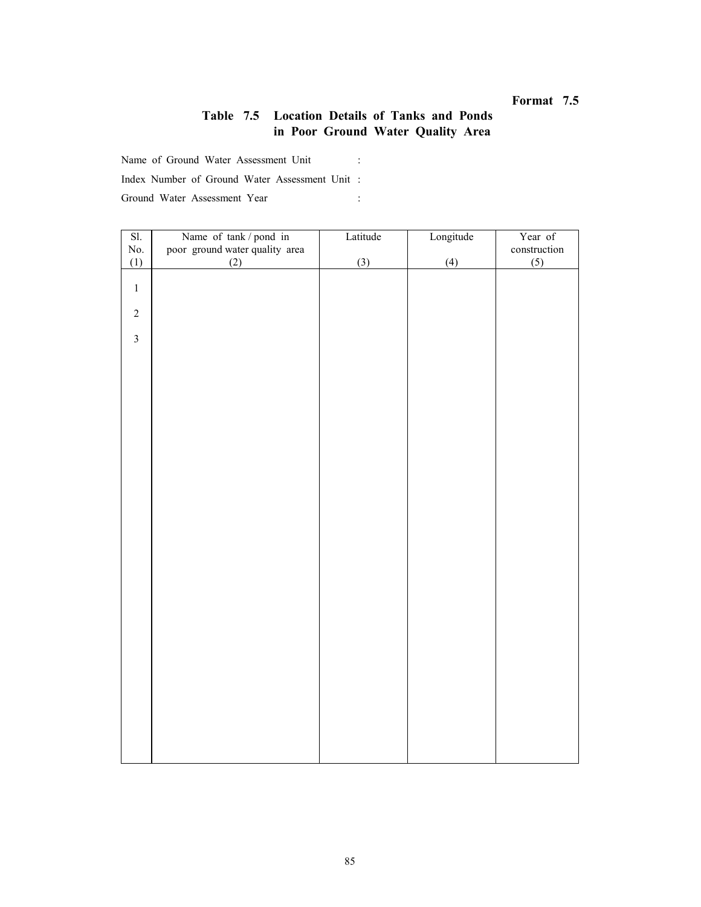**Format 7.5**

## Table 7.5 Location Details of Tanks and Ponds in Poor Ground Water Quality Area

Name of Ground Water Assessment Unit :

Index Number of Ground Water Assessment Unit :

Ground Water Assessment Year :

| Sl. No. (1) | Name of tank / pond in poor ground water quality area (2) | Latitude (3) | Longitude (4) | Year of construction (5) |
|---|---|---|---|---|
| 1 | | | | |
| 2 | | | | |
| 3 | | | | |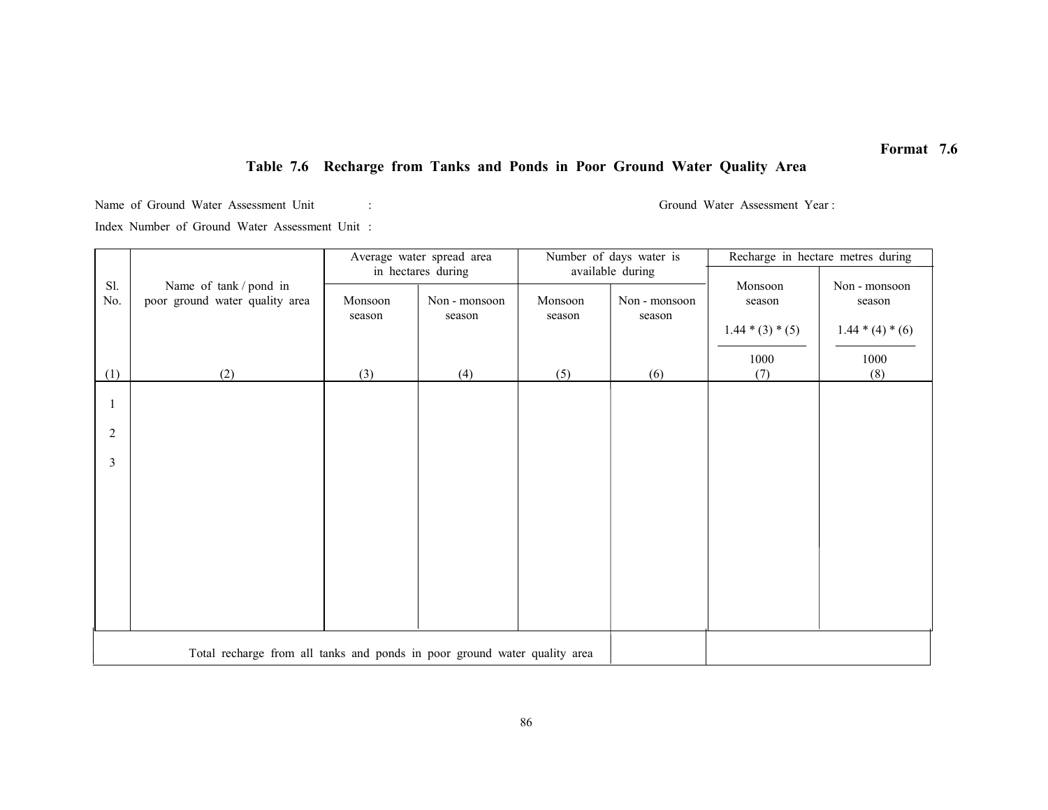Format 7.6

## Table 7.6 Recharge from Tanks and Ponds in Poor Ground Water Quality Area

Name of Ground Water Assessment Unit :

Ground Water Assessment Year :

Index Number of Ground Water Assessment Unit :

| Sl. No. | Name of tank / pond in poor ground water quality area | Average water spread area in hectares during | | Number of days water is available during | | Recharge in hectare metres during | |
|---|---|---|---|---|---|---|---|
| | | Monsoon season | Non - monsoon season | Monsoon season | Non - monsoon season | Monsoon season $\frac{1.44 * (3) * (5)}{1000}$ | Non - monsoon season $\frac{1.44 * (4) * (6)}{1000}$ |
| (1) | (2) | (3) | (4) | (5) | (6) | (7) | (8) |
| 1 | | | | | | | |
| 2 | | | | | | | |
| 3 | | | | | | | |
| Total recharge from all tanks and ponds in poor ground water quality area | | | | | | | |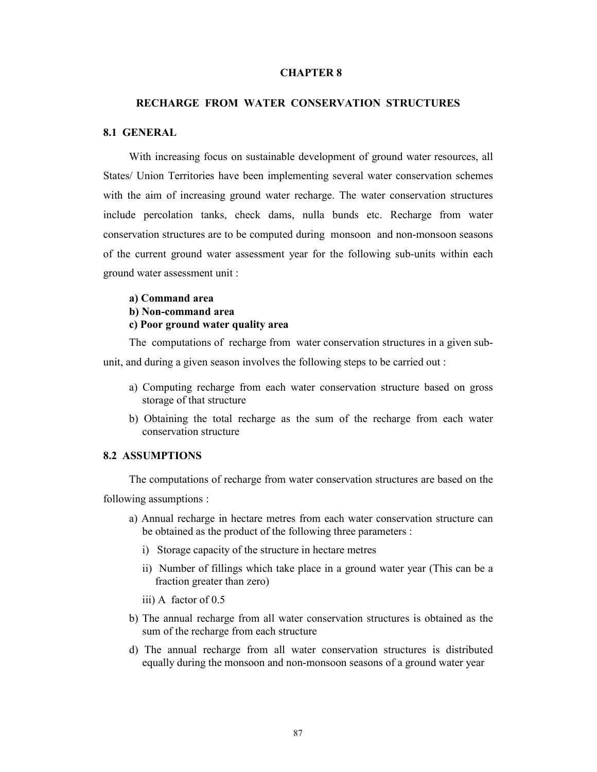# CHAPTER 8

## RECHARGE FROM WATER CONSERVATION STRUCTURES

### 8.1 GENERAL

With increasing focus on sustainable development of ground water resources, all States/ Union Territories have been implementing several water conservation schemes with the aim of increasing ground water recharge. The water conservation structures include percolation tanks, check dams, nulla bunds etc. Recharge from water conservation structures are to be computed during monsoon and non-monsoon seasons of the current ground water assessment year for the following sub-units within each ground water assessment unit :

**a) Command area**
**b) Non-command area**
**c) Poor ground water quality area**

The computations of recharge from water conservation structures in a given sub-unit, and during a given season involves the following steps to be carried out :

a) Computing recharge from each water conservation structure based on gross storage of that structure

b) Obtaining the total recharge as the sum of the recharge from each water conservation structure

### 8.2 ASSUMPTIONS

The computations of recharge from water conservation structures are based on the following assumptions :

a) Annual recharge in hectare metres from each water conservation structure can be obtained as the product of the following three parameters :

   i) Storage capacity of the structure in hectare metres

   ii) Number of fillings which take place in a ground water year (This can be a fraction greater than zero)

   iii) A factor of 0.5

b) The annual recharge from all water conservation structures is obtained as the sum of the recharge from each structure

d) The annual recharge from all water conservation structures is distributed equally during the monsoon and non-monsoon seasons of a ground water year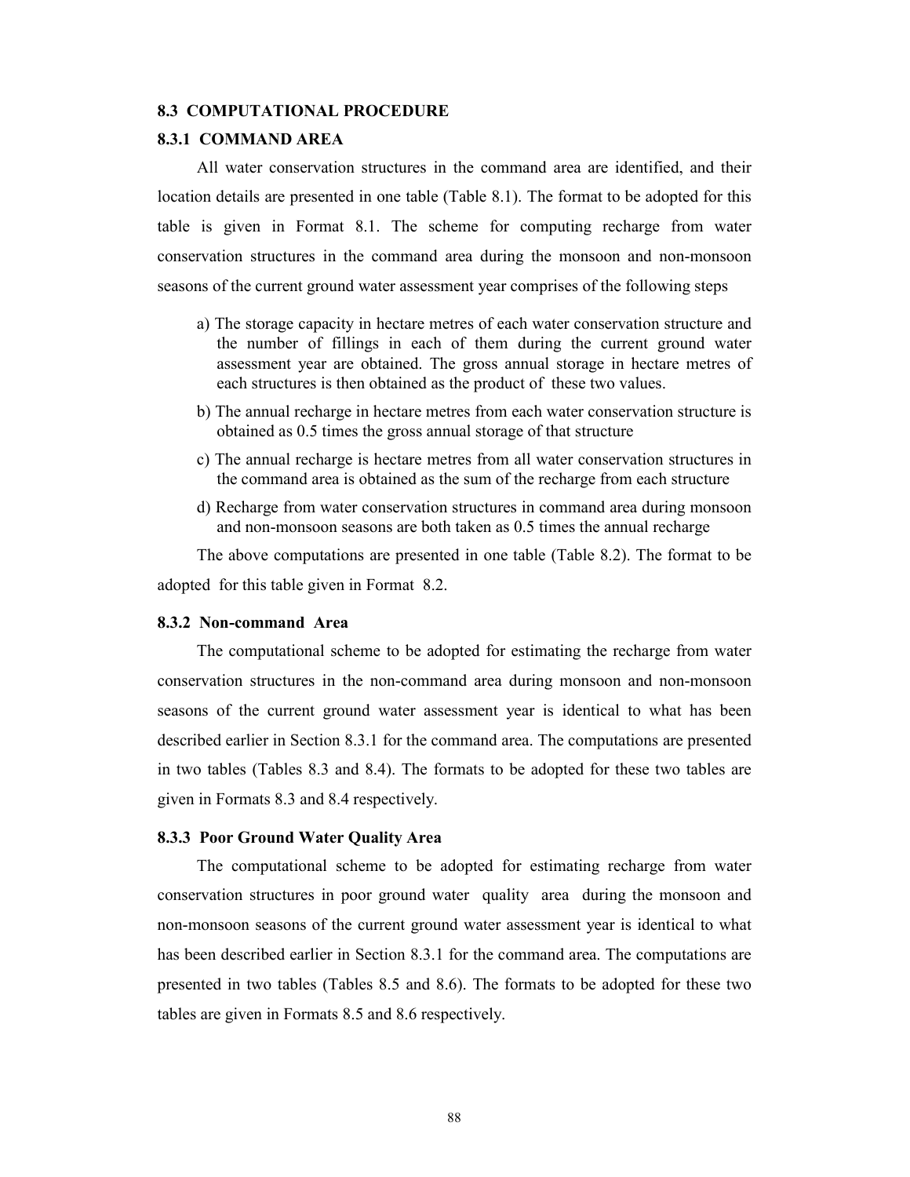## 8.3 COMPUTATIONAL PROCEDURE

### 8.3.1 COMMAND AREA

All water conservation structures in the command area are identified, and their location details are presented in one table (Table 8.1). The format to be adopted for this table is given in Format 8.1. The scheme for computing recharge from water conservation structures in the command area during the monsoon and non-monsoon seasons of the current ground water assessment year comprises of the following steps

a) The storage capacity in hectare metres of each water conservation structure and the number of fillings in each of them during the current ground water assessment year are obtained. The gross annual storage in hectare metres of each structures is then obtained as the product of these two values.

b) The annual recharge in hectare metres from each water conservation structure is obtained as 0.5 times the gross annual storage of that structure

c) The annual recharge is hectare metres from all water conservation structures in the command area is obtained as the sum of the recharge from each structure

d) Recharge from water conservation structures in command area during monsoon and non-monsoon seasons are both taken as 0.5 times the annual recharge

The above computations are presented in one table (Table 8.2). The format to be adopted for this table given in Format 8.2.

### 8.3.2 Non-command Area

The computational scheme to be adopted for estimating the recharge from water conservation structures in the non-command area during monsoon and non-monsoon seasons of the current ground water assessment year is identical to what has been described earlier in Section 8.3.1 for the command area. The computations are presented in two tables (Tables 8.3 and 8.4). The formats to be adopted for these two tables are given in Formats 8.3 and 8.4 respectively.

### 8.3.3 Poor Ground Water Quality Area

The computational scheme to be adopted for estimating recharge from water conservation structures in poor ground water quality area during the monsoon and non-monsoon seasons of the current ground water assessment year is identical to what has been described earlier in Section 8.3.1 for the command area. The computations are presented in two tables (Tables 8.5 and 8.6). The formats to be adopted for these two tables are given in Formats 8.5 and 8.6 respectively.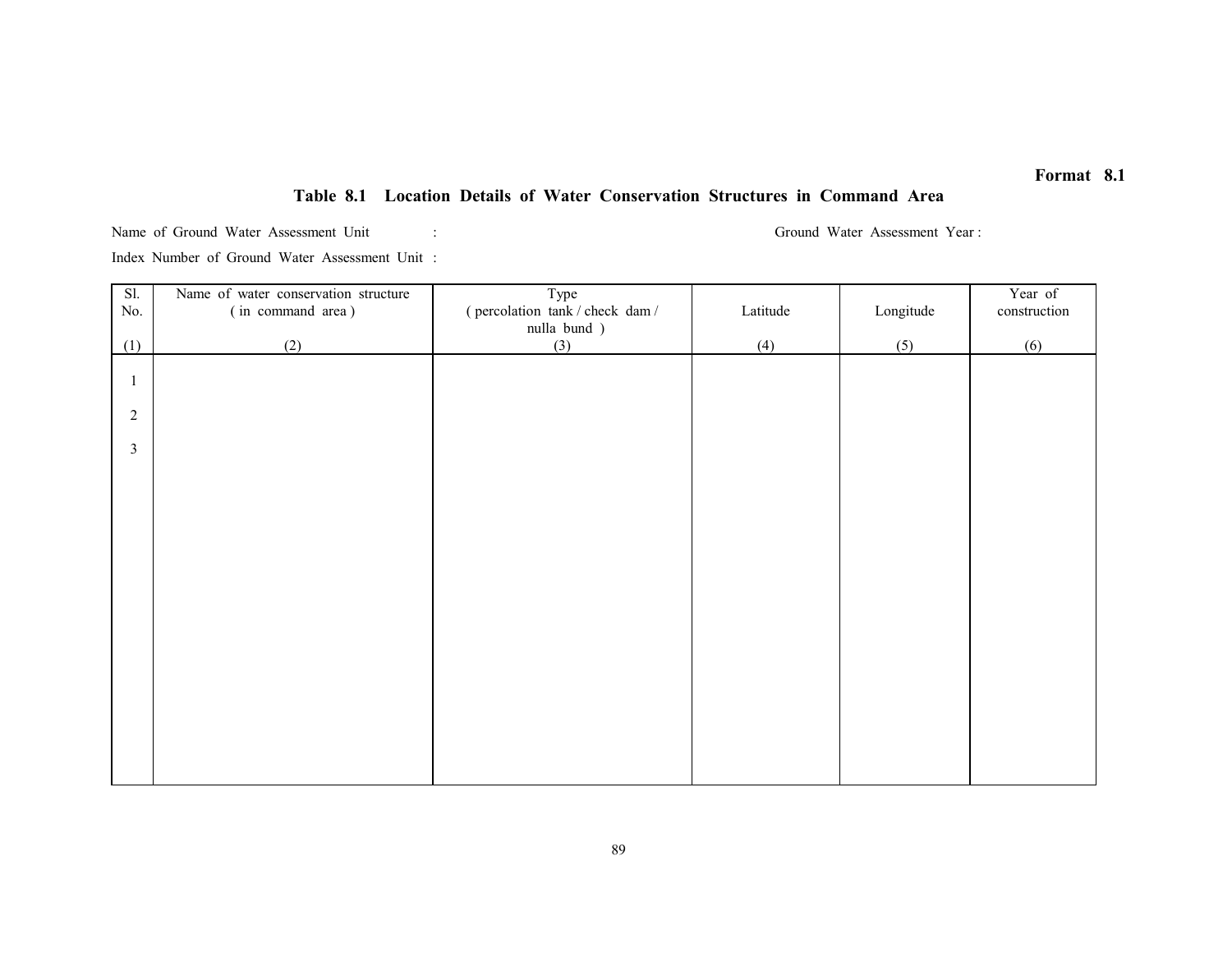**Format 8.1**

## Table 8.1 Location Details of Water Conservation Structures in Command Area

Name of Ground Water Assessment Unit : 	Ground Water Assessment Year :

Index Number of Ground Water Assessment Unit :

| Sl. No. | Name of water conservation structure ( in command area ) | Type ( percolation tank / check dam / nulla bund ) | Latitude | Longitude | Year of construction |
|---|---|---|---|---|---|
| (1) | (2) | (3) | (4) | (5) | (6) |
| 1 | | | | | |
| 2 | | | | | |
| 3 | | | | | |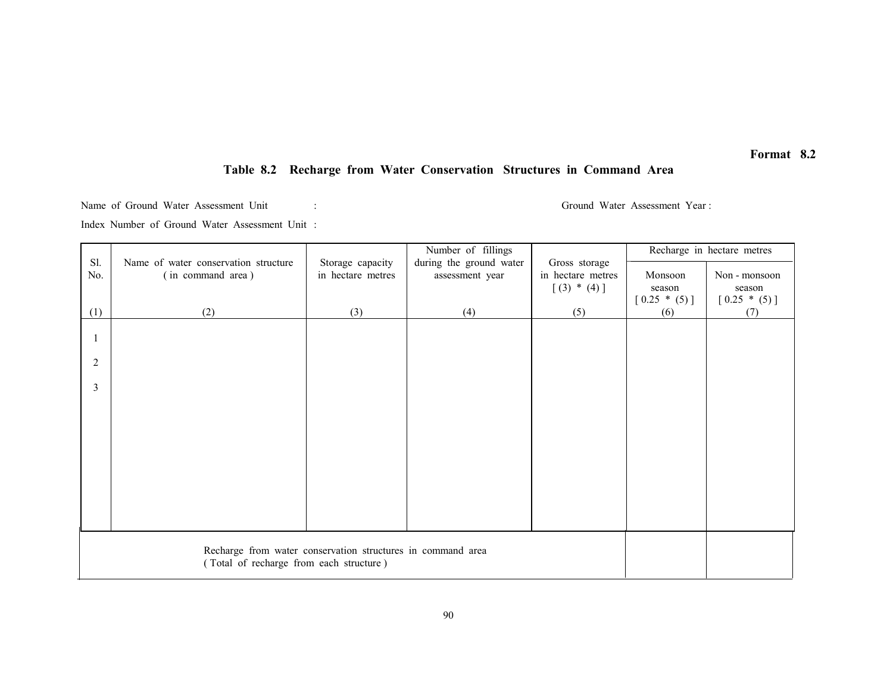**Format 8.2**

## Table 8.2 Recharge from Water Conservation Structures in Command Area

Name of Ground Water Assessment Unit :　　　　　　　　　　Ground Water Assessment Year :

Index Number of Ground Water Assessment Unit :

| Sl. No. | Name of water conservation structure ( in command area ) | Storage capacity in hectare metres | Number of fillings during the ground water assessment year | Gross storage in hectare metres [ (3) * (4) ] | Recharge in hectare metres | |
|---|---|---|---|---|---|---|
| | | | | | Monsoon season [ 0.25 * (5) ] | Non - monsoon season [ 0.25 * (5) ] |
| (1) | (2) | (3) | (4) | (5) | (6) | (7) |
| 1 | | | | | | |
| 2 | | | | | | |
| 3 | | | | | | |
| Recharge from water conservation structures in command area ( Total of recharge from each structure ) | | | | | | |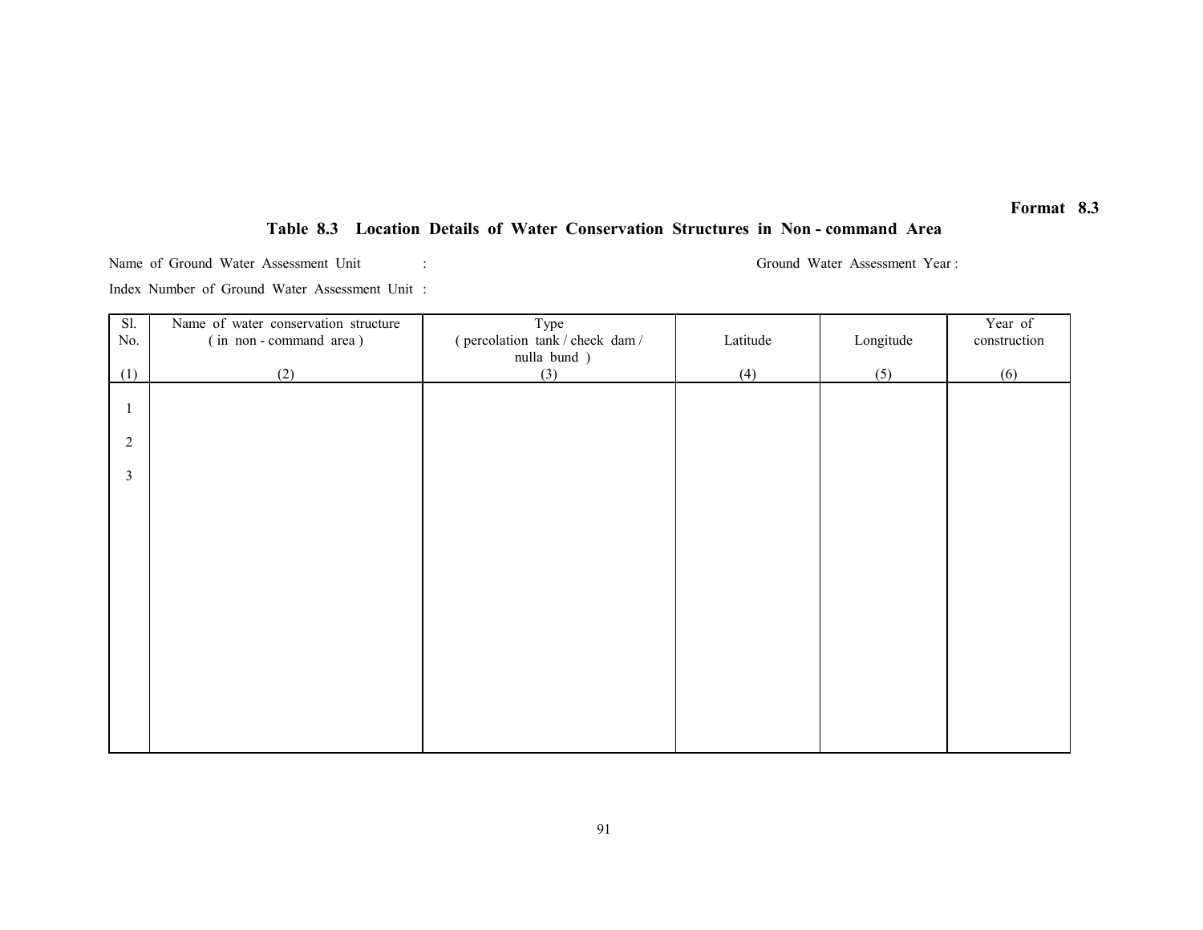**Format 8.3**

## Table 8.3 Location Details of Water Conservation Structures in Non - command Area

Name of Ground Water Assessment Unit : Ground Water Assessment Year :

Index Number of Ground Water Assessment Unit :

| Sl. No. (1) | Name of water conservation structure ( in non - command area ) (2) | Type ( percolation tank / check dam / nulla bund ) (3) | Latitude (4) | Longitude (5) | Year of construction (6) |
|---|---|---|---|---|---|
| 1 | | | | | |
| 2 | | | | | |
| 3 | | | | | |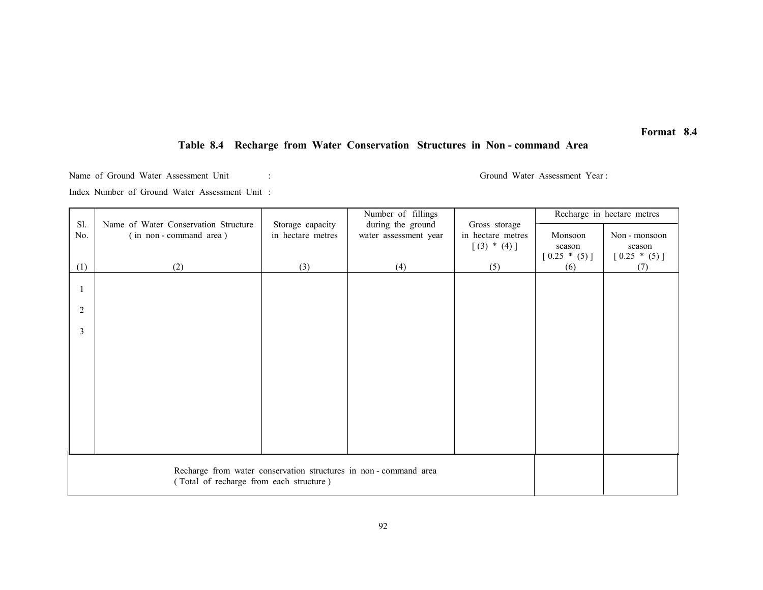**Format 8.4**

## Table 8.4 Recharge from Water Conservation Structures in Non - command Area

Name of Ground Water Assessment Unit : Ground Water Assessment Year :

Index Number of Ground Water Assessment Unit :

| Sl. No. | Name of Water Conservation Structure ( in non - command area ) | Storage capacity in hectare metres | Number of fillings during the ground water assessment year | Gross storage in hectare metres [ (3) * (4) ] | Recharge in hectare metres | |
|---|---|---|---|---|---|---|
| | | | | | Monsoon season [ 0.25 * (5) ] | Non - monsoon season [ 0.25 * (5) ] |
| (1) | (2) | (3) | (4) | (5) | (6) | (7) |
| 1 | | | | | | |
| 2 | | | | | | |
| 3 | | | | | | |
| Recharge from water conservation structures in non - command area ( Total of recharge from each structure ) | | | | | | |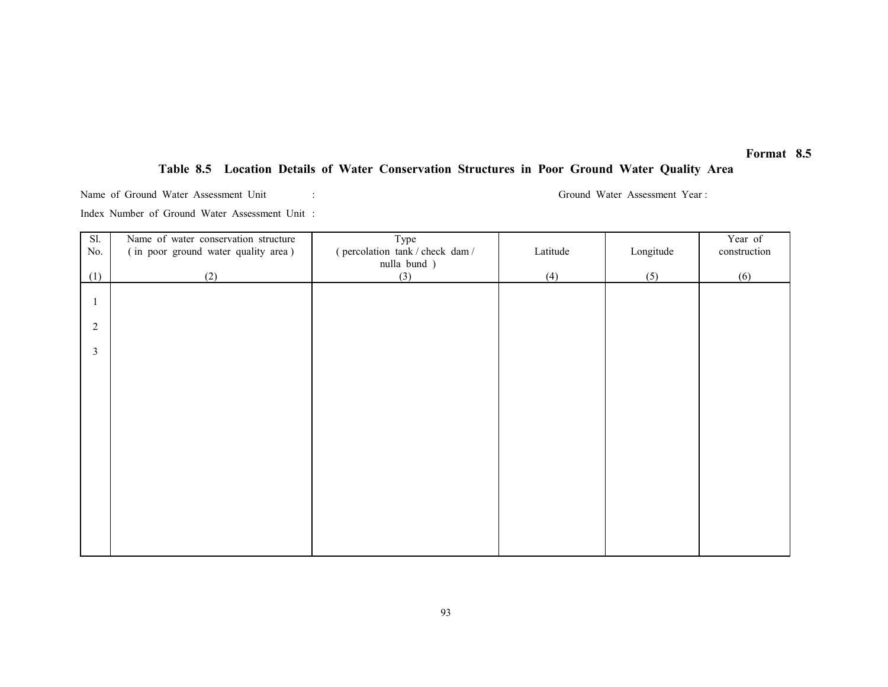**Format 8.5**

## Table 8.5 Location Details of Water Conservation Structures in Poor Ground Water Quality Area

Name of Ground Water Assessment Unit : Ground Water Assessment Year :

Index Number of Ground Water Assessment Unit :

| Sl. No. | Name of water conservation structure ( in poor ground water quality area ) | Type ( percolation tank / check dam / nulla bund ) | Latitude | Longitude | Year of construction |
|---|---|---|---|---|---|
| (1) | (2) | (3) | (4) | (5) | (6) |
| 1 | | | | | |
| 2 | | | | | |
| 3 | | | | | |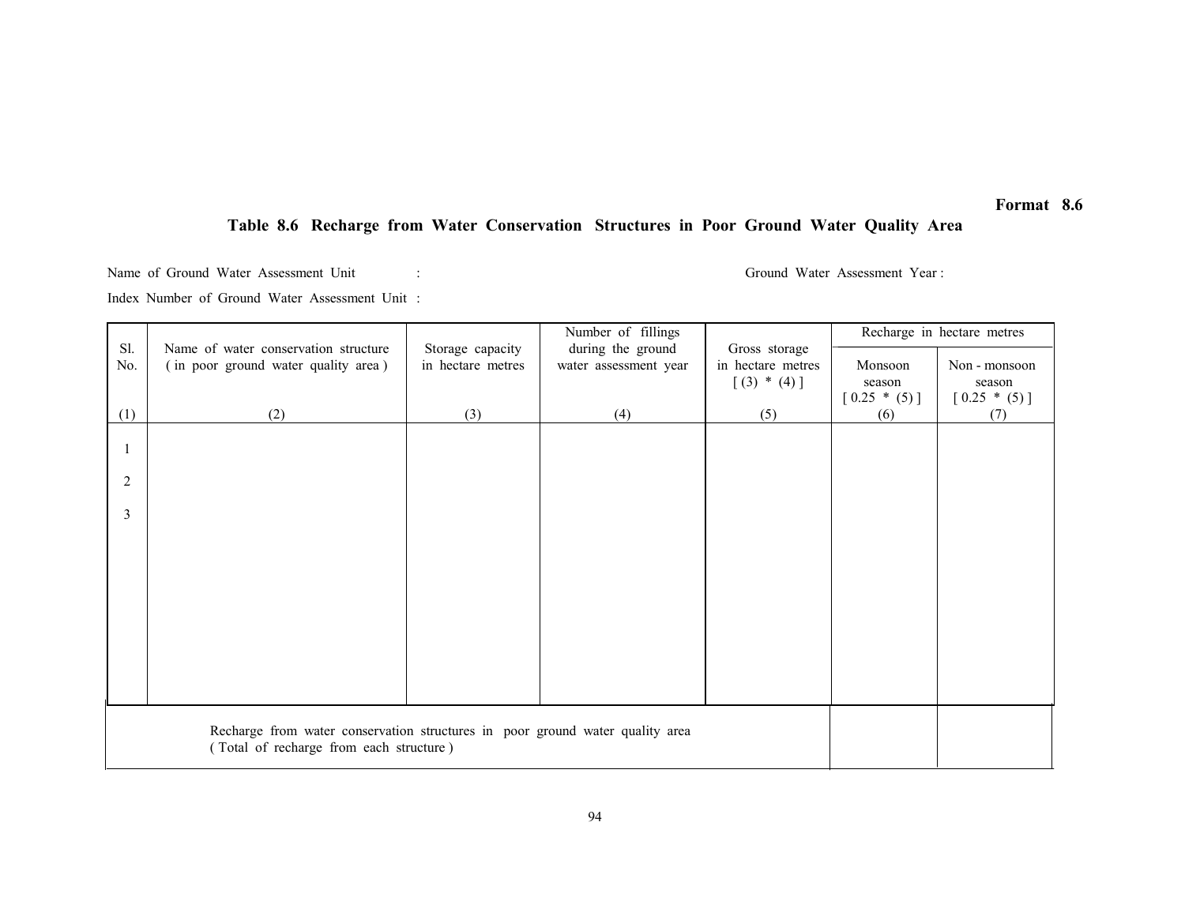**Format 8.6**

## Table 8.6 Recharge from Water Conservation Structures in Poor Ground Water Quality Area

Name of Ground Water Assessment Unit : 

Ground Water Assessment Year :

Index Number of Ground Water Assessment Unit :

| Sl. No. | Name of water conservation structure ( in poor ground water quality area ) | Storage capacity in hectare metres | Number of fillings during the ground water assessment year | Gross storage in hectare metres [ (3) * (4) ] | Recharge in hectare metres | |
|---|---|---|---|---|---|---|
| | | | | | Monsoon season [ 0.25 * (5) ] | Non - monsoon season [ 0.25 * (5) ] |
| (1) | (2) | (3) | (4) | (5) | (6) | (7) |
| 1 | | | | | | |
| 2 | | | | | | |
| 3 | | | | | | |
| | Recharge from water conservation structures in poor ground water quality area ( Total of recharge from each structure ) | | | | | |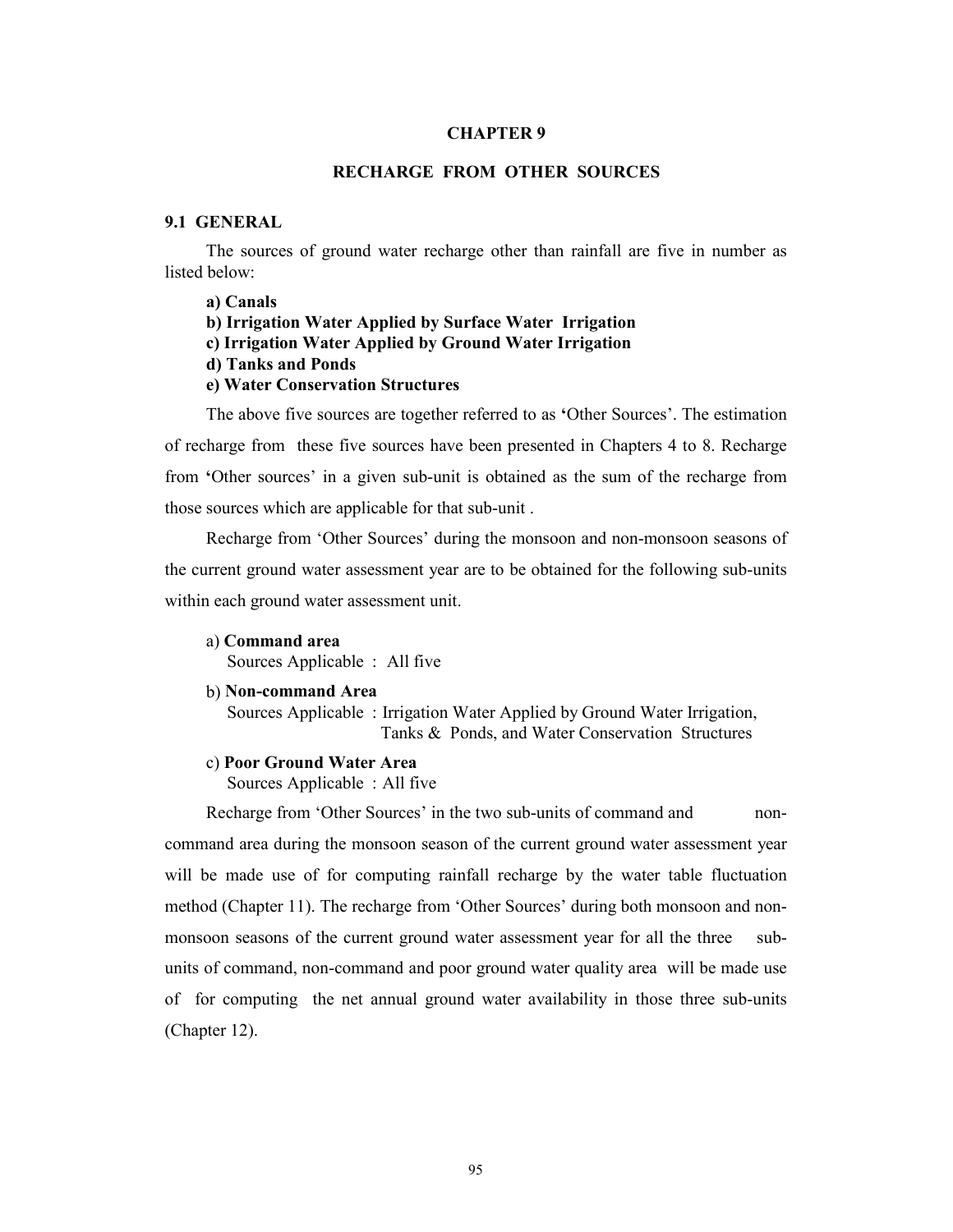# CHAPTER 9

## RECHARGE FROM OTHER SOURCES

### 9.1 GENERAL

The sources of ground water recharge other than rainfall are five in number as listed below:

**a) Canals**
**b) Irrigation Water Applied by Surface Water Irrigation**
**c) Irrigation Water Applied by Ground Water Irrigation**
**d) Tanks and Ponds**
**e) Water Conservation Structures**

The above five sources are together referred to as 'Other Sources'. The estimation of recharge from these five sources have been presented in Chapters 4 to 8. Recharge from 'Other sources' in a given sub-unit is obtained as the sum of the recharge from those sources which are applicable for that sub-unit .

Recharge from 'Other Sources' during the monsoon and non-monsoon seasons of the current ground water assessment year are to be obtained for the following sub-units within each ground water assessment unit.

a) **Command area**
Sources Applicable : All five

b) **Non-command Area**
Sources Applicable : Irrigation Water Applied by Ground Water Irrigation, Tanks & Ponds, and Water Conservation Structures

c) **Poor Ground Water Area**
Sources Applicable : All five

Recharge from 'Other Sources' in the two sub-units of command and non-command area during the monsoon season of the current ground water assessment year will be made use of for computing rainfall recharge by the water table fluctuation method (Chapter 11). The recharge from 'Other Sources' during both monsoon and non-monsoon seasons of the current ground water assessment year for all the three sub-units of command, non-command and poor ground water quality area will be made use of for computing the net annual ground water availability in those three sub-units (Chapter 12).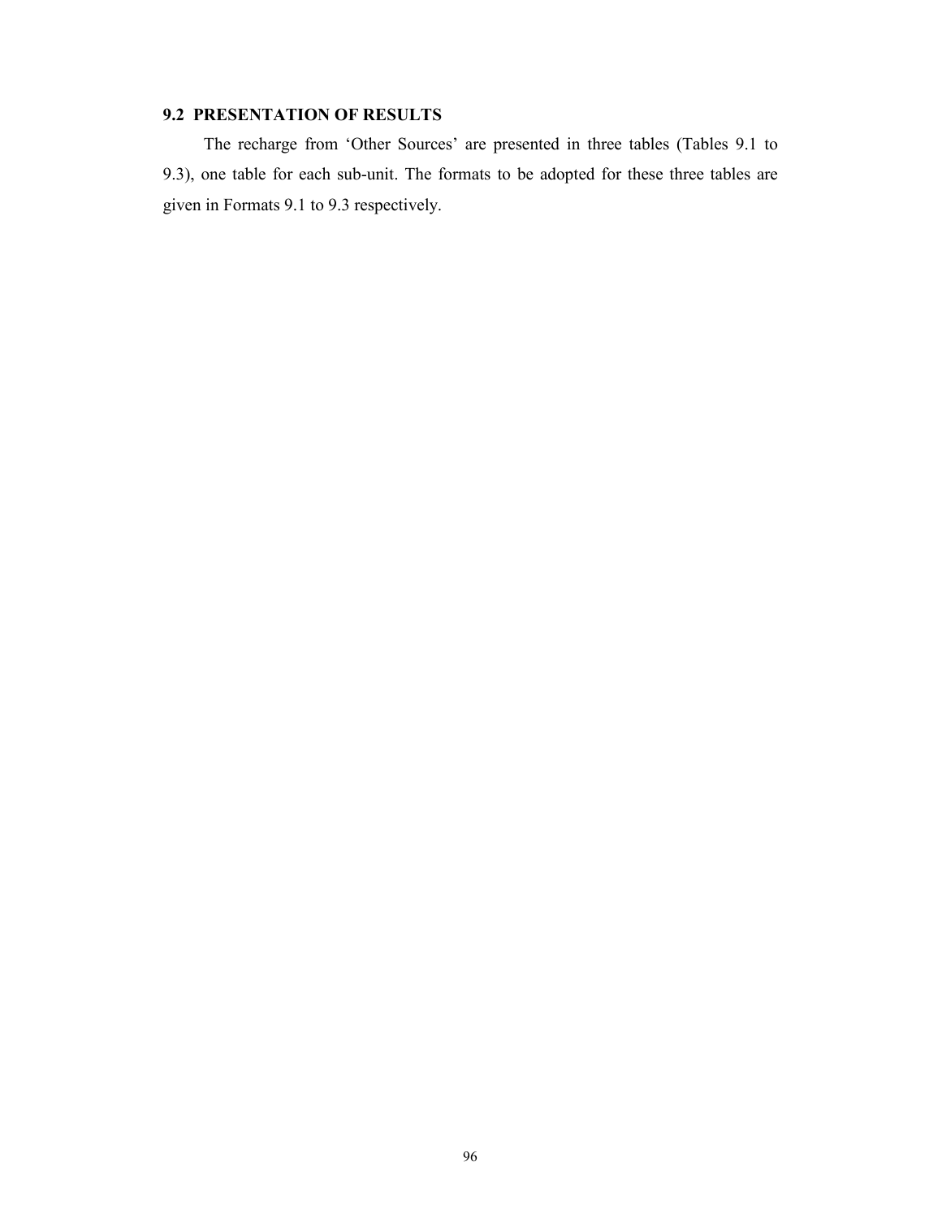## 9.2 PRESENTATION OF RESULTS

The recharge from 'Other Sources' are presented in three tables (Tables 9.1 to 9.3), one table for each sub-unit. The formats to be adopted for these three tables are given in Formats 9.1 to 9.3 respectively.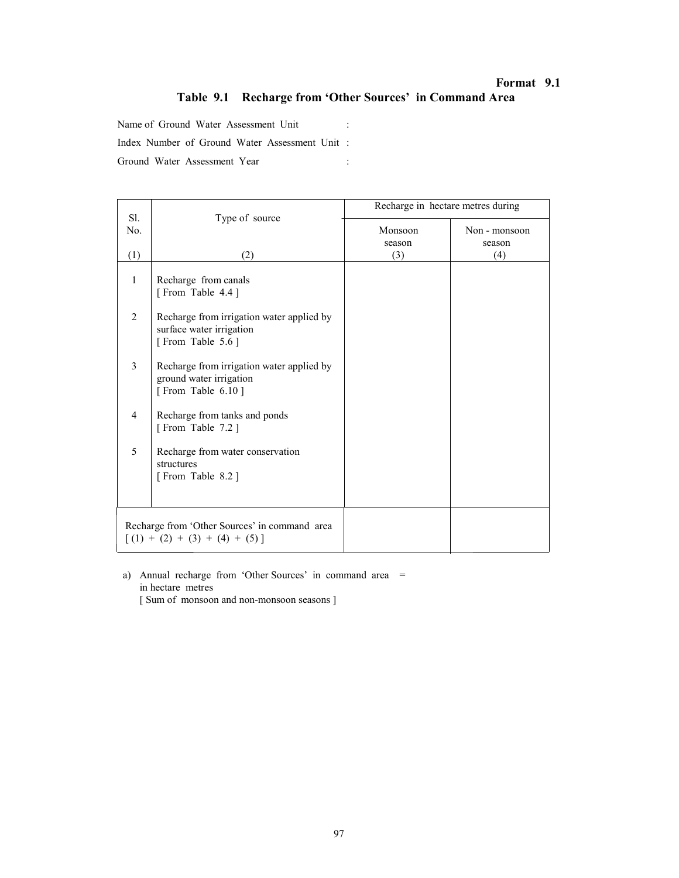**Format 9.1**

## Table 9.1 Recharge from 'Other Sources' in Command Area

Name of Ground Water Assessment Unit :

Index Number of Ground Water Assessment Unit :

Ground Water Assessment Year :

| Sl. No. | Type of source | Recharge in hectare metres during | |
|---|---|---|---|
| | | Monsoon season | Non - monsoon season |
| (1) | (2) | (3) | (4) |
| 1 | Recharge from canals [ From Table 4.4 ] | | |
| 2 | Recharge from irrigation water applied by surface water irrigation [ From Table 5.6 ] | | |
| 3 | Recharge from irrigation water applied by ground water irrigation [ From Table 6.10 ] | | |
| 4 | Recharge from tanks and ponds [ From Table 7.2 ] | | |
| 5 | Recharge from water conservation structures [ From Table 8.2 ] | | |
| Recharge from 'Other Sources' in command area [ (1) + (2) + (3) + (4) + (5) ] | | | |

a) Annual recharge from 'Other Sources' in command area =
in hectare metres
[ Sum of monsoon and non-monsoon seasons ]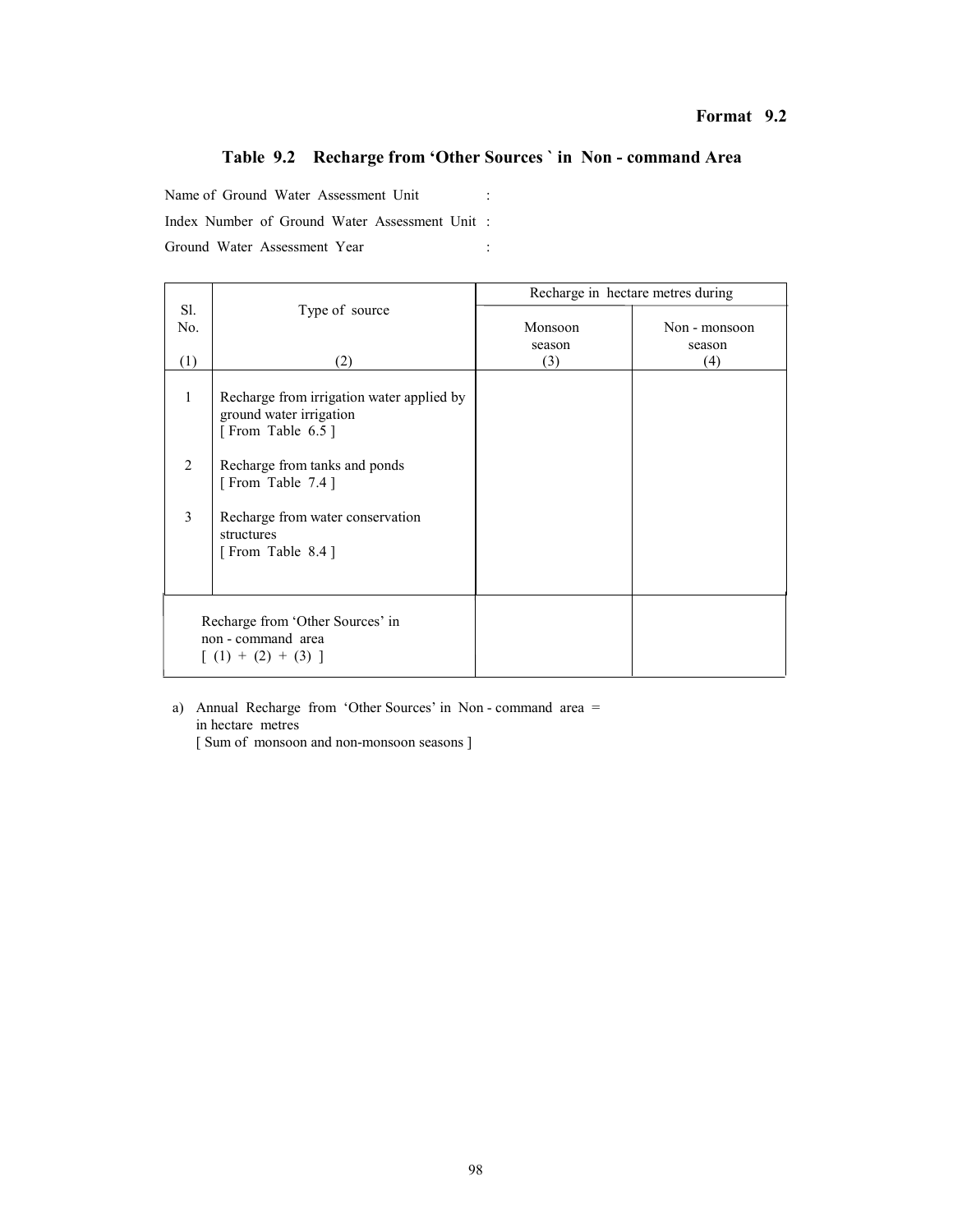**Format 9.2**

## Table 9.2 Recharge from 'Other Sources ` in Non - command Area

Name of Ground Water Assessment Unit :

Index Number of Ground Water Assessment Unit :

Ground Water Assessment Year :

| Sl. No. | Type of source | Recharge in hectare metres during | |
|---|---|---|---|
| | | Monsoon season | Non - monsoon season |
| (1) | (2) | (3) | (4) |
| 1 | Recharge from irrigation water applied by ground water irrigation [ From Table 6.5 ] | | |
| 2 | Recharge from tanks and ponds [ From Table 7.4 ] | | |
| 3 | Recharge from water conservation structures [ From Table 8.4 ] | | |
| | Recharge from 'Other Sources' in non - command area [ (1) + (2) + (3) ] | | |

a) Annual Recharge from 'Other Sources' in Non - command area =
   in hectare metres
   [ Sum of monsoon and non-monsoon seasons ]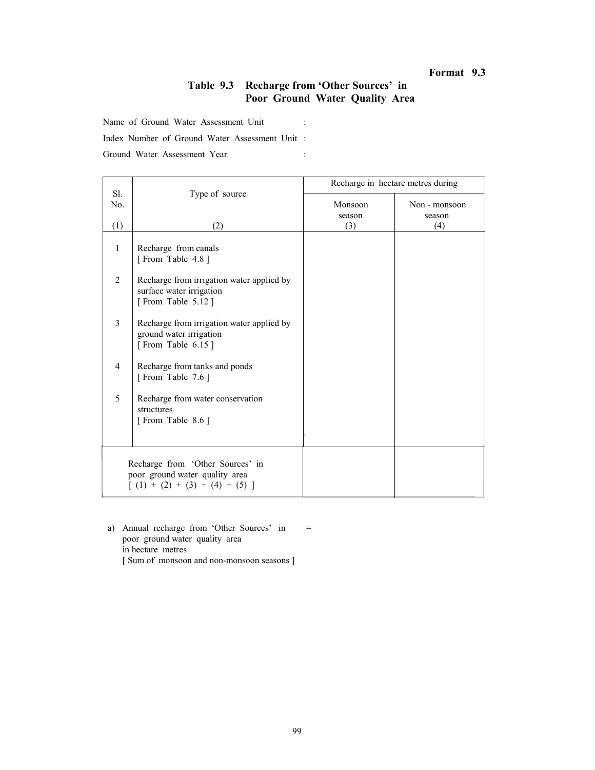**Format 9.3**

## Table 9.3 Recharge from 'Other Sources' in Poor Ground Water Quality Area

Name of Ground Water Assessment Unit :

Index Number of Ground Water Assessment Unit :

Ground Water Assessment Year :

| Sl. No. | Type of source | Recharge in hectare metres during | |
|---|---|---|---|
| | | Monsoon season | Non - monsoon season |
| (1) | (2) | (3) | (4) |
| 1 | Recharge from canals [ From Table 4.8 ] | | |
| 2 | Recharge from irrigation water applied by surface water irrigation [ From Table 5.12 ] | | |
| 3 | Recharge from irrigation water applied by ground water irrigation [ From Table 6.15 ] | | |
| 4 | Recharge from tanks and ponds [ From Table 7.6 ] | | |
| 5 | Recharge from water conservation structures [ From Table 8.6 ] | | |
| | Recharge from 'Other Sources' in poor ground water quality area [ (1) + (2) + (3) + (4) + (5) ] | | |

a) Annual recharge from 'Other Sources' in poor ground water quality area in hectare metres [ Sum of monsoon and non-monsoon seasons ] =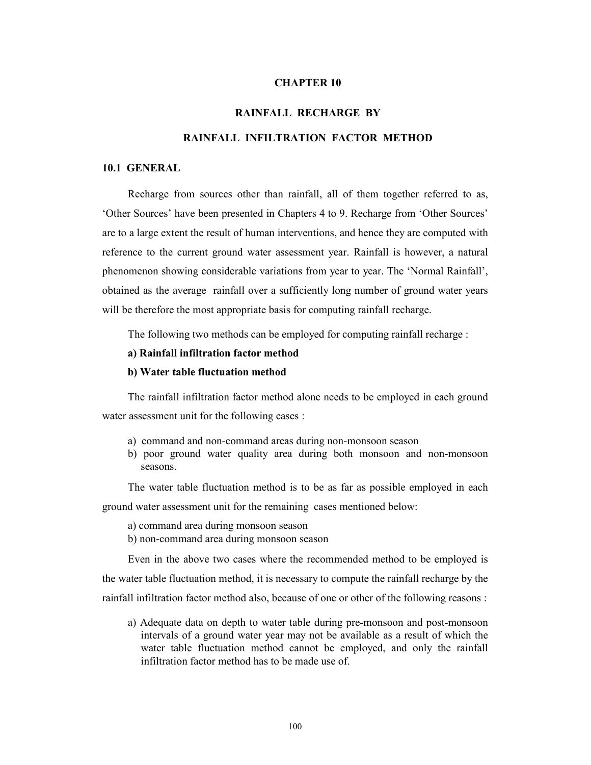# CHAPTER 10

## RAINFALL RECHARGE BY

## RAINFALL INFILTRATION FACTOR METHOD

### 10.1 GENERAL

Recharge from sources other than rainfall, all of them together referred to as, 'Other Sources' have been presented in Chapters 4 to 9. Recharge from 'Other Sources' are to a large extent the result of human interventions, and hence they are computed with reference to the current ground water assessment year. Rainfall is however, a natural phenomenon showing considerable variations from year to year. The 'Normal Rainfall', obtained as the average rainfall over a sufficiently long number of ground water years will be therefore the most appropriate basis for computing rainfall recharge.

The following two methods can be employed for computing rainfall recharge :

**a) Rainfall infiltration factor method**

**b) Water table fluctuation method**

The rainfall infiltration factor method alone needs to be employed in each ground water assessment unit for the following cases :

a) command and non-command areas during non-monsoon season
b) poor ground water quality area during both monsoon and non-monsoon seasons.

The water table fluctuation method is to be as far as possible employed in each ground water assessment unit for the remaining cases mentioned below:

a) command area during monsoon season
b) non-command area during monsoon season

Even in the above two cases where the recommended method to be employed is the water table fluctuation method, it is necessary to compute the rainfall recharge by the rainfall infiltration factor method also, because of one or other of the following reasons :

a) Adequate data on depth to water table during pre-monsoon and post-monsoon intervals of a ground water year may not be available as a result of which the water table fluctuation method cannot be employed, and only the rainfall infiltration factor method has to be made use of.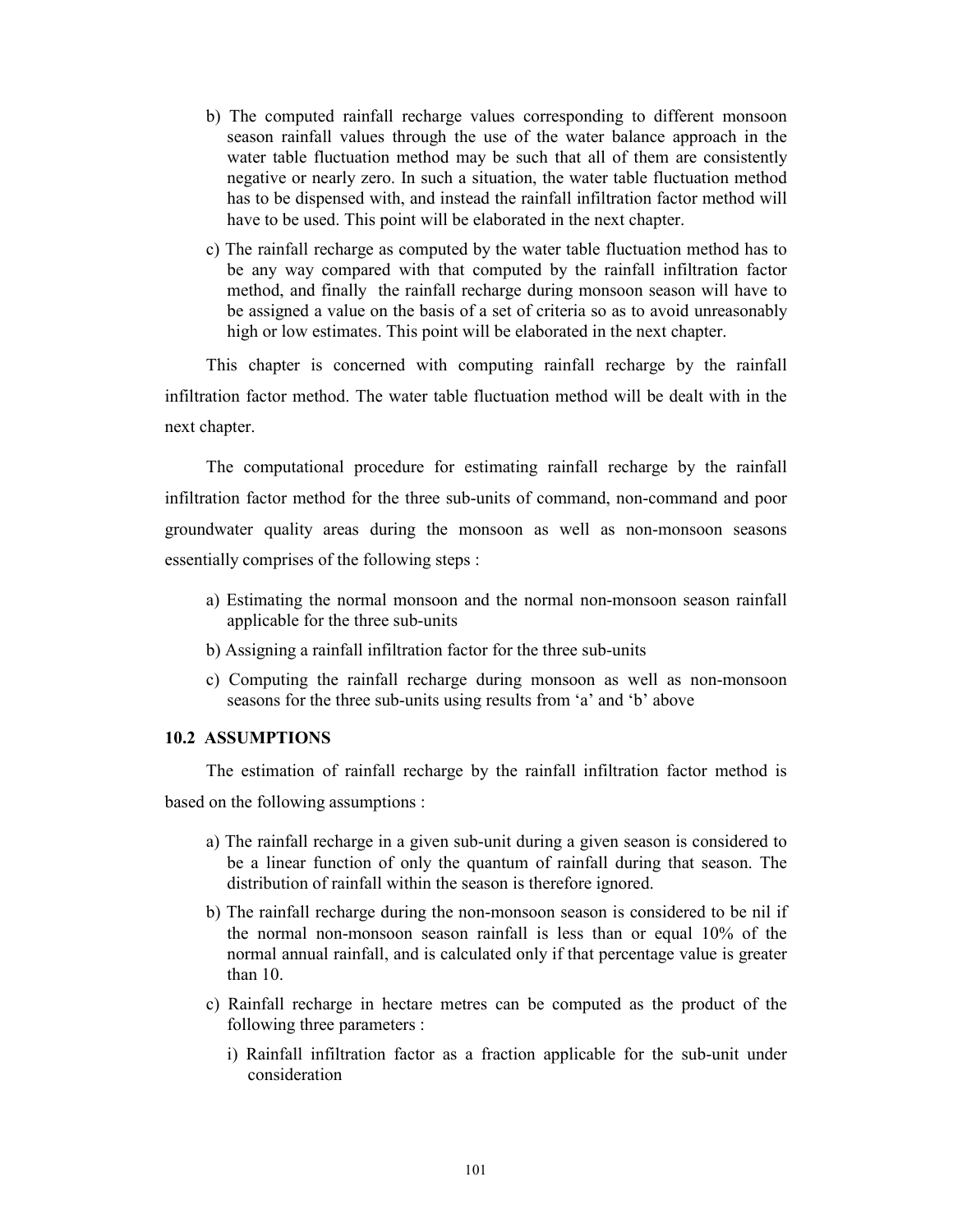b) The computed rainfall recharge values corresponding to different monsoon season rainfall values through the use of the water balance approach in the water table fluctuation method may be such that all of them are consistently negative or nearly zero. In such a situation, the water table fluctuation method has to be dispensed with, and instead the rainfall infiltration factor method will have to be used. This point will be elaborated in the next chapter.

c) The rainfall recharge as computed by the water table fluctuation method has to be any way compared with that computed by the rainfall infiltration factor method, and finally the rainfall recharge during monsoon season will have to be assigned a value on the basis of a set of criteria so as to avoid unreasonably high or low estimates. This point will be elaborated in the next chapter.

This chapter is concerned with computing rainfall recharge by the rainfall infiltration factor method. The water table fluctuation method will be dealt with in the next chapter.

The computational procedure for estimating rainfall recharge by the rainfall infiltration factor method for the three sub-units of command, non-command and poor groundwater quality areas during the monsoon as well as non-monsoon seasons essentially comprises of the following steps :

a) Estimating the normal monsoon and the normal non-monsoon season rainfall applicable for the three sub-units

b) Assigning a rainfall infiltration factor for the three sub-units

c) Computing the rainfall recharge during monsoon as well as non-monsoon seasons for the three sub-units using results from 'a' and 'b' above

### 10.2 ASSUMPTIONS

The estimation of rainfall recharge by the rainfall infiltration factor method is based on the following assumptions :

a) The rainfall recharge in a given sub-unit during a given season is considered to be a linear function of only the quantum of rainfall during that season. The distribution of rainfall within the season is therefore ignored.

b) The rainfall recharge during the non-monsoon season is considered to be nil if the normal non-monsoon season rainfall is less than or equal 10% of the normal annual rainfall, and is calculated only if that percentage value is greater than 10.

c) Rainfall recharge in hectare metres can be computed as the product of the following three parameters :

   i) Rainfall infiltration factor as a fraction applicable for the sub-unit under consideration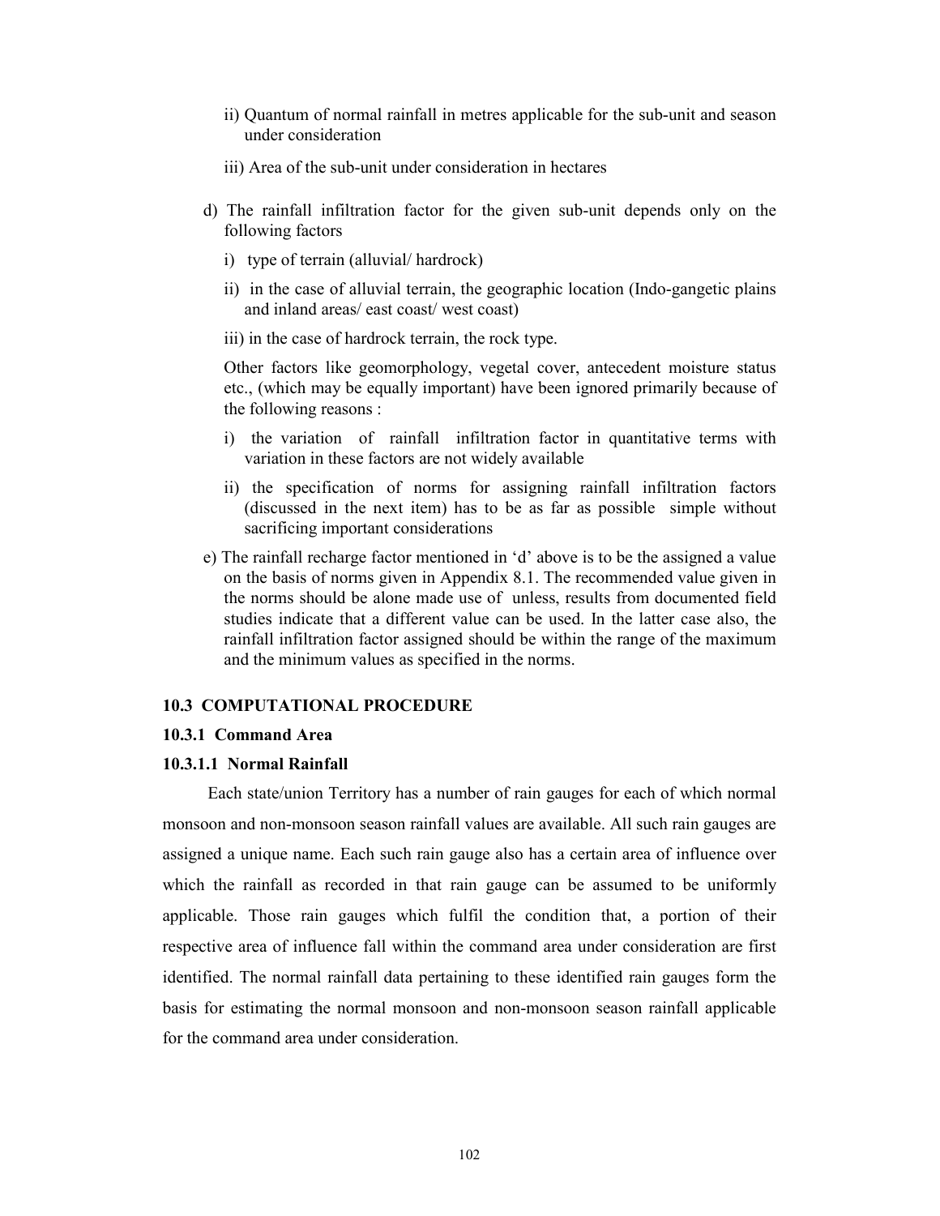ii) Quantum of normal rainfall in metres applicable for the sub-unit and season under consideration

   iii) Area of the sub-unit under consideration in hectares

d) The rainfall infiltration factor for the given sub-unit depends only on the following factors

   i) type of terrain (alluvial/ hardrock)

   ii) in the case of alluvial terrain, the geographic location (Indo-gangetic plains and inland areas/ east coast/ west coast)

   iii) in the case of hardrock terrain, the rock type.

   Other factors like geomorphology, vegetal cover, antecedent moisture status etc., (which may be equally important) have been ignored primarily because of the following reasons :

   i) the variation of rainfall infiltration factor in quantitative terms with variation in these factors are not widely available

   ii) the specification of norms for assigning rainfall infiltration factors (discussed in the next item) has to be as far as possible simple without sacrificing important considerations

e) The rainfall recharge factor mentioned in 'd' above is to be the assigned a value on the basis of norms given in Appendix 8.1. The recommended value given in the norms should be alone made use of unless, results from documented field studies indicate that a different value can be used. In the latter case also, the rainfall infiltration factor assigned should be within the range of the maximum and the minimum values as specified in the norms.

### 10.3 COMPUTATIONAL PROCEDURE

#### 10.3.1 Command Area

##### 10.3.1.1 Normal Rainfall

Each state/union Territory has a number of rain gauges for each of which normal monsoon and non-monsoon season rainfall values are available. All such rain gauges are assigned a unique name. Each such rain gauge also has a certain area of influence over which the rainfall as recorded in that rain gauge can be assumed to be uniformly applicable. Those rain gauges which fulfil the condition that, a portion of their respective area of influence fall within the command area under consideration are first identified. The normal rainfall data pertaining to these identified rain gauges form the basis for estimating the normal monsoon and non-monsoon season rainfall applicable for the command area under consideration.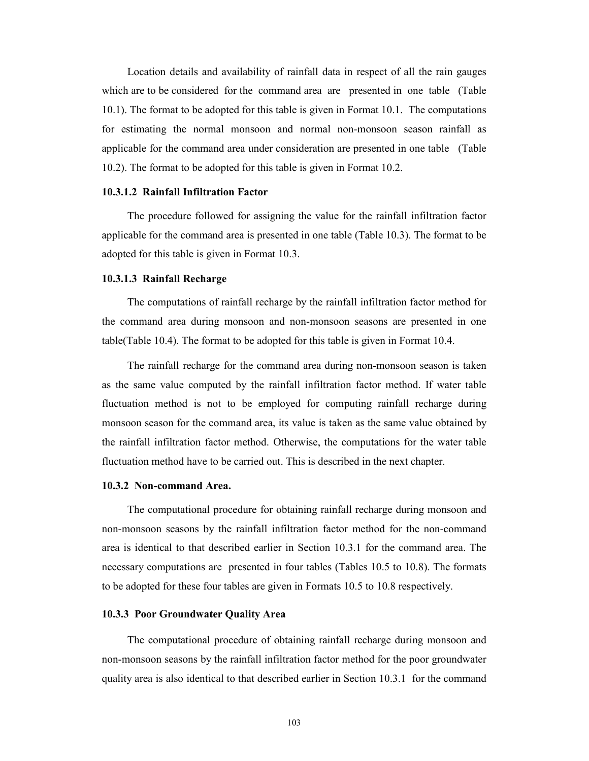Location details and availability of rainfall data in respect of all the rain gauges which are to be considered for the command area are presented in one table (Table 10.1). The format to be adopted for this table is given in Format 10.1. The computations for estimating the normal monsoon and normal non-monsoon season rainfall as applicable for the command area under consideration are presented in one table (Table 10.2). The format to be adopted for this table is given in Format 10.2.

#### 10.3.1.2 Rainfall Infiltration Factor

The procedure followed for assigning the value for the rainfall infiltration factor applicable for the command area is presented in one table (Table 10.3). The format to be adopted for this table is given in Format 10.3.

#### 10.3.1.3 Rainfall Recharge

The computations of rainfall recharge by the rainfall infiltration factor method for the command area during monsoon and non-monsoon seasons are presented in one table(Table 10.4). The format to be adopted for this table is given in Format 10.4.

The rainfall recharge for the command area during non-monsoon season is taken as the same value computed by the rainfall infiltration factor method. If water table fluctuation method is not to be employed for computing rainfall recharge during monsoon season for the command area, its value is taken as the same value obtained by the rainfall infiltration factor method. Otherwise, the computations for the water table fluctuation method have to be carried out. This is described in the next chapter.

### 10.3.2 Non-command Area.

The computational procedure for obtaining rainfall recharge during monsoon and non-monsoon seasons by the rainfall infiltration factor method for the non-command area is identical to that described earlier in Section 10.3.1 for the command area. The necessary computations are presented in four tables (Tables 10.5 to 10.8). The formats to be adopted for these four tables are given in Formats 10.5 to 10.8 respectively.

### 10.3.3 Poor Groundwater Quality Area

The computational procedure of obtaining rainfall recharge during monsoon and non-monsoon seasons by the rainfall infiltration factor method for the poor groundwater quality area is also identical to that described earlier in Section 10.3.1 for the command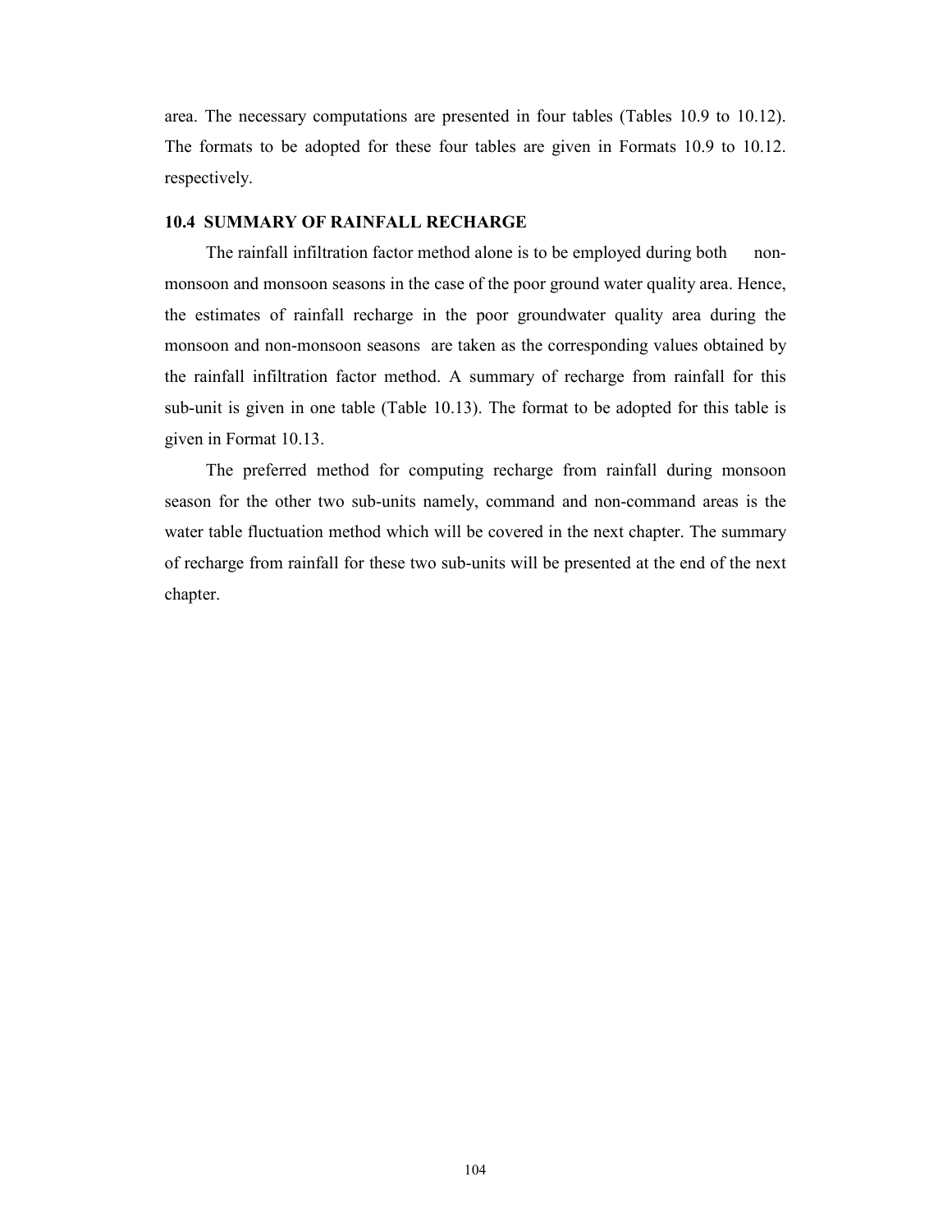area. The necessary computations are presented in four tables (Tables 10.9 to 10.12). The formats to be adopted for these four tables are given in Formats 10.9 to 10.12. respectively.

### 10.4 SUMMARY OF RAINFALL RECHARGE

The rainfall infiltration factor method alone is to be employed during both non-monsoon and monsoon seasons in the case of the poor ground water quality area. Hence, the estimates of rainfall recharge in the poor groundwater quality area during the monsoon and non-monsoon seasons are taken as the corresponding values obtained by the rainfall infiltration factor method. A summary of recharge from rainfall for this sub-unit is given in one table (Table 10.13). The format to be adopted for this table is given in Format 10.13.

The preferred method for computing recharge from rainfall during monsoon season for the other two sub-units namely, command and non-command areas is the water table fluctuation method which will be covered in the next chapter. The summary of recharge from rainfall for these two sub-units will be presented at the end of the next chapter.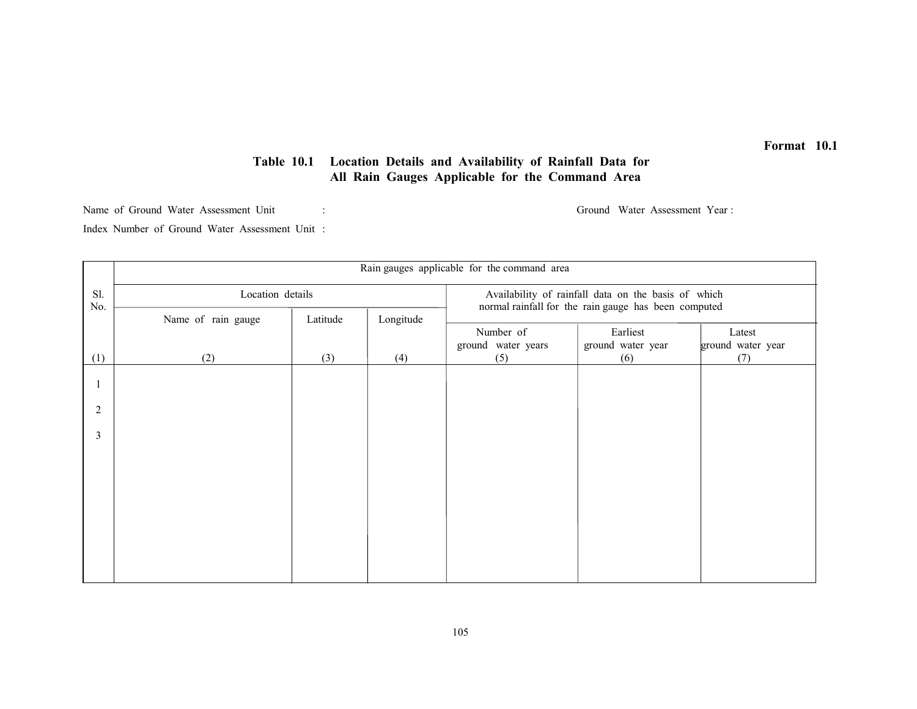**Format 10.1**

**Table 10.1 Location Details and Availability of Rainfall Data for All Rain Gauges Applicable for the Command Area**

Name of Ground Water Assessment Unit :

Ground Water Assessment Year :

Index Number of Ground Water Assessment Unit :

| Sl. No. | Rain gauges applicable for the command area | | | | | |
|---|---|---|---|---|---|---|
| | Location details | | | Availability of rainfall data on the basis of which normal rainfall for the rain gauge has been computed | | |
| | Name of rain gauge | Latitude | Longitude | Number of ground water years | Earliest ground water year | Latest ground water year |
| (1) | (2) | (3) | (4) | (5) | (6) | (7) |
| 1 | | | | | | |
| 2 | | | | | | |
| 3 | | | | | | |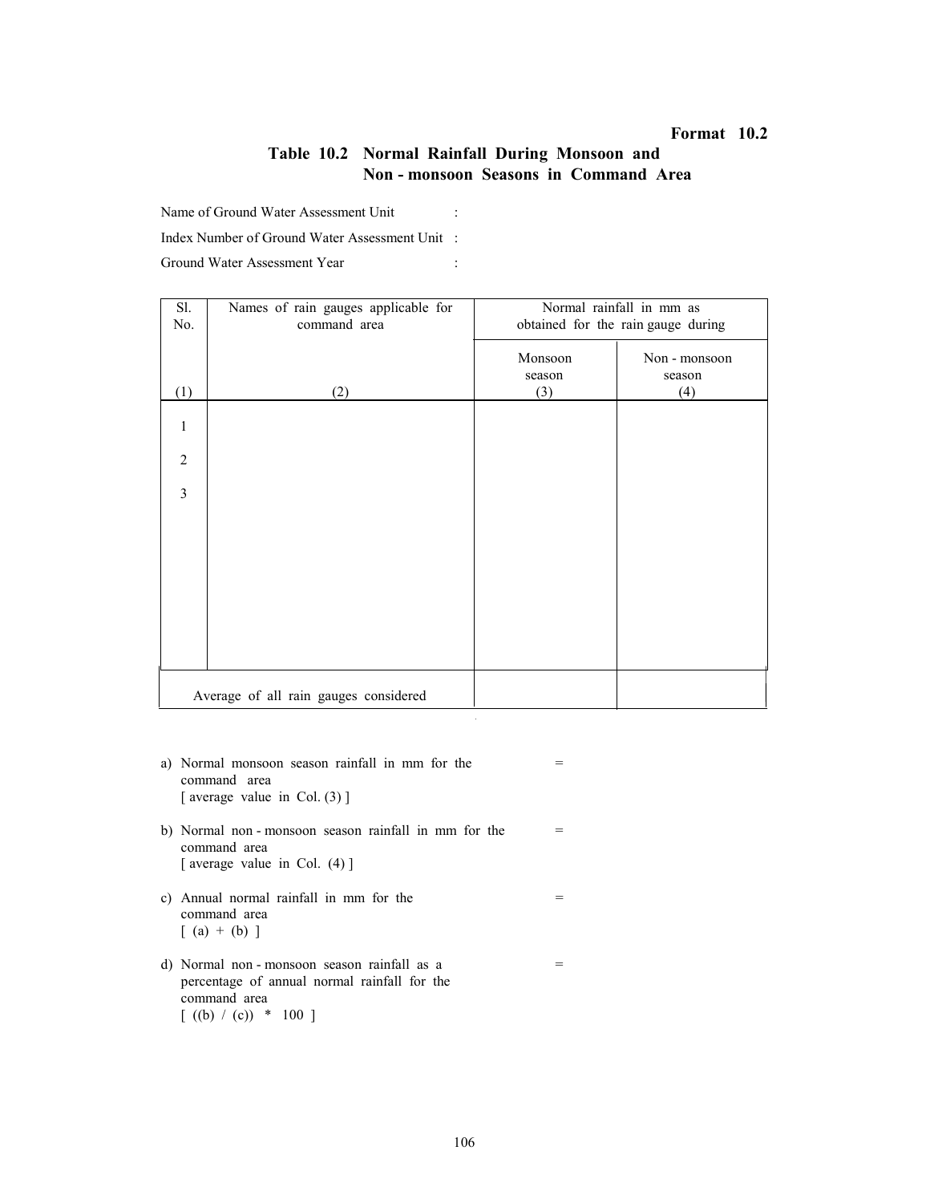**Format 10.2**

## Table 10.2 Normal Rainfall During Monsoon and Non - monsoon Seasons in Command Area

Name of Ground Water Assessment Unit :

Index Number of Ground Water Assessment Unit :

Ground Water Assessment Year :

| Sl. No. | Names of rain gauges applicable for command area | Normal rainfall in mm as obtained for the rain gauge during | |
|---|---|---|---|
| | | Monsoon season | Non - monsoon season |
| (1) | (2) | (3) | (4) |
| 1 | | | |
| 2 | | | |
| 3 | | | |
| Average of all rain gauges considered | | | |

a) Normal monsoon season rainfall in mm for the command area [ average value in Col. (3) ] =

b) Normal non - monsoon season rainfall in mm for the command area [ average value in Col. (4) ] =

c) Annual normal rainfall in mm for the command area [ (a) + (b) ] =

d) Normal non - monsoon season rainfall as a percentage of annual normal rainfall for the command area [ ((b) / (c)) * 100 ] =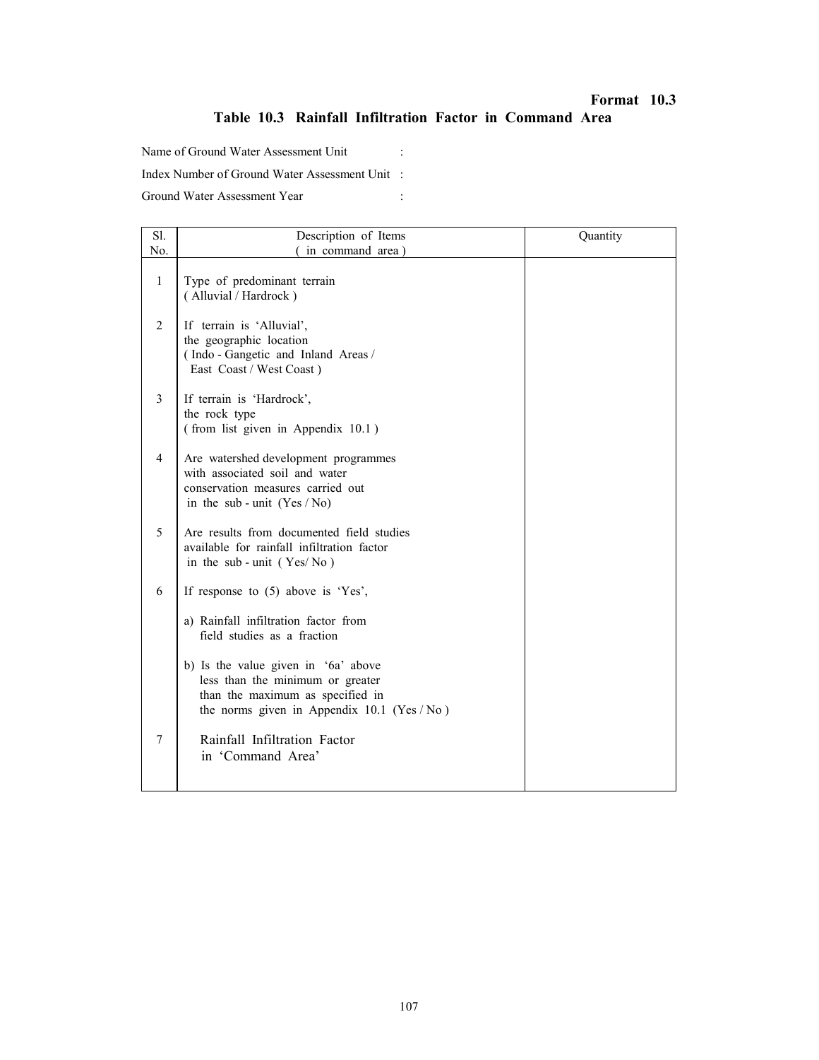**Format 10.3**

## Table 10.3 Rainfall Infiltration Factor in Command Area

Name of Ground Water Assessment Unit :

Index Number of Ground Water Assessment Unit :

Ground Water Assessment Year :

| Sl. No. | Description of Items ( in command area ) | Quantity |
|---|---|---|
| 1 | Type of predominant terrain ( Alluvial / Hardrock ) | |
| 2 | If terrain is 'Alluvial', the geographic location ( Indo - Gangetic and Inland Areas / East Coast / West Coast ) | |
| 3 | If terrain is 'Hardrock', the rock type ( from list given in Appendix 10.1 ) | |
| 4 | Are watershed development programmes with associated soil and water conservation measures carried out in the sub - unit (Yes / No) | |
| 5 | Are results from documented field studies available for rainfall infiltration factor in the sub - unit ( Yes/ No ) | |
| 6 | If response to (5) above is 'Yes', | |
| | a) Rainfall infiltration factor from field studies as a fraction | |
| | b) Is the value given in '6a' above less than the minimum or greater than the maximum as specified in the norms given in Appendix 10.1 (Yes / No ) | |
| 7 | Rainfall Infiltration Factor in 'Command Area' | |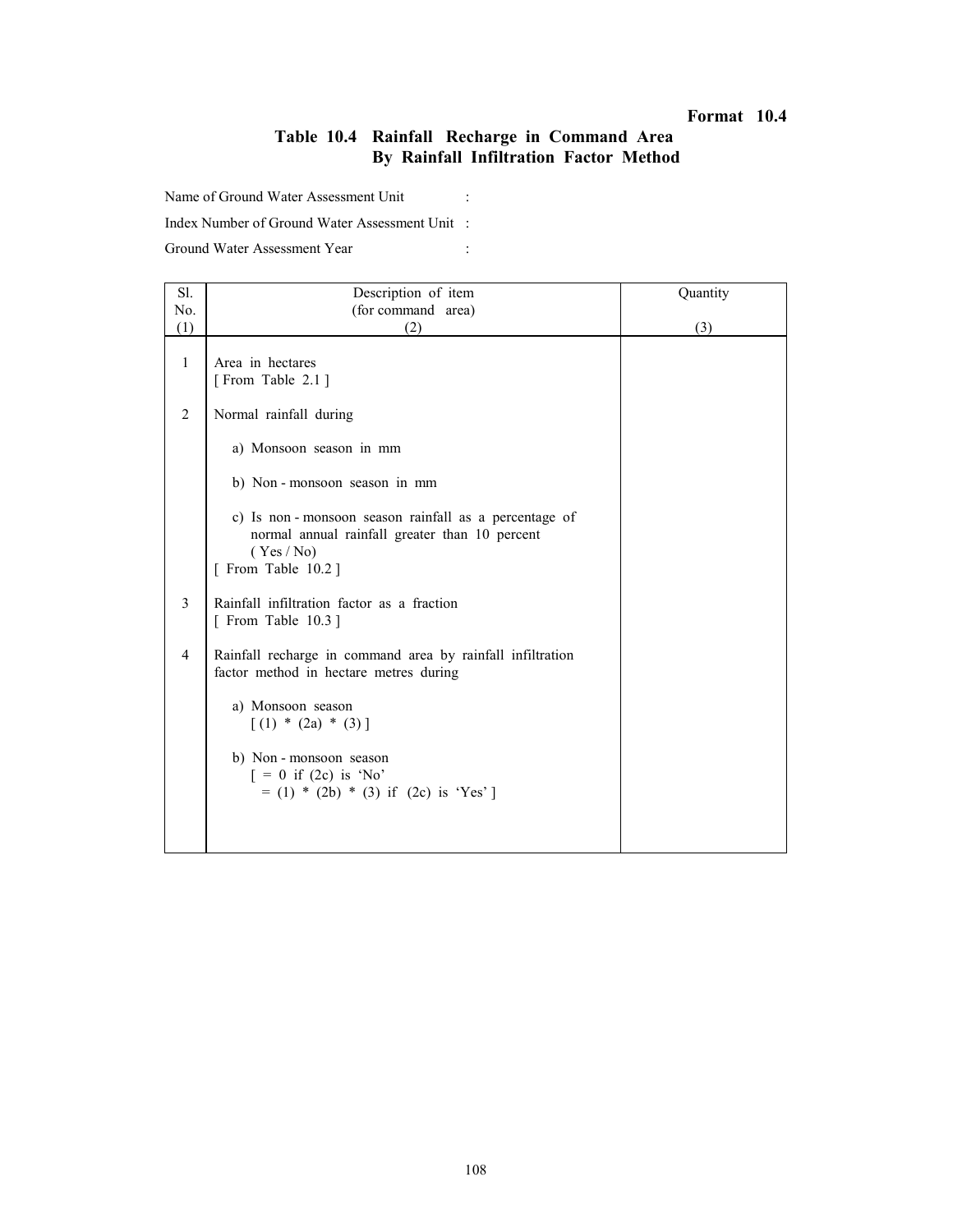**Format 10.4**

## Table 10.4 Rainfall Recharge in Command Area By Rainfall Infiltration Factor Method

Name of Ground Water Assessment Unit :

Index Number of Ground Water Assessment Unit :

Ground Water Assessment Year :

| Sl. No. (1) | Description of item (for command area) (2) | Quantity (3) |
|---|---|---|
| 1 | Area in hectares [ From Table 2.1 ] | |
| 2 | Normal rainfall during | |
| | a) Monsoon season in mm | |
| | b) Non - monsoon season in mm | |
| | c) Is non - monsoon season rainfall as a percentage of normal annual rainfall greater than 10 percent ( Yes / No) [ From Table 10.2 ] | |
| 3 | Rainfall infiltration factor as a fraction [ From Table 10.3 ] | |
| 4 | Rainfall recharge in command area by rainfall infiltration factor method in hectare metres during | |
| | a) Monsoon season [ (1) * (2a) * (3) ] | |
| | b) Non - monsoon season [ = 0 if (2c) is 'No' = (1) * (2b) * (3) if (2c) is 'Yes' ] | |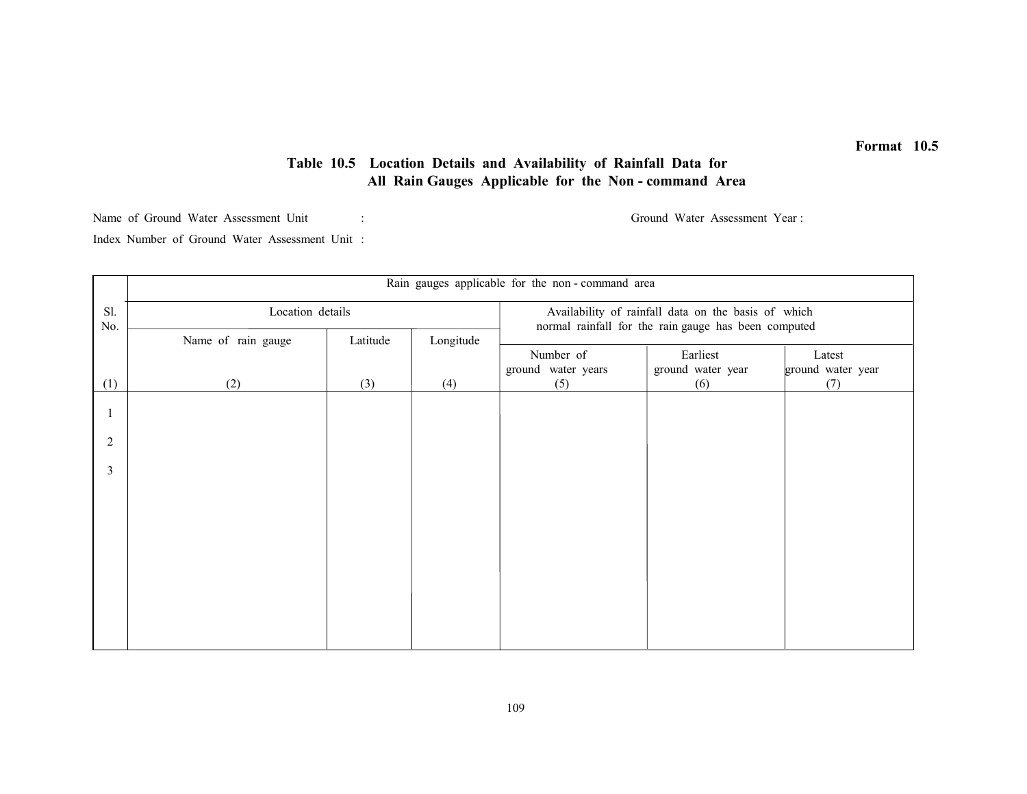Format 10.5

## Table 10.5 Location Details and Availability of Rainfall Data for All Rain Gauges Applicable for the Non - command Area

Name of Ground Water Assessment Unit : Ground Water Assessment Year :

Index Number of Ground Water Assessment Unit :

| Sl. No. | Rain gauges applicable for the non - command area | | | | | |
|---|---|---|---|---|---|---|
| | Location details | | | Availability of rainfall data on the basis of which normal rainfall for the rain gauge has been computed | | |
| | Name of rain gauge | Latitude | Longitude | Number of ground water years | Earliest ground water year | Latest ground water year |
| (1) | (2) | (3) | (4) | (5) | (6) | (7) |
| 1 | | | | | | |
| 2 | | | | | | |
| 3 | | | | | | |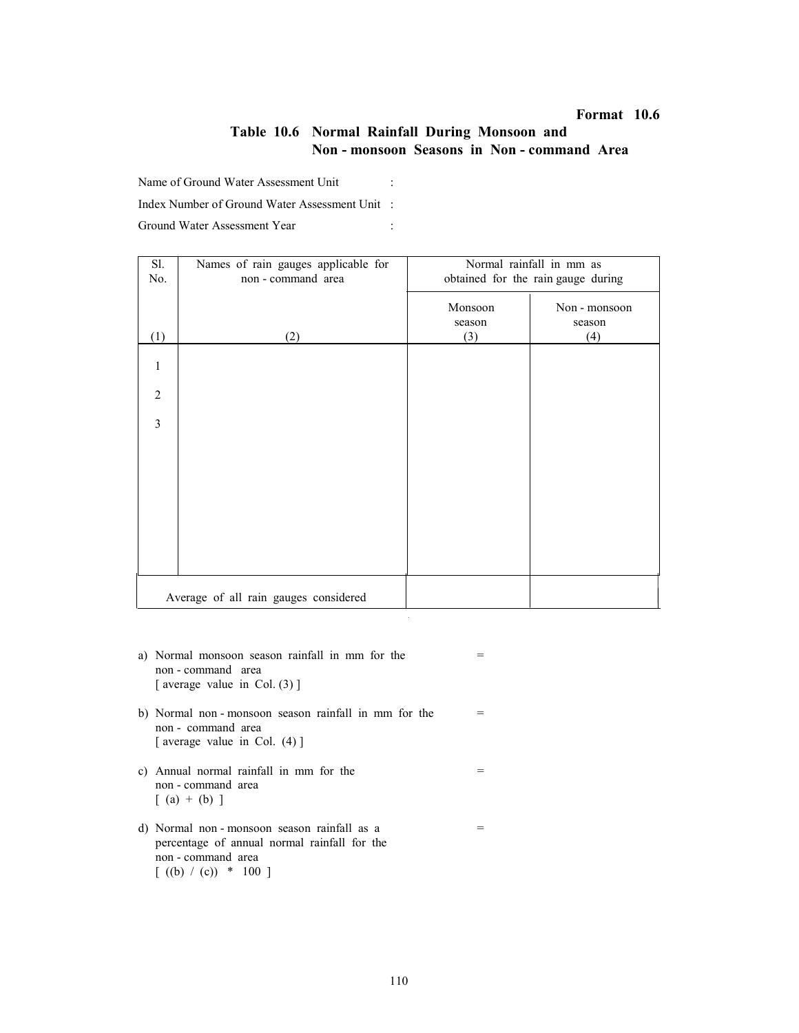**Format 10.6**

## Table 10.6 Normal Rainfall During Monsoon and Non - monsoon Seasons in Non - command Area

Name of Ground Water Assessment Unit :

Index Number of Ground Water Assessment Unit :

Ground Water Assessment Year :

| Sl. No. | Names of rain gauges applicable for non - command area | Normal rainfall in mm as obtained for the rain gauge during | |
|---|---|---|---|
| | | Monsoon season | Non - monsoon season |
| (1) | (2) | (3) | (4) |
| 1 | | | |
| 2 | | | |
| 3 | | | |
| Average of all rain gauges considered | | | |

a) Normal monsoon season rainfall in mm for the non - command area [ average value in Col. (3) ] =

b) Normal non - monsoon season rainfall in mm for the non - command area [ average value in Col. (4) ] =

c) Annual normal rainfall in mm for the non - command area [ (a) + (b) ] =

d) Normal non - monsoon season rainfall as a percentage of annual normal rainfall for the non - command area [ ((b) / (c)) * 100 ] =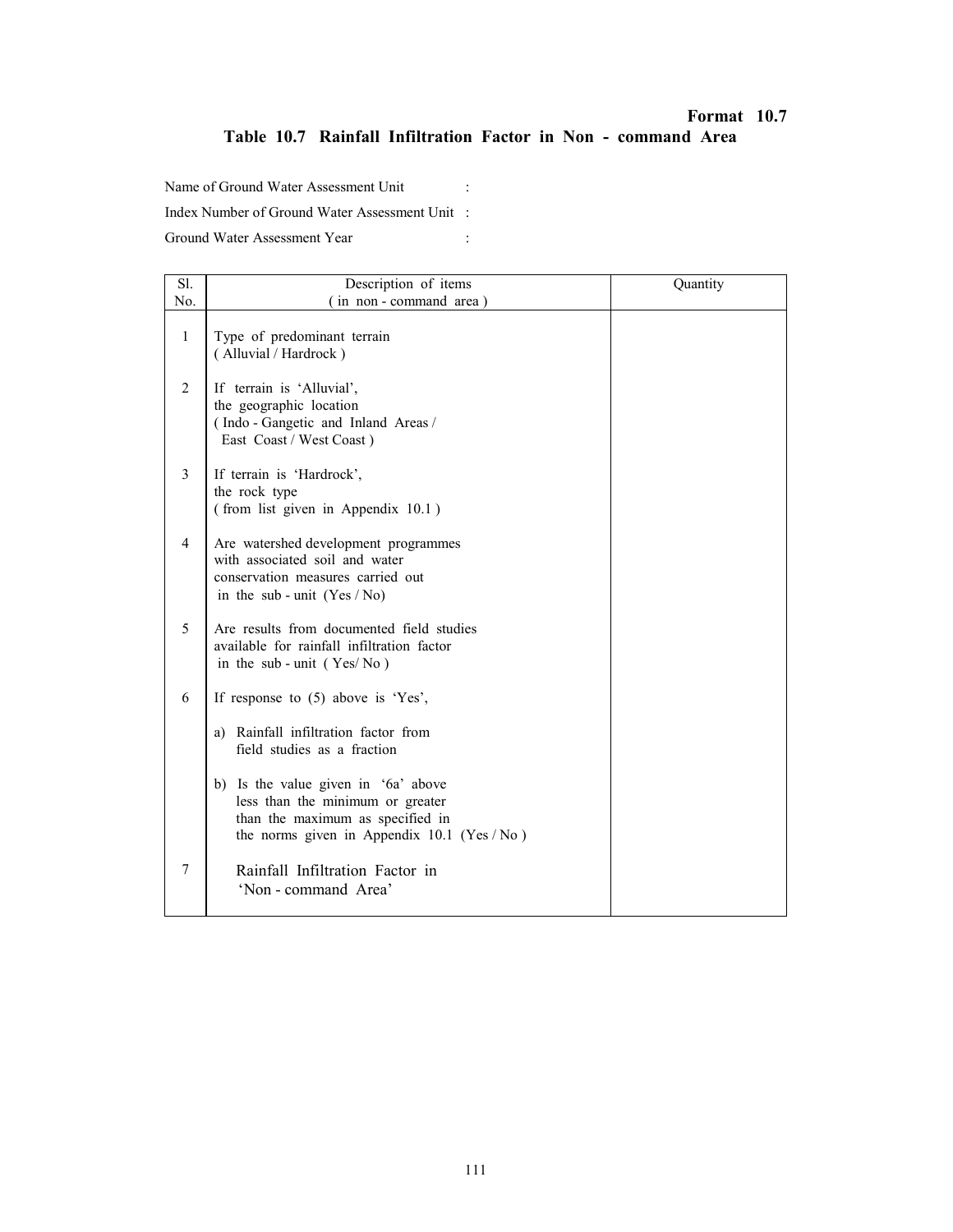**Format 10.7**

## Table 10.7 Rainfall Infiltration Factor in Non - command Area

Name of Ground Water Assessment Unit :

Index Number of Ground Water Assessment Unit :

Ground Water Assessment Year :

| Sl. No. | Description of items ( in non - command area ) | Quantity |
|---|---|---|
| 1 | Type of predominant terrain ( Alluvial / Hardrock ) | |
| 2 | If terrain is 'Alluvial', the geographic location ( Indo - Gangetic and Inland Areas / East Coast / West Coast ) | |
| 3 | If terrain is 'Hardrock', the rock type ( from list given in Appendix 10.1 ) | |
| 4 | Are watershed development programmes with associated soil and water conservation measures carried out in the sub - unit (Yes / No) | |
| 5 | Are results from documented field studies available for rainfall infiltration factor in the sub - unit ( Yes/ No ) | |
| 6 | If response to (5) above is 'Yes', | |
| | a) Rainfall infiltration factor from field studies as a fraction | |
| | b) Is the value given in '6a' above less than the minimum or greater than the maximum as specified in the norms given in Appendix 10.1 (Yes / No ) | |
| 7 | Rainfall Infiltration Factor in 'Non - command Area' | |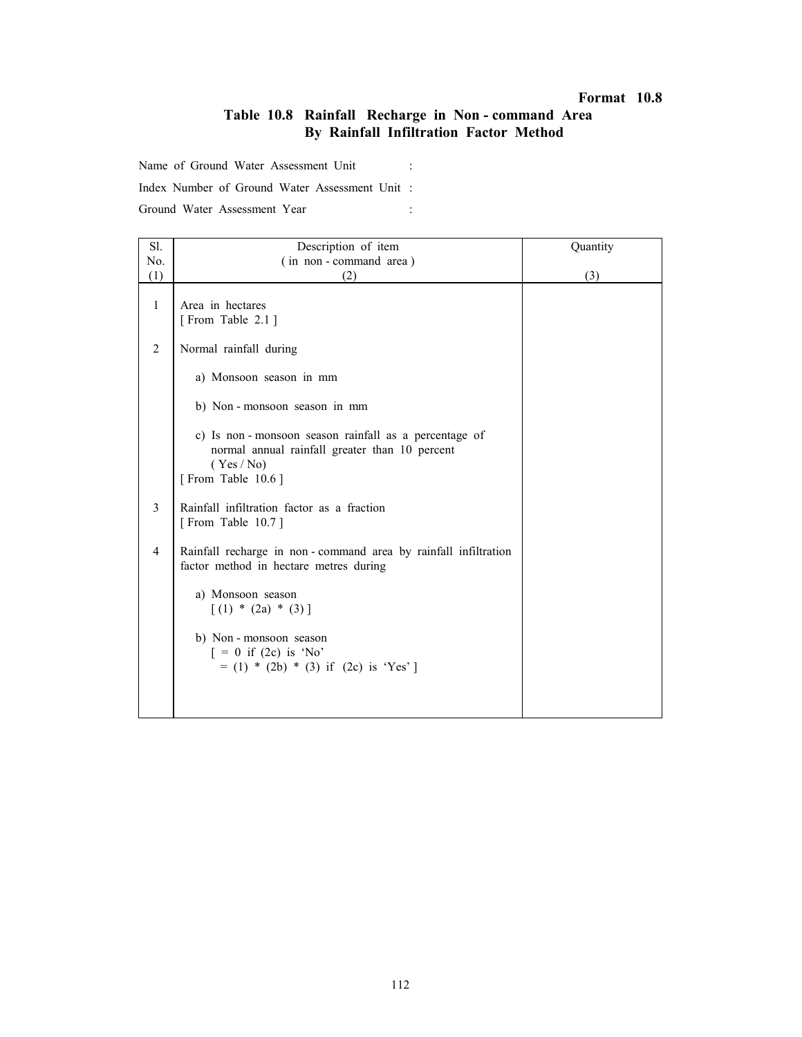**Format 10.8**

## Table 10.8 Rainfall Recharge in Non - command Area By Rainfall Infiltration Factor Method

Name of Ground Water Assessment Unit :

Index Number of Ground Water Assessment Unit :

Ground Water Assessment Year :

| Sl. No. (1) | Description of item ( in non - command area ) (2) | Quantity (3) |
|---|---|---|
| 1 | Area in hectares [ From Table 2.1 ] | |
| 2 | Normal rainfall during | |
| | a) Monsoon season in mm | |
| | b) Non - monsoon season in mm | |
| | c) Is non - monsoon season rainfall as a percentage of normal annual rainfall greater than 10 percent ( Yes / No ) [ From Table 10.6 ] | |
| 3 | Rainfall infiltration factor as a fraction [ From Table 10.7 ] | |
| 4 | Rainfall recharge in non - command area by rainfall infiltration factor method in hectare metres during | |
| | a) Monsoon season [ (1) * (2a) * (3) ] | |
| | b) Non - monsoon season [ = 0 if (2c) is 'No' = (1) * (2b) * (3) if (2c) is 'Yes' ] | |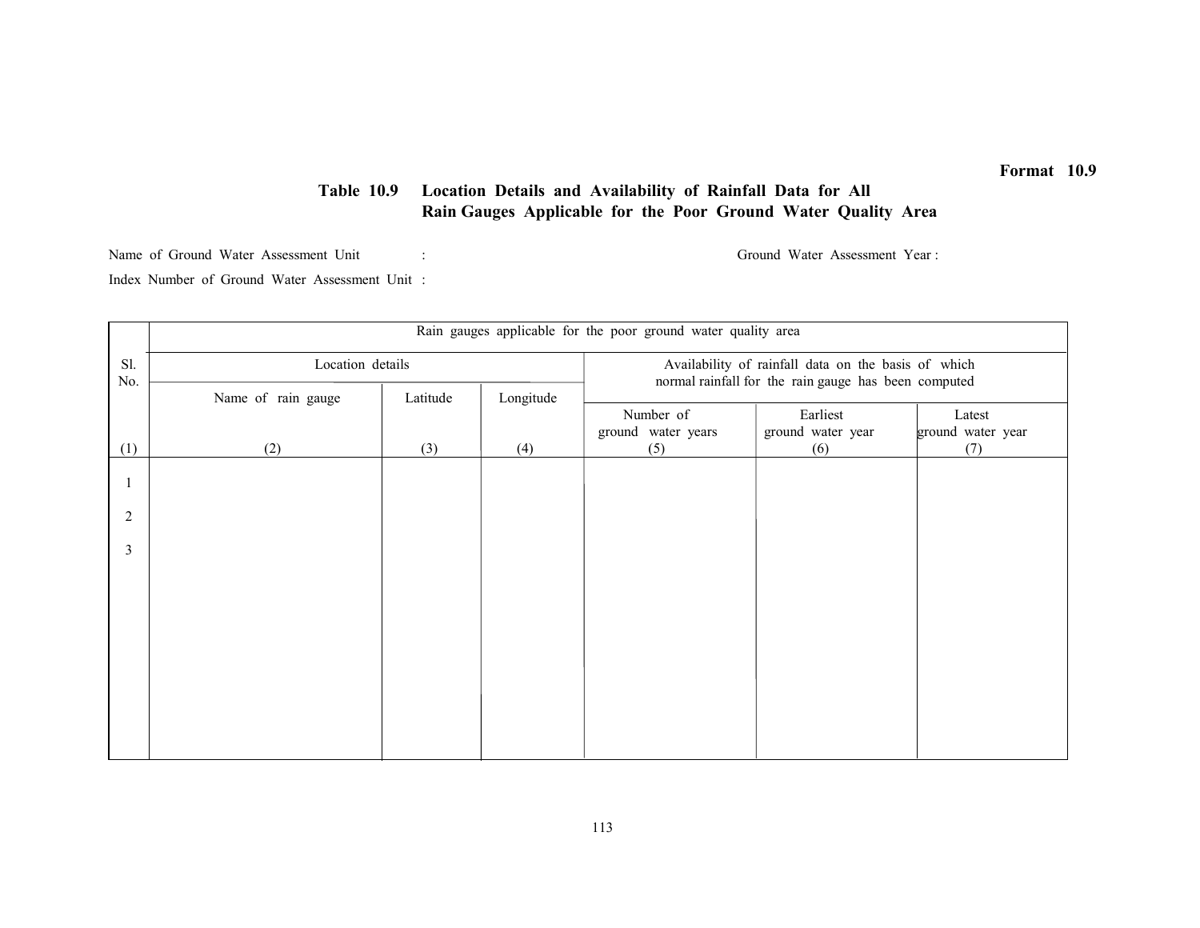**Format 10.9**

**Table 10.9 Location Details and Availability of Rainfall Data for All Rain Gauges Applicable for the Poor Ground Water Quality Area**

Name of Ground Water Assessment Unit : 　　　　Ground Water Assessment Year :

Index Number of Ground Water Assessment Unit :

| Sl. No. | Rain gauges applicable for the poor ground water quality area | | | | | |
|---|---|---|---|---|---|---|
| | Location details | | | Availability of rainfall data on the basis of which normal rainfall for the rain gauge has been computed | | |
| | Name of rain gauge | Latitude | Longitude | Number of ground water years | Earliest ground water year | Latest ground water year |
| (1) | (2) | (3) | (4) | (5) | (6) | (7) |
| 1 | | | | | | |
| 2 | | | | | | |
| 3 | | | | | | |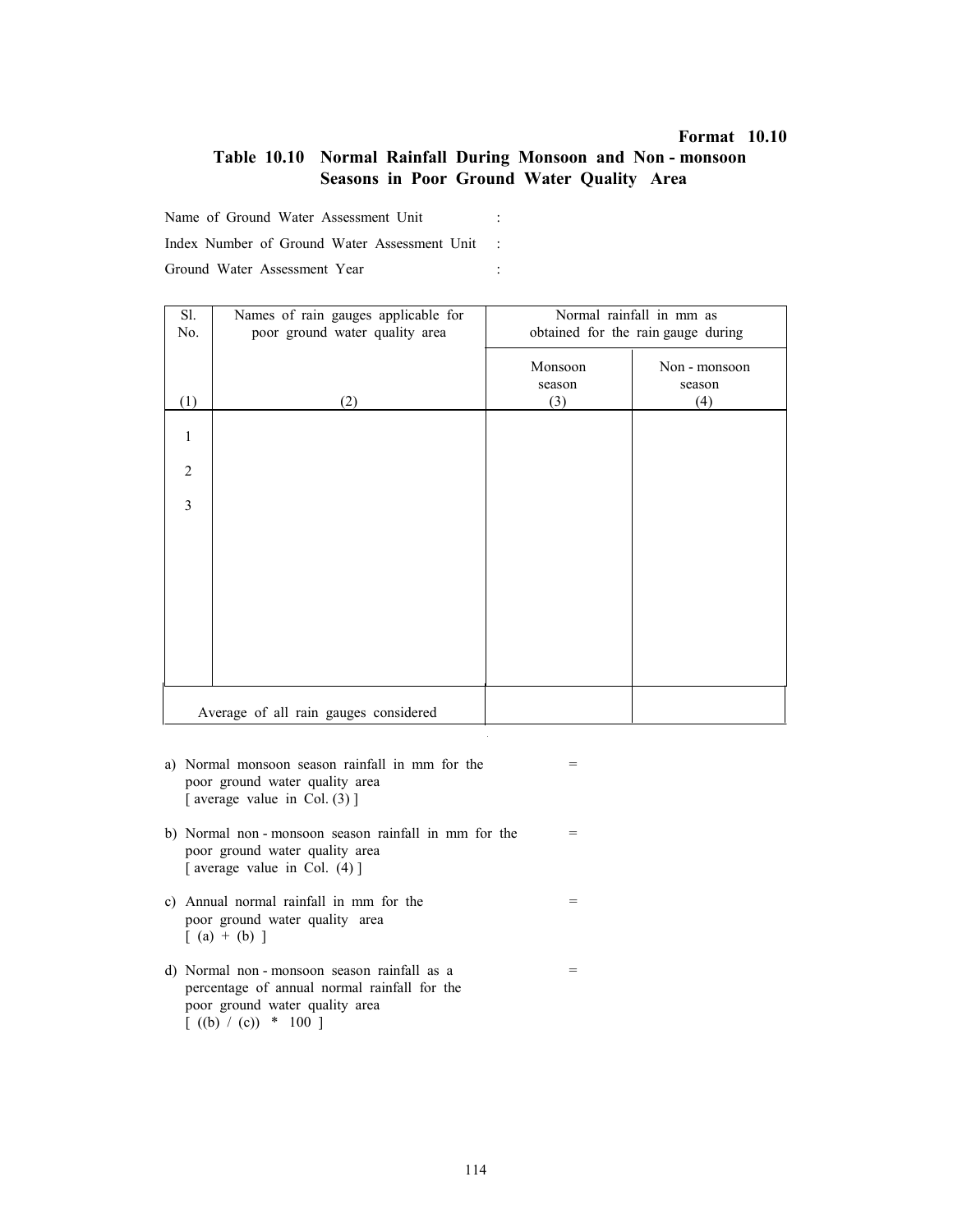**Format 10.10**

## Table 10.10 Normal Rainfall During Monsoon and Non - monsoon Seasons in Poor Ground Water Quality Area

Name of Ground Water Assessment Unit :

Index Number of Ground Water Assessment Unit :

Ground Water Assessment Year :

| Sl. No. | Names of rain gauges applicable for poor ground water quality area | Normal rainfall in mm as obtained for the rain gauge during | |
|---|---|---|---|
| | | Monsoon season | Non - monsoon season |
| (1) | (2) | (3) | (4) |
| 1 | | | |
| 2 | | | |
| 3 | | | |
| Average of all rain gauges considered | | | |

a) Normal monsoon season rainfall in mm for the poor ground water quality area [ average value in Col. (3) ] =

b) Normal non - monsoon season rainfall in mm for the poor ground water quality area [ average value in Col. (4) ] =

c) Annual normal rainfall in mm for the poor ground water quality area [ (a) + (b) ] =

d) Normal non - monsoon season rainfall as a percentage of annual normal rainfall for the poor ground water quality area [ ((b) / (c)) * 100 ] =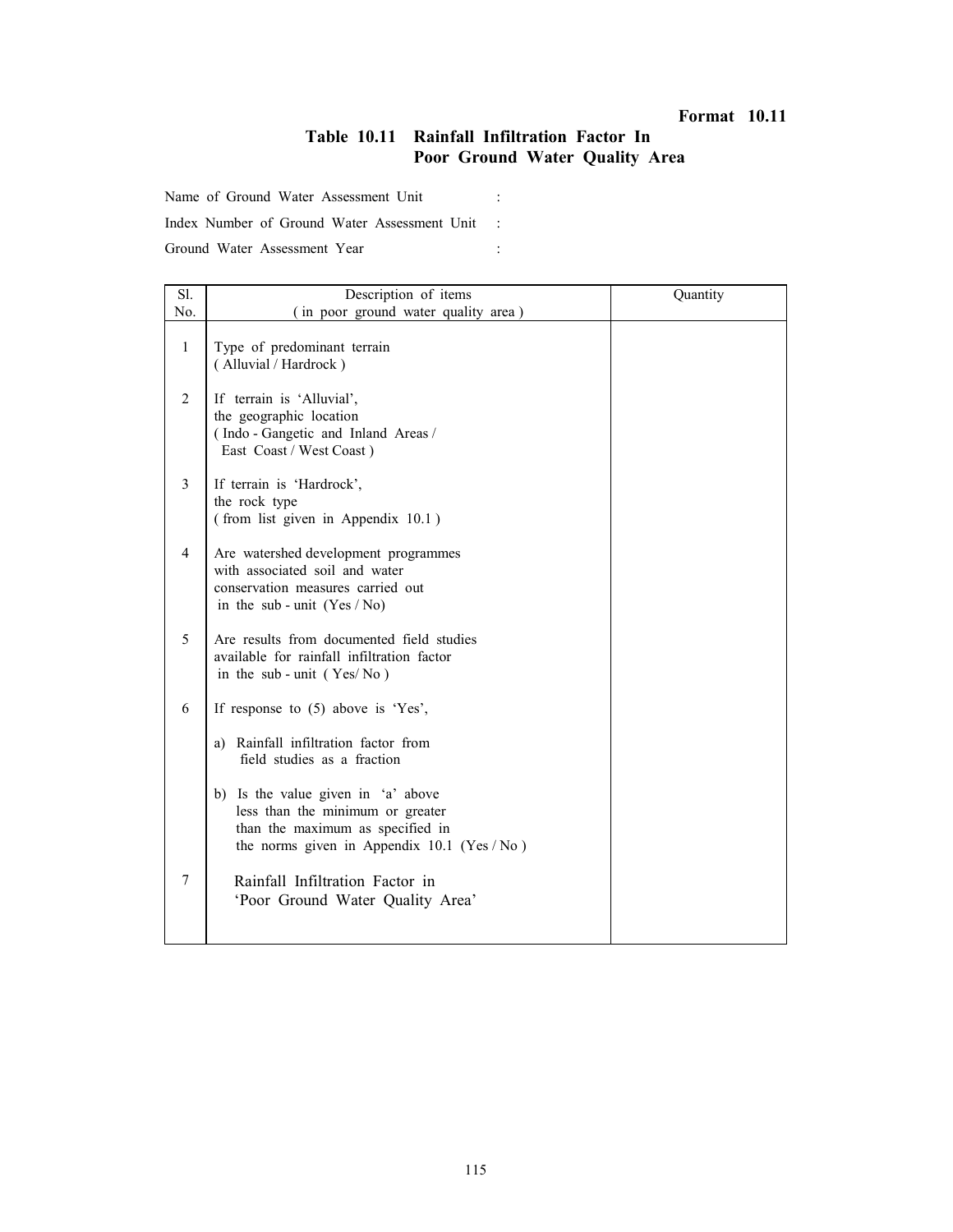**Format 10.11**

## Table 10.11 Rainfall Infiltration Factor In Poor Ground Water Quality Area

Name of Ground Water Assessment Unit :

Index Number of Ground Water Assessment Unit :

Ground Water Assessment Year :

| Sl. No. | Description of items ( in poor ground water quality area ) | Quantity |
|---|---|---|
| 1 | Type of predominant terrain ( Alluvial / Hardrock ) | |
| 2 | If terrain is 'Alluvial', the geographic location ( Indo - Gangetic and Inland Areas / East Coast / West Coast ) | |
| 3 | If terrain is 'Hardrock', the rock type ( from list given in Appendix 10.1 ) | |
| 4 | Are watershed development programmes with associated soil and water conservation measures carried out in the sub - unit (Yes / No) | |
| 5 | Are results from documented field studies available for rainfall infiltration factor in the sub - unit ( Yes/ No ) | |
| 6 | If response to (5) above is 'Yes', | |
| | a) Rainfall infiltration factor from field studies as a fraction | |
| | b) Is the value given in 'a' above less than the minimum or greater than the maximum as specified in the norms given in Appendix 10.1 (Yes / No ) | |
| 7 | Rainfall Infiltration Factor in 'Poor Ground Water Quality Area' | |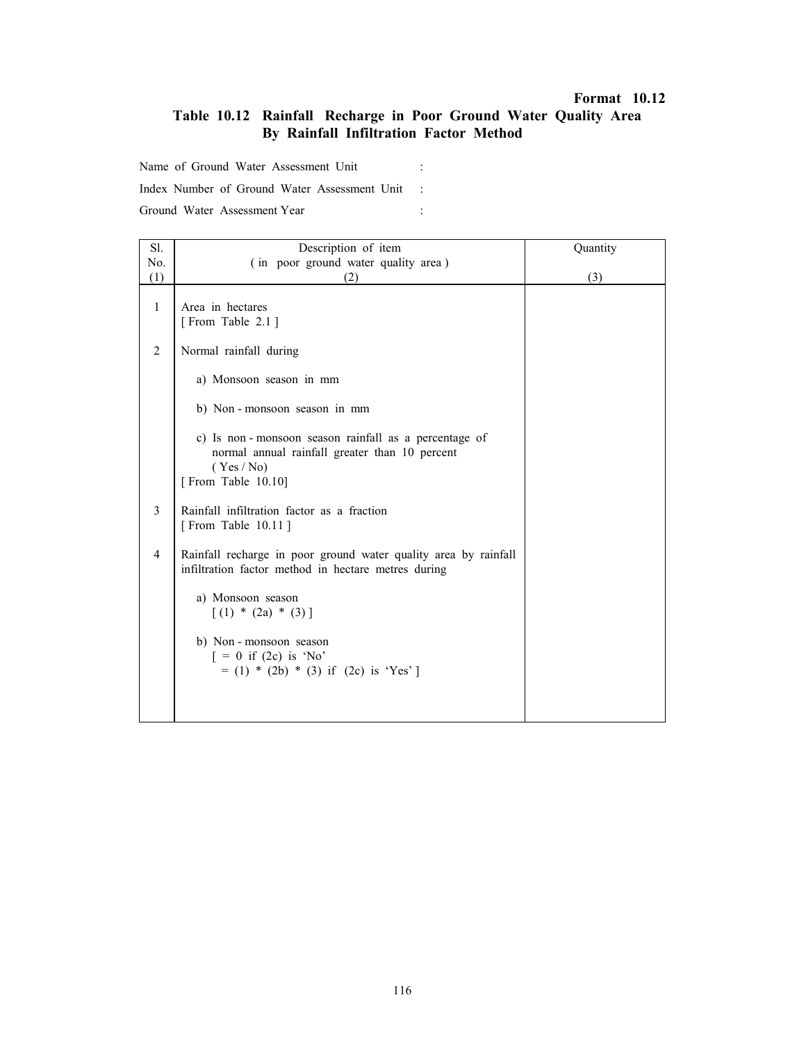**Format 10.12**

## Table 10.12 Rainfall Recharge in Poor Ground Water Quality Area By Rainfall Infiltration Factor Method

Name of Ground Water Assessment Unit :

Index Number of Ground Water Assessment Unit :

Ground Water Assessment Year :

| Sl. No. (1) | Description of item ( in poor ground water quality area ) (2) | Quantity (3) |
|---|---|---|
| 1 | Area in hectares [ From Table 2.1 ] | |
| 2 | Normal rainfall during | |
| | a) Monsoon season in mm | |
| | b) Non - monsoon season in mm | |
| | c) Is non - monsoon season rainfall as a percentage of normal annual rainfall greater than 10 percent ( Yes / No) [ From Table 10.10] | |
| 3 | Rainfall infiltration factor as a fraction [ From Table 10.11 ] | |
| 4 | Rainfall recharge in poor ground water quality area by rainfall infiltration factor method in hectare metres during | |
| | a) Monsoon season [ (1) * (2a) * (3) ] | |
| | b) Non - monsoon season [ = 0 if (2c) is 'No' = (1) * (2b) * (3) if (2c) is 'Yes' ] | |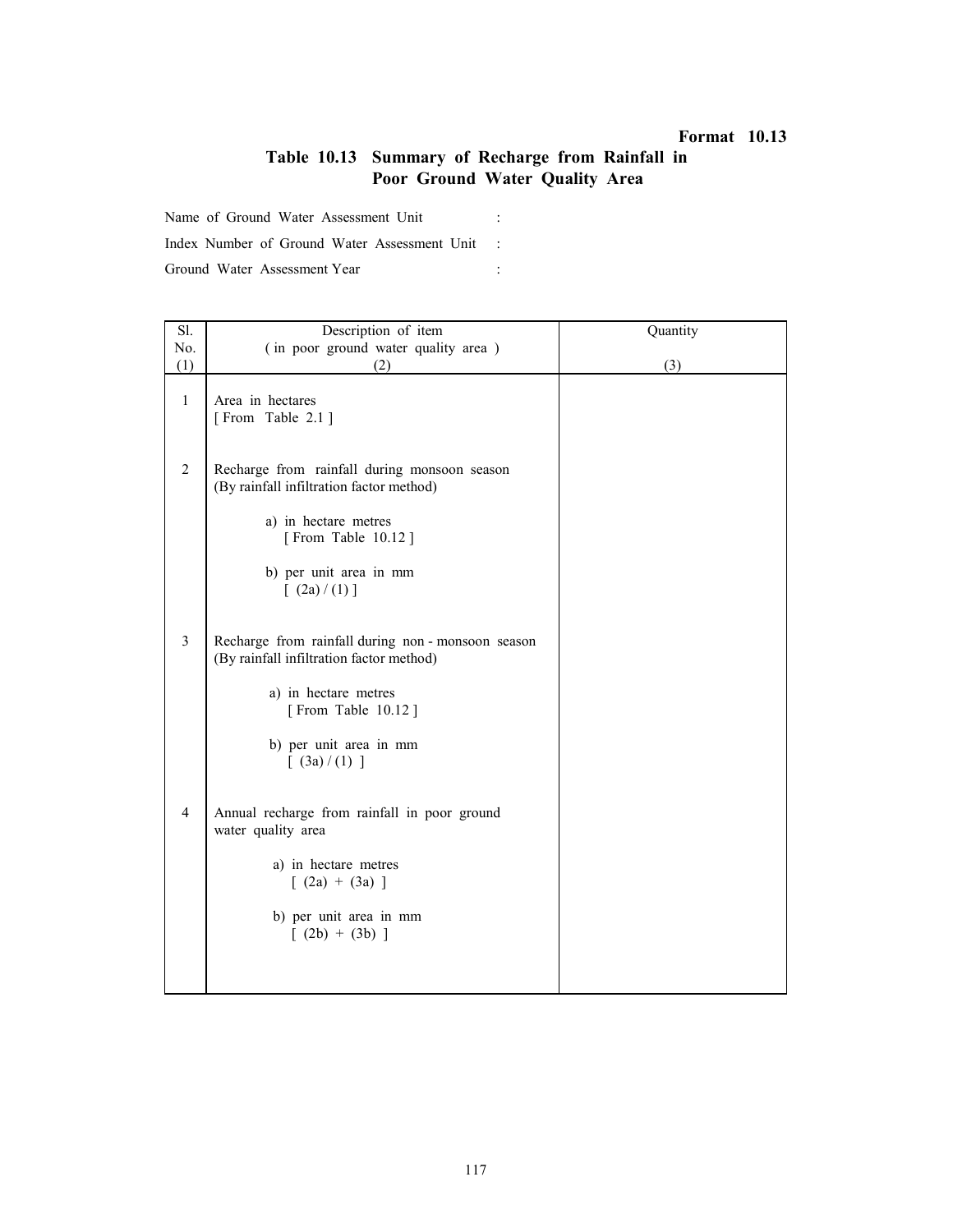**Format 10.13**

## Table 10.13 Summary of Recharge from Rainfall in Poor Ground Water Quality Area

Name of Ground Water Assessment Unit :

Index Number of Ground Water Assessment Unit :

Ground Water Assessment Year :

| Sl. No. (1) | Description of item ( in poor ground water quality area ) (2) | Quantity (3) |
|---|---|---|
| 1 | Area in hectares [ From Table 2.1 ] | |
| 2 | Recharge from rainfall during monsoon season (By rainfall infiltration factor method) | |
| | a) in hectare metres [ From Table 10.12 ] | |
| | b) per unit area in mm [ (2a) / (1) ] | |
| 3 | Recharge from rainfall during non - monsoon season (By rainfall infiltration factor method) | |
| | a) in hectare metres [ From Table 10.12 ] | |
| | b) per unit area in mm [ (3a) / (1) ] | |
| 4 | Annual recharge from rainfall in poor ground water quality area | |
| | a) in hectare metres [ (2a) + (3a) ] | |
| | b) per unit area in mm [ (2b) + (3b) ] | |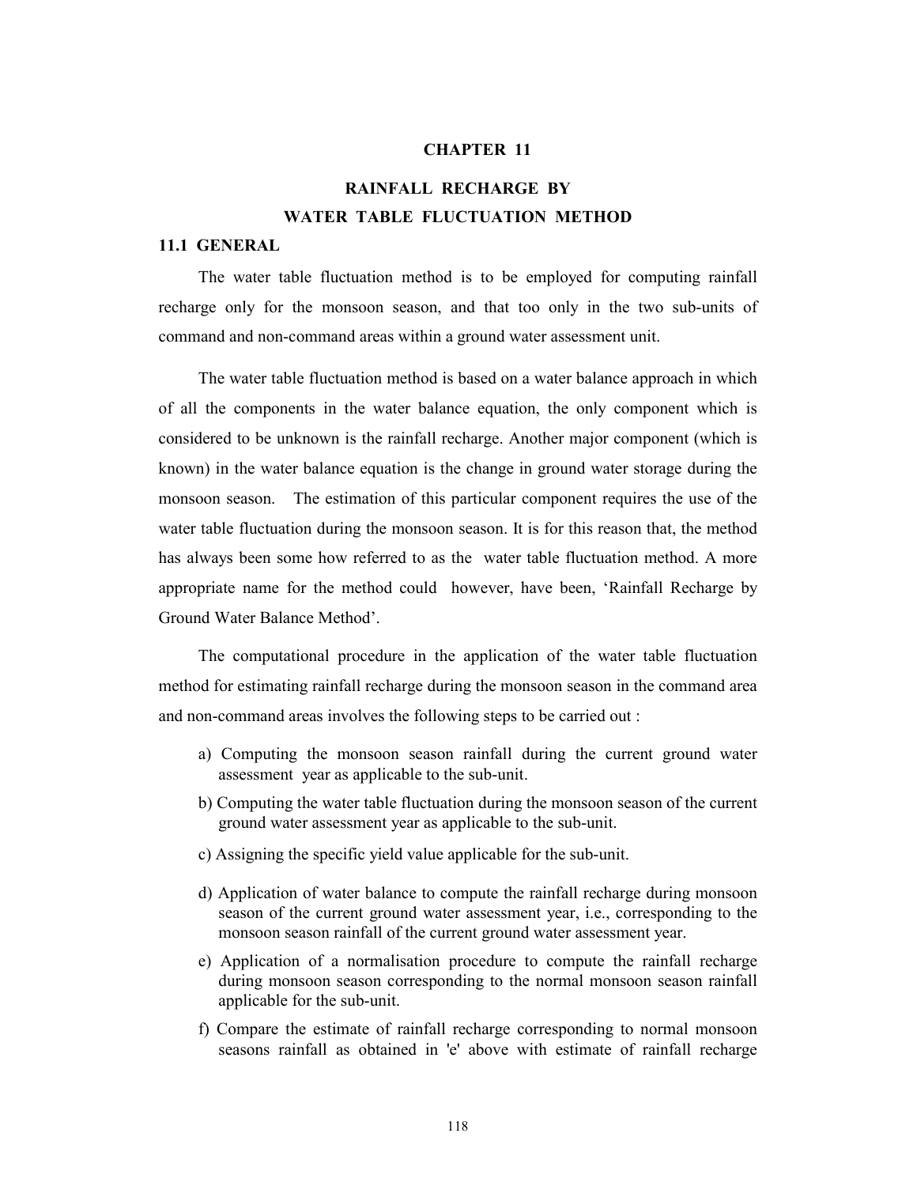# CHAPTER 11

## RAINFALL RECHARGE BY WATER TABLE FLUCTUATION METHOD

### 11.1 GENERAL

The water table fluctuation method is to be employed for computing rainfall recharge only for the monsoon season, and that too only in the two sub-units of command and non-command areas within a ground water assessment unit.

The water table fluctuation method is based on a water balance approach in which of all the components in the water balance equation, the only component which is considered to be unknown is the rainfall recharge. Another major component (which is known) in the water balance equation is the change in ground water storage during the monsoon season. The estimation of this particular component requires the use of the water table fluctuation during the monsoon season. It is for this reason that, the method has always been some how referred to as the water table fluctuation method. A more appropriate name for the method could however, have been, 'Rainfall Recharge by Ground Water Balance Method'.

The computational procedure in the application of the water table fluctuation method for estimating rainfall recharge during the monsoon season in the command area and non-command areas involves the following steps to be carried out :

a) Computing the monsoon season rainfall during the current ground water assessment year as applicable to the sub-unit.

b) Computing the water table fluctuation during the monsoon season of the current ground water assessment year as applicable to the sub-unit.

c) Assigning the specific yield value applicable for the sub-unit.

d) Application of water balance to compute the rainfall recharge during monsoon season of the current ground water assessment year, i.e., corresponding to the monsoon season rainfall of the current ground water assessment year.

e) Application of a normalisation procedure to compute the rainfall recharge during monsoon season corresponding to the normal monsoon season rainfall applicable for the sub-unit.

f) Compare the estimate of rainfall recharge corresponding to normal monsoon seasons rainfall as obtained in 'e' above with estimate of rainfall recharge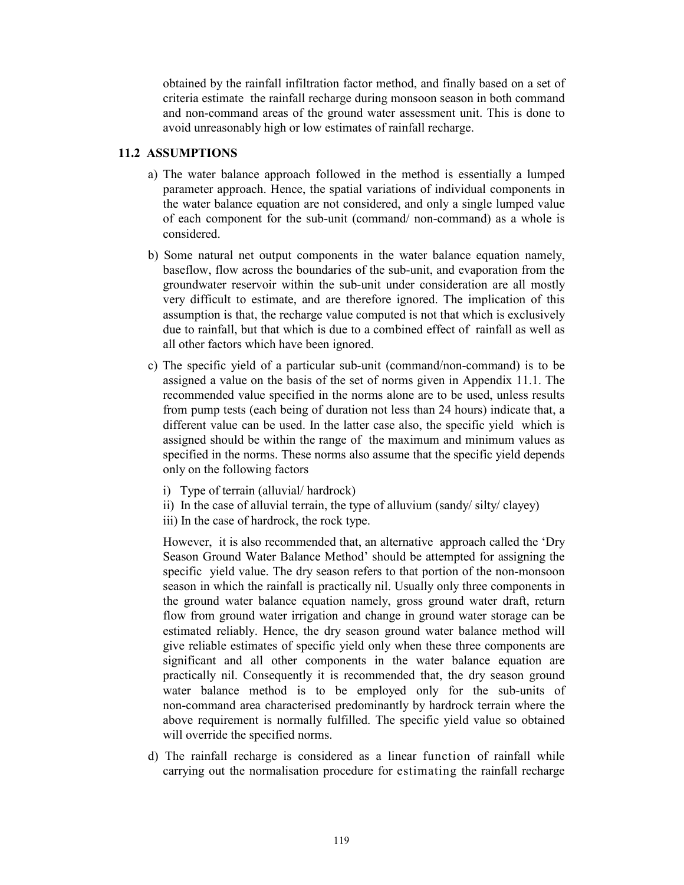obtained by the rainfall infiltration factor method, and finally based on a set of criteria estimate the rainfall recharge during monsoon season in both command and non-command areas of the ground water assessment unit. This is done to avoid unreasonably high or low estimates of rainfall recharge.

## 11.2 ASSUMPTIONS

a) The water balance approach followed in the method is essentially a lumped parameter approach. Hence, the spatial variations of individual components in the water balance equation are not considered, and only a single lumped value of each component for the sub-unit (command/ non-command) as a whole is considered.

b) Some natural net output components in the water balance equation namely, baseflow, flow across the boundaries of the sub-unit, and evaporation from the groundwater reservoir within the sub-unit under consideration are all mostly very difficult to estimate, and are therefore ignored. The implication of this assumption is that, the recharge value computed is not that which is exclusively due to rainfall, but that which is due to a combined effect of rainfall as well as all other factors which have been ignored.

c) The specific yield of a particular sub-unit (command/non-command) is to be assigned a value on the basis of the set of norms given in Appendix 11.1. The recommended value specified in the norms alone are to be used, unless results from pump tests (each being of duration not less than 24 hours) indicate that, a different value can be used. In the latter case also, the specific yield which is assigned should be within the range of the maximum and minimum values as specified in the norms. These norms also assume that the specific yield depends only on the following factors

   i) Type of terrain (alluvial/ hardrock)
   ii) In the case of alluvial terrain, the type of alluvium (sandy/ silty/ clayey)
   iii) In the case of hardrock, the rock type.

   However, it is also recommended that, an alternative approach called the 'Dry Season Ground Water Balance Method' should be attempted for assigning the specific yield value. The dry season refers to that portion of the non-monsoon season in which the rainfall is practically nil. Usually only three components in the ground water balance equation namely, gross ground water draft, return flow from ground water irrigation and change in ground water storage can be estimated reliably. Hence, the dry season ground water balance method will give reliable estimates of specific yield only when these three components are significant and all other components in the water balance equation are practically nil. Consequently it is recommended that, the dry season ground water balance method is to be employed only for the sub-units of non-command area characterised predominantly by hardrock terrain where the above requirement is normally fulfilled. The specific yield value so obtained will override the specified norms.

d) The rainfall recharge is considered as a linear function of rainfall while carrying out the normalisation procedure for estimating the rainfall recharge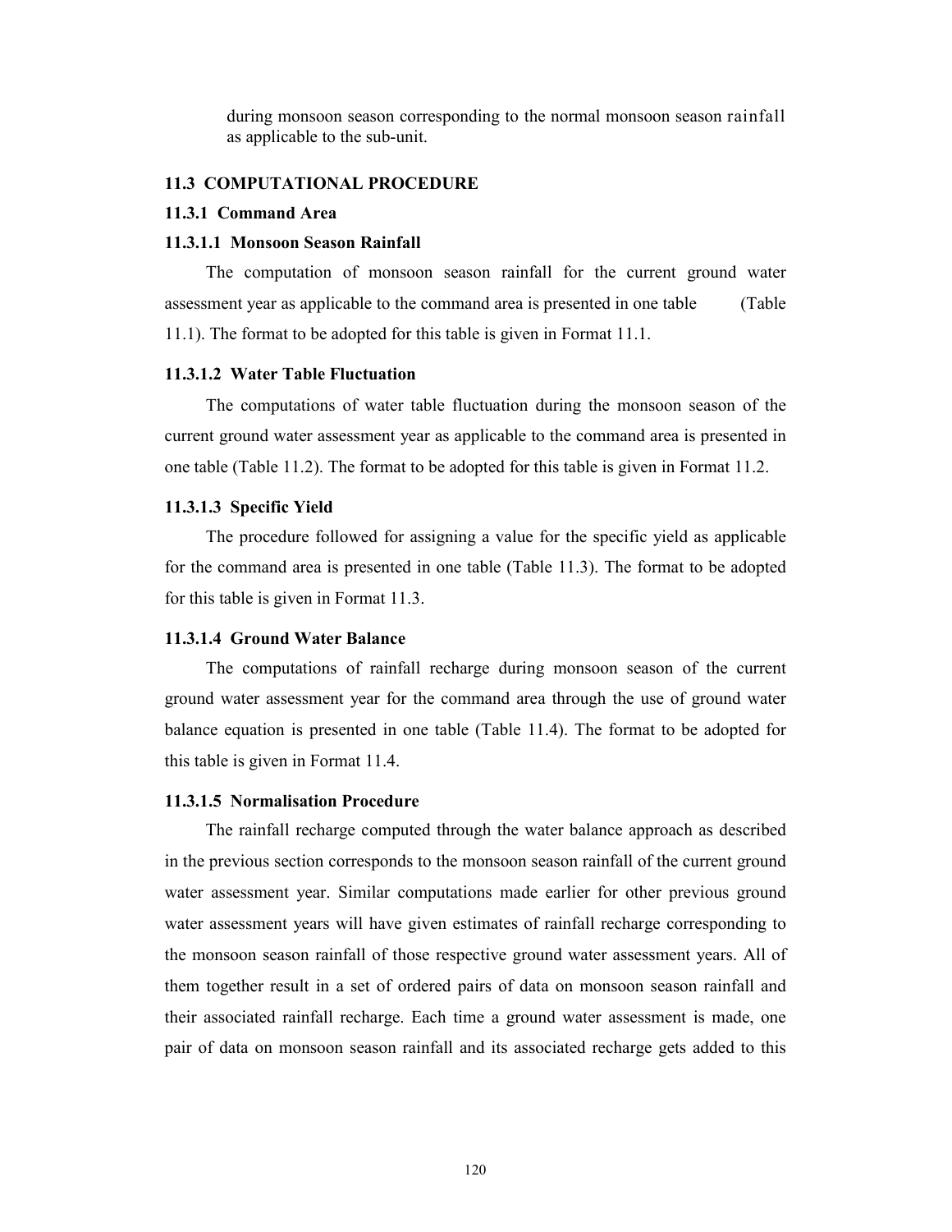during monsoon season corresponding to the normal monsoon season rainfall as applicable to the sub-unit.

## 11.3 COMPUTATIONAL PROCEDURE

### 11.3.1 Command Area

#### 11.3.1.1 Monsoon Season Rainfall

The computation of monsoon season rainfall for the current ground water assessment year as applicable to the command area is presented in one table (Table 11.1). The format to be adopted for this table is given in Format 11.1.

#### 11.3.1.2 Water Table Fluctuation

The computations of water table fluctuation during the monsoon season of the current ground water assessment year as applicable to the command area is presented in one table (Table 11.2). The format to be adopted for this table is given in Format 11.2.

#### 11.3.1.3 Specific Yield

The procedure followed for assigning a value for the specific yield as applicable for the command area is presented in one table (Table 11.3). The format to be adopted for this table is given in Format 11.3.

#### 11.3.1.4 Ground Water Balance

The computations of rainfall recharge during monsoon season of the current ground water assessment year for the command area through the use of ground water balance equation is presented in one table (Table 11.4). The format to be adopted for this table is given in Format 11.4.

#### 11.3.1.5 Normalisation Procedure

The rainfall recharge computed through the water balance approach as described in the previous section corresponds to the monsoon season rainfall of the current ground water assessment year. Similar computations made earlier for other previous ground water assessment years will have given estimates of rainfall recharge corresponding to the monsoon season rainfall of those respective ground water assessment years. All of them together result in a set of ordered pairs of data on monsoon season rainfall and their associated rainfall recharge. Each time a ground water assessment is made, one pair of data on monsoon season rainfall and its associated recharge gets added to this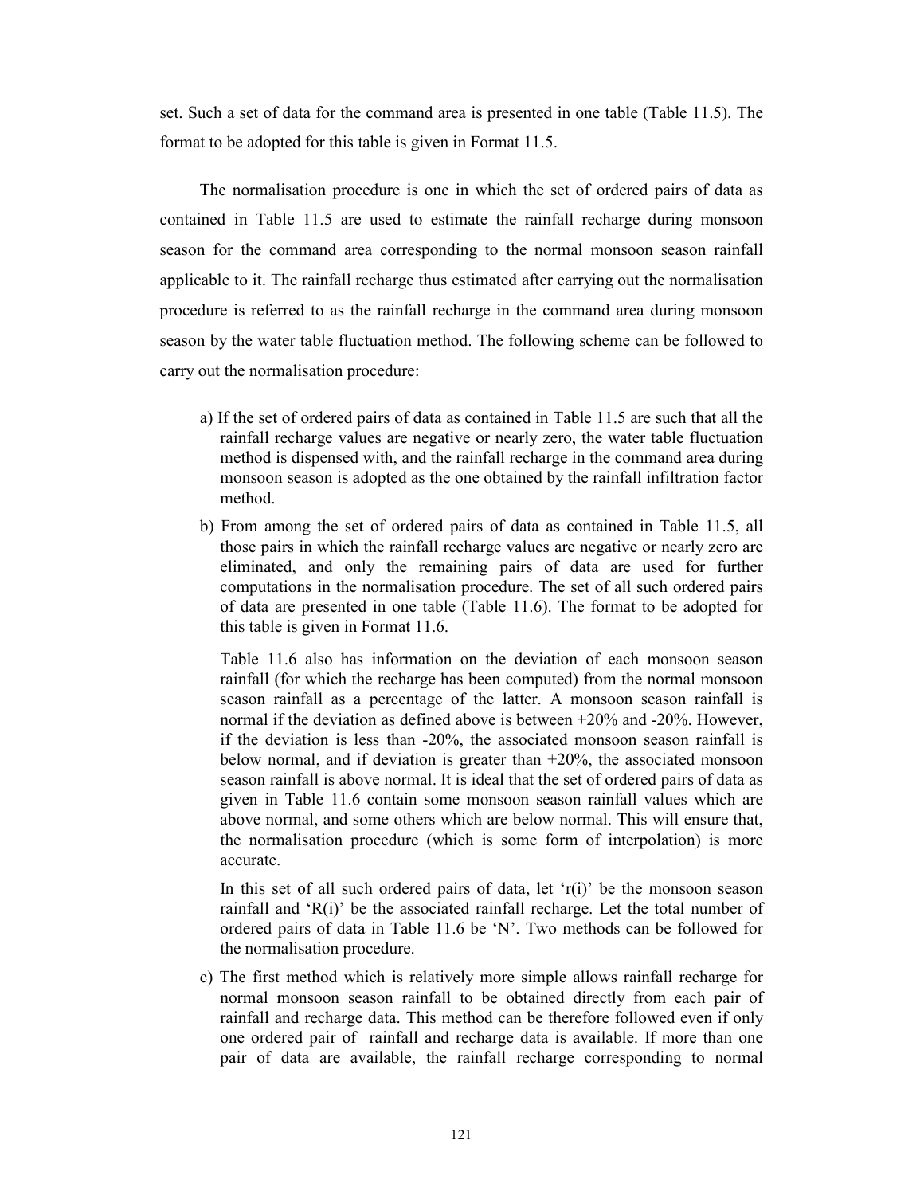set. Such a set of data for the command area is presented in one table (Table 11.5). The format to be adopted for this table is given in Format 11.5.

The normalisation procedure is one in which the set of ordered pairs of data as contained in Table 11.5 are used to estimate the rainfall recharge during monsoon season for the command area corresponding to the normal monsoon season rainfall applicable to it. The rainfall recharge thus estimated after carrying out the normalisation procedure is referred to as the rainfall recharge in the command area during monsoon season by the water table fluctuation method. The following scheme can be followed to carry out the normalisation procedure:

a) If the set of ordered pairs of data as contained in Table 11.5 are such that all the rainfall recharge values are negative or nearly zero, the water table fluctuation method is dispensed with, and the rainfall recharge in the command area during monsoon season is adopted as the one obtained by the rainfall infiltration factor method.

b) From among the set of ordered pairs of data as contained in Table 11.5, all those pairs in which the rainfall recharge values are negative or nearly zero are eliminated, and only the remaining pairs of data are used for further computations in the normalisation procedure. The set of all such ordered pairs of data are presented in one table (Table 11.6). The format to be adopted for this table is given in Format 11.6.

   Table 11.6 also has information on the deviation of each monsoon season rainfall (for which the recharge has been computed) from the normal monsoon season rainfall as a percentage of the latter. A monsoon season rainfall is normal if the deviation as defined above is between +20% and -20%. However, if the deviation is less than -20%, the associated monsoon season rainfall is below normal, and if deviation is greater than +20%, the associated monsoon season rainfall is above normal. It is ideal that the set of ordered pairs of data as given in Table 11.6 contain some monsoon season rainfall values which are above normal, and some others which are below normal. This will ensure that, the normalisation procedure (which is some form of interpolation) is more accurate.

   In this set of all such ordered pairs of data, let '$r(i)$' be the monsoon season rainfall and '$R(i)$' be the associated rainfall recharge. Let the total number of ordered pairs of data in Table 11.6 be '$N$'. Two methods can be followed for the normalisation procedure.

c) The first method which is relatively more simple allows rainfall recharge for normal monsoon season rainfall to be obtained directly from each pair of rainfall and recharge data. This method can be therefore followed even if only one ordered pair of rainfall and recharge data is available. If more than one pair of data are available, the rainfall recharge corresponding to normal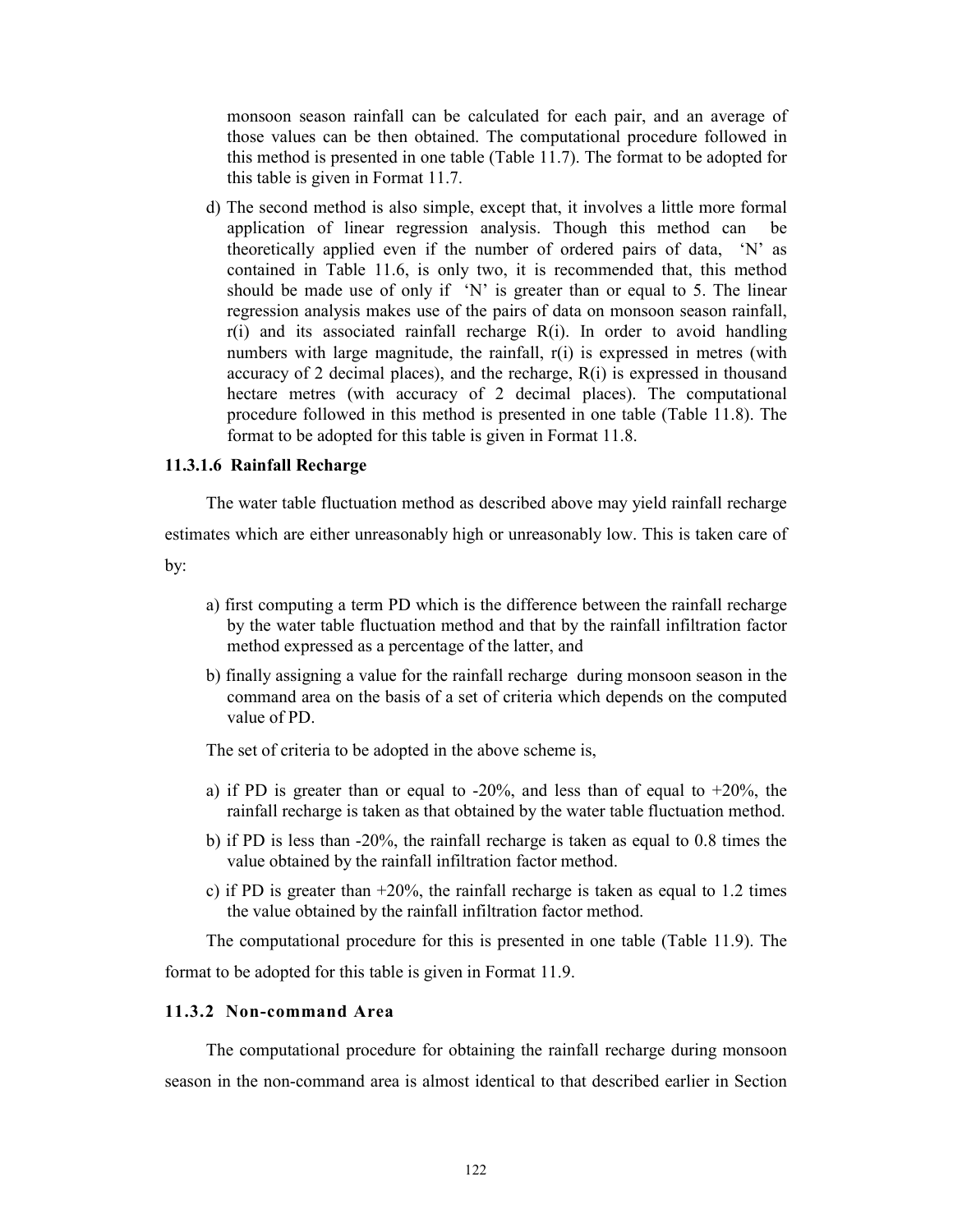monsoon season rainfall can be calculated for each pair, and an average of those values can be then obtained. The computational procedure followed in this method is presented in one table (Table 11.7). The format to be adopted for this table is given in Format 11.7.

d) The second method is also simple, except that, it involves a little more formal application of linear regression analysis. Though this method can be theoretically applied even if the number of ordered pairs of data, 'N' as contained in Table 11.6, is only two, it is recommended that, this method should be made use of only if 'N' is greater than or equal to 5. The linear regression analysis makes use of the pairs of data on monsoon season rainfall, r(i) and its associated rainfall recharge R(i). In order to avoid handling numbers with large magnitude, the rainfall, r(i) is expressed in metres (with accuracy of 2 decimal places), and the recharge, R(i) is expressed in thousand hectare metres (with accuracy of 2 decimal places). The computational procedure followed in this method is presented in one table (Table 11.8). The format to be adopted for this table is given in Format 11.8.

#### 11.3.1.6 Rainfall Recharge

The water table fluctuation method as described above may yield rainfall recharge estimates which are either unreasonably high or unreasonably low. This is taken care of by:

a) first computing a term PD which is the difference between the rainfall recharge by the water table fluctuation method and that by the rainfall infiltration factor method expressed as a percentage of the latter, and

b) finally assigning a value for the rainfall recharge during monsoon season in the command area on the basis of a set of criteria which depends on the computed value of PD.

The set of criteria to be adopted in the above scheme is,

a) if PD is greater than or equal to -20%, and less than of equal to +20%, the rainfall recharge is taken as that obtained by the water table fluctuation method.

b) if PD is less than -20%, the rainfall recharge is taken as equal to 0.8 times the value obtained by the rainfall infiltration factor method.

c) if PD is greater than +20%, the rainfall recharge is taken as equal to 1.2 times the value obtained by the rainfall infiltration factor method.

The computational procedure for this is presented in one table (Table 11.9). The format to be adopted for this table is given in Format 11.9.

### 11.3.2 Non-command Area

The computational procedure for obtaining the rainfall recharge during monsoon season in the non-command area is almost identical to that described earlier in Section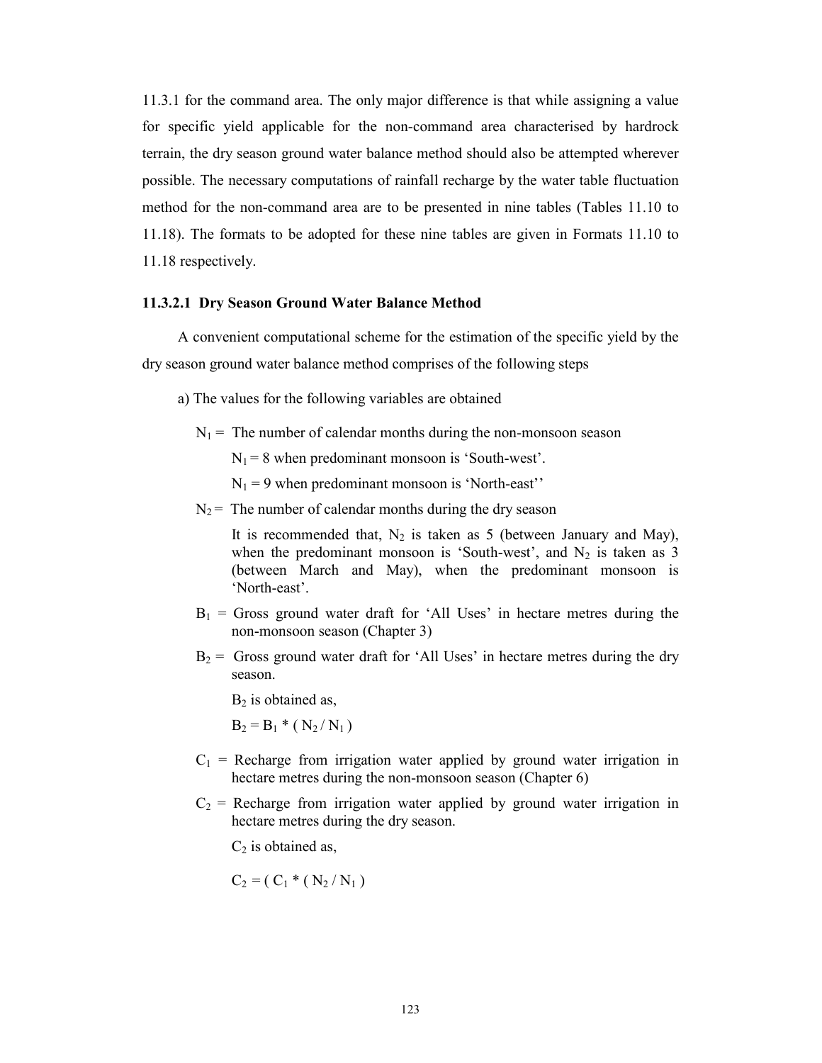11.3.1 for the command area. The only major difference is that while assigning a value for specific yield applicable for the non-command area characterised by hardrock terrain, the dry season ground water balance method should also be attempted wherever possible. The necessary computations of rainfall recharge by the water table fluctuation method for the non-command area are to be presented in nine tables (Tables 11.10 to 11.18). The formats to be adopted for these nine tables are given in Formats 11.10 to 11.18 respectively.

#### 11.3.2.1 Dry Season Ground Water Balance Method

A convenient computational scheme for the estimation of the specific yield by the dry season ground water balance method comprises of the following steps

a) The values for the following variables are obtained

$N_1$ = The number of calendar months during the non-monsoon season

$N_1 = 8$ when predominant monsoon is 'South-west'.

$N_1 = 9$ when predominant monsoon is 'North-east''

$N_2$ = The number of calendar months during the dry season

It is recommended that, $N_2$ is taken as 5 (between January and May), when the predominant monsoon is 'South-west', and $N_2$ is taken as 3 (between March and May), when the predominant monsoon is 'North-east'.

$B_1$ = Gross ground water draft for 'All Uses' in hectare metres during the non-monsoon season (Chapter 3)

$B_2$ = Gross ground water draft for 'All Uses' in hectare metres during the dry season.

$B_2$ is obtained as,

$B_2 = B_1 * ( N_2 / N_1 )$

$C_1$ = Recharge from irrigation water applied by ground water irrigation in hectare metres during the non-monsoon season (Chapter 6)

$C_2$ = Recharge from irrigation water applied by ground water irrigation in hectare metres during the dry season.

$C_2$ is obtained as,

$C_2 = ( C_1 * ( N_2 / N_1 )$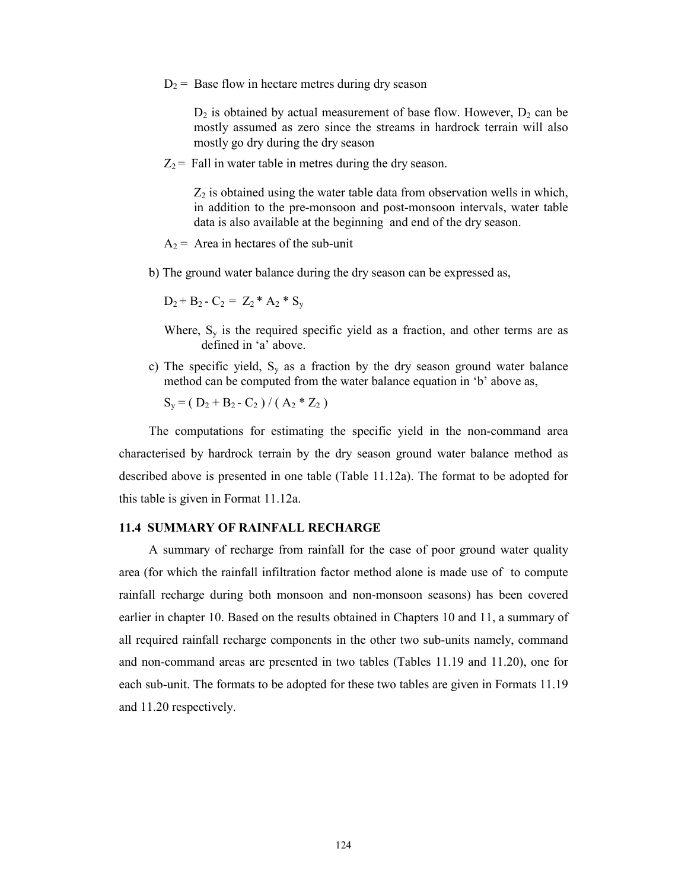$D_2$ = Base flow in hectare metres during dry season

$D_2$ is obtained by actual measurement of base flow. However, $D_2$ can be mostly assumed as zero since the streams in hardrock terrain will also mostly go dry during the dry season

$Z_2$ = Fall in water table in metres during the dry season.

$Z_2$ is obtained using the water table data from observation wells in which, in addition to the pre-monsoon and post-monsoon intervals, water table data is also available at the beginning and end of the dry season.

$A_2$ = Area in hectares of the sub-unit

b) The ground water balance during the dry season can be expressed as,

$$D_2 + B_2 - C_2 = Z_2 * A_2 * S_y$$

Where, $S_y$ is the required specific yield as a fraction, and other terms are as defined in 'a' above.

c) The specific yield, $S_y$ as a fraction by the dry season ground water balance method can be computed from the water balance equation in 'b' above as,

$$S_y = ( D_2 + B_2 - C_2 ) / ( A_2 * Z_2 )$$

The computations for estimating the specific yield in the non-command area characterised by hardrock terrain by the dry season ground water balance method as described above is presented in one table (Table 11.12a). The format to be adopted for this table is given in Format 11.12a.

### 11.4 SUMMARY OF RAINFALL RECHARGE

A summary of recharge from rainfall for the case of poor ground water quality area (for which the rainfall infiltration factor method alone is made use of to compute rainfall recharge during both monsoon and non-monsoon seasons) has been covered earlier in chapter 10. Based on the results obtained in Chapters 10 and 11, a summary of all required rainfall recharge components in the other two sub-units namely, command and non-command areas are presented in two tables (Tables 11.19 and 11.20), one for each sub-unit. The formats to be adopted for these two tables are given in Formats 11.19 and 11.20 respectively.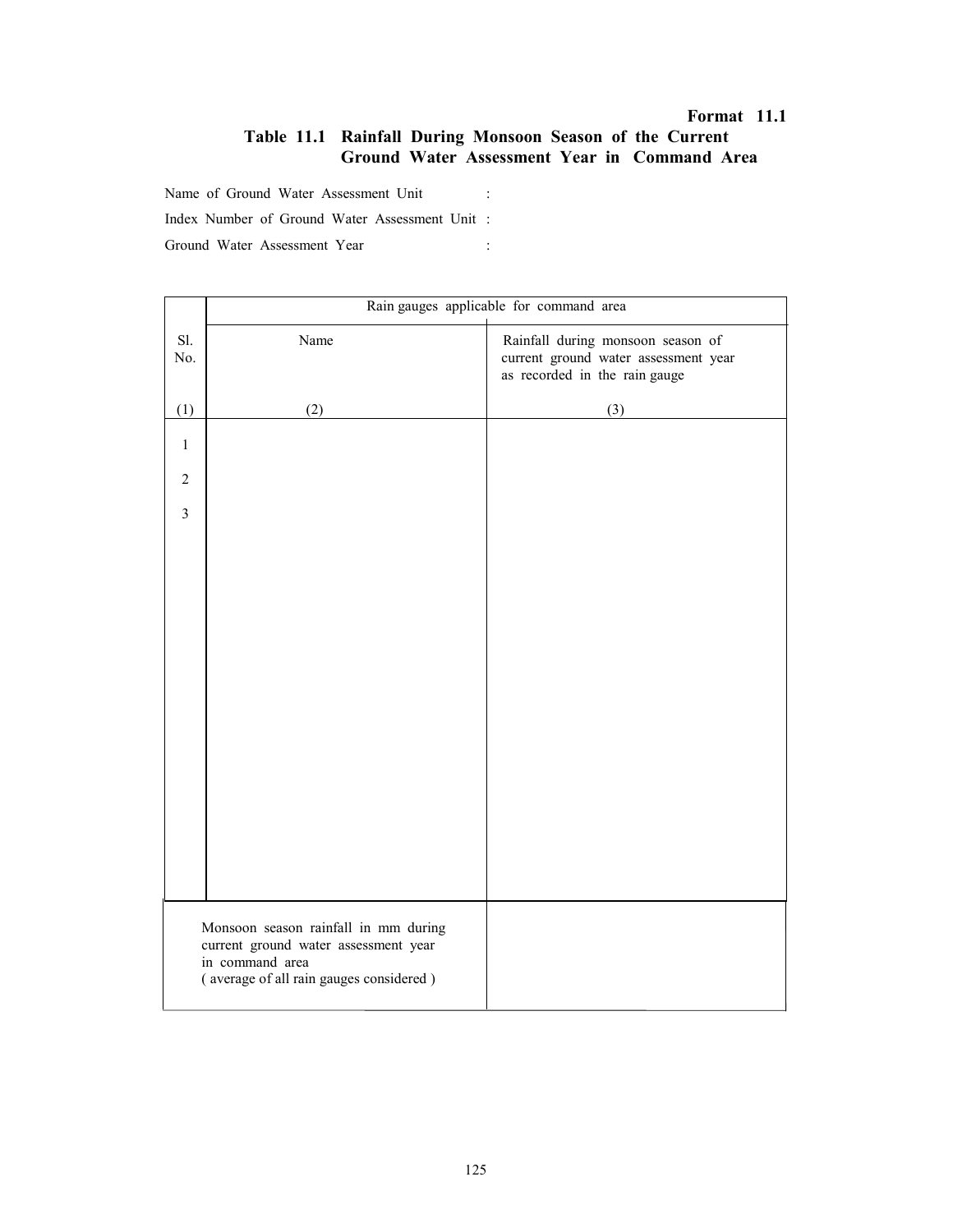**Format 11.1**

## Table 11.1 Rainfall During Monsoon Season of the Current Ground Water Assessment Year in Command Area

Name of Ground Water Assessment Unit :

Index Number of Ground Water Assessment Unit :

Ground Water Assessment Year :

| | Rain gauges applicable for command area | |
|---|---|---|
| Sl. No. | Name | Rainfall during monsoon season of current ground water assessment year as recorded in the rain gauge |
| (1) | (2) | (3) |
| 1 | | |
| 2 | | |
| 3 | | |
| Monsoon season rainfall in mm during current ground water assessment year in command area ( average of all rain gauges considered ) | | |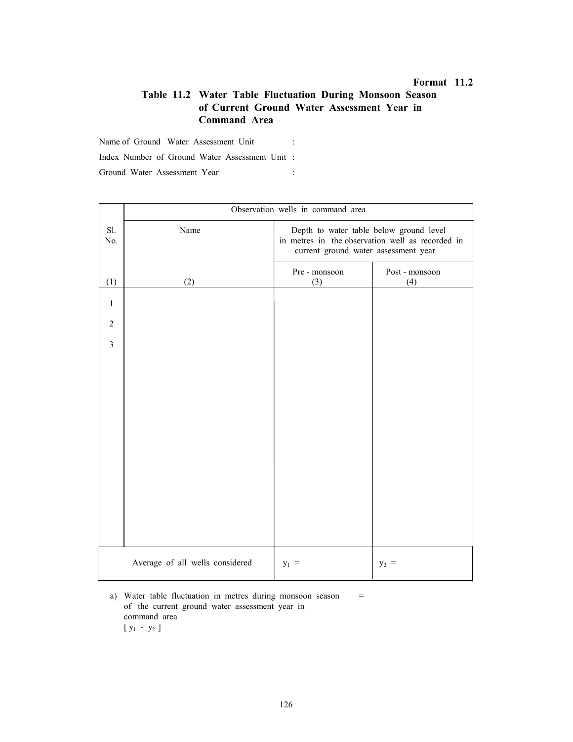**Format 11.2**

## Table 11.2 Water Table Fluctuation During Monsoon Season of Current Ground Water Assessment Year in Command Area

Name of Ground Water Assessment Unit :

Index Number of Ground Water Assessment Unit :

Ground Water Assessment Year :

| Sl. No. | Observation wells in command area | | |
|---|---|---|---|
| | Name | Depth to water table below ground level in metres in the observation well as recorded in current ground water assessment year | |
| | | Pre - monsoon | Post - monsoon |
| (1) | (2) | (3) | (4) |
| 1 | | | |
| 2 | | | |
| 3 | | | |
| | Average of all wells considered | $y_1$ = | $y_2$ = |

a) Water table fluctuation in metres during monsoon season of the current ground water assessment year in command area =
   $[ y_1 - y_2 ]$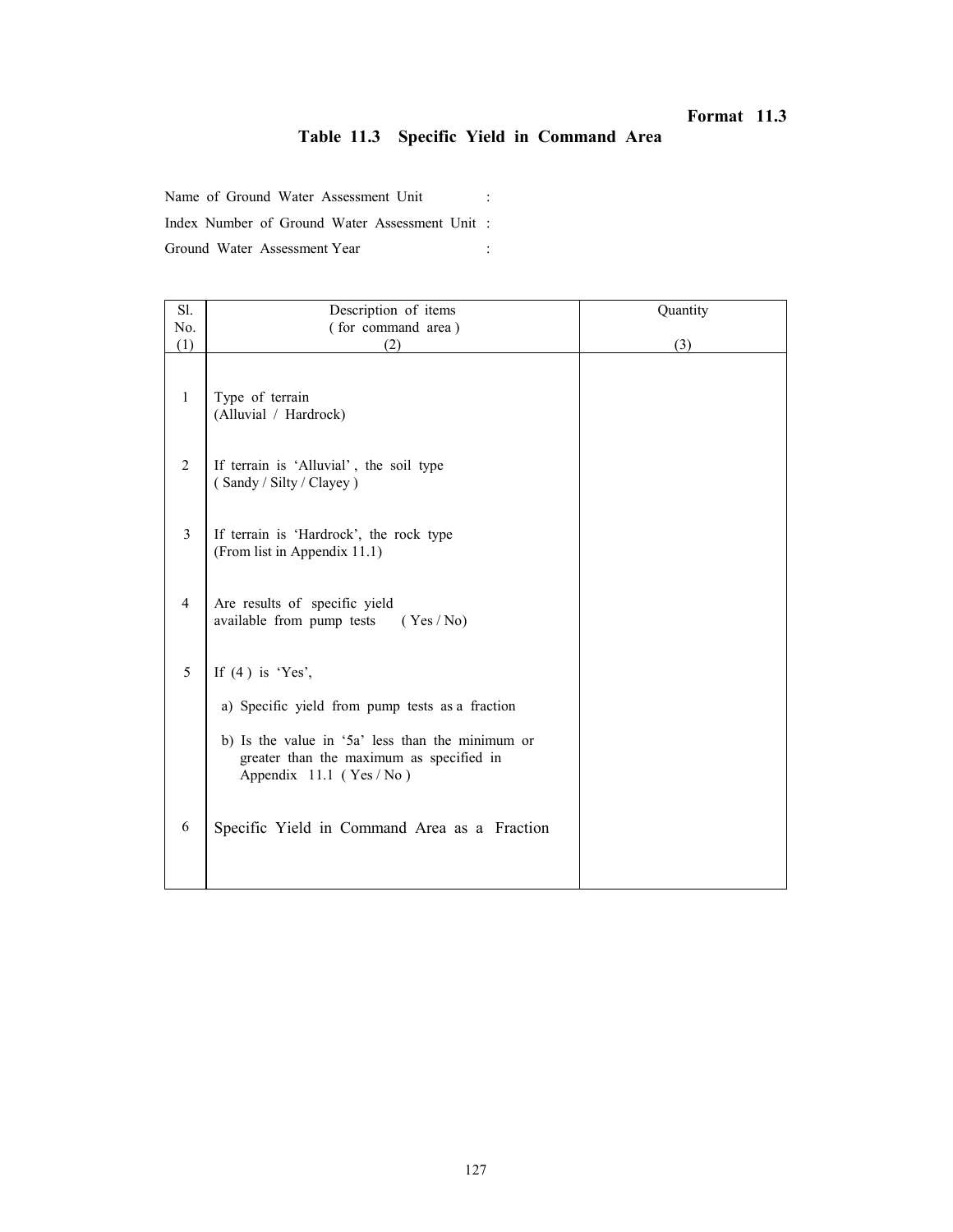**Format 11.3**

## Table 11.3 Specific Yield in Command Area

Name of Ground Water Assessment Unit :

Index Number of Ground Water Assessment Unit :

Ground Water Assessment Year :

| Sl. No. (1) | Description of items ( for command area ) (2) | Quantity (3) |
|---|---|---|
| 1 | Type of terrain (Alluvial / Hardrock) | |
| 2 | If terrain is 'Alluvial', the soil type ( Sandy / Silty / Clayey ) | |
| 3 | If terrain is 'Hardrock', the rock type (From list in Appendix 11.1) | |
| 4 | Are results of specific yield available from pump tests ( Yes / No) | |
| 5 | If (4) is 'Yes', | |
| | a) Specific yield from pump tests as a fraction | |
| | b) Is the value in '5a' less than the minimum or greater than the maximum as specified in Appendix 11.1 ( Yes / No ) | |
| 6 | Specific Yield in Command Area as a Fraction | |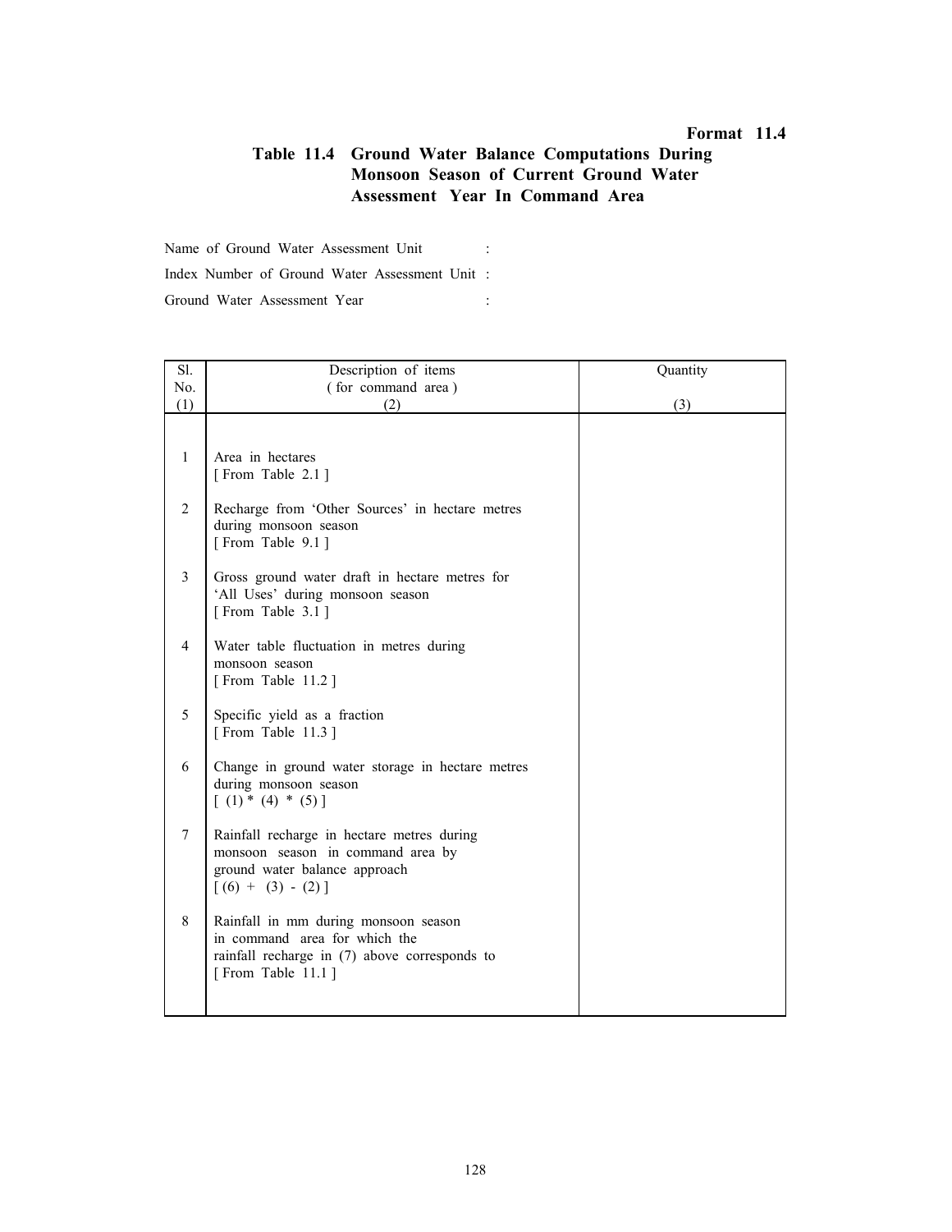**Format 11.4**

## Table 11.4 Ground Water Balance Computations During Monsoon Season of Current Ground Water Assessment Year In Command Area

Name of Ground Water Assessment Unit :

Index Number of Ground Water Assessment Unit :

Ground Water Assessment Year :

| Sl. No. (1) | Description of items ( for command area ) (2) | Quantity (3) |
|---|---|---|
| 1 | Area in hectares [ From Table 2.1 ] | |
| 2 | Recharge from 'Other Sources' in hectare metres during monsoon season [ From Table 9.1 ] | |
| 3 | Gross ground water draft in hectare metres for 'All Uses' during monsoon season [ From Table 3.1 ] | |
| 4 | Water table fluctuation in metres during monsoon season [ From Table 11.2 ] | |
| 5 | Specific yield as a fraction [ From Table 11.3 ] | |
| 6 | Change in ground water storage in hectare metres during monsoon season [ (1) * (4) * (5) ] | |
| 7 | Rainfall recharge in hectare metres during monsoon season in command area by ground water balance approach [ (6) + (3) - (2) ] | |
| 8 | Rainfall in mm during monsoon season in command area for which the rainfall recharge in (7) above corresponds to [ From Table 11.1 ] | |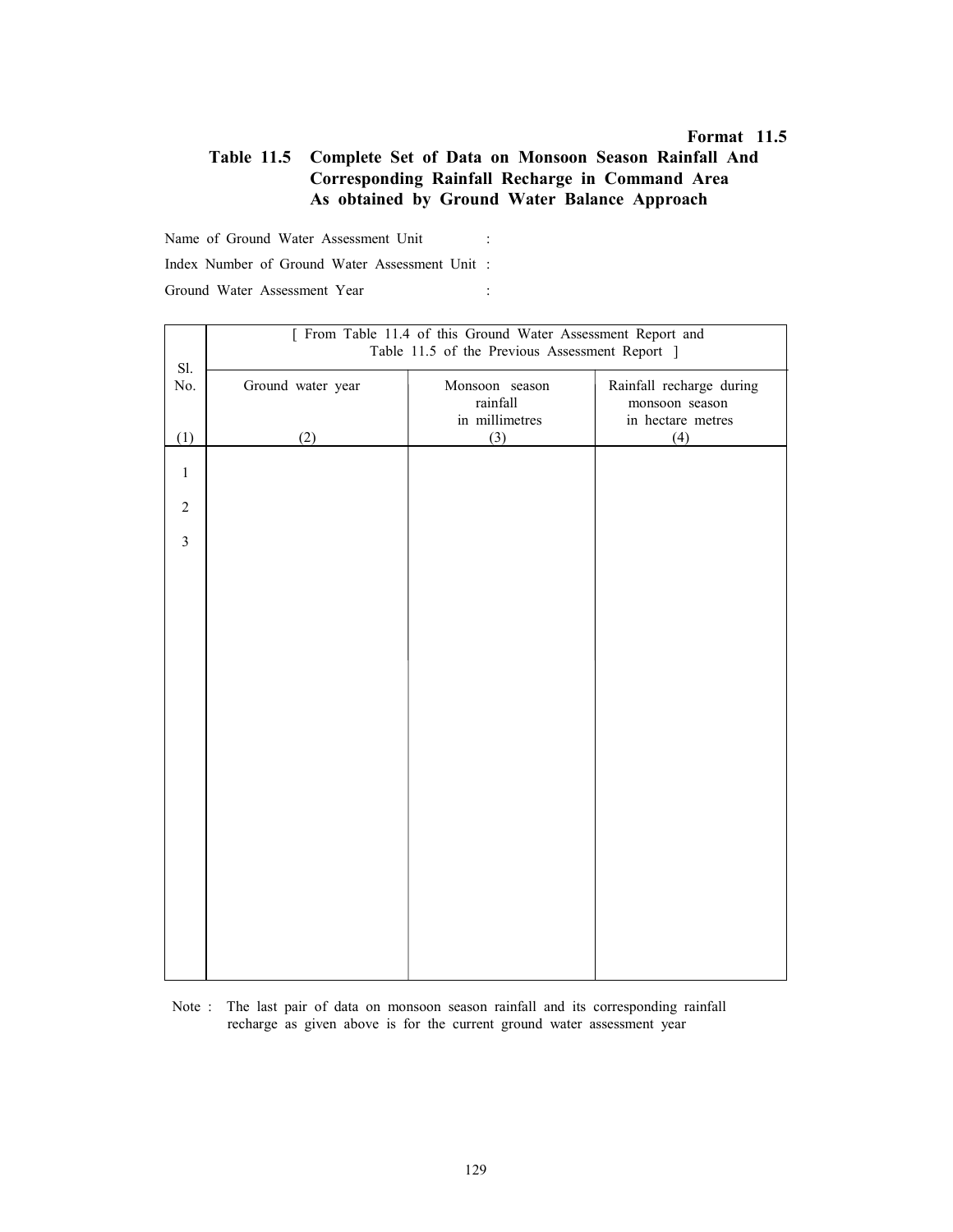**Format 11.5**

### Table 11.5 Complete Set of Data on Monsoon Season Rainfall And Corresponding Rainfall Recharge in Command Area As obtained by Ground Water Balance Approach

Name of Ground Water Assessment Unit :

Index Number of Ground Water Assessment Unit :

Ground Water Assessment Year :

| Sl. No. | [ From Table 11.4 of this Ground Water Assessment Report and Table 11.5 of the Previous Assessment Report ] | | |
|---|---|---|---|
| | Ground water year | Monsoon season rainfall in millimetres | Rainfall recharge during monsoon season in hectare metres |
| (1) | (2) | (3) | (4) |
| 1 | | | |
| 2 | | | |
| 3 | | | |

Note : The last pair of data on monsoon season rainfall and its corresponding rainfall recharge as given above is for the current ground water assessment year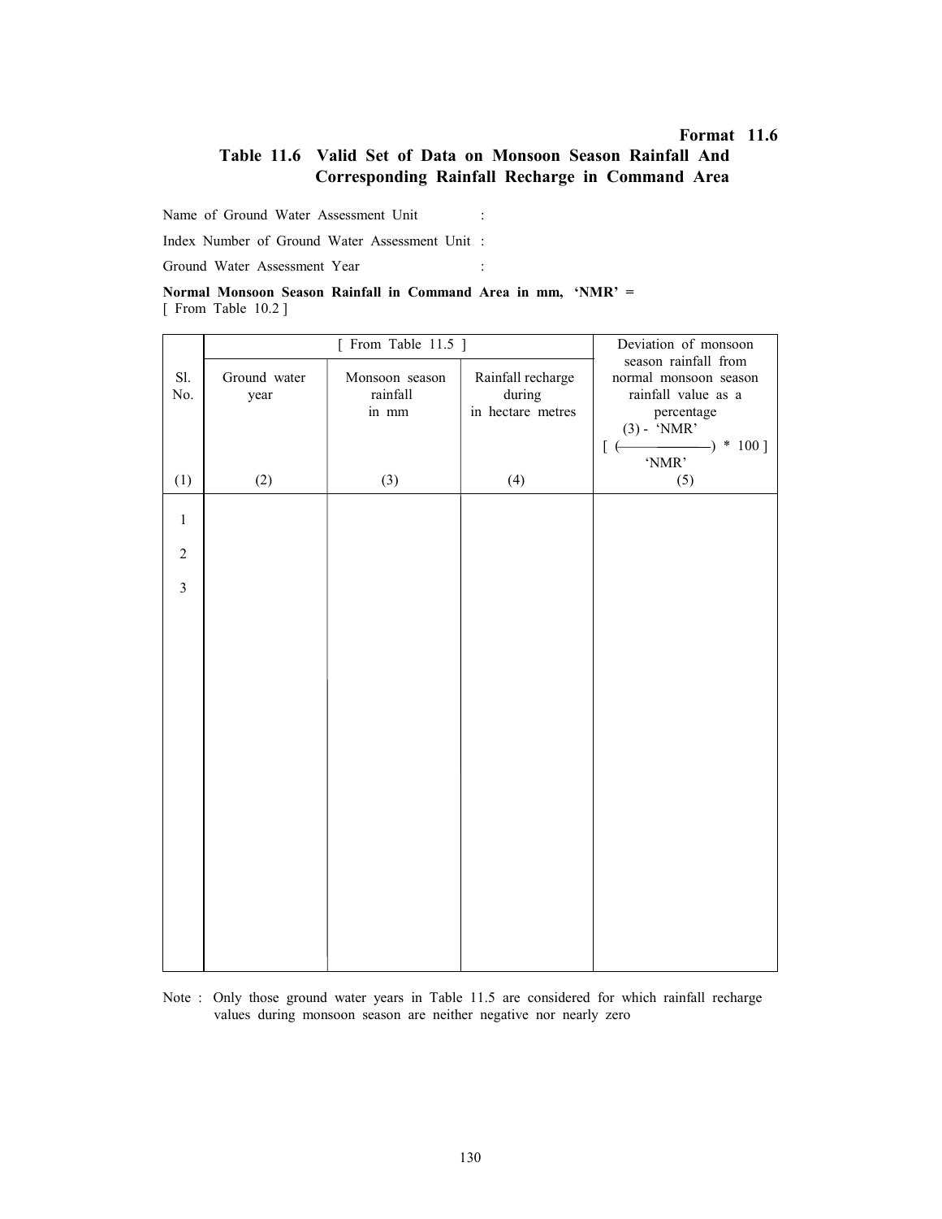**Format 11.6**

## Table 11.6 Valid Set of Data on Monsoon Season Rainfall And Corresponding Rainfall Recharge in Command Area

Name of Ground Water Assessment Unit :

Index Number of Ground Water Assessment Unit :

Ground Water Assessment Year :

**Normal Monsoon Season Rainfall in Command Area in mm, 'NMR' =**
[ From Table 10.2 ]

| | [ From Table 11.5 ] | | | Deviation of monsoon season rainfall from normal monsoon season rainfall value as a percentage |
|---|---|---|---|---|
| Sl. No. | Ground water year | Monsoon season rainfall in mm | Rainfall recharge during in hectare metres | $[ ( \frac{(3) - \text{'NMR'}}{\text{'NMR'}} ) * 100 ]$ |
| (1) | (2) | (3) | (4) | (5) |
| 1 | | | | |
| 2 | | | | |
| 3 | | | | |

Note : Only those ground water years in Table 11.5 are considered for which rainfall recharge values during monsoon season are neither negative nor nearly zero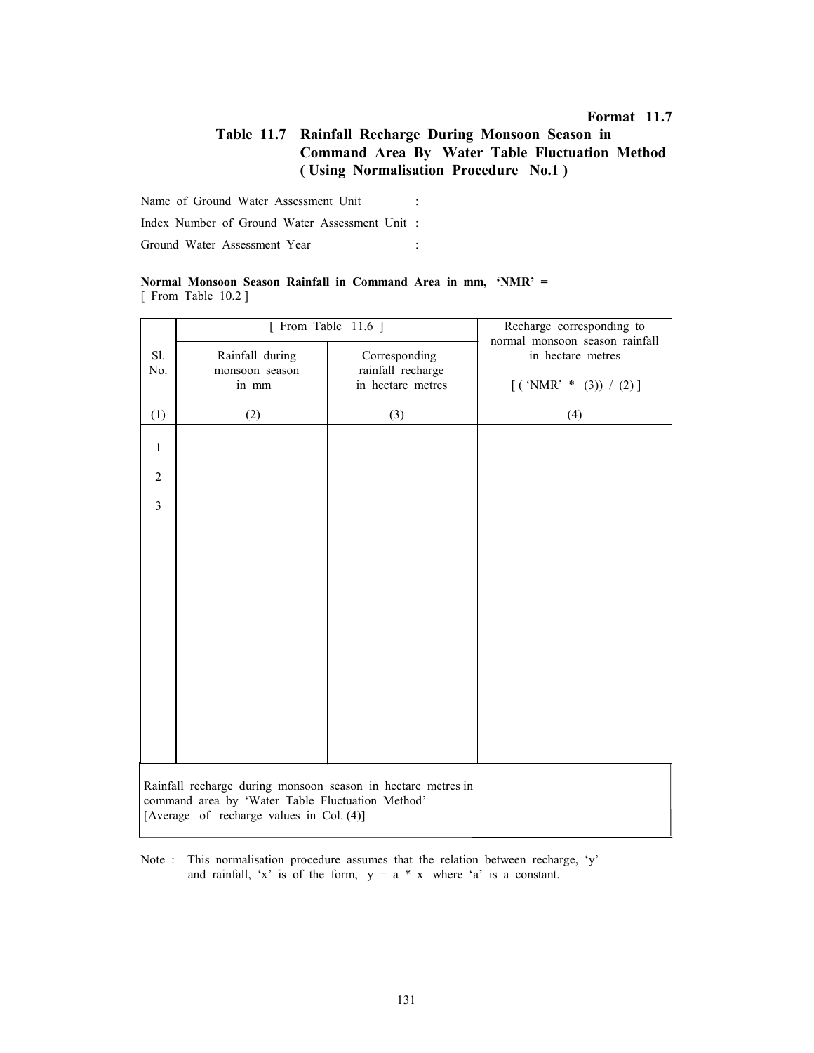**Format 11.7**

## Table 11.7 Rainfall Recharge During Monsoon Season in Command Area By Water Table Fluctuation Method ( Using Normalisation Procedure No.1 )

Name of Ground Water Assessment Unit :

Index Number of Ground Water Assessment Unit :

Ground Water Assessment Year :

**Normal Monsoon Season Rainfall in Command Area in mm, 'NMR' =**
[ From Table 10.2 ]

| Sl. No. | [ From Table 11.6 ] | | Recharge corresponding to normal monsoon season rainfall in hectare metres |
|---|---|---|---|
| | Rainfall during monsoon season in mm | Corresponding rainfall recharge in hectare metres | [ ( 'NMR' * (3)) / (2) ] |
| (1) | (2) | (3) | (4) |
| 1 | | | |
| 2 | | | |
| 3 | | | |
| Rainfall recharge during monsoon season in hectare metres in command area by 'Water Table Fluctuation Method' [Average of recharge values in Col. (4)] | | | |

Note : This normalisation procedure assumes that the relation between recharge, 'y' and rainfall, 'x' is of the form, $y = a * x$ where 'a' is a constant.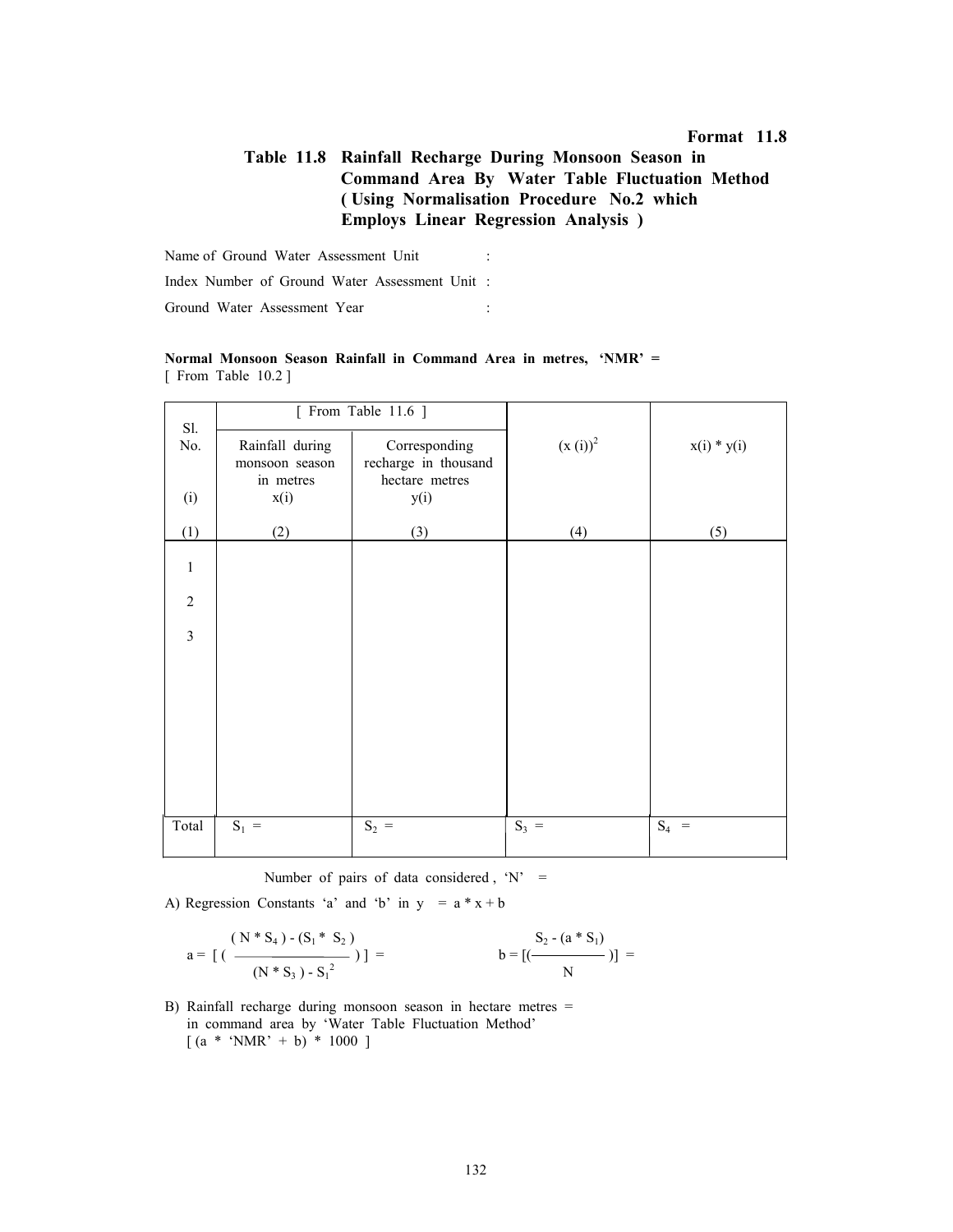**Format 11.8**

## Table 11.8 Rainfall Recharge During Monsoon Season in Command Area By Water Table Fluctuation Method ( Using Normalisation Procedure No.2 which Employs Linear Regression Analysis )

Name of Ground Water Assessment Unit :

Index Number of Ground Water Assessment Unit :

Ground Water Assessment Year :

**Normal Monsoon Season Rainfall in Command Area in metres, 'NMR' =**
[ From Table 10.2 ]

| Sl. No. | [ From Table 11.6 ] | | $(x(i))^2$ | $x(i) * y(i)$ |
|---|---|---|---|---|
| (i) | Rainfall during monsoon season in metres $x(i)$ | Corresponding recharge in thousand hectare metres $y(i)$ | | |
| (1) | (2) | (3) | (4) | (5) |
| 1 | | | | |
| 2 | | | | |
| 3 | | | | |
| Total | $S_1$ = | $S_2$ = | $S_3$ = | $S_4$ = |

Number of pairs of data considered , 'N' =

A) Regression Constants 'a' and 'b' in $y = a * x + b$

$$a = \left[ \left( \frac{(N * S_4) - (S_1 * S_2)}{(N * S_3) - S_1^2} \right) \right] = \qquad b = \left[ \left( \frac{S_2 - (a * S_1)}{N} \right) \right] =$$

B) Rainfall recharge during monsoon season in hectare metres =
in command area by 'Water Table Fluctuation Method'
[ (a * 'NMR' + b) * 1000 ]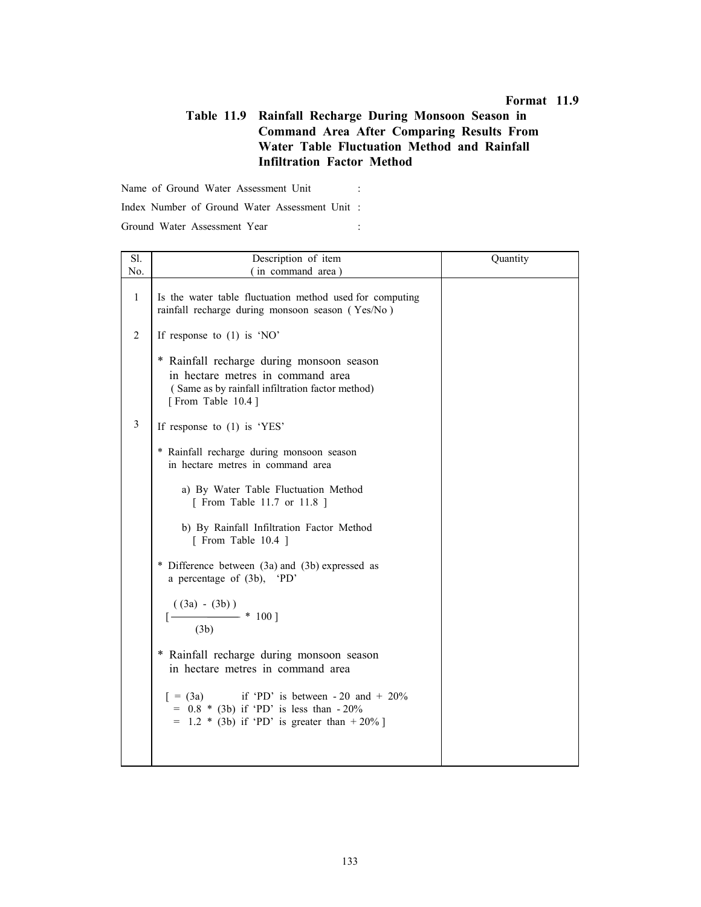**Format 11.9**

## Table 11.9 Rainfall Recharge During Monsoon Season in Command Area After Comparing Results From Water Table Fluctuation Method and Rainfall Infiltration Factor Method

Name of Ground Water Assessment Unit :

Index Number of Ground Water Assessment Unit :

Ground Water Assessment Year :

| Sl. No. | Description of item ( in command area ) | Quantity |
|---|---|---|
| 1 | Is the water table fluctuation method used for computing rainfall recharge during monsoon season ( Yes/No ) | |
| 2 | If response to (1) is 'NO'<br><br>* Rainfall recharge during monsoon season in hectare metres in command area ( Same as by rainfall infiltration factor method) [ From Table 10.4 ] | |
| 3 | If response to (1) is 'YES'<br><br>* Rainfall recharge during monsoon season in hectare metres in command area<br><br>a) By Water Table Fluctuation Method [ From Table 11.7 or 11.8 ]<br><br>b) By Rainfall Infiltration Factor Method [ From Table 10.4 ]<br><br>* Difference between (3a) and (3b) expressed as a percentage of (3b), 'PD'<br><br>$\left[ \frac{((3a) - (3b))}{(3b)} * 100 \right]$<br><br>* Rainfall recharge during monsoon season in hectare metres in command area<br><br>[ = (3a) if 'PD' is between - 20 and + 20%<br>= 0.8 * (3b) if 'PD' is less than - 20%<br>= 1.2 * (3b) if 'PD' is greater than + 20% ] | |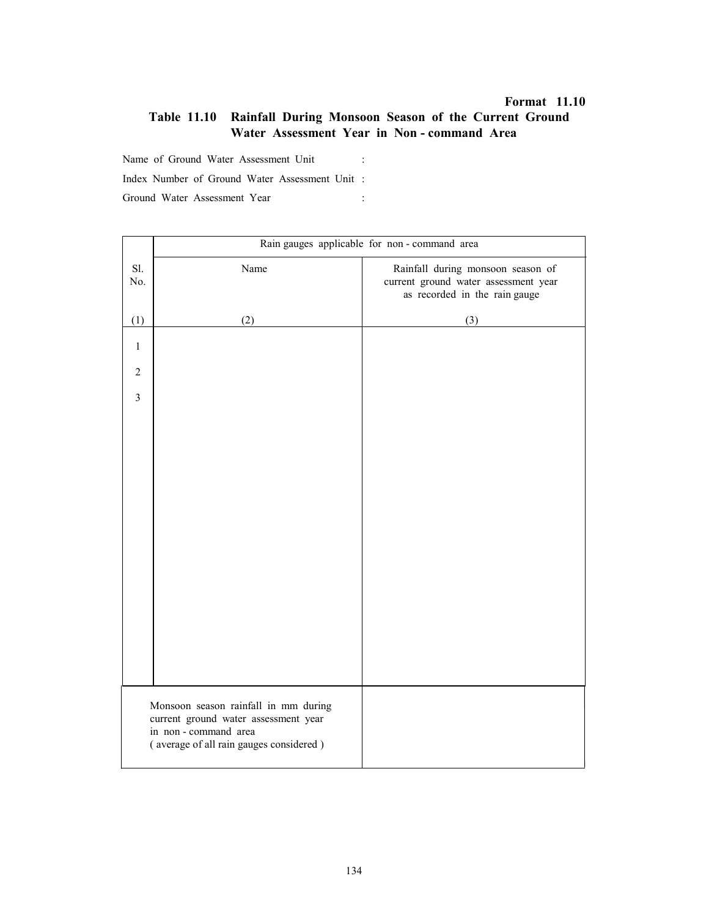**Format 11.10**

## Table 11.10 Rainfall During Monsoon Season of the Current Ground Water Assessment Year in Non - command Area

Name of Ground Water Assessment Unit :

Index Number of Ground Water Assessment Unit :

Ground Water Assessment Year :

| Sl. No. | Rain gauges applicable for non - command area | |
|---|---|---|
| | Name | Rainfall during monsoon season of current ground water assessment year as recorded in the rain gauge |
| (1) | (2) | (3) |
| 1 | | |
| 2 | | |
| 3 | | |
| Monsoon season rainfall in mm during current ground water assessment year in non - command area ( average of all rain gauges considered ) | | |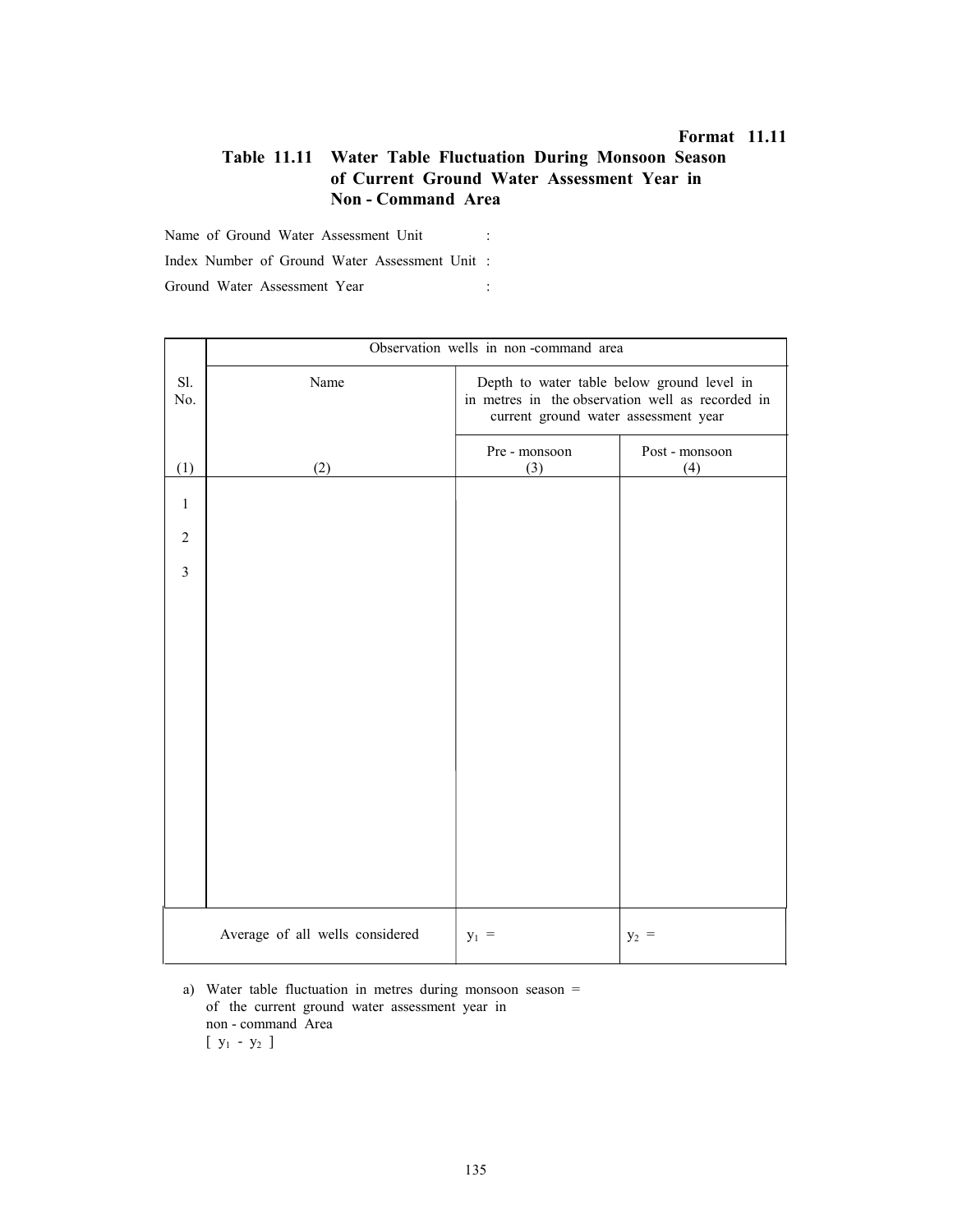**Format 11.11**

## Table 11.11 Water Table Fluctuation During Monsoon Season of Current Ground Water Assessment Year in Non - Command Area

Name of Ground Water Assessment Unit :

Index Number of Ground Water Assessment Unit :

Ground Water Assessment Year :

| Sl. No. | Observation wells in non -command area | | |
|---|---|---|---|
| | Name | Depth to water table below ground level in in metres in the observation well as recorded in current ground water assessment year | |
| | | Pre - monsoon | Post - monsoon |
| (1) | (2) | (3) | (4) |
| 1 | | | |
| 2 | | | |
| 3 | | | |
| | Average of all wells considered | $y_1$ = | $y_2$ = |

a) Water table fluctuation in metres during monsoon season of the current ground water assessment year in non - command Area =
[ $y_1$ - $y_2$ ]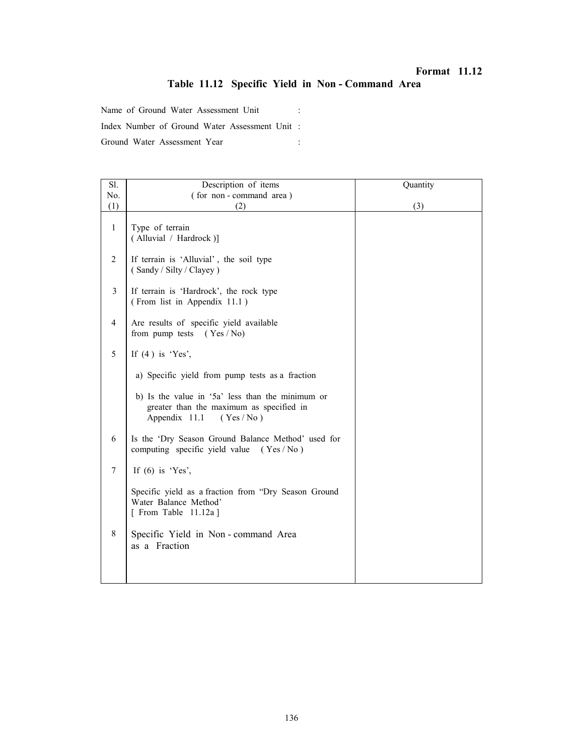**Format 11.12**

## Table 11.12 Specific Yield in Non - Command Area

Name of Ground Water Assessment Unit :

Index Number of Ground Water Assessment Unit :

Ground Water Assessment Year :

| Sl. No. (1) | Description of items ( for non - command area ) (2) | Quantity (3) |
|---|---|---|
| 1 | Type of terrain ( Alluvial / Hardrock )] | |
| 2 | If terrain is 'Alluvial' , the soil type ( Sandy / Silty / Clayey ) | |
| 3 | If terrain is 'Hardrock', the rock type ( From list in Appendix 11.1 ) | |
| 4 | Are results of specific yield available from pump tests ( Yes / No) | |
| 5 | If (4 ) is 'Yes', | |
| | a) Specific yield from pump tests as a fraction | |
| | b) Is the value in '5a' less than the minimum or greater than the maximum as specified in Appendix 11.1 ( Yes / No ) | |
| 6 | Is the 'Dry Season Ground Balance Method' used for computing specific yield value ( Yes / No ) | |
| 7 | If (6) is 'Yes', | |
| | Specific yield as a fraction from "Dry Season Ground Water Balance Method' [ From Table 11.12a ] | |
| 8 | Specific Yield in Non - command Area as a Fraction | |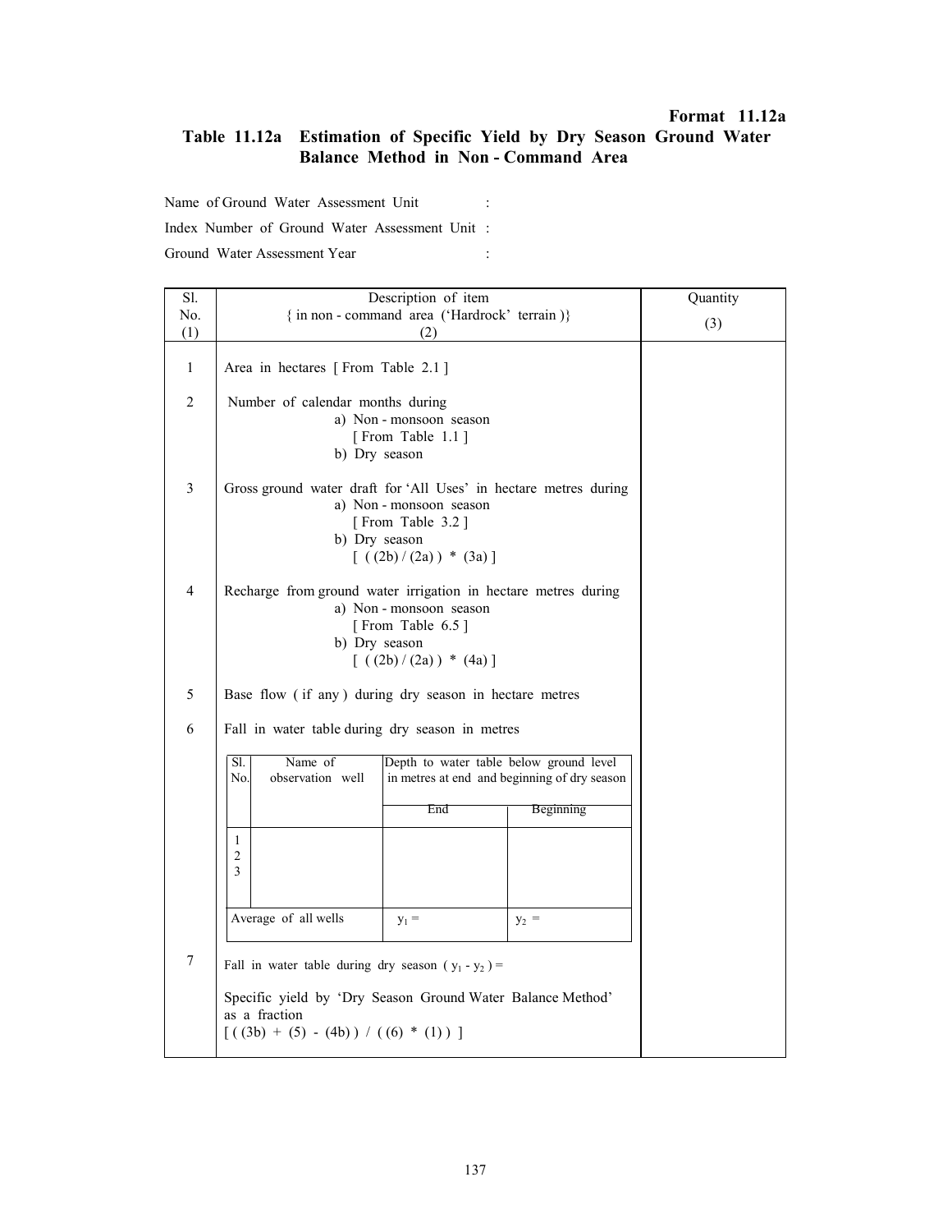**Format 11.12a**

## Table 11.12a Estimation of Specific Yield by Dry Season Ground Water Balance Method in Non - Command Area

Name of Ground Water Assessment Unit :

Index Number of Ground Water Assessment Unit :

Ground Water Assessment Year :

| Sl. No. (1) | Description of item { in non - command area ('Hardrock' terrain )} (2) | Quantity (3) |
|---|---|---|
| 1 | Area in hectares [ From Table 2.1 ] | |
| 2 | Number of calendar months during<br>a) Non - monsoon season<br>[ From Table 1.1 ]<br>b) Dry season | |
| 3 | Gross ground water draft for 'All Uses' in hectare metres during<br>a) Non - monsoon season<br>[ From Table 3.2 ]<br>b) Dry season<br>[ ( (2b) / (2a) ) * (3a) ] | |
| 4 | Recharge from ground water irrigation in hectare metres during<br>a) Non - monsoon season<br>[ From Table 6.5 ]<br>b) Dry season<br>[ ( (2b) / (2a) ) * (4a) ] | |
| 5 | Base flow ( if any ) during dry season in hectare metres | |
| 6 | Fall in water table during dry season in metres | |
| 7 | Fall in water table during dry season ( $y_1$ - $y_2$ ) =<br><br>Specific yield by 'Dry Season Ground Water Balance Method' as a fraction<br>[ ( (3b) + (5) - (4b) ) / ( (6) * (1) ) ] | |

Item 6 – observation wells:

| Sl. No. | Name of observation well | Depth to water table below ground level in metres at end and beginning of dry season | |
|---|---|---|---|
| | | End | Beginning |
| 1 | | | |
| 2 | | | |
| 3 | | | |
| Average of all wells | | $y_1$ = | $y_2$ = |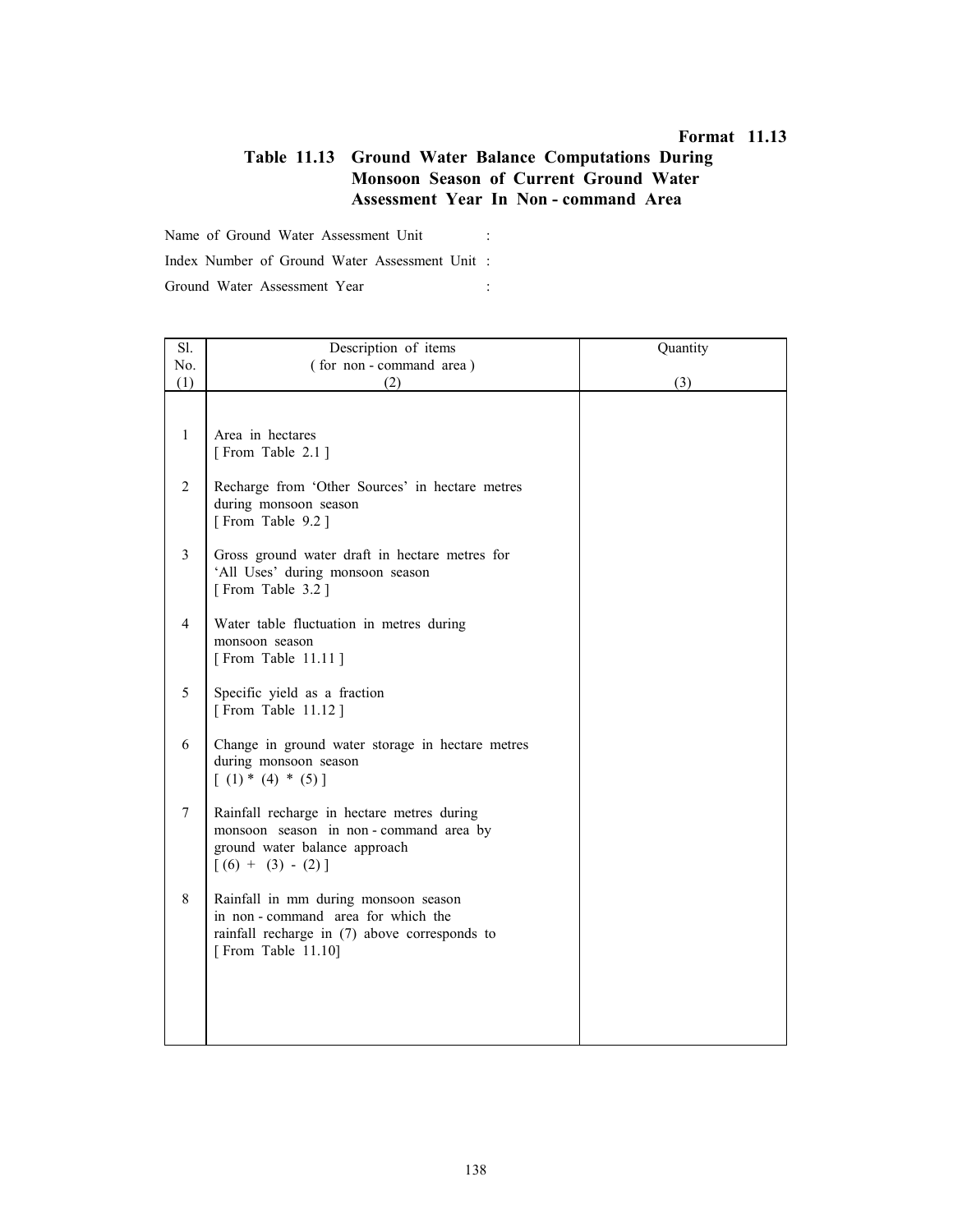**Format 11.13**

## Table 11.13 Ground Water Balance Computations During Monsoon Season of Current Ground Water Assessment Year In Non - command Area

Name of Ground Water Assessment Unit :

Index Number of Ground Water Assessment Unit :

Ground Water Assessment Year :

| Sl. No. (1) | Description of items ( for non - command area ) (2) | Quantity (3) |
|---|---|---|
| 1 | Area in hectares [ From Table 2.1 ] | |
| 2 | Recharge from 'Other Sources' in hectare metres during monsoon season [ From Table 9.2 ] | |
| 3 | Gross ground water draft in hectare metres for 'All Uses' during monsoon season [ From Table 3.2 ] | |
| 4 | Water table fluctuation in metres during monsoon season [ From Table 11.11 ] | |
| 5 | Specific yield as a fraction [ From Table 11.12 ] | |
| 6 | Change in ground water storage in hectare metres during monsoon season [ (1) * (4) * (5) ] | |
| 7 | Rainfall recharge in hectare metres during monsoon season in non - command area by ground water balance approach [ (6) + (3) - (2) ] | |
| 8 | Rainfall in mm during monsoon season in non - command area for which the rainfall recharge in (7) above corresponds to [ From Table 11.10] | |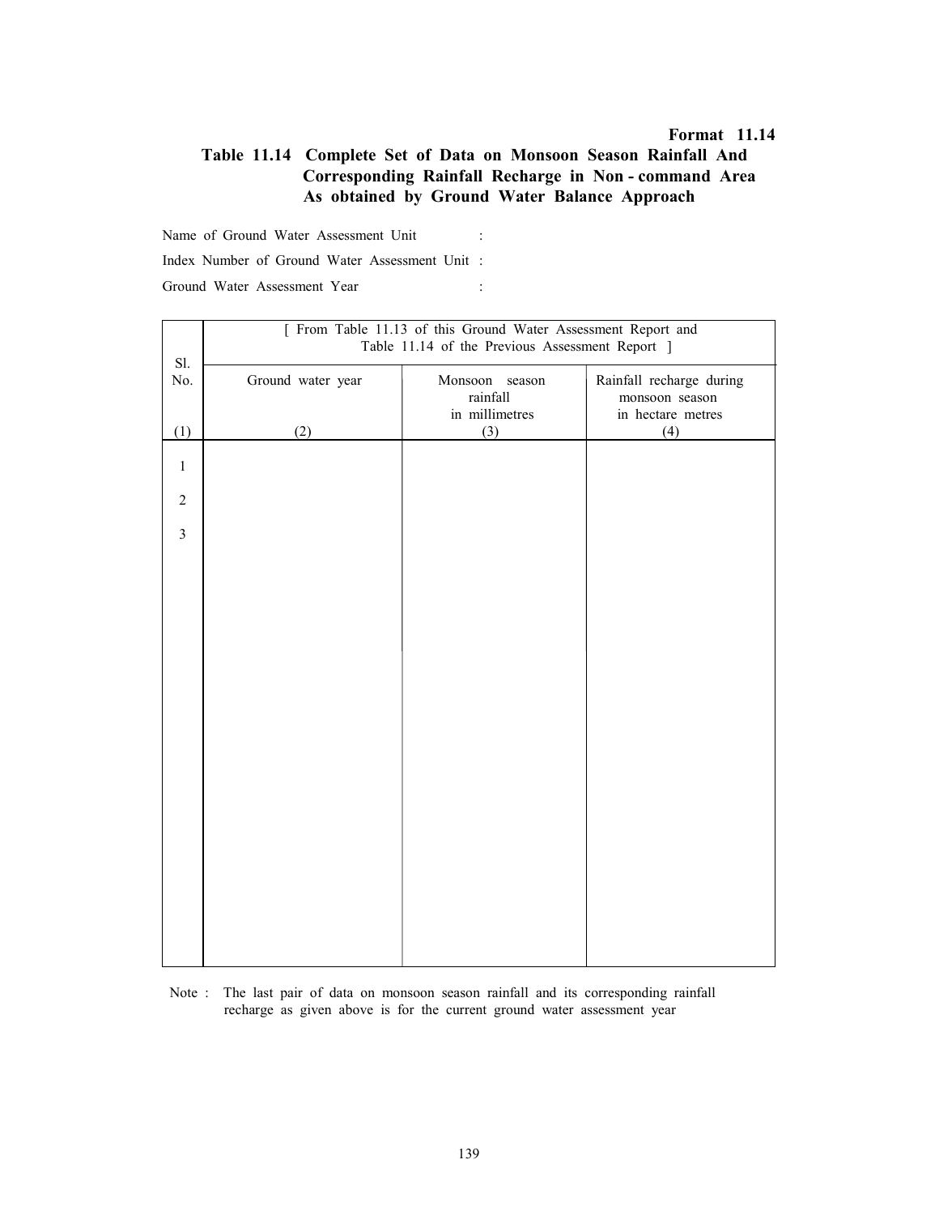**Format 11.14**

## Table 11.14 Complete Set of Data on Monsoon Season Rainfall And Corresponding Rainfall Recharge in Non - command Area As obtained by Ground Water Balance Approach

Name of Ground Water Assessment Unit :

Index Number of Ground Water Assessment Unit :

Ground Water Assessment Year :

| Sl. No. | [ From Table 11.13 of this Ground Water Assessment Report and Table 11.14 of the Previous Assessment Report ] | | |
|---|---|---|---|
| | Ground water year | Monsoon season rainfall in millimetres | Rainfall recharge during monsoon season in hectare metres |
| (1) | (2) | (3) | (4) |
| 1 | | | |
| 2 | | | |
| 3 | | | |

Note : The last pair of data on monsoon season rainfall and its corresponding rainfall recharge as given above is for the current ground water assessment year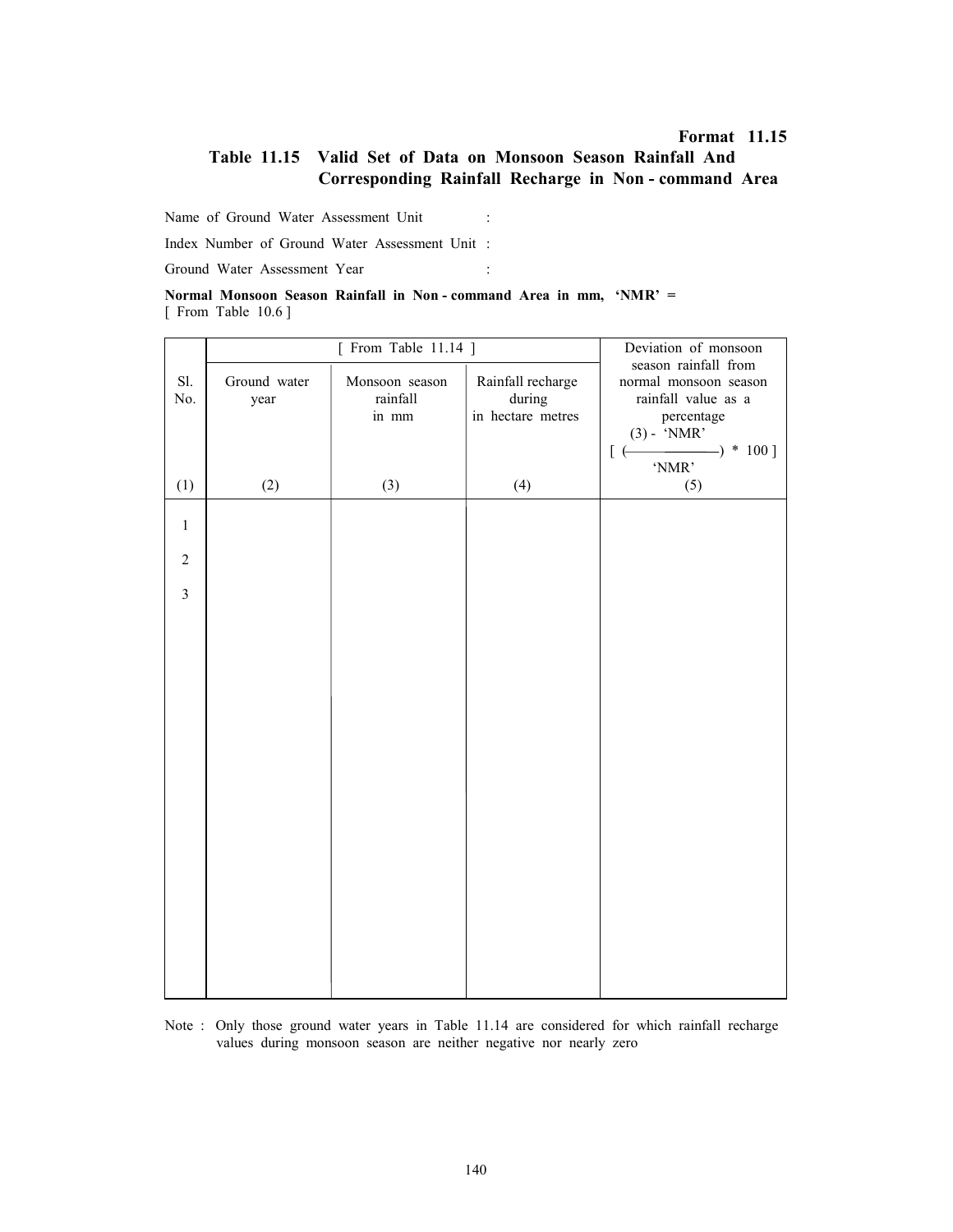**Format 11.15**

## Table 11.15 Valid Set of Data on Monsoon Season Rainfall And Corresponding Rainfall Recharge in Non - command Area

Name of Ground Water Assessment Unit :

Index Number of Ground Water Assessment Unit :

Ground Water Assessment Year :

**Normal Monsoon Season Rainfall in Non - command Area in mm, 'NMR' =**
[ From Table 10.6 ]

| | [ From Table 11.14 ] | | | Deviation of monsoon season rainfall from normal monsoon season rainfall value as a percentage |
|---|---|---|---|---|
| Sl. No. | Ground water year | Monsoon season rainfall in mm | Rainfall recharge during in hectare metres | $\left[ \left( \frac{(3) - \text{'NMR'}}{\text{'NMR'}} \right) * 100 \right]$ |
| (1) | (2) | (3) | (4) | (5) |
| 1 | | | | |
| 2 | | | | |
| 3 | | | | |

Note : Only those ground water years in Table 11.14 are considered for which rainfall recharge values during monsoon season are neither negative nor nearly zero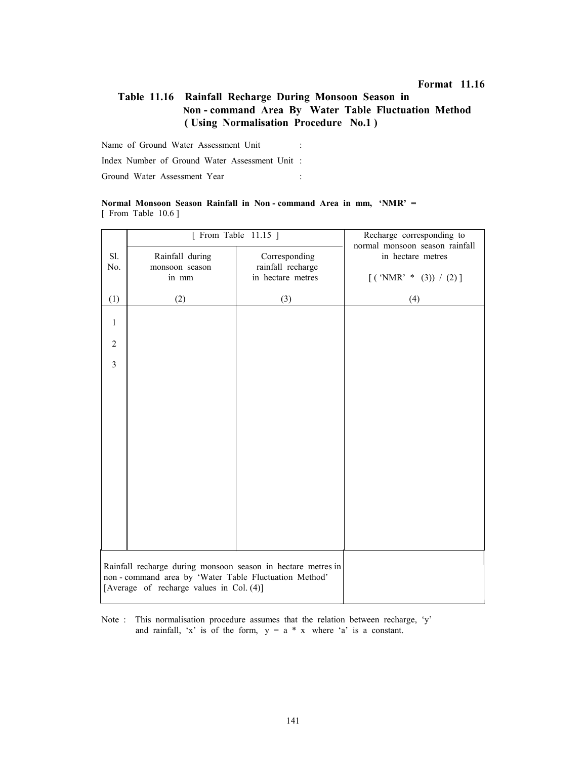**Format 11.16**

## Table 11.16 Rainfall Recharge During Monsoon Season in Non - command Area By Water Table Fluctuation Method ( Using Normalisation Procedure No.1 )

Name of Ground Water Assessment Unit :

Index Number of Ground Water Assessment Unit :

Ground Water Assessment Year :

**Normal Monsoon Season Rainfall in Non - command Area in mm, 'NMR' =**
[ From Table 10.6 ]

| Sl. No. | [ From Table 11.15 ] | | Recharge corresponding to normal monsoon season rainfall in hectare metres |
|---|---|---|---|
| | Rainfall during monsoon season in mm | Corresponding rainfall recharge in hectare metres | [ ( 'NMR' * (3)) / (2) ] |
| (1) | (2) | (3) | (4) |
| 1 | | | |
| 2 | | | |
| 3 | | | |
| Rainfall recharge during monsoon season in hectare metres in non - command area by 'Water Table Fluctuation Method' [Average of recharge values in Col. (4)] | | | |

Note : This normalisation procedure assumes that the relation between recharge, 'y' and rainfall, 'x' is of the form, $y = a * x$ where 'a' is a constant.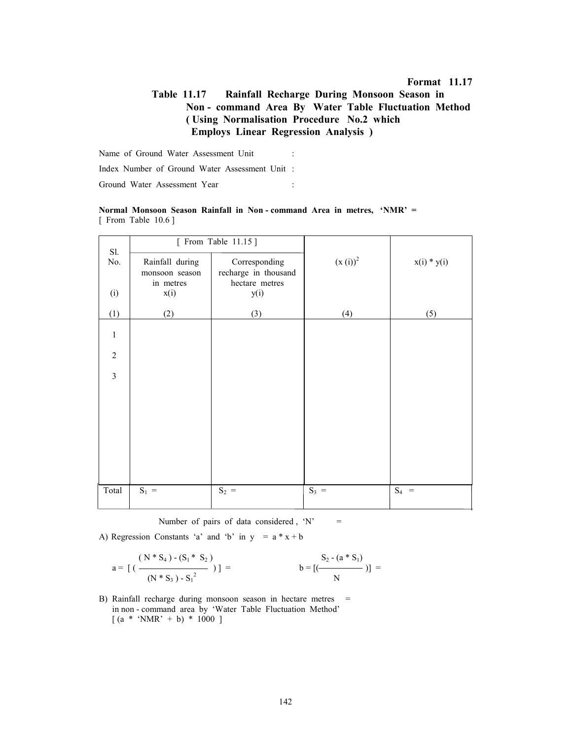**Format 11.17**

**Table 11.17 Rainfall Recharge During Monsoon Season in Non - command Area By Water Table Fluctuation Method ( Using Normalisation Procedure No.2 which Employs Linear Regression Analysis )**

Name of Ground Water Assessment Unit :

Index Number of Ground Water Assessment Unit :

Ground Water Assessment Year :

**Normal Monsoon Season Rainfall in Non - command Area in metres, 'NMR' =**
[ From Table 10.6 ]

| Sl. No. (i) | [ From Table 11.15 ] | | $(x(i))^2$ | $x(i) * y(i)$ |
|---|---|---|---|---|
| | Rainfall during monsoon season in metres x(i) | Corresponding recharge in thousand hectare metres y(i) | | |
| (1) | (2) | (3) | (4) | (5) |
| 1 | | | | |
| 2 | | | | |
| 3 | | | | |
| Total | $S_1$ = | $S_2$ = | $S_3$ = | $S_4$ = |

Number of pairs of data considered , 'N' =

A) Regression Constants 'a' and 'b' in $y = a * x + b$

$$a = \left[ \left( \frac{(N * S_4) - (S_1 * S_2)}{(N * S_3) - S_1^2} \right) \right] = \qquad b = \left[ \left( \frac{S_2 - (a * S_1)}{N} \right) \right] =$$

B) Rainfall recharge during monsoon season in hectare metres in non - command area by 'Water Table Fluctuation Method' =
[ (a * 'NMR' + b) * 1000 ]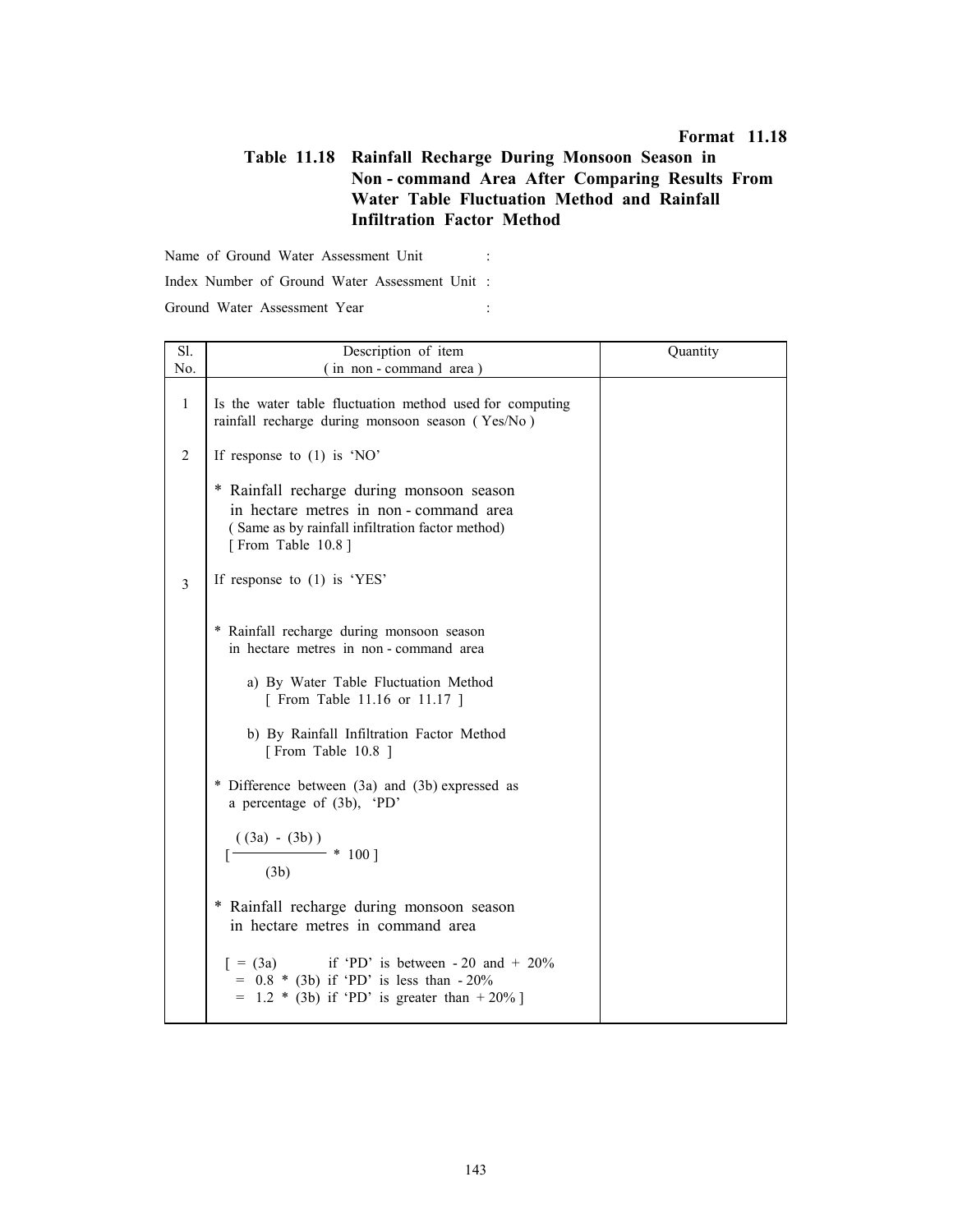**Format 11.18**

### Table 11.18 Rainfall Recharge During Monsoon Season in Non - command Area After Comparing Results From Water Table Fluctuation Method and Rainfall Infiltration Factor Method

Name of Ground Water Assessment Unit :

Index Number of Ground Water Assessment Unit :

Ground Water Assessment Year :

| Sl. No. | Description of item ( in non - command area ) | Quantity |
|---|---|---|
| 1 | Is the water table fluctuation method used for computing rainfall recharge during monsoon season ( Yes/No ) | |
| 2 | If response to (1) is 'NO' | |
| | * Rainfall recharge during monsoon season in hectare metres in non - command area ( Same as by rainfall infiltration factor method) [ From Table 10.8 ] | |
| 3 | If response to (1) is 'YES' | |
| | * Rainfall recharge during monsoon season in hectare metres in non - command area | |
| | a) By Water Table Fluctuation Method [ From Table 11.16 or 11.17 ] | |
| | b) By Rainfall Infiltration Factor Method [ From Table 10.8 ] | |
| | * Difference between (3a) and (3b) expressed as a percentage of (3b), 'PD' | |
| | $\left[ \frac{((3a) - (3b))}{(3b)} * 100 \right]$ | |
| | * Rainfall recharge during monsoon season in hectare metres in command area | |
| | [ = (3a) if 'PD' is between - 20 and + 20% <br> = 0.8 * (3b) if 'PD' is less than - 20% <br> = 1.2 * (3b) if 'PD' is greater than + 20% ] | |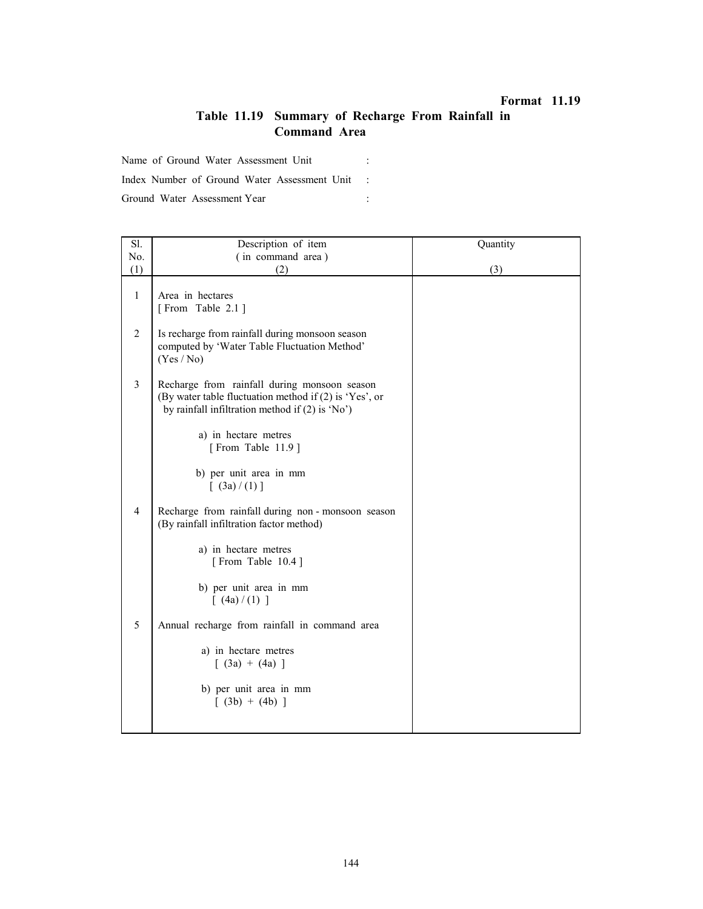**Format 11.19**

## Table 11.19 Summary of Recharge From Rainfall in Command Area

Name of Ground Water Assessment Unit :

Index Number of Ground Water Assessment Unit :

Ground Water Assessment Year :

| Sl. No. (1) | Description of item ( in command area ) (2) | Quantity (3) |
|---|---|---|
| 1 | Area in hectares [ From Table 2.1 ] | |
| 2 | Is recharge from rainfall during monsoon season computed by 'Water Table Fluctuation Method' (Yes / No) | |
| 3 | Recharge from rainfall during monsoon season (By water table fluctuation method if (2) is 'Yes', or by rainfall infiltration method if (2) is 'No') | |
| | a) in hectare metres [ From Table 11.9 ] | |
| | b) per unit area in mm [ (3a) / (1) ] | |
| 4 | Recharge from rainfall during non - monsoon season (By rainfall infiltration factor method) | |
| | a) in hectare metres [ From Table 10.4 ] | |
| | b) per unit area in mm [ (4a) / (1) ] | |
| 5 | Annual recharge from rainfall in command area | |
| | a) in hectare metres [ (3a) + (4a) ] | |
| | b) per unit area in mm [ (3b) + (4b) ] | |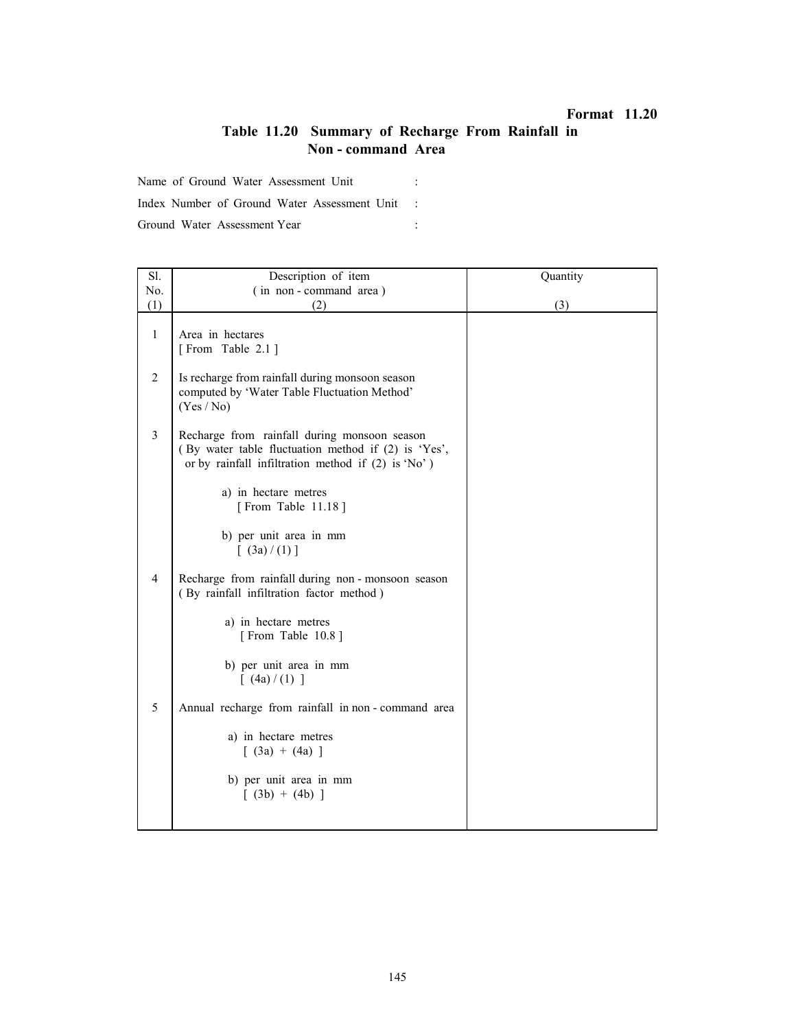**Format 11.20**

## Table 11.20 Summary of Recharge From Rainfall in Non - command Area

Name of Ground Water Assessment Unit :

Index Number of Ground Water Assessment Unit :

Ground Water Assessment Year :

| Sl. No. (1) | Description of item ( in non - command area ) (2) | Quantity (3) |
|---|---|---|
| 1 | Area in hectares [ From Table 2.1 ] | |
| 2 | Is recharge from rainfall during monsoon season computed by 'Water Table Fluctuation Method' (Yes / No) | |
| 3 | Recharge from rainfall during monsoon season ( By water table fluctuation method if (2) is 'Yes', or by rainfall infiltration method if (2) is 'No' ) | |
| | a) in hectare metres [ From Table 11.18 ] | |
| | b) per unit area in mm [ (3a) / (1) ] | |
| 4 | Recharge from rainfall during non - monsoon season ( By rainfall infiltration factor method ) | |
| | a) in hectare metres [ From Table 10.8 ] | |
| | b) per unit area in mm [ (4a) / (1) ] | |
| 5 | Annual recharge from rainfall in non - command area | |
| | a) in hectare metres [ (3a) + (4a) ] | |
| | b) per unit area in mm [ (3b) + (4b) ] | |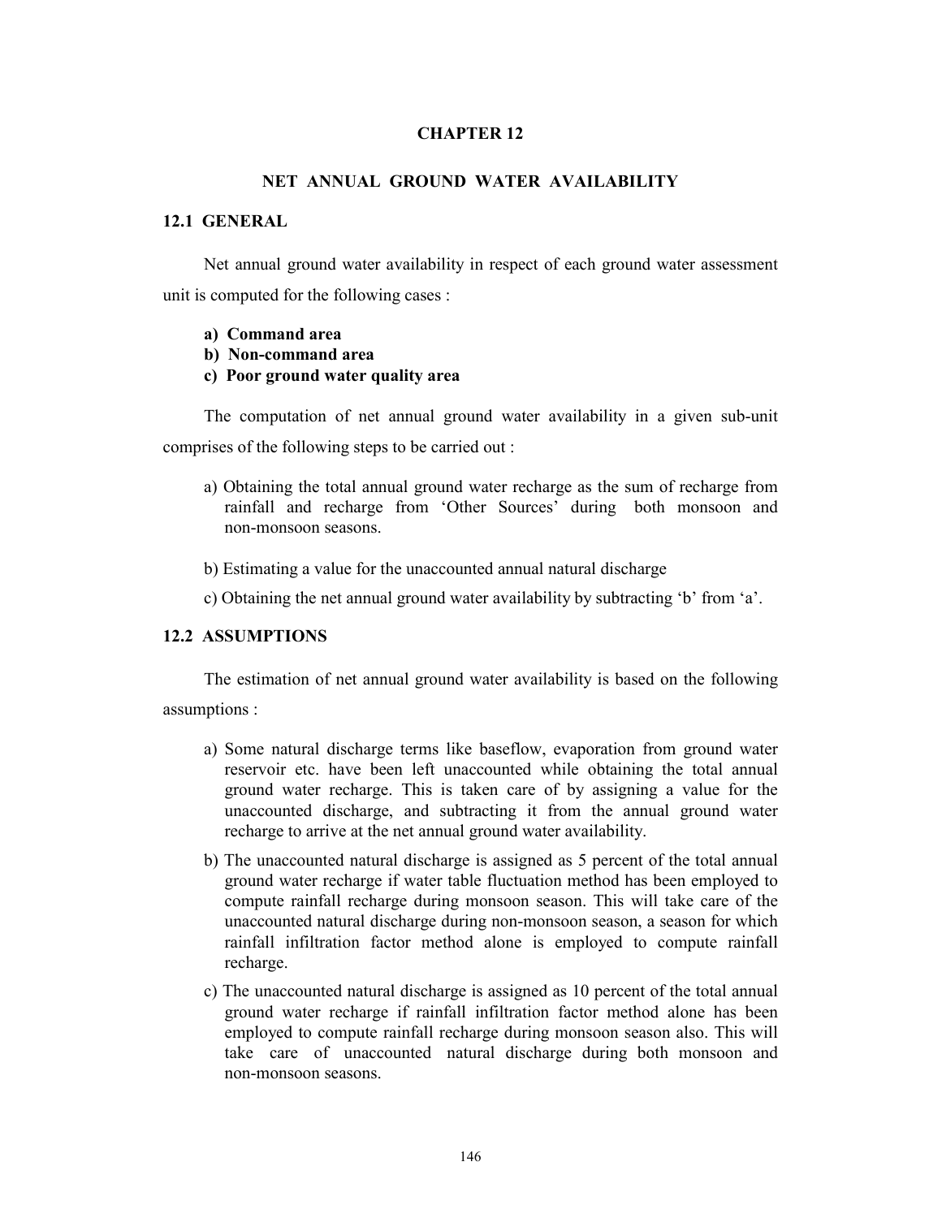# CHAPTER 12

## NET ANNUAL GROUND WATER AVAILABILITY

### 12.1 GENERAL

Net annual ground water availability in respect of each ground water assessment unit is computed for the following cases :

**a) Command area**
**b) Non-command area**
**c) Poor ground water quality area**

The computation of net annual ground water availability in a given sub-unit comprises of the following steps to be carried out :

a) Obtaining the total annual ground water recharge as the sum of recharge from rainfall and recharge from 'Other Sources' during both monsoon and non-monsoon seasons.

b) Estimating a value for the unaccounted annual natural discharge

c) Obtaining the net annual ground water availability by subtracting 'b' from 'a'.

### 12.2 ASSUMPTIONS

The estimation of net annual ground water availability is based on the following assumptions :

a) Some natural discharge terms like baseflow, evaporation from ground water reservoir etc. have been left unaccounted while obtaining the total annual ground water recharge. This is taken care of by assigning a value for the unaccounted discharge, and subtracting it from the annual ground water recharge to arrive at the net annual ground water availability.

b) The unaccounted natural discharge is assigned as 5 percent of the total annual ground water recharge if water table fluctuation method has been employed to compute rainfall recharge during monsoon season. This will take care of the unaccounted natural discharge during non-monsoon season, a season for which rainfall infiltration factor method alone is employed to compute rainfall recharge.

c) The unaccounted natural discharge is assigned as 10 percent of the total annual ground water recharge if rainfall infiltration factor method alone has been employed to compute rainfall recharge during monsoon season also. This will take care of unaccounted natural discharge during both monsoon and non-monsoon seasons.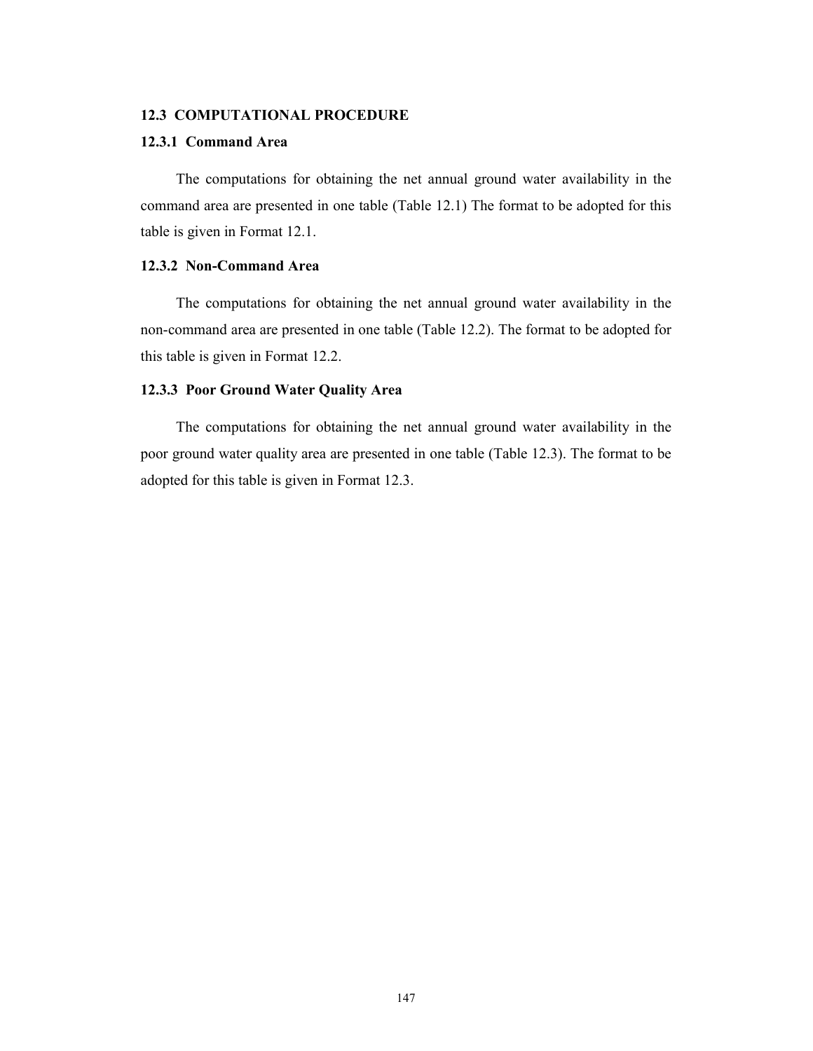### 12.3 COMPUTATIONAL PROCEDURE

#### 12.3.1 Command Area

The computations for obtaining the net annual ground water availability in the command area are presented in one table (Table 12.1) The format to be adopted for this table is given in Format 12.1.

#### 12.3.2 Non-Command Area

The computations for obtaining the net annual ground water availability in the non-command area are presented in one table (Table 12.2). The format to be adopted for this table is given in Format 12.2.

#### 12.3.3 Poor Ground Water Quality Area

The computations for obtaining the net annual ground water availability in the poor ground water quality area are presented in one table (Table 12.3). The format to be adopted for this table is given in Format 12.3.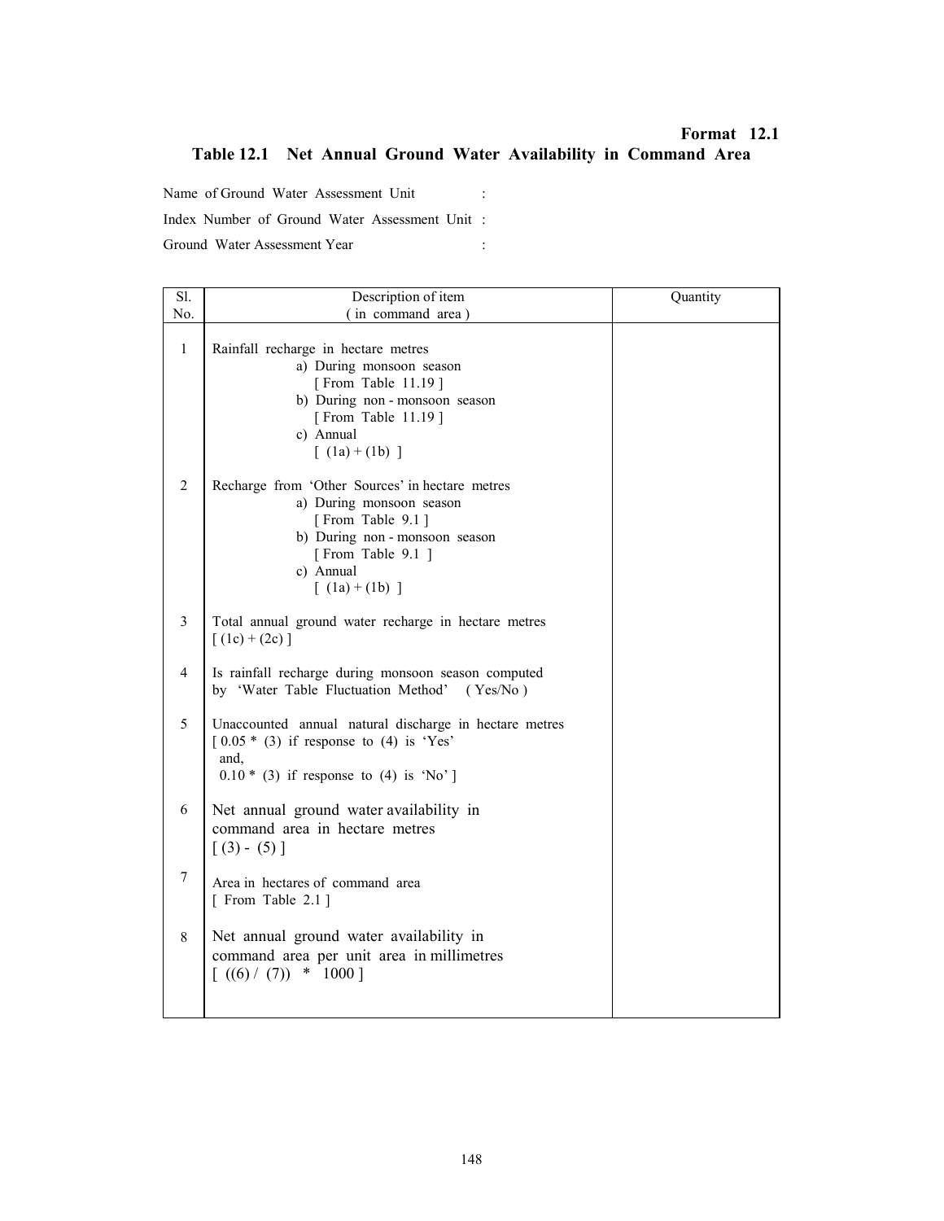**Format 12.1**

## Table 12.1 Net Annual Ground Water Availability in Command Area

Name of Ground Water Assessment Unit :

Index Number of Ground Water Assessment Unit :

Ground Water Assessment Year :

| Sl. No. | Description of item ( in command area ) | Quantity |
|---|---|---|
| 1 | Rainfall recharge in hectare metres<br>a) During monsoon season [ From Table 11.19 ]<br>b) During non - monsoon season [ From Table 11.19 ]<br>c) Annual [ (1a) + (1b) ] | |
| 2 | Recharge from 'Other Sources' in hectare metres<br>a) During monsoon season [ From Table 9.1 ]<br>b) During non - monsoon season [ From Table 9.1 ]<br>c) Annual [ (1a) + (1b) ] | |
| 3 | Total annual ground water recharge in hectare metres [ (1c) + (2c) ] | |
| 4 | Is rainfall recharge during monsoon season computed by 'Water Table Fluctuation Method' ( Yes/No ) | |
| 5 | Unaccounted annual natural discharge in hectare metres [ 0.05 * (3) if response to (4) is 'Yes' and, 0.10 * (3) if response to (4) is 'No' ] | |
| 6 | Net annual ground water availability in command area in hectare metres [ (3) - (5) ] | |
| 7 | Area in hectares of command area [ From Table 2.1 ] | |
| 8 | Net annual ground water availability in command area per unit area in millimetres [ ((6) / (7)) * 1000 ] | |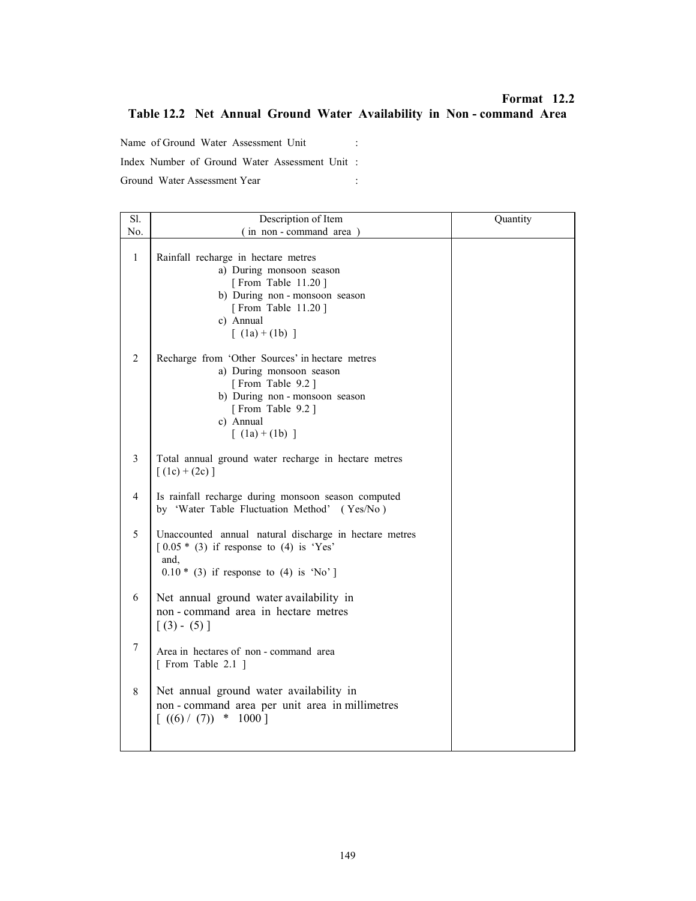**Format 12.2**

## Table 12.2 Net Annual Ground Water Availability in Non - command Area

Name of Ground Water Assessment Unit :

Index Number of Ground Water Assessment Unit :

Ground Water Assessment Year :

| Sl. No. | Description of Item ( in non - command area ) | Quantity |
|---|---|---|
| 1 | Rainfall recharge in hectare metres<br>a) During monsoon season [ From Table 11.20 ]<br>b) During non - monsoon season [ From Table 11.20 ]<br>c) Annual [ (1a) + (1b) ] | |
| 2 | Recharge from 'Other Sources' in hectare metres<br>a) During monsoon season [ From Table 9.2 ]<br>b) During non - monsoon season [ From Table 9.2 ]<br>c) Annual [ (1a) + (1b) ] | |
| 3 | Total annual ground water recharge in hectare metres [ (1c) + (2c) ] | |
| 4 | Is rainfall recharge during monsoon season computed by 'Water Table Fluctuation Method' ( Yes/No ) | |
| 5 | Unaccounted annual natural discharge in hectare metres [ 0.05 * (3) if response to (4) is 'Yes' and, 0.10 * (3) if response to (4) is 'No' ] | |
| 6 | Net annual ground water availability in non - command area in hectare metres [ (3) - (5) ] | |
| 7 | Area in hectares of non - command area [ From Table 2.1 ] | |
| 8 | Net annual ground water availability in non - command area per unit area in millimetres [ ((6) / (7)) * 1000 ] | |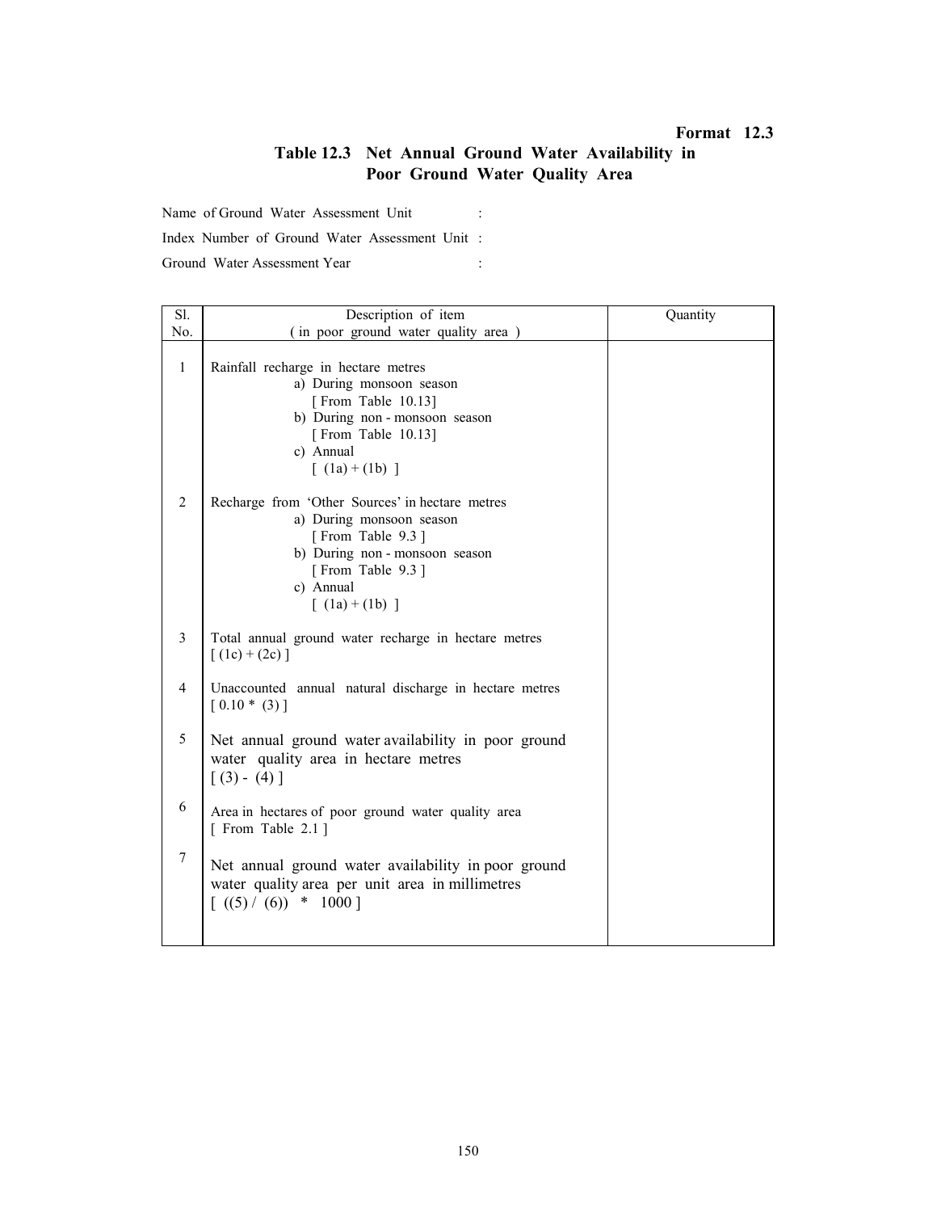**Format 12.3**

## Table 12.3 Net Annual Ground Water Availability in Poor Ground Water Quality Area

Name of Ground Water Assessment Unit :

Index Number of Ground Water Assessment Unit :

Ground Water Assessment Year :

| Sl. No. | Description of item ( in poor ground water quality area ) | Quantity |
|---|---|---|
| 1 | Rainfall recharge in hectare metres<br>a) During monsoon season [ From Table 10.13]<br>b) During non - monsoon season [ From Table 10.13]<br>c) Annual [ (1a) + (1b) ] | |
| 2 | Recharge from 'Other Sources' in hectare metres<br>a) During monsoon season [ From Table 9.3 ]<br>b) During non - monsoon season [ From Table 9.3 ]<br>c) Annual [ (1a) + (1b) ] | |
| 3 | Total annual ground water recharge in hectare metres [ (1c) + (2c) ] | |
| 4 | Unaccounted annual natural discharge in hectare metres [ 0.10 * (3) ] | |
| 5 | Net annual ground water availability in poor ground water quality area in hectare metres [ (3) - (4) ] | |
| 6 | Area in hectares of poor ground water quality area [ From Table 2.1 ] | |
| 7 | Net annual ground water availability in poor ground water quality area per unit area in millimetres [ ((5) / (6)) * 1000 ] | |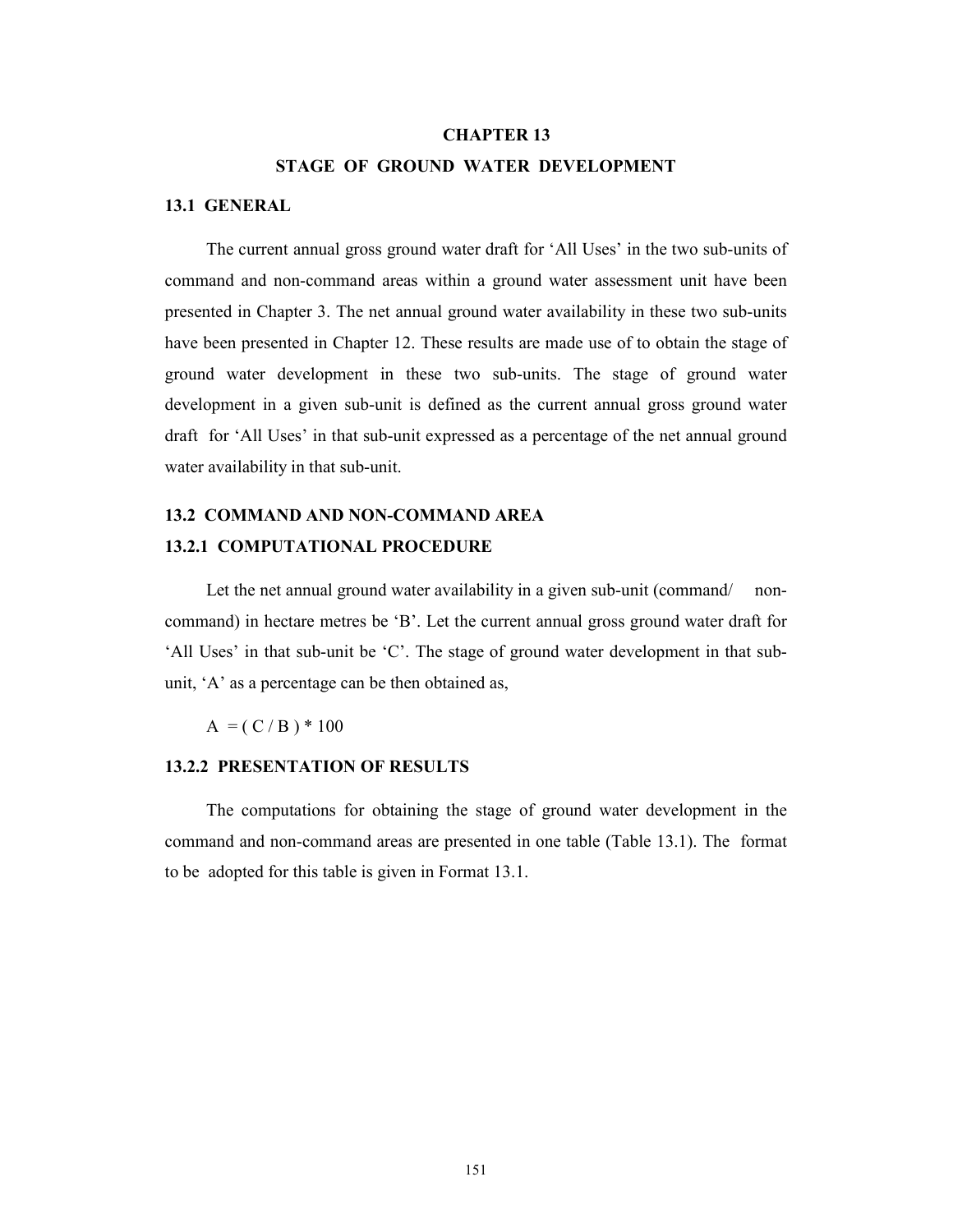# CHAPTER 13

# STAGE OF GROUND WATER DEVELOPMENT

## 13.1 GENERAL

The current annual gross ground water draft for 'All Uses' in the two sub-units of command and non-command areas within a ground water assessment unit have been presented in Chapter 3. The net annual ground water availability in these two sub-units have been presented in Chapter 12. These results are made use of to obtain the stage of ground water development in these two sub-units. The stage of ground water development in a given sub-unit is defined as the current annual gross ground water draft for 'All Uses' in that sub-unit expressed as a percentage of the net annual ground water availability in that sub-unit.

## 13.2 COMMAND AND NON-COMMAND AREA

### 13.2.1 COMPUTATIONAL PROCEDURE

Let the net annual ground water availability in a given sub-unit (command/ non-command) in hectare metres be 'B'. Let the current annual gross ground water draft for 'All Uses' in that sub-unit be 'C'. The stage of ground water development in that sub-unit, 'A' as a percentage can be then obtained as,

$$A = ( C / B ) * 100$$

### 13.2.2 PRESENTATION OF RESULTS

The computations for obtaining the stage of ground water development in the command and non-command areas are presented in one table (Table 13.1). The format to be adopted for this table is given in Format 13.1.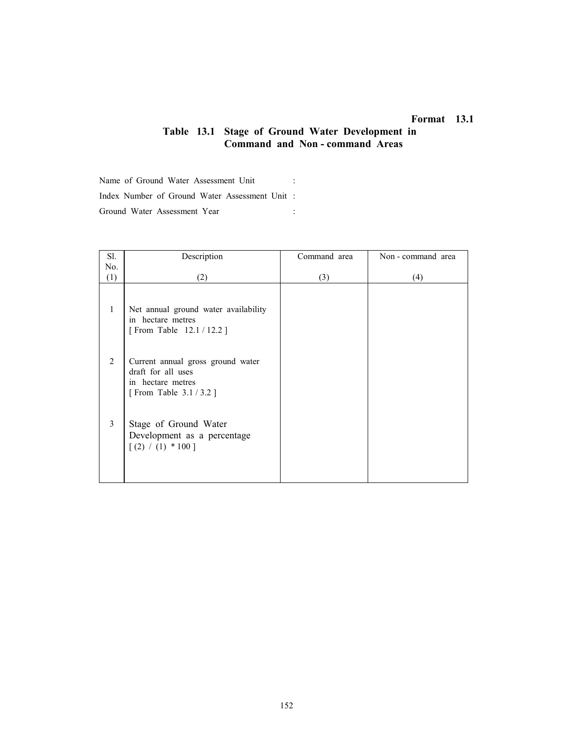**Format 13.1**

## Table 13.1 Stage of Ground Water Development in Command and Non - command Areas

Name of Ground Water Assessment Unit :

Index Number of Ground Water Assessment Unit :

Ground Water Assessment Year :

| Sl. No. (1) | Description (2) | Command area (3) | Non - command area (4) |
|---|---|---|---|
| 1 | Net annual ground water availability in hectare metres [ From Table 12.1 / 12.2 ] | | |
| 2 | Current annual gross ground water draft for all uses in hectare metres [ From Table 3.1 / 3.2 ] | | |
| 3 | Stage of Ground Water Development as a percentage [ (2) / (1) * 100 ] | | |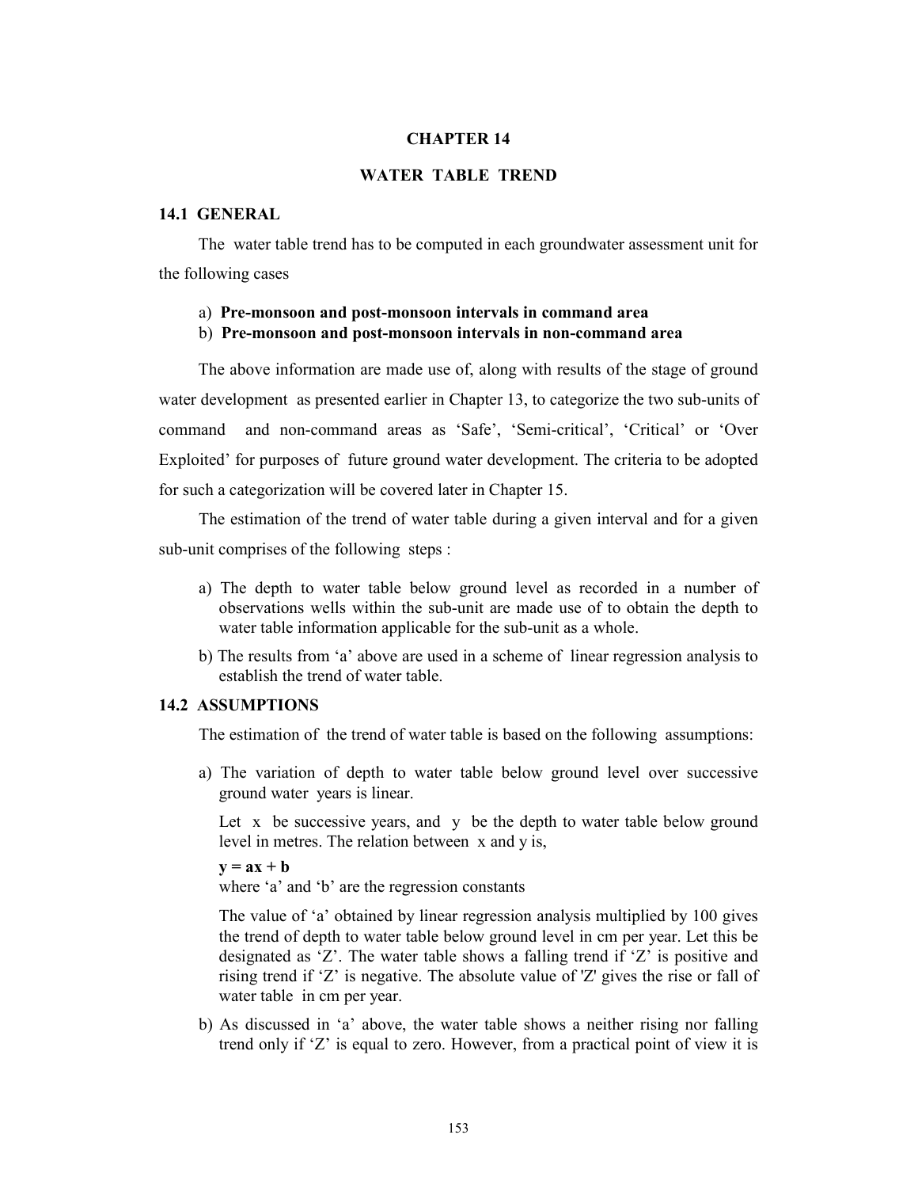# CHAPTER 14

# WATER TABLE TREND

## 14.1 GENERAL

The water table trend has to be computed in each groundwater assessment unit for the following cases

a) **Pre-monsoon and post-monsoon intervals in command area**
b) **Pre-monsoon and post-monsoon intervals in non-command area**

The above information are made use of, along with results of the stage of ground water development as presented earlier in Chapter 13, to categorize the two sub-units of command and non-command areas as 'Safe', 'Semi-critical', 'Critical' or 'Over Exploited' for purposes of future ground water development. The criteria to be adopted for such a categorization will be covered later in Chapter 15.

The estimation of the trend of water table during a given interval and for a given sub-unit comprises of the following steps :

a) The depth to water table below ground level as recorded in a number of observations wells within the sub-unit are made use of to obtain the depth to water table information applicable for the sub-unit as a whole.

b) The results from 'a' above are used in a scheme of linear regression analysis to establish the trend of water table.

## 14.2 ASSUMPTIONS

The estimation of the trend of water table is based on the following assumptions:

a) The variation of depth to water table below ground level over successive ground water years is linear.

   Let $x$ be successive years, and $y$ be the depth to water table below ground level in metres. The relation between $x$ and $y$ is,

   $$y = ax + b$$

   where 'a' and 'b' are the regression constants

   The value of 'a' obtained by linear regression analysis multiplied by 100 gives the trend of depth to water table below ground level in cm per year. Let this be designated as 'Z'. The water table shows a falling trend if 'Z' is positive and rising trend if 'Z' is negative. The absolute value of 'Z' gives the rise or fall of water table in cm per year.

b) As discussed in 'a' above, the water table shows a neither rising nor falling trend only if 'Z' is equal to zero. However, from a practical point of view it is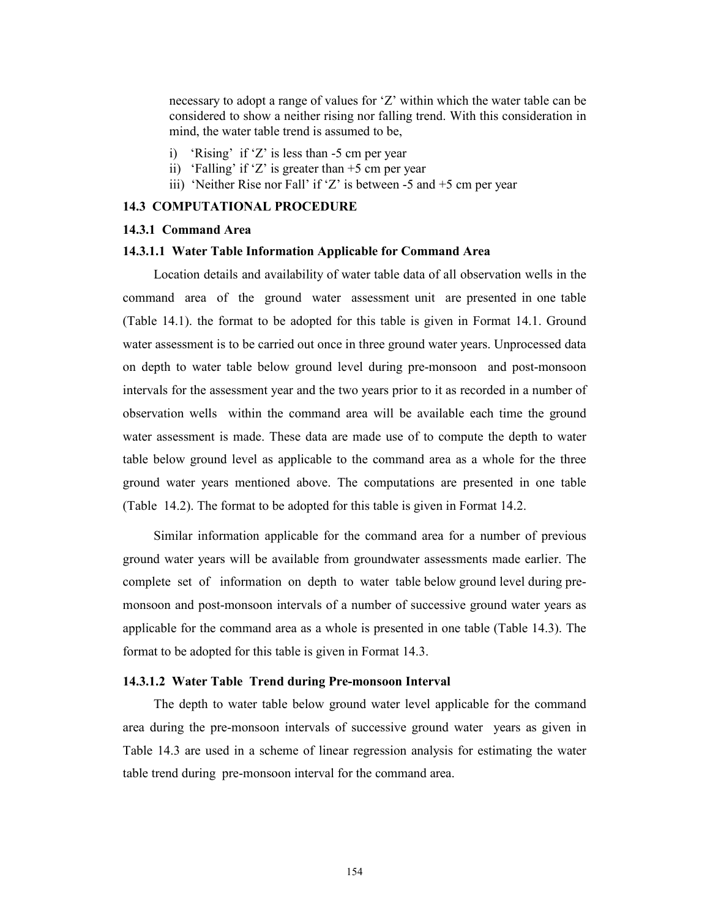necessary to adopt a range of values for 'Z' within which the water table can be considered to show a neither rising nor falling trend. With this consideration in mind, the water table trend is assumed to be,

i) 'Rising' if 'Z' is less than -5 cm per year
ii) 'Falling' if 'Z' is greater than +5 cm per year
iii) 'Neither Rise nor Fall' if 'Z' is between -5 and +5 cm per year

## 14.3 COMPUTATIONAL PROCEDURE

### 14.3.1 Command Area

#### 14.3.1.1 Water Table Information Applicable for Command Area

Location details and availability of water table data of all observation wells in the command area of the ground water assessment unit are presented in one table (Table 14.1). the format to be adopted for this table is given in Format 14.1. Ground water assessment is to be carried out once in three ground water years. Unprocessed data on depth to water table below ground level during pre-monsoon and post-monsoon intervals for the assessment year and the two years prior to it as recorded in a number of observation wells within the command area will be available each time the ground water assessment is made. These data are made use of to compute the depth to water table below ground level as applicable to the command area as a whole for the three ground water years mentioned above. The computations are presented in one table (Table 14.2). The format to be adopted for this table is given in Format 14.2.

Similar information applicable for the command area for a number of previous ground water years will be available from groundwater assessments made earlier. The complete set of information on depth to water table below ground level during pre-monsoon and post-monsoon intervals of a number of successive ground water years as applicable for the command area as a whole is presented in one table (Table 14.3). The format to be adopted for this table is given in Format 14.3.

#### 14.3.1.2 Water Table Trend during Pre-monsoon Interval

The depth to water table below ground water level applicable for the command area during the pre-monsoon intervals of successive ground water years as given in Table 14.3 are used in a scheme of linear regression analysis for estimating the water table trend during pre-monsoon interval for the command area.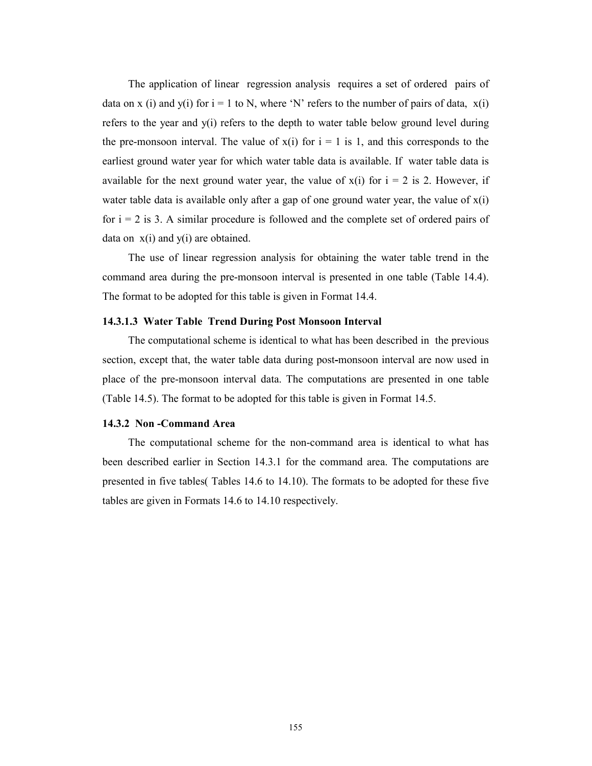The application of linear regression analysis requires a set of ordered pairs of data on $x(i)$ and $y(i)$ for $i = 1$ to N, where 'N' refers to the number of pairs of data, $x(i)$ refers to the year and $y(i)$ refers to the depth to water table below ground level during the pre-monsoon interval. The value of $x(i)$ for $i = 1$ is 1, and this corresponds to the earliest ground water year for which water table data is available. If water table data is available for the next ground water year, the value of $x(i)$ for $i = 2$ is 2. However, if water table data is available only after a gap of one ground water year, the value of $x(i)$ for $i = 2$ is 3. A similar procedure is followed and the complete set of ordered pairs of data on $x(i)$ and $y(i)$ are obtained.

The use of linear regression analysis for obtaining the water table trend in the command area during the pre-monsoon interval is presented in one table (Table 14.4). The format to be adopted for this table is given in Format 14.4.

#### 14.3.1.3 Water Table Trend During Post Monsoon Interval

The computational scheme is identical to what has been described in the previous section, except that, the water table data during post-monsoon interval are now used in place of the pre-monsoon interval data. The computations are presented in one table (Table 14.5). The format to be adopted for this table is given in Format 14.5.

### 14.3.2 Non -Command Area

The computational scheme for the non-command area is identical to what has been described earlier in Section 14.3.1 for the command area. The computations are presented in five tables( Tables 14.6 to 14.10). The formats to be adopted for these five tables are given in Formats 14.6 to 14.10 respectively.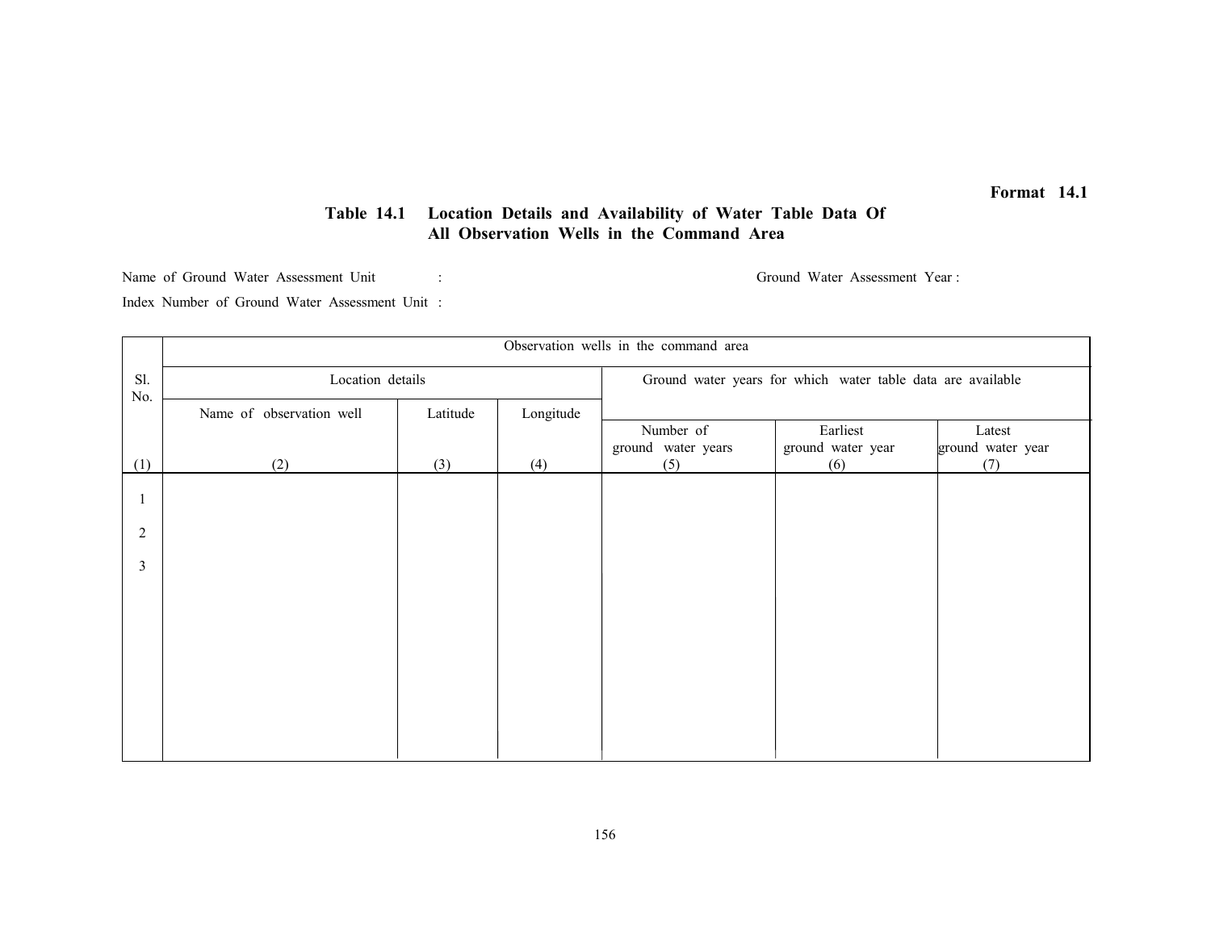**Format 14.1**

**Table 14.1 Location Details and Availability of Water Table Data Of All Observation Wells in the Command Area**

Name of Ground Water Assessment Unit :

Ground Water Assessment Year :

Index Number of Ground Water Assessment Unit :

| Sl. No. | Observation wells in the command area | | | | | |
|---|---|---|---|---|---|---|
| | Location details | | | Ground water years for which water table data are available | | |
| | Name of observation well | Latitude | Longitude | Number of ground water years | Earliest ground water year | Latest ground water year |
| (1) | (2) | (3) | (4) | (5) | (6) | (7) |
| 1 | | | | | | |
| 2 | | | | | | |
| 3 | | | | | | |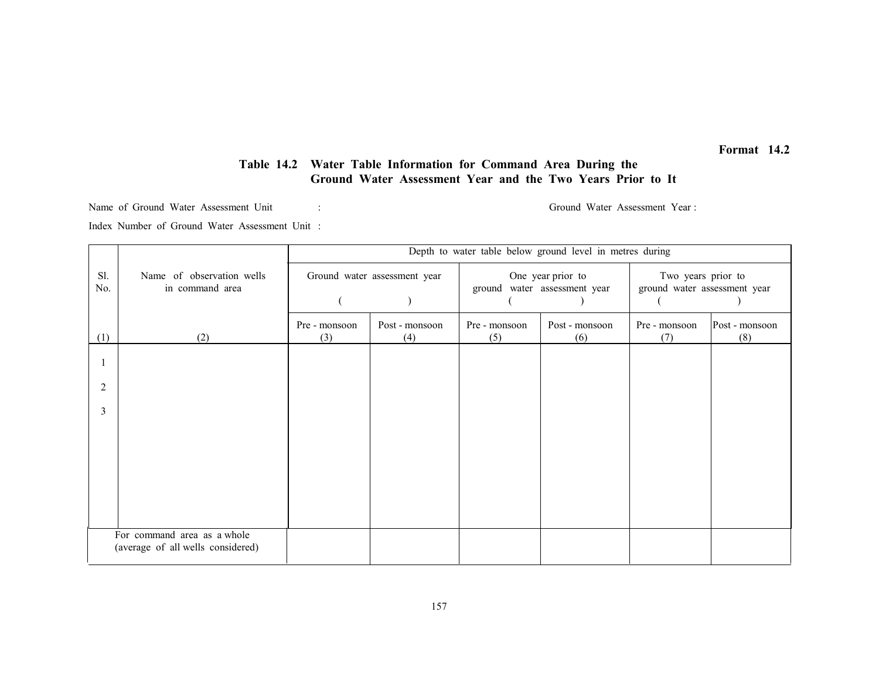**Format 14.2**

**Table 14.2 Water Table Information for Command Area During the Ground Water Assessment Year and the Two Years Prior to It**

Name of Ground Water Assessment Unit : Ground Water Assessment Year :

Index Number of Ground Water Assessment Unit :

| Sl. No. | Name of observation wells in command area | Depth to water table below ground level in metres during | | | | | |
|---|---|---|---|---|---|---|---|
| | | Ground water assessment year ( ) | | One year prior to ground water assessment year ( ) | | Two years prior to ground water assessment year ( ) | |
| | | Pre - monsoon | Post - monsoon | Pre - monsoon | Post - monsoon | Pre - monsoon | Post - monsoon |
| (1) | (2) | (3) | (4) | (5) | (6) | (7) | (8) |
| 1 | | | | | | | |
| 2 | | | | | | | |
| 3 | | | | | | | |
| For command area as a whole (average of all wells considered) | | | | | | | |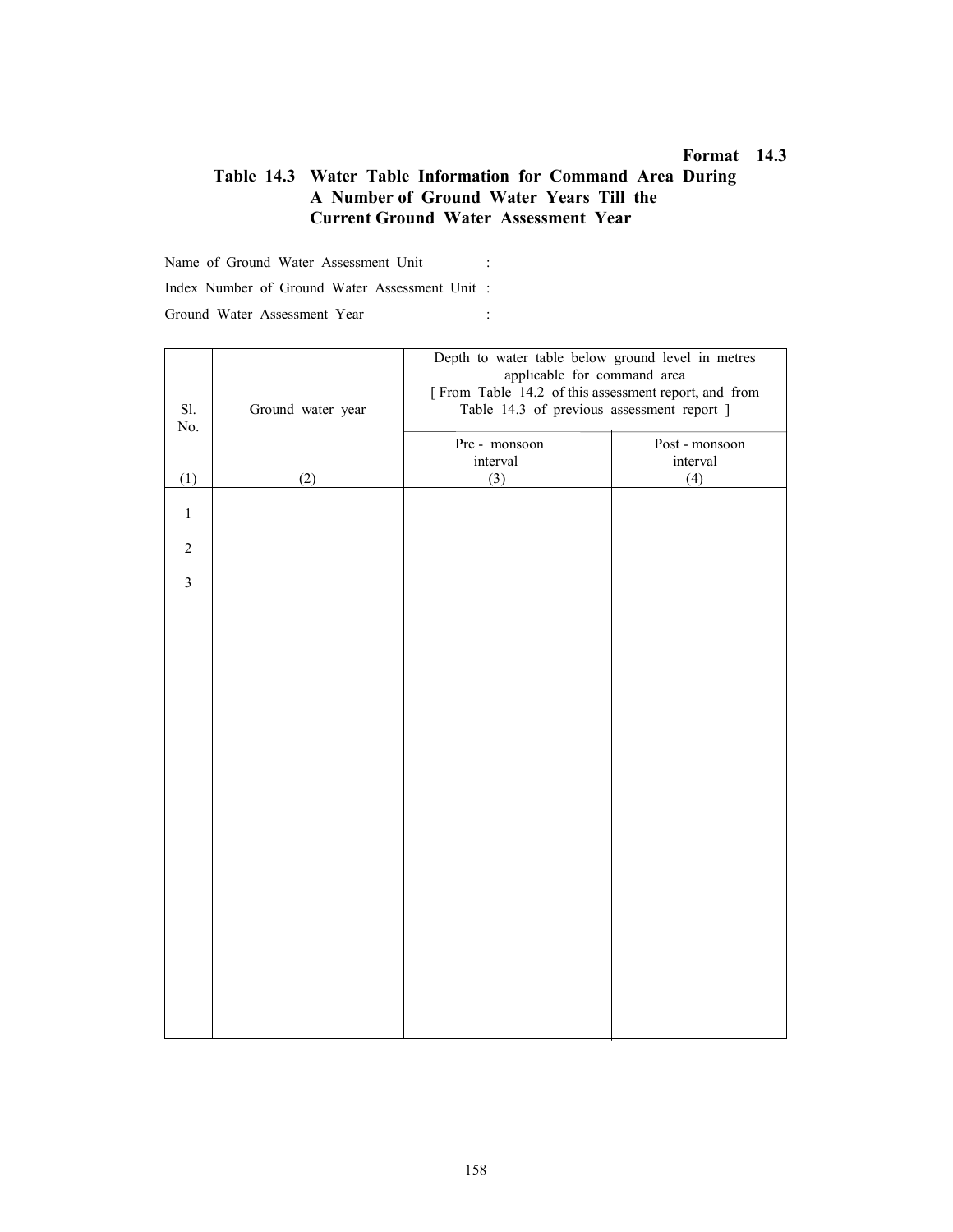**Format 14.3**

## Table 14.3 Water Table Information for Command Area During A Number of Ground Water Years Till the Current Ground Water Assessment Year

Name of Ground Water Assessment Unit :

Index Number of Ground Water Assessment Unit :

Ground Water Assessment Year :

| Sl. No. | Ground water year | Depth to water table below ground level in metres applicable for command area [ From Table 14.2 of this assessment report, and from Table 14.3 of previous assessment report ] | |
|---|---|---|---|
| | | Pre - monsoon interval | Post - monsoon interval |
| (1) | (2) | (3) | (4) |
| 1 | | | |
| 2 | | | |
| 3 | | | |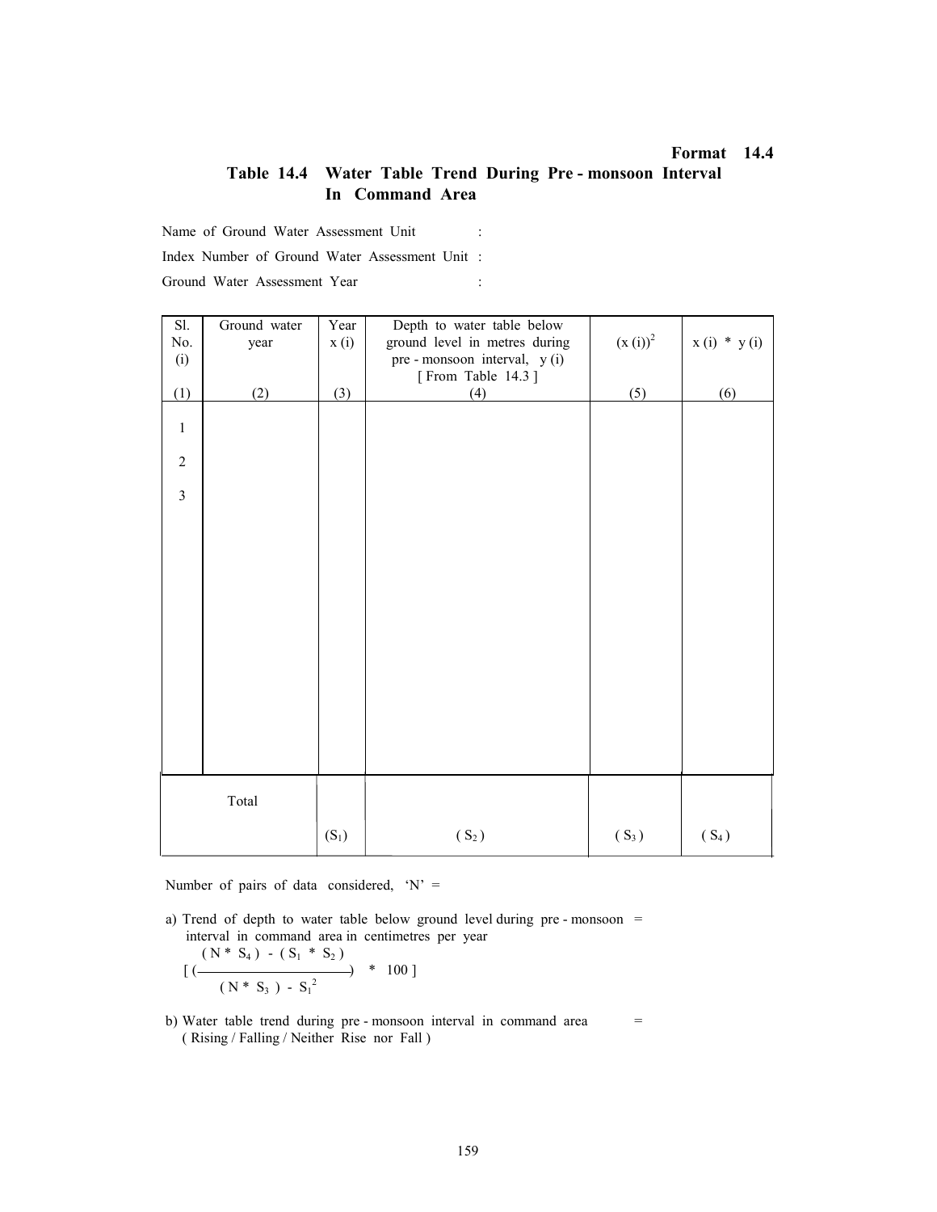**Format 14.4**

## Table 14.4 Water Table Trend During Pre - monsoon Interval In Command Area

Name of Ground Water Assessment Unit :

Index Number of Ground Water Assessment Unit :

Ground Water Assessment Year :

| Sl. No. (i) | Ground water year | Year x (i) | Depth to water table below ground level in metres during pre - monsoon interval, y (i) [ From Table 14.3 ] | $(x (i))^2$ | x (i) * y (i) |
|---|---|---|---|---|---|
| (1) | (2) | (3) | (4) | (5) | (6) |
| 1 | | | | | |
| 2 | | | | | |
| 3 | | | | | |
| Total | | ($S_1$) | ( $S_2$ ) | ( $S_3$ ) | ( $S_4$ ) |

Number of pairs of data considered, 'N' =

a) Trend of depth to water table below ground level during pre - monsoon interval in command area in centimetres per year =

$$\left[ \left( \frac{(N * S_4) - (S_1 * S_2)}{(N * S_3) - S_1^2} \right) * 100 \right]$$

b) Water table trend during pre - monsoon interval in command area =
( Rising / Falling / Neither Rise nor Fall )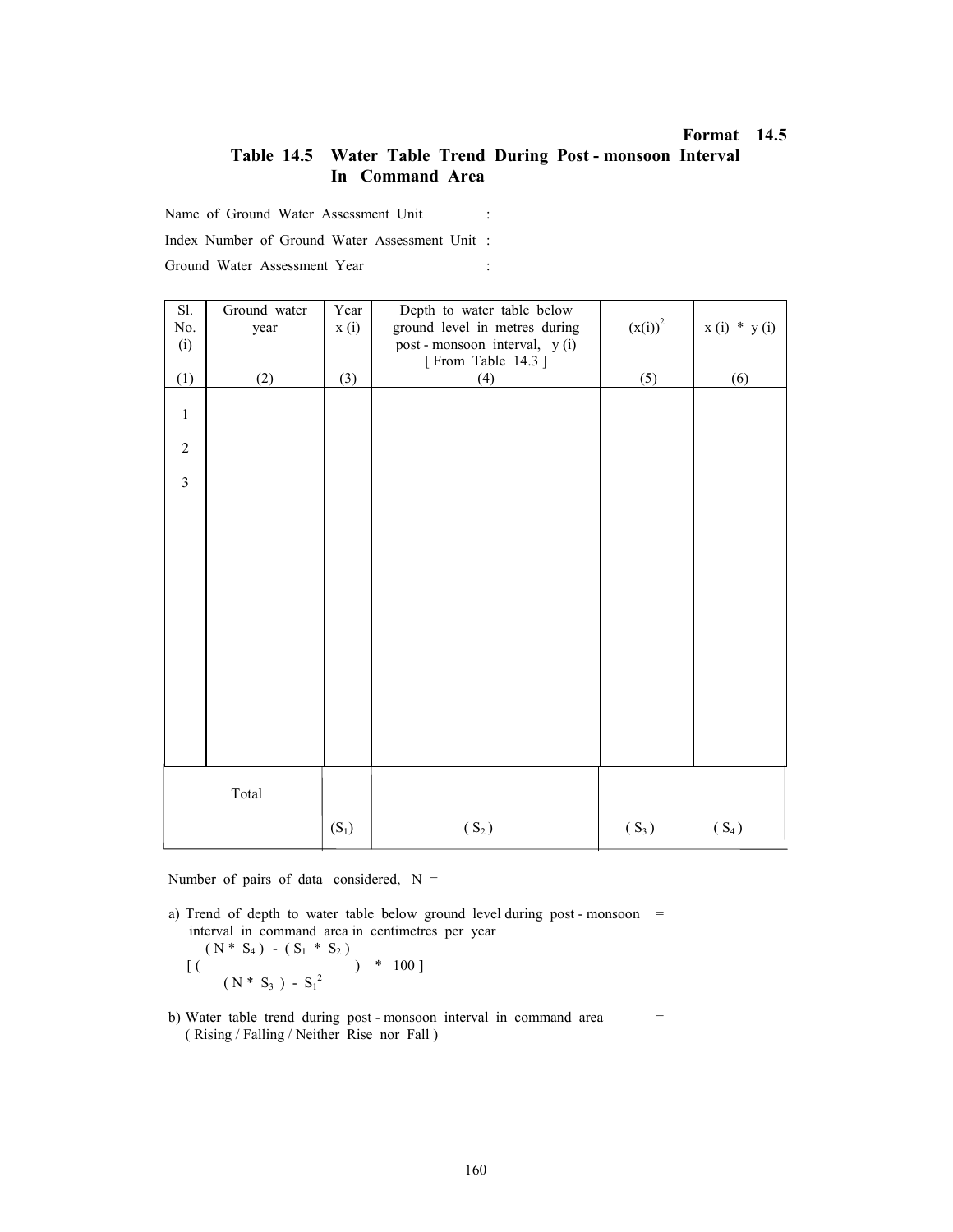**Format 14.5**

## Table 14.5 Water Table Trend During Post - monsoon Interval In Command Area

Name of Ground Water Assessment Unit :

Index Number of Ground Water Assessment Unit :

Ground Water Assessment Year :

| Sl. No. (i) | Ground water year | Year x (i) | Depth to water table below ground level in metres during post - monsoon interval, y (i) [ From Table 14.3 ] | $(x(i))^2$ | x (i) * y (i) |
|---|---|---|---|---|---|
| (1) | (2) | (3) | (4) | (5) | (6) |
| 1 | | | | | |
| 2 | | | | | |
| 3 | | | | | |
| Total | | ($S_1$) | ( $S_2$ ) | ( $S_3$ ) | ( $S_4$ ) |

Number of pairs of data considered, N =

a) Trend of depth to water table below ground level during post - monsoon interval in command area in centimetres per year =

$$\left[ \left( \frac{(N * S_4) - (S_1 * S_2)}{(N * S_3) - S_1^2} \right) * 100 \right]$$

b) Water table trend during post - monsoon interval in command area =
( Rising / Falling / Neither Rise nor Fall )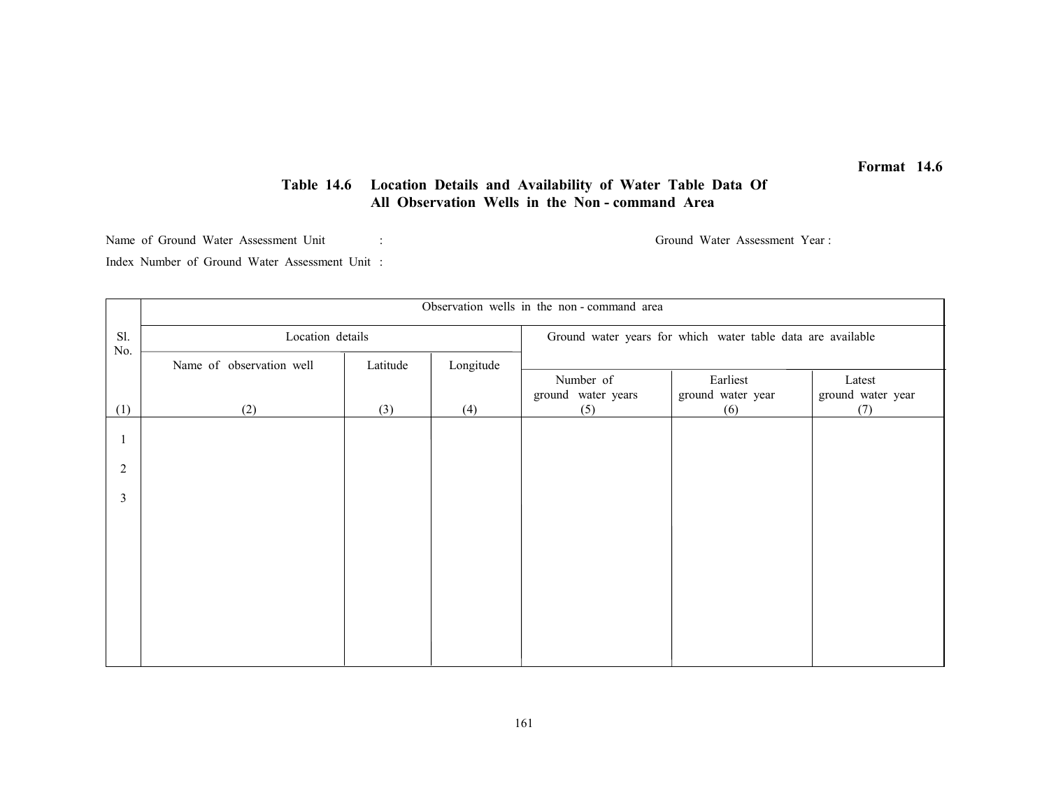**Format 14.6**

## Table 14.6 Location Details and Availability of Water Table Data Of All Observation Wells in the Non - command Area

Name of Ground Water Assessment Unit : Ground Water Assessment Year :

Index Number of Ground Water Assessment Unit :

| Sl. No. | Observation wells in the non - command area | | | | | |
|---|---|---|---|---|---|---|
| | Location details | | | Ground water years for which water table data are available | | |
| | Name of observation well | Latitude | Longitude | Number of ground water years | Earliest ground water year | Latest ground water year |
| (1) | (2) | (3) | (4) | (5) | (6) | (7) |
| 1 | | | | | | |
| 2 | | | | | | |
| 3 | | | | | | |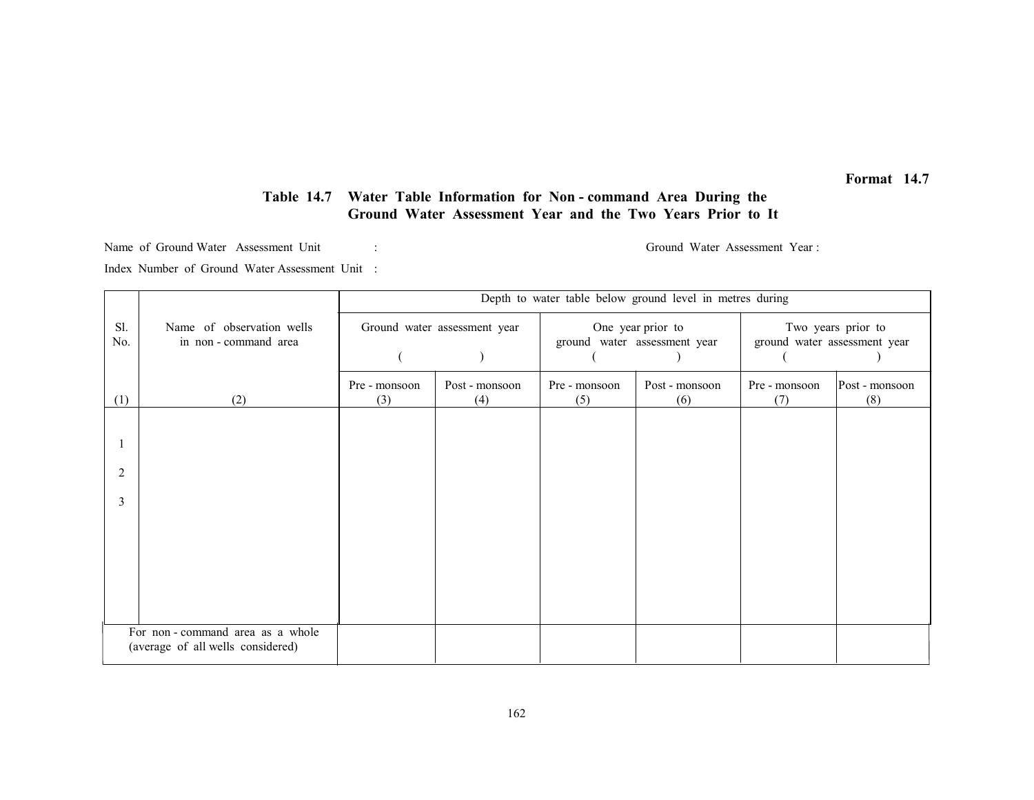**Format 14.7**

**Table 14.7 Water Table Information for Non - command Area During the Ground Water Assessment Year and the Two Years Prior to It**

Name of Ground Water Assessment Unit : 

Ground Water Assessment Year :

Index Number of Ground Water Assessment Unit :

| Sl. No. | Name of observation wells in non - command area | Depth to water table below ground level in metres during | | | | | |
|---|---|---|---|---|---|---|---|
| | | Ground water assessment year ( ) | | One year prior to ground water assessment year ( ) | | Two years prior to ground water assessment year ( ) | |
| | | Pre - monsoon | Post - monsoon | Pre - monsoon | Post - monsoon | Pre - monsoon | Post - monsoon |
| (1) | (2) | (3) | (4) | (5) | (6) | (7) | (8) |
| 1 | | | | | | | |
| 2 | | | | | | | |
| 3 | | | | | | | |
| For non - command area as a whole (average of all wells considered) | | | | | | | |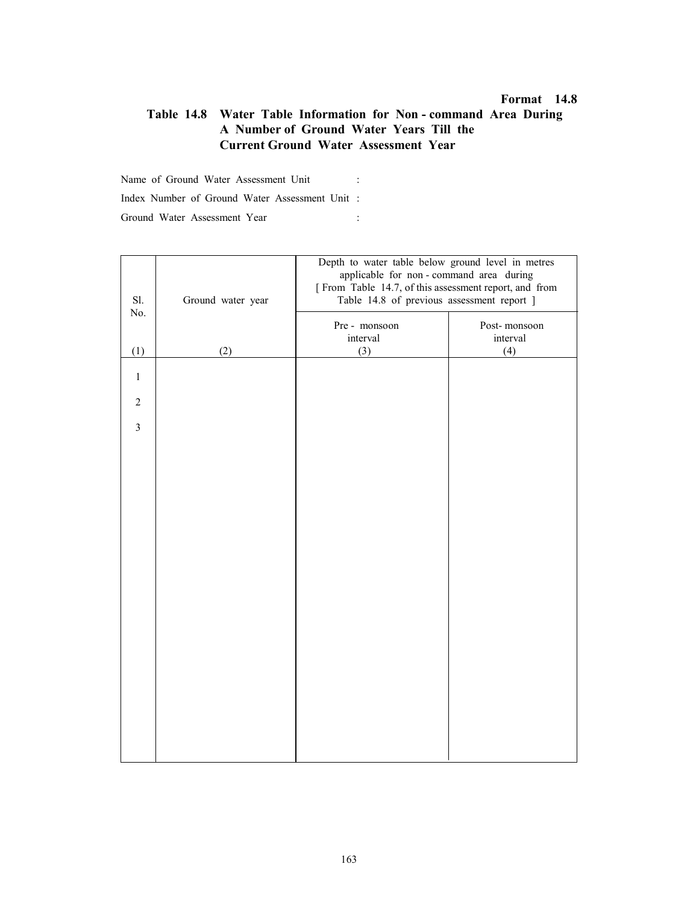**Format 14.8**

### Table 14.8 Water Table Information for Non - command Area During A Number of Ground Water Years Till the Current Ground Water Assessment Year

Name of Ground Water Assessment Unit :

Index Number of Ground Water Assessment Unit :

Ground Water Assessment Year :

| Sl. No. | Ground water year | Depth to water table below ground level in metres applicable for non - command area during [ From Table 14.7, of this assessment report, and from Table 14.8 of previous assessment report ] | |
|---|---|---|---|
| | | Pre - monsoon interval | Post- monsoon interval |
| (1) | (2) | (3) | (4) |
| 1 | | | |
| 2 | | | |
| 3 | | | |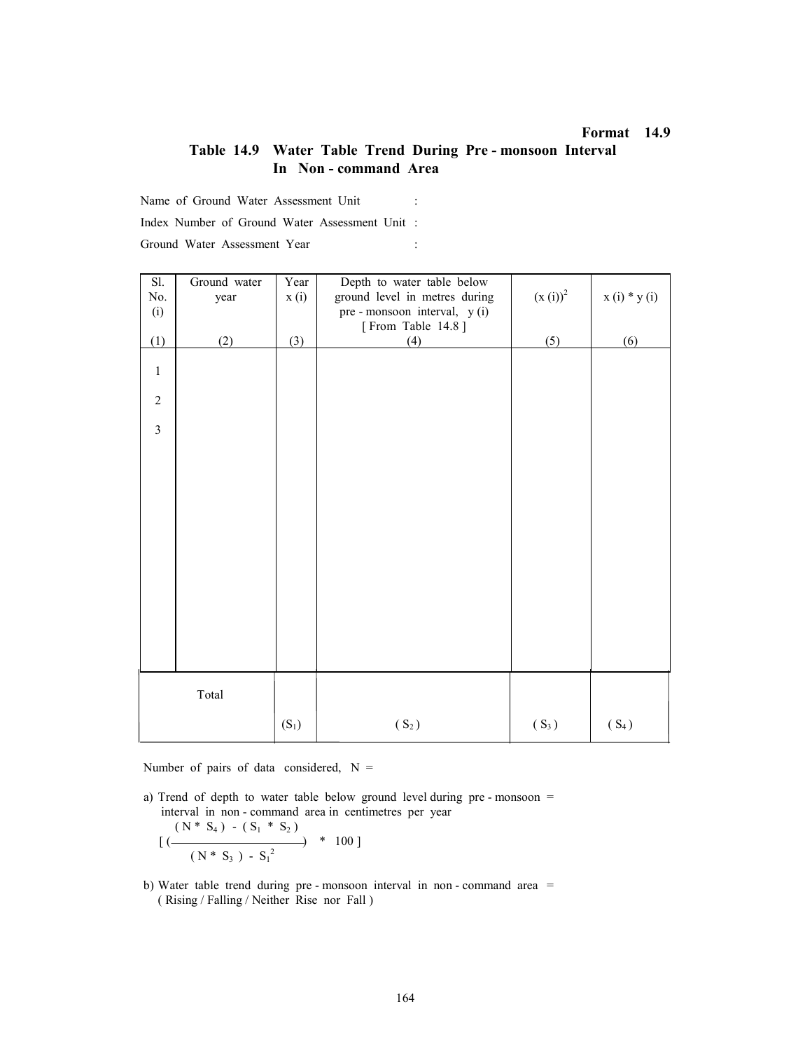**Format 14.9**

## Table 14.9 Water Table Trend During Pre - monsoon Interval In Non - command Area

Name of Ground Water Assessment Unit :

Index Number of Ground Water Assessment Unit :

Ground Water Assessment Year :

| Sl. No. (i) | Ground water year | Year x (i) | Depth to water table below ground level in metres during pre - monsoon interval, y (i) [ From Table 14.8 ] | $(x (i))^2$ | x (i) * y (i) |
|---|---|---|---|---|---|
| (1) | (2) | (3) | (4) | (5) | (6) |
| 1 | | | | | |
| 2 | | | | | |
| 3 | | | | | |
| Total | | ($S_1$) | ( $S_2$ ) | ( $S_3$ ) | ( $S_4$ ) |

Number of pairs of data considered, N =

a) Trend of depth to water table below ground level during pre - monsoon = interval in non - command area in centimetres per year

$$\left[ \left( \frac{(N * S_4) - (S_1 * S_2)}{(N * S_3) - S_1^2} \right) * 100 \right]$$

b) Water table trend during pre - monsoon interval in non - command area = ( Rising / Falling / Neither Rise nor Fall )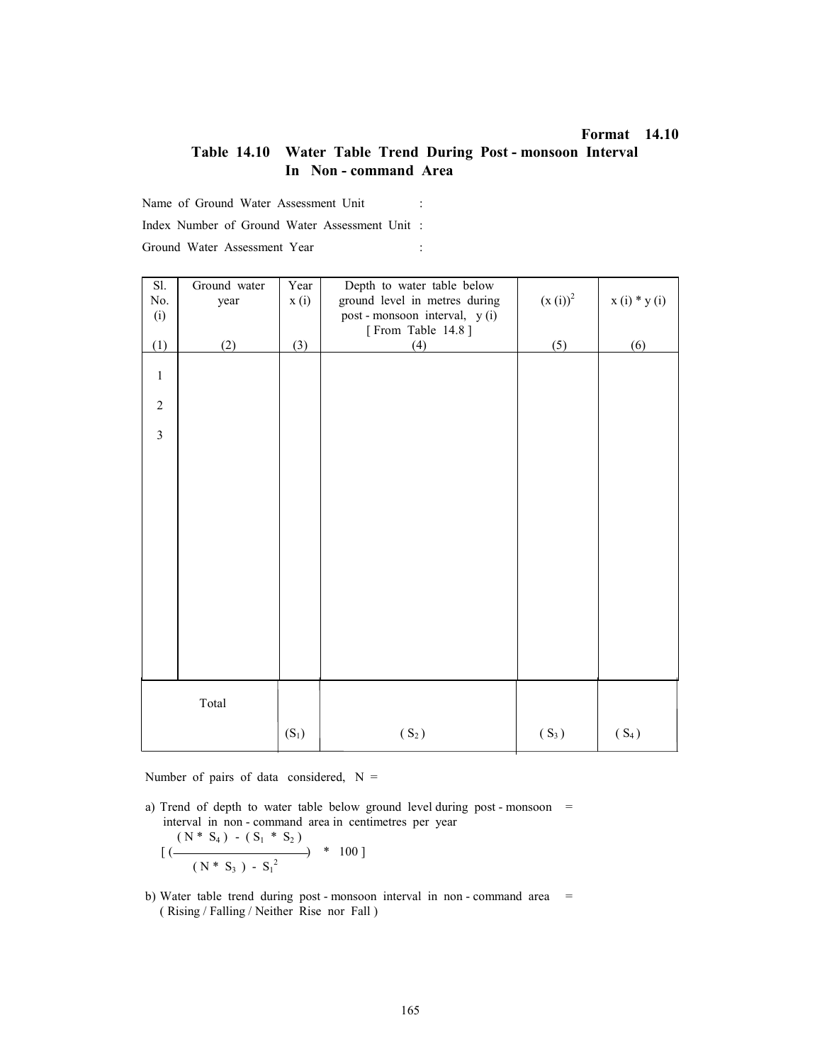**Format 14.10**

## Table 14.10 Water Table Trend During Post - monsoon Interval In Non - command Area

Name of Ground Water Assessment Unit :

Index Number of Ground Water Assessment Unit :

Ground Water Assessment Year :

| Sl. No. (i) | Ground water year | Year x (i) | Depth to water table below ground level in metres during post - monsoon interval, y (i) [ From Table 14.8 ] | $(x(i))^2$ | x (i) * y (i) |
|---|---|---|---|---|---|
| (1) | (2) | (3) | (4) | (5) | (6) |
| 1 | | | | | |
| 2 | | | | | |
| 3 | | | | | |
| Total | | ($S_1$) | ( $S_2$ ) | ( $S_3$ ) | ( $S_4$ ) |

Number of pairs of data considered, N =

a) Trend of depth to water table below ground level during post - monsoon interval in non - command area in centimetres per year =

$$\left[ \left( \frac{(N * S_4) - (S_1 * S_2)}{(N * S_3) - S_1^2} \right) * 100 \right]$$

b) Water table trend during post - monsoon interval in non - command area = ( Rising / Falling / Neither Rise nor Fall )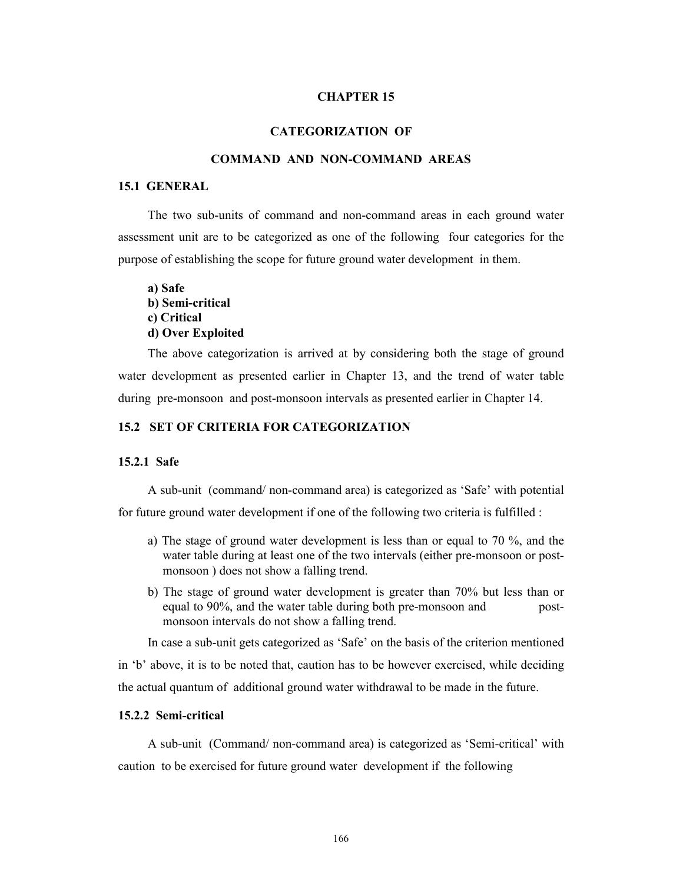# CHAPTER 15

# CATEGORIZATION OF COMMAND AND NON-COMMAND AREAS

## 15.1 GENERAL

The two sub-units of command and non-command areas in each ground water assessment unit are to be categorized as one of the following four categories for the purpose of establishing the scope for future ground water development in them.

**a) Safe**
**b) Semi-critical**
**c) Critical**
**d) Over Exploited**

The above categorization is arrived at by considering both the stage of ground water development as presented earlier in Chapter 13, and the trend of water table during pre-monsoon and post-monsoon intervals as presented earlier in Chapter 14.

## 15.2 SET OF CRITERIA FOR CATEGORIZATION

### 15.2.1 Safe

A sub-unit (command/ non-command area) is categorized as 'Safe' with potential for future ground water development if one of the following two criteria is fulfilled :

a) The stage of ground water development is less than or equal to 70 %, and the water table during at least one of the two intervals (either pre-monsoon or post-monsoon ) does not show a falling trend.

b) The stage of ground water development is greater than 70% but less than or equal to 90%, and the water table during both pre-monsoon and post-monsoon intervals do not show a falling trend.

In case a sub-unit gets categorized as 'Safe' on the basis of the criterion mentioned in 'b' above, it is to be noted that, caution has to be however exercised, while deciding the actual quantum of additional ground water withdrawal to be made in the future.

### 15.2.2 Semi-critical

A sub-unit (Command/ non-command area) is categorized as 'Semi-critical' with caution to be exercised for future ground water development if the following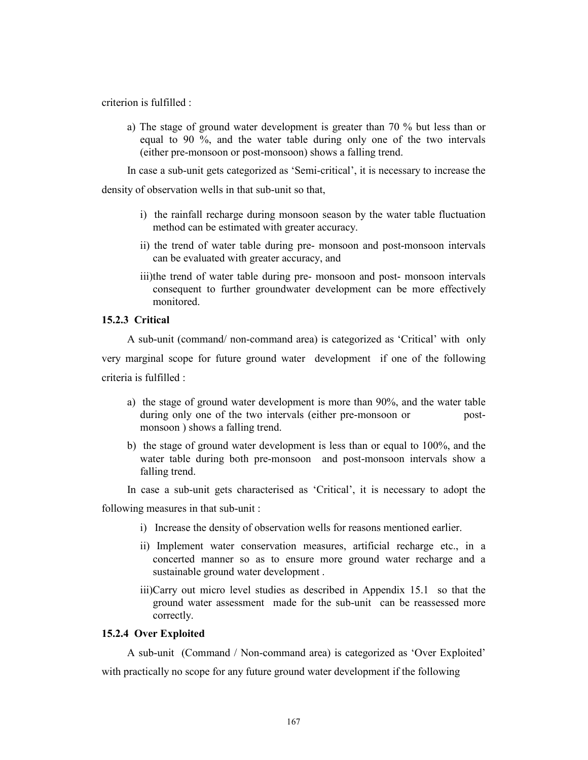criterion is fulfilled :

a) The stage of ground water development is greater than 70 % but less than or equal to 90 %, and the water table during only one of the two intervals (either pre-monsoon or post-monsoon) shows a falling trend.

In case a sub-unit gets categorized as 'Semi-critical', it is necessary to increase the density of observation wells in that sub-unit so that,

i) the rainfall recharge during monsoon season by the water table fluctuation method can be estimated with greater accuracy.

ii) the trend of water table during pre- monsoon and post-monsoon intervals can be evaluated with greater accuracy, and

iii)the trend of water table during pre- monsoon and post- monsoon intervals consequent to further groundwater development can be more effectively monitored.

### 15.2.3 Critical

A sub-unit (command/ non-command area) is categorized as 'Critical' with only very marginal scope for future ground water development if one of the following criteria is fulfilled :

a) the stage of ground water development is more than 90%, and the water table during only one of the two intervals (either pre-monsoon or post-monsoon ) shows a falling trend.

b) the stage of ground water development is less than or equal to 100%, and the water table during both pre-monsoon and post-monsoon intervals show a falling trend.

In case a sub-unit gets characterised as 'Critical', it is necessary to adopt the following measures in that sub-unit :

i) Increase the density of observation wells for reasons mentioned earlier.

ii) Implement water conservation measures, artificial recharge etc., in a concerted manner so as to ensure more ground water recharge and a sustainable ground water development .

iii)Carry out micro level studies as described in Appendix 15.1 so that the ground water assessment made for the sub-unit can be reassessed more correctly.

### 15.2.4 Over Exploited

A sub-unit (Command / Non-command area) is categorized as 'Over Exploited' with practically no scope for any future ground water development if the following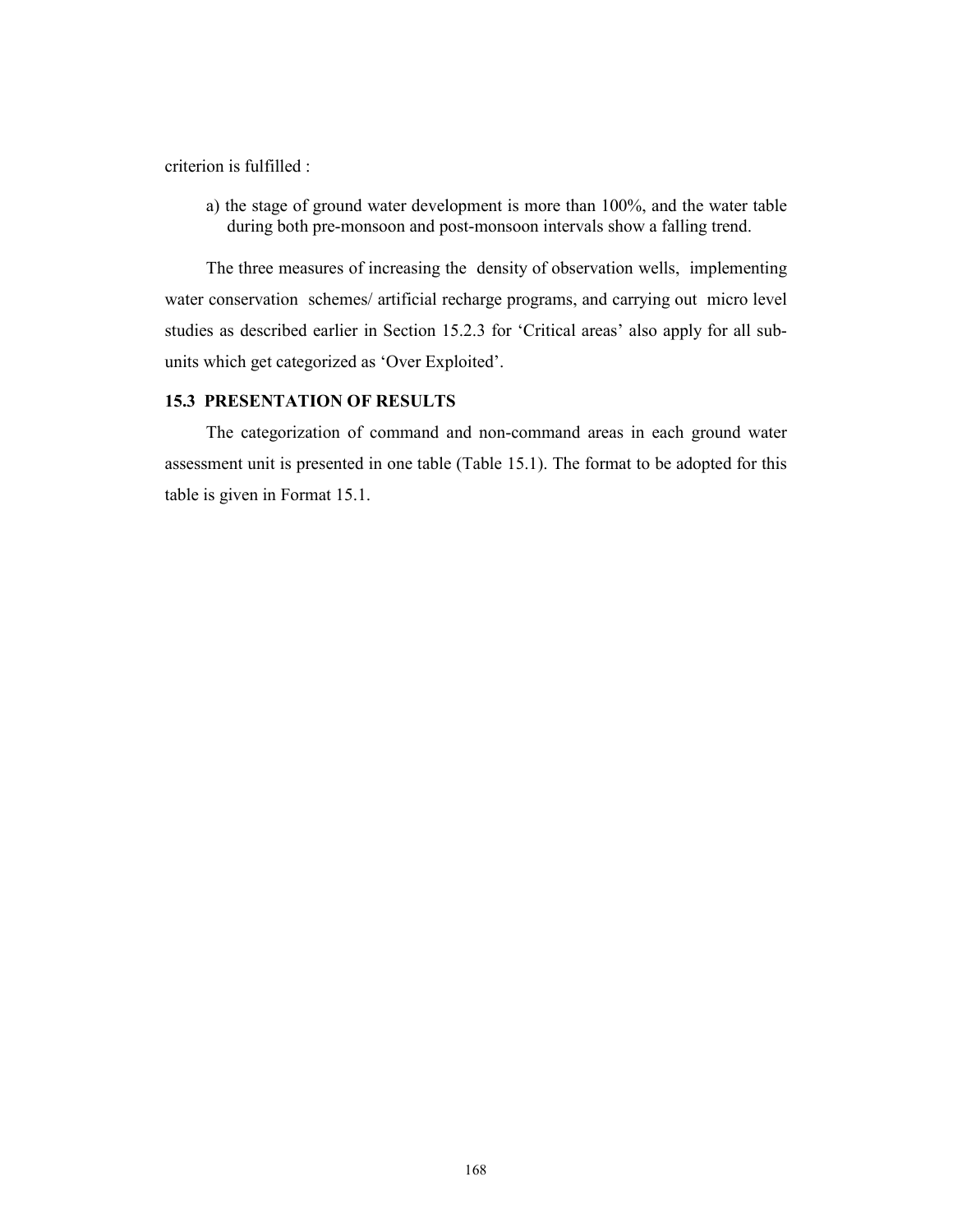criterion is fulfilled :

a) the stage of ground water development is more than 100%, and the water table during both pre-monsoon and post-monsoon intervals show a falling trend.

The three measures of increasing the density of observation wells, implementing water conservation schemes/ artificial recharge programs, and carrying out micro level studies as described earlier in Section 15.2.3 for 'Critical areas' also apply for all sub-units which get categorized as 'Over Exploited'.

### 15.3 PRESENTATION OF RESULTS

The categorization of command and non-command areas in each ground water assessment unit is presented in one table (Table 15.1). The format to be adopted for this table is given in Format 15.1.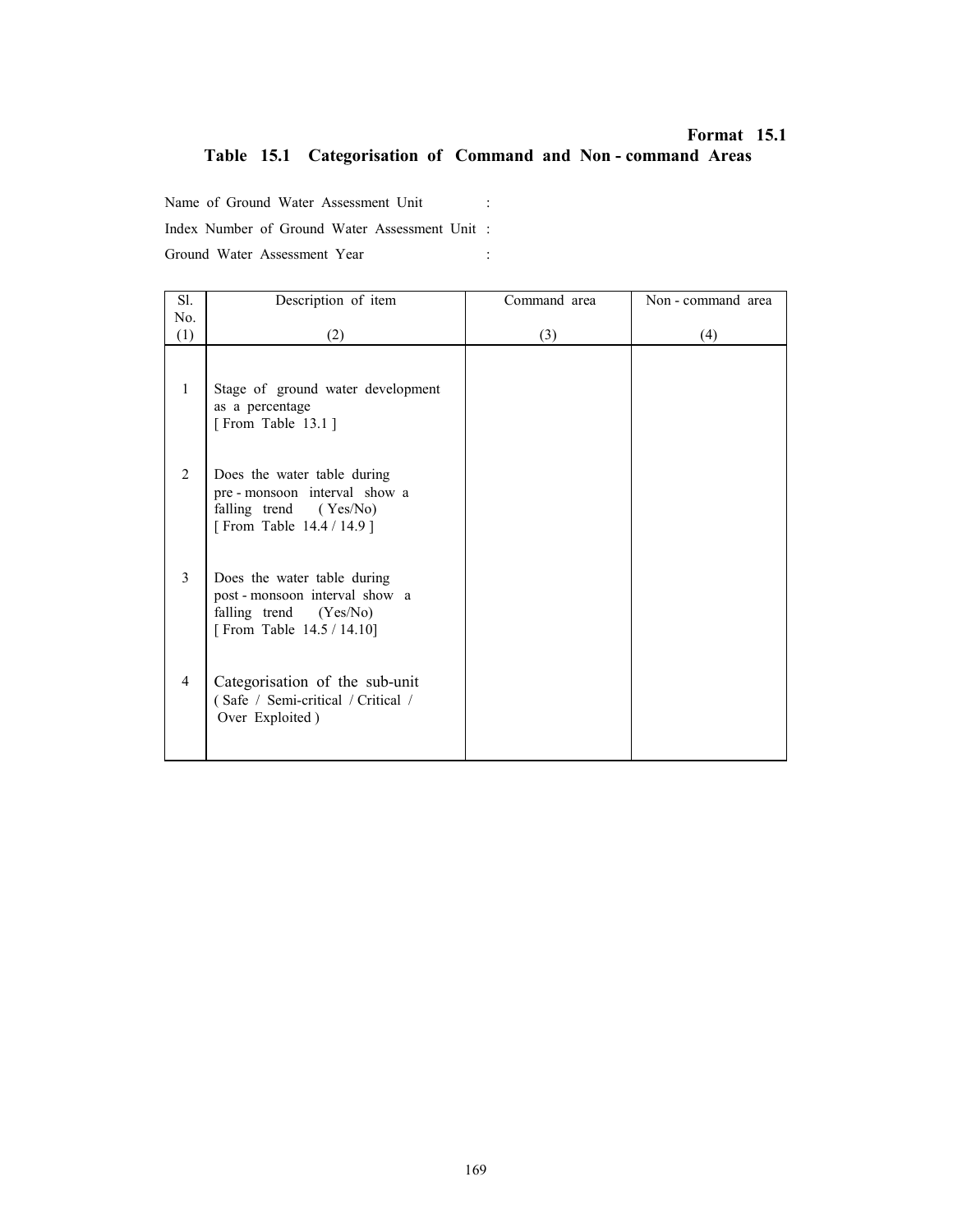**Format 15.1**

## Table 15.1 Categorisation of Command and Non - command Areas

Name of Ground Water Assessment Unit :

Index Number of Ground Water Assessment Unit :

Ground Water Assessment Year :

| Sl. No. | Description of item | Command area | Non - command area |
|---|---|---|---|
| (1) | (2) | (3) | (4) |
| 1 | Stage of ground water development as a percentage [ From Table 13.1 ] | | |
| 2 | Does the water table during pre - monsoon interval show a falling trend ( Yes/No) [ From Table 14.4 / 14.9 ] | | |
| 3 | Does the water table during post - monsoon interval show a falling trend (Yes/No) [ From Table 14.5 / 14.10] | | |
| 4 | Categorisation of the sub-unit ( Safe / Semi-critical / Critical / Over Exploited ) | | |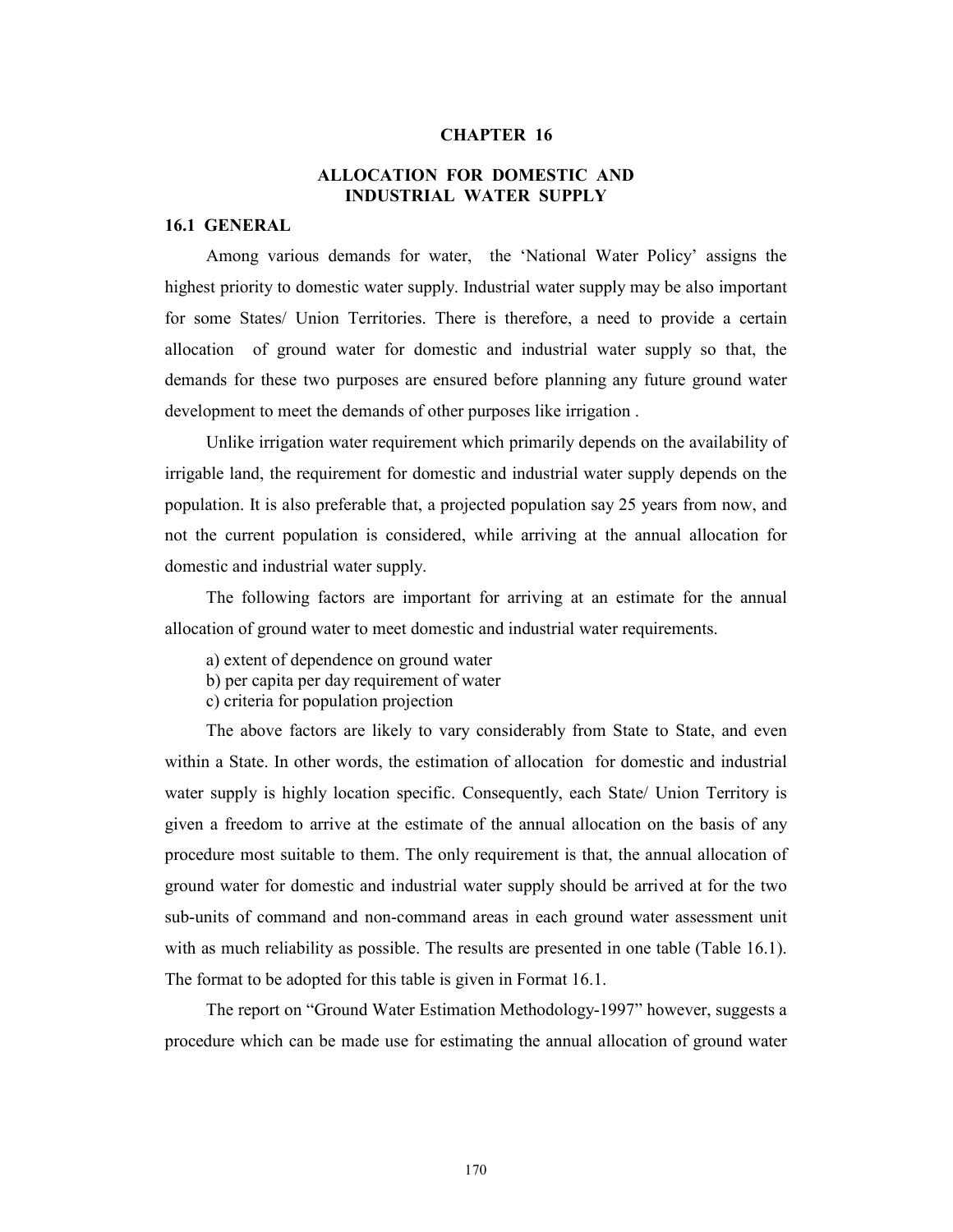# CHAPTER 16

## ALLOCATION FOR DOMESTIC AND INDUSTRIAL WATER SUPPLY

### 16.1 GENERAL

Among various demands for water, the 'National Water Policy' assigns the highest priority to domestic water supply. Industrial water supply may be also important for some States/ Union Territories. There is therefore, a need to provide a certain allocation of ground water for domestic and industrial water supply so that, the demands for these two purposes are ensured before planning any future ground water development to meet the demands of other purposes like irrigation .

Unlike irrigation water requirement which primarily depends on the availability of irrigable land, the requirement for domestic and industrial water supply depends on the population. It is also preferable that, a projected population say 25 years from now, and not the current population is considered, while arriving at the annual allocation for domestic and industrial water supply.

The following factors are important for arriving at an estimate for the annual allocation of ground water to meet domestic and industrial water requirements.

a) extent of dependence on ground water
b) per capita per day requirement of water
c) criteria for population projection

The above factors are likely to vary considerably from State to State, and even within a State. In other words, the estimation of allocation for domestic and industrial water supply is highly location specific. Consequently, each State/ Union Territory is given a freedom to arrive at the estimate of the annual allocation on the basis of any procedure most suitable to them. The only requirement is that, the annual allocation of ground water for domestic and industrial water supply should be arrived at for the two sub-units of command and non-command areas in each ground water assessment unit with as much reliability as possible. The results are presented in one table (Table 16.1). The format to be adopted for this table is given in Format 16.1.

The report on "Ground Water Estimation Methodology-1997" however, suggests a procedure which can be made use for estimating the annual allocation of ground water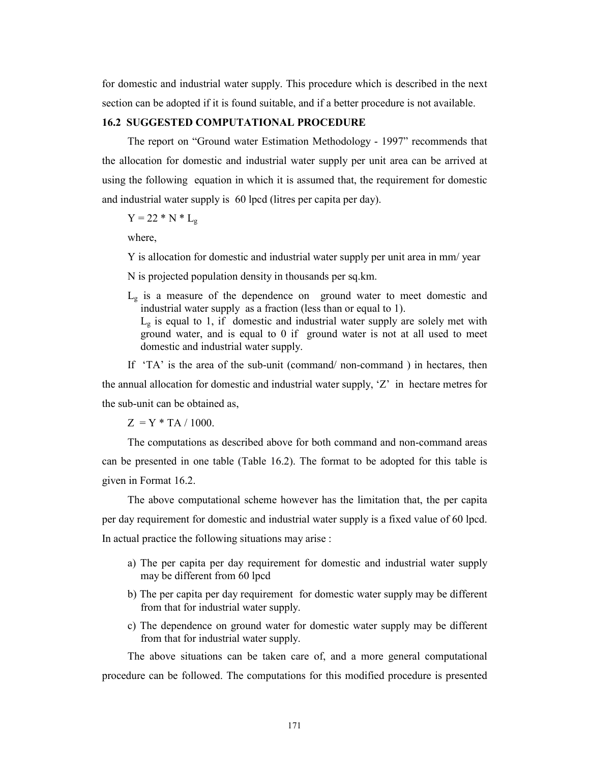for domestic and industrial water supply. This procedure which is described in the next section can be adopted if it is found suitable, and if a better procedure is not available.

### 16.2 SUGGESTED COMPUTATIONAL PROCEDURE

The report on "Ground water Estimation Methodology - 1997" recommends that the allocation for domestic and industrial water supply per unit area can be arrived at using the following equation in which it is assumed that, the requirement for domestic and industrial water supply is 60 lpcd (litres per capita per day).

$$Y = 22 * N * L_g$$

where,

Y is allocation for domestic and industrial water supply per unit area in mm/ year

N is projected population density in thousands per sq.km.

$L_g$ is a measure of the dependence on ground water to meet domestic and industrial water supply as a fraction (less than or equal to 1).
$L_g$ is equal to 1, if domestic and industrial water supply are solely met with ground water, and is equal to 0 if ground water is not at all used to meet domestic and industrial water supply.

If 'TA' is the area of the sub-unit (command/ non-command ) in hectares, then the annual allocation for domestic and industrial water supply, 'Z' in hectare metres for the sub-unit can be obtained as,

$$Z = Y * TA / 1000.$$

The computations as described above for both command and non-command areas can be presented in one table (Table 16.2). The format to be adopted for this table is given in Format 16.2.

The above computational scheme however has the limitation that, the per capita per day requirement for domestic and industrial water supply is a fixed value of 60 lpcd. In actual practice the following situations may arise :

a) The per capita per day requirement for domestic and industrial water supply may be different from 60 lpcd
b) The per capita per day requirement for domestic water supply may be different from that for industrial water supply.
c) The dependence on ground water for domestic water supply may be different from that for industrial water supply.

The above situations can be taken care of, and a more general computational procedure can be followed. The computations for this modified procedure is presented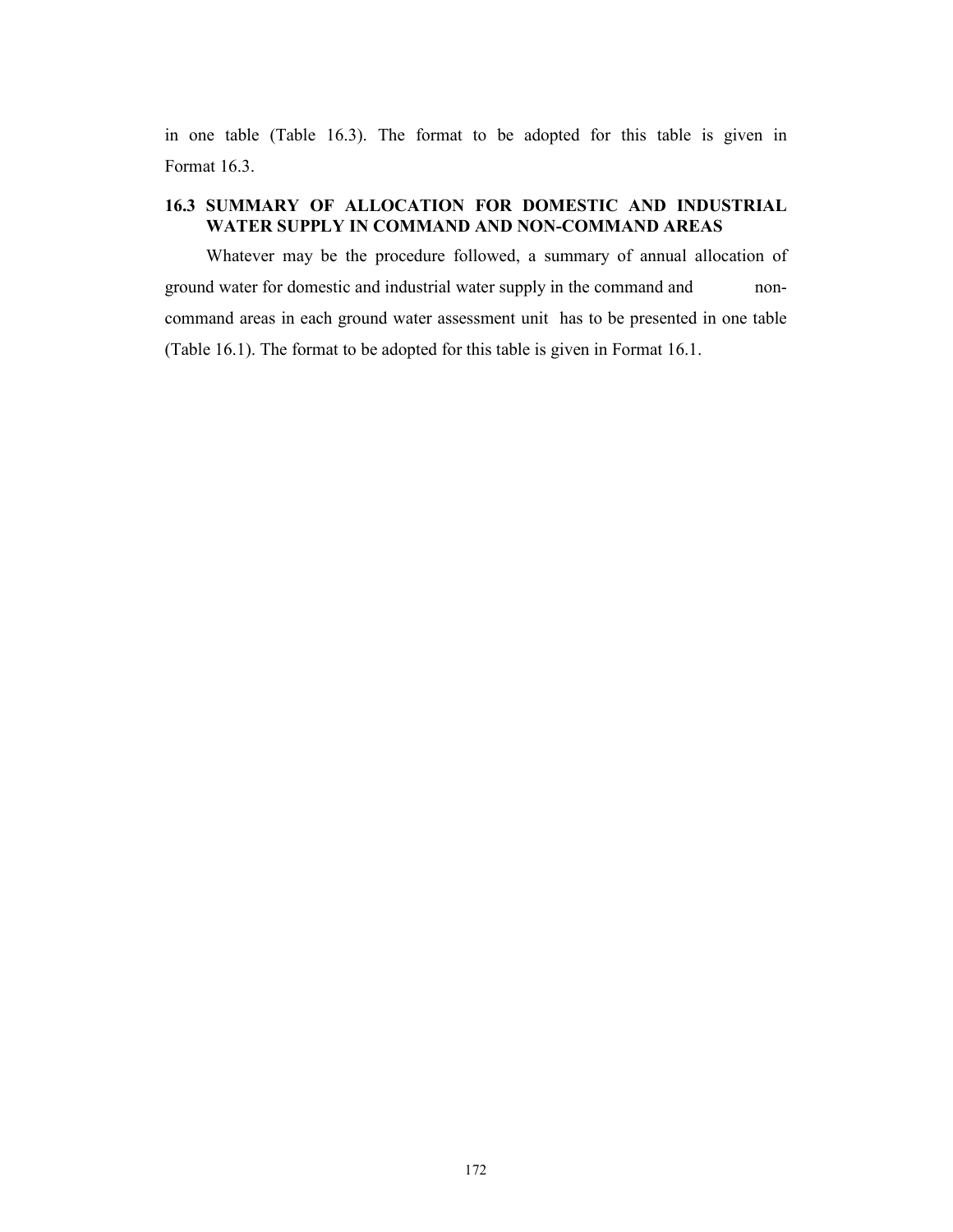in one table (Table 16.3). The format to be adopted for this table is given in Format 16.3.

## 16.3 SUMMARY OF ALLOCATION FOR DOMESTIC AND INDUSTRIAL WATER SUPPLY IN COMMAND AND NON-COMMAND AREAS

Whatever may be the procedure followed, a summary of annual allocation of ground water for domestic and industrial water supply in the command and non-command areas in each ground water assessment unit has to be presented in one table (Table 16.1). The format to be adopted for this table is given in Format 16.1.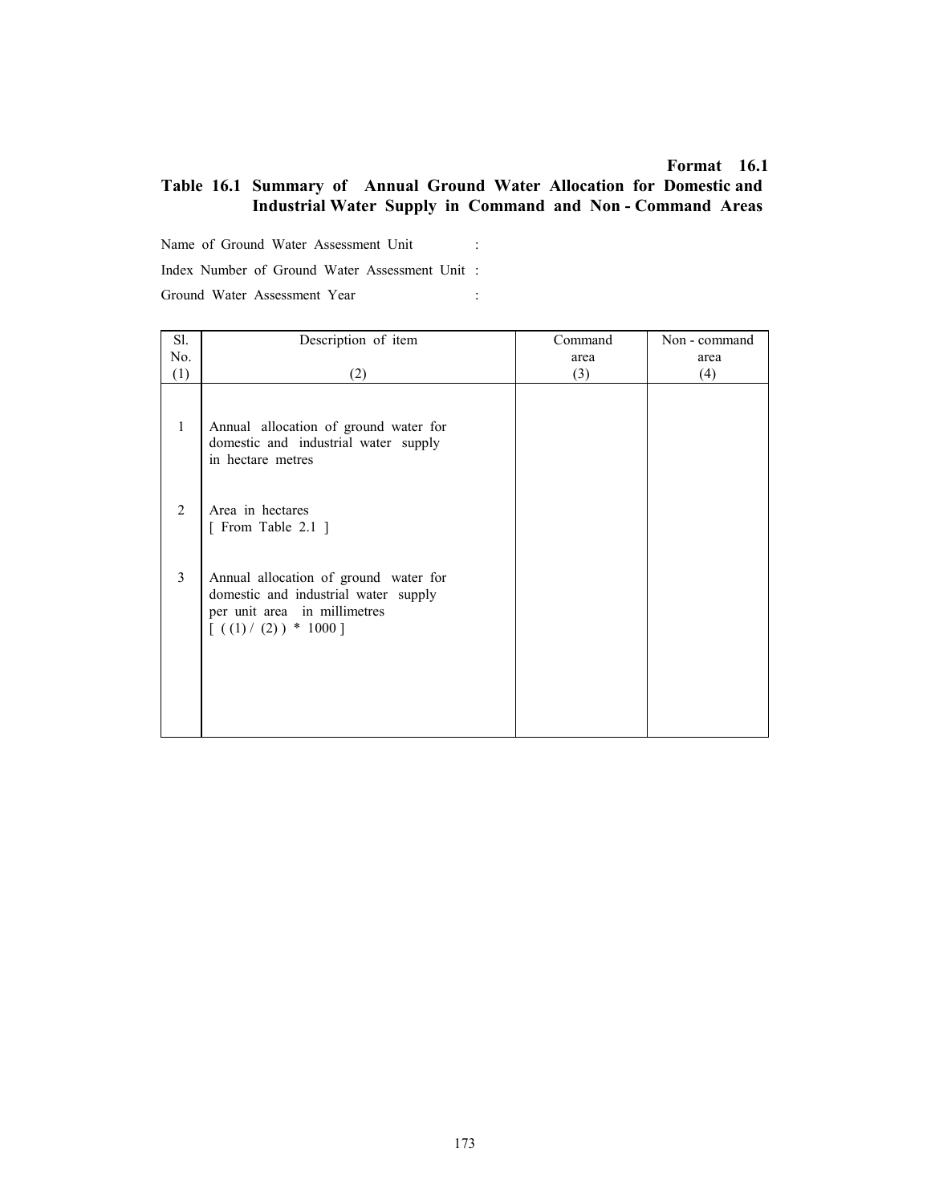**Format 16.1**

## Table 16.1 Summary of Annual Ground Water Allocation for Domestic and Industrial Water Supply in Command and Non - Command Areas

Name of Ground Water Assessment Unit :

Index Number of Ground Water Assessment Unit :

Ground Water Assessment Year :

| Sl. No. (1) | Description of item (2) | Command area (3) | Non - command area (4) |
|---|---|---|---|
| 1 | Annual allocation of ground water for domestic and industrial water supply in hectare metres | | |
| 2 | Area in hectares [ From Table 2.1 ] | | |
| 3 | Annual allocation of ground water for domestic and industrial water supply per unit area in millimetres [ ( (1) / (2) ) * 1000 ] | | |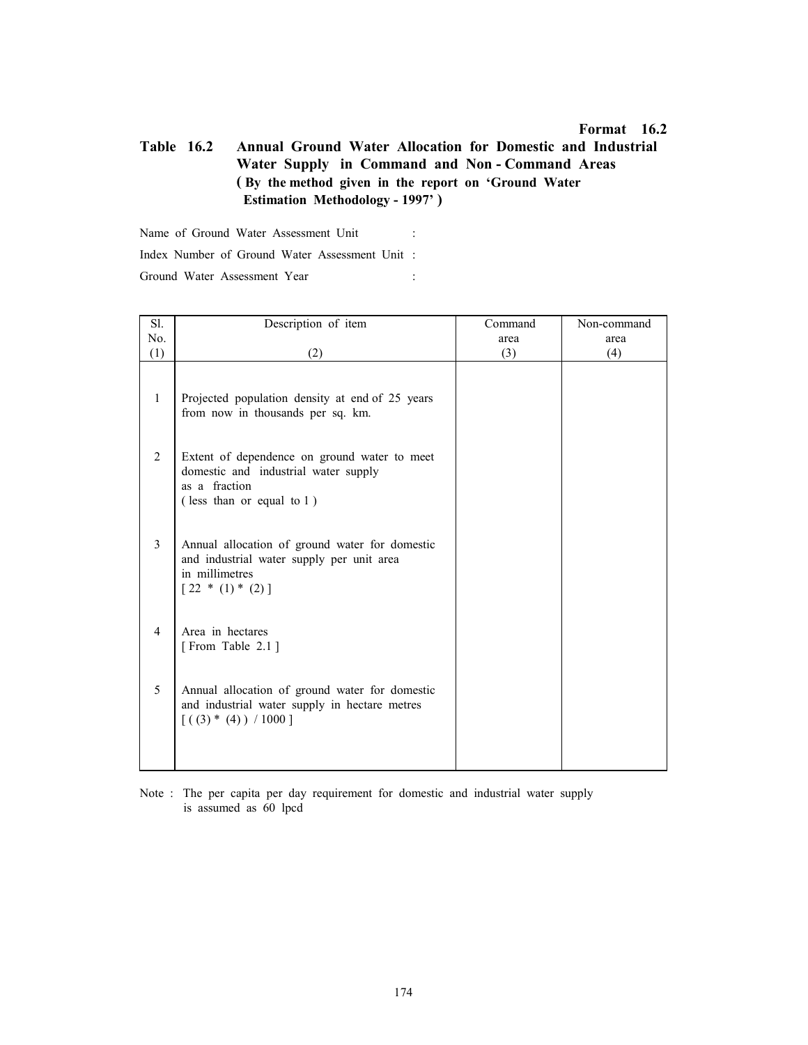**Format 16.2**

**Table 16.2 Annual Ground Water Allocation for Domestic and Industrial Water Supply in Command and Non - Command Areas**
**( By the method given in the report on 'Ground Water Estimation Methodology - 1997' )**

Name of Ground Water Assessment Unit :

Index Number of Ground Water Assessment Unit :

Ground Water Assessment Year :

| Sl. No. (1) | Description of item (2) | Command area (3) | Non-command area (4) |
|---|---|---|---|
| 1 | Projected population density at end of 25 years from now in thousands per sq. km. | | |
| 2 | Extent of dependence on ground water to meet domestic and industrial water supply as a fraction ( less than or equal to 1 ) | | |
| 3 | Annual allocation of ground water for domestic and industrial water supply per unit area in millimetres [ 22 * (1) * (2) ] | | |
| 4 | Area in hectares [ From Table 2.1 ] | | |
| 5 | Annual allocation of ground water for domestic and industrial water supply in hectare metres [ ( (3) * (4) ) / 1000 ] | | |

Note : The per capita per day requirement for domestic and industrial water supply is assumed as 60 lpcd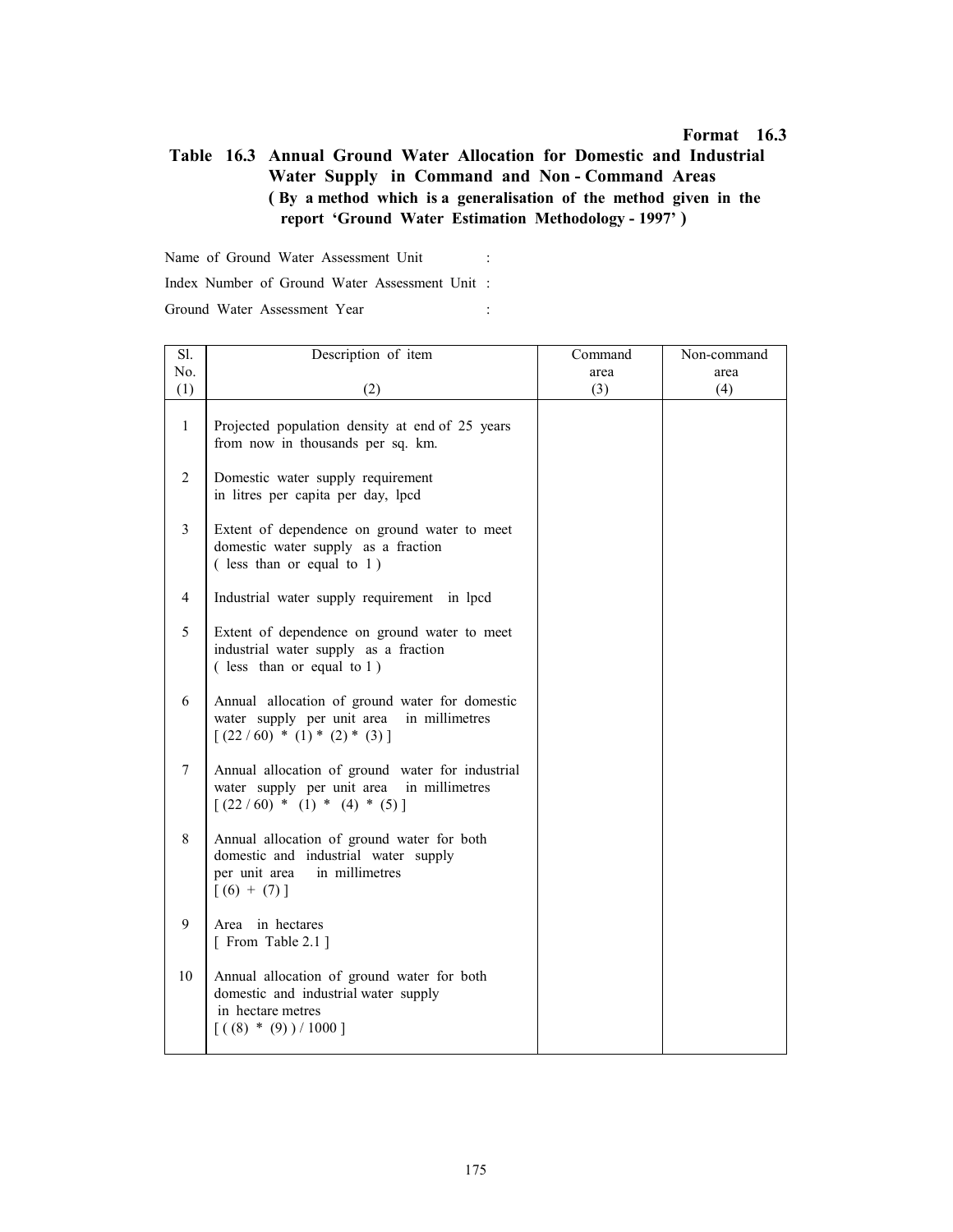**Format 16.3**

## Table 16.3 Annual Ground Water Allocation for Domestic and Industrial Water Supply in Command and Non - Command Areas

**( By a method which is a generalisation of the method given in the report 'Ground Water Estimation Methodology - 1997' )**

Name of Ground Water Assessment Unit :

Index Number of Ground Water Assessment Unit :

Ground Water Assessment Year :

| Sl. No. (1) | Description of item (2) | Command area (3) | Non-command area (4) |
|---|---|---|---|
| 1 | Projected population density at end of 25 years from now in thousands per sq. km. | | |
| 2 | Domestic water supply requirement in litres per capita per day, lpcd | | |
| 3 | Extent of dependence on ground water to meet domestic water supply as a fraction ( less than or equal to 1 ) | | |
| 4 | Industrial water supply requirement in lpcd | | |
| 5 | Extent of dependence on ground water to meet industrial water supply as a fraction ( less than or equal to 1 ) | | |
| 6 | Annual allocation of ground water for domestic water supply per unit area in millimetres [ (22 / 60) * (1) * (2) * (3) ] | | |
| 7 | Annual allocation of ground water for industrial water supply per unit area in millimetres [ (22 / 60) * (1) * (4) * (5) ] | | |
| 8 | Annual allocation of ground water for both domestic and industrial water supply per unit area in millimetres [ (6) + (7) ] | | |
| 9 | Area in hectares [ From Table 2.1 ] | | |
| 10 | Annual allocation of ground water for both domestic and industrial water supply in hectare metres [ ( (8) * (9) ) / 1000 ] | | |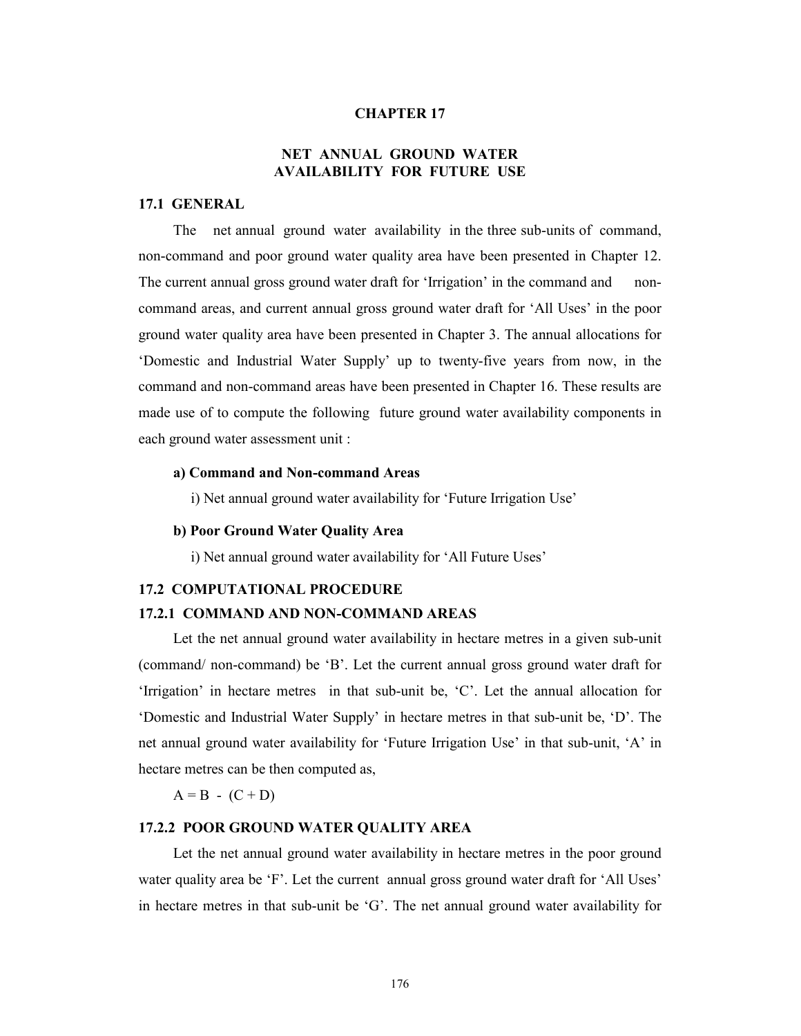# CHAPTER 17

## NET ANNUAL GROUND WATER AVAILABILITY FOR FUTURE USE

### 17.1 GENERAL

The net annual ground water availability in the three sub-units of command, non-command and poor ground water quality area have been presented in Chapter 12. The current annual gross ground water draft for 'Irrigation' in the command and non-command areas, and current annual gross ground water draft for 'All Uses' in the poor ground water quality area have been presented in Chapter 3. The annual allocations for 'Domestic and Industrial Water Supply' up to twenty-five years from now, in the command and non-command areas have been presented in Chapter 16. These results are made use of to compute the following future ground water availability components in each ground water assessment unit :

**a) Command and Non-command Areas**

i) Net annual ground water availability for 'Future Irrigation Use'

**b) Poor Ground Water Quality Area**

i) Net annual ground water availability for 'All Future Uses'

### 17.2 COMPUTATIONAL PROCEDURE

#### 17.2.1 COMMAND AND NON-COMMAND AREAS

Let the net annual ground water availability in hectare metres in a given sub-unit (command/ non-command) be 'B'. Let the current annual gross ground water draft for 'Irrigation' in hectare metres in that sub-unit be, 'C'. Let the annual allocation for 'Domestic and Industrial Water Supply' in hectare metres in that sub-unit be, 'D'. The net annual ground water availability for 'Future Irrigation Use' in that sub-unit, 'A' in hectare metres can be then computed as,

$A = B - (C + D)$

#### 17.2.2 POOR GROUND WATER QUALITY AREA

Let the net annual ground water availability in hectare metres in the poor ground water quality area be 'F'. Let the current annual gross ground water draft for 'All Uses' in hectare metres in that sub-unit be 'G'. The net annual ground water availability for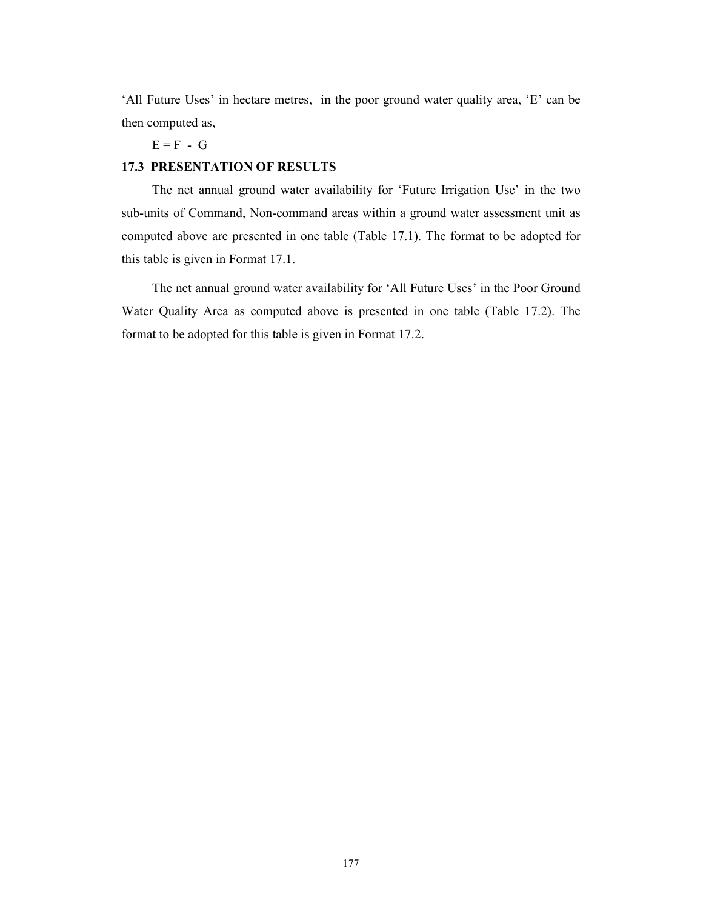'All Future Uses' in hectare metres, in the poor ground water quality area, 'E' can be then computed as,

$$E = F - G$$

### 17.3 PRESENTATION OF RESULTS

The net annual ground water availability for 'Future Irrigation Use' in the two sub-units of Command, Non-command areas within a ground water assessment unit as computed above are presented in one table (Table 17.1). The format to be adopted for this table is given in Format 17.1.

The net annual ground water availability for 'All Future Uses' in the Poor Ground Water Quality Area as computed above is presented in one table (Table 17.2). The format to be adopted for this table is given in Format 17.2.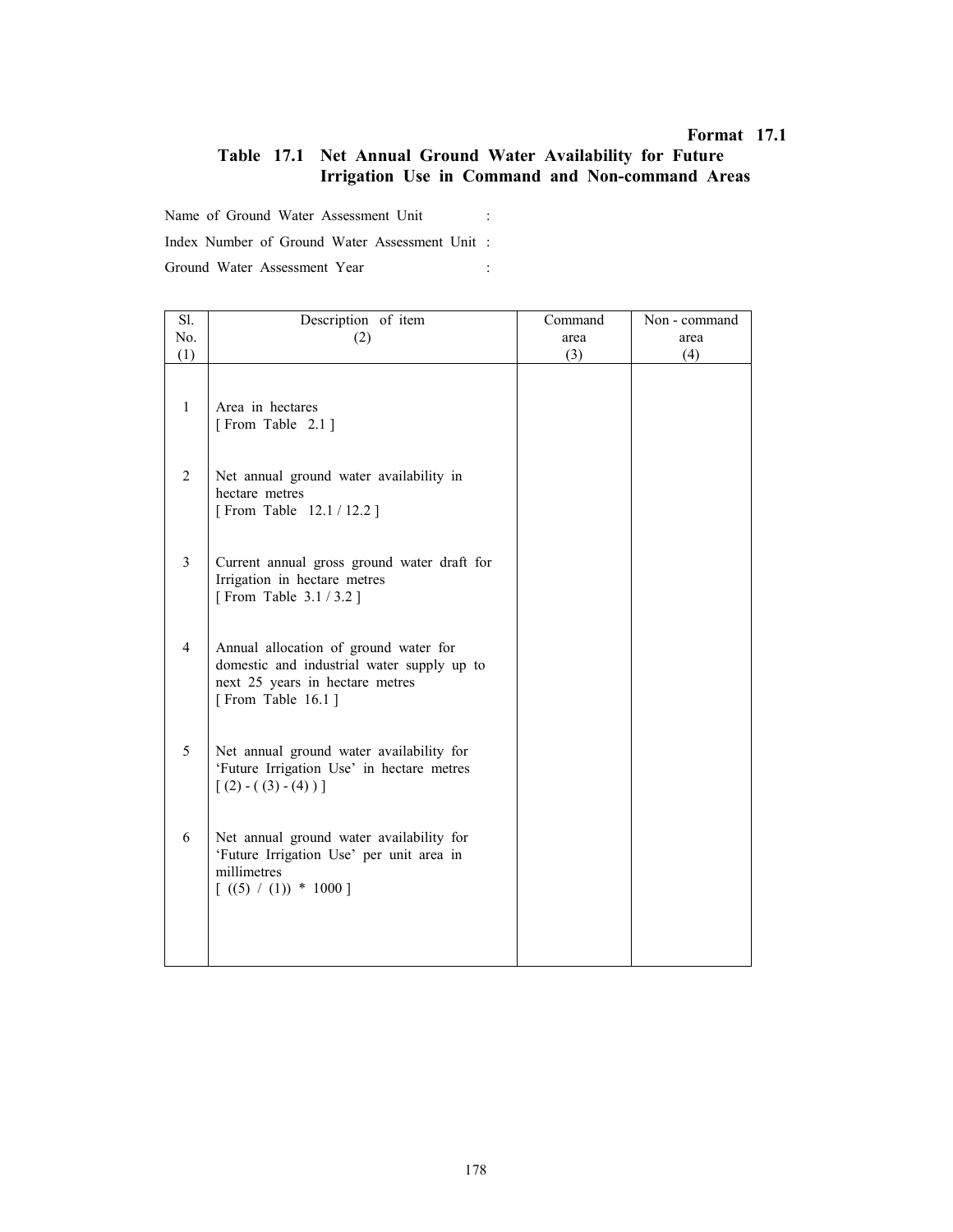**Format 17.1**

## Table 17.1 Net Annual Ground Water Availability for Future Irrigation Use in Command and Non-command Areas

Name of Ground Water Assessment Unit :

Index Number of Ground Water Assessment Unit :

Ground Water Assessment Year :

| Sl. No. (1) | Description of item (2) | Command area (3) | Non - command area (4) |
|---|---|---|---|
| 1 | Area in hectares [ From Table 2.1 ] | | |
| 2 | Net annual ground water availability in hectare metres [ From Table 12.1 / 12.2 ] | | |
| 3 | Current annual gross ground water draft for Irrigation in hectare metres [ From Table 3.1 / 3.2 ] | | |
| 4 | Annual allocation of ground water for domestic and industrial water supply up to next 25 years in hectare metres [ From Table 16.1 ] | | |
| 5 | Net annual ground water availability for 'Future Irrigation Use' in hectare metres [ (2) - ( (3) - (4) ) ] | | |
| 6 | Net annual ground water availability for 'Future Irrigation Use' per unit area in millimetres [ ((5) / (1)) * 1000 ] | | |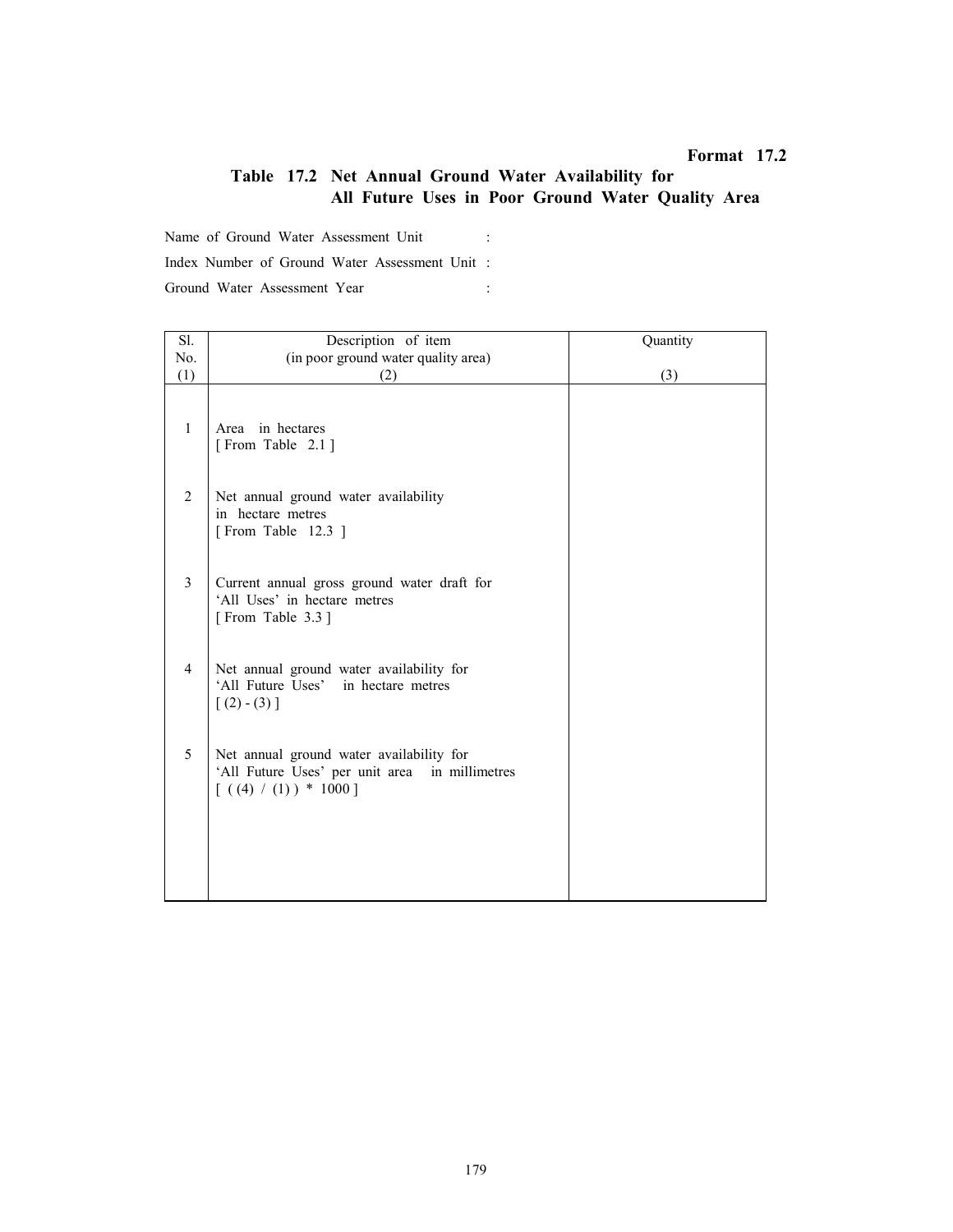**Format 17.2**

## Table 17.2 Net Annual Ground Water Availability for All Future Uses in Poor Ground Water Quality Area

Name of Ground Water Assessment Unit :

Index Number of Ground Water Assessment Unit :

Ground Water Assessment Year :

| Sl. No. (1) | Description of item (in poor ground water quality area) (2) | Quantity (3) |
|---|---|---|
| 1 | Area in hectares [ From Table 2.1 ] | |
| 2 | Net annual ground water availability in hectare metres [ From Table 12.3 ] | |
| 3 | Current annual gross ground water draft for 'All Uses' in hectare metres [ From Table 3.3 ] | |
| 4 | Net annual ground water availability for 'All Future Uses' in hectare metres [ (2) - (3) ] | |
| 5 | Net annual ground water availability for 'All Future Uses' per unit area in millimetres [ ( (4) / (1) ) * 1000 ] | |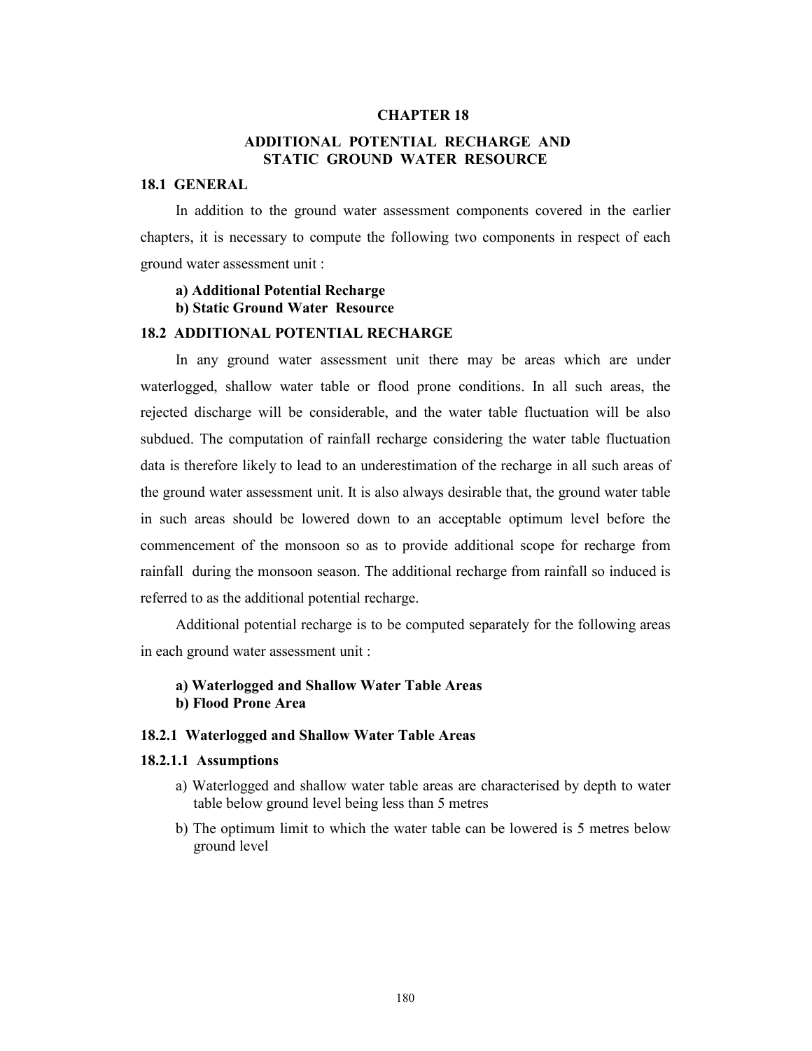# CHAPTER 18

# ADDITIONAL POTENTIAL RECHARGE AND STATIC GROUND WATER RESOURCE

## 18.1 GENERAL

In addition to the ground water assessment components covered in the earlier chapters, it is necessary to compute the following two components in respect of each ground water assessment unit :

**a) Additional Potential Recharge**
**b) Static Ground Water Resource**

## 18.2 ADDITIONAL POTENTIAL RECHARGE

In any ground water assessment unit there may be areas which are under waterlogged, shallow water table or flood prone conditions. In all such areas, the rejected discharge will be considerable, and the water table fluctuation will be also subdued. The computation of rainfall recharge considering the water table fluctuation data is therefore likely to lead to an underestimation of the recharge in all such areas of the ground water assessment unit. It is also always desirable that, the ground water table in such areas should be lowered down to an acceptable optimum level before the commencement of the monsoon so as to provide additional scope for recharge from rainfall during the monsoon season. The additional recharge from rainfall so induced is referred to as the additional potential recharge.

Additional potential recharge is to be computed separately for the following areas in each ground water assessment unit :

**a) Waterlogged and Shallow Water Table Areas**
**b) Flood Prone Area**

### 18.2.1 Waterlogged and Shallow Water Table Areas

#### 18.2.1.1 Assumptions

a) Waterlogged and shallow water table areas are characterised by depth to water table below ground level being less than 5 metres

b) The optimum limit to which the water table can be lowered is 5 metres below ground level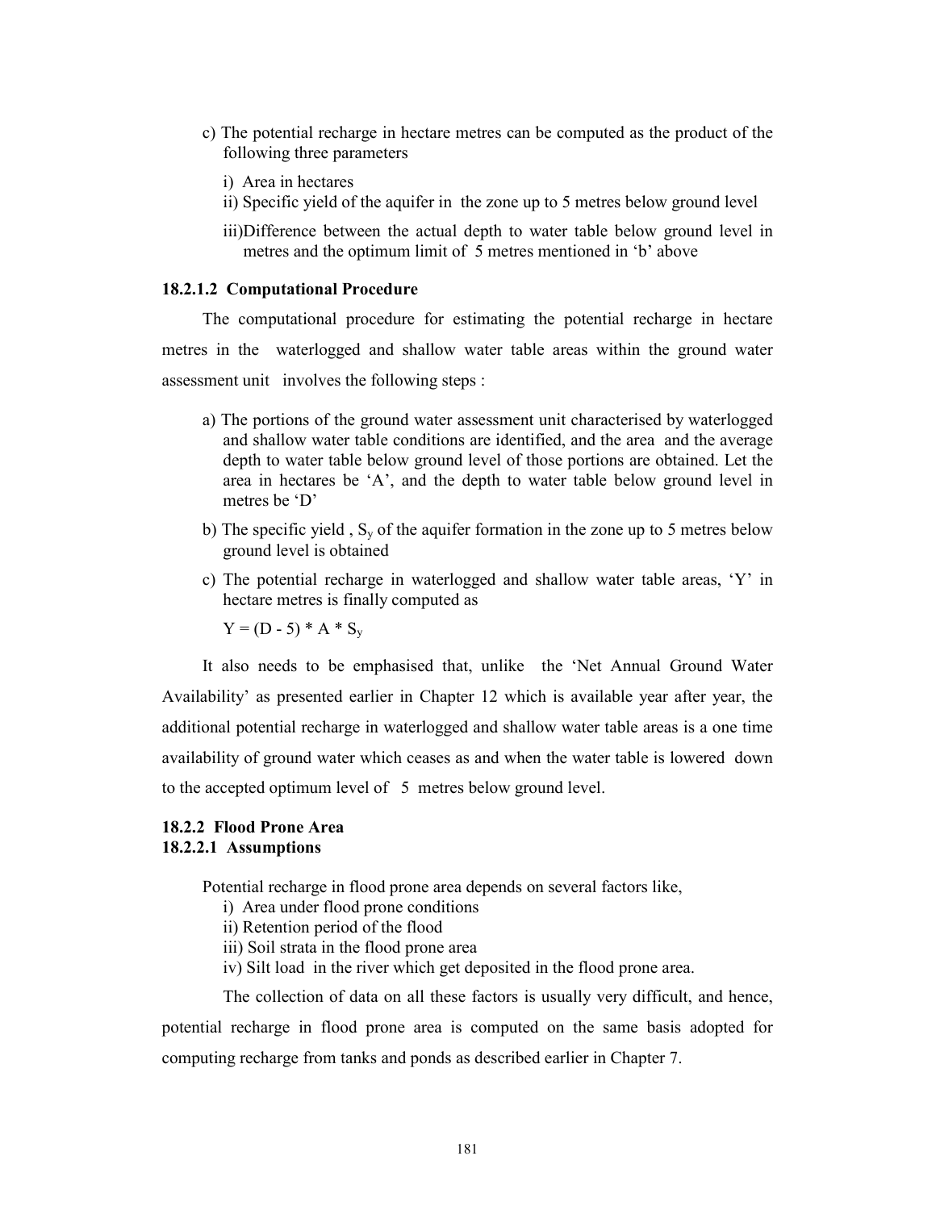c) The potential recharge in hectare metres can be computed as the product of the following three parameters

   i) Area in hectares

   ii) Specific yield of the aquifer in the zone up to 5 metres below ground level

   iii) Difference between the actual depth to water table below ground level in metres and the optimum limit of 5 metres mentioned in 'b' above

#### 18.2.1.2 Computational Procedure

The computational procedure for estimating the potential recharge in hectare metres in the waterlogged and shallow water table areas within the ground water assessment unit involves the following steps :

a) The portions of the ground water assessment unit characterised by waterlogged and shallow water table conditions are identified, and the area and the average depth to water table below ground level of those portions are obtained. Let the area in hectares be 'A', and the depth to water table below ground level in metres be 'D'

b) The specific yield , $S_y$ of the aquifer formation in the zone up to 5 metres below ground level is obtained

c) The potential recharge in waterlogged and shallow water table areas, 'Y' in hectare metres is finally computed as

   $Y = (D - 5) * A * S_y$

It also needs to be emphasised that, unlike the 'Net Annual Ground Water Availability' as presented earlier in Chapter 12 which is available year after year, the additional potential recharge in waterlogged and shallow water table areas is a one time availability of ground water which ceases as and when the water table is lowered down to the accepted optimum level of 5 metres below ground level.

### 18.2.2 Flood Prone Area

#### 18.2.2.1 Assumptions

Potential recharge in flood prone area depends on several factors like,

i) Area under flood prone conditions

ii) Retention period of the flood

iii) Soil strata in the flood prone area

iv) Silt load in the river which get deposited in the flood prone area.

The collection of data on all these factors is usually very difficult, and hence, potential recharge in flood prone area is computed on the same basis adopted for computing recharge from tanks and ponds as described earlier in Chapter 7.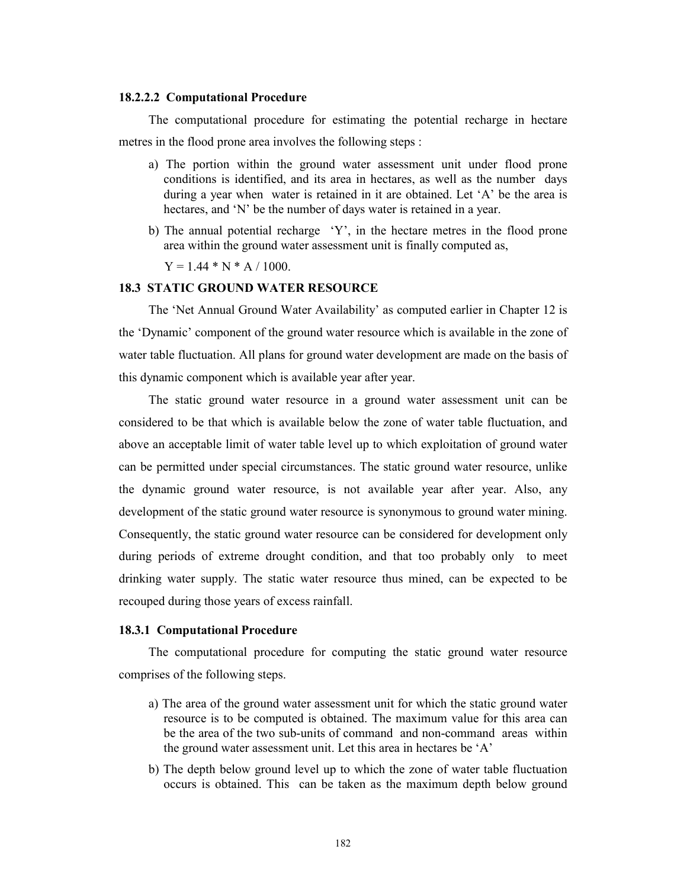#### 18.2.2.2 Computational Procedure

The computational procedure for estimating the potential recharge in hectare metres in the flood prone area involves the following steps :

a) The portion within the ground water assessment unit under flood prone conditions is identified, and its area in hectares, as well as the number days during a year when water is retained in it are obtained. Let 'A' be the area is hectares, and 'N' be the number of days water is retained in a year.

b) The annual potential recharge 'Y', in the hectare metres in the flood prone area within the ground water assessment unit is finally computed as,

   $Y = 1.44 * N * A / 1000.$

### 18.3 STATIC GROUND WATER RESOURCE

The 'Net Annual Ground Water Availability' as computed earlier in Chapter 12 is the 'Dynamic' component of the ground water resource which is available in the zone of water table fluctuation. All plans for ground water development are made on the basis of this dynamic component which is available year after year.

The static ground water resource in a ground water assessment unit can be considered to be that which is available below the zone of water table fluctuation, and above an acceptable limit of water table level up to which exploitation of ground water can be permitted under special circumstances. The static ground water resource, unlike the dynamic ground water resource, is not available year after year. Also, any development of the static ground water resource is synonymous to ground water mining. Consequently, the static ground water resource can be considered for development only during periods of extreme drought condition, and that too probably only to meet drinking water supply. The static water resource thus mined, can be expected to be recouped during those years of excess rainfall.

#### 18.3.1 Computational Procedure

The computational procedure for computing the static ground water resource comprises of the following steps.

a) The area of the ground water assessment unit for which the static ground water resource is to be computed is obtained. The maximum value for this area can be the area of the two sub-units of command and non-command areas within the ground water assessment unit. Let this area in hectares be 'A'

b) The depth below ground level up to which the zone of water table fluctuation occurs is obtained. This can be taken as the maximum depth below ground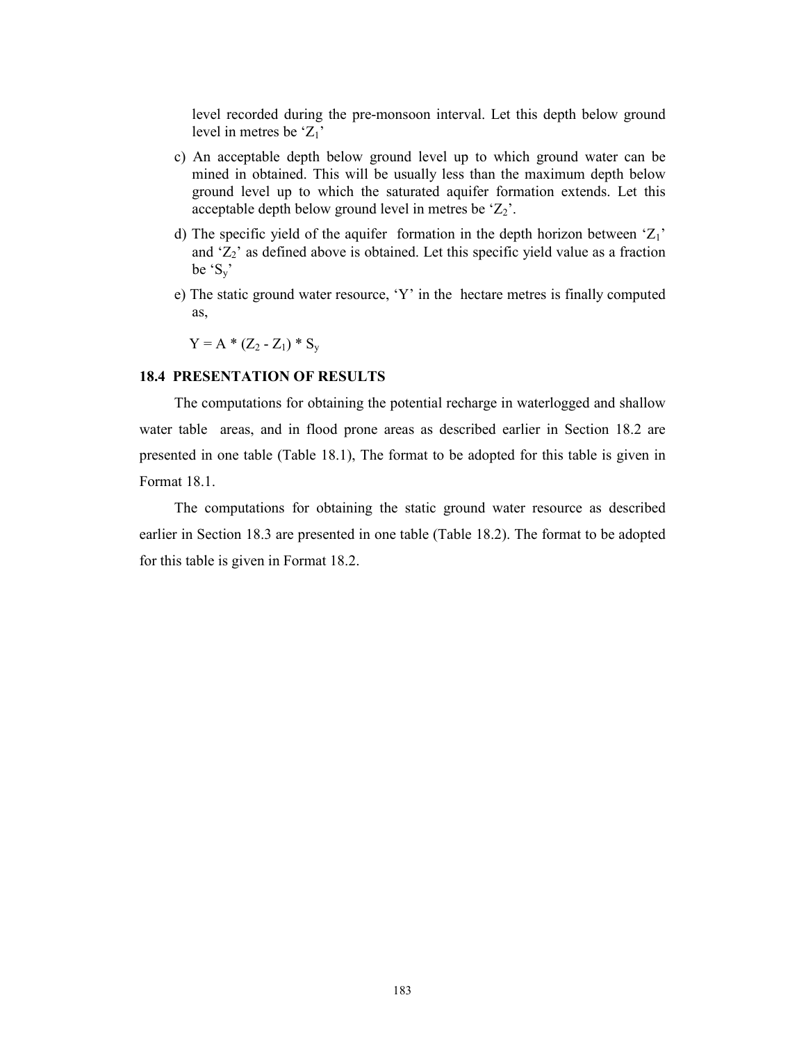level recorded during the pre-monsoon interval. Let this depth below ground level in metres be '$Z_1$'

c) An acceptable depth below ground level up to which ground water can be mined in obtained. This will be usually less than the maximum depth below ground level up to which the saturated aquifer formation extends. Let this acceptable depth below ground level in metres be '$Z_2$'.

d) The specific yield of the aquifer formation in the depth horizon between '$Z_1$' and '$Z_2$' as defined above is obtained. Let this specific yield value as a fraction be '$S_y$'

e) The static ground water resource, 'Y' in the hectare metres is finally computed as,

$$Y = A * (Z_2 - Z_1) * S_y$$

### 18.4 PRESENTATION OF RESULTS

The computations for obtaining the potential recharge in waterlogged and shallow water table areas, and in flood prone areas as described earlier in Section 18.2 are presented in one table (Table 18.1), The format to be adopted for this table is given in Format 18.1.

The computations for obtaining the static ground water resource as described earlier in Section 18.3 are presented in one table (Table 18.2). The format to be adopted for this table is given in Format 18.2.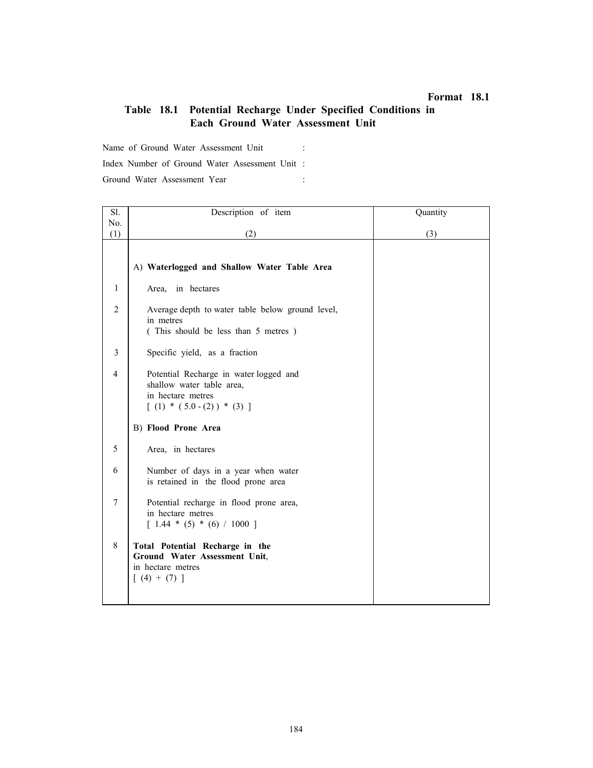**Format 18.1**

## Table 18.1 Potential Recharge Under Specified Conditions in Each Ground Water Assessment Unit

Name of Ground Water Assessment Unit :

Index Number of Ground Water Assessment Unit :

Ground Water Assessment Year :

| Sl. No. (1) | Description of item (2) | Quantity (3) |
|---|---|---|
| | A) **Waterlogged and Shallow Water Table Area** | |
| 1 | Area, in hectares | |
| 2 | Average depth to water table below ground level, in metres ( This should be less than 5 metres ) | |
| 3 | Specific yield, as a fraction | |
| 4 | Potential Recharge in water logged and shallow water table area, in hectare metres [ (1) * ( 5.0 - (2) ) * (3) ] | |
| | B) **Flood Prone Area** | |
| 5 | Area, in hectares | |
| 6 | Number of days in a year when water is retained in the flood prone area | |
| 7 | Potential recharge in flood prone area, in hectare metres [ 1.44 * (5) * (6) / 1000 ] | |
| 8 | **Total Potential Recharge in the Ground Water Assessment Unit**, in hectare metres [ (4) + (7) ] | |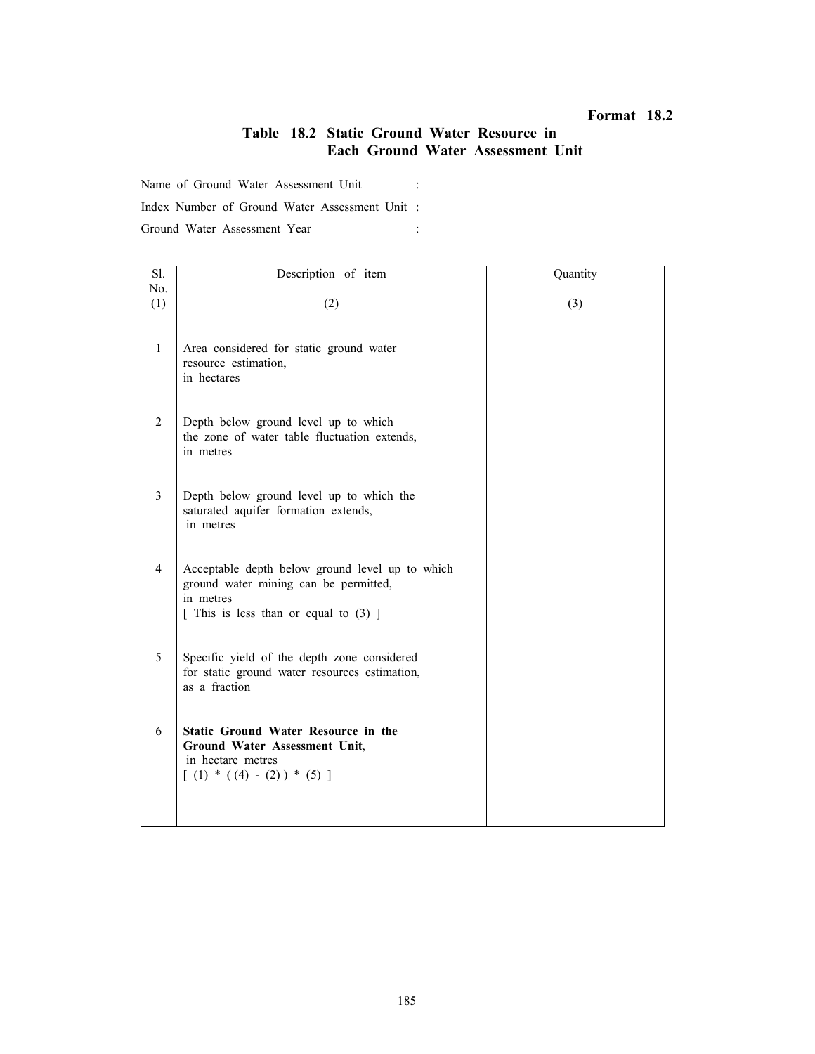**Format 18.2**

## Table 18.2 Static Ground Water Resource in Each Ground Water Assessment Unit

Name of Ground Water Assessment Unit :

Index Number of Ground Water Assessment Unit :

Ground Water Assessment Year :

| Sl. No. (1) | Description of item (2) | Quantity (3) |
|---|---|---|
| 1 | Area considered for static ground water resource estimation, in hectares | |
| 2 | Depth below ground level up to which the zone of water table fluctuation extends, in metres | |
| 3 | Depth below ground level up to which the saturated aquifer formation extends, in metres | |
| 4 | Acceptable depth below ground level up to which ground water mining can be permitted, in metres [ This is less than or equal to (3) ] | |
| 5 | Specific yield of the depth zone considered for static ground water resources estimation, as a fraction | |
| 6 | **Static Ground Water Resource in the Ground Water Assessment Unit**, in hectare metres [ (1) * ( (4) - (2) ) * (5) ] | |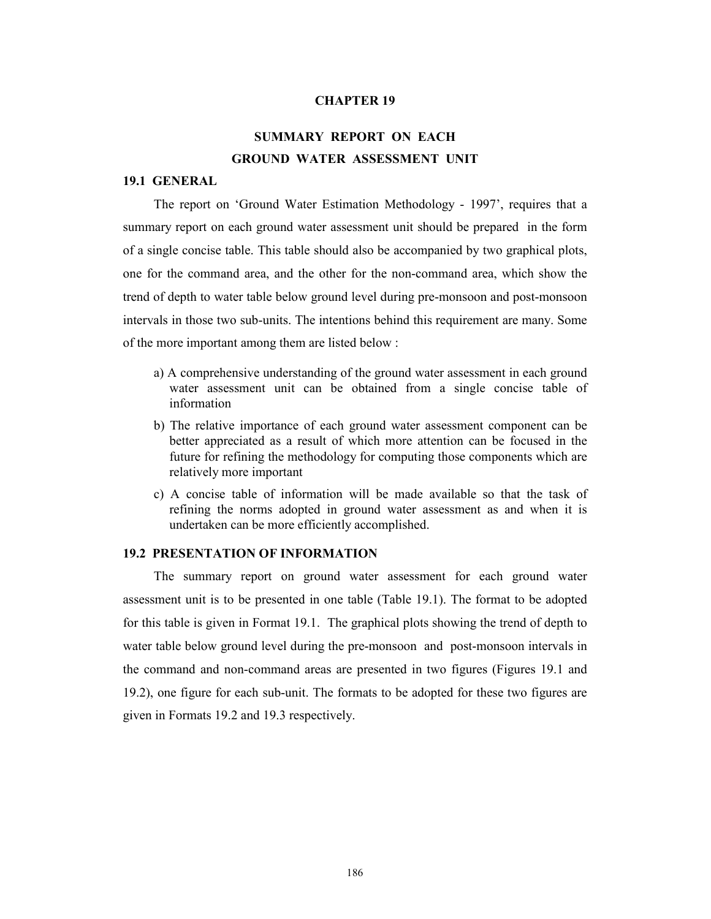# CHAPTER 19

## SUMMARY REPORT ON EACH GROUND WATER ASSESSMENT UNIT

### 19.1 GENERAL

The report on 'Ground Water Estimation Methodology - 1997', requires that a summary report on each ground water assessment unit should be prepared in the form of a single concise table. This table should also be accompanied by two graphical plots, one for the command area, and the other for the non-command area, which show the trend of depth to water table below ground level during pre-monsoon and post-monsoon intervals in those two sub-units. The intentions behind this requirement are many. Some of the more important among them are listed below :

a) A comprehensive understanding of the ground water assessment in each ground water assessment unit can be obtained from a single concise table of information

b) The relative importance of each ground water assessment component can be better appreciated as a result of which more attention can be focused in the future for refining the methodology for computing those components which are relatively more important

c) A concise table of information will be made available so that the task of refining the norms adopted in ground water assessment as and when it is undertaken can be more efficiently accomplished.

### 19.2 PRESENTATION OF INFORMATION

The summary report on ground water assessment for each ground water assessment unit is to be presented in one table (Table 19.1). The format to be adopted for this table is given in Format 19.1. The graphical plots showing the trend of depth to water table below ground level during the pre-monsoon and post-monsoon intervals in the command and non-command areas are presented in two figures (Figures 19.1 and 19.2), one figure for each sub-unit. The formats to be adopted for these two figures are given in Formats 19.2 and 19.3 respectively.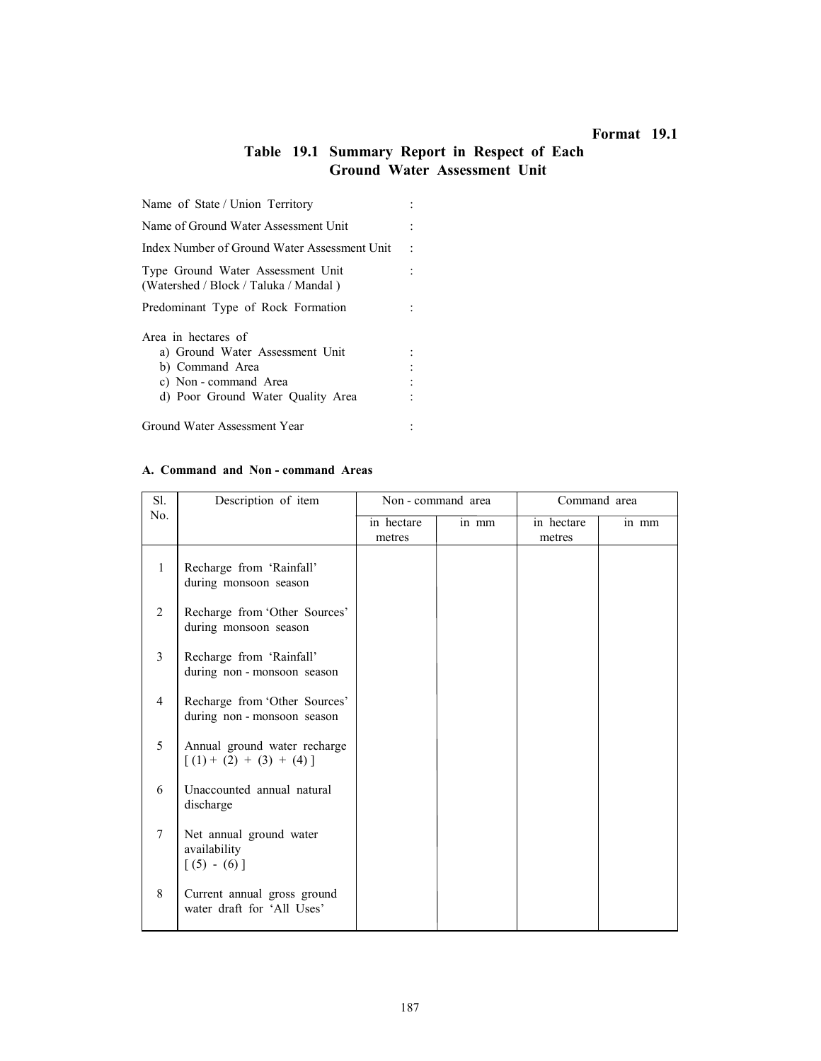**Format 19.1**

## Table 19.1 Summary Report in Respect of Each Ground Water Assessment Unit

Name of State / Union Territory :

Name of Ground Water Assessment Unit :

Index Number of Ground Water Assessment Unit :

Type Ground Water Assessment Unit (Watershed / Block / Taluka / Mandal ) :

Predominant Type of Rock Formation :

Area in hectares of
- a) Ground Water Assessment Unit :
- b) Command Area :
- c) Non - command Area :
- d) Poor Ground Water Quality Area :

Ground Water Assessment Year :

### A. Command and Non - command Areas

| Sl. No. | Description of item | Non - command area | | Command area | |
|---|---|---|---|---|---|
| | | in hectare metres | in mm | in hectare metres | in mm |
| 1 | Recharge from 'Rainfall' during monsoon season | | | | |
| 2 | Recharge from 'Other Sources' during monsoon season | | | | |
| 3 | Recharge from 'Rainfall' during non - monsoon season | | | | |
| 4 | Recharge from 'Other Sources' during non - monsoon season | | | | |
| 5 | Annual ground water recharge [ (1) + (2) + (3) + (4) ] | | | | |
| 6 | Unaccounted annual natural discharge | | | | |
| 7 | Net annual ground water availability [ (5) - (6) ] | | | | |
| 8 | Current annual gross ground water draft for 'All Uses' | | | | |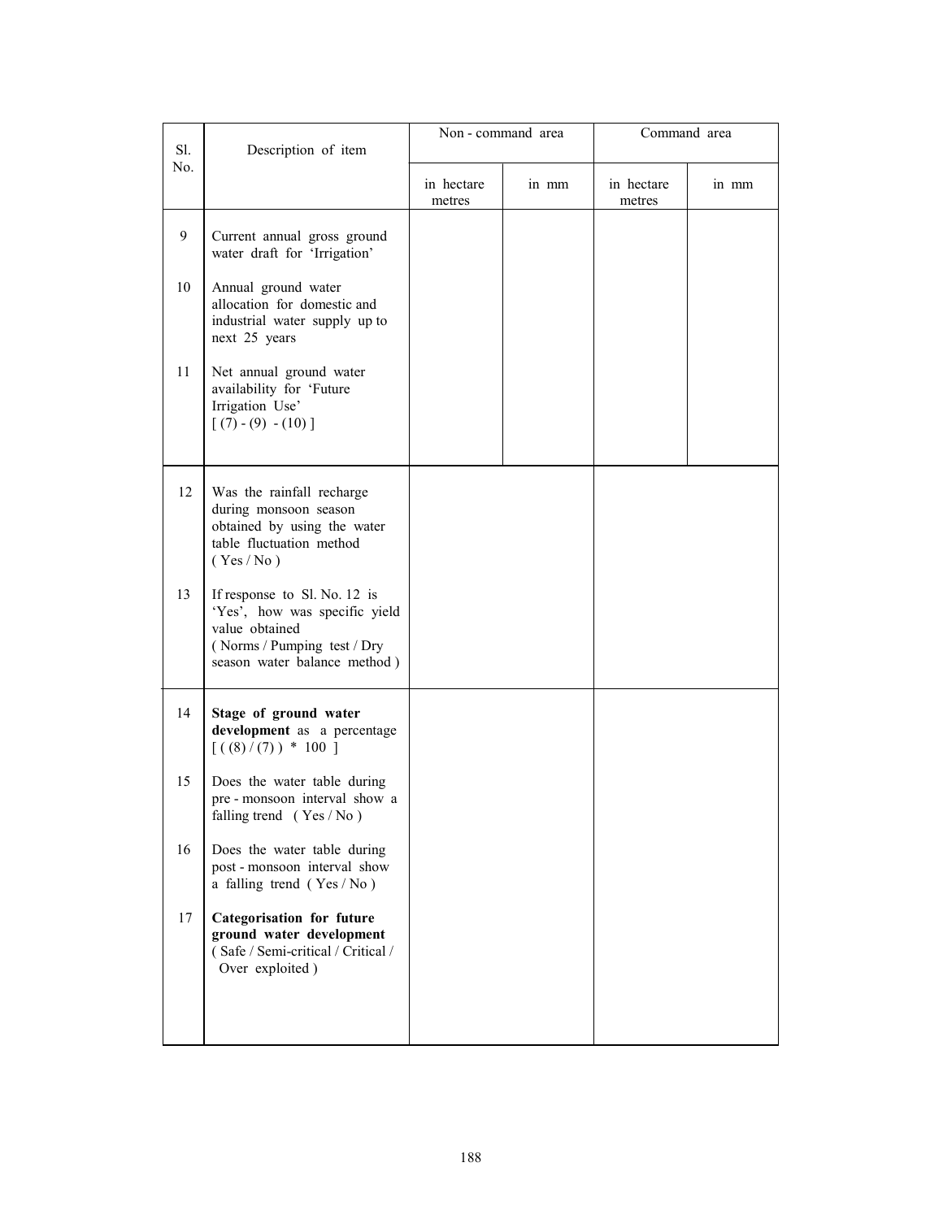| Sl. No. | Description of item | Non - command area | | Command area | |
|---|---|---|---|---|---|
| | | in hectare metres | in mm | in hectare metres | in mm |
| 9 | Current annual gross ground water draft for 'Irrigation' | | | | |
| 10 | Annual ground water allocation for domestic and industrial water supply up to next 25 years | | | | |
| 11 | Net annual ground water availability for 'Future Irrigation Use' [ (7) - (9) - (10) ] | | | | |
| 12 | Was the rainfall recharge during monsoon season obtained by using the water table fluctuation method ( Yes / No ) | | | | |
| 13 | If response to Sl. No. 12 is 'Yes', how was specific yield value obtained ( Norms / Pumping test / Dry season water balance method ) | | | | |
| 14 | **Stage of ground water development** as a percentage [ ( (8) / (7) ) * 100 ] | | | | |
| 15 | Does the water table during pre - monsoon interval show a falling trend ( Yes / No ) | | | | |
| 16 | Does the water table during post - monsoon interval show a falling trend ( Yes / No ) | | | | |
| 17 | **Categorisation for future ground water development** ( Safe / Semi-critical / Critical / Over exploited ) | | | | |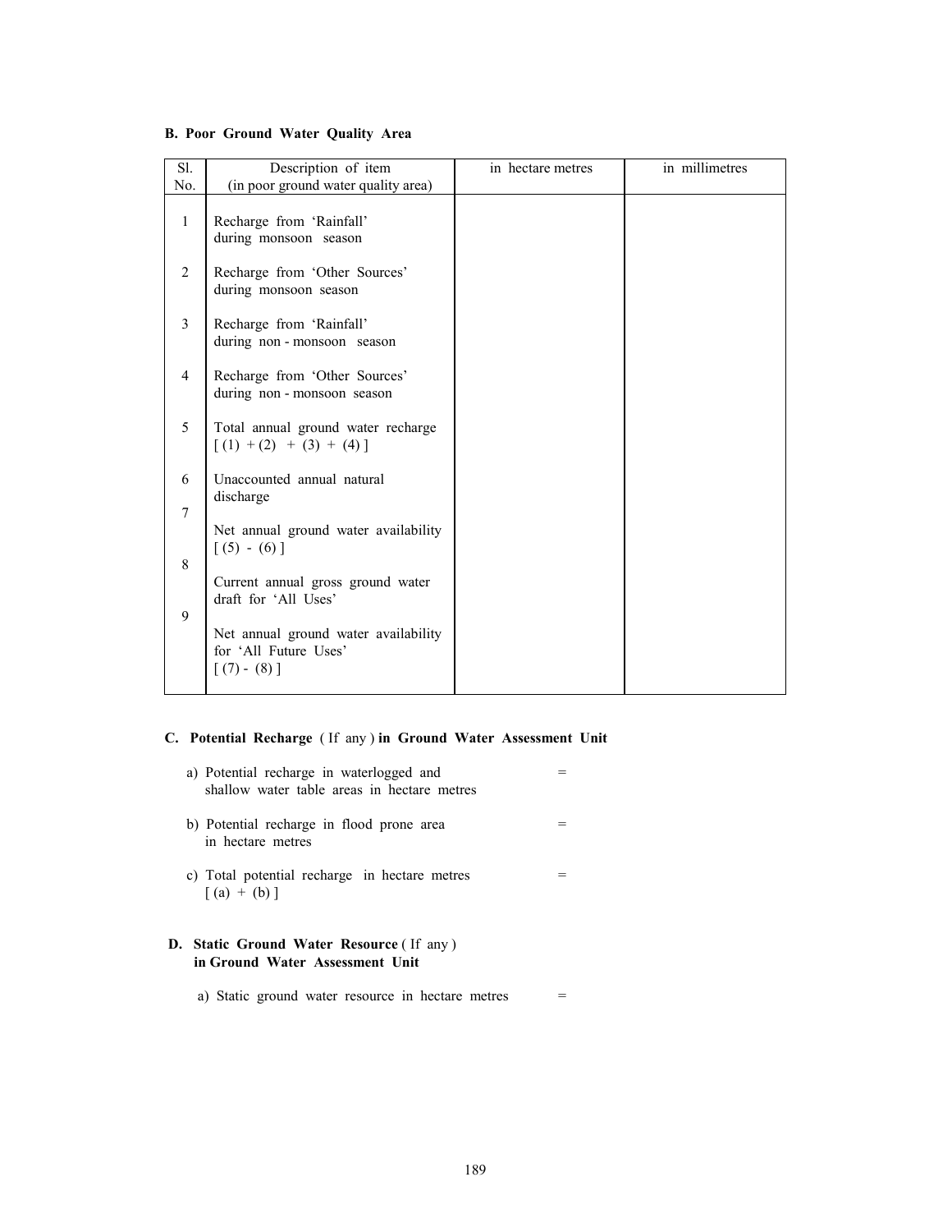**B. Poor Ground Water Quality Area**

| Sl. No. | Description of item (in poor ground water quality area) | in hectare metres | in millimetres |
|---|---|---|---|
| 1 | Recharge from 'Rainfall' during monsoon season | | |
| 2 | Recharge from 'Other Sources' during monsoon season | | |
| 3 | Recharge from 'Rainfall' during non - monsoon season | | |
| 4 | Recharge from 'Other Sources' during non - monsoon season | | |
| 5 | Total annual ground water recharge [ (1) + (2) + (3) + (4) ] | | |
| 6 | Unaccounted annual natural discharge | | |
| 7 | Net annual ground water availability [ (5) - (6) ] | | |
| 8 | Current annual gross ground water draft for 'All Uses' | | |
| 9 | Net annual ground water availability for 'All Future Uses' [ (7) - (8) ] | | |

**C. Potential Recharge** ( If any ) **in Ground Water Assessment Unit**

a) Potential recharge in waterlogged and shallow water table areas in hectare metres =

b) Potential recharge in flood prone area in hectare metres =

c) Total potential recharge in hectare metres [ (a) + (b) ] =

**D. Static Ground Water Resource** ( If any ) **in Ground Water Assessment Unit**

a) Static ground water resource in hectare metres =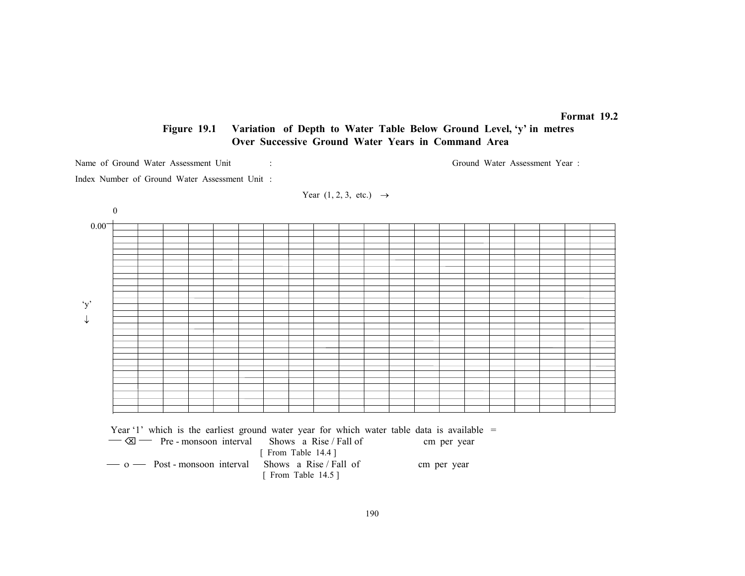**Format 19.2**

**Figure 19.1 Variation of Depth to Water Table Below Ground Level, 'y' in metres Over Successive Ground Water Years in Command Area**

Name of Ground Water Assessment Unit : Ground Water Assessment Year :

Index Number of Ground Water Assessment Unit :

Year (1, 2, 3, etc.) →

0

0.00

'y'

↓

Year '1' which is the earliest ground water year for which water table data is available =

—⌫— Pre - monsoon interval Shows a Rise / Fall of cm per year
[ From Table 14.4 ]

— o — Post - monsoon interval Shows a Rise / Fall of cm per year
[ From Table 14.5 ]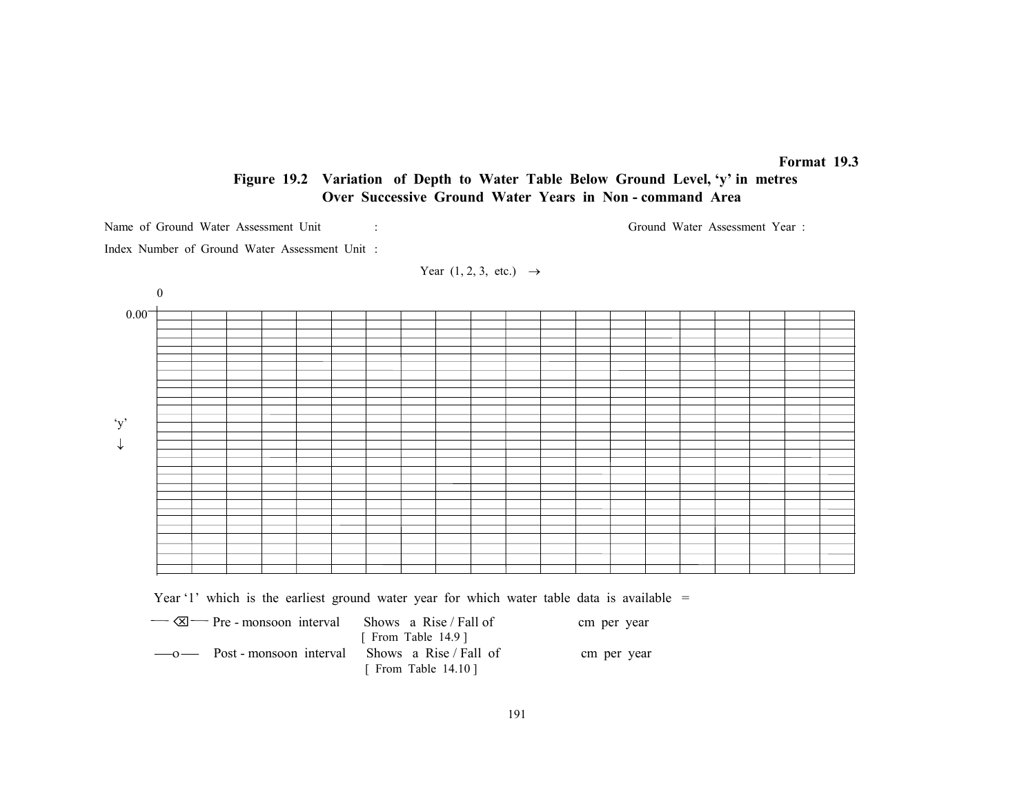**Format 19.3**

## Figure 19.2 Variation of Depth to Water Table Below Ground Level, 'y' in metres Over Successive Ground Water Years in Non - command Area

Name of Ground Water Assessment Unit :  Ground Water Assessment Year :

Index Number of Ground Water Assessment Unit :

Year (1, 2, 3, etc.) →

0

0.00

'y'
↓

Year '1' which is the earliest ground water year for which water table data is available =

—⊠— Pre - monsoon interval  Shows a Rise / Fall of  cm per year
[ From Table 14.9 ]

—o— Post - monsoon interval  Shows a Rise / Fall of  cm per year
[ From Table 14.10 ]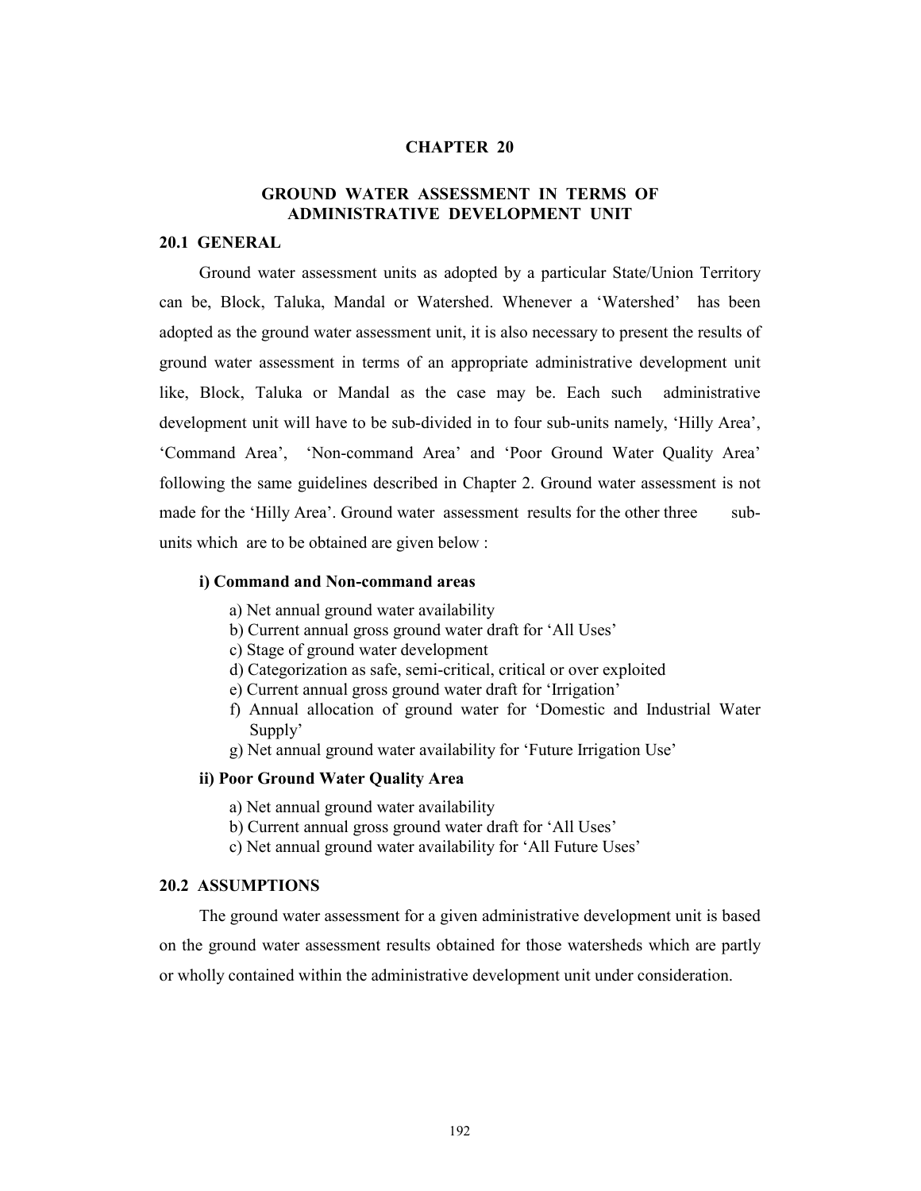# CHAPTER 20

## GROUND WATER ASSESSMENT IN TERMS OF ADMINISTRATIVE DEVELOPMENT UNIT

### 20.1 GENERAL

Ground water assessment units as adopted by a particular State/Union Territory can be, Block, Taluka, Mandal or Watershed. Whenever a 'Watershed' has been adopted as the ground water assessment unit, it is also necessary to present the results of ground water assessment in terms of an appropriate administrative development unit like, Block, Taluka or Mandal as the case may be. Each such administrative development unit will have to be sub-divided in to four sub-units namely, 'Hilly Area', 'Command Area', 'Non-command Area' and 'Poor Ground Water Quality Area' following the same guidelines described in Chapter 2. Ground water assessment is not made for the 'Hilly Area'. Ground water assessment results for the other three sub-units which are to be obtained are given below :

**i) Command and Non-command areas**

a) Net annual ground water availability
b) Current annual gross ground water draft for 'All Uses'
c) Stage of ground water development
d) Categorization as safe, semi-critical, critical or over exploited
e) Current annual gross ground water draft for 'Irrigation'
f) Annual allocation of ground water for 'Domestic and Industrial Water Supply'
g) Net annual ground water availability for 'Future Irrigation Use'

**ii) Poor Ground Water Quality Area**

a) Net annual ground water availability
b) Current annual gross ground water draft for 'All Uses'
c) Net annual ground water availability for 'All Future Uses'

### 20.2 ASSUMPTIONS

The ground water assessment for a given administrative development unit is based on the ground water assessment results obtained for those watersheds which are partly or wholly contained within the administrative development unit under consideration.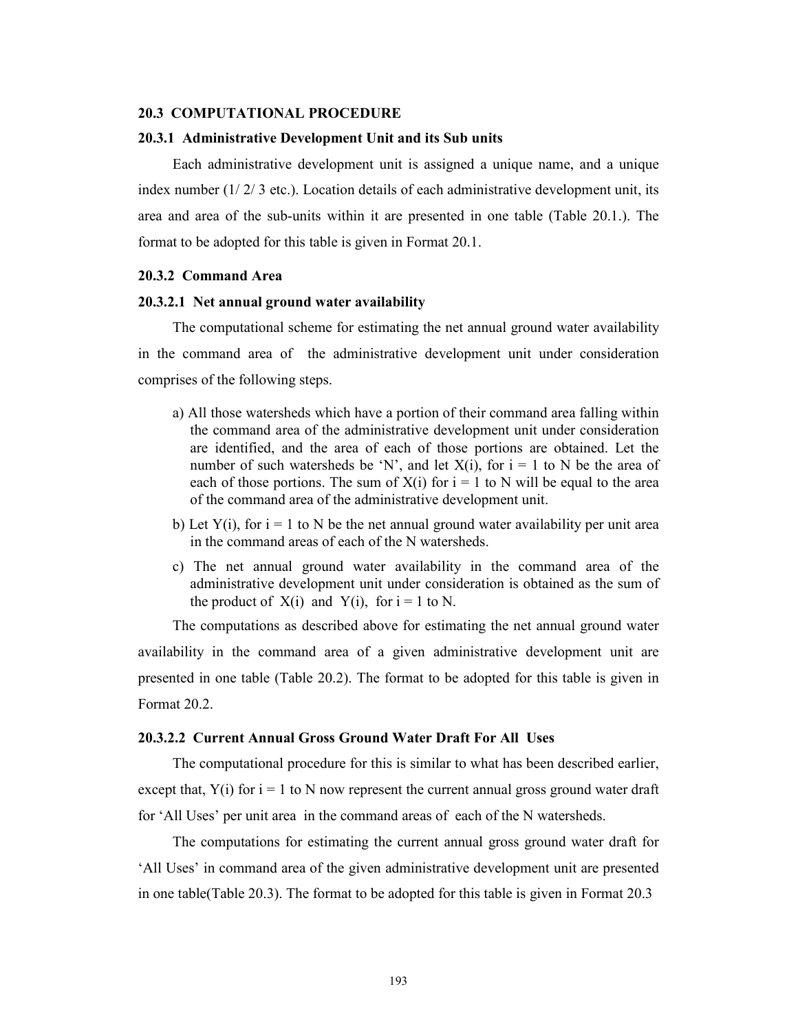### 20.3 COMPUTATIONAL PROCEDURE

#### 20.3.1 Administrative Development Unit and its Sub units

Each administrative development unit is assigned a unique name, and a unique index number (1/ 2/ 3 etc.). Location details of each administrative development unit, its area and area of the sub-units within it are presented in one table (Table 20.1.). The format to be adopted for this table is given in Format 20.1.

#### 20.3.2 Command Area

##### 20.3.2.1 Net annual ground water availability

The computational scheme for estimating the net annual ground water availability in the command area of the administrative development unit under consideration comprises of the following steps.

a) All those watersheds which have a portion of their command area falling within the command area of the administrative development unit under consideration are identified, and the area of each of those portions are obtained. Let the number of such watersheds be 'N', and let X(i), for i = 1 to N be the area of each of those portions. The sum of X(i) for i = 1 to N will be equal to the area of the command area of the administrative development unit.

b) Let Y(i), for i = 1 to N be the net annual ground water availability per unit area in the command areas of each of the N watersheds.

c) The net annual ground water availability in the command area of the administrative development unit under consideration is obtained as the sum of the product of X(i) and Y(i), for i = 1 to N.

The computations as described above for estimating the net annual ground water availability in the command area of a given administrative development unit are presented in one table (Table 20.2). The format to be adopted for this table is given in Format 20.2.

##### 20.3.2.2 Current Annual Gross Ground Water Draft For All Uses

The computational procedure for this is similar to what has been described earlier, except that, Y(i) for i = 1 to N now represent the current annual gross ground water draft for 'All Uses' per unit area in the command areas of each of the N watersheds.

The computations for estimating the current annual gross ground water draft for 'All Uses' in command area of the given administrative development unit are presented in one table(Table 20.3). The format to be adopted for this table is given in Format 20.3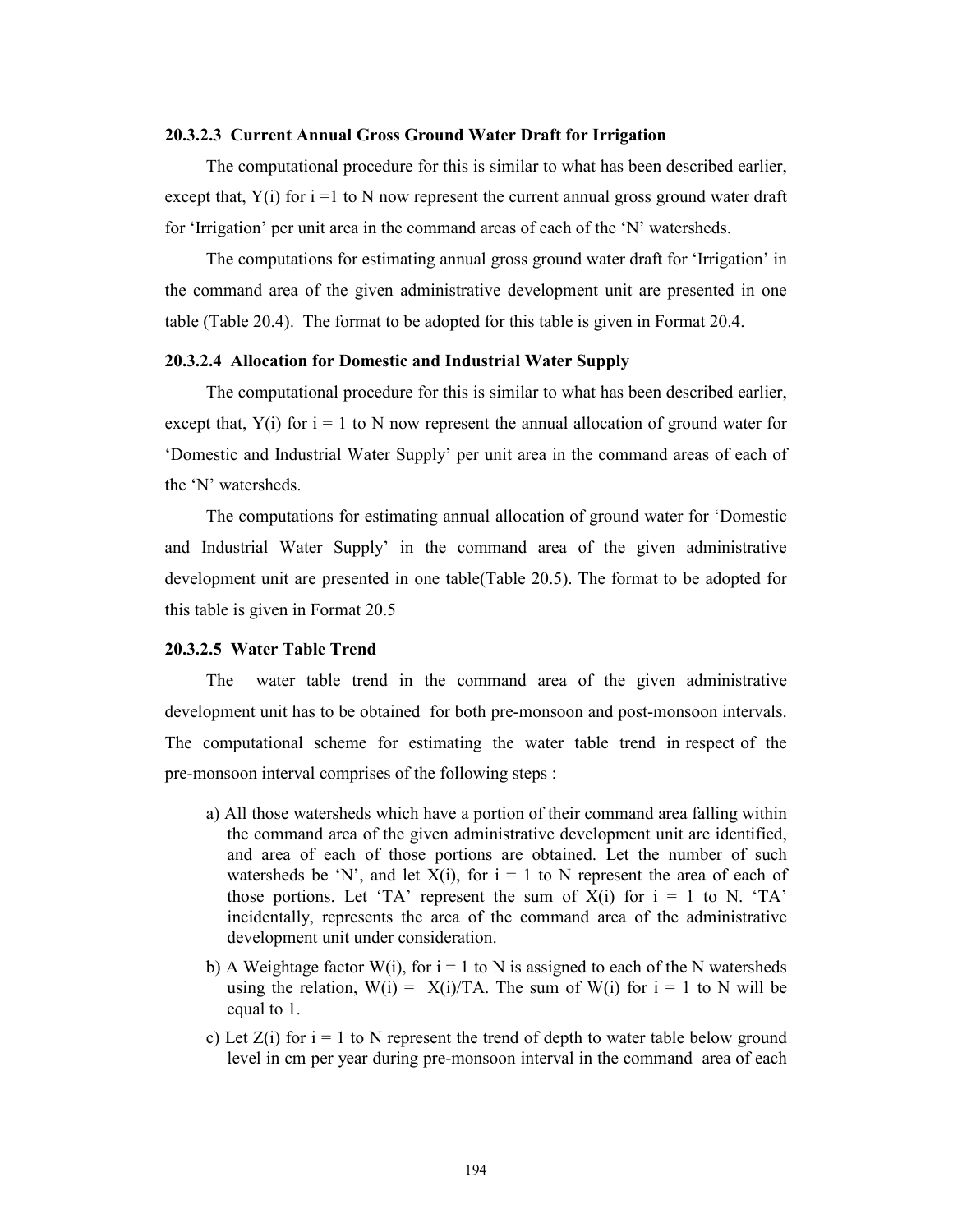#### 20.3.2.3 Current Annual Gross Ground Water Draft for Irrigation

The computational procedure for this is similar to what has been described earlier, except that, $Y(i)$ for $i = 1$ to $N$ now represent the current annual gross ground water draft for 'Irrigation' per unit area in the command areas of each of the 'N' watersheds.

The computations for estimating annual gross ground water draft for 'Irrigation' in the command area of the given administrative development unit are presented in one table (Table 20.4). The format to be adopted for this table is given in Format 20.4.

#### 20.3.2.4 Allocation for Domestic and Industrial Water Supply

The computational procedure for this is similar to what has been described earlier, except that, $Y(i)$ for $i = 1$ to $N$ now represent the annual allocation of ground water for 'Domestic and Industrial Water Supply' per unit area in the command areas of each of the 'N' watersheds.

The computations for estimating annual allocation of ground water for 'Domestic and Industrial Water Supply' in the command area of the given administrative development unit are presented in one table(Table 20.5). The format to be adopted for this table is given in Format 20.5

#### 20.3.2.5 Water Table Trend

The water table trend in the command area of the given administrative development unit has to be obtained for both pre-monsoon and post-monsoon intervals. The computational scheme for estimating the water table trend in respect of the pre-monsoon interval comprises of the following steps :

a) All those watersheds which have a portion of their command area falling within the command area of the given administrative development unit are identified, and area of each of those portions are obtained. Let the number of such watersheds be 'N', and let $X(i)$, for $i = 1$ to $N$ represent the area of each of those portions. Let 'TA' represent the sum of $X(i)$ for $i = 1$ to $N$. 'TA' incidentally, represents the area of the command area of the administrative development unit under consideration.

b) A Weightage factor $W(i)$, for $i = 1$ to $N$ is assigned to each of the N watersheds using the relation, $W(i) = X(i)/TA$. The sum of $W(i)$ for $i = 1$ to $N$ will be equal to 1.

c) Let $Z(i)$ for $i = 1$ to $N$ represent the trend of depth to water table below ground level in cm per year during pre-monsoon interval in the command area of each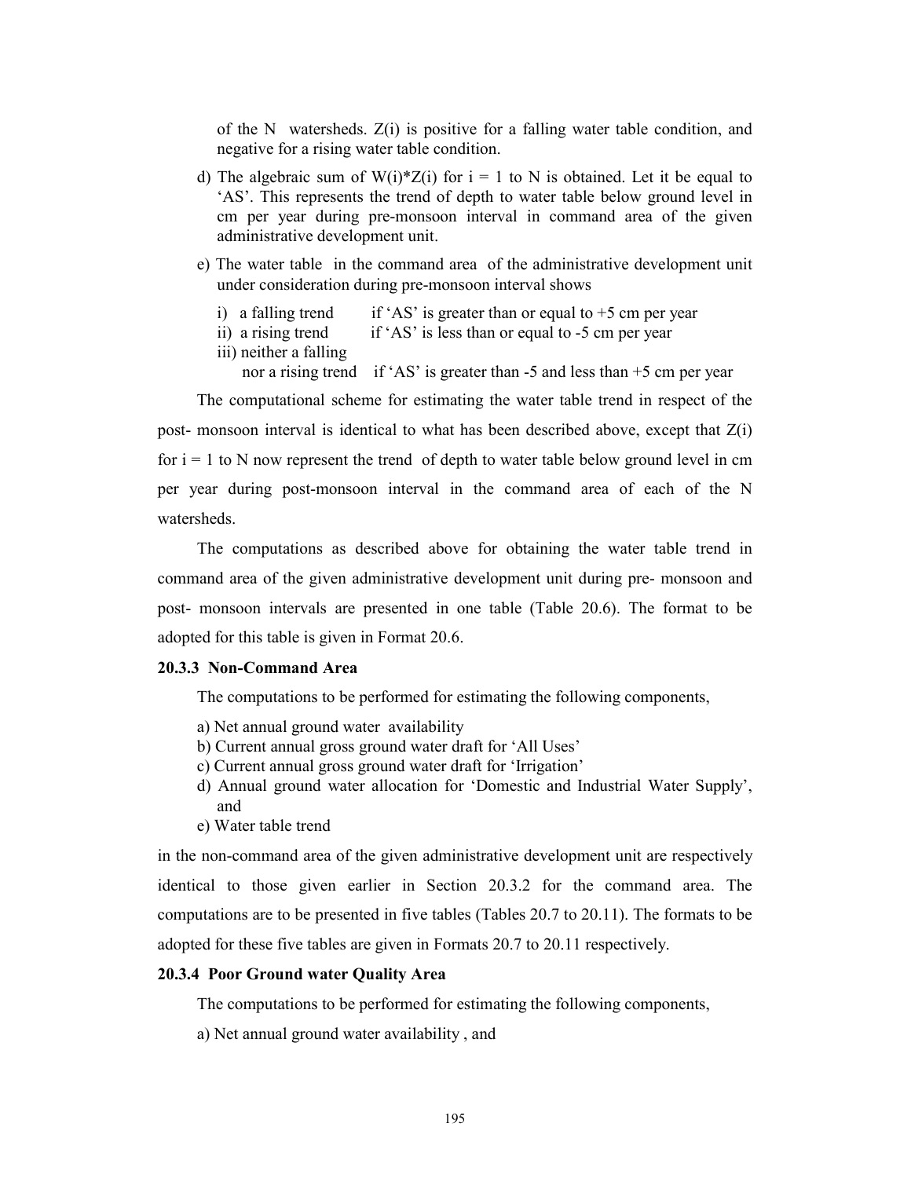of the N watersheds. $Z(i)$ is positive for a falling water table condition, and negative for a rising water table condition.

d) The algebraic sum of $W(i)*Z(i)$ for $i = 1$ to N is obtained. Let it be equal to 'AS'. This represents the trend of depth to water table below ground level in cm per year during pre-monsoon interval in command area of the given administrative development unit.

e) The water table in the command area of the administrative development unit under consideration during pre-monsoon interval shows

   i) a falling trend if 'AS' is greater than or equal to +5 cm per year
   ii) a rising trend if 'AS' is less than or equal to -5 cm per year
   iii) neither a falling nor a rising trend if 'AS' is greater than -5 and less than +5 cm per year

The computational scheme for estimating the water table trend in respect of the post- monsoon interval is identical to what has been described above, except that $Z(i)$ for $i = 1$ to N now represent the trend of depth to water table below ground level in cm per year during post-monsoon interval in the command area of each of the N watersheds.

The computations as described above for obtaining the water table trend in command area of the given administrative development unit during pre- monsoon and post- monsoon intervals are presented in one table (Table 20.6). The format to be adopted for this table is given in Format 20.6.

### 20.3.3 Non-Command Area

The computations to be performed for estimating the following components,

a) Net annual ground water availability
b) Current annual gross ground water draft for 'All Uses'
c) Current annual gross ground water draft for 'Irrigation'
d) Annual ground water allocation for 'Domestic and Industrial Water Supply', and
e) Water table trend

in the non-command area of the given administrative development unit are respectively identical to those given earlier in Section 20.3.2 for the command area. The computations are to be presented in five tables (Tables 20.7 to 20.11). The formats to be adopted for these five tables are given in Formats 20.7 to 20.11 respectively.

### 20.3.4 Poor Ground water Quality Area

The computations to be performed for estimating the following components,

a) Net annual ground water availability , and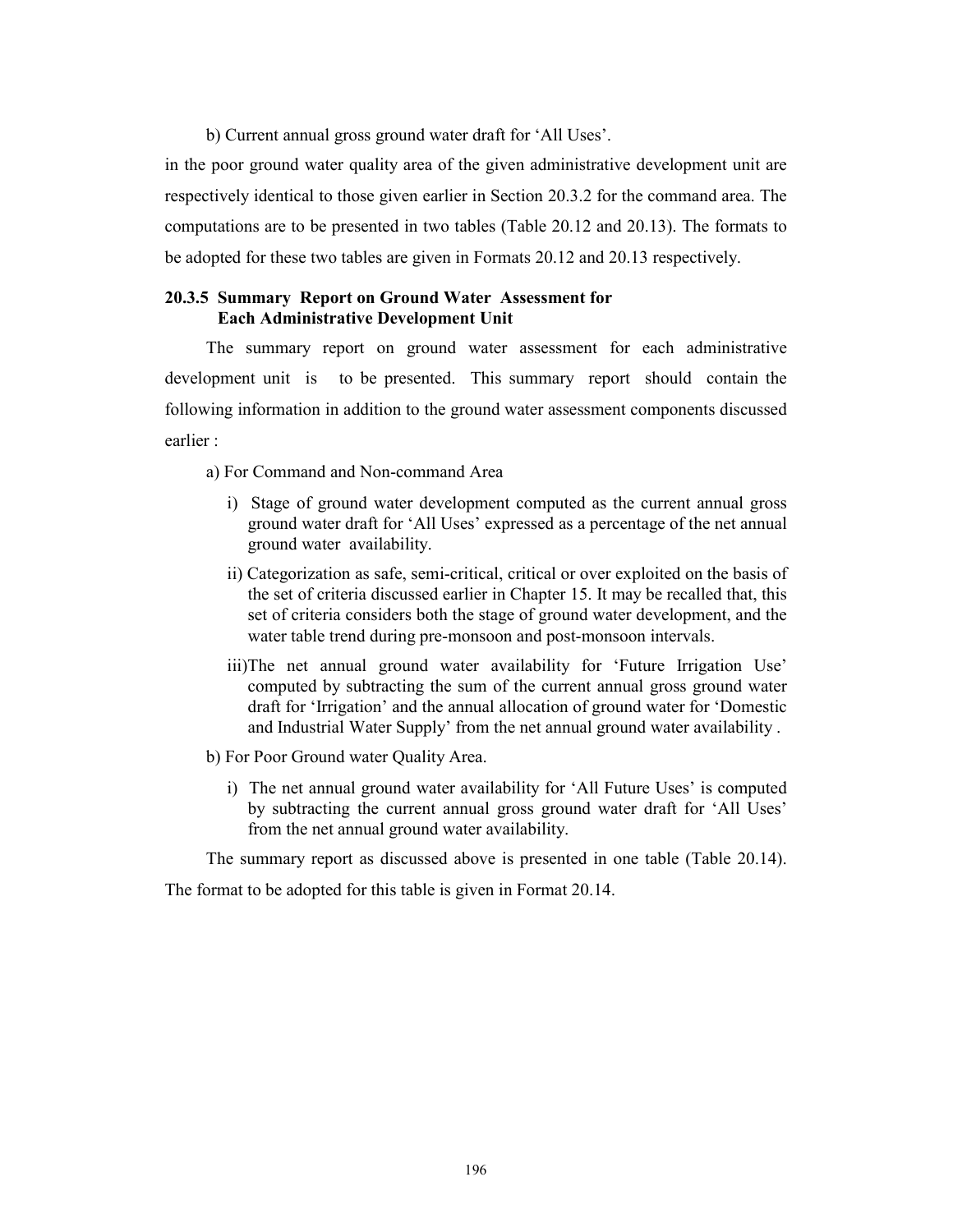b) Current annual gross ground water draft for 'All Uses'.

in the poor ground water quality area of the given administrative development unit are respectively identical to those given earlier in Section 20.3.2 for the command area. The computations are to be presented in two tables (Table 20.12 and 20.13). The formats to be adopted for these two tables are given in Formats 20.12 and 20.13 respectively.

### 20.3.5 Summary Report on Ground Water Assessment for Each Administrative Development Unit

The summary report on ground water assessment for each administrative development unit is to be presented. This summary report should contain the following information in addition to the ground water assessment components discussed earlier :

a) For Command and Non-command Area

- i) Stage of ground water development computed as the current annual gross ground water draft for 'All Uses' expressed as a percentage of the net annual ground water availability.
- ii) Categorization as safe, semi-critical, critical or over exploited on the basis of the set of criteria discussed earlier in Chapter 15. It may be recalled that, this set of criteria considers both the stage of ground water development, and the water table trend during pre-monsoon and post-monsoon intervals.
- iii) The net annual ground water availability for 'Future Irrigation Use' computed by subtracting the sum of the current annual gross ground water draft for 'Irrigation' and the annual allocation of ground water for 'Domestic and Industrial Water Supply' from the net annual ground water availability .

b) For Poor Ground water Quality Area.

- i) The net annual ground water availability for 'All Future Uses' is computed by subtracting the current annual gross ground water draft for 'All Uses' from the net annual ground water availability.

The summary report as discussed above is presented in one table (Table 20.14). The format to be adopted for this table is given in Format 20.14.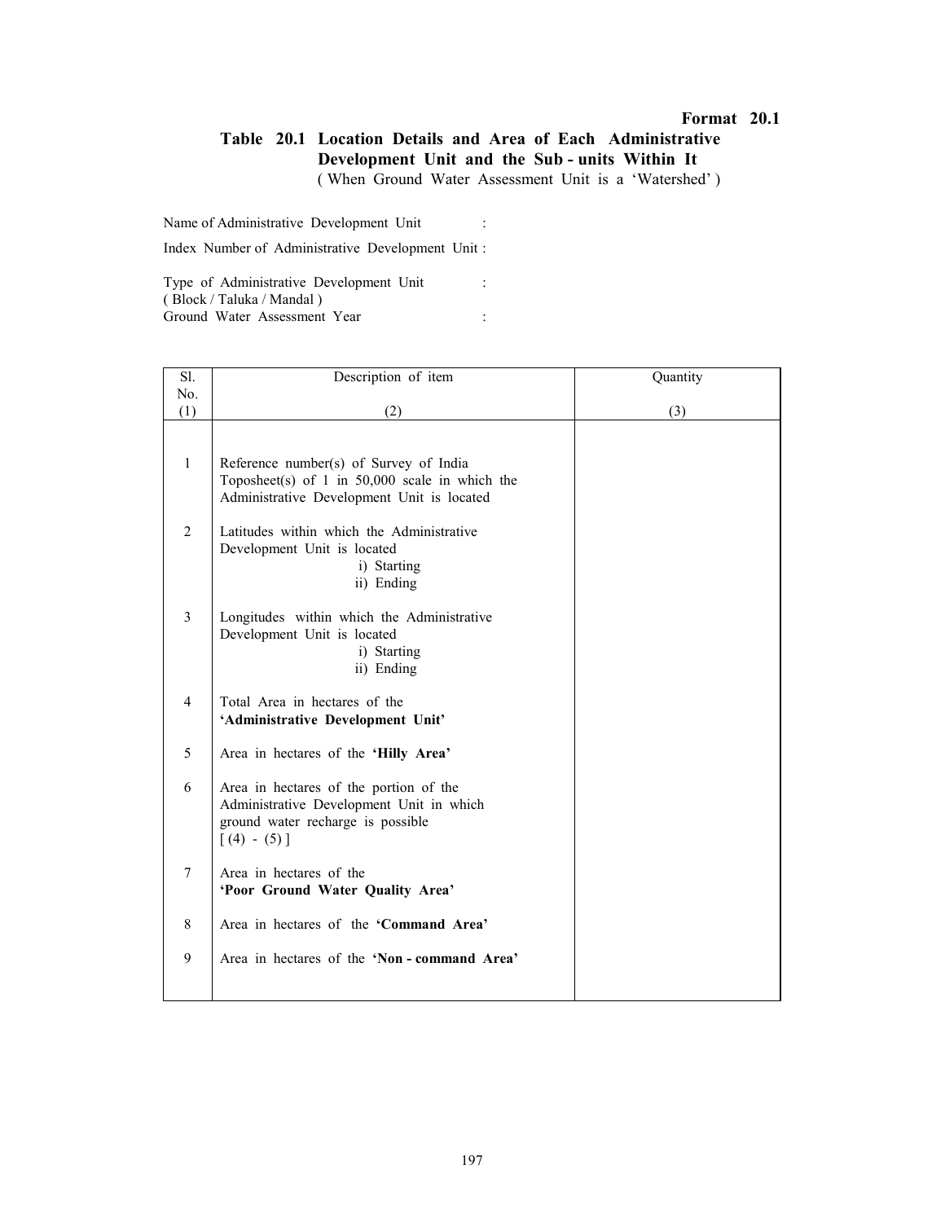**Format 20.1**

## Table 20.1 Location Details and Area of Each Administrative Development Unit and the Sub - units Within It

( When Ground Water Assessment Unit is a 'Watershed' )

Name of Administrative Development Unit :

Index Number of Administrative Development Unit :

Type of Administrative Development Unit :
( Block / Taluka / Mandal )

Ground Water Assessment Year :

| Sl. No. | Description of item | Quantity |
|---|---|---|
| (1) | (2) | (3) |
| 1 | Reference number(s) of Survey of India Toposheet(s) of 1 in 50,000 scale in which the Administrative Development Unit is located | |
| 2 | Latitudes within which the Administrative Development Unit is located<br>i) Starting<br>ii) Ending | |
| 3 | Longitudes within which the Administrative Development Unit is located<br>i) Starting<br>ii) Ending | |
| 4 | Total Area in hectares of the **'Administrative Development Unit'** | |
| 5 | Area in hectares of the **'Hilly Area'** | |
| 6 | Area in hectares of the portion of the Administrative Development Unit in which ground water recharge is possible [ (4) - (5) ] | |
| 7 | Area in hectares of the **'Poor Ground Water Quality Area'** | |
| 8 | Area in hectares of the **'Command Area'** | |
| 9 | Area in hectares of the **'Non - command Area'** | |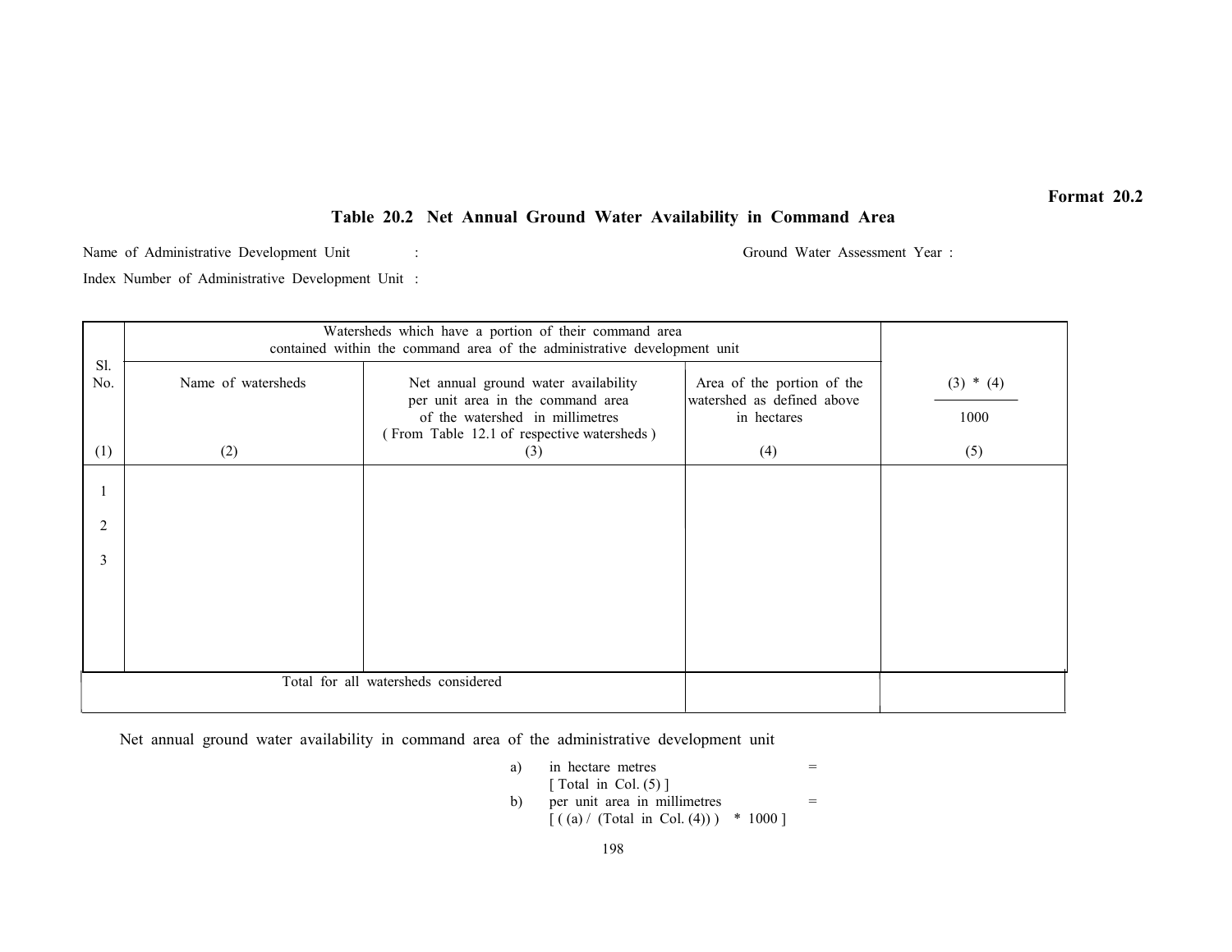**Format 20.2**

## Table 20.2 Net Annual Ground Water Availability in Command Area

Name of Administrative Development Unit : Ground Water Assessment Year :

Index Number of Administrative Development Unit :

| Sl. No. | Watersheds which have a portion of their command area contained within the command area of the administrative development unit | | | |
|---|---|---|---|---|
| | Name of watersheds | Net annual ground water availability per unit area in the command area of the watershed in millimetres ( From Table 12.1 of respective watersheds ) | Area of the portion of the watershed as defined above in hectares | (3) * (4) / 1000 |
| (1) | (2) | (3) | (4) | (5) |
| 1 | | | | |
| 2 | | | | |
| 3 | | | | |
| | | | | |
| Total for all watersheds considered | | | | |

Net annual ground water availability in command area of the administrative development unit

a) in hectare metres =
[ Total in Col. (5) ]

b) per unit area in millimetres =
[ ( (a) / (Total in Col. (4)) ) * 1000 ]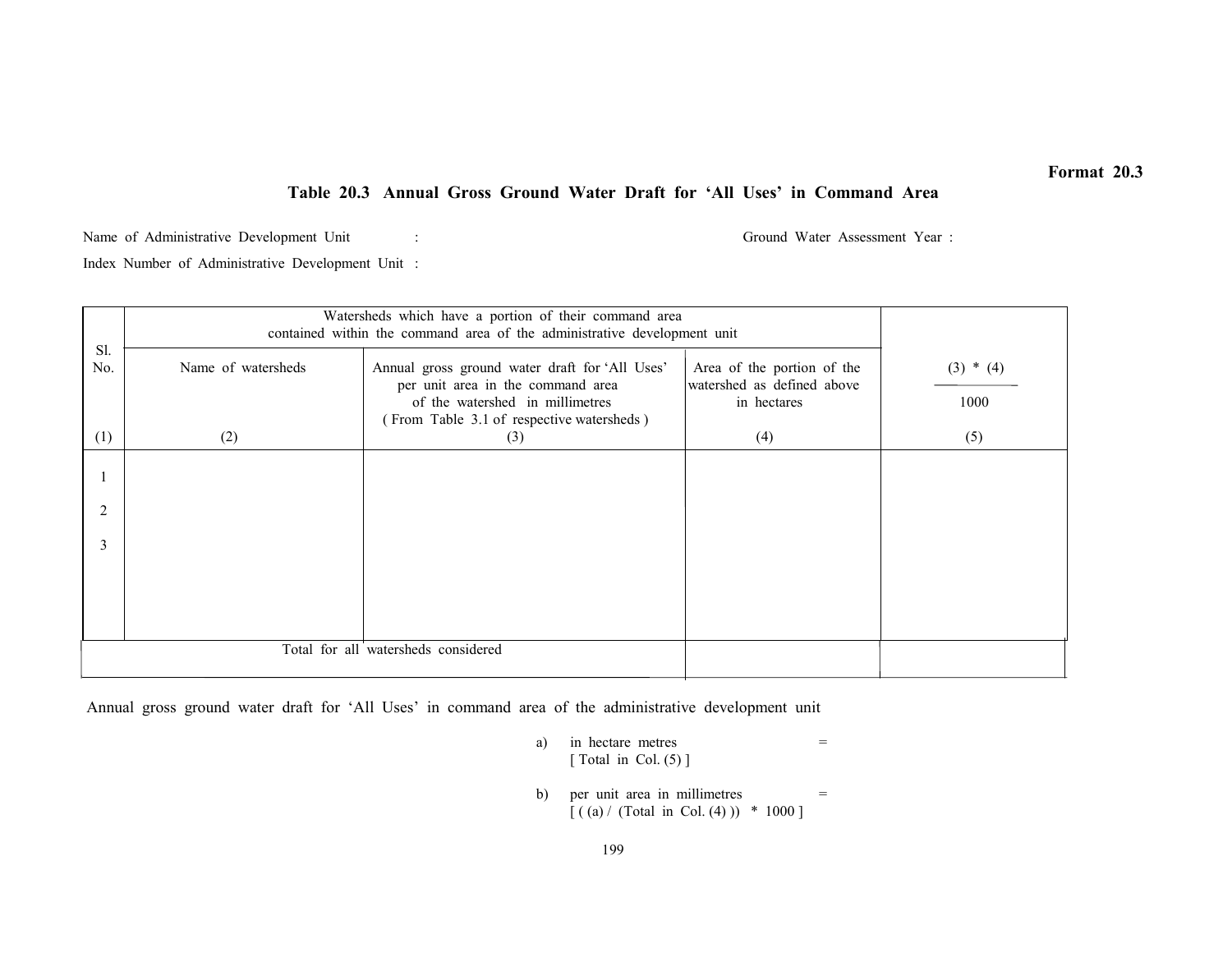**Format 20.3**

## Table 20.3 Annual Gross Ground Water Draft for 'All Uses' in Command Area

Name of Administrative Development Unit : Ground Water Assessment Year :

Index Number of Administrative Development Unit :

| Sl. No. | Watersheds which have a portion of their command area contained within the command area of the administrative development unit | | | $\frac{(3) * (4)}{1000}$ |
|---|---|---|---|---|
| | Name of watersheds | Annual gross ground water draft for 'All Uses' per unit area in the command area of the watershed in millimetres ( From Table 3.1 of respective watersheds ) | Area of the portion of the watershed as defined above in hectares | |
| (1) | (2) | (3) | (4) | (5) |
| 1 | | | | |
| 2 | | | | |
| 3 | | | | |
| Total for all watersheds considered | | | | |

Annual gross ground water draft for 'All Uses' in command area of the administrative development unit

a) in hectare metres =
[ Total in Col. (5) ]

b) per unit area in millimetres =
[ ( (a) / (Total in Col. (4) ) ) * 1000 ]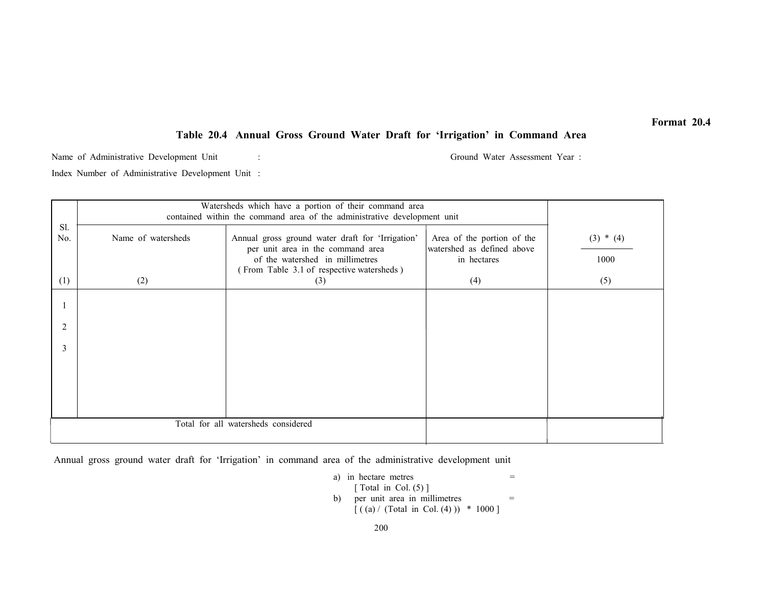Format 20.4

## Table 20.4 Annual Gross Ground Water Draft for 'Irrigation' in Command Area

Name of Administrative Development Unit : Ground Water Assessment Year :

Index Number of Administrative Development Unit :

| Sl. No. | Watersheds which have a portion of their command area contained within the command area of the administrative development unit | | | $\frac{(3) * (4)}{1000}$ |
|---|---|---|---|---|
| | Name of watersheds | Annual gross ground water draft for 'Irrigation' per unit area in the command area of the watershed in millimetres ( From Table 3.1 of respective watersheds ) | Area of the portion of the watershed as defined above in hectares | |
| (1) | (2) | (3) | (4) | (5) |
| 1 | | | | |
| 2 | | | | |
| 3 | | | | |
| Total for all watersheds considered | | | | |

Annual gross ground water draft for 'Irrigation' in command area of the administrative development unit

a) in hectare metres =
[ Total in Col. (5) ]

b) per unit area in millimetres =
[ ( (a) / (Total in Col. (4) ) ) * 1000 ]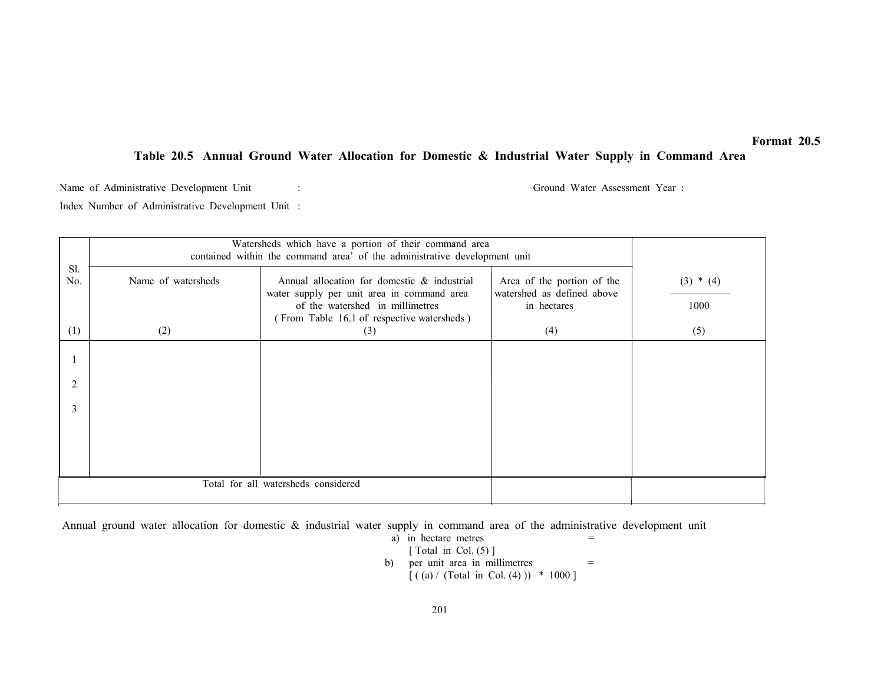Format 20.5

## Table 20.5 Annual Ground Water Allocation for Domestic & Industrial Water Supply in Command Area

Name of Administrative Development Unit : Ground Water Assessment Year :

Index Number of Administrative Development Unit :

| Sl. No. | Watersheds which have a portion of their command area contained within the command area' of the administrative development unit | | | $\frac{(3) * (4)}{1000}$ |
|---|---|---|---|---|
| | Name of watersheds | Annual allocation for domestic & industrial water supply per unit area in command area of the watershed in millimetres ( From Table 16.1 of respective watersheds ) | Area of the portion of the watershed as defined above in hectares | |
| (1) | (2) | (3) | (4) | (5) |
| 1 | | | | |
| 2 | | | | |
| 3 | | | | |
| Total for all watersheds considered | | | | |

Annual ground water allocation for domestic & industrial water supply in command area of the administrative development unit

a) in hectare metres =
[ Total in Col. (5) ]

b) per unit area in millimetres =
[ ( (a) / (Total in Col. (4) ) ) * 1000 ]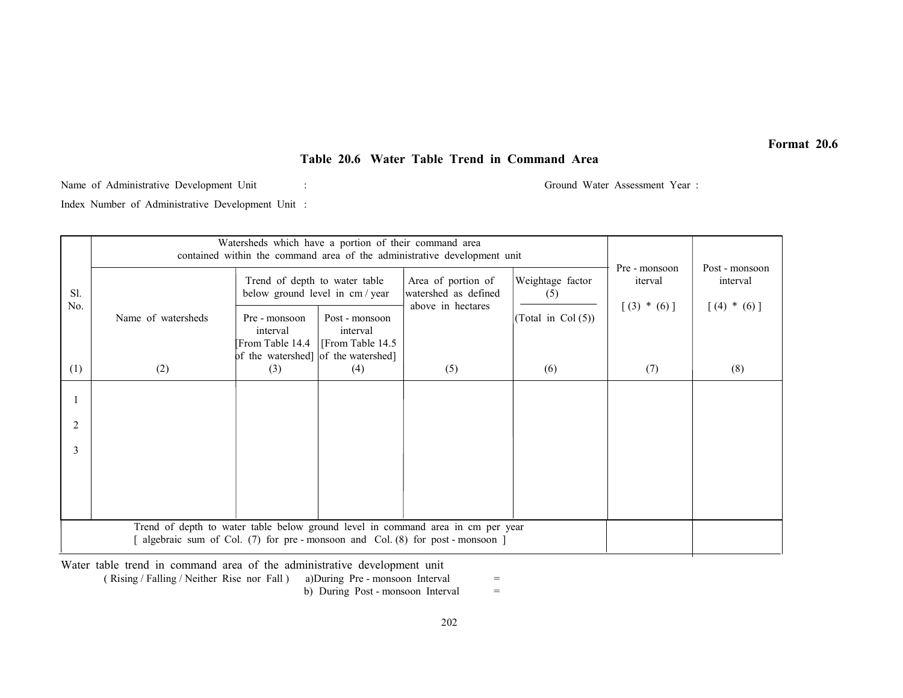Format 20.6

## Table 20.6 Water Table Trend in Command Area

Name of Administrative Development Unit :

Ground Water Assessment Year :

Index Number of Administrative Development Unit :

| Sl. No. | Watersheds which have a portion of their command area contained within the command area of the administrative development unit | | | | | Pre - monsoon iterval | Post - monsoon interval |
|---|---|---|---|---|---|---|---|
| | Name of watersheds | Trend of depth to water table below ground level in cm / year | | Area of portion of watershed as defined above in hectares | Weightage factor (5) / (Total in Col (5)) | [ (3) * (6) ] | [ (4) * (6) ] |
| | | Pre - monsoon interval [From Table 14.4 of the watershed] | Post - monsoon interval [From Table 14.5 of the watershed] | | | | |
| (1) | (2) | (3) | (4) | (5) | (6) | (7) | (8) |
| 1 | | | | | | | |
| 2 | | | | | | | |
| 3 | | | | | | | |
| Trend of depth to water table below ground level in command area in cm per year [ algebraic sum of Col. (7) for pre - monsoon and Col. (8) for post - monsoon ] | | | | | | | |

Water table trend in command area of the administrative development unit

( Rising / Falling / Neither Rise nor Fall ) a)During Pre - monsoon Interval =

b) During Post - monsoon Interval =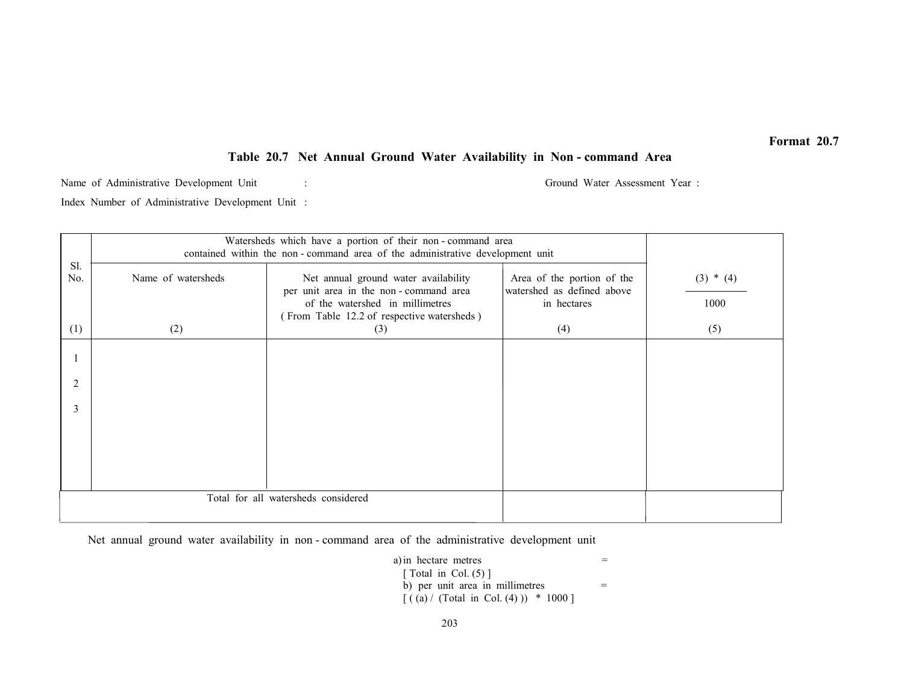**Format 20.7**

## Table 20.7 Net Annual Ground Water Availability in Non - command Area

Name of Administrative Development Unit : &nbsp;&nbsp;&nbsp;&nbsp;&nbsp;&nbsp;&nbsp;&nbsp; Ground Water Assessment Year :

Index Number of Administrative Development Unit :

| Sl. No. | Watersheds which have a portion of their non - command area contained within the non - command area of the administrative development unit | | | $\frac{(3) * (4)}{1000}$ |
|---|---|---|---|---|
| | Name of watersheds | Net annual ground water availability per unit area in the non - command area of the watershed in millimetres ( From Table 12.2 of respective watersheds ) | Area of the portion of the watershed as defined above in hectares | |
| (1) | (2) | (3) | (4) | (5) |
| 1 | | | | |
| 2 | | | | |
| 3 | | | | |
| Total for all watersheds considered | | | | |

Net annual ground water availability in non - command area of the administrative development unit

a) in hectare metres =
[ Total in Col. (5) ]

b) per unit area in millimetres =
[ ( (a) / (Total in Col. (4) ) ) * 1000 ]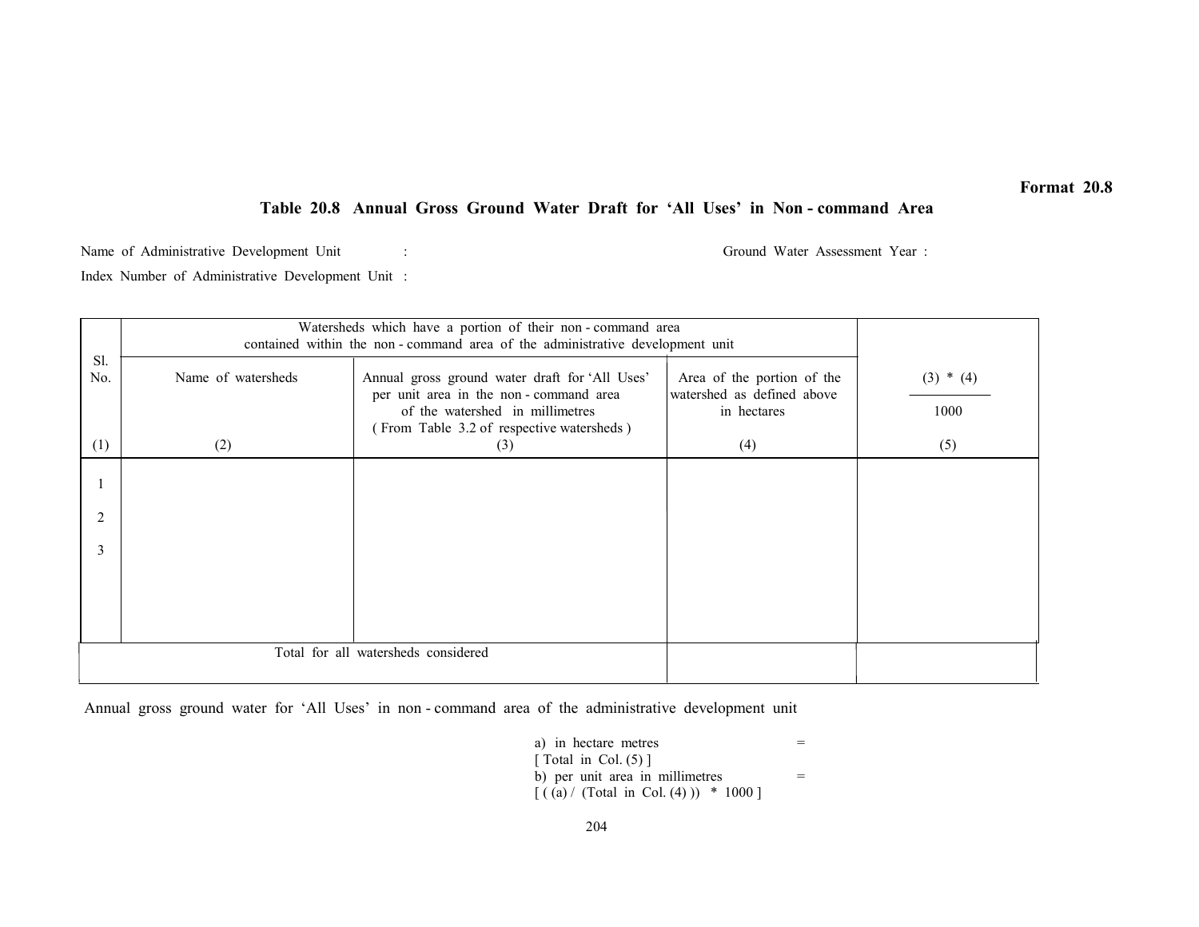**Format 20.8**

## Table 20.8 Annual Gross Ground Water Draft for 'All Uses' in Non - command Area

Name of Administrative Development Unit : Ground Water Assessment Year :

Index Number of Administrative Development Unit :

| Sl. No. | Watersheds which have a portion of their non - command area contained within the non - command area of the administrative development unit | | | $\frac{(3) * (4)}{1000}$ |
|---|---|---|---|---|
| | Name of watersheds | Annual gross ground water draft for 'All Uses' per unit area in the non - command area of the watershed in millimetres ( From Table 3.2 of respective watersheds ) | Area of the portion of the watershed as defined above in hectares | |
| (1) | (2) | (3) | (4) | (5) |
| 1 | | | | |
| 2 | | | | |
| 3 | | | | |
| | | | | |
| Total for all watersheds considered | | | | |

Annual gross ground water for 'All Uses' in non - command area of the administrative development unit

a) in hectare metres =
[ Total in Col. (5) ]
b) per unit area in millimetres =
[ ( (a) / (Total in Col. (4) ) ) * 1000 ]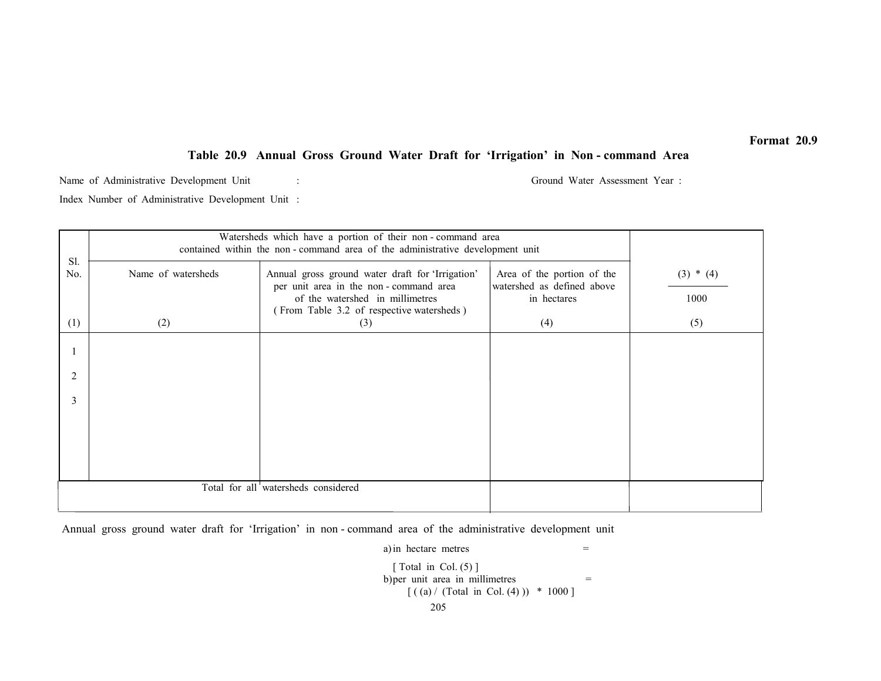Format 20.9

## Table 20.9 Annual Gross Ground Water Draft for 'Irrigation' in Non - command Area

Name of Administrative Development Unit :                                        Ground Water Assessment Year :

Index Number of Administrative Development Unit :

| Sl. No. | Watersheds which have a portion of their non - command area contained within the non - command area of the administrative development unit | | | $\frac{(3) * (4)}{1000}$ |
|---|---|---|---|---|
| | Name of watersheds | Annual gross ground water draft for 'Irrigation' per unit area in the non - command area of the watershed in millimetres ( From Table 3.2 of respective watersheds ) | Area of the portion of the watershed as defined above in hectares | |
| (1) | (2) | (3) | (4) | (5) |
| 1 | | | | |
| 2 | | | | |
| 3 | | | | |
| Total for all watersheds considered | | | | |

Annual gross ground water draft for 'Irrigation' in non - command area of the administrative development unit

a) in hectare metres =

[ Total in Col. (5) ]

b) per unit area in millimetres =

[ ( (a) / (Total in Col. (4) ) ) * 1000 ]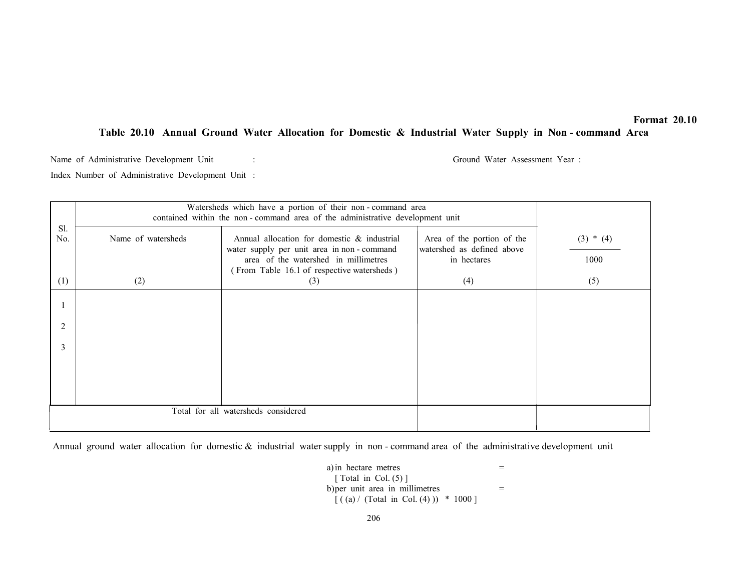**Format 20.10**

## Table 20.10 Annual Ground Water Allocation for Domestic & Industrial Water Supply in Non - command Area

Name of Administrative Development Unit : 

Ground Water Assessment Year :

Index Number of Administrative Development Unit :

| Sl. No. | Watersheds which have a portion of their non - command area contained within the non - command area of the administrative development unit | | | |
|---|---|---|---|---|
| | Name of watersheds | Annual allocation for domestic & industrial water supply per unit area in non - command area of the watershed in millimetres ( From Table 16.1 of respective watersheds ) | Area of the portion of the watershed as defined above in hectares | $\frac{(3) * (4)}{1000}$ |
| (1) | (2) | (3) | (4) | (5) |
| 1 | | | | |
| 2 | | | | |
| 3 | | | | |
| | | | | |
| Total for all watersheds considered | | | | |

Annual ground water allocation for domestic & industrial water supply in non - command area of the administrative development unit

a) in hectare metres =
[ Total in Col. (5) ]

b) per unit area in millimetres =
[ ( (a) / (Total in Col. (4) ) ) * 1000 ]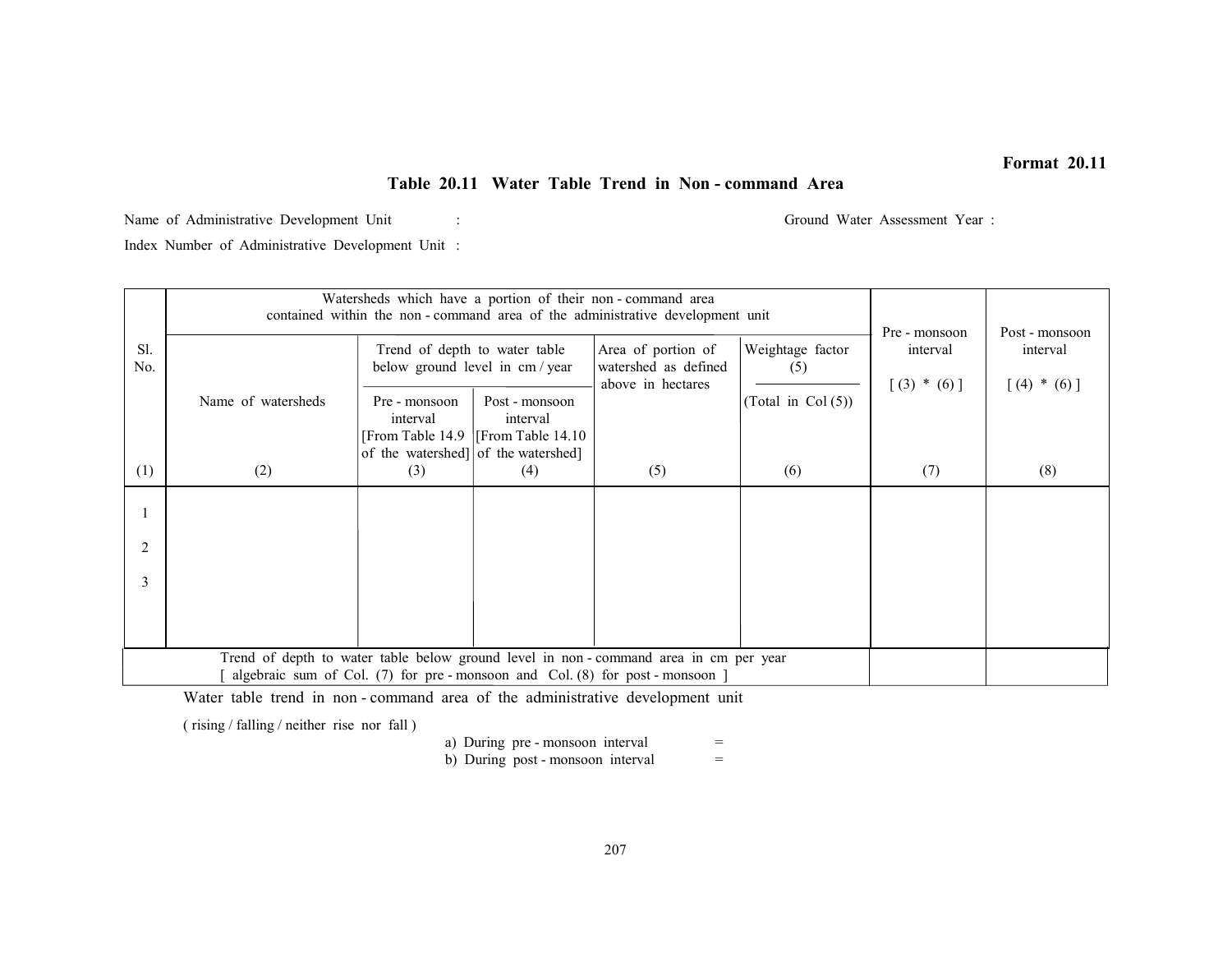**Format 20.11**

## Table 20.11 Water Table Trend in Non - command Area

Name of Administrative Development Unit : Ground Water Assessment Year :

Index Number of Administrative Development Unit :

| Sl. No. | Watersheds which have a portion of their non - command area contained within the non - command area of the administrative development unit | | | | | Pre - monsoon interval | Post - monsoon interval |
|---|---|---|---|---|---|---|---|
| | Name of watersheds | Trend of depth to water table below ground level in cm / year | | Area of portion of watershed as defined above in hectares | Weightage factor (5) / (Total in Col (5)) | [ (3) * (6) ] | [ (4) * (6) ] |
| | | Pre - monsoon interval [From Table 14.9 of the watershed] | Post - monsoon interval [From Table 14.10 of the watershed] | | | | |
| (1) | (2) | (3) | (4) | (5) | (6) | (7) | (8) |
| 1 | | | | | | | |
| 2 | | | | | | | |
| 3 | | | | | | | |
| Trend of depth to water table below ground level in non - command area in cm per year [ algebraic sum of Col. (7) for pre - monsoon and Col. (8) for post - monsoon ] | | | | | | | |

Water table trend in non - command area of the administrative development unit

( rising / falling / neither rise nor fall )

a) During pre - monsoon interval =

b) During post - monsoon interval =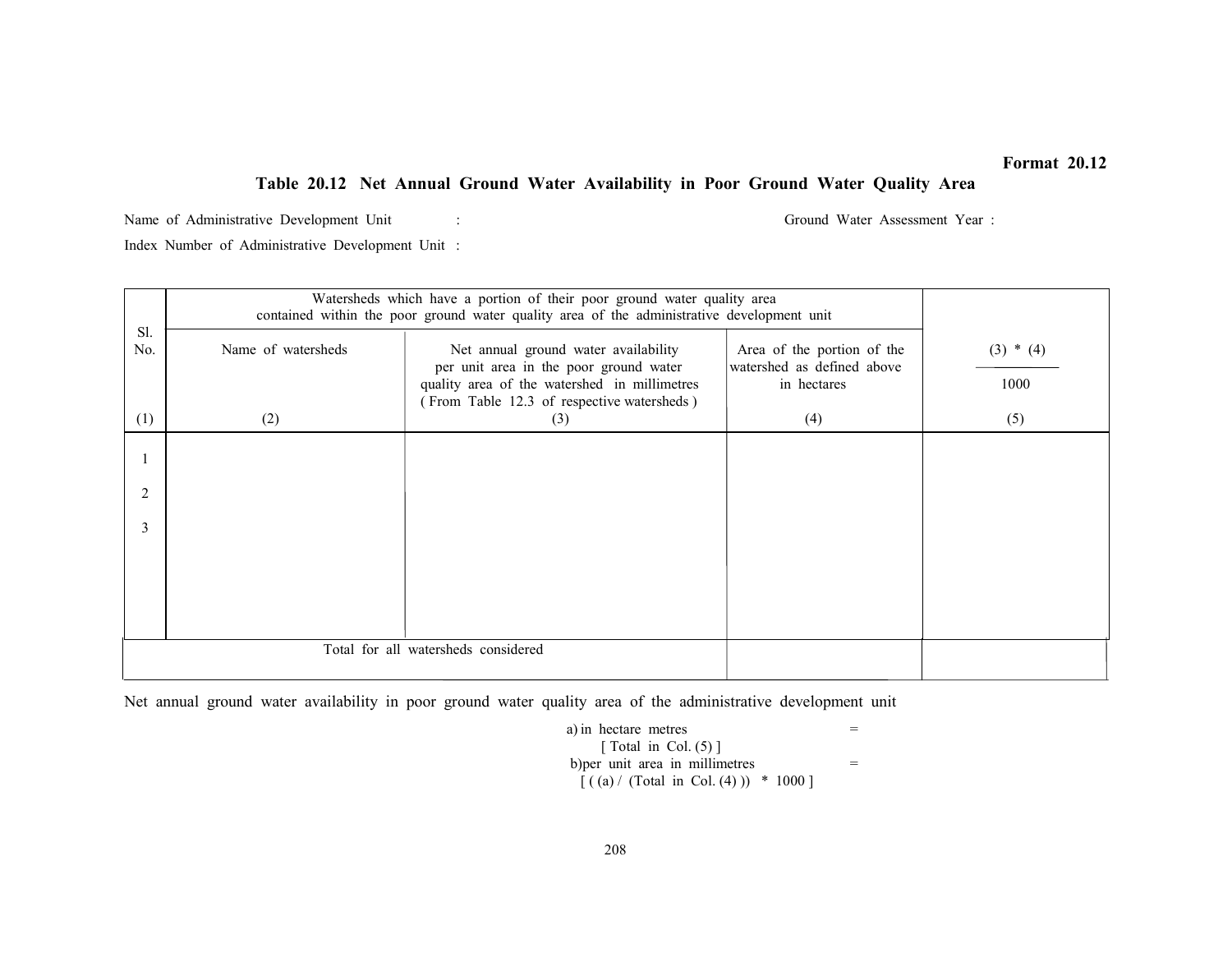**Format 20.12**

## Table 20.12 Net Annual Ground Water Availability in Poor Ground Water Quality Area

Name of Administrative Development Unit : Ground Water Assessment Year :

Index Number of Administrative Development Unit :

| Sl. No. | Watersheds which have a portion of their poor ground water quality area contained within the poor ground water quality area of the administrative development unit | | | $\frac{(3) * (4)}{1000}$ |
|---|---|---|---|---|
| | Name of watersheds | Net annual ground water availability per unit area in the poor ground water quality area of the watershed in millimetres ( From Table 12.3 of respective watersheds ) | Area of the portion of the watershed as defined above in hectares | |
| (1) | (2) | (3) | (4) | (5) |
| 1 | | | | |
| 2 | | | | |
| 3 | | | | |
| Total for all watersheds considered | | | | |

Net annual ground water availability in poor ground water quality area of the administrative development unit

a) in hectare metres =
[ Total in Col. (5) ]

b) per unit area in millimetres =
[ ( (a) / (Total in Col. (4) )) * 1000 ]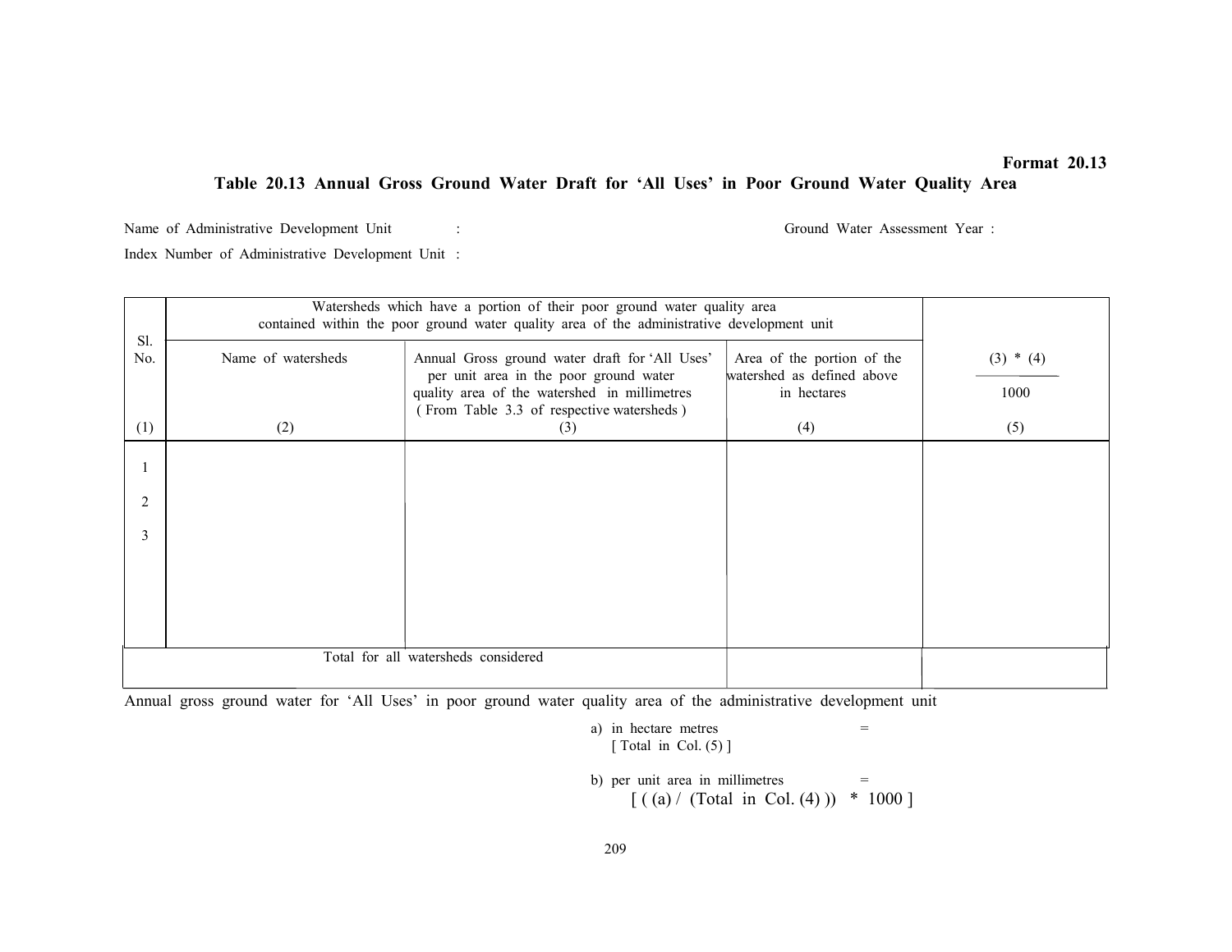**Format 20.13**

## Table 20.13 Annual Gross Ground Water Draft for ‘All Uses’ in Poor Ground Water Quality Area

Name of Administrative Development Unit : Ground Water Assessment Year :

Index Number of Administrative Development Unit :

| Sl. No. | Watersheds which have a portion of their poor ground water quality area contained within the poor ground water quality area of the administrative development unit | | | $\frac{(3) * (4)}{1000}$ |
|---|---|---|---|---|
| | Name of watersheds | Annual Gross ground water draft for ‘All Uses’ per unit area in the poor ground water quality area of the watershed in millimetres ( From Table 3.3 of respective watersheds ) | Area of the portion of the watershed as defined above in hectares | |
| (1) | (2) | (3) | (4) | (5) |
| 1 | | | | |
| 2 | | | | |
| 3 | | | | |
| Total for all watersheds considered | | | | |

Annual gross ground water for ‘All Uses’ in poor ground water quality area of the administrative development unit

a) in hectare metres =
[ Total in Col. (5) ]

b) per unit area in millimetres =
[ ( (a) / (Total in Col. (4) )) * 1000 ]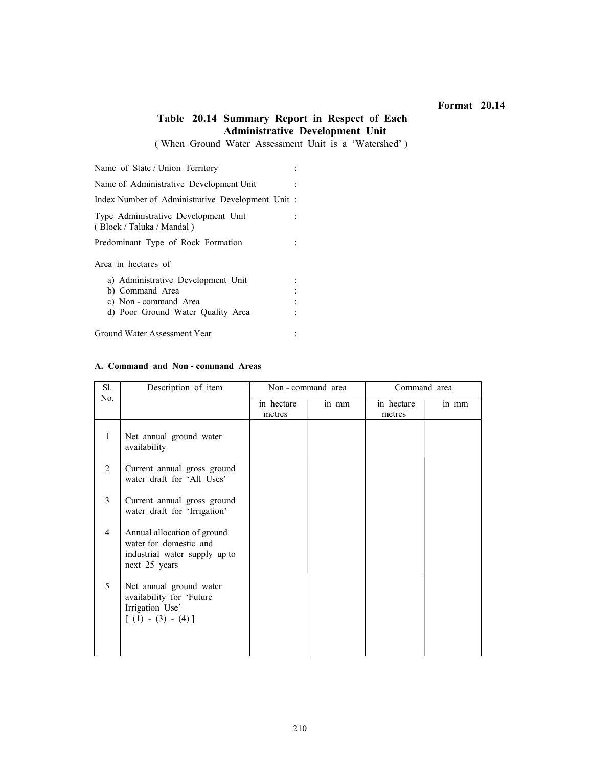**Format 20.14**

## Table 20.14 Summary Report in Respect of Each Administrative Development Unit

( When Ground Water Assessment Unit is a 'Watershed' )

Name of State / Union Territory :

Name of Administrative Development Unit :

Index Number of Administrative Development Unit :

Type Administrative Development Unit ( Block / Taluka / Mandal ) :

Predominant Type of Rock Formation :

Area in hectares of

a) Administrative Development Unit :
b) Command Area :
c) Non - command Area :
d) Poor Ground Water Quality Area :

Ground Water Assessment Year :

**A. Command and Non - command Areas**

| Sl. No. | Description of item | Non - command area | | Command area | |
|---|---|---|---|---|---|
| | | in hectare metres | in mm | in hectare metres | in mm |
| 1 | Net annual ground water availability | | | | |
| 2 | Current annual gross ground water draft for 'All Uses' | | | | |
| 3 | Current annual gross ground water draft for 'Irrigation' | | | | |
| 4 | Annual allocation of ground water for domestic and industrial water supply up to next 25 years | | | | |
| 5 | Net annual ground water availability for 'Future Irrigation Use' [ (1) - (3) - (4) ] | | | | |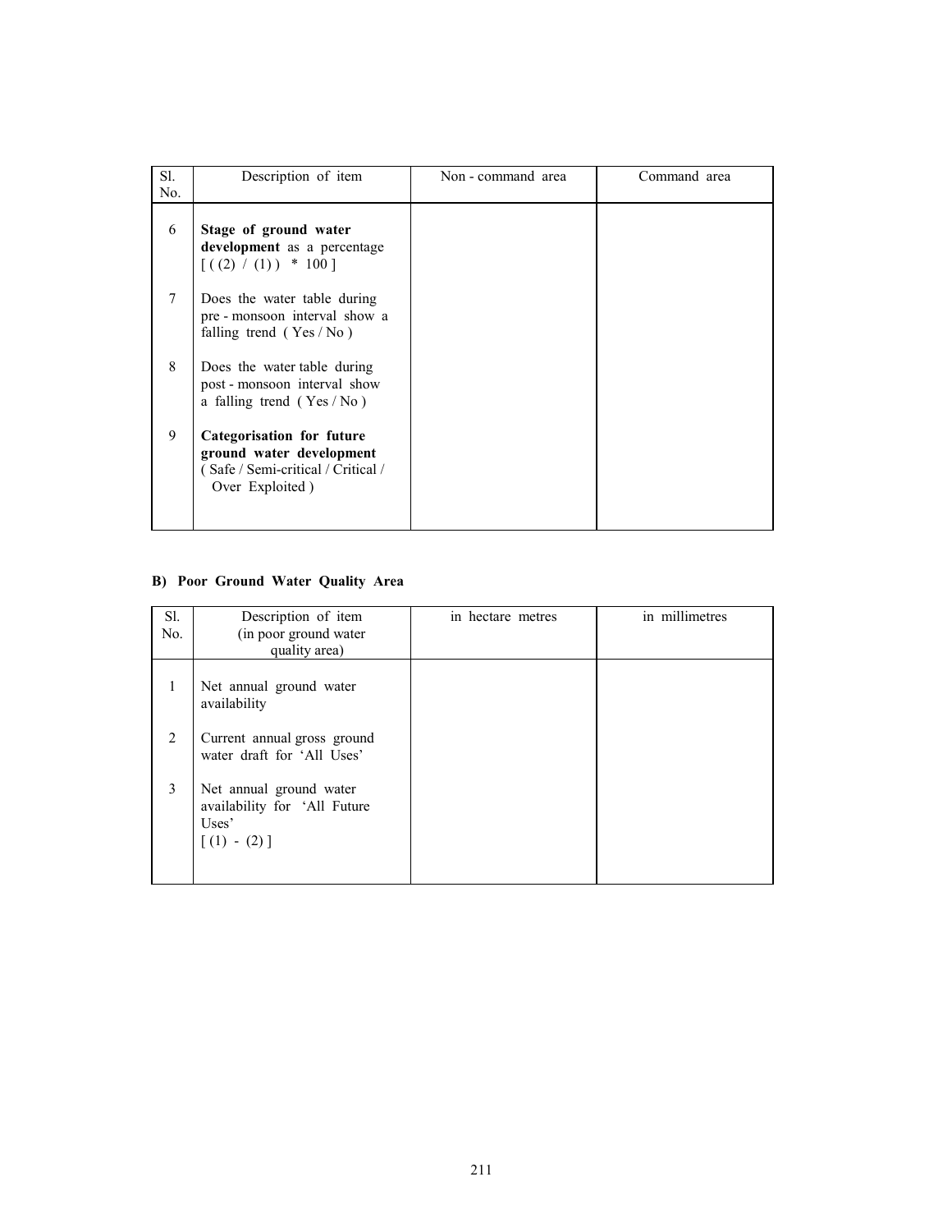| Sl. No. | Description of item | Non - command area | Command area |
|---|---|---|---|
| 6 | **Stage of ground water development** as a percentage [ ( (2) / (1) ) * 100 ] | | |
| 7 | Does the water table during pre - monsoon interval show a falling trend ( Yes / No ) | | |
| 8 | Does the water table during post - monsoon interval show a falling trend ( Yes / No ) | | |
| 9 | **Categorisation for future ground water development** ( Safe / Semi-critical / Critical / Over Exploited ) | | |

**B) Poor Ground Water Quality Area**

| Sl. No. | Description of item (in poor ground water quality area) | in hectare metres | in millimetres |
|---|---|---|---|
| 1 | Net annual ground water availability | | |
| 2 | Current annual gross ground water draft for 'All Uses' | | |
| 3 | Net annual ground water availability for 'All Future Uses' [ (1) - (2) ] | | |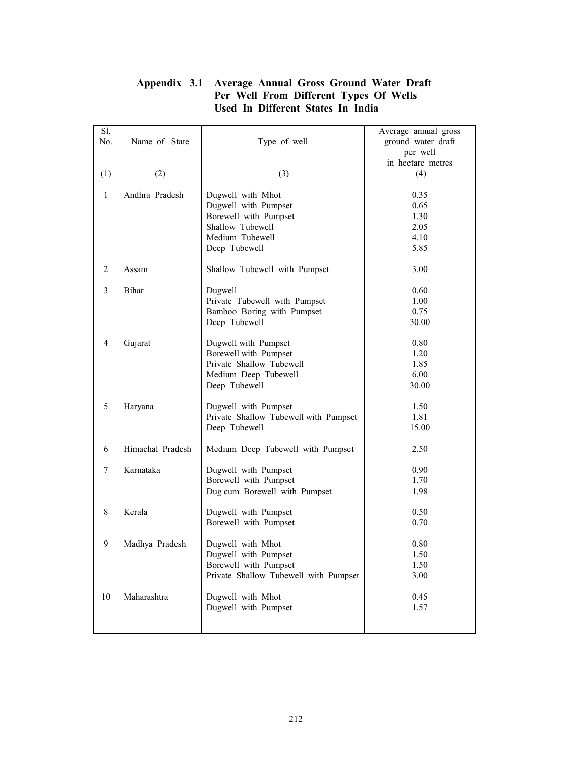# Appendix 3.1 Average Annual Gross Ground Water Draft Per Well From Different Types Of Wells Used In Different States In India

| Sl. No. | Name of State | Type of well | Average annual gross ground water draft per well in hectare metres |
|---|---|---|---|
| (1) | (2) | (3) | (4) |
| 1 | Andhra Pradesh | Dugwell with Mhot | 0.35 |
| | | Dugwell with Pumpset | 0.65 |
| | | Borewell with Pumpset | 1.30 |
| | | Shallow Tubewell | 2.05 |
| | | Medium Tubewell | 4.10 |
| | | Deep Tubewell | 5.85 |
| 2 | Assam | Shallow Tubewell with Pumpset | 3.00 |
| 3 | Bihar | Dugwell | 0.60 |
| | | Private Tubewell with Pumpset | 1.00 |
| | | Bamboo Boring with Pumpset | 0.75 |
| | | Deep Tubewell | 30.00 |
| 4 | Gujarat | Dugwell with Pumpset | 0.80 |
| | | Borewell with Pumpset | 1.20 |
| | | Private Shallow Tubewell | 1.85 |
| | | Medium Deep Tubewell | 6.00 |
| | | Deep Tubewell | 30.00 |
| 5 | Haryana | Dugwell with Pumpset | 1.50 |
| | | Private Shallow Tubewell with Pumpset | 1.81 |
| | | Deep Tubewell | 15.00 |
| 6 | Himachal Pradesh | Medium Deep Tubewell with Pumpset | 2.50 |
| 7 | Karnataka | Dugwell with Pumpset | 0.90 |
| | | Borewell with Pumpset | 1.70 |
| | | Dug cum Borewell with Pumpset | 1.98 |
| 8 | Kerala | Dugwell with Pumpset | 0.50 |
| | | Borewell with Pumpset | 0.70 |
| 9 | Madhya Pradesh | Dugwell with Mhot | 0.80 |
| | | Dugwell with Pumpset | 1.50 |
| | | Borewell with Pumpset | 1.50 |
| | | Private Shallow Tubewell with Pumpset | 3.00 |
| 10 | Maharashtra | Dugwell with Mhot | 0.45 |
| | | Dugwell with Pumpset | 1.57 |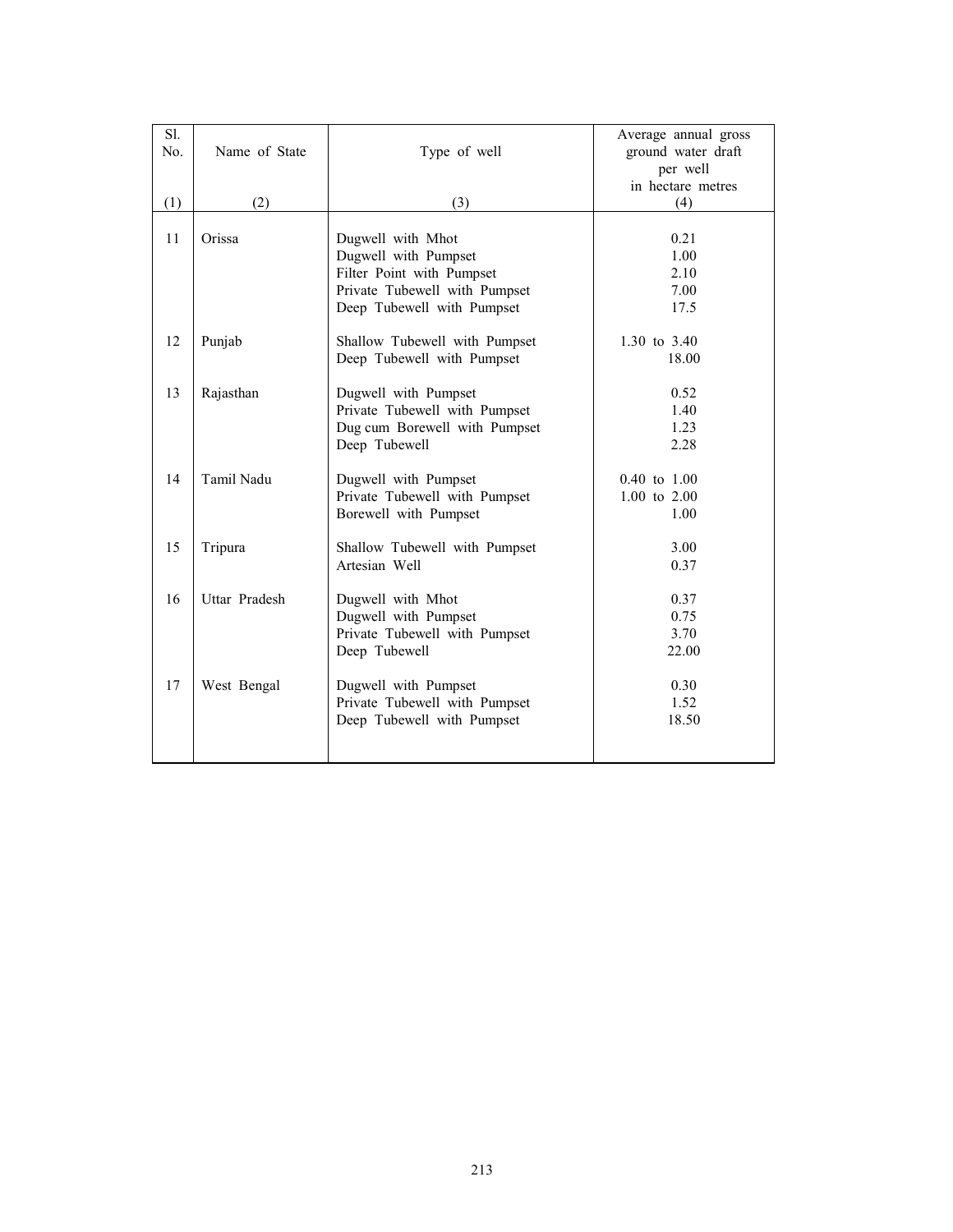| Sl. No. | Name of State | Type of well | Average annual gross ground water draft per well in hectare metres |
|---|---|---|---|
| (1) | (2) | (3) | (4) |
| 11 | Orissa | Dugwell with Mhot | 0.21 |
| | | Dugwell with Pumpset | 1.00 |
| | | Filter Point with Pumpset | 2.10 |
| | | Private Tubewell with Pumpset | 7.00 |
| | | Deep Tubewell with Pumpset | 17.5 |
| 12 | Punjab | Shallow Tubewell with Pumpset | 1.30 to 3.40 |
| | | Deep Tubewell with Pumpset | 18.00 |
| 13 | Rajasthan | Dugwell with Pumpset | 0.52 |
| | | Private Tubewell with Pumpset | 1.40 |
| | | Dug cum Borewell with Pumpset | 1.23 |
| | | Deep Tubewell | 2.28 |
| 14 | Tamil Nadu | Dugwell with Pumpset | 0.40 to 1.00 |
| | | Private Tubewell with Pumpset | 1.00 to 2.00 |
| | | Borewell with Pumpset | 1.00 |
| 15 | Tripura | Shallow Tubewell with Pumpset | 3.00 |
| | | Artesian Well | 0.37 |
| 16 | Uttar Pradesh | Dugwell with Mhot | 0.37 |
| | | Dugwell with Pumpset | 0.75 |
| | | Private Tubewell with Pumpset | 3.70 |
| | | Deep Tubewell | 22.00 |
| 17 | West Bengal | Dugwell with Pumpset | 0.30 |
| | | Private Tubewell with Pumpset | 1.52 |
| | | Deep Tubewell with Pumpset | 18.50 |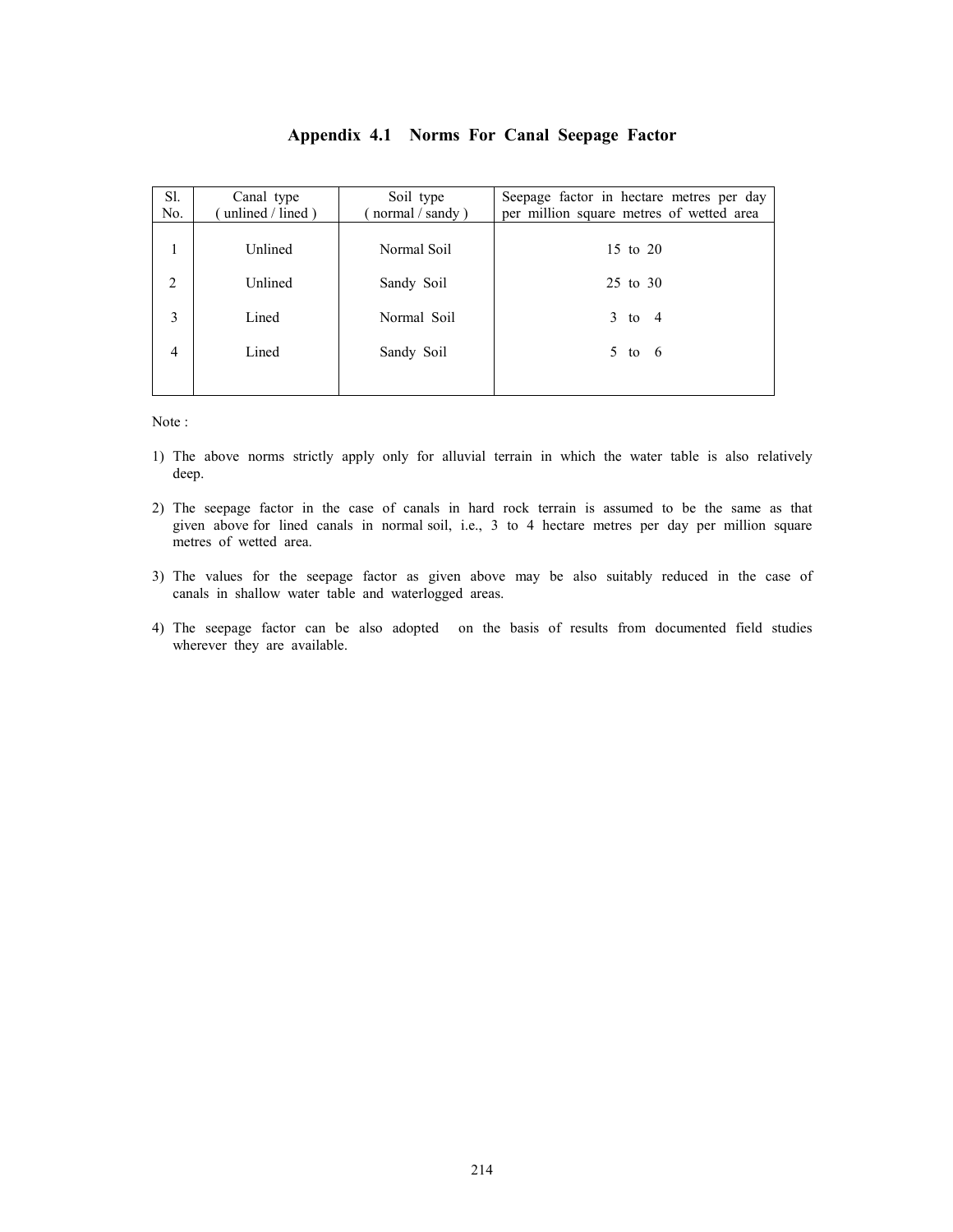# Appendix 4.1 Norms For Canal Seepage Factor

| Sl. No. | Canal type ( unlined / lined ) | Soil type ( normal / sandy ) | Seepage factor in hectare metres per day per million square metres of wetted area |
|---|---|---|---|
| 1 | Unlined | Normal Soil | 15 to 20 |
| 2 | Unlined | Sandy Soil | 25 to 30 |
| 3 | Lined | Normal Soil | 3 to 4 |
| 4 | Lined | Sandy Soil | 5 to 6 |

Note :

1) The above norms strictly apply only for alluvial terrain in which the water table is also relatively deep.
2) The seepage factor in the case of canals in hard rock terrain is assumed to be the same as that given above for lined canals in normal soil, i.e., 3 to 4 hectare metres per day per million square metres of wetted area.
3) The values for the seepage factor as given above may be also suitably reduced in the case of canals in shallow water table and waterlogged areas.
4) The seepage factor can be also adopted on the basis of results from documented field studies wherever they are available.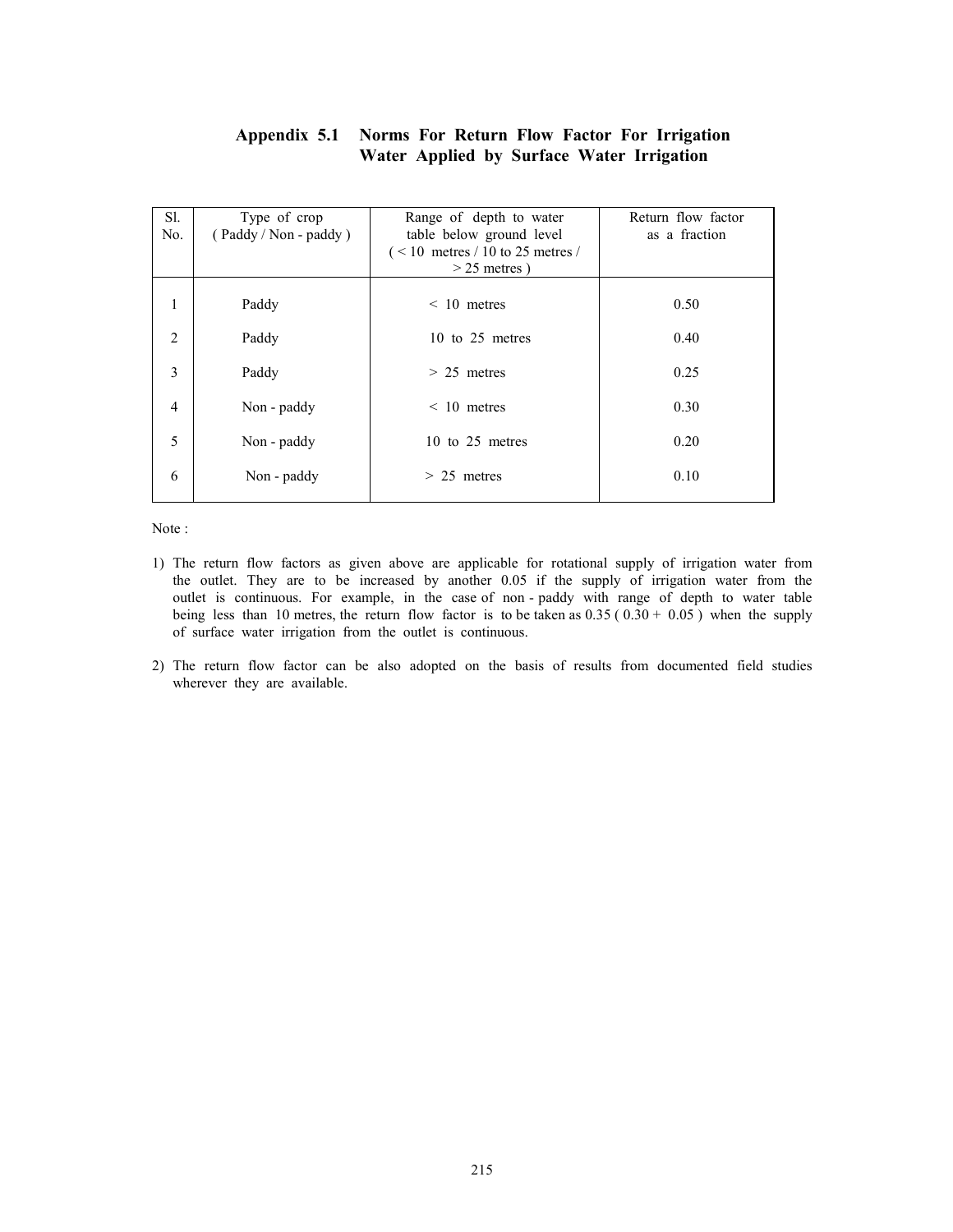## Appendix 5.1 Norms For Return Flow Factor For Irrigation Water Applied by Surface Water Irrigation

| Sl. No. | Type of crop ( Paddy / Non - paddy ) | Range of depth to water table below ground level ( < 10 metres / 10 to 25 metres / > 25 metres ) | Return flow factor as a fraction |
|---|---|---|---|
| 1 | Paddy | < 10 metres | 0.50 |
| 2 | Paddy | 10 to 25 metres | 0.40 |
| 3 | Paddy | > 25 metres | 0.25 |
| 4 | Non - paddy | < 10 metres | 0.30 |
| 5 | Non - paddy | 10 to 25 metres | 0.20 |
| 6 | Non - paddy | > 25 metres | 0.10 |

Note :

1) The return flow factors as given above are applicable for rotational supply of irrigation water from the outlet. They are to be increased by another 0.05 if the supply of irrigation water from the outlet is continuous. For example, in the case of non - paddy with range of depth to water table being less than 10 metres, the return flow factor is to be taken as 0.35 ( 0.30 + 0.05 ) when the supply of surface water irrigation from the outlet is continuous.

2) The return flow factor can be also adopted on the basis of results from documented field studies wherever they are available.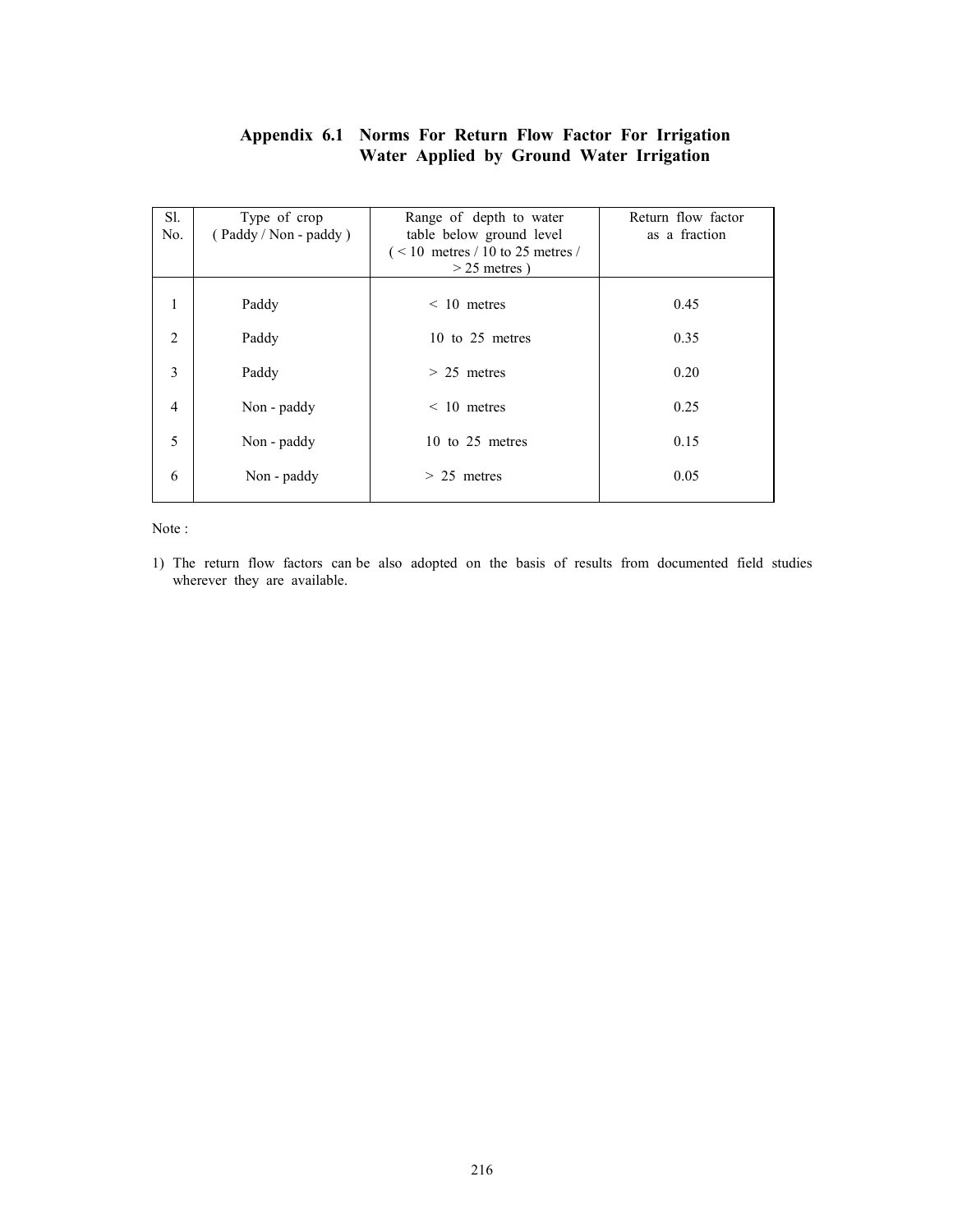## Appendix 6.1 Norms For Return Flow Factor For Irrigation Water Applied by Ground Water Irrigation

| Sl. No. | Type of crop ( Paddy / Non - paddy ) | Range of depth to water table below ground level ( < 10 metres / 10 to 25 metres / > 25 metres ) | Return flow factor as a fraction |
|---|---|---|---|
| 1 | Paddy | < 10 metres | 0.45 |
| 2 | Paddy | 10 to 25 metres | 0.35 |
| 3 | Paddy | > 25 metres | 0.20 |
| 4 | Non - paddy | < 10 metres | 0.25 |
| 5 | Non - paddy | 10 to 25 metres | 0.15 |
| 6 | Non - paddy | > 25 metres | 0.05 |

Note :

1) The return flow factors can be also adopted on the basis of results from documented field studies wherever they are available.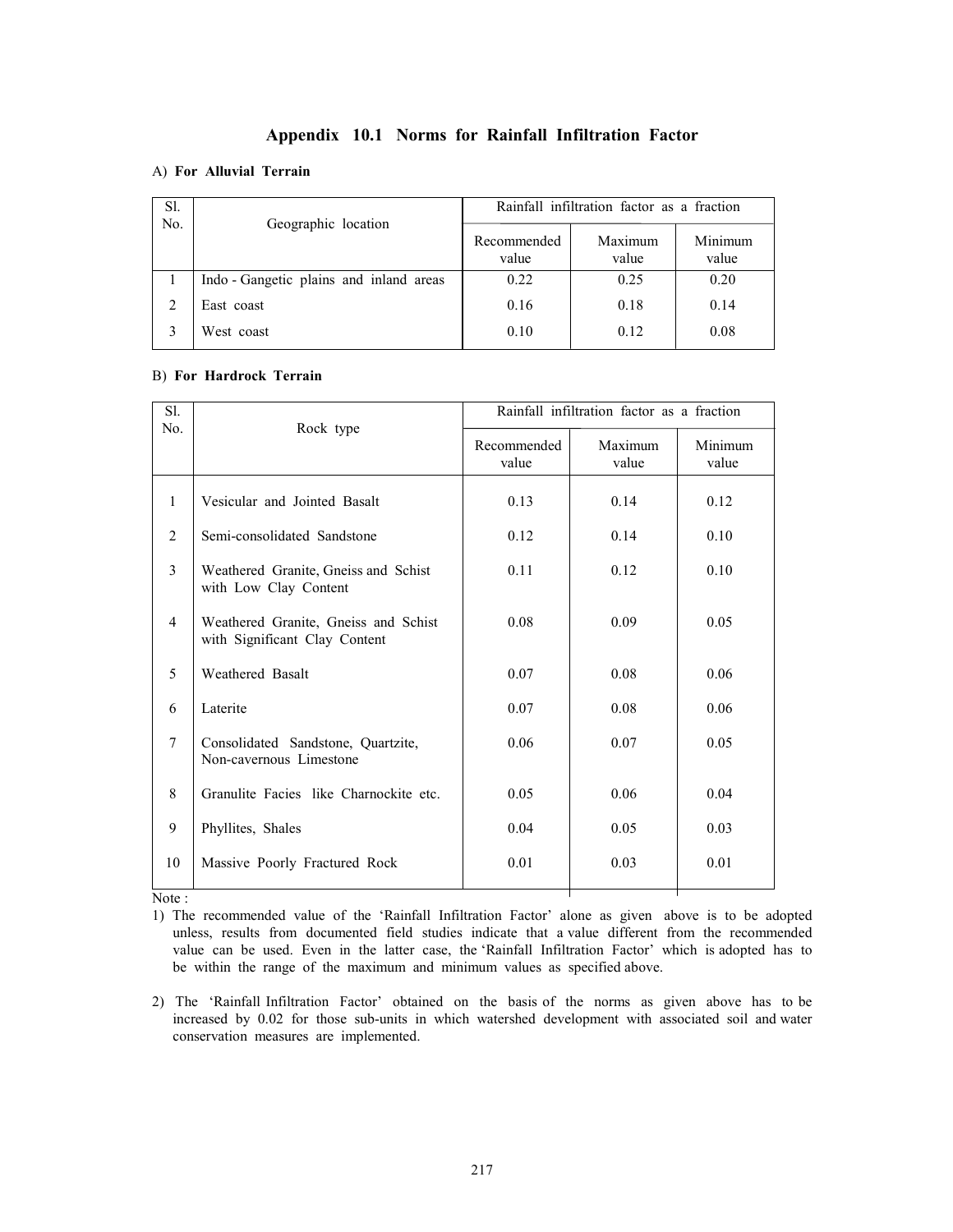# Appendix 10.1 Norms for Rainfall Infiltration Factor

A) **For Alluvial Terrain**

| Sl. No. | Geographic location | Rainfall infiltration factor as a fraction | | |
|---|---|---|---|---|
| | | Recommended value | Maximum value | Minimum value |
| 1 | Indo - Gangetic plains and inland areas | 0.22 | 0.25 | 0.20 |
| 2 | East coast | 0.16 | 0.18 | 0.14 |
| 3 | West coast | 0.10 | 0.12 | 0.08 |

B) **For Hardrock Terrain**

| Sl. No. | Rock type | Rainfall infiltration factor as a fraction | | |
|---|---|---|---|---|
| | | Recommended value | Maximum value | Minimum value |
| 1 | Vesicular and Jointed Basalt | 0.13 | 0.14 | 0.12 |
| 2 | Semi-consolidated Sandstone | 0.12 | 0.14 | 0.10 |
| 3 | Weathered Granite, Gneiss and Schist with Low Clay Content | 0.11 | 0.12 | 0.10 |
| 4 | Weathered Granite, Gneiss and Schist with Significant Clay Content | 0.08 | 0.09 | 0.05 |
| 5 | Weathered Basalt | 0.07 | 0.08 | 0.06 |
| 6 | Laterite | 0.07 | 0.08 | 0.06 |
| 7 | Consolidated Sandstone, Quartzite, Non-cavernous Limestone | 0.06 | 0.07 | 0.05 |
| 8 | Granulite Facies like Charnockite etc. | 0.05 | 0.06 | 0.04 |
| 9 | Phyllites, Shales | 0.04 | 0.05 | 0.03 |
| 10 | Massive Poorly Fractured Rock | 0.01 | 0.03 | 0.01 |

Note :

1) The recommended value of the 'Rainfall Infiltration Factor' alone as given above is to be adopted unless, results from documented field studies indicate that a value different from the recommended value can be used. Even in the latter case, the 'Rainfall Infiltration Factor' which is adopted has to be within the range of the maximum and minimum values as specified above.

2) The 'Rainfall Infiltration Factor' obtained on the basis of the norms as given above has to be increased by 0.02 for those sub-units in which watershed development with associated soil and water conservation measures are implemented.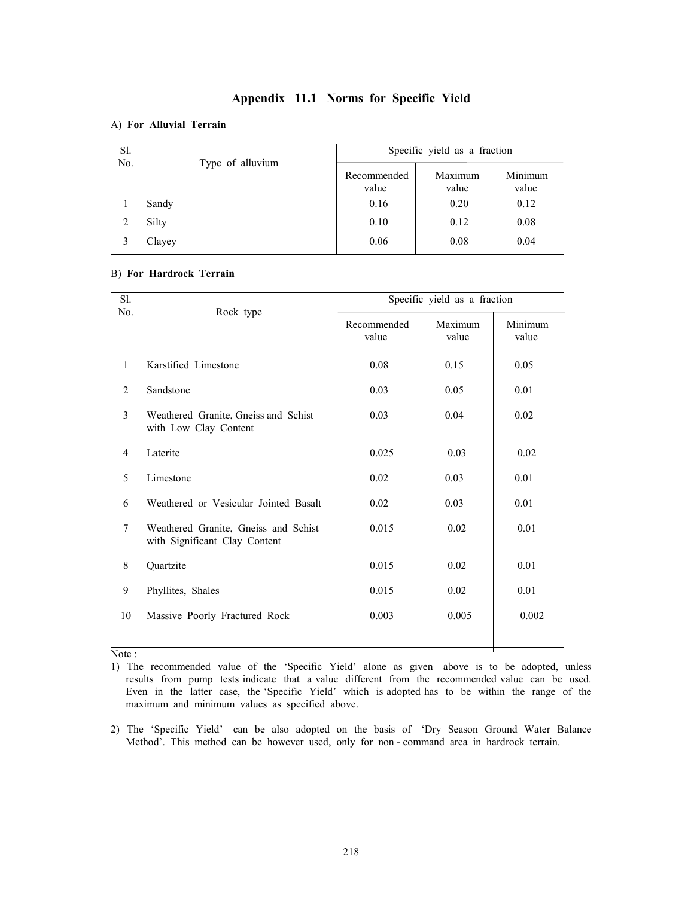# Appendix 11.1 Norms for Specific Yield

A) **For Alluvial Terrain**

| Sl. No. | Type of alluvium | Specific yield as a fraction | | |
|---|---|---|---|---|
| | | Recommended value | Maximum value | Minimum value |
| 1 | Sandy | 0.16 | 0.20 | 0.12 |
| 2 | Silty | 0.10 | 0.12 | 0.08 |
| 3 | Clayey | 0.06 | 0.08 | 0.04 |

B) **For Hardrock Terrain**

| Sl. No. | Rock type | Specific yield as a fraction | | |
|---|---|---|---|---|
| | | Recommended value | Maximum value | Minimum value |
| 1 | Karstified Limestone | 0.08 | 0.15 | 0.05 |
| 2 | Sandstone | 0.03 | 0.05 | 0.01 |
| 3 | Weathered Granite, Gneiss and Schist with Low Clay Content | 0.03 | 0.04 | 0.02 |
| 4 | Laterite | 0.025 | 0.03 | 0.02 |
| 5 | Limestone | 0.02 | 0.03 | 0.01 |
| 6 | Weathered or Vesicular Jointed Basalt | 0.02 | 0.03 | 0.01 |
| 7 | Weathered Granite, Gneiss and Schist with Significant Clay Content | 0.015 | 0.02 | 0.01 |
| 8 | Quartzite | 0.015 | 0.02 | 0.01 |
| 9 | Phyllites, Shales | 0.015 | 0.02 | 0.01 |
| 10 | Massive Poorly Fractured Rock | 0.003 | 0.005 | 0.002 |

Note :

1) The recommended value of the 'Specific Yield' alone as given above is to be adopted, unless results from pump tests indicate that a value different from the recommended value can be used. Even in the latter case, the 'Specific Yield' which is adopted has to be within the range of the maximum and minimum values as specified above.

2) The 'Specific Yield' can be also adopted on the basis of 'Dry Season Ground Water Balance Method'. This method can be however used, only for non - command area in hardrock terrain.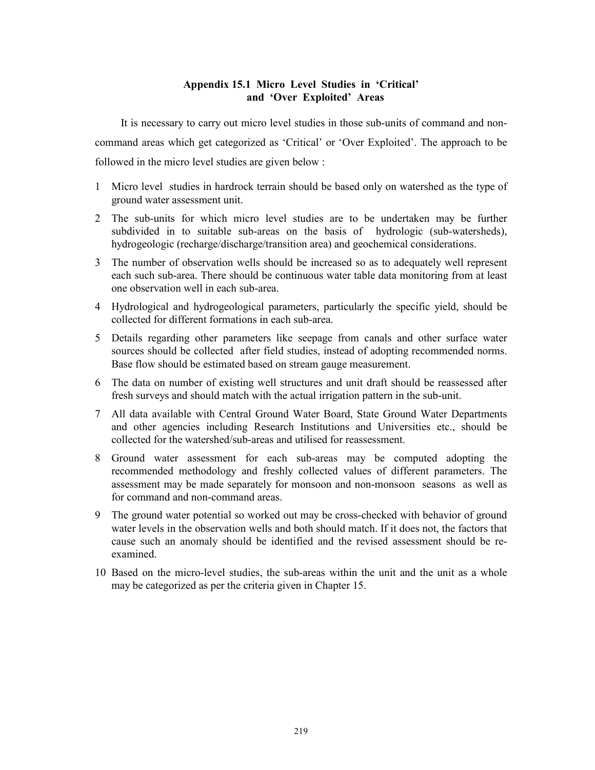## Appendix 15.1 Micro Level Studies in 'Critical' and 'Over Exploited' Areas

It is necessary to carry out micro level studies in those sub-units of command and non-command areas which get categorized as 'Critical' or 'Over Exploited'. The approach to be followed in the micro level studies are given below :

1. Micro level studies in hardrock terrain should be based only on watershed as the type of ground water assessment unit.
2. The sub-units for which micro level studies are to be undertaken may be further subdivided in to suitable sub-areas on the basis of hydrologic (sub-watersheds), hydrogeologic (recharge/discharge/transition area) and geochemical considerations.
3. The number of observation wells should be increased so as to adequately well represent each such sub-area. There should be continuous water table data monitoring from at least one observation well in each sub-area.
4. Hydrological and hydrogeological parameters, particularly the specific yield, should be collected for different formations in each sub-area.
5. Details regarding other parameters like seepage from canals and other surface water sources should be collected after field studies, instead of adopting recommended norms. Base flow should be estimated based on stream gauge measurement.
6. The data on number of existing well structures and unit draft should be reassessed after fresh surveys and should match with the actual irrigation pattern in the sub-unit.
7. All data available with Central Ground Water Board, State Ground Water Departments and other agencies including Research Institutions and Universities etc., should be collected for the watershed/sub-areas and utilised for reassessment.
8. Ground water assessment for each sub-areas may be computed adopting the recommended methodology and freshly collected values of different parameters. The assessment may be made separately for monsoon and non-monsoon seasons as well as for command and non-command areas.
9. The ground water potential so worked out may be cross-checked with behavior of ground water levels in the observation wells and both should match. If it does not, the factors that cause such an anomaly should be identified and the revised assessment should be re-examined.
10. Based on the micro-level studies, the sub-areas within the unit and the unit as a whole may be categorized as per the criteria given in Chapter 15.